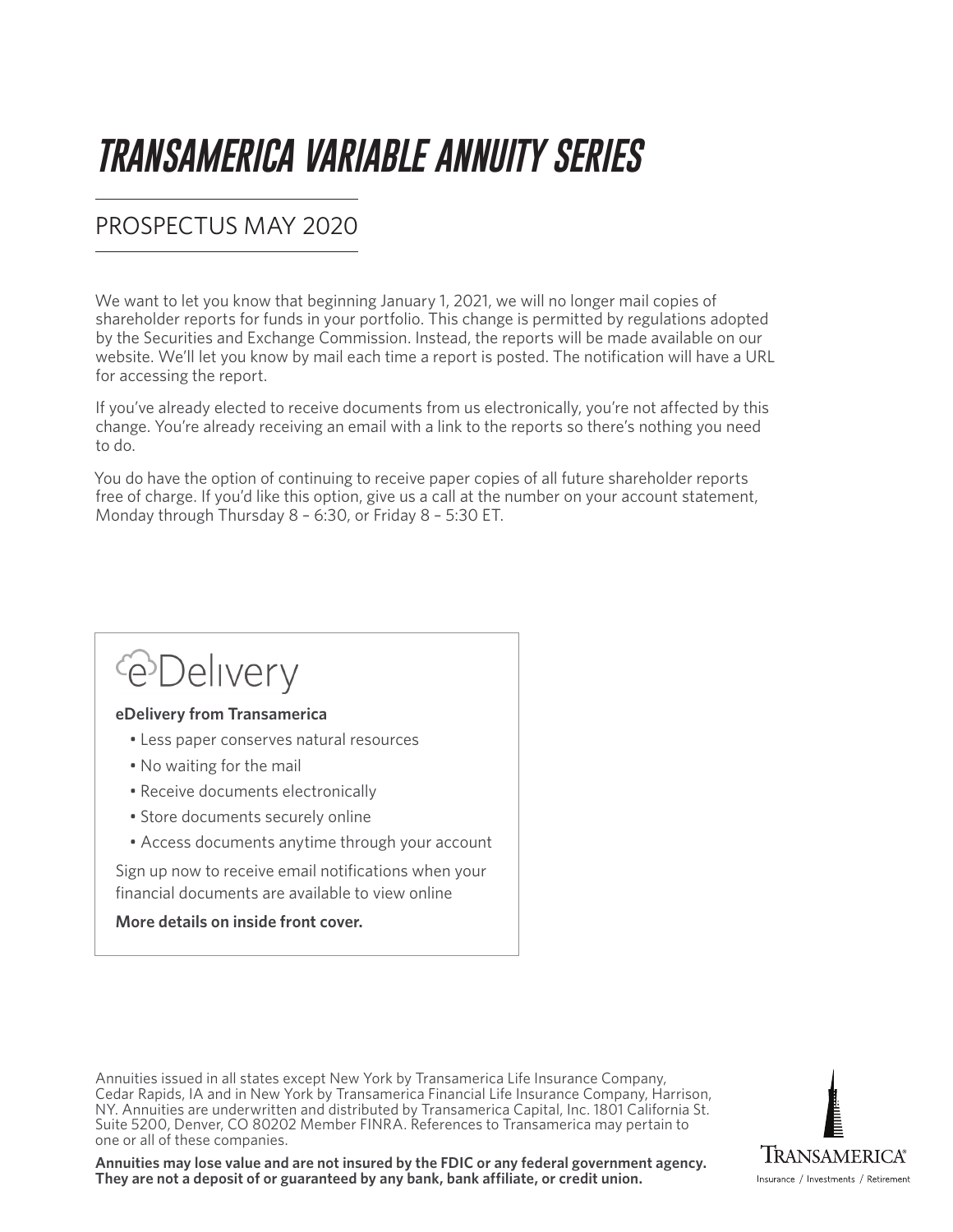# TRANSAMERICA VARIABLE ANNUITY SERIES

## PROSPECTUS MAY 2020

We want to let you know that beginning January 1, 2021, we will no longer mail copies of shareholder reports for funds in your portfolio. This change is permitted by regulations adopted by the Securities and Exchange Commission. Instead, the reports will be made available on our website. We'll let you know by mail each time a report is posted. The notification will have a URL for accessing the report.

If you've already elected to receive documents from us electronically, you're not affected by this change. You're already receiving an email with a link to the reports so there's nothing you need to do.

You do have the option of continuing to receive paper copies of all future shareholder reports free of charge. If you'd like this option, give us a call at the number on your account statement, Monday through Thursday 8 – 6:30, or Friday 8 – 5:30 ET.

eDelivery

**eDelivery from Transamerica**

- Less paper conserves natural resources
- No waiting for the mail
- Receive documents electronically
- Store documents securely online
- Access documents anytime through your account

Sign up now to receive email notifications when your financial documents are available to view online

**More details on inside front cover.**

Annuities issued in all states except New York by Transamerica Life Insurance Company, Cedar Rapids, IA and in New York by Transamerica Financial Life Insurance Company, Harrison, NY. Annuities are underwritten and distributed by Transamerica Capital, Inc. 1801 California St. Suite 5200, Denver, CO 80202 Member FINRA. References to Transamerica may pertain to one or all of these companies.

**Annuities may lose value and are not insured by the FDIC or any federal government agency. They are not a deposit of or guaranteed by any bank, bank affiliate, or credit union.**

TRANSAMERICA®
Insurance / Investments / Retirement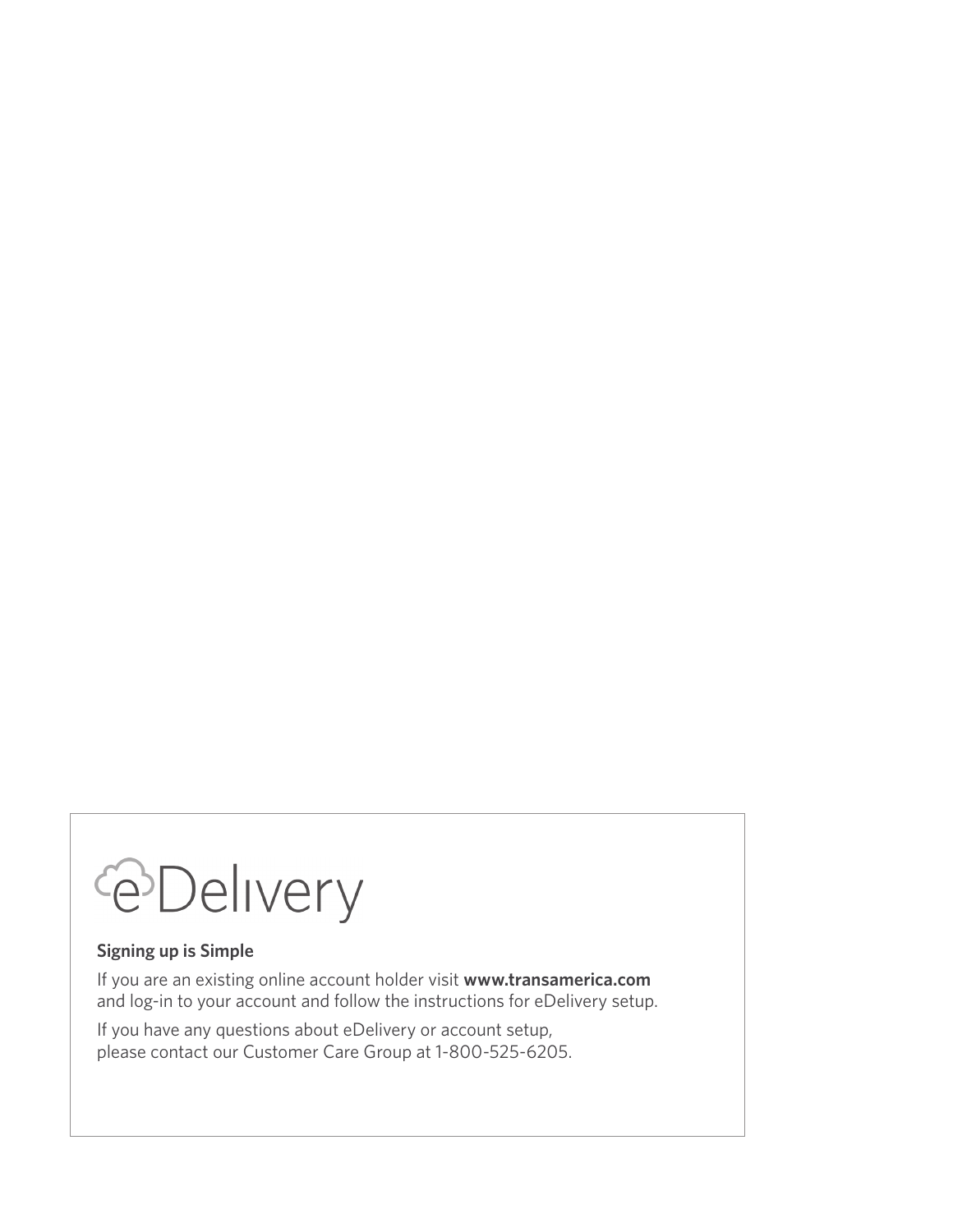# eDelivery

**Signing up is Simple**

If you are an existing online account holder visit **www.transamerica.com** and log-in to your account and follow the instructions for eDelivery setup.

If you have any questions about eDelivery or account setup, please contact our Customer Care Group at 1-800-525-6205.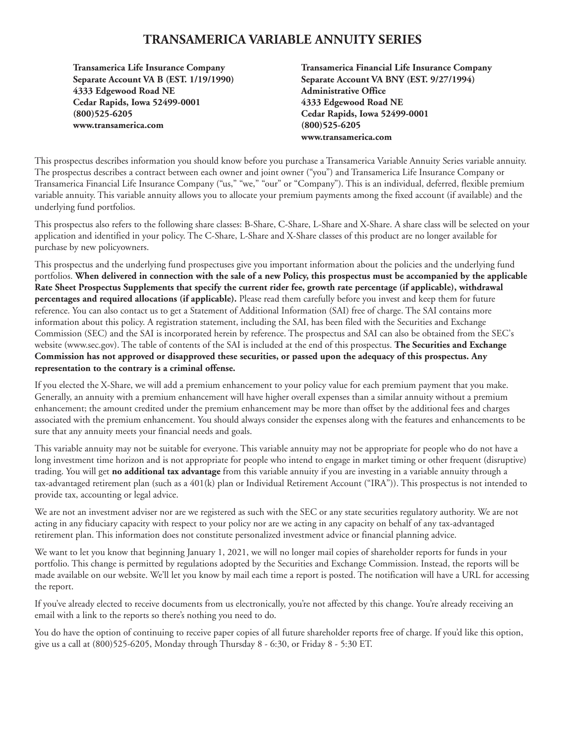# TRANSAMERICA VARIABLE ANNUITY SERIES

**Transamerica Life Insurance Company**
**Separate Account VA B (EST. 1/19/1990)**
**4333 Edgewood Road NE**
**Cedar Rapids, Iowa 52499-0001**
**(800)525-6205**
**www.transamerica.com**

**Transamerica Financial Life Insurance Company**
**Separate Account VA BNY (EST. 9/27/1994)**
**Administrative Office**
**4333 Edgewood Road NE**
**Cedar Rapids, Iowa 52499-0001**
**(800)525-6205**
**www.transamerica.com**

This prospectus describes information you should know before you purchase a Transamerica Variable Annuity Series variable annuity. The prospectus describes a contract between each owner and joint owner ("you") and Transamerica Life Insurance Company or Transamerica Financial Life Insurance Company ("us," "we," "our" or "Company"). This is an individual, deferred, flexible premium variable annuity. This variable annuity allows you to allocate your premium payments among the fixed account (if available) and the underlying fund portfolios.

This prospectus also refers to the following share classes: B-Share, C-Share, L-Share and X-Share. A share class will be selected on your application and identified in your policy. The C-Share, L-Share and X-Share classes of this product are no longer available for purchase by new policyowners.

This prospectus and the underlying fund prospectuses give you important information about the policies and the underlying fund portfolios. **When delivered in connection with the sale of a new Policy, this prospectus must be accompanied by the applicable Rate Sheet Prospectus Supplements that specify the current rider fee, growth rate percentage (if applicable), withdrawal percentages and required allocations (if applicable).** Please read them carefully before you invest and keep them for future reference. You can also contact us to get a Statement of Additional Information (SAI) free of charge. The SAI contains more information about this policy. A registration statement, including the SAI, has been filed with the Securities and Exchange Commission (SEC) and the SAI is incorporated herein by reference. The prospectus and SAI can also be obtained from the SEC's website (www.sec.gov). The table of contents of the SAI is included at the end of this prospectus. **The Securities and Exchange Commission has not approved or disapproved these securities, or passed upon the adequacy of this prospectus. Any representation to the contrary is a criminal offense.**

If you elected the X-Share, we will add a premium enhancement to your policy value for each premium payment that you make. Generally, an annuity with a premium enhancement will have higher overall expenses than a similar annuity without a premium enhancement; the amount credited under the premium enhancement may be more than offset by the additional fees and charges associated with the premium enhancement. You should always consider the expenses along with the features and enhancements to be sure that any annuity meets your financial needs and goals.

This variable annuity may not be suitable for everyone. This variable annuity may not be appropriate for people who do not have a long investment time horizon and is not appropriate for people who intend to engage in market timing or other frequent (disruptive) trading. You will get **no additional tax advantage** from this variable annuity if you are investing in a variable annuity through a tax-advantaged retirement plan (such as a 401(k) plan or Individual Retirement Account ("IRA")). This prospectus is not intended to provide tax, accounting or legal advice.

We are not an investment adviser nor are we registered as such with the SEC or any state securities regulatory authority. We are not acting in any fiduciary capacity with respect to your policy nor are we acting in any capacity on behalf of any tax-advantaged retirement plan. This information does not constitute personalized investment advice or financial planning advice.

We want to let you know that beginning January 1, 2021, we will no longer mail copies of shareholder reports for funds in your portfolio. This change is permitted by regulations adopted by the Securities and Exchange Commission. Instead, the reports will be made available on our website. We'll let you know by mail each time a report is posted. The notification will have a URL for accessing the report.

If you've already elected to receive documents from us electronically, you're not affected by this change. You're already receiving an email with a link to the reports so there's nothing you need to do.

You do have the option of continuing to receive paper copies of all future shareholder reports free of charge. If you'd like this option, give us a call at (800)525-6205, Monday through Thursday 8 - 6:30, or Friday 8 - 5:30 ET.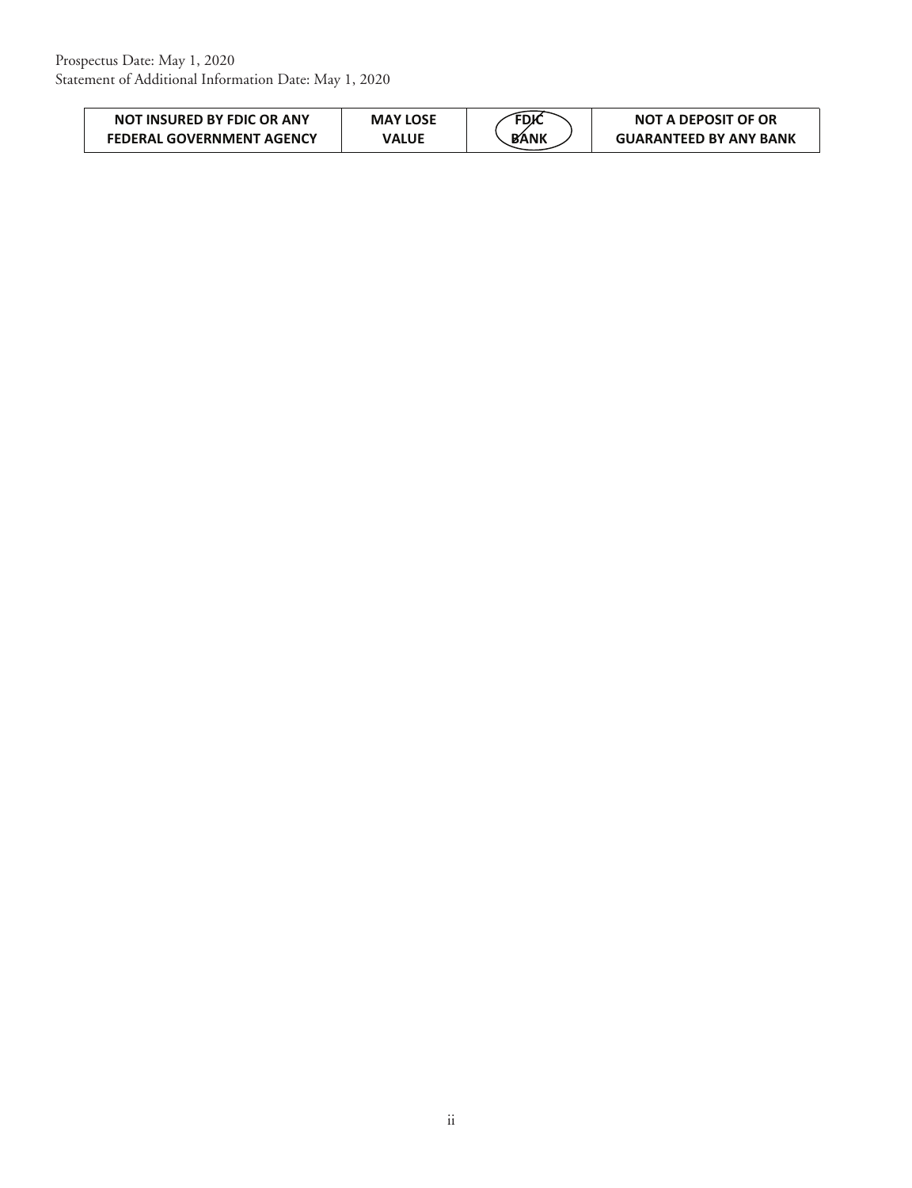Prospectus Date: May 1, 2020
Statement of Additional Information Date: May 1, 2020

| NOT INSURED BY FDIC OR ANY FEDERAL GOVERNMENT AGENCY | MAY LOSE VALUE | FDIC BANK | NOT A DEPOSIT OF OR GUARANTEED BY ANY BANK |
|---|---|---|---|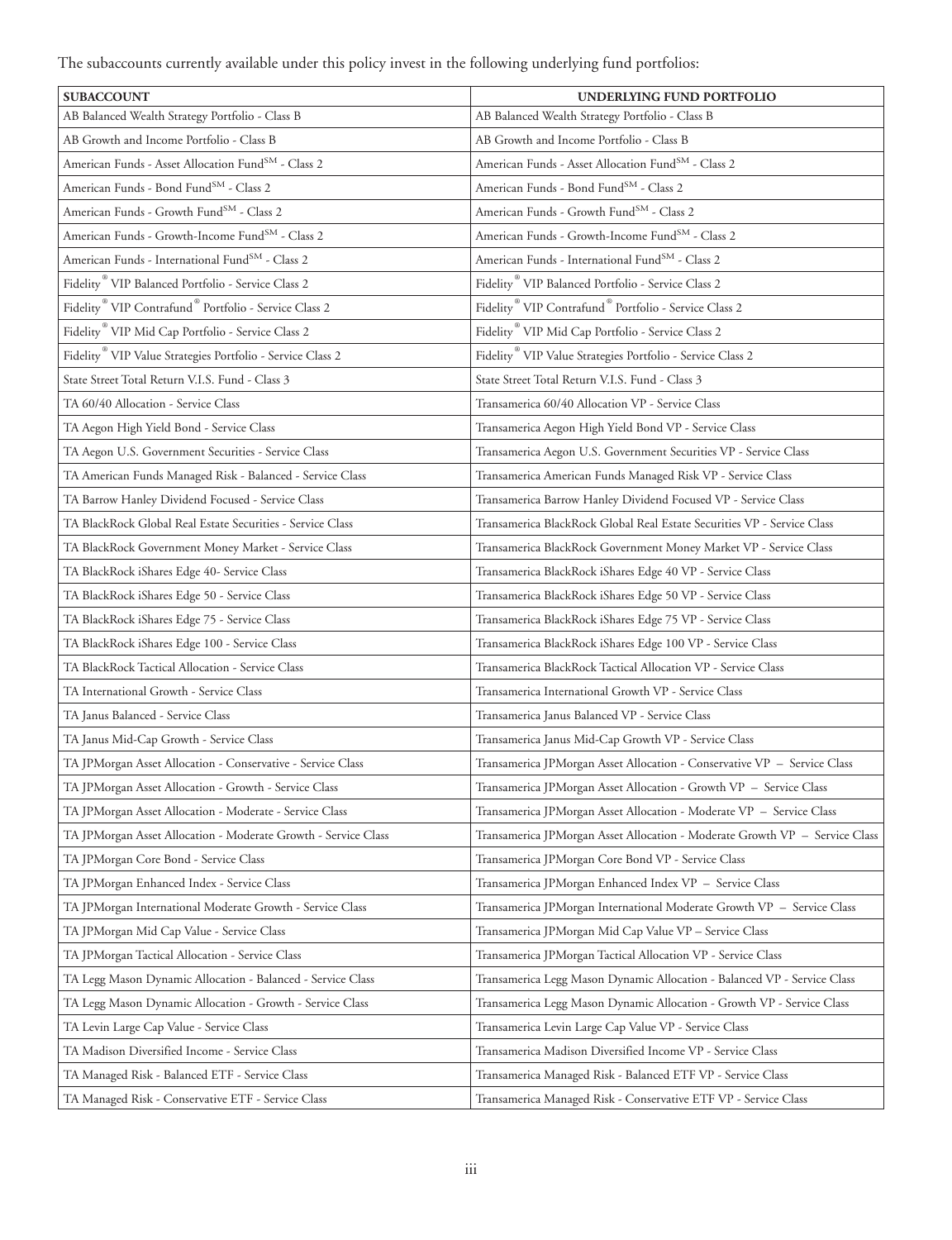The subaccounts currently available under this policy invest in the following underlying fund portfolios:

| SUBACCOUNT | UNDERLYING FUND PORTFOLIO |
|---|---|
| AB Balanced Wealth Strategy Portfolio - Class B | AB Balanced Wealth Strategy Portfolio - Class B |
| AB Growth and Income Portfolio - Class B | AB Growth and Income Portfolio - Class B |
| American Funds - Asset Allocation Fund℠ - Class 2 | American Funds - Asset Allocation Fund℠ - Class 2 |
| American Funds - Bond Fund℠ - Class 2 | American Funds - Bond Fund℠ - Class 2 |
| American Funds - Growth Fund℠ - Class 2 | American Funds - Growth Fund℠ - Class 2 |
| American Funds - Growth-Income Fund℠ - Class 2 | American Funds - Growth-Income Fund℠ - Class 2 |
| American Funds - International Fund℠ - Class 2 | American Funds - International Fund℠ - Class 2 |
| Fidelity® VIP Balanced Portfolio - Service Class 2 | Fidelity® VIP Balanced Portfolio - Service Class 2 |
| Fidelity® VIP Contrafund® Portfolio - Service Class 2 | Fidelity® VIP Contrafund® Portfolio - Service Class 2 |
| Fidelity® VIP Mid Cap Portfolio - Service Class 2 | Fidelity® VIP Mid Cap Portfolio - Service Class 2 |
| Fidelity® VIP Value Strategies Portfolio - Service Class 2 | Fidelity® VIP Value Strategies Portfolio - Service Class 2 |
| State Street Total Return V.I.S. Fund - Class 3 | State Street Total Return V.I.S. Fund - Class 3 |
| TA 60/40 Allocation - Service Class | Transamerica 60/40 Allocation VP - Service Class |
| TA Aegon High Yield Bond - Service Class | Transamerica Aegon High Yield Bond VP - Service Class |
| TA Aegon U.S. Government Securities - Service Class | Transamerica Aegon U.S. Government Securities VP - Service Class |
| TA American Funds Managed Risk - Balanced - Service Class | Transamerica American Funds Managed Risk VP - Service Class |
| TA Barrow Hanley Dividend Focused - Service Class | Transamerica Barrow Hanley Dividend Focused VP - Service Class |
| TA BlackRock Global Real Estate Securities - Service Class | Transamerica BlackRock Global Real Estate Securities VP - Service Class |
| TA BlackRock Government Money Market - Service Class | Transamerica BlackRock Government Money Market VP - Service Class |
| TA BlackRock iShares Edge 40- Service Class | Transamerica BlackRock iShares Edge 40 VP - Service Class |
| TA BlackRock iShares Edge 50 - Service Class | Transamerica BlackRock iShares Edge 50 VP - Service Class |
| TA BlackRock iShares Edge 75 - Service Class | Transamerica BlackRock iShares Edge 75 VP - Service Class |
| TA BlackRock iShares Edge 100 - Service Class | Transamerica BlackRock iShares Edge 100 VP - Service Class |
| TA BlackRock Tactical Allocation - Service Class | Transamerica BlackRock Tactical Allocation VP - Service Class |
| TA International Growth - Service Class | Transamerica International Growth VP - Service Class |
| TA Janus Balanced - Service Class | Transamerica Janus Balanced VP - Service Class |
| TA Janus Mid-Cap Growth - Service Class | Transamerica Janus Mid-Cap Growth VP - Service Class |
| TA JPMorgan Asset Allocation - Conservative - Service Class | Transamerica JPMorgan Asset Allocation - Conservative VP – Service Class |
| TA JPMorgan Asset Allocation - Growth - Service Class | Transamerica JPMorgan Asset Allocation - Growth VP – Service Class |
| TA JPMorgan Asset Allocation - Moderate - Service Class | Transamerica JPMorgan Asset Allocation - Moderate VP – Service Class |
| TA JPMorgan Asset Allocation - Moderate Growth - Service Class | Transamerica JPMorgan Asset Allocation - Moderate Growth VP – Service Class |
| TA JPMorgan Core Bond - Service Class | Transamerica JPMorgan Core Bond VP - Service Class |
| TA JPMorgan Enhanced Index - Service Class | Transamerica JPMorgan Enhanced Index VP – Service Class |
| TA JPMorgan International Moderate Growth - Service Class | Transamerica JPMorgan International Moderate Growth VP – Service Class |
| TA JPMorgan Mid Cap Value - Service Class | Transamerica JPMorgan Mid Cap Value VP – Service Class |
| TA JPMorgan Tactical Allocation - Service Class | Transamerica JPMorgan Tactical Allocation VP - Service Class |
| TA Legg Mason Dynamic Allocation - Balanced - Service Class | Transamerica Legg Mason Dynamic Allocation - Balanced VP - Service Class |
| TA Legg Mason Dynamic Allocation - Growth - Service Class | Transamerica Legg Mason Dynamic Allocation - Growth VP - Service Class |
| TA Levin Large Cap Value - Service Class | Transamerica Levin Large Cap Value VP - Service Class |
| TA Madison Diversified Income - Service Class | Transamerica Madison Diversified Income VP - Service Class |
| TA Managed Risk - Balanced ETF - Service Class | Transamerica Managed Risk - Balanced ETF VP - Service Class |
| TA Managed Risk - Conservative ETF - Service Class | Transamerica Managed Risk - Conservative ETF VP - Service Class |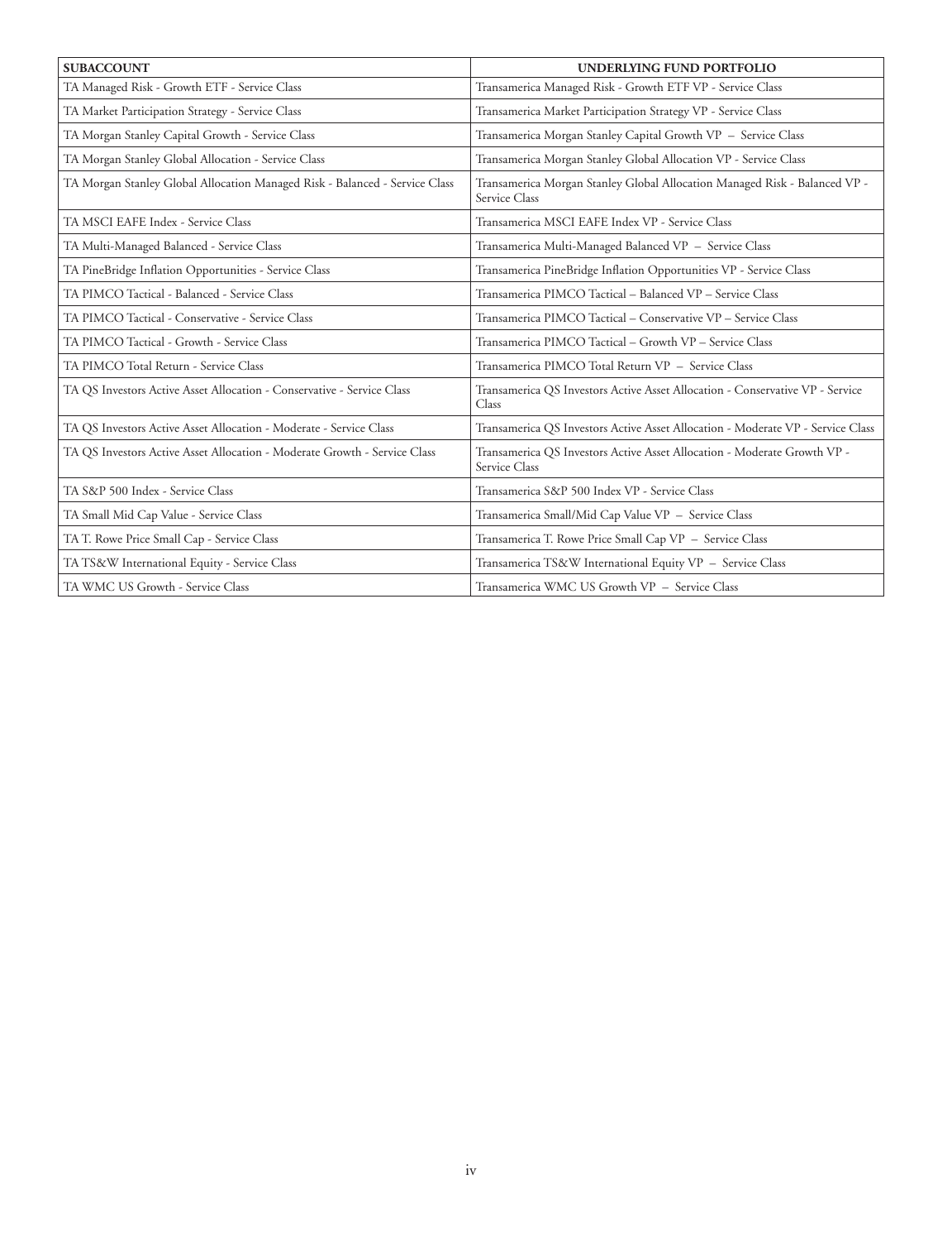| SUBACCOUNT | UNDERLYING FUND PORTFOLIO |
|---|---|
| TA Managed Risk - Growth ETF - Service Class | Transamerica Managed Risk - Growth ETF VP - Service Class |
| TA Market Participation Strategy - Service Class | Transamerica Market Participation Strategy VP - Service Class |
| TA Morgan Stanley Capital Growth - Service Class | Transamerica Morgan Stanley Capital Growth VP – Service Class |
| TA Morgan Stanley Global Allocation - Service Class | Transamerica Morgan Stanley Global Allocation VP - Service Class |
| TA Morgan Stanley Global Allocation Managed Risk - Balanced - Service Class | Transamerica Morgan Stanley Global Allocation Managed Risk - Balanced VP - Service Class |
| TA MSCI EAFE Index - Service Class | Transamerica MSCI EAFE Index VP - Service Class |
| TA Multi-Managed Balanced - Service Class | Transamerica Multi-Managed Balanced VP – Service Class |
| TA PineBridge Inflation Opportunities - Service Class | Transamerica PineBridge Inflation Opportunities VP - Service Class |
| TA PIMCO Tactical - Balanced - Service Class | Transamerica PIMCO Tactical – Balanced VP – Service Class |
| TA PIMCO Tactical - Conservative - Service Class | Transamerica PIMCO Tactical – Conservative VP – Service Class |
| TA PIMCO Tactical - Growth - Service Class | Transamerica PIMCO Tactical – Growth VP – Service Class |
| TA PIMCO Total Return - Service Class | Transamerica PIMCO Total Return VP – Service Class |
| TA QS Investors Active Asset Allocation - Conservative - Service Class | Transamerica QS Investors Active Asset Allocation - Conservative VP - Service Class |
| TA QS Investors Active Asset Allocation - Moderate - Service Class | Transamerica QS Investors Active Asset Allocation - Moderate VP - Service Class |
| TA QS Investors Active Asset Allocation - Moderate Growth - Service Class | Transamerica QS Investors Active Asset Allocation - Moderate Growth VP - Service Class |
| TA S&P 500 Index - Service Class | Transamerica S&P 500 Index VP - Service Class |
| TA Small Mid Cap Value - Service Class | Transamerica Small/Mid Cap Value VP – Service Class |
| TA T. Rowe Price Small Cap - Service Class | Transamerica T. Rowe Price Small Cap VP – Service Class |
| TA TS&W International Equity - Service Class | Transamerica TS&W International Equity VP – Service Class |
| TA WMC US Growth - Service Class | Transamerica WMC US Growth VP – Service Class |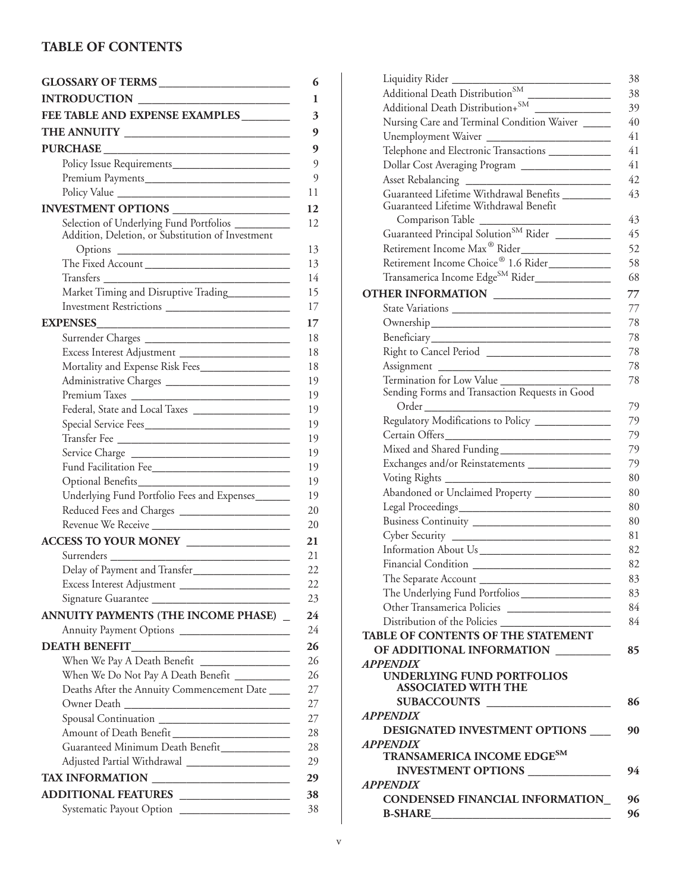# TABLE OF CONTENTS

| Section | Page |
|---|---|
| **GLOSSARY OF TERMS** | **6** |
| **INTRODUCTION** | **1** |
| **FEE TABLE AND EXPENSE EXAMPLES** | **3** |
| **THE ANNUITY** | **9** |
| **PURCHASE** | **9** |
| Policy Issue Requirements | 9 |
| Premium Payments | 9 |
| Policy Value | 11 |
| **INVESTMENT OPTIONS** | **12** |
| Selection of Underlying Fund Portfolios | 12 |
| Addition, Deletion, or Substitution of Investment Options | 13 |
| The Fixed Account | 13 |
| Transfers | 14 |
| Market Timing and Disruptive Trading | 15 |
| Investment Restrictions | 17 |
| **EXPENSES** | **17** |
| Surrender Charges | 18 |
| Excess Interest Adjustment | 18 |
| Mortality and Expense Risk Fees | 18 |
| Administrative Charges | 19 |
| Premium Taxes | 19 |
| Federal, State and Local Taxes | 19 |
| Special Service Fees | 19 |
| Transfer Fee | 19 |
| Service Charge | 19 |
| Fund Facilitation Fee | 19 |
| Optional Benefits | 19 |
| Underlying Fund Portfolio Fees and Expenses | 19 |
| Reduced Fees and Charges | 20 |
| Revenue We Receive | 20 |
| **ACCESS TO YOUR MONEY** | **21** |
| Surrenders | 21 |
| Delay of Payment and Transfer | 22 |
| Excess Interest Adjustment | 22 |
| Signature Guarantee | 23 |
| **ANNUITY PAYMENTS (THE INCOME PHASE)** | **24** |
| Annuity Payment Options | 24 |
| **DEATH BENEFIT** | **26** |
| When We Pay A Death Benefit | 26 |
| When We Do Not Pay A Death Benefit | 26 |
| Deaths After the Annuity Commencement Date | 27 |
| Owner Death | 27 |
| Spousal Continuation | 27 |
| Amount of Death Benefit | 28 |
| Guaranteed Minimum Death Benefit | 28 |
| Adjusted Partial Withdrawal | 29 |
| **TAX INFORMATION** | **29** |
| **ADDITIONAL FEATURES** | **38** |
| Systematic Payout Option | 38 |
| Liquidity Rider | 38 |
| Additional Death Distribution℠ | 38 |
| Additional Death Distribution+℠ | 39 |
| Nursing Care and Terminal Condition Waiver | 40 |
| Unemployment Waiver | 41 |
| Telephone and Electronic Transactions | 41 |
| Dollar Cost Averaging Program | 41 |
| Asset Rebalancing | 42 |
| Guaranteed Lifetime Withdrawal Benefits | 43 |
| Guaranteed Lifetime Withdrawal Benefit Comparison Table | 43 |
| Guaranteed Principal Solution℠ Rider | 45 |
| Retirement Income Max® Rider | 52 |
| Retirement Income Choice® 1.6 Rider | 58 |
| Transamerica Income Edge℠ Rider | 68 |
| **OTHER INFORMATION** | **77** |
| State Variations | 77 |
| Ownership | 78 |
| Beneficiary | 78 |
| Right to Cancel Period | 78 |
| Assignment | 78 |
| Termination for Low Value | 78 |
| Sending Forms and Transaction Requests in Good Order | 79 |
| Regulatory Modifications to Policy | 79 |
| Certain Offers | 79 |
| Mixed and Shared Funding | 79 |
| Exchanges and/or Reinstatements | 79 |
| Voting Rights | 80 |
| Abandoned or Unclaimed Property | 80 |
| Legal Proceedings | 80 |
| Business Continuity | 80 |
| Cyber Security | 81 |
| Information About Us | 82 |
| Financial Condition | 82 |
| The Separate Account | 83 |
| The Underlying Fund Portfolios | 83 |
| Other Transamerica Policies | 84 |
| Distribution of the Policies | 84 |
| **TABLE OF CONTENTS OF THE STATEMENT OF ADDITIONAL INFORMATION** | **85** |
| ***APPENDIX*** **UNDERLYING FUND PORTFOLIOS ASSOCIATED WITH THE SUBACCOUNTS** | **86** |
| ***APPENDIX*** **DESIGNATED INVESTMENT OPTIONS** | **90** |
| ***APPENDIX*** **TRANSAMERICA INCOME EDGE℠ INVESTMENT OPTIONS** | **94** |
| ***APPENDIX*** **CONDENSED FINANCIAL INFORMATION** | **96** |
| **B-SHARE** | **96** |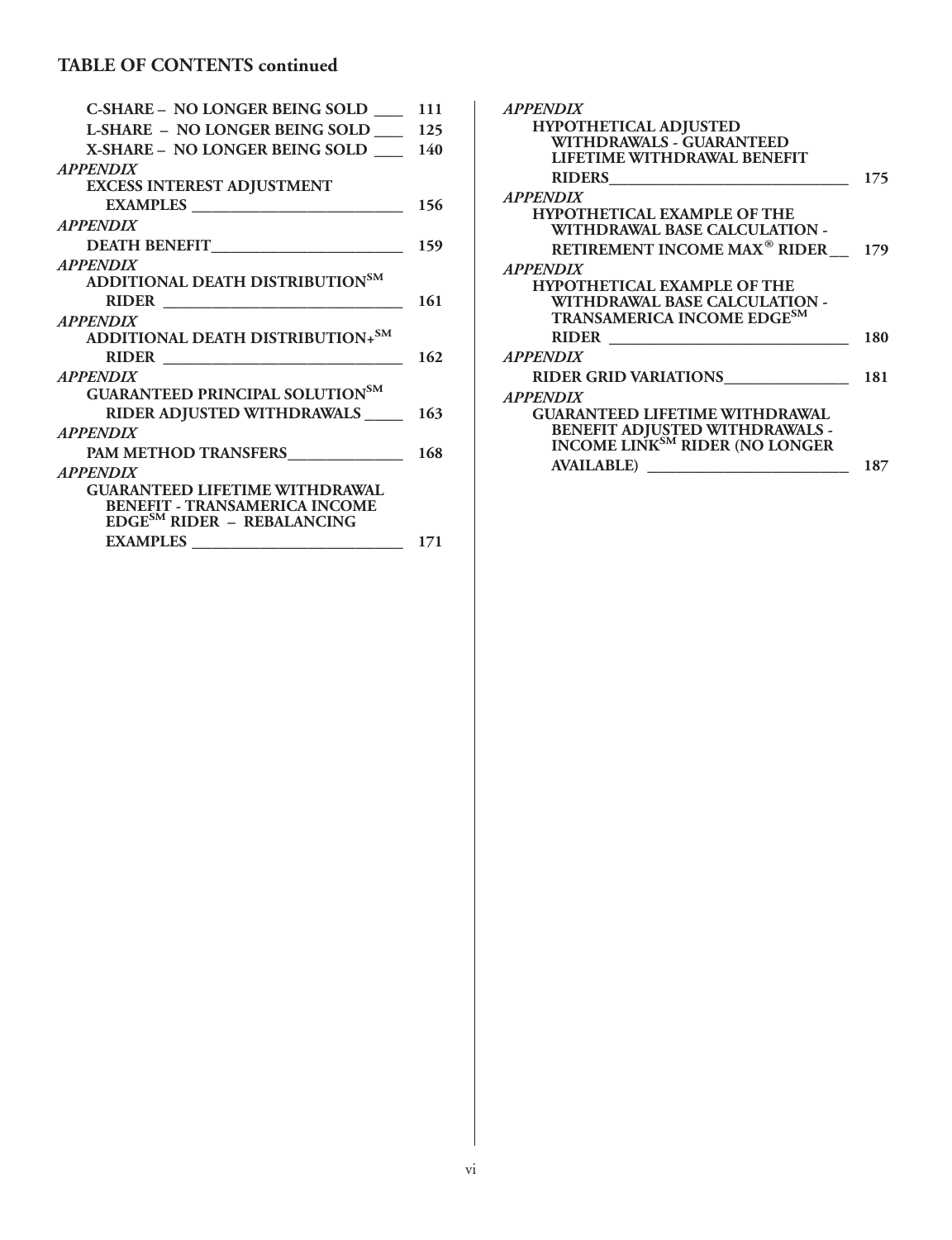## TABLE OF CONTENTS continued

**C-SHARE – NO LONGER BEING SOLD** ____ 111

**L-SHARE – NO LONGER BEING SOLD** ____ 125

**X-SHARE – NO LONGER BEING SOLD** ____ 140

***APPENDIX***
**EXCESS INTEREST ADJUSTMENT EXAMPLES** ____ 156

***APPENDIX***
**DEATH BENEFIT** ____ 159

***APPENDIX***
**ADDITIONAL DEATH DISTRIBUTION[SM] RIDER** ____ 161

***APPENDIX***
**ADDITIONAL DEATH DISTRIBUTION+[SM] RIDER** ____ 162

***APPENDIX***
**GUARANTEED PRINCIPAL SOLUTION[SM] RIDER ADJUSTED WITHDRAWALS** ____ 163

***APPENDIX***
**PAM METHOD TRANSFERS** ____ 168

***APPENDIX***
**GUARANTEED LIFETIME WITHDRAWAL BENEFIT - TRANSAMERICA INCOME EDGE[SM] RIDER – REBALANCING EXAMPLES** ____ 171

***APPENDIX***
**HYPOTHETICAL ADJUSTED WITHDRAWALS - GUARANTEED LIFETIME WITHDRAWAL BENEFIT RIDERS** ____ 175

***APPENDIX***
**HYPOTHETICAL EXAMPLE OF THE WITHDRAWAL BASE CALCULATION - RETIREMENT INCOME MAX® RIDER** ____ 179

***APPENDIX***
**HYPOTHETICAL EXAMPLE OF THE WITHDRAWAL BASE CALCULATION - TRANSAMERICA INCOME EDGE[SM] RIDER** ____ 180

***APPENDIX***
**RIDER GRID VARIATIONS** ____ 181

***APPENDIX***
**GUARANTEED LIFETIME WITHDRAWAL BENEFIT ADJUSTED WITHDRAWALS - INCOME LINK[SM] RIDER (NO LONGER AVAILABLE)** ____ 187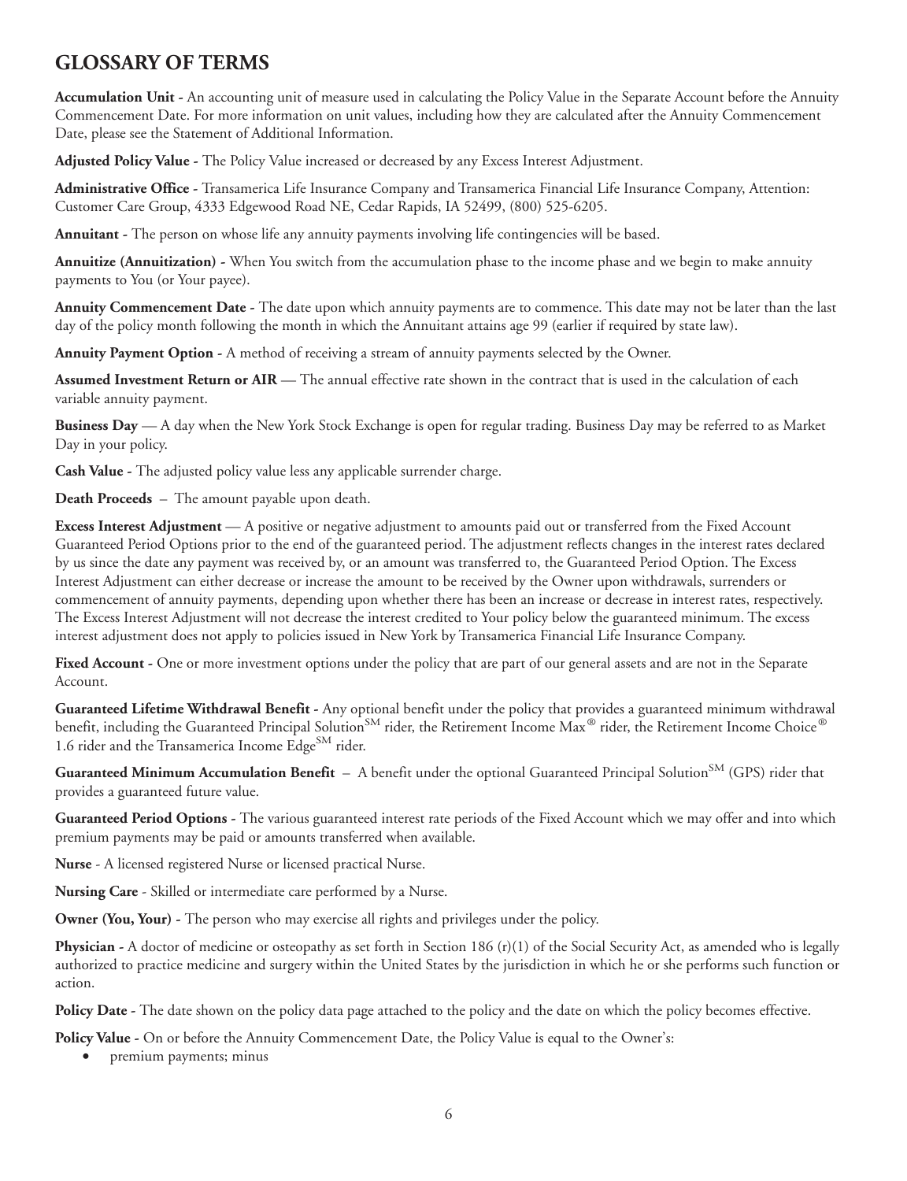## GLOSSARY OF TERMS

**Accumulation Unit -** An accounting unit of measure used in calculating the Policy Value in the Separate Account before the Annuity Commencement Date. For more information on unit values, including how they are calculated after the Annuity Commencement Date, please see the Statement of Additional Information.

**Adjusted Policy Value -** The Policy Value increased or decreased by any Excess Interest Adjustment.

**Administrative Office -** Transamerica Life Insurance Company and Transamerica Financial Life Insurance Company, Attention: Customer Care Group, 4333 Edgewood Road NE, Cedar Rapids, IA 52499, (800) 525-6205.

**Annuitant -** The person on whose life any annuity payments involving life contingencies will be based.

**Annuitize (Annuitization) -** When You switch from the accumulation phase to the income phase and we begin to make annuity payments to You (or Your payee).

**Annuity Commencement Date -** The date upon which annuity payments are to commence. This date may not be later than the last day of the policy month following the month in which the Annuitant attains age 99 (earlier if required by state law).

**Annuity Payment Option -** A method of receiving a stream of annuity payments selected by the Owner.

**Assumed Investment Return or AIR** — The annual effective rate shown in the contract that is used in the calculation of each variable annuity payment.

**Business Day** — A day when the New York Stock Exchange is open for regular trading. Business Day may be referred to as Market Day in your policy.

**Cash Value -** The adjusted policy value less any applicable surrender charge.

**Death Proceeds** – The amount payable upon death.

**Excess Interest Adjustment** — A positive or negative adjustment to amounts paid out or transferred from the Fixed Account Guaranteed Period Options prior to the end of the guaranteed period. The adjustment reflects changes in the interest rates declared by us since the date any payment was received by, or an amount was transferred to, the Guaranteed Period Option. The Excess Interest Adjustment can either decrease or increase the amount to be received by the Owner upon withdrawals, surrenders or commencement of annuity payments, depending upon whether there has been an increase or decrease in interest rates, respectively. The Excess Interest Adjustment will not decrease the interest credited to Your policy below the guaranteed minimum. The excess interest adjustment does not apply to policies issued in New York by Transamerica Financial Life Insurance Company.

**Fixed Account -** One or more investment options under the policy that are part of our general assets and are not in the Separate Account.

**Guaranteed Lifetime Withdrawal Benefit -** Any optional benefit under the policy that provides a guaranteed minimum withdrawal benefit, including the Guaranteed Principal Solution℠ rider, the Retirement Income Max® rider, the Retirement Income Choice® 1.6 rider and the Transamerica Income Edge℠ rider.

**Guaranteed Minimum Accumulation Benefit** – A benefit under the optional Guaranteed Principal Solution℠ (GPS) rider that provides a guaranteed future value.

**Guaranteed Period Options -** The various guaranteed interest rate periods of the Fixed Account which we may offer and into which premium payments may be paid or amounts transferred when available.

**Nurse** - A licensed registered Nurse or licensed practical Nurse.

**Nursing Care** - Skilled or intermediate care performed by a Nurse.

**Owner (You, Your) -** The person who may exercise all rights and privileges under the policy.

**Physician -** A doctor of medicine or osteopathy as set forth in Section 186 (r)(1) of the Social Security Act, as amended who is legally authorized to practice medicine and surgery within the United States by the jurisdiction in which he or she performs such function or action.

**Policy Date -** The date shown on the policy data page attached to the policy and the date on which the policy becomes effective.

**Policy Value -** On or before the Annuity Commencement Date, the Policy Value is equal to the Owner's:

- premium payments; minus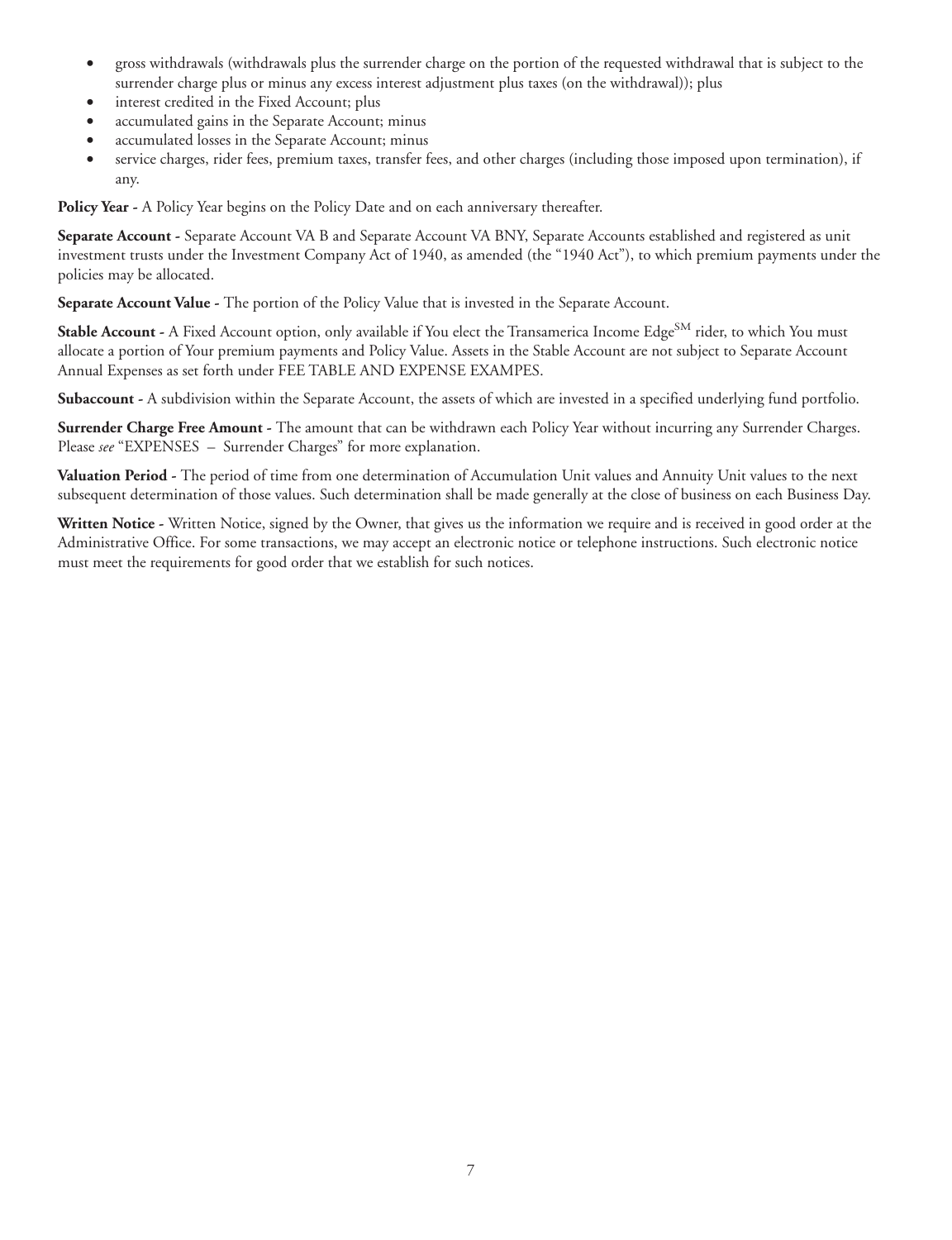- gross withdrawals (withdrawals plus the surrender charge on the portion of the requested withdrawal that is subject to the surrender charge plus or minus any excess interest adjustment plus taxes (on the withdrawal)); plus
- interest credited in the Fixed Account; plus
- accumulated gains in the Separate Account; minus
- accumulated losses in the Separate Account; minus
- service charges, rider fees, premium taxes, transfer fees, and other charges (including those imposed upon termination), if any.

**Policy Year -** A Policy Year begins on the Policy Date and on each anniversary thereafter.

**Separate Account -** Separate Account VA B and Separate Account VA BNY, Separate Accounts established and registered as unit investment trusts under the Investment Company Act of 1940, as amended (the "1940 Act"), to which premium payments under the policies may be allocated.

**Separate Account Value -** The portion of the Policy Value that is invested in the Separate Account.

**Stable Account -** A Fixed Account option, only available if You elect the Transamerica Income Edge$^{SM}$ rider, to which You must allocate a portion of Your premium payments and Policy Value. Assets in the Stable Account are not subject to Separate Account Annual Expenses as set forth under FEE TABLE AND EXPENSE EXAMPES.

**Subaccount -** A subdivision within the Separate Account, the assets of which are invested in a specified underlying fund portfolio.

**Surrender Charge Free Amount -** The amount that can be withdrawn each Policy Year without incurring any Surrender Charges. Please *see* "EXPENSES – Surrender Charges" for more explanation.

**Valuation Period -** The period of time from one determination of Accumulation Unit values and Annuity Unit values to the next subsequent determination of those values. Such determination shall be made generally at the close of business on each Business Day.

**Written Notice -** Written Notice, signed by the Owner, that gives us the information we require and is received in good order at the Administrative Office. For some transactions, we may accept an electronic notice or telephone instructions. Such electronic notice must meet the requirements for good order that we establish for such notices.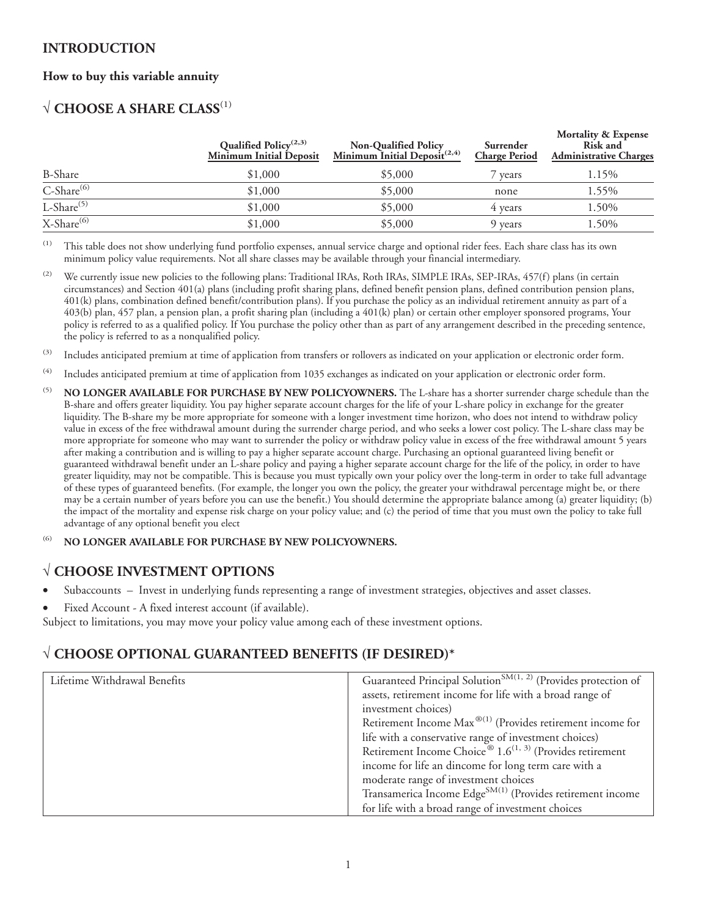## INTRODUCTION

### How to buy this variable annuity

### √ CHOOSE A SHARE CLASS[1]

| | Qualified Policy[2,3] Minimum Initial Deposit | Non-Qualified Policy Minimum Initial Deposit[2,4] | Surrender Charge Period | Mortality & Expense Risk and Administrative Charges |
|---|---|---|---|---|
| B-Share | $1,000 | $5,000 | 7 years | 1.15% |
| C-Share[6] | $1,000 | $5,000 | none | 1.55% |
| L-Share[5] | $1,000 | $5,000 | 4 years | 1.50% |
| X-Share[6] | $1,000 | $5,000 | 9 years | 1.50% |

(1) This table does not show underlying fund portfolio expenses, annual service charge and optional rider fees. Each share class has its own minimum policy value requirements. Not all share classes may be available through your financial intermediary.

(2) We currently issue new policies to the following plans: Traditional IRAs, Roth IRAs, SIMPLE IRAs, SEP-IRAs, 457(f) plans (in certain circumstances) and Section 401(a) plans (including profit sharing plans, defined benefit pension plans, defined contribution pension plans, 401(k) plans, combination defined benefit/contribution plans). If you purchase the policy as an individual retirement annuity as part of a 403(b) plan, 457 plan, a pension plan, a profit sharing plan (including a 401(k) plan) or certain other employer sponsored programs, Your policy is referred to as a qualified policy. If You purchase the policy other than as part of any arrangement described in the preceding sentence, the policy is referred to as a nonqualified policy.

(3) Includes anticipated premium at time of application from transfers or rollovers as indicated on your application or electronic order form.

(4) Includes anticipated premium at time of application from 1035 exchanges as indicated on your application or electronic order form.

(5) **NO LONGER AVAILABLE FOR PURCHASE BY NEW POLICYOWNERS.** The L-share has a shorter surrender charge schedule than the B-share and offers greater liquidity. You pay higher separate account charges for the life of your L-share policy in exchange for the greater liquidity. The B-share my be more appropriate for someone with a longer investment time horizon, who does not intend to withdraw policy value in excess of the free withdrawal amount during the surrender charge period, and who seeks a lower cost policy. The L-share class may be more appropriate for someone who may want to surrender the policy or withdraw policy value in excess of the free withdrawal amount 5 years after making a contribution and is willing to pay a higher separate account charge. Purchasing an optional guaranteed living benefit or guaranteed withdrawal benefit under an L-share policy and paying a higher separate account charge for the life of the policy, in order to have greater liquidity, may not be compatible. This is because you must typically own your policy over the long-term in order to take full advantage of these types of guaranteed benefits. (For example, the longer you own the policy, the greater your withdrawal percentage might be, or there may be a certain number of years before you can use the benefit.) You should determine the appropriate balance among (a) greater liquidity; (b) the impact of the mortality and expense risk charge on your policy value; and (c) the period of time that you must own the policy to take full advantage of any optional benefit you elect

(6) **NO LONGER AVAILABLE FOR PURCHASE BY NEW POLICYOWNERS.**

### √ CHOOSE INVESTMENT OPTIONS

- Subaccounts – Invest in underlying funds representing a range of investment strategies, objectives and asset classes.
- Fixed Account - A fixed interest account (if available).

Subject to limitations, you may move your policy value among each of these investment options.

### √ CHOOSE OPTIONAL GUARANTEED BENEFITS (IF DESIRED)*

| | |
|---|---|
| Lifetime Withdrawal Benefits | Guaranteed Principal Solution SM(1, 2) (Provides protection of assets, retirement income for life with a broad range of investment choices)<br>Retirement Income Max ®(1) (Provides retirement income for life with a conservative range of investment choices)<br>Retirement Income Choice® 1.6(1, 3) (Provides retirement income for life an dincome for long term care with a moderate range of investment choices<br>Transamerica Income Edge SM(1) (Provides retirement income for life with a broad range of investment choices |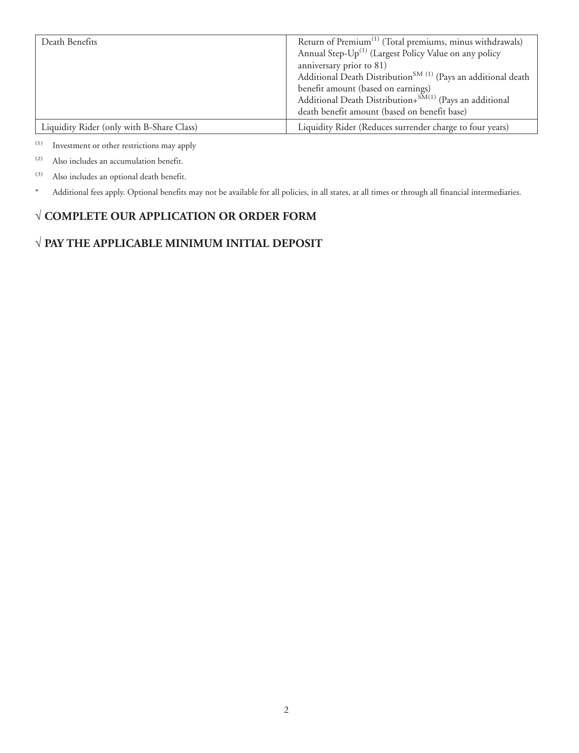| Death Benefits | Return of Premium[1] (Total premiums, minus withdrawals)<br>Annual Step-Up[1] (Largest Policy Value on any policy anniversary prior to 81)<br>Additional Death Distribution[SM (1)] (Pays an additional death benefit amount (based on earnings)<br>Additional Death Distribution+[SM(1)] (Pays an additional death benefit amount (based on benefit base) |
|---|---|
| Liquidity Rider (only with B-Share Class) | Liquidity Rider (Reduces surrender charge to four years) |

(1) Investment or other restrictions may apply

(2) Also includes an accumulation benefit.

(3) Also includes an optional death benefit.

\* Additional fees apply. Optional benefits may not be available for all policies, in all states, at all times or through all financial intermediaries.

## √ COMPLETE OUR APPLICATION OR ORDER FORM

## √ PAY THE APPLICABLE MINIMUM INITIAL DEPOSIT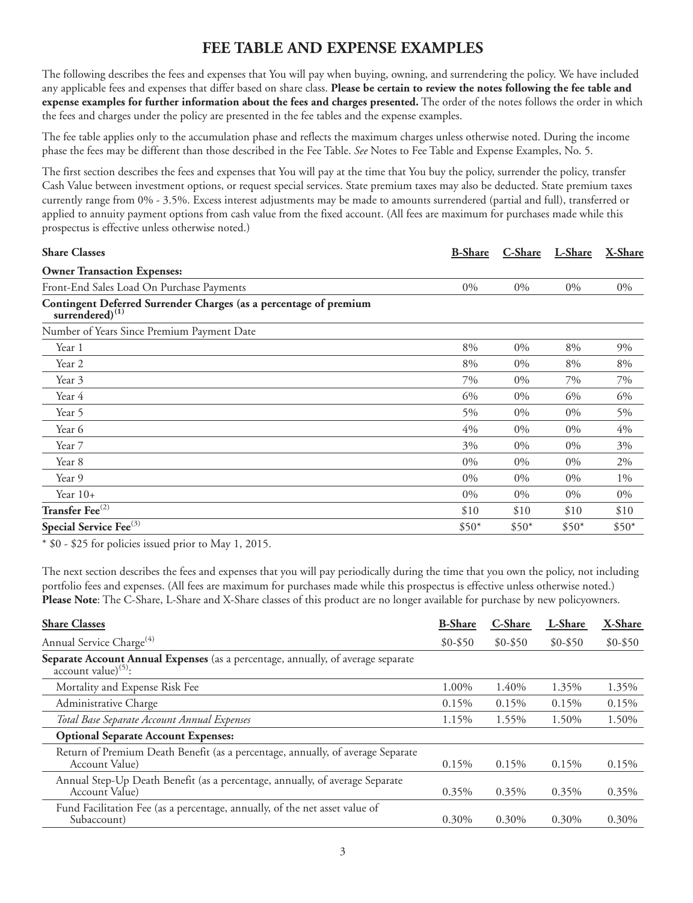# FEE TABLE AND EXPENSE EXAMPLES

The following describes the fees and expenses that You will pay when buying, owning, and surrendering the policy. We have included any applicable fees and expenses that differ based on share class. **Please be certain to review the notes following the fee table and expense examples for further information about the fees and charges presented.** The order of the notes follows the order in which the fees and charges under the policy are presented in the fee tables and the expense examples.

The fee table applies only to the accumulation phase and reflects the maximum charges unless otherwise noted. During the income phase the fees may be different than those described in the Fee Table. *See* Notes to Fee Table and Expense Examples, No. 5.

The first section describes the fees and expenses that You will pay at the time that You buy the policy, surrender the policy, transfer Cash Value between investment options, or request special services. State premium taxes may also be deducted. State premium taxes currently range from 0% - 3.5%. Excess interest adjustments may be made to amounts surrendered (partial and full), transferred or applied to annuity payment options from cash value from the fixed account. (All fees are maximum for purchases made while this prospectus is effective unless otherwise noted.)

| Share Classes | B-Share | C-Share | L-Share | X-Share |
|---|---|---|---|---|
| **Owner Transaction Expenses:** | | | | |
| Front-End Sales Load On Purchase Payments | 0% | 0% | 0% | 0% |
| **Contingent Deferred Surrender Charges (as a percentage of premium surrendered)[(1)]** | | | | |
| Number of Years Since Premium Payment Date | | | | |
| Year 1 | 8% | 0% | 8% | 9% |
| Year 2 | 8% | 0% | 8% | 8% |
| Year 3 | 7% | 0% | 7% | 7% |
| Year 4 | 6% | 0% | 6% | 6% |
| Year 5 | 5% | 0% | 0% | 5% |
| Year 6 | 4% | 0% | 0% | 4% |
| Year 7 | 3% | 0% | 0% | 3% |
| Year 8 | 0% | 0% | 0% | 2% |
| Year 9 | 0% | 0% | 0% | 1% |
| Year 10+ | 0% | 0% | 0% | 0% |
| **Transfer Fee[(2)]** | $10 | $10 | $10 | $10 |
| **Special Service Fee[(3)]** | $50* | $50* | $50* | $50* |

\* $0 - $25 for policies issued prior to May 1, 2015.

The next section describes the fees and expenses that you will pay periodically during the time that you own the policy, not including portfolio fees and expenses. (All fees are maximum for purchases made while this prospectus is effective unless otherwise noted.) **Please Note**: The C-Share, L-Share and X-Share classes of this product are no longer available for purchase by new policyowners.

| Share Classes | B-Share | C-Share | L-Share | X-Share |
|---|---|---|---|---|
| Annual Service Charge[(4)] | $0-$50 | $0-$50 | $0-$50 | $0-$50 |
| **Separate Account Annual Expenses** (as a percentage, annually, of average separate account value)[(5)]: | | | | |
| Mortality and Expense Risk Fee | 1.00% | 1.40% | 1.35% | 1.35% |
| Administrative Charge | 0.15% | 0.15% | 0.15% | 0.15% |
| *Total Base Separate Account Annual Expenses* | 1.15% | 1.55% | 1.50% | 1.50% |
| **Optional Separate Account Expenses:** | | | | |
| Return of Premium Death Benefit (as a percentage, annually, of average Separate Account Value) | 0.15% | 0.15% | 0.15% | 0.15% |
| Annual Step-Up Death Benefit (as a percentage, annually, of average Separate Account Value) | 0.35% | 0.35% | 0.35% | 0.35% |
| Fund Facilitation Fee (as a percentage, annually, of the net asset value of Subaccount) | 0.30% | 0.30% | 0.30% | 0.30% |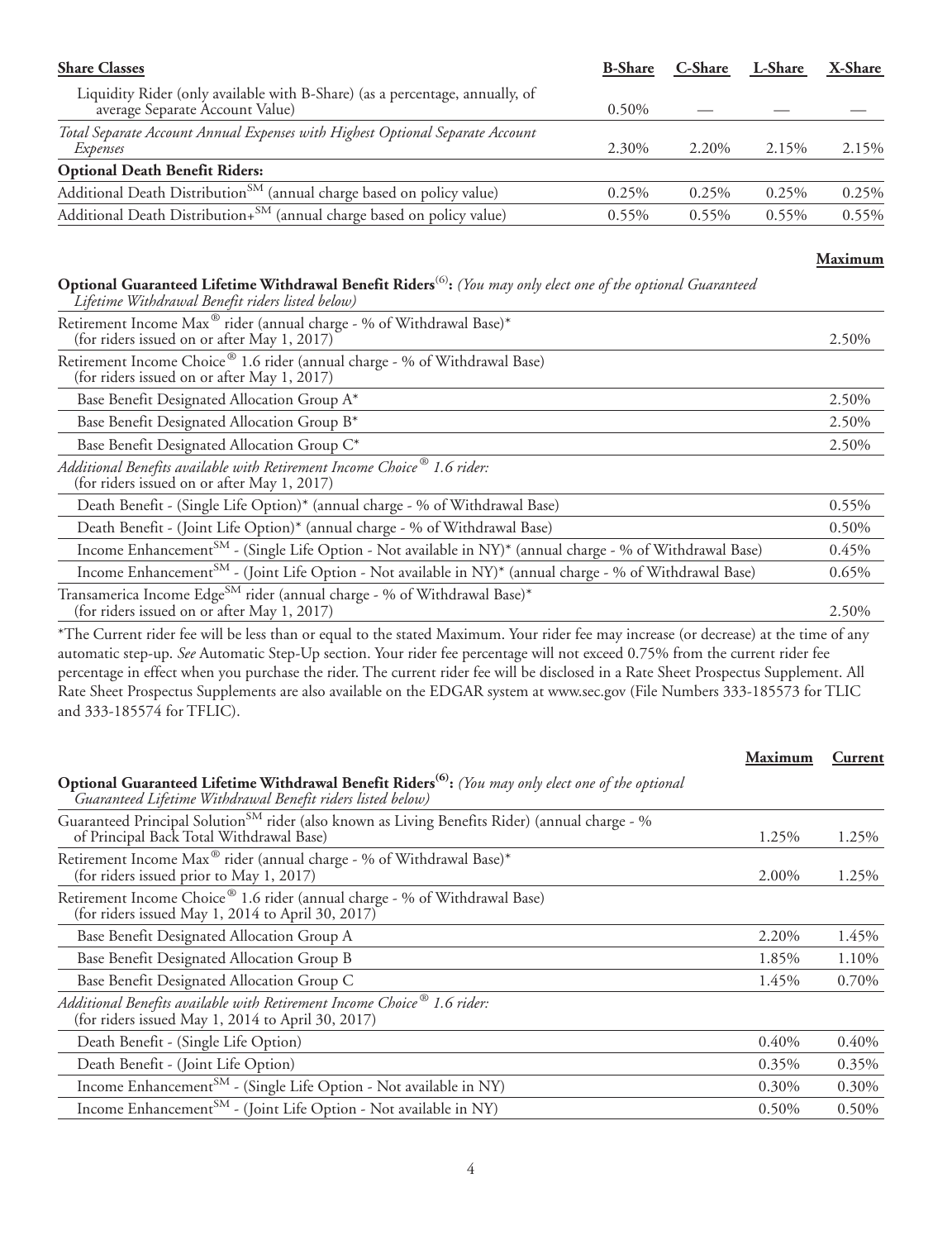| Share Classes | B-Share | C-Share | L-Share | X-Share |
|---|---|---|---|---|
| Liquidity Rider (only available with B-Share) (as a percentage, annually, of average Separate Account Value) | 0.50% | — | — | — |
| *Total Separate Account Annual Expenses with Highest Optional Separate Account Expenses* | 2.30% | 2.20% | 2.15% | 2.15% |
| **Optional Death Benefit Riders:** | | | | |
| Additional Death Distribution℠ (annual charge based on policy value) | 0.25% | 0.25% | 0.25% | 0.25% |
| Additional Death Distribution+℠ (annual charge based on policy value) | 0.55% | 0.55% | 0.55% | 0.55% |

| **Optional Guaranteed Lifetime Withdrawal Benefit Riders**[(6)]**:** *(You may only elect one of the optional Guaranteed Lifetime Withdrawal Benefit riders listed below)* | Maximum |
|---|---|
| Retirement Income Max® rider (annual charge - % of Withdrawal Base)* (for riders issued on or after May 1, 2017) | 2.50% |
| Retirement Income Choice® 1.6 rider (annual charge - % of Withdrawal Base) (for riders issued on or after May 1, 2017) | |
| Base Benefit Designated Allocation Group A* | 2.50% |
| Base Benefit Designated Allocation Group B* | 2.50% |
| Base Benefit Designated Allocation Group C* | 2.50% |
| *Additional Benefits available with Retirement Income Choice® 1.6 rider:* (for riders issued on or after May 1, 2017) | |
| Death Benefit - (Single Life Option)* (annual charge - % of Withdrawal Base) | 0.55% |
| Death Benefit - (Joint Life Option)* (annual charge - % of Withdrawal Base) | 0.50% |
| Income Enhancement℠ - (Single Life Option - Not available in NY)* (annual charge - % of Withdrawal Base) | 0.45% |
| Income Enhancement℠ - (Joint Life Option - Not available in NY)* (annual charge - % of Withdrawal Base) | 0.65% |
| Transamerica Income Edge℠ rider (annual charge - % of Withdrawal Base)* (for riders issued on or after May 1, 2017) | 2.50% |

*The Current rider fee will be less than or equal to the stated Maximum. Your rider fee may increase (or decrease) at the time of any automatic step-up. *See* Automatic Step-Up section. Your rider fee percentage will not exceed 0.75% from the current rider fee percentage in effect when you purchase the rider. The current rider fee will be disclosed in a Rate Sheet Prospectus Supplement. All Rate Sheet Prospectus Supplements are also available on the EDGAR system at www.sec.gov (File Numbers 333-185573 for TLIC and 333-185574 for TFLIC).

| **Optional Guaranteed Lifetime Withdrawal Benefit Riders**[(6)]**:** *(You may only elect one of the optional Guaranteed Lifetime Withdrawal Benefit riders listed below)* | Maximum | Current |
|---|---|---|
| Guaranteed Principal Solution℠ rider (also known as Living Benefits Rider) (annual charge - % of Principal Back Total Withdrawal Base) | 1.25% | 1.25% |
| Retirement Income Max® rider (annual charge - % of Withdrawal Base)* (for riders issued prior to May 1, 2017) | 2.00% | 1.25% |
| Retirement Income Choice® 1.6 rider (annual charge - % of Withdrawal Base) (for riders issued May 1, 2014 to April 30, 2017) | | |
| Base Benefit Designated Allocation Group A | 2.20% | 1.45% |
| Base Benefit Designated Allocation Group B | 1.85% | 1.10% |
| Base Benefit Designated Allocation Group C | 1.45% | 0.70% |
| *Additional Benefits available with Retirement Income Choice® 1.6 rider:* (for riders issued May 1, 2014 to April 30, 2017) | | |
| Death Benefit - (Single Life Option) | 0.40% | 0.40% |
| Death Benefit - (Joint Life Option) | 0.35% | 0.35% |
| Income Enhancement℠ - (Single Life Option - Not available in NY) | 0.30% | 0.30% |
| Income Enhancement℠ - (Joint Life Option - Not available in NY) | 0.50% | 0.50% |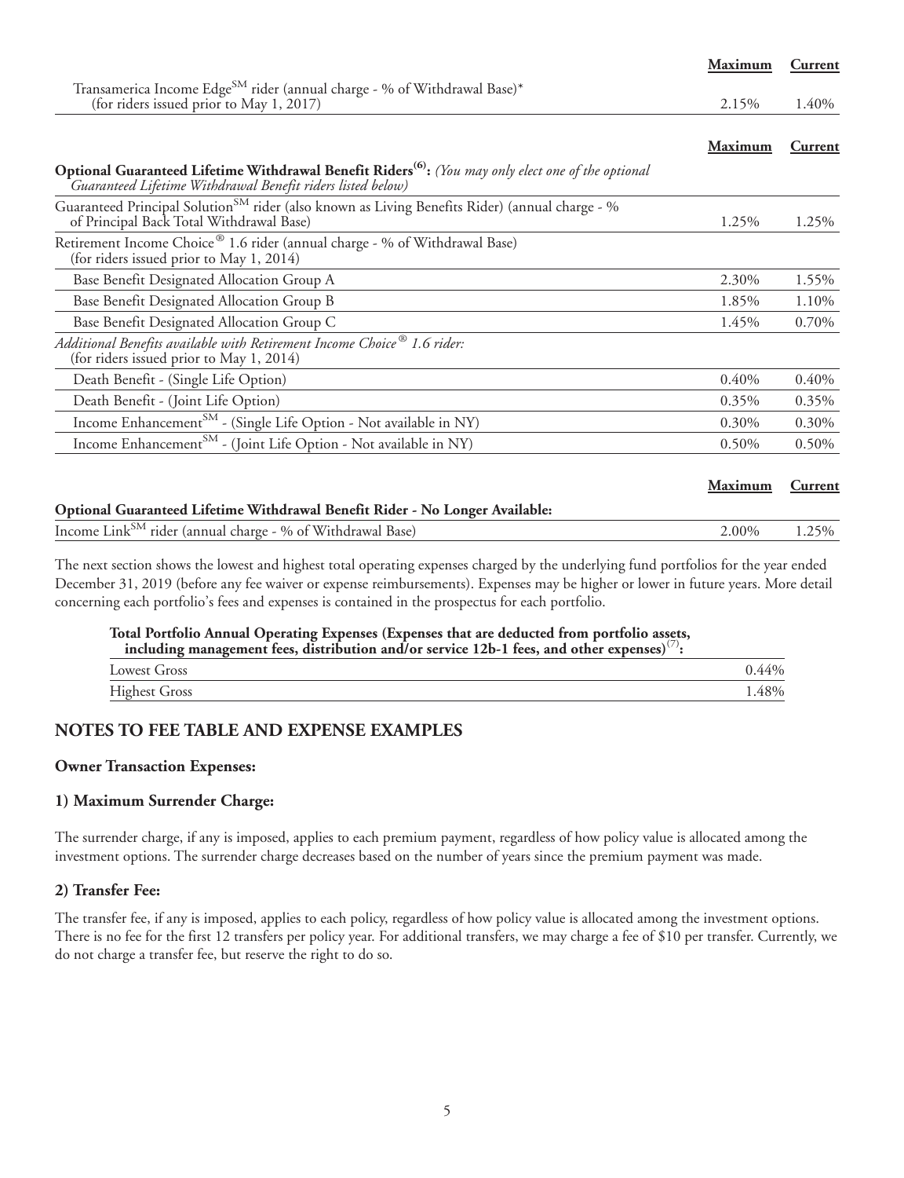| | Maximum | Current |
|---|---|---|
| Transamerica Income Edge[SM] rider (annual charge - % of Withdrawal Base)* (for riders issued prior to May 1, 2017) | 2.15% | 1.40% |

| | Maximum | Current |
|---|---|---|
| **Optional Guaranteed Lifetime Withdrawal Benefit Riders[(6)]:** *(You may only elect one of the optional Guaranteed Lifetime Withdrawal Benefit riders listed below)* | | |
| Guaranteed Principal Solution[SM] rider (also known as Living Benefits Rider) (annual charge - % of Principal Back Total Withdrawal Base) | 1.25% | 1.25% |
| Retirement Income Choice® 1.6 rider (annual charge - % of Withdrawal Base) (for riders issued prior to May 1, 2014) | | |
| Base Benefit Designated Allocation Group A | 2.30% | 1.55% |
| Base Benefit Designated Allocation Group B | 1.85% | 1.10% |
| Base Benefit Designated Allocation Group C | 1.45% | 0.70% |
| *Additional Benefits available with Retirement Income Choice® 1.6 rider:* (for riders issued prior to May 1, 2014) | | |
| Death Benefit - (Single Life Option) | 0.40% | 0.40% |
| Death Benefit - (Joint Life Option) | 0.35% | 0.35% |
| Income Enhancement[SM] - (Single Life Option - Not available in NY) | 0.30% | 0.30% |
| Income Enhancement[SM] - (Joint Life Option - Not available in NY) | 0.50% | 0.50% |

| | Maximum | Current |
|---|---|---|
| **Optional Guaranteed Lifetime Withdrawal Benefit Rider - No Longer Available:** | | |
| Income Link[SM] rider (annual charge - % of Withdrawal Base) | 2.00% | 1.25% |

The next section shows the lowest and highest total operating expenses charged by the underlying fund portfolios for the year ended December 31, 2019 (before any fee waiver or expense reimbursements). Expenses may be higher or lower in future years. More detail concerning each portfolio's fees and expenses is contained in the prospectus for each portfolio.

| **Total Portfolio Annual Operating Expenses (Expenses that are deducted from portfolio assets, including management fees, distribution and/or service 12b-1 fees, and other expenses)[(7)]:** | |
|---|---|
| Lowest Gross | 0.44% |
| Highest Gross | 1.48% |

## NOTES TO FEE TABLE AND EXPENSE EXAMPLES

### Owner Transaction Expenses:

### 1) Maximum Surrender Charge:

The surrender charge, if any is imposed, applies to each premium payment, regardless of how policy value is allocated among the investment options. The surrender charge decreases based on the number of years since the premium payment was made.

### 2) Transfer Fee:

The transfer fee, if any is imposed, applies to each policy, regardless of how policy value is allocated among the investment options. There is no fee for the first 12 transfers per policy year. For additional transfers, we may charge a fee of $10 per transfer. Currently, we do not charge a transfer fee, but reserve the right to do so.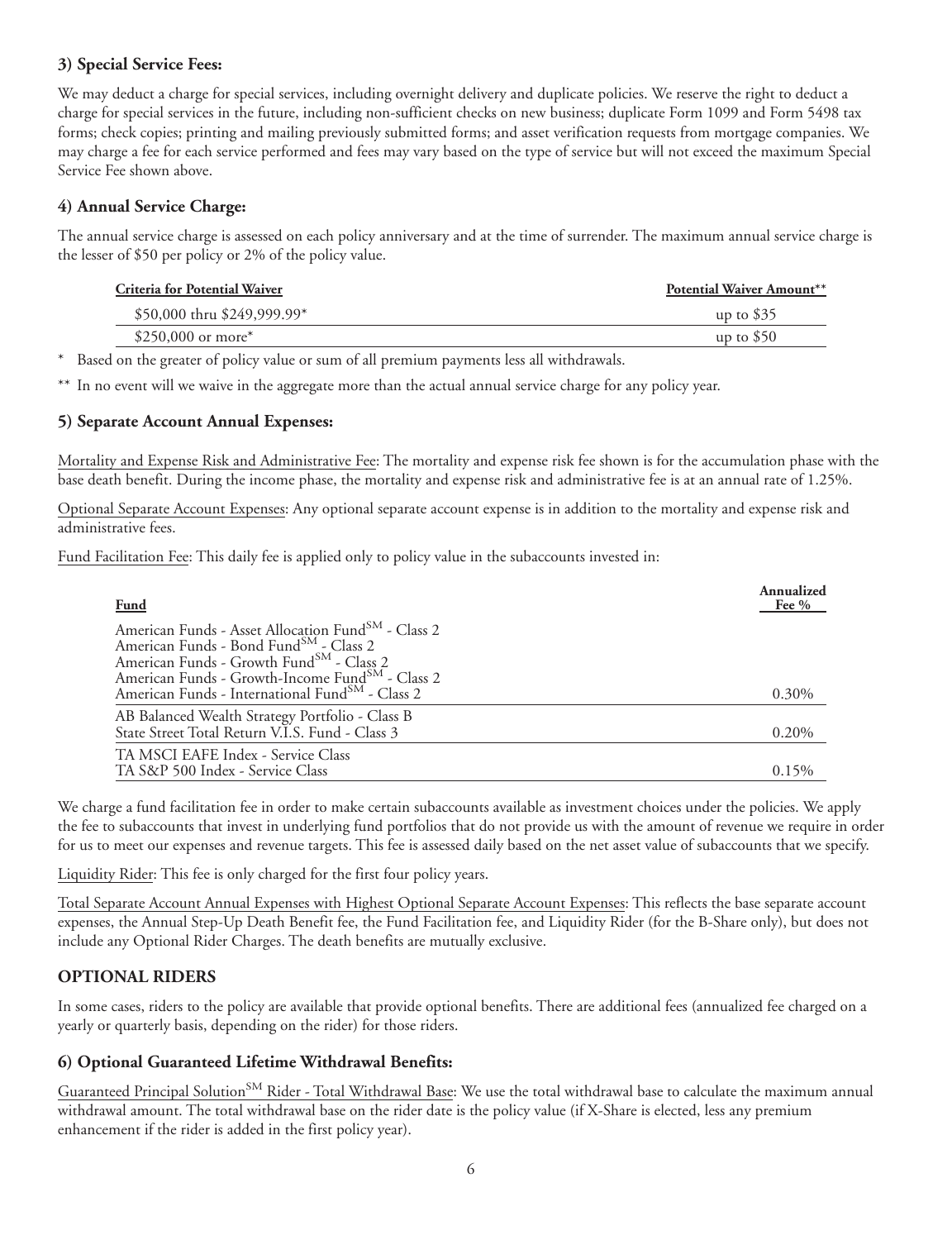### 3) Special Service Fees:

We may deduct a charge for special services, including overnight delivery and duplicate policies. We reserve the right to deduct a charge for special services in the future, including non-sufficient checks on new business; duplicate Form 1099 and Form 5498 tax forms; check copies; printing and mailing previously submitted forms; and asset verification requests from mortgage companies. We may charge a fee for each service performed and fees may vary based on the type of service but will not exceed the maximum Special Service Fee shown above.

### 4) Annual Service Charge:

The annual service charge is assessed on each policy anniversary and at the time of surrender. The maximum annual service charge is the lesser of $50 per policy or 2% of the policy value.

| Criteria for Potential Waiver | Potential Waiver Amount** |
|---|---|
| $50,000 thru $249,999.99* | up to $35 |
| $250,000 or more* | up to $50 |

\* Based on the greater of policy value or sum of all premium payments less all withdrawals.

** In no event will we waive in the aggregate more than the actual annual service charge for any policy year.

### 5) Separate Account Annual Expenses:

Mortality and Expense Risk and Administrative Fee: The mortality and expense risk fee shown is for the accumulation phase with the base death benefit. During the income phase, the mortality and expense risk and administrative fee is at an annual rate of 1.25%.

Optional Separate Account Expenses: Any optional separate account expense is in addition to the mortality and expense risk and administrative fees.

Fund Facilitation Fee: This daily fee is applied only to policy value in the subaccounts invested in:

| Fund | Annualized Fee % |
|---|---|
| American Funds - Asset Allocation Fund℠ - Class 2<br>American Funds - Bond Fund℠ - Class 2<br>American Funds - Growth Fund℠ - Class 2<br>American Funds - Growth-Income Fund℠ - Class 2<br>American Funds - International Fund℠ - Class 2 | 0.30% |
| AB Balanced Wealth Strategy Portfolio - Class B<br>State Street Total Return V.I.S. Fund - Class 3 | 0.20% |
| TA MSCI EAFE Index - Service Class<br>TA S&P 500 Index - Service Class | 0.15% |

We charge a fund facilitation fee in order to make certain subaccounts available as investment choices under the policies. We apply the fee to subaccounts that invest in underlying fund portfolios that do not provide us with the amount of revenue we require in order for us to meet our expenses and revenue targets. This fee is assessed daily based on the net asset value of subaccounts that we specify.

Liquidity Rider: This fee is only charged for the first four policy years.

Total Separate Account Annual Expenses with Highest Optional Separate Account Expenses: This reflects the base separate account expenses, the Annual Step-Up Death Benefit fee, the Fund Facilitation fee, and Liquidity Rider (for the B-Share only), but does not include any Optional Rider Charges. The death benefits are mutually exclusive.

## OPTIONAL RIDERS

In some cases, riders to the policy are available that provide optional benefits. There are additional fees (annualized fee charged on a yearly or quarterly basis, depending on the rider) for those riders.

### 6) Optional Guaranteed Lifetime Withdrawal Benefits:

Guaranteed Principal Solution℠ Rider - Total Withdrawal Base: We use the total withdrawal base to calculate the maximum annual withdrawal amount. The total withdrawal base on the rider date is the policy value (if X-Share is elected, less any premium enhancement if the rider is added in the first policy year).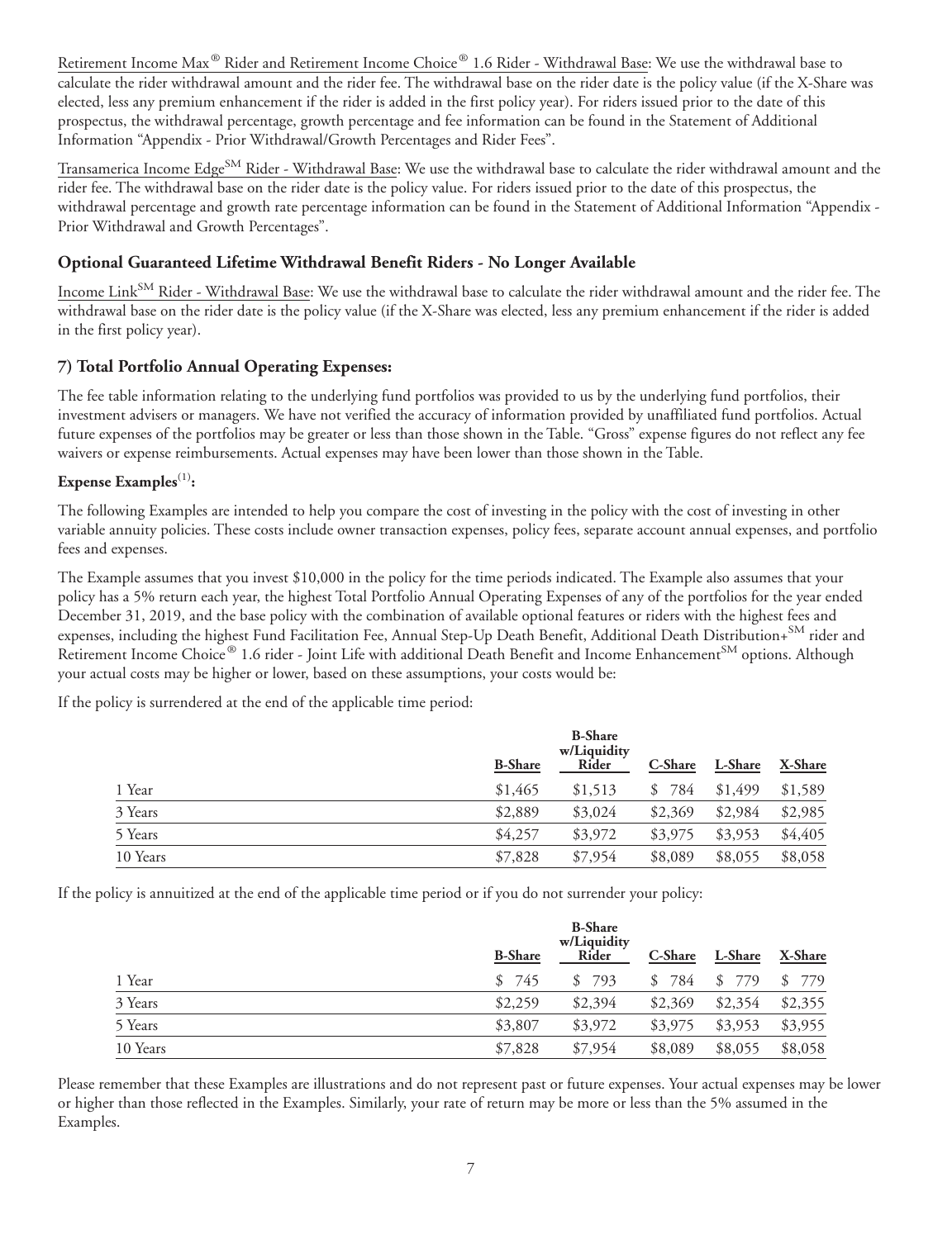Retirement Income Max® Rider and Retirement Income Choice® 1.6 Rider - Withdrawal Base: We use the withdrawal base to calculate the rider withdrawal amount and the rider fee. The withdrawal base on the rider date is the policy value (if the X-Share was elected, less any premium enhancement if the rider is added in the first policy year). For riders issued prior to the date of this prospectus, the withdrawal percentage, growth percentage and fee information can be found in the Statement of Additional Information "Appendix - Prior Withdrawal/Growth Percentages and Rider Fees".

Transamerica Income Edge℠ Rider - Withdrawal Base: We use the withdrawal base to calculate the rider withdrawal amount and the rider fee. The withdrawal base on the rider date is the policy value. For riders issued prior to the date of this prospectus, the withdrawal percentage and growth rate percentage information can be found in the Statement of Additional Information "Appendix - Prior Withdrawal and Growth Percentages".

### Optional Guaranteed Lifetime Withdrawal Benefit Riders - No Longer Available

Income Link℠ Rider - Withdrawal Base: We use the withdrawal base to calculate the rider withdrawal amount and the rider fee. The withdrawal base on the rider date is the policy value (if the X-Share was elected, less any premium enhancement if the rider is added in the first policy year).

### 7) Total Portfolio Annual Operating Expenses:

The fee table information relating to the underlying fund portfolios was provided to us by the underlying fund portfolios, their investment advisers or managers. We have not verified the accuracy of information provided by unaffiliated fund portfolios. Actual future expenses of the portfolios may be greater or less than those shown in the Table. "Gross" expense figures do not reflect any fee waivers or expense reimbursements. Actual expenses may have been lower than those shown in the Table.

**Expense Examples**[(1)]**:**

The following Examples are intended to help you compare the cost of investing in the policy with the cost of investing in other variable annuity policies. These costs include owner transaction expenses, policy fees, separate account annual expenses, and portfolio fees and expenses.

The Example assumes that you invest $10,000 in the policy for the time periods indicated. The Example also assumes that your policy has a 5% return each year, the highest Total Portfolio Annual Operating Expenses of any of the portfolios for the year ended December 31, 2019, and the base policy with the combination of available optional features or riders with the highest fees and expenses, including the highest Fund Facilitation Fee, Annual Step-Up Death Benefit, Additional Death Distribution+℠ rider and Retirement Income Choice® 1.6 rider - Joint Life with additional Death Benefit and Income Enhancement℠ options. Although your actual costs may be higher or lower, based on these assumptions, your costs would be:

If the policy is surrendered at the end of the applicable time period:

| | B-Share | B-Share w/Liquidity Rider | C-Share | L-Share | X-Share |
|---|---|---|---|---|---|
| 1 Year | $1,465 | $1,513 | $ 784 | $1,499 | $1,589 |
| 3 Years | $2,889 | $3,024 | $2,369 | $2,984 | $2,985 |
| 5 Years | $4,257 | $3,972 | $3,975 | $3,953 | $4,405 |
| 10 Years | $7,828 | $7,954 | $8,089 | $8,055 | $8,058 |

If the policy is annuitized at the end of the applicable time period or if you do not surrender your policy:

| | B-Share | B-Share w/Liquidity Rider | C-Share | L-Share | X-Share |
|---|---|---|---|---|---|
| 1 Year | $ 745 | $ 793 | $ 784 | $ 779 | $ 779 |
| 3 Years | $2,259 | $2,394 | $2,369 | $2,354 | $2,355 |
| 5 Years | $3,807 | $3,972 | $3,975 | $3,953 | $3,955 |
| 10 Years | $7,828 | $7,954 | $8,089 | $8,055 | $8,058 |

Please remember that these Examples are illustrations and do not represent past or future expenses. Your actual expenses may be lower or higher than those reflected in the Examples. Similarly, your rate of return may be more or less than the 5% assumed in the Examples.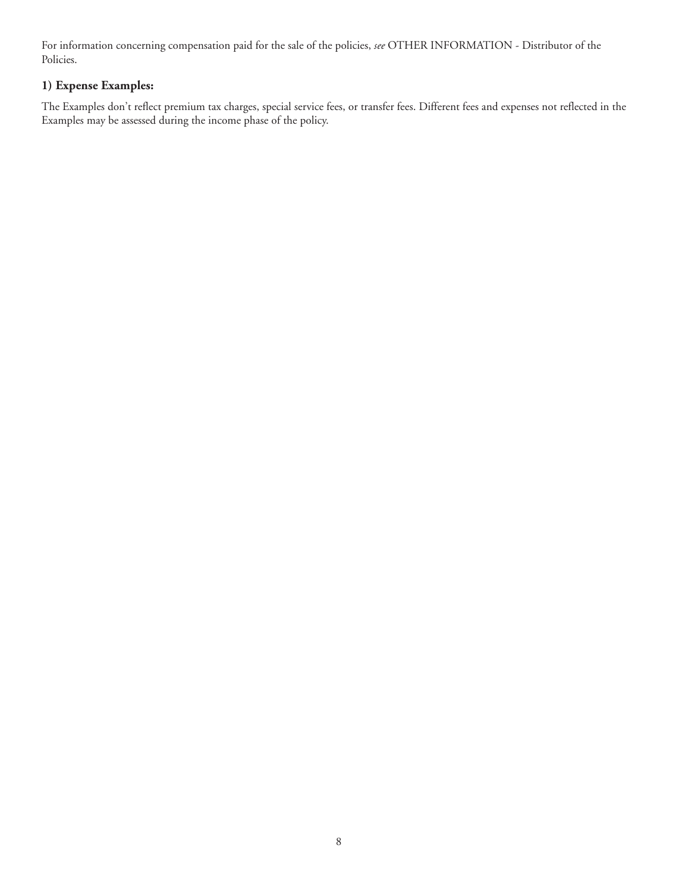For information concerning compensation paid for the sale of the policies, *see* OTHER INFORMATION - Distributor of the Policies.

**1) Expense Examples:**

The Examples don't reflect premium tax charges, special service fees, or transfer fees. Different fees and expenses not reflected in the Examples may be assessed during the income phase of the policy.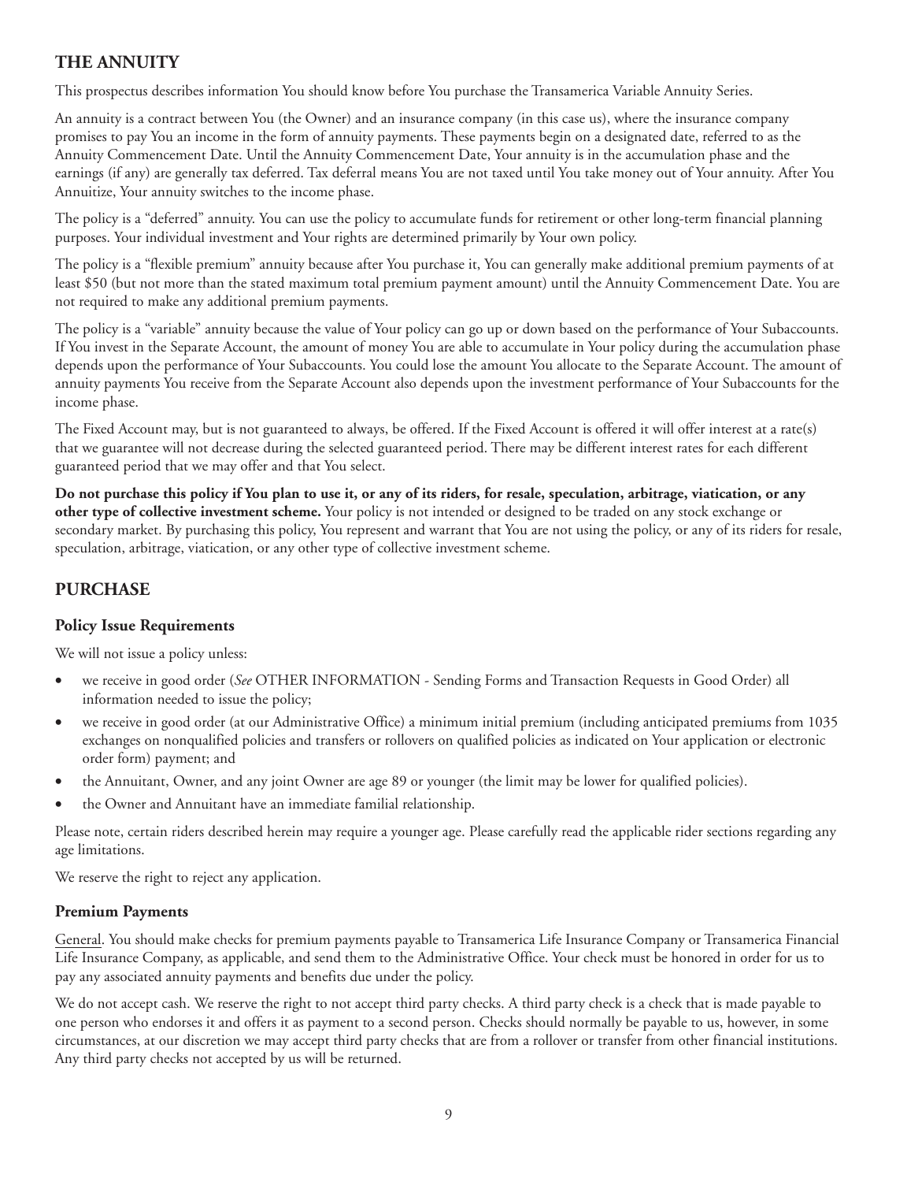## THE ANNUITY

This prospectus describes information You should know before You purchase the Transamerica Variable Annuity Series.

An annuity is a contract between You (the Owner) and an insurance company (in this case us), where the insurance company promises to pay You an income in the form of annuity payments. These payments begin on a designated date, referred to as the Annuity Commencement Date. Until the Annuity Commencement Date, Your annuity is in the accumulation phase and the earnings (if any) are generally tax deferred. Tax deferral means You are not taxed until You take money out of Your annuity. After You Annuitize, Your annuity switches to the income phase.

The policy is a "deferred" annuity. You can use the policy to accumulate funds for retirement or other long-term financial planning purposes. Your individual investment and Your rights are determined primarily by Your own policy.

The policy is a "flexible premium" annuity because after You purchase it, You can generally make additional premium payments of at least $50 (but not more than the stated maximum total premium payment amount) until the Annuity Commencement Date. You are not required to make any additional premium payments.

The policy is a "variable" annuity because the value of Your policy can go up or down based on the performance of Your Subaccounts. If You invest in the Separate Account, the amount of money You are able to accumulate in Your policy during the accumulation phase depends upon the performance of Your Subaccounts. You could lose the amount You allocate to the Separate Account. The amount of annuity payments You receive from the Separate Account also depends upon the investment performance of Your Subaccounts for the income phase.

The Fixed Account may, but is not guaranteed to always, be offered. If the Fixed Account is offered it will offer interest at a rate(s) that we guarantee will not decrease during the selected guaranteed period. There may be different interest rates for each different guaranteed period that we may offer and that You select.

**Do not purchase this policy if You plan to use it, or any of its riders, for resale, speculation, arbitrage, viatication, or any other type of collective investment scheme.** Your policy is not intended or designed to be traded on any stock exchange or secondary market. By purchasing this policy, You represent and warrant that You are not using the policy, or any of its riders for resale, speculation, arbitrage, viatication, or any other type of collective investment scheme.

## PURCHASE

### Policy Issue Requirements

We will not issue a policy unless:

- we receive in good order (*See* OTHER INFORMATION - Sending Forms and Transaction Requests in Good Order) all information needed to issue the policy;
- we receive in good order (at our Administrative Office) a minimum initial premium (including anticipated premiums from 1035 exchanges on nonqualified policies and transfers or rollovers on qualified policies as indicated on Your application or electronic order form) payment; and
- the Annuitant, Owner, and any joint Owner are age 89 or younger (the limit may be lower for qualified policies).
- the Owner and Annuitant have an immediate familial relationship.

Please note, certain riders described herein may require a younger age. Please carefully read the applicable rider sections regarding any age limitations.

We reserve the right to reject any application.

### Premium Payments

General. You should make checks for premium payments payable to Transamerica Life Insurance Company or Transamerica Financial Life Insurance Company, as applicable, and send them to the Administrative Office. Your check must be honored in order for us to pay any associated annuity payments and benefits due under the policy.

We do not accept cash. We reserve the right to not accept third party checks. A third party check is a check that is made payable to one person who endorses it and offers it as payment to a second person. Checks should normally be payable to us, however, in some circumstances, at our discretion we may accept third party checks that are from a rollover or transfer from other financial institutions. Any third party checks not accepted by us will be returned.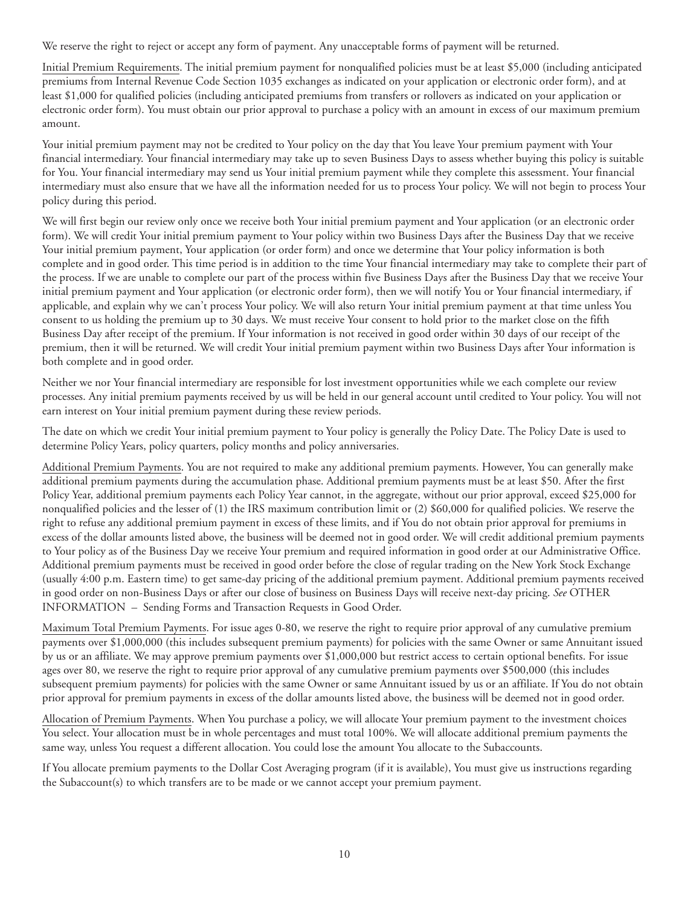We reserve the right to reject or accept any form of payment. Any unacceptable forms of payment will be returned.

Initial Premium Requirements. The initial premium payment for nonqualified policies must be at least $5,000 (including anticipated premiums from Internal Revenue Code Section 1035 exchanges as indicated on your application or electronic order form), and at least $1,000 for qualified policies (including anticipated premiums from transfers or rollovers as indicated on your application or electronic order form). You must obtain our prior approval to purchase a policy with an amount in excess of our maximum premium amount.

Your initial premium payment may not be credited to Your policy on the day that You leave Your premium payment with Your financial intermediary. Your financial intermediary may take up to seven Business Days to assess whether buying this policy is suitable for You. Your financial intermediary may send us Your initial premium payment while they complete this assessment. Your financial intermediary must also ensure that we have all the information needed for us to process Your policy. We will not begin to process Your policy during this period.

We will first begin our review only once we receive both Your initial premium payment and Your application (or an electronic order form). We will credit Your initial premium payment to Your policy within two Business Days after the Business Day that we receive Your initial premium payment, Your application (or order form) and once we determine that Your policy information is both complete and in good order. This time period is in addition to the time Your financial intermediary may take to complete their part of the process. If we are unable to complete our part of the process within five Business Days after the Business Day that we receive Your initial premium payment and Your application (or electronic order form), then we will notify You or Your financial intermediary, if applicable, and explain why we can't process Your policy. We will also return Your initial premium payment at that time unless You consent to us holding the premium up to 30 days. We must receive Your consent to hold prior to the market close on the fifth Business Day after receipt of the premium. If Your information is not received in good order within 30 days of our receipt of the premium, then it will be returned. We will credit Your initial premium payment within two Business Days after Your information is both complete and in good order.

Neither we nor Your financial intermediary are responsible for lost investment opportunities while we each complete our review processes. Any initial premium payments received by us will be held in our general account until credited to Your policy. You will not earn interest on Your initial premium payment during these review periods.

The date on which we credit Your initial premium payment to Your policy is generally the Policy Date. The Policy Date is used to determine Policy Years, policy quarters, policy months and policy anniversaries.

Additional Premium Payments. You are not required to make any additional premium payments. However, You can generally make additional premium payments during the accumulation phase. Additional premium payments must be at least $50. After the first Policy Year, additional premium payments each Policy Year cannot, in the aggregate, without our prior approval, exceed $25,000 for nonqualified policies and the lesser of (1) the IRS maximum contribution limit or (2) $60,000 for qualified policies. We reserve the right to refuse any additional premium payment in excess of these limits, and if You do not obtain prior approval for premiums in excess of the dollar amounts listed above, the business will be deemed not in good order. We will credit additional premium payments to Your policy as of the Business Day we receive Your premium and required information in good order at our Administrative Office. Additional premium payments must be received in good order before the close of regular trading on the New York Stock Exchange (usually 4:00 p.m. Eastern time) to get same-day pricing of the additional premium payment. Additional premium payments received in good order on non-Business Days or after our close of business on Business Days will receive next-day pricing. *See* OTHER INFORMATION – Sending Forms and Transaction Requests in Good Order.

Maximum Total Premium Payments. For issue ages 0-80, we reserve the right to require prior approval of any cumulative premium payments over $1,000,000 (this includes subsequent premium payments) for policies with the same Owner or same Annuitant issued by us or an affiliate. We may approve premium payments over $1,000,000 but restrict access to certain optional benefits. For issue ages over 80, we reserve the right to require prior approval of any cumulative premium payments over $500,000 (this includes subsequent premium payments) for policies with the same Owner or same Annuitant issued by us or an affiliate. If You do not obtain prior approval for premium payments in excess of the dollar amounts listed above, the business will be deemed not in good order.

Allocation of Premium Payments. When You purchase a policy, we will allocate Your premium payment to the investment choices You select. Your allocation must be in whole percentages and must total 100%. We will allocate additional premium payments the same way, unless You request a different allocation. You could lose the amount You allocate to the Subaccounts.

If You allocate premium payments to the Dollar Cost Averaging program (if it is available), You must give us instructions regarding the Subaccount(s) to which transfers are to be made or we cannot accept your premium payment.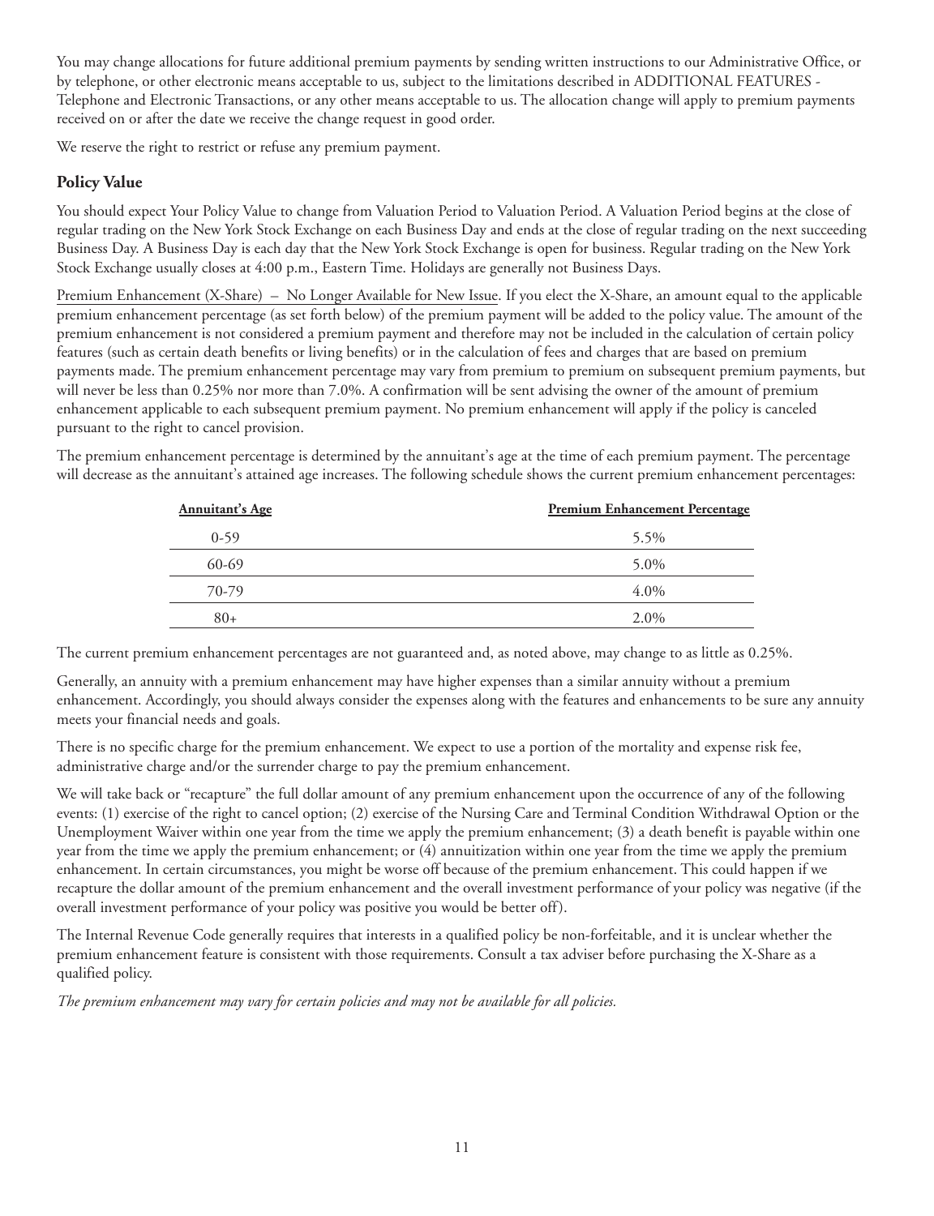You may change allocations for future additional premium payments by sending written instructions to our Administrative Office, or by telephone, or other electronic means acceptable to us, subject to the limitations described in ADDITIONAL FEATURES - Telephone and Electronic Transactions, or any other means acceptable to us. The allocation change will apply to premium payments received on or after the date we receive the change request in good order.

We reserve the right to restrict or refuse any premium payment.

## Policy Value

You should expect Your Policy Value to change from Valuation Period to Valuation Period. A Valuation Period begins at the close of regular trading on the New York Stock Exchange on each Business Day and ends at the close of regular trading on the next succeeding Business Day. A Business Day is each day that the New York Stock Exchange is open for business. Regular trading on the New York Stock Exchange usually closes at 4:00 p.m., Eastern Time. Holidays are generally not Business Days.

Premium Enhancement (X-Share) – No Longer Available for New Issue. If you elect the X-Share, an amount equal to the applicable premium enhancement percentage (as set forth below) of the premium payment will be added to the policy value. The amount of the premium enhancement is not considered a premium payment and therefore may not be included in the calculation of certain policy features (such as certain death benefits or living benefits) or in the calculation of fees and charges that are based on premium payments made. The premium enhancement percentage may vary from premium to premium on subsequent premium payments, but will never be less than 0.25% nor more than 7.0%. A confirmation will be sent advising the owner of the amount of premium enhancement applicable to each subsequent premium payment. No premium enhancement will apply if the policy is canceled pursuant to the right to cancel provision.

The premium enhancement percentage is determined by the annuitant's age at the time of each premium payment. The percentage will decrease as the annuitant's attained age increases. The following schedule shows the current premium enhancement percentages:

| Annuitant's Age | Premium Enhancement Percentage |
|---|---|
| 0-59 | 5.5% |
| 60-69 | 5.0% |
| 70-79 | 4.0% |
| 80+ | 2.0% |

The current premium enhancement percentages are not guaranteed and, as noted above, may change to as little as 0.25%.

Generally, an annuity with a premium enhancement may have higher expenses than a similar annuity without a premium enhancement. Accordingly, you should always consider the expenses along with the features and enhancements to be sure any annuity meets your financial needs and goals.

There is no specific charge for the premium enhancement. We expect to use a portion of the mortality and expense risk fee, administrative charge and/or the surrender charge to pay the premium enhancement.

We will take back or "recapture" the full dollar amount of any premium enhancement upon the occurrence of any of the following events: (1) exercise of the right to cancel option; (2) exercise of the Nursing Care and Terminal Condition Withdrawal Option or the Unemployment Waiver within one year from the time we apply the premium enhancement; (3) a death benefit is payable within one year from the time we apply the premium enhancement; or (4) annuitization within one year from the time we apply the premium enhancement. In certain circumstances, you might be worse off because of the premium enhancement. This could happen if we recapture the dollar amount of the premium enhancement and the overall investment performance of your policy was negative (if the overall investment performance of your policy was positive you would be better off).

The Internal Revenue Code generally requires that interests in a qualified policy be non-forfeitable, and it is unclear whether the premium enhancement feature is consistent with those requirements. Consult a tax adviser before purchasing the X-Share as a qualified policy.

*The premium enhancement may vary for certain policies and may not be available for all policies.*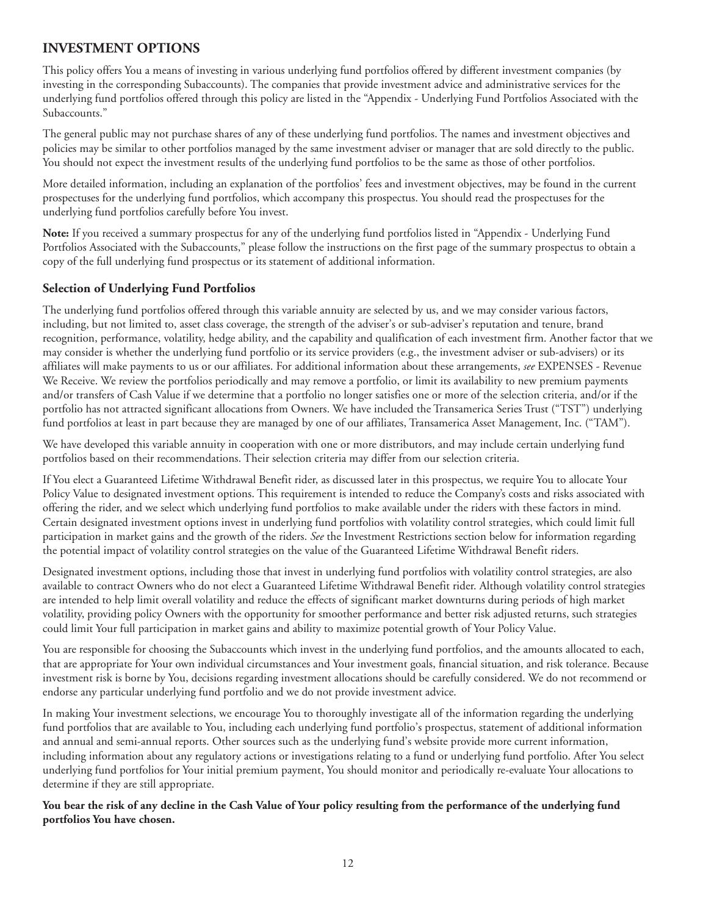## INVESTMENT OPTIONS

This policy offers You a means of investing in various underlying fund portfolios offered by different investment companies (by investing in the corresponding Subaccounts). The companies that provide investment advice and administrative services for the underlying fund portfolios offered through this policy are listed in the "Appendix - Underlying Fund Portfolios Associated with the Subaccounts."

The general public may not purchase shares of any of these underlying fund portfolios. The names and investment objectives and policies may be similar to other portfolios managed by the same investment adviser or manager that are sold directly to the public. You should not expect the investment results of the underlying fund portfolios to be the same as those of other portfolios.

More detailed information, including an explanation of the portfolios' fees and investment objectives, may be found in the current prospectuses for the underlying fund portfolios, which accompany this prospectus. You should read the prospectuses for the underlying fund portfolios carefully before You invest.

**Note:** If you received a summary prospectus for any of the underlying fund portfolios listed in "Appendix - Underlying Fund Portfolios Associated with the Subaccounts," please follow the instructions on the first page of the summary prospectus to obtain a copy of the full underlying fund prospectus or its statement of additional information.

### Selection of Underlying Fund Portfolios

The underlying fund portfolios offered through this variable annuity are selected by us, and we may consider various factors, including, but not limited to, asset class coverage, the strength of the adviser's or sub-adviser's reputation and tenure, brand recognition, performance, volatility, hedge ability, and the capability and qualification of each investment firm. Another factor that we may consider is whether the underlying fund portfolio or its service providers (e.g., the investment adviser or sub-advisers) or its affiliates will make payments to us or our affiliates. For additional information about these arrangements, *see* EXPENSES - Revenue We Receive. We review the portfolios periodically and may remove a portfolio, or limit its availability to new premium payments and/or transfers of Cash Value if we determine that a portfolio no longer satisfies one or more of the selection criteria, and/or if the portfolio has not attracted significant allocations from Owners. We have included the Transamerica Series Trust ("TST") underlying fund portfolios at least in part because they are managed by one of our affiliates, Transamerica Asset Management, Inc. ("TAM").

We have developed this variable annuity in cooperation with one or more distributors, and may include certain underlying fund portfolios based on their recommendations. Their selection criteria may differ from our selection criteria.

If You elect a Guaranteed Lifetime Withdrawal Benefit rider, as discussed later in this prospectus, we require You to allocate Your Policy Value to designated investment options. This requirement is intended to reduce the Company's costs and risks associated with offering the rider, and we select which underlying fund portfolios to make available under the riders with these factors in mind. Certain designated investment options invest in underlying fund portfolios with volatility control strategies, which could limit full participation in market gains and the growth of the riders. *See* the Investment Restrictions section below for information regarding the potential impact of volatility control strategies on the value of the Guaranteed Lifetime Withdrawal Benefit riders.

Designated investment options, including those that invest in underlying fund portfolios with volatility control strategies, are also available to contract Owners who do not elect a Guaranteed Lifetime Withdrawal Benefit rider. Although volatility control strategies are intended to help limit overall volatility and reduce the effects of significant market downturns during periods of high market volatility, providing policy Owners with the opportunity for smoother performance and better risk adjusted returns, such strategies could limit Your full participation in market gains and ability to maximize potential growth of Your Policy Value.

You are responsible for choosing the Subaccounts which invest in the underlying fund portfolios, and the amounts allocated to each, that are appropriate for Your own individual circumstances and Your investment goals, financial situation, and risk tolerance. Because investment risk is borne by You, decisions regarding investment allocations should be carefully considered. We do not recommend or endorse any particular underlying fund portfolio and we do not provide investment advice.

In making Your investment selections, we encourage You to thoroughly investigate all of the information regarding the underlying fund portfolios that are available to You, including each underlying fund portfolio's prospectus, statement of additional information and annual and semi-annual reports. Other sources such as the underlying fund's website provide more current information, including information about any regulatory actions or investigations relating to a fund or underlying fund portfolio. After You select underlying fund portfolios for Your initial premium payment, You should monitor and periodically re-evaluate Your allocations to determine if they are still appropriate.

**You bear the risk of any decline in the Cash Value of Your policy resulting from the performance of the underlying fund portfolios You have chosen.**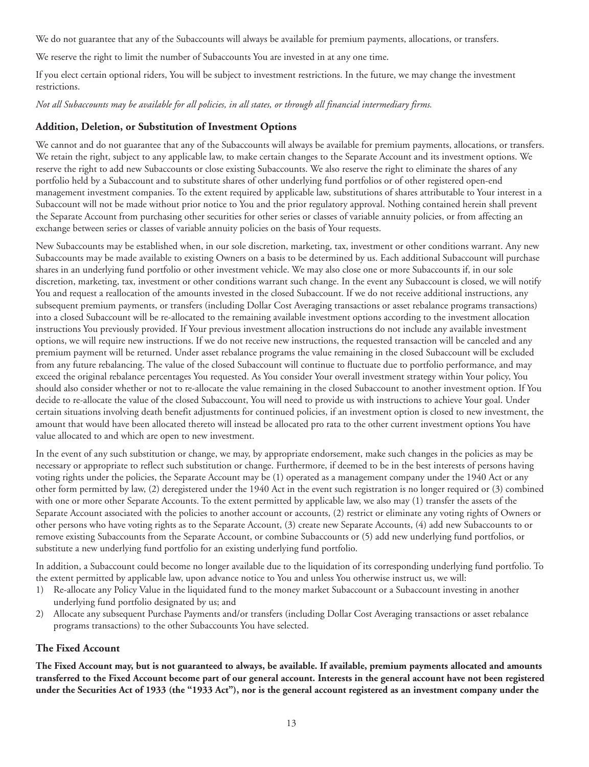We do not guarantee that any of the Subaccounts will always be available for premium payments, allocations, or transfers.

We reserve the right to limit the number of Subaccounts You are invested in at any one time.

If you elect certain optional riders, You will be subject to investment restrictions. In the future, we may change the investment restrictions.

*Not all Subaccounts may be available for all policies, in all states, or through all financial intermediary firms.*

### Addition, Deletion, or Substitution of Investment Options

We cannot and do not guarantee that any of the Subaccounts will always be available for premium payments, allocations, or transfers. We retain the right, subject to any applicable law, to make certain changes to the Separate Account and its investment options. We reserve the right to add new Subaccounts or close existing Subaccounts. We also reserve the right to eliminate the shares of any portfolio held by a Subaccount and to substitute shares of other underlying fund portfolios or of other registered open-end management investment companies. To the extent required by applicable law, substitutions of shares attributable to Your interest in a Subaccount will not be made without prior notice to You and the prior regulatory approval. Nothing contained herein shall prevent the Separate Account from purchasing other securities for other series or classes of variable annuity policies, or from affecting an exchange between series or classes of variable annuity policies on the basis of Your requests.

New Subaccounts may be established when, in our sole discretion, marketing, tax, investment or other conditions warrant. Any new Subaccounts may be made available to existing Owners on a basis to be determined by us. Each additional Subaccount will purchase shares in an underlying fund portfolio or other investment vehicle. We may also close one or more Subaccounts if, in our sole discretion, marketing, tax, investment or other conditions warrant such change. In the event any Subaccount is closed, we will notify You and request a reallocation of the amounts invested in the closed Subaccount. If we do not receive additional instructions, any subsequent premium payments, or transfers (including Dollar Cost Averaging transactions or asset rebalance programs transactions) into a closed Subaccount will be re-allocated to the remaining available investment options according to the investment allocation instructions You previously provided. If Your previous investment allocation instructions do not include any available investment options, we will require new instructions. If we do not receive new instructions, the requested transaction will be canceled and any premium payment will be returned. Under asset rebalance programs the value remaining in the closed Subaccount will be excluded from any future rebalancing. The value of the closed Subaccount will continue to fluctuate due to portfolio performance, and may exceed the original rebalance percentages You requested. As You consider Your overall investment strategy within Your policy, You should also consider whether or not to re-allocate the value remaining in the closed Subaccount to another investment option. If You decide to re-allocate the value of the closed Subaccount, You will need to provide us with instructions to achieve Your goal. Under certain situations involving death benefit adjustments for continued policies, if an investment option is closed to new investment, the amount that would have been allocated thereto will instead be allocated pro rata to the other current investment options You have value allocated to and which are open to new investment.

In the event of any such substitution or change, we may, by appropriate endorsement, make such changes in the policies as may be necessary or appropriate to reflect such substitution or change. Furthermore, if deemed to be in the best interests of persons having voting rights under the policies, the Separate Account may be (1) operated as a management company under the 1940 Act or any other form permitted by law, (2) deregistered under the 1940 Act in the event such registration is no longer required or (3) combined with one or more other Separate Accounts. To the extent permitted by applicable law, we also may (1) transfer the assets of the Separate Account associated with the policies to another account or accounts, (2) restrict or eliminate any voting rights of Owners or other persons who have voting rights as to the Separate Account, (3) create new Separate Accounts, (4) add new Subaccounts to or remove existing Subaccounts from the Separate Account, or combine Subaccounts or (5) add new underlying fund portfolios, or substitute a new underlying fund portfolio for an existing underlying fund portfolio.

In addition, a Subaccount could become no longer available due to the liquidation of its corresponding underlying fund portfolio. To the extent permitted by applicable law, upon advance notice to You and unless You otherwise instruct us, we will:

1) Re-allocate any Policy Value in the liquidated fund to the money market Subaccount or a Subaccount investing in another underlying fund portfolio designated by us; and
2) Allocate any subsequent Purchase Payments and/or transfers (including Dollar Cost Averaging transactions or asset rebalance programs transactions) to the other Subaccounts You have selected.

### The Fixed Account

**The Fixed Account may, but is not guaranteed to always, be available. If available, premium payments allocated and amounts transferred to the Fixed Account become part of our general account. Interests in the general account have not been registered under the Securities Act of 1933 (the "1933 Act"), nor is the general account registered as an investment company under the**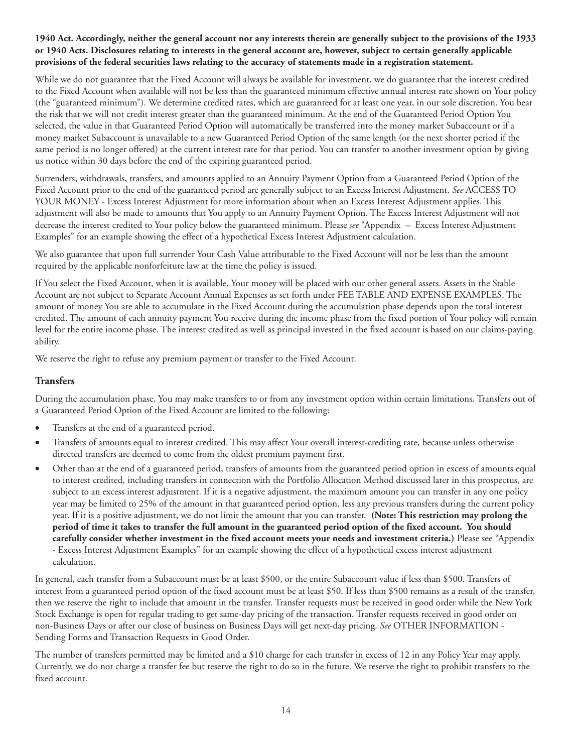**1940 Act. Accordingly, neither the general account nor any interests therein are generally subject to the provisions of the 1933 or 1940 Acts. Disclosures relating to interests in the general account are, however, subject to certain generally applicable provisions of the federal securities laws relating to the accuracy of statements made in a registration statement.**

While we do not guarantee that the Fixed Account will always be available for investment, we do guarantee that the interest credited to the Fixed Account when available will not be less than the guaranteed minimum effective annual interest rate shown on Your policy (the "guaranteed minimum"). We determine credited rates, which are guaranteed for at least one year, in our sole discretion. You bear the risk that we will not credit interest greater than the guaranteed minimum. At the end of the Guaranteed Period Option You selected, the value in that Guaranteed Period Option will automatically be transferred into the money market Subaccount or if a money market Subaccount is unavailable to a new Guaranteed Period Option of the same length (or the next shorter period if the same period is no longer offered) at the current interest rate for that period. You can transfer to another investment option by giving us notice within 30 days before the end of the expiring guaranteed period.

Surrenders, withdrawals, transfers, and amounts applied to an Annuity Payment Option from a Guaranteed Period Option of the Fixed Account prior to the end of the guaranteed period are generally subject to an Excess Interest Adjustment. *See* ACCESS TO YOUR MONEY - Excess Interest Adjustment for more information about when an Excess Interest Adjustment applies. This adjustment will also be made to amounts that You apply to an Annuity Payment Option. The Excess Interest Adjustment will not decrease the interest credited to Your policy below the guaranteed minimum. Please *see* "Appendix – Excess Interest Adjustment Examples" for an example showing the effect of a hypothetical Excess Interest Adjustment calculation.

We also guarantee that upon full surrender Your Cash Value attributable to the Fixed Account will not be less than the amount required by the applicable nonforfeiture law at the time the policy is issued.

If You select the Fixed Account, when it is available, Your money will be placed with our other general assets. Assets in the Stable Account are not subject to Separate Account Annual Expenses as set forth under FEE TABLE AND EXPENSE EXAMPLES. The amount of money You are able to accumulate in the Fixed Account during the accumulation phase depends upon the total interest credited. The amount of each annuity payment You receive during the income phase from the fixed portion of Your policy will remain level for the entire income phase. The interest credited as well as principal invested in the fixed account is based on our claims-paying ability.

We reserve the right to refuse any premium payment or transfer to the Fixed Account.

## Transfers

During the accumulation phase, You may make transfers to or from any investment option within certain limitations. Transfers out of a Guaranteed Period Option of the Fixed Account are limited to the following:

- Transfers at the end of a guaranteed period.
- Transfers of amounts equal to interest credited. This may affect Your overall interest-crediting rate, because unless otherwise directed transfers are deemed to come from the oldest premium payment first.
- Other than at the end of a guaranteed period, transfers of amounts from the guaranteed period option in excess of amounts equal to interest credited, including transfers in connection with the Portfolio Allocation Method discussed later in this prospectus, are subject to an excess interest adjustment. If it is a negative adjustment, the maximum amount you can transfer in any one policy year may be limited to 25% of the amount in that guaranteed period option, less any previous transfers during the current policy year. If it is a positive adjustment, we do not limit the amount that you can transfer. **(Note: This restriction may prolong the period of time it takes to transfer the full amount in the guaranteed period option of the fixed account. You should carefully consider whether investment in the fixed account meets your needs and investment criteria.)** Please see "Appendix - Excess Interest Adjustment Examples" for an example showing the effect of a hypothetical excess interest adjustment calculation.

In general, each transfer from a Subaccount must be at least $500, or the entire Subaccount value if less than $500. Transfers of interest from a guaranteed period option of the fixed account must be at least $50. If less than $500 remains as a result of the transfer, then we reserve the right to include that amount in the transfer. Transfer requests must be received in good order while the New York Stock Exchange is open for regular trading to get same-day pricing of the transaction. Transfer requests received in good order on non-Business Days or after our close of business on Business Days will get next-day pricing. *See* OTHER INFORMATION - Sending Forms and Transaction Requests in Good Order.

The number of transfers permitted may be limited and a $10 charge for each transfer in excess of 12 in any Policy Year may apply. Currently, we do not charge a transfer fee but reserve the right to do so in the future. We reserve the right to prohibit transfers to the fixed account.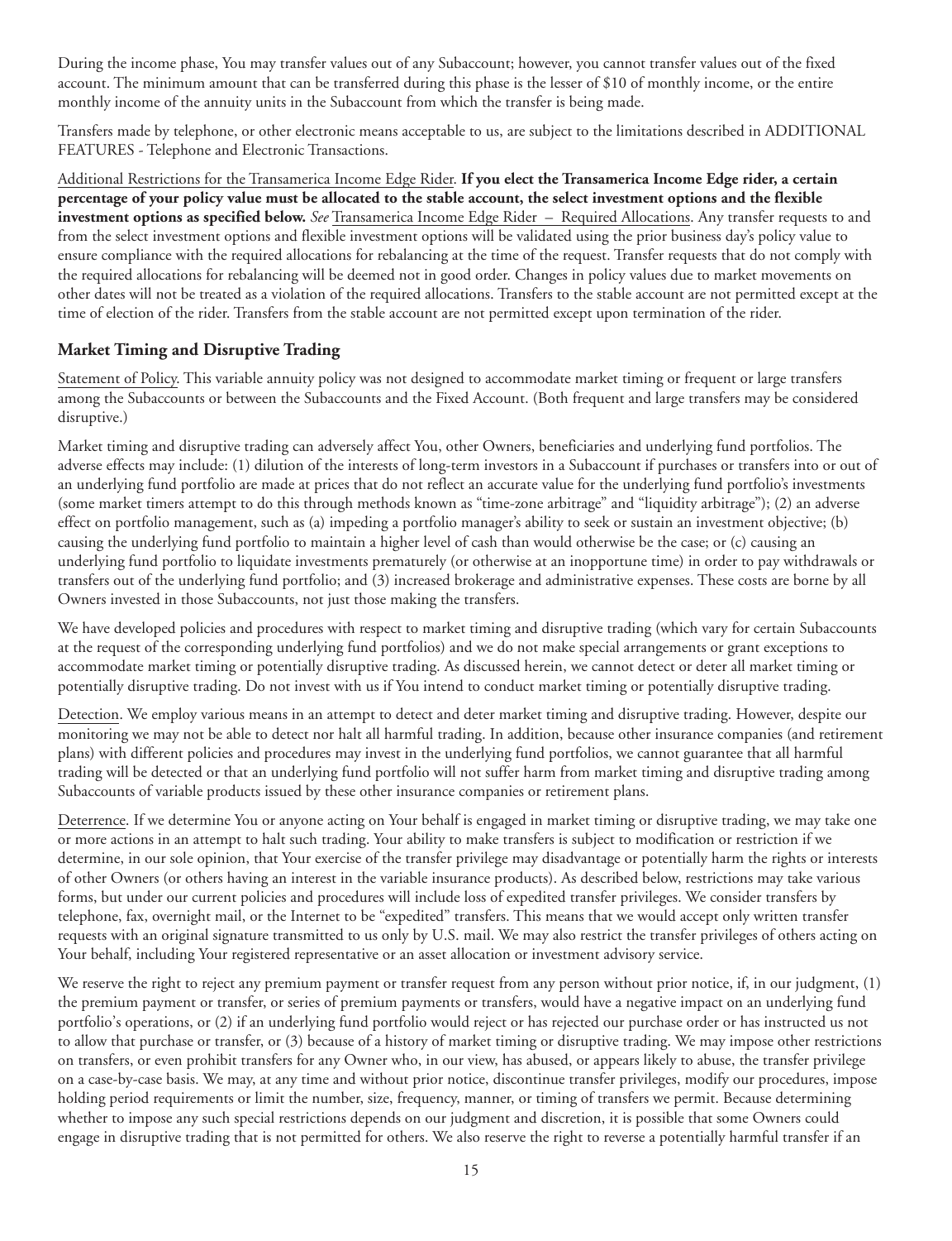During the income phase, You may transfer values out of any Subaccount; however, you cannot transfer values out of the fixed account. The minimum amount that can be transferred during this phase is the lesser of $10 of monthly income, or the entire monthly income of the annuity units in the Subaccount from which the transfer is being made.

Transfers made by telephone, or other electronic means acceptable to us, are subject to the limitations described in ADDITIONAL FEATURES - Telephone and Electronic Transactions.

Additional Restrictions for the Transamerica Income Edge Rider. **If you elect the Transamerica Income Edge rider, a certain percentage of your policy value must be allocated to the stable account, the select investment options and the flexible investment options as specified below.** *See* Transamerica Income Edge Rider – Required Allocations. Any transfer requests to and from the select investment options and flexible investment options will be validated using the prior business day's policy value to ensure compliance with the required allocations for rebalancing at the time of the request. Transfer requests that do not comply with the required allocations for rebalancing will be deemed not in good order. Changes in policy values due to market movements on other dates will not be treated as a violation of the required allocations. Transfers to the stable account are not permitted except at the time of election of the rider. Transfers from the stable account are not permitted except upon termination of the rider.

### Market Timing and Disruptive Trading

Statement of Policy. This variable annuity policy was not designed to accommodate market timing or frequent or large transfers among the Subaccounts or between the Subaccounts and the Fixed Account. (Both frequent and large transfers may be considered disruptive.)

Market timing and disruptive trading can adversely affect You, other Owners, beneficiaries and underlying fund portfolios. The adverse effects may include: (1) dilution of the interests of long-term investors in a Subaccount if purchases or transfers into or out of an underlying fund portfolio are made at prices that do not reflect an accurate value for the underlying fund portfolio's investments (some market timers attempt to do this through methods known as "time-zone arbitrage" and "liquidity arbitrage"); (2) an adverse effect on portfolio management, such as (a) impeding a portfolio manager's ability to seek or sustain an investment objective; (b) causing the underlying fund portfolio to maintain a higher level of cash than would otherwise be the case; or (c) causing an underlying fund portfolio to liquidate investments prematurely (or otherwise at an inopportune time) in order to pay withdrawals or transfers out of the underlying fund portfolio; and (3) increased brokerage and administrative expenses. These costs are borne by all Owners invested in those Subaccounts, not just those making the transfers.

We have developed policies and procedures with respect to market timing and disruptive trading (which vary for certain Subaccounts at the request of the corresponding underlying fund portfolios) and we do not make special arrangements or grant exceptions to accommodate market timing or potentially disruptive trading. As discussed herein, we cannot detect or deter all market timing or potentially disruptive trading. Do not invest with us if You intend to conduct market timing or potentially disruptive trading.

Detection. We employ various means in an attempt to detect and deter market timing and disruptive trading. However, despite our monitoring we may not be able to detect nor halt all harmful trading. In addition, because other insurance companies (and retirement plans) with different policies and procedures may invest in the underlying fund portfolios, we cannot guarantee that all harmful trading will be detected or that an underlying fund portfolio will not suffer harm from market timing and disruptive trading among Subaccounts of variable products issued by these other insurance companies or retirement plans.

Deterrence. If we determine You or anyone acting on Your behalf is engaged in market timing or disruptive trading, we may take one or more actions in an attempt to halt such trading. Your ability to make transfers is subject to modification or restriction if we determine, in our sole opinion, that Your exercise of the transfer privilege may disadvantage or potentially harm the rights or interests of other Owners (or others having an interest in the variable insurance products). As described below, restrictions may take various forms, but under our current policies and procedures will include loss of expedited transfer privileges. We consider transfers by telephone, fax, overnight mail, or the Internet to be "expedited" transfers. This means that we would accept only written transfer requests with an original signature transmitted to us only by U.S. mail. We may also restrict the transfer privileges of others acting on Your behalf, including Your registered representative or an asset allocation or investment advisory service.

We reserve the right to reject any premium payment or transfer request from any person without prior notice, if, in our judgment, (1) the premium payment or transfer, or series of premium payments or transfers, would have a negative impact on an underlying fund portfolio's operations, or (2) if an underlying fund portfolio would reject or has rejected our purchase order or has instructed us not to allow that purchase or transfer, or (3) because of a history of market timing or disruptive trading. We may impose other restrictions on transfers, or even prohibit transfers for any Owner who, in our view, has abused, or appears likely to abuse, the transfer privilege on a case-by-case basis. We may, at any time and without prior notice, discontinue transfer privileges, modify our procedures, impose holding period requirements or limit the number, size, frequency, manner, or timing of transfers we permit. Because determining whether to impose any such special restrictions depends on our judgment and discretion, it is possible that some Owners could engage in disruptive trading that is not permitted for others. We also reserve the right to reverse a potentially harmful transfer if an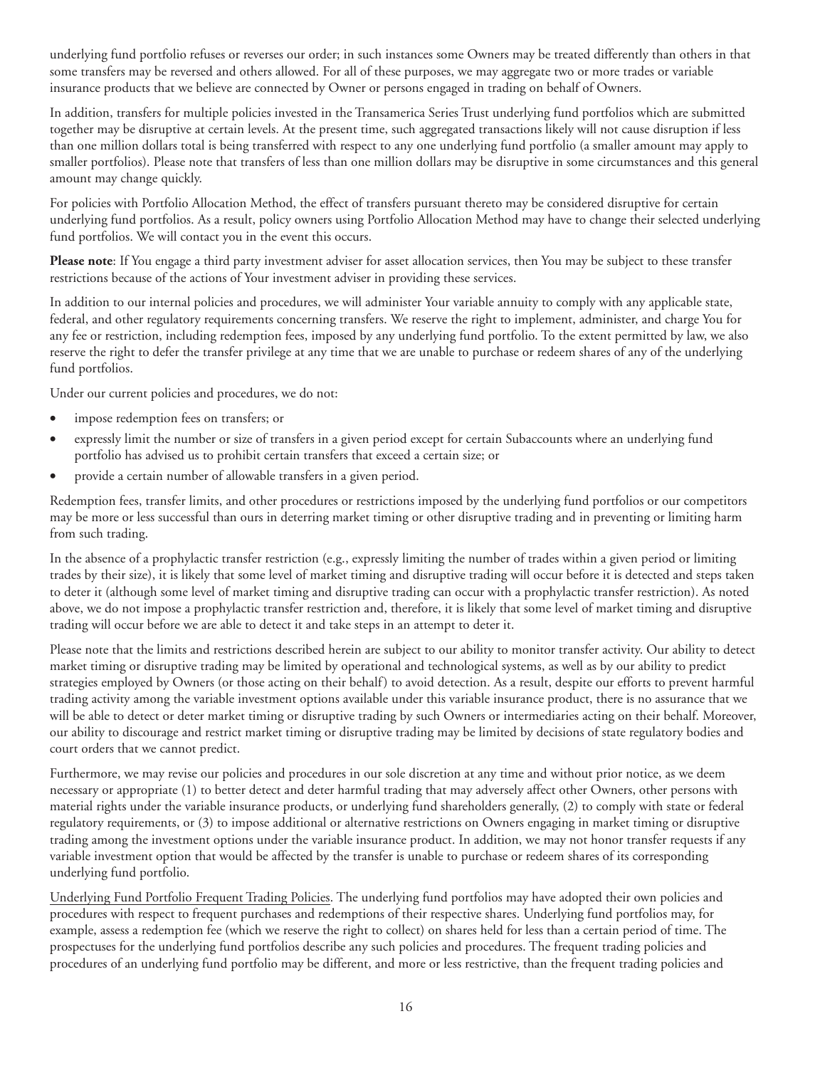underlying fund portfolio refuses or reverses our order; in such instances some Owners may be treated differently than others in that some transfers may be reversed and others allowed. For all of these purposes, we may aggregate two or more trades or variable insurance products that we believe are connected by Owner or persons engaged in trading on behalf of Owners.

In addition, transfers for multiple policies invested in the Transamerica Series Trust underlying fund portfolios which are submitted together may be disruptive at certain levels. At the present time, such aggregated transactions likely will not cause disruption if less than one million dollars total is being transferred with respect to any one underlying fund portfolio (a smaller amount may apply to smaller portfolios). Please note that transfers of less than one million dollars may be disruptive in some circumstances and this general amount may change quickly.

For policies with Portfolio Allocation Method, the effect of transfers pursuant thereto may be considered disruptive for certain underlying fund portfolios. As a result, policy owners using Portfolio Allocation Method may have to change their selected underlying fund portfolios. We will contact you in the event this occurs.

**Please note**: If You engage a third party investment adviser for asset allocation services, then You may be subject to these transfer restrictions because of the actions of Your investment adviser in providing these services.

In addition to our internal policies and procedures, we will administer Your variable annuity to comply with any applicable state, federal, and other regulatory requirements concerning transfers. We reserve the right to implement, administer, and charge You for any fee or restriction, including redemption fees, imposed by any underlying fund portfolio. To the extent permitted by law, we also reserve the right to defer the transfer privilege at any time that we are unable to purchase or redeem shares of any of the underlying fund portfolios.

Under our current policies and procedures, we do not:

- impose redemption fees on transfers; or
- expressly limit the number or size of transfers in a given period except for certain Subaccounts where an underlying fund portfolio has advised us to prohibit certain transfers that exceed a certain size; or
- provide a certain number of allowable transfers in a given period.

Redemption fees, transfer limits, and other procedures or restrictions imposed by the underlying fund portfolios or our competitors may be more or less successful than ours in deterring market timing or other disruptive trading and in preventing or limiting harm from such trading.

In the absence of a prophylactic transfer restriction (e.g., expressly limiting the number of trades within a given period or limiting trades by their size), it is likely that some level of market timing and disruptive trading will occur before it is detected and steps taken to deter it (although some level of market timing and disruptive trading can occur with a prophylactic transfer restriction). As noted above, we do not impose a prophylactic transfer restriction and, therefore, it is likely that some level of market timing and disruptive trading will occur before we are able to detect it and take steps in an attempt to deter it.

Please note that the limits and restrictions described herein are subject to our ability to monitor transfer activity. Our ability to detect market timing or disruptive trading may be limited by operational and technological systems, as well as by our ability to predict strategies employed by Owners (or those acting on their behalf) to avoid detection. As a result, despite our efforts to prevent harmful trading activity among the variable investment options available under this variable insurance product, there is no assurance that we will be able to detect or deter market timing or disruptive trading by such Owners or intermediaries acting on their behalf. Moreover, our ability to discourage and restrict market timing or disruptive trading may be limited by decisions of state regulatory bodies and court orders that we cannot predict.

Furthermore, we may revise our policies and procedures in our sole discretion at any time and without prior notice, as we deem necessary or appropriate (1) to better detect and deter harmful trading that may adversely affect other Owners, other persons with material rights under the variable insurance products, or underlying fund shareholders generally, (2) to comply with state or federal regulatory requirements, or (3) to impose additional or alternative restrictions on Owners engaging in market timing or disruptive trading among the investment options under the variable insurance product. In addition, we may not honor transfer requests if any variable investment option that would be affected by the transfer is unable to purchase or redeem shares of its corresponding underlying fund portfolio.

Underlying Fund Portfolio Frequent Trading Policies. The underlying fund portfolios may have adopted their own policies and procedures with respect to frequent purchases and redemptions of their respective shares. Underlying fund portfolios may, for example, assess a redemption fee (which we reserve the right to collect) on shares held for less than a certain period of time. The prospectuses for the underlying fund portfolios describe any such policies and procedures. The frequent trading policies and procedures of an underlying fund portfolio may be different, and more or less restrictive, than the frequent trading policies and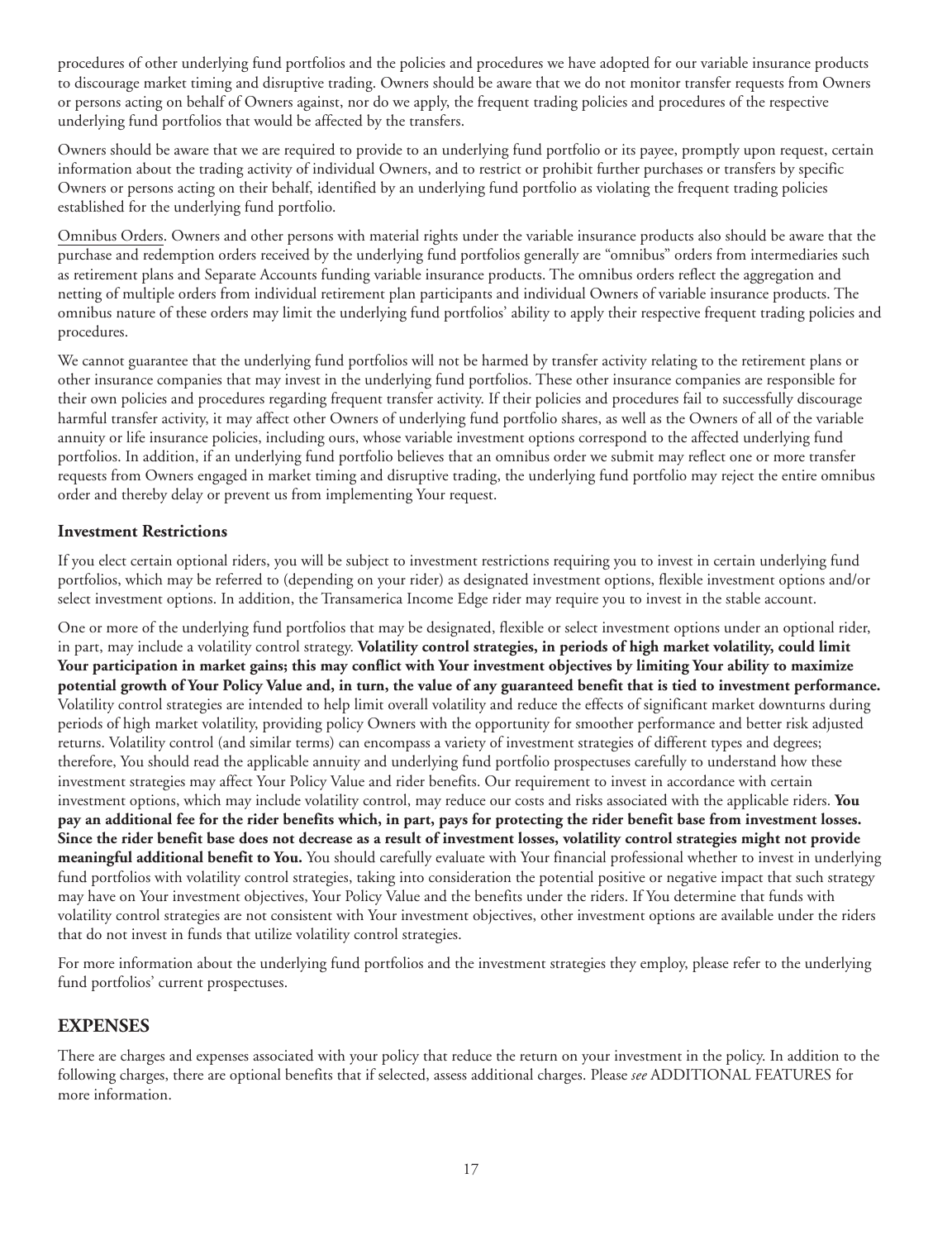procedures of other underlying fund portfolios and the policies and procedures we have adopted for our variable insurance products to discourage market timing and disruptive trading. Owners should be aware that we do not monitor transfer requests from Owners or persons acting on behalf of Owners against, nor do we apply, the frequent trading policies and procedures of the respective underlying fund portfolios that would be affected by the transfers.

Owners should be aware that we are required to provide to an underlying fund portfolio or its payee, promptly upon request, certain information about the trading activity of individual Owners, and to restrict or prohibit further purchases or transfers by specific Owners or persons acting on their behalf, identified by an underlying fund portfolio as violating the frequent trading policies established for the underlying fund portfolio.

Omnibus Orders. Owners and other persons with material rights under the variable insurance products also should be aware that the purchase and redemption orders received by the underlying fund portfolios generally are "omnibus" orders from intermediaries such as retirement plans and Separate Accounts funding variable insurance products. The omnibus orders reflect the aggregation and netting of multiple orders from individual retirement plan participants and individual Owners of variable insurance products. The omnibus nature of these orders may limit the underlying fund portfolios' ability to apply their respective frequent trading policies and procedures.

We cannot guarantee that the underlying fund portfolios will not be harmed by transfer activity relating to the retirement plans or other insurance companies that may invest in the underlying fund portfolios. These other insurance companies are responsible for their own policies and procedures regarding frequent transfer activity. If their policies and procedures fail to successfully discourage harmful transfer activity, it may affect other Owners of underlying fund portfolio shares, as well as the Owners of all of the variable annuity or life insurance policies, including ours, whose variable investment options correspond to the affected underlying fund portfolios. In addition, if an underlying fund portfolio believes that an omnibus order we submit may reflect one or more transfer requests from Owners engaged in market timing and disruptive trading, the underlying fund portfolio may reject the entire omnibus order and thereby delay or prevent us from implementing Your request.

### Investment Restrictions

If you elect certain optional riders, you will be subject to investment restrictions requiring you to invest in certain underlying fund portfolios, which may be referred to (depending on your rider) as designated investment options, flexible investment options and/or select investment options. In addition, the Transamerica Income Edge rider may require you to invest in the stable account.

One or more of the underlying fund portfolios that may be designated, flexible or select investment options under an optional rider, in part, may include a volatility control strategy. **Volatility control strategies, in periods of high market volatility, could limit Your participation in market gains; this may conflict with Your investment objectives by limiting Your ability to maximize potential growth of Your Policy Value and, in turn, the value of any guaranteed benefit that is tied to investment performance.** Volatility control strategies are intended to help limit overall volatility and reduce the effects of significant market downturns during periods of high market volatility, providing policy Owners with the opportunity for smoother performance and better risk adjusted returns. Volatility control (and similar terms) can encompass a variety of investment strategies of different types and degrees; therefore, You should read the applicable annuity and underlying fund portfolio prospectuses carefully to understand how these investment strategies may affect Your Policy Value and rider benefits. Our requirement to invest in accordance with certain investment options, which may include volatility control, may reduce our costs and risks associated with the applicable riders. **You pay an additional fee for the rider benefits which, in part, pays for protecting the rider benefit base from investment losses. Since the rider benefit base does not decrease as a result of investment losses, volatility control strategies might not provide meaningful additional benefit to You.** You should carefully evaluate with Your financial professional whether to invest in underlying fund portfolios with volatility control strategies, taking into consideration the potential positive or negative impact that such strategy may have on Your investment objectives, Your Policy Value and the benefits under the riders. If You determine that funds with volatility control strategies are not consistent with Your investment objectives, other investment options are available under the riders that do not invest in funds that utilize volatility control strategies.

For more information about the underlying fund portfolios and the investment strategies they employ, please refer to the underlying fund portfolios' current prospectuses.

## EXPENSES

There are charges and expenses associated with your policy that reduce the return on your investment in the policy. In addition to the following charges, there are optional benefits that if selected, assess additional charges. Please *see* ADDITIONAL FEATURES for more information.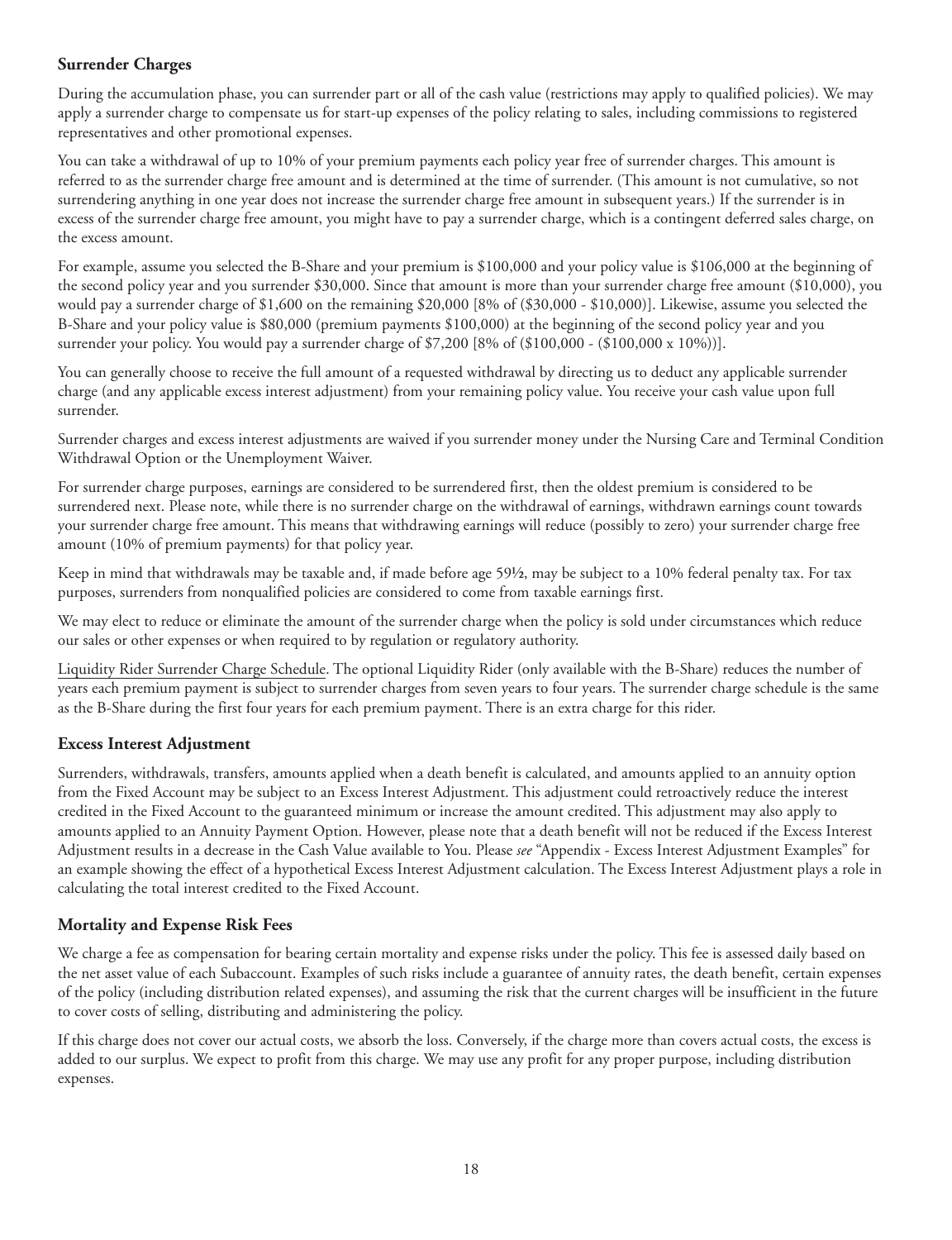### Surrender Charges

During the accumulation phase, you can surrender part or all of the cash value (restrictions may apply to qualified policies). We may apply a surrender charge to compensate us for start-up expenses of the policy relating to sales, including commissions to registered representatives and other promotional expenses.

You can take a withdrawal of up to 10% of your premium payments each policy year free of surrender charges. This amount is referred to as the surrender charge free amount and is determined at the time of surrender. (This amount is not cumulative, so not surrendering anything in one year does not increase the surrender charge free amount in subsequent years.) If the surrender is in excess of the surrender charge free amount, you might have to pay a surrender charge, which is a contingent deferred sales charge, on the excess amount.

For example, assume you selected the B-Share and your premium is $100,000 and your policy value is $106,000 at the beginning of the second policy year and you surrender $30,000. Since that amount is more than your surrender charge free amount ($10,000), you would pay a surrender charge of $1,600 on the remaining $20,000 [8% of ($30,000 - $10,000)]. Likewise, assume you selected the B-Share and your policy value is $80,000 (premium payments $100,000) at the beginning of the second policy year and you surrender your policy. You would pay a surrender charge of $7,200 [8% of ($100,000 - ($100,000 x 10%))].

You can generally choose to receive the full amount of a requested withdrawal by directing us to deduct any applicable surrender charge (and any applicable excess interest adjustment) from your remaining policy value. You receive your cash value upon full surrender.

Surrender charges and excess interest adjustments are waived if you surrender money under the Nursing Care and Terminal Condition Withdrawal Option or the Unemployment Waiver.

For surrender charge purposes, earnings are considered to be surrendered first, then the oldest premium is considered to be surrendered next. Please note, while there is no surrender charge on the withdrawal of earnings, withdrawn earnings count towards your surrender charge free amount. This means that withdrawing earnings will reduce (possibly to zero) your surrender charge free amount (10% of premium payments) for that policy year.

Keep in mind that withdrawals may be taxable and, if made before age 59½, may be subject to a 10% federal penalty tax. For tax purposes, surrenders from nonqualified policies are considered to come from taxable earnings first.

We may elect to reduce or eliminate the amount of the surrender charge when the policy is sold under circumstances which reduce our sales or other expenses or when required to by regulation or regulatory authority.

Liquidity Rider Surrender Charge Schedule. The optional Liquidity Rider (only available with the B-Share) reduces the number of years each premium payment is subject to surrender charges from seven years to four years. The surrender charge schedule is the same as the B-Share during the first four years for each premium payment. There is an extra charge for this rider.

### Excess Interest Adjustment

Surrenders, withdrawals, transfers, amounts applied when a death benefit is calculated, and amounts applied to an annuity option from the Fixed Account may be subject to an Excess Interest Adjustment. This adjustment could retroactively reduce the interest credited in the Fixed Account to the guaranteed minimum or increase the amount credited. This adjustment may also apply to amounts applied to an Annuity Payment Option. However, please note that a death benefit will not be reduced if the Excess Interest Adjustment results in a decrease in the Cash Value available to You. Please *see* "Appendix - Excess Interest Adjustment Examples" for an example showing the effect of a hypothetical Excess Interest Adjustment calculation. The Excess Interest Adjustment plays a role in calculating the total interest credited to the Fixed Account.

### Mortality and Expense Risk Fees

We charge a fee as compensation for bearing certain mortality and expense risks under the policy. This fee is assessed daily based on the net asset value of each Subaccount. Examples of such risks include a guarantee of annuity rates, the death benefit, certain expenses of the policy (including distribution related expenses), and assuming the risk that the current charges will be insufficient in the future to cover costs of selling, distributing and administering the policy.

If this charge does not cover our actual costs, we absorb the loss. Conversely, if the charge more than covers actual costs, the excess is added to our surplus. We expect to profit from this charge. We may use any profit for any proper purpose, including distribution expenses.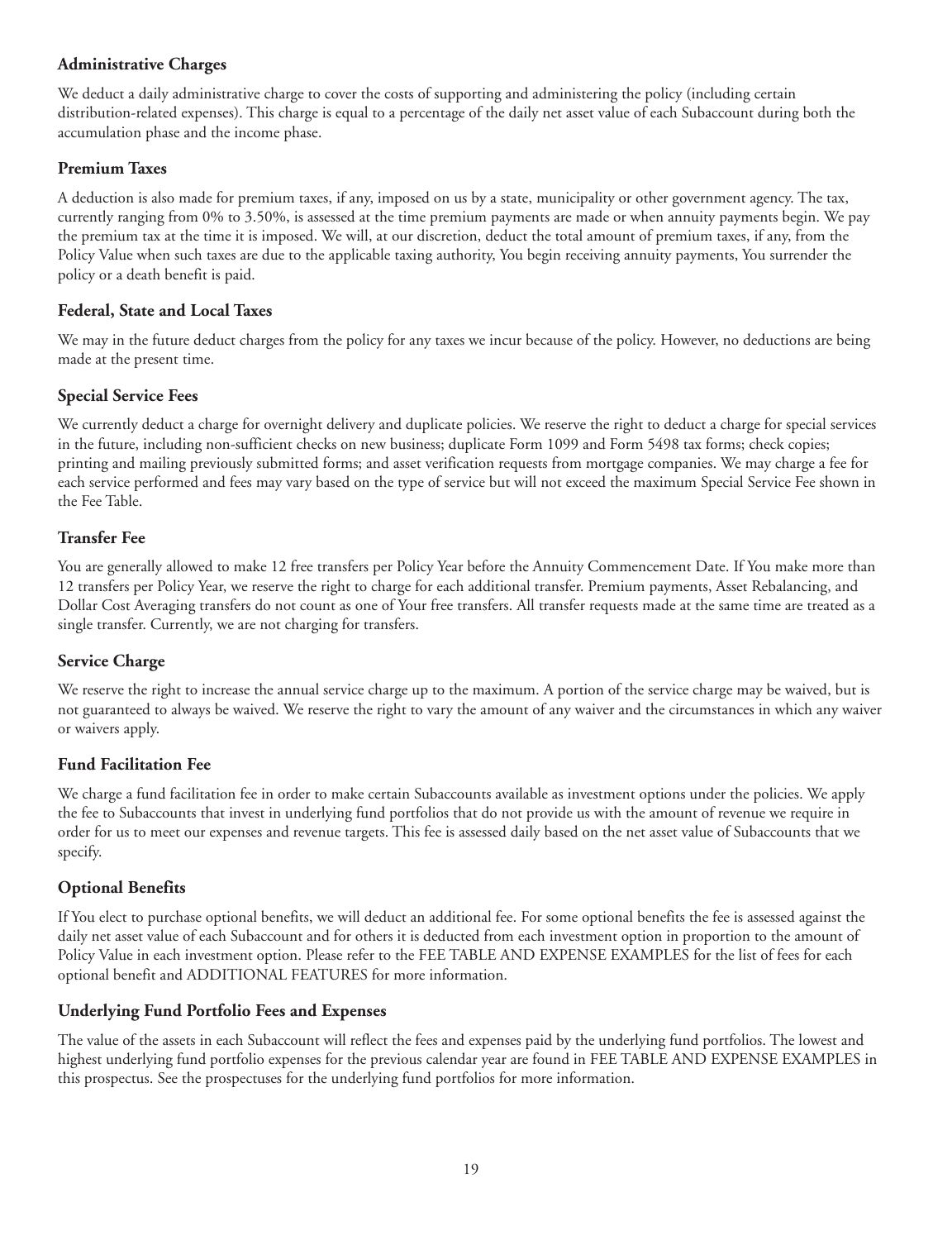### Administrative Charges

We deduct a daily administrative charge to cover the costs of supporting and administering the policy (including certain distribution-related expenses). This charge is equal to a percentage of the daily net asset value of each Subaccount during both the accumulation phase and the income phase.

### Premium Taxes

A deduction is also made for premium taxes, if any, imposed on us by a state, municipality or other government agency. The tax, currently ranging from 0% to 3.50%, is assessed at the time premium payments are made or when annuity payments begin. We pay the premium tax at the time it is imposed. We will, at our discretion, deduct the total amount of premium taxes, if any, from the Policy Value when such taxes are due to the applicable taxing authority, You begin receiving annuity payments, You surrender the policy or a death benefit is paid.

### Federal, State and Local Taxes

We may in the future deduct charges from the policy for any taxes we incur because of the policy. However, no deductions are being made at the present time.

### Special Service Fees

We currently deduct a charge for overnight delivery and duplicate policies. We reserve the right to deduct a charge for special services in the future, including non-sufficient checks on new business; duplicate Form 1099 and Form 5498 tax forms; check copies; printing and mailing previously submitted forms; and asset verification requests from mortgage companies. We may charge a fee for each service performed and fees may vary based on the type of service but will not exceed the maximum Special Service Fee shown in the Fee Table.

### Transfer Fee

You are generally allowed to make 12 free transfers per Policy Year before the Annuity Commencement Date. If You make more than 12 transfers per Policy Year, we reserve the right to charge for each additional transfer. Premium payments, Asset Rebalancing, and Dollar Cost Averaging transfers do not count as one of Your free transfers. All transfer requests made at the same time are treated as a single transfer. Currently, we are not charging for transfers.

### Service Charge

We reserve the right to increase the annual service charge up to the maximum. A portion of the service charge may be waived, but is not guaranteed to always be waived. We reserve the right to vary the amount of any waiver and the circumstances in which any waiver or waivers apply.

### Fund Facilitation Fee

We charge a fund facilitation fee in order to make certain Subaccounts available as investment options under the policies. We apply the fee to Subaccounts that invest in underlying fund portfolios that do not provide us with the amount of revenue we require in order for us to meet our expenses and revenue targets. This fee is assessed daily based on the net asset value of Subaccounts that we specify.

### Optional Benefits

If You elect to purchase optional benefits, we will deduct an additional fee. For some optional benefits the fee is assessed against the daily net asset value of each Subaccount and for others it is deducted from each investment option in proportion to the amount of Policy Value in each investment option. Please refer to the FEE TABLE AND EXPENSE EXAMPLES for the list of fees for each optional benefit and ADDITIONAL FEATURES for more information.

### Underlying Fund Portfolio Fees and Expenses

The value of the assets in each Subaccount will reflect the fees and expenses paid by the underlying fund portfolios. The lowest and highest underlying fund portfolio expenses for the previous calendar year are found in FEE TABLE AND EXPENSE EXAMPLES in this prospectus. See the prospectuses for the underlying fund portfolios for more information.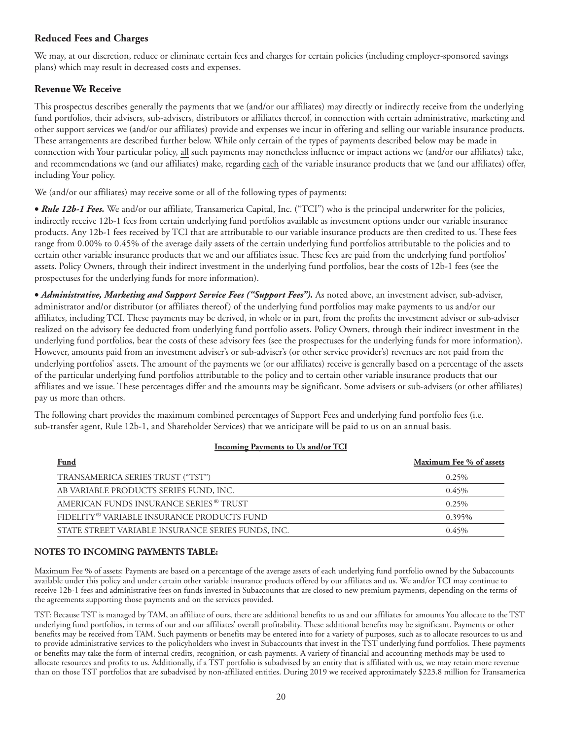### Reduced Fees and Charges

We may, at our discretion, reduce or eliminate certain fees and charges for certain policies (including employer-sponsored savings plans) which may result in decreased costs and expenses.

### Revenue We Receive

This prospectus describes generally the payments that we (and/or our affiliates) may directly or indirectly receive from the underlying fund portfolios, their advisers, sub-advisers, distributors or affiliates thereof, in connection with certain administrative, marketing and other support services we (and/or our affiliates) provide and expenses we incur in offering and selling our variable insurance products. These arrangements are described further below. While only certain of the types of payments described below may be made in connection with Your particular policy, all such payments may nonetheless influence or impact actions we (and/or our affiliates) take, and recommendations we (and our affiliates) make, regarding each of the variable insurance products that we (and our affiliates) offer, including Your policy.

We (and/or our affiliates) may receive some or all of the following types of payments:

- ***Rule 12b-1 Fees.*** We and/or our affiliate, Transamerica Capital, Inc. ("TCI") who is the principal underwriter for the policies, indirectly receive 12b-1 fees from certain underlying fund portfolios available as investment options under our variable insurance products. Any 12b-1 fees received by TCI that are attributable to our variable insurance products are then credited to us. These fees range from 0.00% to 0.45% of the average daily assets of the certain underlying fund portfolios attributable to the policies and to certain other variable insurance products that we and our affiliates issue. These fees are paid from the underlying fund portfolios' assets. Policy Owners, through their indirect investment in the underlying fund portfolios, bear the costs of 12b-1 fees (see the prospectuses for the underlying funds for more information).

- ***Administrative, Marketing and Support Service Fees ("Support Fees").*** As noted above, an investment adviser, sub-adviser, administrator and/or distributor (or affiliates thereof) of the underlying fund portfolios may make payments to us and/or our affiliates, including TCI. These payments may be derived, in whole or in part, from the profits the investment adviser or sub-adviser realized on the advisory fee deducted from underlying fund portfolio assets. Policy Owners, through their indirect investment in the underlying fund portfolios, bear the costs of these advisory fees (see the prospectuses for the underlying funds for more information). However, amounts paid from an investment adviser's or sub-adviser's (or other service provider's) revenues are not paid from the underlying portfolios' assets. The amount of the payments we (or our affiliates) receive is generally based on a percentage of the assets of the particular underlying fund portfolios attributable to the policy and to certain other variable insurance products that our affiliates and we issue. These percentages differ and the amounts may be significant. Some advisers or sub-advisers (or other affiliates) pay us more than others.

The following chart provides the maximum combined percentages of Support Fees and underlying fund portfolio fees (i.e. sub-transfer agent, Rule 12b-1, and Shareholder Services) that we anticipate will be paid to us on an annual basis.

**Incoming Payments to Us and/or TCI**

| Fund | Maximum Fee % of assets |
|---|---|
| TRANSAMERICA SERIES TRUST ("TST") | 0.25% |
| AB VARIABLE PRODUCTS SERIES FUND, INC. | 0.45% |
| AMERICAN FUNDS INSURANCE SERIES® TRUST | 0.25% |
| FIDELITY® VARIABLE INSURANCE PRODUCTS FUND | 0.395% |
| STATE STREET VARIABLE INSURANCE SERIES FUNDS, INC. | 0.45% |

**NOTES TO INCOMING PAYMENTS TABLE:**

Maximum Fee % of assets: Payments are based on a percentage of the average assets of each underlying fund portfolio owned by the Subaccounts available under this policy and under certain other variable insurance products offered by our affiliates and us. We and/or TCI may continue to receive 12b-1 fees and administrative fees on funds invested in Subaccounts that are closed to new premium payments, depending on the terms of the agreements supporting those payments and on the services provided.

TST: Because TST is managed by TAM, an affiliate of ours, there are additional benefits to us and our affiliates for amounts You allocate to the TST underlying fund portfolios, in terms of our and our affiliates' overall profitability. These additional benefits may be significant. Payments or other benefits may be received from TAM. Such payments or benefits may be entered into for a variety of purposes, such as to allocate resources to us and to provide administrative services to the policyholders who invest in Subaccounts that invest in the TST underlying fund portfolios. These payments or benefits may take the form of internal credits, recognition, or cash payments. A variety of financial and accounting methods may be used to allocate resources and profits to us. Additionally, if a TST portfolio is subadvised by an entity that is affiliated with us, we may retain more revenue than on those TST portfolios that are subadvised by non-affiliated entities. During 2019 we received approximately $223.8 million for Transamerica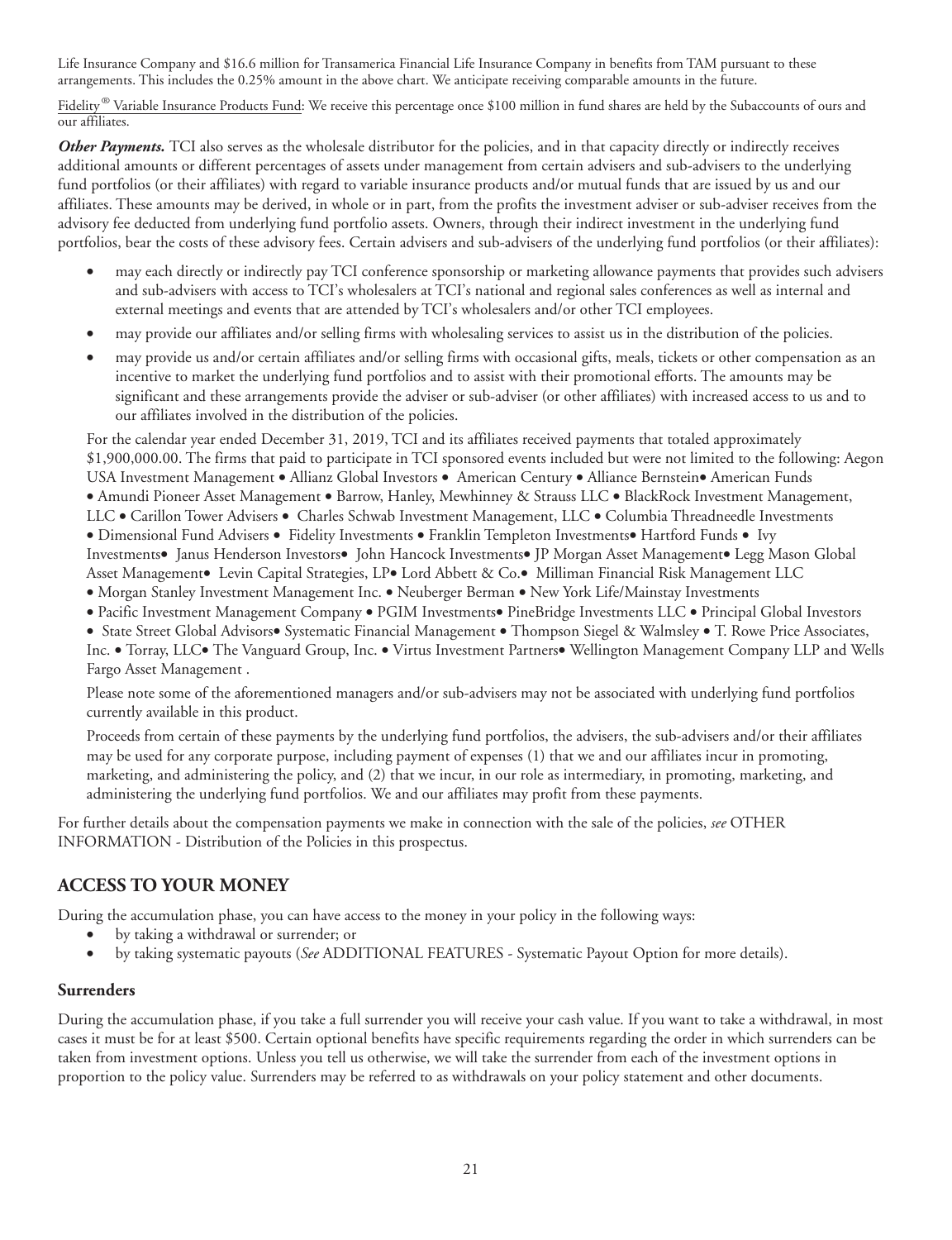Life Insurance Company and $16.6 million for Transamerica Financial Life Insurance Company in benefits from TAM pursuant to these arrangements. This includes the 0.25% amount in the above chart. We anticipate receiving comparable amounts in the future.

Fidelity® Variable Insurance Products Fund: We receive this percentage once $100 million in fund shares are held by the Subaccounts of ours and our affiliates.

***Other Payments.*** TCI also serves as the wholesale distributor for the policies, and in that capacity directly or indirectly receives additional amounts or different percentages of assets under management from certain advisers and sub-advisers to the underlying fund portfolios (or their affiliates) with regard to variable insurance products and/or mutual funds that are issued by us and our affiliates. These amounts may be derived, in whole or in part, from the profits the investment adviser or sub-adviser receives from the advisory fee deducted from underlying fund portfolio assets. Owners, through their indirect investment in the underlying fund portfolios, bear the costs of these advisory fees. Certain advisers and sub-advisers of the underlying fund portfolios (or their affiliates):

- may each directly or indirectly pay TCI conference sponsorship or marketing allowance payments that provides such advisers and sub-advisers with access to TCI's wholesalers at TCI's national and regional sales conferences as well as internal and external meetings and events that are attended by TCI's wholesalers and/or other TCI employees.
- may provide our affiliates and/or selling firms with wholesaling services to assist us in the distribution of the policies.
- may provide us and/or certain affiliates and/or selling firms with occasional gifts, meals, tickets or other compensation as an incentive to market the underlying fund portfolios and to assist with their promotional efforts. The amounts may be significant and these arrangements provide the adviser or sub-adviser (or other affiliates) with increased access to us and to our affiliates involved in the distribution of the policies.

For the calendar year ended December 31, 2019, TCI and its affiliates received payments that totaled approximately $1,900,000.00. The firms that paid to participate in TCI sponsored events included but were not limited to the following: Aegon USA Investment Management • Allianz Global Investors • American Century • Alliance Bernstein• American Funds • Amundi Pioneer Asset Management • Barrow, Hanley, Mewhinney & Strauss LLC • BlackRock Investment Management, LLC • Carillon Tower Advisers • Charles Schwab Investment Management, LLC • Columbia Threadneedle Investments • Dimensional Fund Advisers • Fidelity Investments • Franklin Templeton Investments• Hartford Funds • Ivy Investments• Janus Henderson Investors• John Hancock Investments• JP Morgan Asset Management• Legg Mason Global Asset Management• Levin Capital Strategies, LP• Lord Abbett & Co.• Milliman Financial Risk Management LLC • Morgan Stanley Investment Management Inc. • Neuberger Berman • New York Life/Mainstay Investments • Pacific Investment Management Company • PGIM Investments• PineBridge Investments LLC • Principal Global Investors • State Street Global Advisors• Systematic Financial Management • Thompson Siegel & Walmsley • T. Rowe Price Associates, Inc. • Torray, LLC• The Vanguard Group, Inc. • Virtus Investment Partners• Wellington Management Company LLP and Wells Fargo Asset Management .

Please note some of the aforementioned managers and/or sub-advisers may not be associated with underlying fund portfolios currently available in this product.

Proceeds from certain of these payments by the underlying fund portfolios, the advisers, the sub-advisers and/or their affiliates may be used for any corporate purpose, including payment of expenses (1) that we and our affiliates incur in promoting, marketing, and administering the policy, and (2) that we incur, in our role as intermediary, in promoting, marketing, and administering the underlying fund portfolios. We and our affiliates may profit from these payments.

For further details about the compensation payments we make in connection with the sale of the policies, *see* OTHER INFORMATION - Distribution of the Policies in this prospectus.

## ACCESS TO YOUR MONEY

During the accumulation phase, you can have access to the money in your policy in the following ways:

- by taking a withdrawal or surrender; or
- by taking systematic payouts (*See* ADDITIONAL FEATURES - Systematic Payout Option for more details).

### Surrenders

During the accumulation phase, if you take a full surrender you will receive your cash value. If you want to take a withdrawal, in most cases it must be for at least $500. Certain optional benefits have specific requirements regarding the order in which surrenders can be taken from investment options. Unless you tell us otherwise, we will take the surrender from each of the investment options in proportion to the policy value. Surrenders may be referred to as withdrawals on your policy statement and other documents.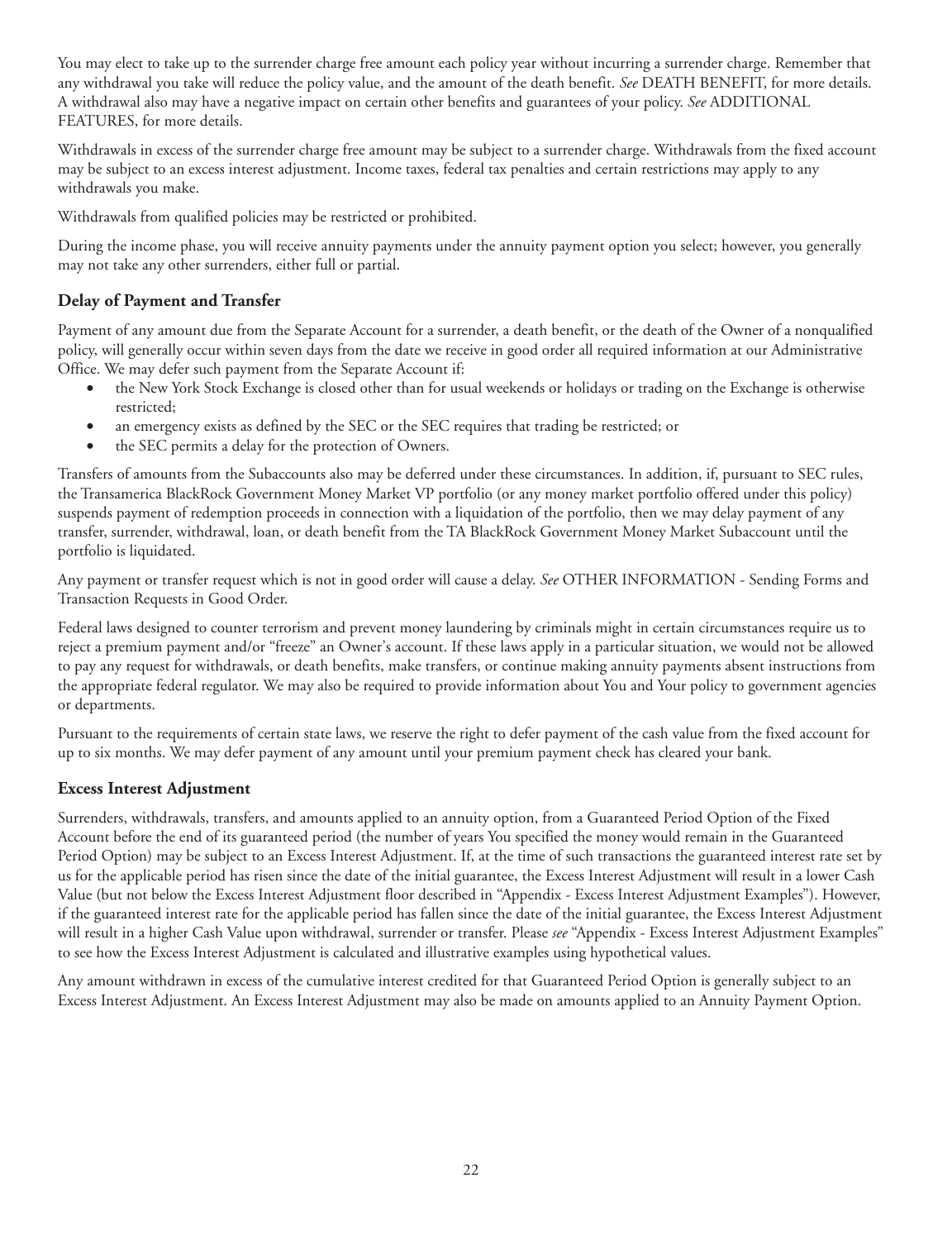You may elect to take up to the surrender charge free amount each policy year without incurring a surrender charge. Remember that any withdrawal you take will reduce the policy value, and the amount of the death benefit. *See* DEATH BENEFIT, for more details. A withdrawal also may have a negative impact on certain other benefits and guarantees of your policy. *See* ADDITIONAL FEATURES, for more details.

Withdrawals in excess of the surrender charge free amount may be subject to a surrender charge. Withdrawals from the fixed account may be subject to an excess interest adjustment. Income taxes, federal tax penalties and certain restrictions may apply to any withdrawals you make.

Withdrawals from qualified policies may be restricted or prohibited.

During the income phase, you will receive annuity payments under the annuity payment option you select; however, you generally may not take any other surrenders, either full or partial.

### Delay of Payment and Transfer

Payment of any amount due from the Separate Account for a surrender, a death benefit, or the death of the Owner of a nonqualified policy, will generally occur within seven days from the date we receive in good order all required information at our Administrative Office. We may defer such payment from the Separate Account if:

- the New York Stock Exchange is closed other than for usual weekends or holidays or trading on the Exchange is otherwise restricted;
- an emergency exists as defined by the SEC or the SEC requires that trading be restricted; or
- the SEC permits a delay for the protection of Owners.

Transfers of amounts from the Subaccounts also may be deferred under these circumstances. In addition, if, pursuant to SEC rules, the Transamerica BlackRock Government Money Market VP portfolio (or any money market portfolio offered under this policy) suspends payment of redemption proceeds in connection with a liquidation of the portfolio, then we may delay payment of any transfer, surrender, withdrawal, loan, or death benefit from the TA BlackRock Government Money Market Subaccount until the portfolio is liquidated.

Any payment or transfer request which is not in good order will cause a delay. *See* OTHER INFORMATION - Sending Forms and Transaction Requests in Good Order.

Federal laws designed to counter terrorism and prevent money laundering by criminals might in certain circumstances require us to reject a premium payment and/or "freeze" an Owner's account. If these laws apply in a particular situation, we would not be allowed to pay any request for withdrawals, or death benefits, make transfers, or continue making annuity payments absent instructions from the appropriate federal regulator. We may also be required to provide information about You and Your policy to government agencies or departments.

Pursuant to the requirements of certain state laws, we reserve the right to defer payment of the cash value from the fixed account for up to six months. We may defer payment of any amount until your premium payment check has cleared your bank.

### Excess Interest Adjustment

Surrenders, withdrawals, transfers, and amounts applied to an annuity option, from a Guaranteed Period Option of the Fixed Account before the end of its guaranteed period (the number of years You specified the money would remain in the Guaranteed Period Option) may be subject to an Excess Interest Adjustment. If, at the time of such transactions the guaranteed interest rate set by us for the applicable period has risen since the date of the initial guarantee, the Excess Interest Adjustment will result in a lower Cash Value (but not below the Excess Interest Adjustment floor described in "Appendix - Excess Interest Adjustment Examples"). However, if the guaranteed interest rate for the applicable period has fallen since the date of the initial guarantee, the Excess Interest Adjustment will result in a higher Cash Value upon withdrawal, surrender or transfer. Please *see* "Appendix - Excess Interest Adjustment Examples" to see how the Excess Interest Adjustment is calculated and illustrative examples using hypothetical values.

Any amount withdrawn in excess of the cumulative interest credited for that Guaranteed Period Option is generally subject to an Excess Interest Adjustment. An Excess Interest Adjustment may also be made on amounts applied to an Annuity Payment Option.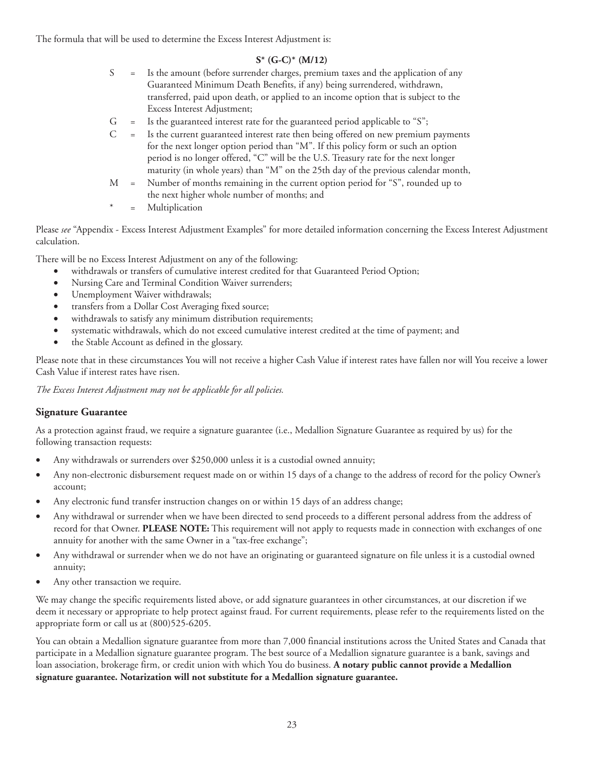The formula that will be used to determine the Excess Interest Adjustment is:

$$S^* (G-C)^* (M/12)$$

- S = Is the amount (before surrender charges, premium taxes and the application of any Guaranteed Minimum Death Benefits, if any) being surrendered, withdrawn, transferred, paid upon death, or applied to an income option that is subject to the Excess Interest Adjustment;
- G = Is the guaranteed interest rate for the guaranteed period applicable to "S";
- C = Is the current guaranteed interest rate then being offered on new premium payments for the next longer option period than "M". If this policy form or such an option period is no longer offered, "C" will be the U.S. Treasury rate for the next longer maturity (in whole years) than "M" on the 25th day of the previous calendar month,
- M = Number of months remaining in the current option period for "S", rounded up to the next higher whole number of months; and
- \* = Multiplication

Please *see* "Appendix - Excess Interest Adjustment Examples" for more detailed information concerning the Excess Interest Adjustment calculation.

There will be no Excess Interest Adjustment on any of the following:

- withdrawals or transfers of cumulative interest credited for that Guaranteed Period Option;
- Nursing Care and Terminal Condition Waiver surrenders;
- Unemployment Waiver withdrawals;
- transfers from a Dollar Cost Averaging fixed source;
- withdrawals to satisfy any minimum distribution requirements;
- systematic withdrawals, which do not exceed cumulative interest credited at the time of payment; and
- the Stable Account as defined in the glossary.

Please note that in these circumstances You will not receive a higher Cash Value if interest rates have fallen nor will You receive a lower Cash Value if interest rates have risen.

*The Excess Interest Adjustment may not be applicable for all policies.*

### Signature Guarantee

As a protection against fraud, we require a signature guarantee (i.e., Medallion Signature Guarantee as required by us) for the following transaction requests:

- Any withdrawals or surrenders over $250,000 unless it is a custodial owned annuity;
- Any non-electronic disbursement request made on or within 15 days of a change to the address of record for the policy Owner's account;
- Any electronic fund transfer instruction changes on or within 15 days of an address change;
- Any withdrawal or surrender when we have been directed to send proceeds to a different personal address from the address of record for that Owner. **PLEASE NOTE:** This requirement will not apply to requests made in connection with exchanges of one annuity for another with the same Owner in a "tax-free exchange";
- Any withdrawal or surrender when we do not have an originating or guaranteed signature on file unless it is a custodial owned annuity;
- Any other transaction we require.

We may change the specific requirements listed above, or add signature guarantees in other circumstances, at our discretion if we deem it necessary or appropriate to help protect against fraud. For current requirements, please refer to the requirements listed on the appropriate form or call us at (800)525-6205.

You can obtain a Medallion signature guarantee from more than 7,000 financial institutions across the United States and Canada that participate in a Medallion signature guarantee program. The best source of a Medallion signature guarantee is a bank, savings and loan association, brokerage firm, or credit union with which You do business. **A notary public cannot provide a Medallion signature guarantee. Notarization will not substitute for a Medallion signature guarantee.**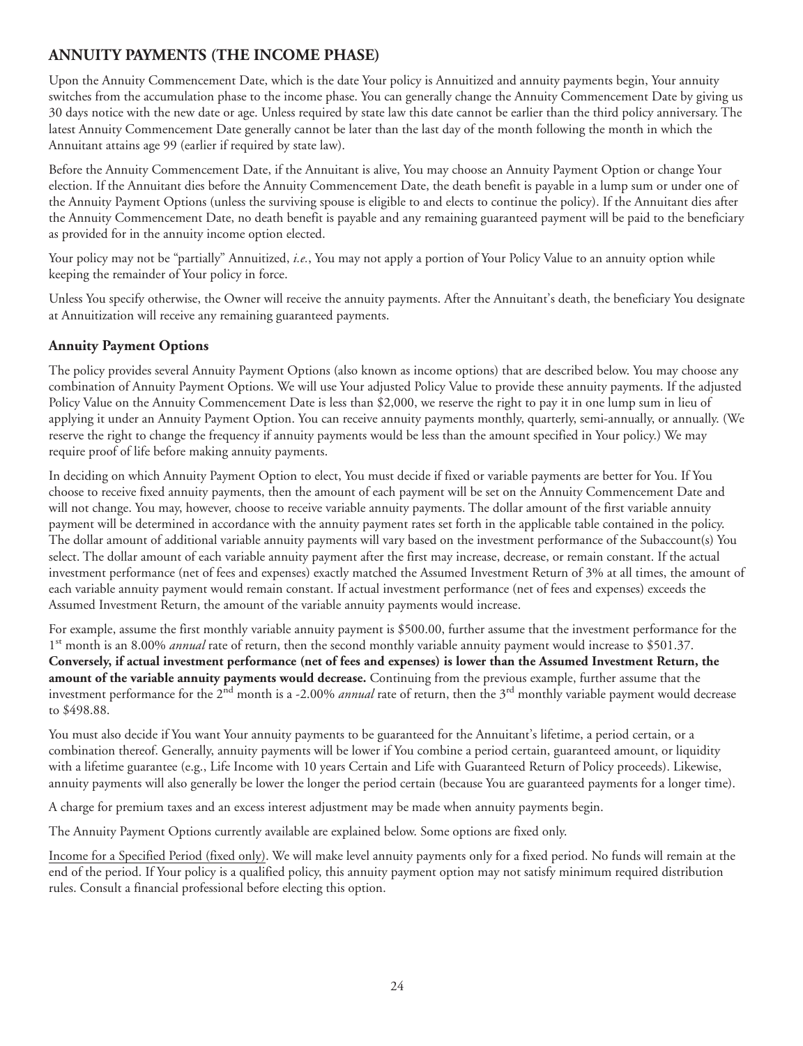## ANNUITY PAYMENTS (THE INCOME PHASE)

Upon the Annuity Commencement Date, which is the date Your policy is Annuitized and annuity payments begin, Your annuity switches from the accumulation phase to the income phase. You can generally change the Annuity Commencement Date by giving us 30 days notice with the new date or age. Unless required by state law this date cannot be earlier than the third policy anniversary. The latest Annuity Commencement Date generally cannot be later than the last day of the month following the month in which the Annuitant attains age 99 (earlier if required by state law).

Before the Annuity Commencement Date, if the Annuitant is alive, You may choose an Annuity Payment Option or change Your election. If the Annuitant dies before the Annuity Commencement Date, the death benefit is payable in a lump sum or under one of the Annuity Payment Options (unless the surviving spouse is eligible to and elects to continue the policy). If the Annuitant dies after the Annuity Commencement Date, no death benefit is payable and any remaining guaranteed payment will be paid to the beneficiary as provided for in the annuity income option elected.

Your policy may not be "partially" Annuitized, *i.e.*, You may not apply a portion of Your Policy Value to an annuity option while keeping the remainder of Your policy in force.

Unless You specify otherwise, the Owner will receive the annuity payments. After the Annuitant's death, the beneficiary You designate at Annuitization will receive any remaining guaranteed payments.

### Annuity Payment Options

The policy provides several Annuity Payment Options (also known as income options) that are described below. You may choose any combination of Annuity Payment Options. We will use Your adjusted Policy Value to provide these annuity payments. If the adjusted Policy Value on the Annuity Commencement Date is less than $2,000, we reserve the right to pay it in one lump sum in lieu of applying it under an Annuity Payment Option. You can receive annuity payments monthly, quarterly, semi-annually, or annually. (We reserve the right to change the frequency if annuity payments would be less than the amount specified in Your policy.) We may require proof of life before making annuity payments.

In deciding on which Annuity Payment Option to elect, You must decide if fixed or variable payments are better for You. If You choose to receive fixed annuity payments, then the amount of each payment will be set on the Annuity Commencement Date and will not change. You may, however, choose to receive variable annuity payments. The dollar amount of the first variable annuity payment will be determined in accordance with the annuity payment rates set forth in the applicable table contained in the policy. The dollar amount of additional variable annuity payments will vary based on the investment performance of the Subaccount(s) You select. The dollar amount of each variable annuity payment after the first may increase, decrease, or remain constant. If the actual investment performance (net of fees and expenses) exactly matched the Assumed Investment Return of 3% at all times, the amount of each variable annuity payment would remain constant. If actual investment performance (net of fees and expenses) exceeds the Assumed Investment Return, the amount of the variable annuity payments would increase.

For example, assume the first monthly variable annuity payment is $500.00, further assume that the investment performance for the 1st month is an 8.00% *annual* rate of return, then the second monthly variable annuity payment would increase to $501.37. **Conversely, if actual investment performance (net of fees and expenses) is lower than the Assumed Investment Return, the amount of the variable annuity payments would decrease.** Continuing from the previous example, further assume that the investment performance for the 2nd month is a -2.00% *annual* rate of return, then the 3rd monthly variable payment would decrease to $498.88.

You must also decide if You want Your annuity payments to be guaranteed for the Annuitant's lifetime, a period certain, or a combination thereof. Generally, annuity payments will be lower if You combine a period certain, guaranteed amount, or liquidity with a lifetime guarantee (e.g., Life Income with 10 years Certain and Life with Guaranteed Return of Policy proceeds). Likewise, annuity payments will also generally be lower the longer the period certain (because You are guaranteed payments for a longer time).

A charge for premium taxes and an excess interest adjustment may be made when annuity payments begin.

The Annuity Payment Options currently available are explained below. Some options are fixed only.

<u>Income for a Specified Period (fixed only)</u>. We will make level annuity payments only for a fixed period. No funds will remain at the end of the period. If Your policy is a qualified policy, this annuity payment option may not satisfy minimum required distribution rules. Consult a financial professional before electing this option.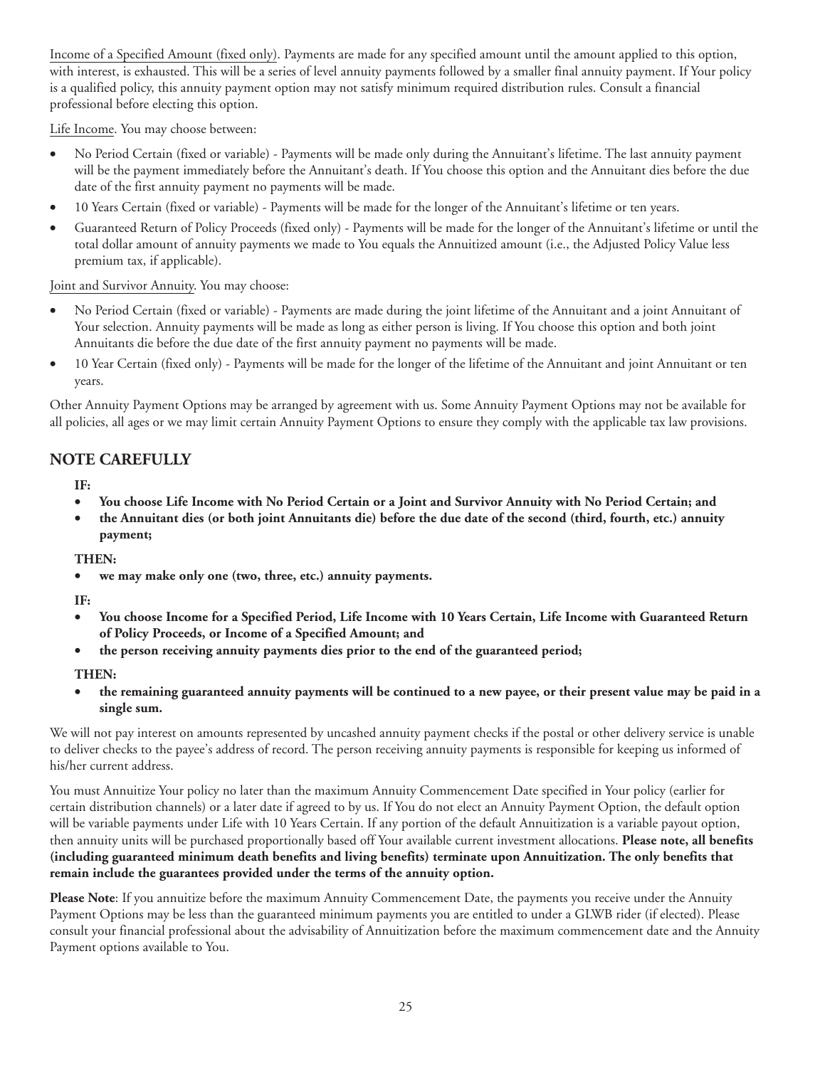Income of a Specified Amount (fixed only). Payments are made for any specified amount until the amount applied to this option, with interest, is exhausted. This will be a series of level annuity payments followed by a smaller final annuity payment. If Your policy is a qualified policy, this annuity payment option may not satisfy minimum required distribution rules. Consult a financial professional before electing this option.

Life Income. You may choose between:

- No Period Certain (fixed or variable) - Payments will be made only during the Annuitant's lifetime. The last annuity payment will be the payment immediately before the Annuitant's death. If You choose this option and the Annuitant dies before the due date of the first annuity payment no payments will be made.
- 10 Years Certain (fixed or variable) - Payments will be made for the longer of the Annuitant's lifetime or ten years.
- Guaranteed Return of Policy Proceeds (fixed only) - Payments will be made for the longer of the Annuitant's lifetime or until the total dollar amount of annuity payments we made to You equals the Annuitized amount (i.e., the Adjusted Policy Value less premium tax, if applicable).

Joint and Survivor Annuity. You may choose:

- No Period Certain (fixed or variable) - Payments are made during the joint lifetime of the Annuitant and a joint Annuitant of Your selection. Annuity payments will be made as long as either person is living. If You choose this option and both joint Annuitants die before the due date of the first annuity payment no payments will be made.
- 10 Year Certain (fixed only) - Payments will be made for the longer of the lifetime of the Annuitant and joint Annuitant or ten years.

Other Annuity Payment Options may be arranged by agreement with us. Some Annuity Payment Options may not be available for all policies, all ages or we may limit certain Annuity Payment Options to ensure they comply with the applicable tax law provisions.

## NOTE CAREFULLY

**IF:**

- **You choose Life Income with No Period Certain or a Joint and Survivor Annuity with No Period Certain; and**
- **the Annuitant dies (or both joint Annuitants die) before the due date of the second (third, fourth, etc.) annuity payment;**

**THEN:**

- **we may make only one (two, three, etc.) annuity payments.**

**IF:**

- **You choose Income for a Specified Period, Life Income with 10 Years Certain, Life Income with Guaranteed Return of Policy Proceeds, or Income of a Specified Amount; and**
- **the person receiving annuity payments dies prior to the end of the guaranteed period;**

**THEN:**

- **the remaining guaranteed annuity payments will be continued to a new payee, or their present value may be paid in a single sum.**

We will not pay interest on amounts represented by uncashed annuity payment checks if the postal or other delivery service is unable to deliver checks to the payee's address of record. The person receiving annuity payments is responsible for keeping us informed of his/her current address.

You must Annuitize Your policy no later than the maximum Annuity Commencement Date specified in Your policy (earlier for certain distribution channels) or a later date if agreed to by us. If You do not elect an Annuity Payment Option, the default option will be variable payments under Life with 10 Years Certain. If any portion of the default Annuitization is a variable payout option, then annuity units will be purchased proportionally based off Your available current investment allocations. **Please note, all benefits (including guaranteed minimum death benefits and living benefits) terminate upon Annuitization. The only benefits that remain include the guarantees provided under the terms of the annuity option.**

**Please Note**: If you annuitize before the maximum Annuity Commencement Date, the payments you receive under the Annuity Payment Options may be less than the guaranteed minimum payments you are entitled to under a GLWB rider (if elected). Please consult your financial professional about the advisability of Annuitization before the maximum commencement date and the Annuity Payment options available to You.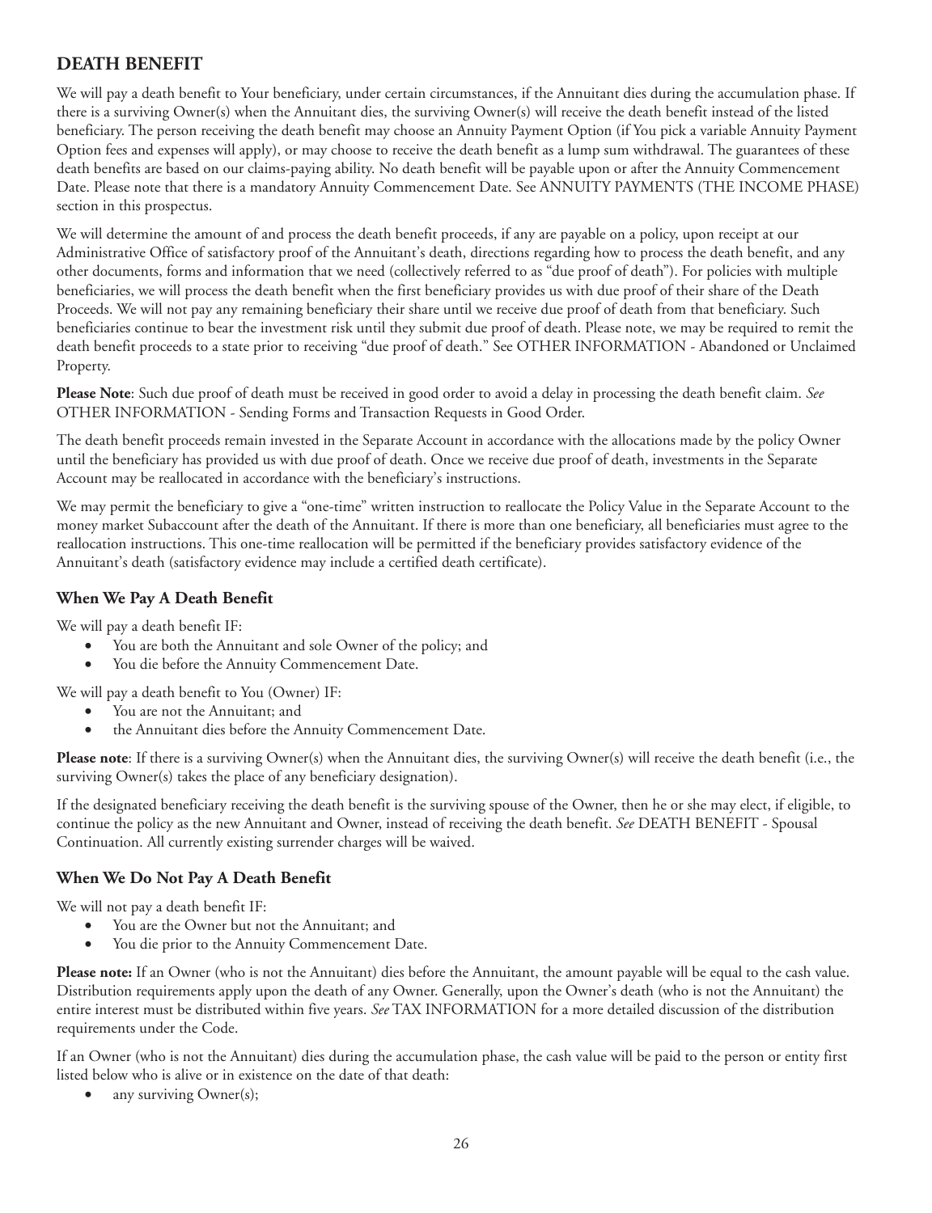## DEATH BENEFIT

We will pay a death benefit to Your beneficiary, under certain circumstances, if the Annuitant dies during the accumulation phase. If there is a surviving Owner(s) when the Annuitant dies, the surviving Owner(s) will receive the death benefit instead of the listed beneficiary. The person receiving the death benefit may choose an Annuity Payment Option (if You pick a variable Annuity Payment Option fees and expenses will apply), or may choose to receive the death benefit as a lump sum withdrawal. The guarantees of these death benefits are based on our claims-paying ability. No death benefit will be payable upon or after the Annuity Commencement Date. Please note that there is a mandatory Annuity Commencement Date. See ANNUITY PAYMENTS (THE INCOME PHASE) section in this prospectus.

We will determine the amount of and process the death benefit proceeds, if any are payable on a policy, upon receipt at our Administrative Office of satisfactory proof of the Annuitant's death, directions regarding how to process the death benefit, and any other documents, forms and information that we need (collectively referred to as "due proof of death"). For policies with multiple beneficiaries, we will process the death benefit when the first beneficiary provides us with due proof of their share of the Death Proceeds. We will not pay any remaining beneficiary their share until we receive due proof of death from that beneficiary. Such beneficiaries continue to bear the investment risk until they submit due proof of death. Please note, we may be required to remit the death benefit proceeds to a state prior to receiving "due proof of death." See OTHER INFORMATION - Abandoned or Unclaimed Property.

**Please Note**: Such due proof of death must be received in good order to avoid a delay in processing the death benefit claim. *See* OTHER INFORMATION - Sending Forms and Transaction Requests in Good Order.

The death benefit proceeds remain invested in the Separate Account in accordance with the allocations made by the policy Owner until the beneficiary has provided us with due proof of death. Once we receive due proof of death, investments in the Separate Account may be reallocated in accordance with the beneficiary's instructions.

We may permit the beneficiary to give a "one-time" written instruction to reallocate the Policy Value in the Separate Account to the money market Subaccount after the death of the Annuitant. If there is more than one beneficiary, all beneficiaries must agree to the reallocation instructions. This one-time reallocation will be permitted if the beneficiary provides satisfactory evidence of the Annuitant's death (satisfactory evidence may include a certified death certificate).

### When We Pay A Death Benefit

We will pay a death benefit IF:

- You are both the Annuitant and sole Owner of the policy; and
- You die before the Annuity Commencement Date.

We will pay a death benefit to You (Owner) IF:

- You are not the Annuitant; and
- the Annuitant dies before the Annuity Commencement Date.

**Please note**: If there is a surviving Owner(s) when the Annuitant dies, the surviving Owner(s) will receive the death benefit (i.e., the surviving Owner(s) takes the place of any beneficiary designation).

If the designated beneficiary receiving the death benefit is the surviving spouse of the Owner, then he or she may elect, if eligible, to continue the policy as the new Annuitant and Owner, instead of receiving the death benefit. *See* DEATH BENEFIT - Spousal Continuation. All currently existing surrender charges will be waived.

### When We Do Not Pay A Death Benefit

We will not pay a death benefit IF:

- You are the Owner but not the Annuitant; and
- You die prior to the Annuity Commencement Date.

**Please note:** If an Owner (who is not the Annuitant) dies before the Annuitant, the amount payable will be equal to the cash value. Distribution requirements apply upon the death of any Owner. Generally, upon the Owner's death (who is not the Annuitant) the entire interest must be distributed within five years. *See* TAX INFORMATION for a more detailed discussion of the distribution requirements under the Code.

If an Owner (who is not the Annuitant) dies during the accumulation phase, the cash value will be paid to the person or entity first listed below who is alive or in existence on the date of that death:

- any surviving Owner(s);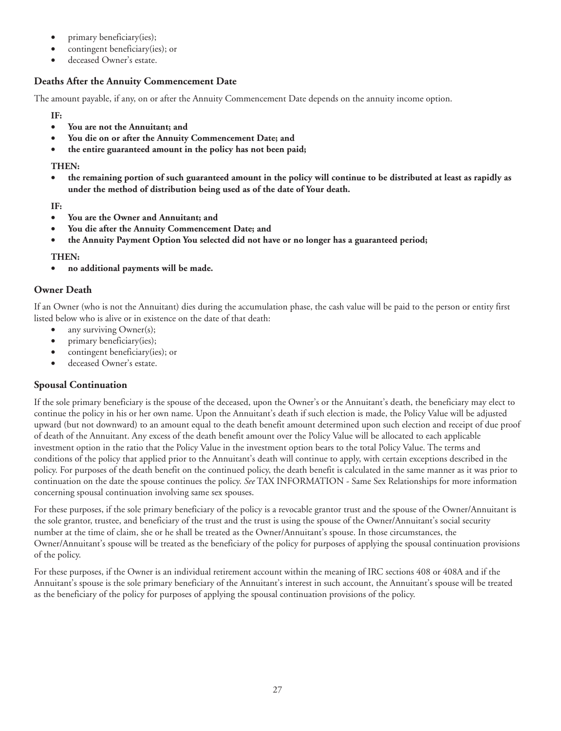- primary beneficiary(ies);
- contingent beneficiary(ies); or
- deceased Owner's estate.

### Deaths After the Annuity Commencement Date

The amount payable, if any, on or after the Annuity Commencement Date depends on the annuity income option.

**IF:**

- **You are not the Annuitant; and**
- **You die on or after the Annuity Commencement Date; and**
- **the entire guaranteed amount in the policy has not been paid;**

**THEN:**

- **the remaining portion of such guaranteed amount in the policy will continue to be distributed at least as rapidly as under the method of distribution being used as of the date of Your death.**

**IF:**

- **You are the Owner and Annuitant; and**
- **You die after the Annuity Commencement Date; and**
- **the Annuity Payment Option You selected did not have or no longer has a guaranteed period;**

**THEN:**

- **no additional payments will be made.**

### Owner Death

If an Owner (who is not the Annuitant) dies during the accumulation phase, the cash value will be paid to the person or entity first listed below who is alive or in existence on the date of that death:

- any surviving Owner(s);
- primary beneficiary(ies);
- contingent beneficiary(ies); or
- deceased Owner's estate.

### Spousal Continuation

If the sole primary beneficiary is the spouse of the deceased, upon the Owner's or the Annuitant's death, the beneficiary may elect to continue the policy in his or her own name. Upon the Annuitant's death if such election is made, the Policy Value will be adjusted upward (but not downward) to an amount equal to the death benefit amount determined upon such election and receipt of due proof of death of the Annuitant. Any excess of the death benefit amount over the Policy Value will be allocated to each applicable investment option in the ratio that the Policy Value in the investment option bears to the total Policy Value. The terms and conditions of the policy that applied prior to the Annuitant's death will continue to apply, with certain exceptions described in the policy. For purposes of the death benefit on the continued policy, the death benefit is calculated in the same manner as it was prior to continuation on the date the spouse continues the policy. *See* TAX INFORMATION - Same Sex Relationships for more information concerning spousal continuation involving same sex spouses.

For these purposes, if the sole primary beneficiary of the policy is a revocable grantor trust and the spouse of the Owner/Annuitant is the sole grantor, trustee, and beneficiary of the trust and the trust is using the spouse of the Owner/Annuitant's social security number at the time of claim, she or he shall be treated as the Owner/Annuitant's spouse. In those circumstances, the Owner/Annuitant's spouse will be treated as the beneficiary of the policy for purposes of applying the spousal continuation provisions of the policy.

For these purposes, if the Owner is an individual retirement account within the meaning of IRC sections 408 or 408A and if the Annuitant's spouse is the sole primary beneficiary of the Annuitant's interest in such account, the Annuitant's spouse will be treated as the beneficiary of the policy for purposes of applying the spousal continuation provisions of the policy.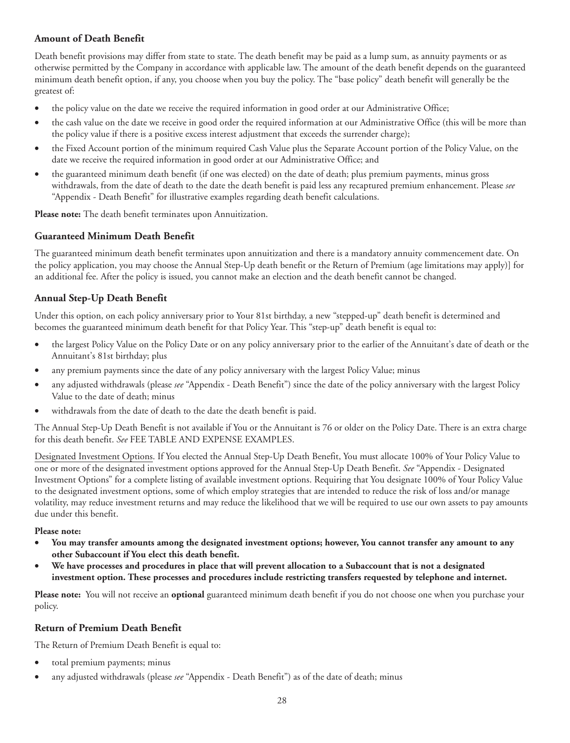### Amount of Death Benefit

Death benefit provisions may differ from state to state. The death benefit may be paid as a lump sum, as annuity payments or as otherwise permitted by the Company in accordance with applicable law. The amount of the death benefit depends on the guaranteed minimum death benefit option, if any, you choose when you buy the policy. The "base policy" death benefit will generally be the greatest of:

- the policy value on the date we receive the required information in good order at our Administrative Office;
- the cash value on the date we receive in good order the required information at our Administrative Office (this will be more than the policy value if there is a positive excess interest adjustment that exceeds the surrender charge);
- the Fixed Account portion of the minimum required Cash Value plus the Separate Account portion of the Policy Value, on the date we receive the required information in good order at our Administrative Office; and
- the guaranteed minimum death benefit (if one was elected) on the date of death; plus premium payments, minus gross withdrawals, from the date of death to the date the death benefit is paid less any recaptured premium enhancement. Please *see* "Appendix - Death Benefit" for illustrative examples regarding death benefit calculations.

**Please note:** The death benefit terminates upon Annuitization.

### Guaranteed Minimum Death Benefit

The guaranteed minimum death benefit terminates upon annuitization and there is a mandatory annuity commencement date. On the policy application, you may choose the Annual Step-Up death benefit or the Return of Premium (age limitations may apply)] for an additional fee. After the policy is issued, you cannot make an election and the death benefit cannot be changed.

### Annual Step-Up Death Benefit

Under this option, on each policy anniversary prior to Your 81st birthday, a new "stepped-up" death benefit is determined and becomes the guaranteed minimum death benefit for that Policy Year. This "step-up" death benefit is equal to:

- the largest Policy Value on the Policy Date or on any policy anniversary prior to the earlier of the Annuitant's date of death or the Annuitant's 81st birthday; plus
- any premium payments since the date of any policy anniversary with the largest Policy Value; minus
- any adjusted withdrawals (please *see* "Appendix - Death Benefit") since the date of the policy anniversary with the largest Policy Value to the date of death; minus
- withdrawals from the date of death to the date the death benefit is paid.

The Annual Step-Up Death Benefit is not available if You or the Annuitant is 76 or older on the Policy Date. There is an extra charge for this death benefit. *See* FEE TABLE AND EXPENSE EXAMPLES.

Designated Investment Options. If You elected the Annual Step-Up Death Benefit, You must allocate 100% of Your Policy Value to one or more of the designated investment options approved for the Annual Step-Up Death Benefit. *See* "Appendix - Designated Investment Options" for a complete listing of available investment options. Requiring that You designate 100% of Your Policy Value to the designated investment options, some of which employ strategies that are intended to reduce the risk of loss and/or manage volatility, may reduce investment returns and may reduce the likelihood that we will be required to use our own assets to pay amounts due under this benefit.

**Please note:**

- **You may transfer amounts among the designated investment options; however, You cannot transfer any amount to any other Subaccount if You elect this death benefit.**
- **We have processes and procedures in place that will prevent allocation to a Subaccount that is not a designated investment option. These processes and procedures include restricting transfers requested by telephone and internet.**

**Please note:** You will not receive an **optional** guaranteed minimum death benefit if you do not choose one when you purchase your policy.

### Return of Premium Death Benefit

The Return of Premium Death Benefit is equal to:

- total premium payments; minus
- any adjusted withdrawals (please *see* "Appendix - Death Benefit") as of the date of death; minus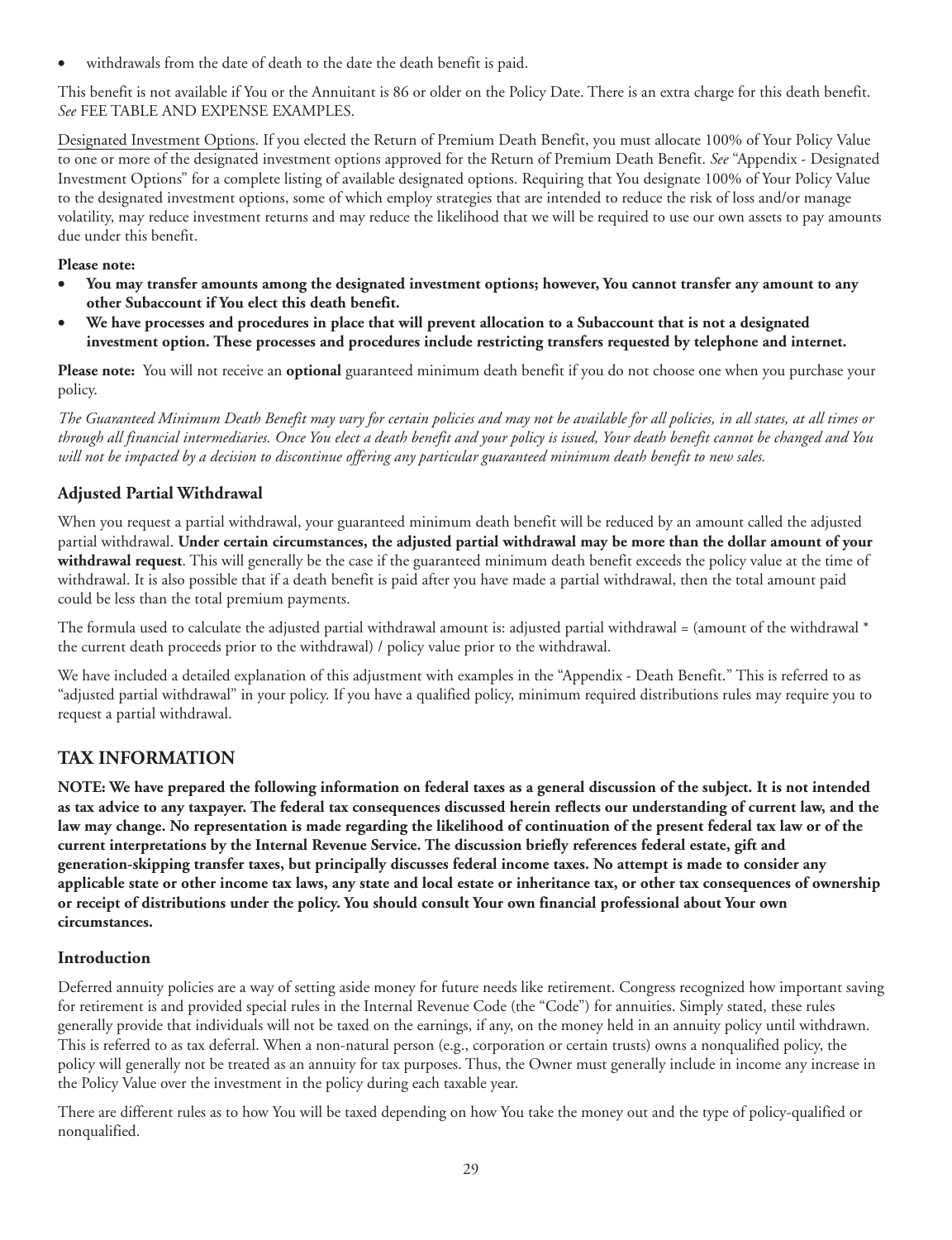- withdrawals from the date of death to the date the death benefit is paid.

This benefit is not available if You or the Annuitant is 86 or older on the Policy Date. There is an extra charge for this death benefit. *See* FEE TABLE AND EXPENSE EXAMPLES.

Designated Investment Options. If you elected the Return of Premium Death Benefit, you must allocate 100% of Your Policy Value to one or more of the designated investment options approved for the Return of Premium Death Benefit. *See* "Appendix - Designated Investment Options" for a complete listing of available designated options. Requiring that You designate 100% of Your Policy Value to the designated investment options, some of which employ strategies that are intended to reduce the risk of loss and/or manage volatility, may reduce investment returns and may reduce the likelihood that we will be required to use our own assets to pay amounts due under this benefit.

**Please note:**

- **You may transfer amounts among the designated investment options; however, You cannot transfer any amount to any other Subaccount if You elect this death benefit.**
- **We have processes and procedures in place that will prevent allocation to a Subaccount that is not a designated investment option. These processes and procedures include restricting transfers requested by telephone and internet.**

**Please note:** You will not receive an **optional** guaranteed minimum death benefit if you do not choose one when you purchase your policy.

*The Guaranteed Minimum Death Benefit may vary for certain policies and may not be available for all policies, in all states, at all times or through all financial intermediaries. Once You elect a death benefit and your policy is issued, Your death benefit cannot be changed and You will not be impacted by a decision to discontinue offering any particular guaranteed minimum death benefit to new sales.*

### Adjusted Partial Withdrawal

When you request a partial withdrawal, your guaranteed minimum death benefit will be reduced by an amount called the adjusted partial withdrawal. **Under certain circumstances, the adjusted partial withdrawal may be more than the dollar amount of your withdrawal request**. This will generally be the case if the guaranteed minimum death benefit exceeds the policy value at the time of withdrawal. It is also possible that if a death benefit is paid after you have made a partial withdrawal, then the total amount paid could be less than the total premium payments.

The formula used to calculate the adjusted partial withdrawal amount is: adjusted partial withdrawal = (amount of the withdrawal * the current death proceeds prior to the withdrawal) / policy value prior to the withdrawal.

We have included a detailed explanation of this adjustment with examples in the "Appendix - Death Benefit." This is referred to as "adjusted partial withdrawal" in your policy. If you have a qualified policy, minimum required distributions rules may require you to request a partial withdrawal.

## TAX INFORMATION

**NOTE: We have prepared the following information on federal taxes as a general discussion of the subject. It is not intended as tax advice to any taxpayer. The federal tax consequences discussed herein reflects our understanding of current law, and the law may change. No representation is made regarding the likelihood of continuation of the present federal tax law or of the current interpretations by the Internal Revenue Service. The discussion briefly references federal estate, gift and generation-skipping transfer taxes, but principally discusses federal income taxes. No attempt is made to consider any applicable state or other income tax laws, any state and local estate or inheritance tax, or other tax consequences of ownership or receipt of distributions under the policy. You should consult Your own financial professional about Your own circumstances.**

### Introduction

Deferred annuity policies are a way of setting aside money for future needs like retirement. Congress recognized how important saving for retirement is and provided special rules in the Internal Revenue Code (the "Code") for annuities. Simply stated, these rules generally provide that individuals will not be taxed on the earnings, if any, on the money held in an annuity policy until withdrawn. This is referred to as tax deferral. When a non-natural person (e.g., corporation or certain trusts) owns a nonqualified policy, the policy will generally not be treated as an annuity for tax purposes. Thus, the Owner must generally include in income any increase in the Policy Value over the investment in the policy during each taxable year.

There are different rules as to how You will be taxed depending on how You take the money out and the type of policy-qualified or nonqualified.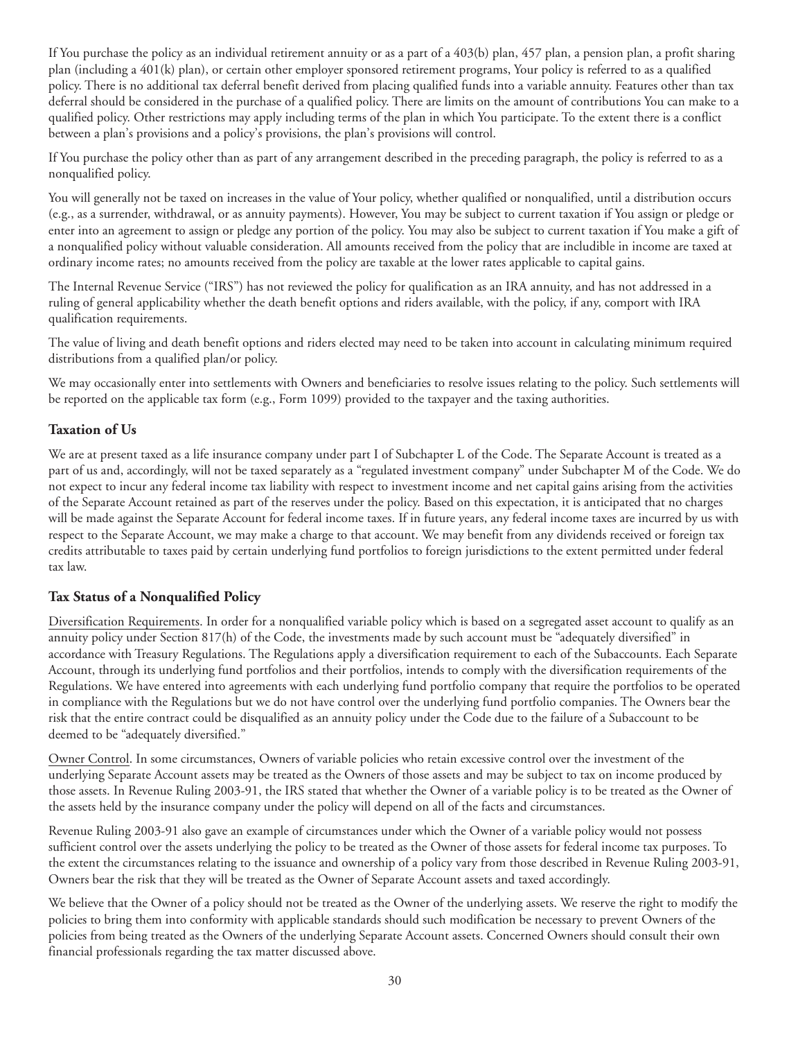If You purchase the policy as an individual retirement annuity or as a part of a 403(b) plan, 457 plan, a pension plan, a profit sharing plan (including a 401(k) plan), or certain other employer sponsored retirement programs, Your policy is referred to as a qualified policy. There is no additional tax deferral benefit derived from placing qualified funds into a variable annuity. Features other than tax deferral should be considered in the purchase of a qualified policy. There are limits on the amount of contributions You can make to a qualified policy. Other restrictions may apply including terms of the plan in which You participate. To the extent there is a conflict between a plan's provisions and a policy's provisions, the plan's provisions will control.

If You purchase the policy other than as part of any arrangement described in the preceding paragraph, the policy is referred to as a nonqualified policy.

You will generally not be taxed on increases in the value of Your policy, whether qualified or nonqualified, until a distribution occurs (e.g., as a surrender, withdrawal, or as annuity payments). However, You may be subject to current taxation if You assign or pledge or enter into an agreement to assign or pledge any portion of the policy. You may also be subject to current taxation if You make a gift of a nonqualified policy without valuable consideration. All amounts received from the policy that are includible in income are taxed at ordinary income rates; no amounts received from the policy are taxable at the lower rates applicable to capital gains.

The Internal Revenue Service ("IRS") has not reviewed the policy for qualification as an IRA annuity, and has not addressed in a ruling of general applicability whether the death benefit options and riders available, with the policy, if any, comport with IRA qualification requirements.

The value of living and death benefit options and riders elected may need to be taken into account in calculating minimum required distributions from a qualified plan/or policy.

We may occasionally enter into settlements with Owners and beneficiaries to resolve issues relating to the policy. Such settlements will be reported on the applicable tax form (e.g., Form 1099) provided to the taxpayer and the taxing authorities.

### Taxation of Us

We are at present taxed as a life insurance company under part I of Subchapter L of the Code. The Separate Account is treated as a part of us and, accordingly, will not be taxed separately as a "regulated investment company" under Subchapter M of the Code. We do not expect to incur any federal income tax liability with respect to investment income and net capital gains arising from the activities of the Separate Account retained as part of the reserves under the policy. Based on this expectation, it is anticipated that no charges will be made against the Separate Account for federal income taxes. If in future years, any federal income taxes are incurred by us with respect to the Separate Account, we may make a charge to that account. We may benefit from any dividends received or foreign tax credits attributable to taxes paid by certain underlying fund portfolios to foreign jurisdictions to the extent permitted under federal tax law.

### Tax Status of a Nonqualified Policy

Diversification Requirements. In order for a nonqualified variable policy which is based on a segregated asset account to qualify as an annuity policy under Section 817(h) of the Code, the investments made by such account must be "adequately diversified" in accordance with Treasury Regulations. The Regulations apply a diversification requirement to each of the Subaccounts. Each Separate Account, through its underlying fund portfolios and their portfolios, intends to comply with the diversification requirements of the Regulations. We have entered into agreements with each underlying fund portfolio company that require the portfolios to be operated in compliance with the Regulations but we do not have control over the underlying fund portfolio companies. The Owners bear the risk that the entire contract could be disqualified as an annuity policy under the Code due to the failure of a Subaccount to be deemed to be "adequately diversified."

Owner Control. In some circumstances, Owners of variable policies who retain excessive control over the investment of the underlying Separate Account assets may be treated as the Owners of those assets and may be subject to tax on income produced by those assets. In Revenue Ruling 2003-91, the IRS stated that whether the Owner of a variable policy is to be treated as the Owner of the assets held by the insurance company under the policy will depend on all of the facts and circumstances.

Revenue Ruling 2003-91 also gave an example of circumstances under which the Owner of a variable policy would not possess sufficient control over the assets underlying the policy to be treated as the Owner of those assets for federal income tax purposes. To the extent the circumstances relating to the issuance and ownership of a policy vary from those described in Revenue Ruling 2003-91, Owners bear the risk that they will be treated as the Owner of Separate Account assets and taxed accordingly.

We believe that the Owner of a policy should not be treated as the Owner of the underlying assets. We reserve the right to modify the policies to bring them into conformity with applicable standards should such modification be necessary to prevent Owners of the policies from being treated as the Owners of the underlying Separate Account assets. Concerned Owners should consult their own financial professionals regarding the tax matter discussed above.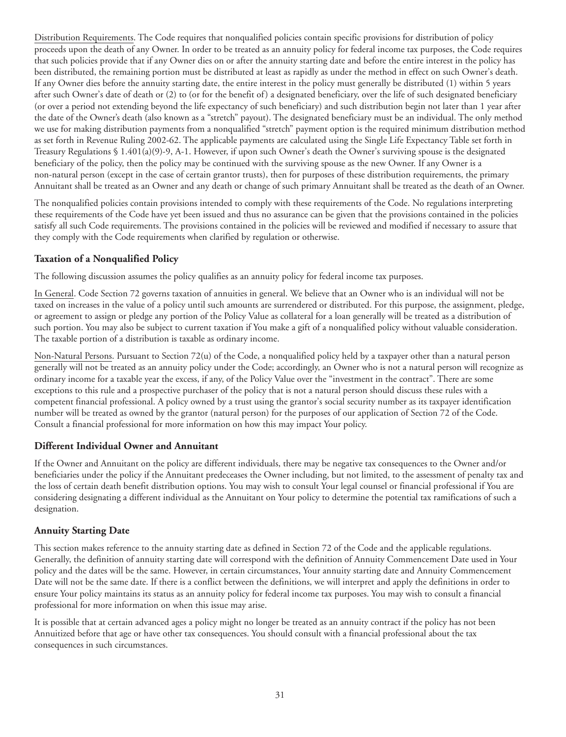Distribution Requirements. The Code requires that nonqualified policies contain specific provisions for distribution of policy proceeds upon the death of any Owner. In order to be treated as an annuity policy for federal income tax purposes, the Code requires that such policies provide that if any Owner dies on or after the annuity starting date and before the entire interest in the policy has been distributed, the remaining portion must be distributed at least as rapidly as under the method in effect on such Owner's death. If any Owner dies before the annuity starting date, the entire interest in the policy must generally be distributed (1) within 5 years after such Owner's date of death or (2) to (or for the benefit of) a designated beneficiary, over the life of such designated beneficiary (or over a period not extending beyond the life expectancy of such beneficiary) and such distribution begin not later than 1 year after the date of the Owner's death (also known as a "stretch" payout). The designated beneficiary must be an individual. The only method we use for making distribution payments from a nonqualified "stretch" payment option is the required minimum distribution method as set forth in Revenue Ruling 2002-62. The applicable payments are calculated using the Single Life Expectancy Table set forth in Treasury Regulations § 1.401(a)(9)-9, A-1. However, if upon such Owner's death the Owner's surviving spouse is the designated beneficiary of the policy, then the policy may be continued with the surviving spouse as the new Owner. If any Owner is a non-natural person (except in the case of certain grantor trusts), then for purposes of these distribution requirements, the primary Annuitant shall be treated as an Owner and any death or change of such primary Annuitant shall be treated as the death of an Owner.

The nonqualified policies contain provisions intended to comply with these requirements of the Code. No regulations interpreting these requirements of the Code have yet been issued and thus no assurance can be given that the provisions contained in the policies satisfy all such Code requirements. The provisions contained in the policies will be reviewed and modified if necessary to assure that they comply with the Code requirements when clarified by regulation or otherwise.

### Taxation of a Nonqualified Policy

The following discussion assumes the policy qualifies as an annuity policy for federal income tax purposes.

In General. Code Section 72 governs taxation of annuities in general. We believe that an Owner who is an individual will not be taxed on increases in the value of a policy until such amounts are surrendered or distributed. For this purpose, the assignment, pledge, or agreement to assign or pledge any portion of the Policy Value as collateral for a loan generally will be treated as a distribution of such portion. You may also be subject to current taxation if You make a gift of a nonqualified policy without valuable consideration. The taxable portion of a distribution is taxable as ordinary income.

Non-Natural Persons. Pursuant to Section 72(u) of the Code, a nonqualified policy held by a taxpayer other than a natural person generally will not be treated as an annuity policy under the Code; accordingly, an Owner who is not a natural person will recognize as ordinary income for a taxable year the excess, if any, of the Policy Value over the "investment in the contract". There are some exceptions to this rule and a prospective purchaser of the policy that is not a natural person should discuss these rules with a competent financial professional. A policy owned by a trust using the grantor's social security number as its taxpayer identification number will be treated as owned by the grantor (natural person) for the purposes of our application of Section 72 of the Code. Consult a financial professional for more information on how this may impact Your policy.

### Different Individual Owner and Annuitant

If the Owner and Annuitant on the policy are different individuals, there may be negative tax consequences to the Owner and/or beneficiaries under the policy if the Annuitant predeceases the Owner including, but not limited, to the assessment of penalty tax and the loss of certain death benefit distribution options. You may wish to consult Your legal counsel or financial professional if You are considering designating a different individual as the Annuitant on Your policy to determine the potential tax ramifications of such a designation.

### Annuity Starting Date

This section makes reference to the annuity starting date as defined in Section 72 of the Code and the applicable regulations. Generally, the definition of annuity starting date will correspond with the definition of Annuity Commencement Date used in Your policy and the dates will be the same. However, in certain circumstances, Your annuity starting date and Annuity Commencement Date will not be the same date. If there is a conflict between the definitions, we will interpret and apply the definitions in order to ensure Your policy maintains its status as an annuity policy for federal income tax purposes. You may wish to consult a financial professional for more information on when this issue may arise.

It is possible that at certain advanced ages a policy might no longer be treated as an annuity contract if the policy has not been Annuitized before that age or have other tax consequences. You should consult with a financial professional about the tax consequences in such circumstances.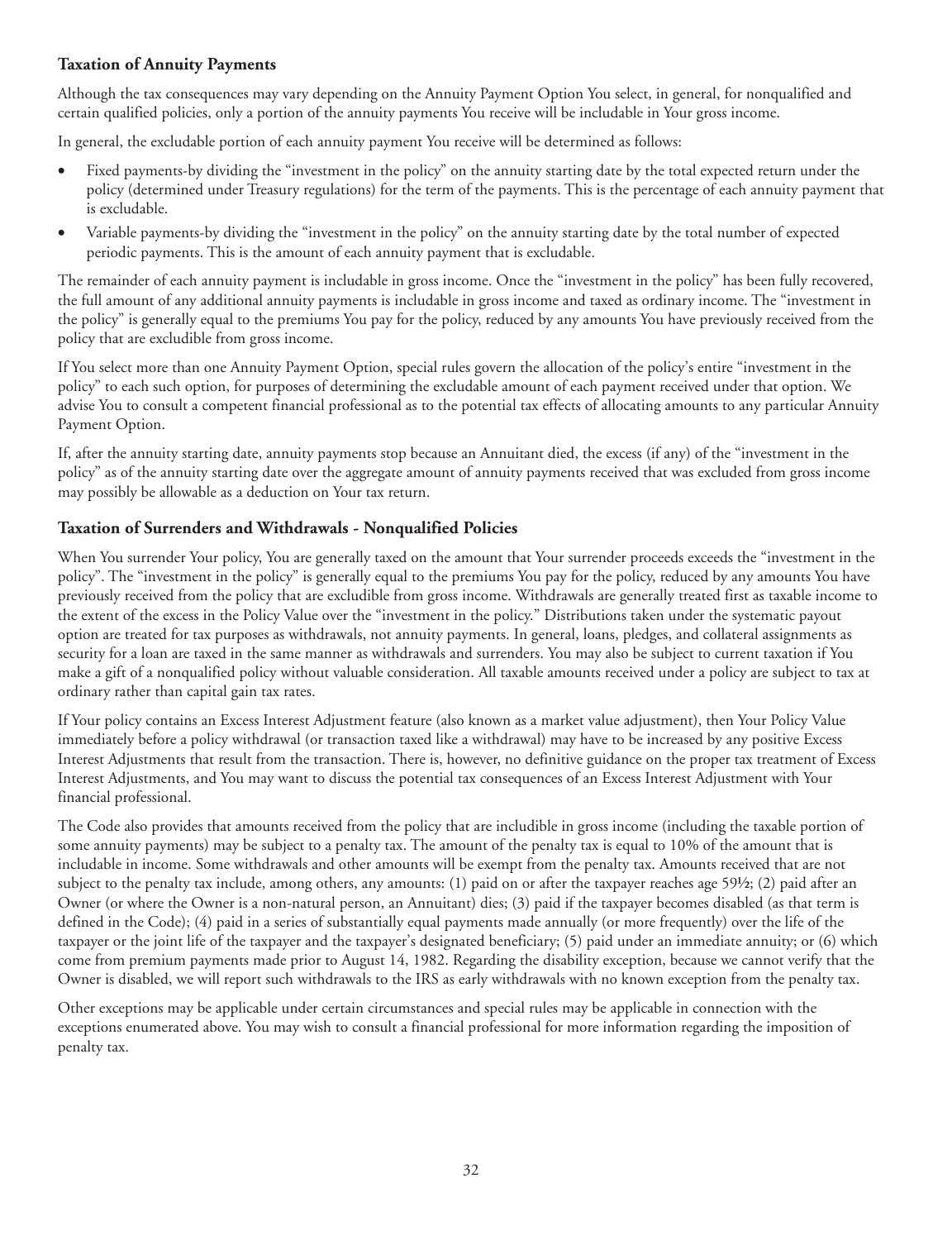### Taxation of Annuity Payments

Although the tax consequences may vary depending on the Annuity Payment Option You select, in general, for nonqualified and certain qualified policies, only a portion of the annuity payments You receive will be includable in Your gross income.

In general, the excludable portion of each annuity payment You receive will be determined as follows:

- Fixed payments-by dividing the "investment in the policy" on the annuity starting date by the total expected return under the policy (determined under Treasury regulations) for the term of the payments. This is the percentage of each annuity payment that is excludable.
- Variable payments-by dividing the "investment in the policy" on the annuity starting date by the total number of expected periodic payments. This is the amount of each annuity payment that is excludable.

The remainder of each annuity payment is includable in gross income. Once the "investment in the policy" has been fully recovered, the full amount of any additional annuity payments is includable in gross income and taxed as ordinary income. The "investment in the policy" is generally equal to the premiums You pay for the policy, reduced by any amounts You have previously received from the policy that are excludible from gross income.

If You select more than one Annuity Payment Option, special rules govern the allocation of the policy's entire "investment in the policy" to each such option, for purposes of determining the excludable amount of each payment received under that option. We advise You to consult a competent financial professional as to the potential tax effects of allocating amounts to any particular Annuity Payment Option.

If, after the annuity starting date, annuity payments stop because an Annuitant died, the excess (if any) of the "investment in the policy" as of the annuity starting date over the aggregate amount of annuity payments received that was excluded from gross income may possibly be allowable as a deduction on Your tax return.

### Taxation of Surrenders and Withdrawals - Nonqualified Policies

When You surrender Your policy, You are generally taxed on the amount that Your surrender proceeds exceeds the "investment in the policy". The "investment in the policy" is generally equal to the premiums You pay for the policy, reduced by any amounts You have previously received from the policy that are excludible from gross income. Withdrawals are generally treated first as taxable income to the extent of the excess in the Policy Value over the "investment in the policy." Distributions taken under the systematic payout option are treated for tax purposes as withdrawals, not annuity payments. In general, loans, pledges, and collateral assignments as security for a loan are taxed in the same manner as withdrawals and surrenders. You may also be subject to current taxation if You make a gift of a nonqualified policy without valuable consideration. All taxable amounts received under a policy are subject to tax at ordinary rather than capital gain tax rates.

If Your policy contains an Excess Interest Adjustment feature (also known as a market value adjustment), then Your Policy Value immediately before a policy withdrawal (or transaction taxed like a withdrawal) may have to be increased by any positive Excess Interest Adjustments that result from the transaction. There is, however, no definitive guidance on the proper tax treatment of Excess Interest Adjustments, and You may want to discuss the potential tax consequences of an Excess Interest Adjustment with Your financial professional.

The Code also provides that amounts received from the policy that are includible in gross income (including the taxable portion of some annuity payments) may be subject to a penalty tax. The amount of the penalty tax is equal to 10% of the amount that is includable in income. Some withdrawals and other amounts will be exempt from the penalty tax. Amounts received that are not subject to the penalty tax include, among others, any amounts: (1) paid on or after the taxpayer reaches age 59½; (2) paid after an Owner (or where the Owner is a non-natural person, an Annuitant) dies; (3) paid if the taxpayer becomes disabled (as that term is defined in the Code); (4) paid in a series of substantially equal payments made annually (or more frequently) over the life of the taxpayer or the joint life of the taxpayer and the taxpayer's designated beneficiary; (5) paid under an immediate annuity; or (6) which come from premium payments made prior to August 14, 1982. Regarding the disability exception, because we cannot verify that the Owner is disabled, we will report such withdrawals to the IRS as early withdrawals with no known exception from the penalty tax.

Other exceptions may be applicable under certain circumstances and special rules may be applicable in connection with the exceptions enumerated above. You may wish to consult a financial professional for more information regarding the imposition of penalty tax.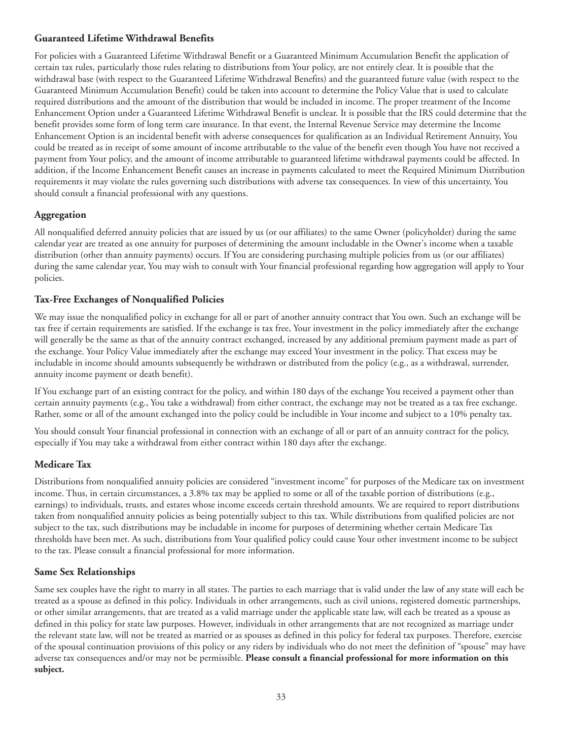### Guaranteed Lifetime Withdrawal Benefits

For policies with a Guaranteed Lifetime Withdrawal Benefit or a Guaranteed Minimum Accumulation Benefit the application of certain tax rules, particularly those rules relating to distributions from Your policy, are not entirely clear. It is possible that the withdrawal base (with respect to the Guaranteed Lifetime Withdrawal Benefits) and the guaranteed future value (with respect to the Guaranteed Minimum Accumulation Benefit) could be taken into account to determine the Policy Value that is used to calculate required distributions and the amount of the distribution that would be included in income. The proper treatment of the Income Enhancement Option under a Guaranteed Lifetime Withdrawal Benefit is unclear. It is possible that the IRS could determine that the benefit provides some form of long term care insurance. In that event, the Internal Revenue Service may determine the Income Enhancement Option is an incidental benefit with adverse consequences for qualification as an Individual Retirement Annuity, You could be treated as in receipt of some amount of income attributable to the value of the benefit even though You have not received a payment from Your policy, and the amount of income attributable to guaranteed lifetime withdrawal payments could be affected. In addition, if the Income Enhancement Benefit causes an increase in payments calculated to meet the Required Minimum Distribution requirements it may violate the rules governing such distributions with adverse tax consequences. In view of this uncertainty, You should consult a financial professional with any questions.

### Aggregation

All nonqualified deferred annuity policies that are issued by us (or our affiliates) to the same Owner (policyholder) during the same calendar year are treated as one annuity for purposes of determining the amount includable in the Owner's income when a taxable distribution (other than annuity payments) occurs. If You are considering purchasing multiple policies from us (or our affiliates) during the same calendar year, You may wish to consult with Your financial professional regarding how aggregation will apply to Your policies.

### Tax-Free Exchanges of Nonqualified Policies

We may issue the nonqualified policy in exchange for all or part of another annuity contract that You own. Such an exchange will be tax free if certain requirements are satisfied. If the exchange is tax free, Your investment in the policy immediately after the exchange will generally be the same as that of the annuity contract exchanged, increased by any additional premium payment made as part of the exchange. Your Policy Value immediately after the exchange may exceed Your investment in the policy. That excess may be includable in income should amounts subsequently be withdrawn or distributed from the policy (e.g., as a withdrawal, surrender, annuity income payment or death benefit).

If You exchange part of an existing contract for the policy, and within 180 days of the exchange You received a payment other than certain annuity payments (e.g., You take a withdrawal) from either contract, the exchange may not be treated as a tax free exchange. Rather, some or all of the amount exchanged into the policy could be includible in Your income and subject to a 10% penalty tax.

You should consult Your financial professional in connection with an exchange of all or part of an annuity contract for the policy, especially if You may take a withdrawal from either contract within 180 days after the exchange.

### Medicare Tax

Distributions from nonqualified annuity policies are considered "investment income" for purposes of the Medicare tax on investment income. Thus, in certain circumstances, a 3.8% tax may be applied to some or all of the taxable portion of distributions (e.g., earnings) to individuals, trusts, and estates whose income exceeds certain threshold amounts. We are required to report distributions taken from nonqualified annuity policies as being potentially subject to this tax. While distributions from qualified policies are not subject to the tax, such distributions may be includable in income for purposes of determining whether certain Medicare Tax thresholds have been met. As such, distributions from Your qualified policy could cause Your other investment income to be subject to the tax. Please consult a financial professional for more information.

### Same Sex Relationships

Same sex couples have the right to marry in all states. The parties to each marriage that is valid under the law of any state will each be treated as a spouse as defined in this policy. Individuals in other arrangements, such as civil unions, registered domestic partnerships, or other similar arrangements, that are treated as a valid marriage under the applicable state law, will each be treated as a spouse as defined in this policy for state law purposes. However, individuals in other arrangements that are not recognized as marriage under the relevant state law, will not be treated as married or as spouses as defined in this policy for federal tax purposes. Therefore, exercise of the spousal continuation provisions of this policy or any riders by individuals who do not meet the definition of "spouse" may have adverse tax consequences and/or may not be permissible. **Please consult a financial professional for more information on this subject.**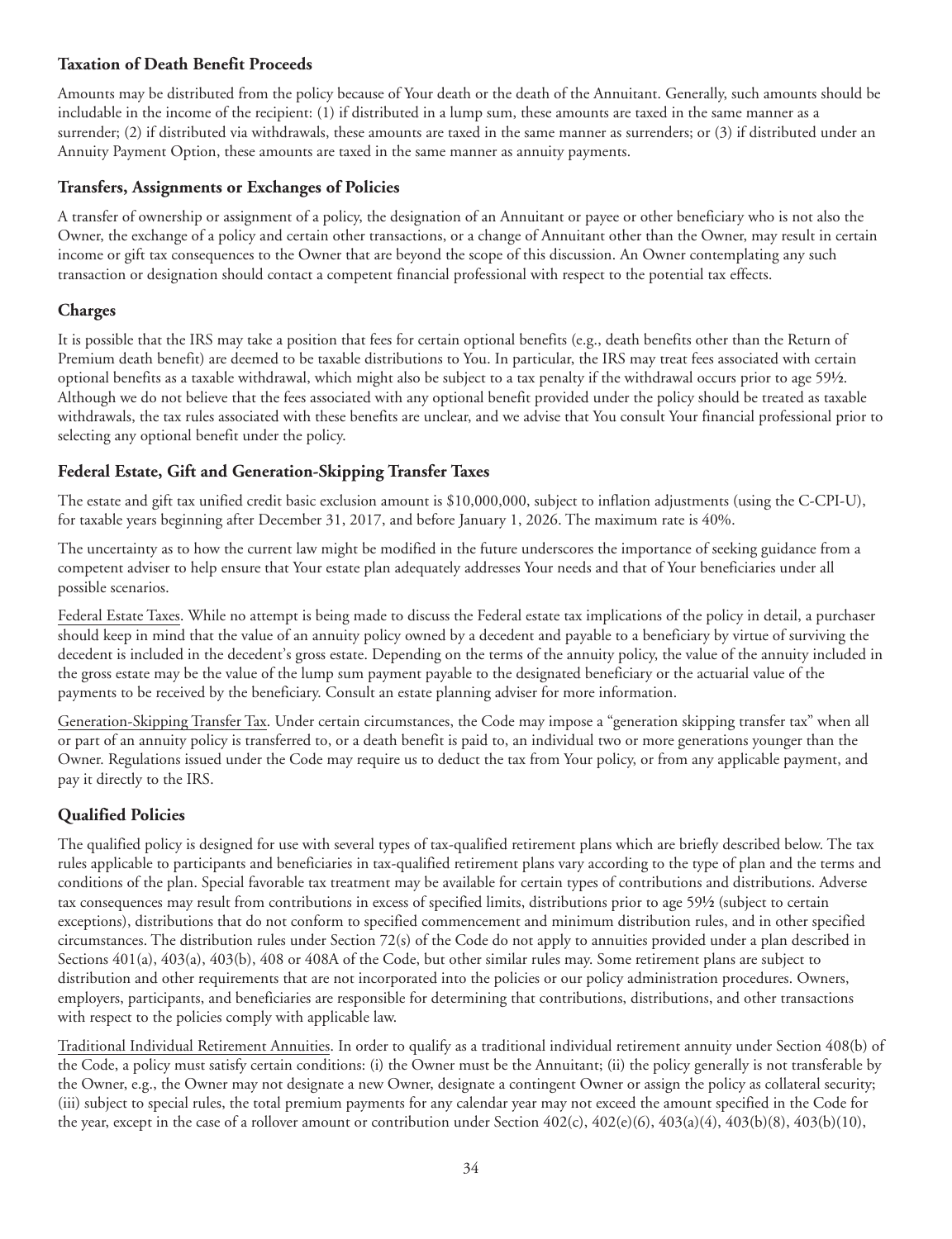### Taxation of Death Benefit Proceeds

Amounts may be distributed from the policy because of Your death or the death of the Annuitant. Generally, such amounts should be includable in the income of the recipient: (1) if distributed in a lump sum, these amounts are taxed in the same manner as a surrender; (2) if distributed via withdrawals, these amounts are taxed in the same manner as surrenders; or (3) if distributed under an Annuity Payment Option, these amounts are taxed in the same manner as annuity payments.

### Transfers, Assignments or Exchanges of Policies

A transfer of ownership or assignment of a policy, the designation of an Annuitant or payee or other beneficiary who is not also the Owner, the exchange of a policy and certain other transactions, or a change of Annuitant other than the Owner, may result in certain income or gift tax consequences to the Owner that are beyond the scope of this discussion. An Owner contemplating any such transaction or designation should contact a competent financial professional with respect to the potential tax effects.

### Charges

It is possible that the IRS may take a position that fees for certain optional benefits (e.g., death benefits other than the Return of Premium death benefit) are deemed to be taxable distributions to You. In particular, the IRS may treat fees associated with certain optional benefits as a taxable withdrawal, which might also be subject to a tax penalty if the withdrawal occurs prior to age 59½. Although we do not believe that the fees associated with any optional benefit provided under the policy should be treated as taxable withdrawals, the tax rules associated with these benefits are unclear, and we advise that You consult Your financial professional prior to selecting any optional benefit under the policy.

### Federal Estate, Gift and Generation-Skipping Transfer Taxes

The estate and gift tax unified credit basic exclusion amount is $10,000,000, subject to inflation adjustments (using the C-CPI-U), for taxable years beginning after December 31, 2017, and before January 1, 2026. The maximum rate is 40%.

The uncertainty as to how the current law might be modified in the future underscores the importance of seeking guidance from a competent adviser to help ensure that Your estate plan adequately addresses Your needs and that of Your beneficiaries under all possible scenarios.

Federal Estate Taxes. While no attempt is being made to discuss the Federal estate tax implications of the policy in detail, a purchaser should keep in mind that the value of an annuity policy owned by a decedent and payable to a beneficiary by virtue of surviving the decedent is included in the decedent's gross estate. Depending on the terms of the annuity policy, the value of the annuity included in the gross estate may be the value of the lump sum payment payable to the designated beneficiary or the actuarial value of the payments to be received by the beneficiary. Consult an estate planning adviser for more information.

Generation-Skipping Transfer Tax. Under certain circumstances, the Code may impose a "generation skipping transfer tax" when all or part of an annuity policy is transferred to, or a death benefit is paid to, an individual two or more generations younger than the Owner. Regulations issued under the Code may require us to deduct the tax from Your policy, or from any applicable payment, and pay it directly to the IRS.

### Qualified Policies

The qualified policy is designed for use with several types of tax-qualified retirement plans which are briefly described below. The tax rules applicable to participants and beneficiaries in tax-qualified retirement plans vary according to the type of plan and the terms and conditions of the plan. Special favorable tax treatment may be available for certain types of contributions and distributions. Adverse tax consequences may result from contributions in excess of specified limits, distributions prior to age 59½ (subject to certain exceptions), distributions that do not conform to specified commencement and minimum distribution rules, and in other specified circumstances. The distribution rules under Section 72(s) of the Code do not apply to annuities provided under a plan described in Sections 401(a), 403(a), 403(b), 408 or 408A of the Code, but other similar rules may. Some retirement plans are subject to distribution and other requirements that are not incorporated into the policies or our policy administration procedures. Owners, employers, participants, and beneficiaries are responsible for determining that contributions, distributions, and other transactions with respect to the policies comply with applicable law.

Traditional Individual Retirement Annuities. In order to qualify as a traditional individual retirement annuity under Section 408(b) of the Code, a policy must satisfy certain conditions: (i) the Owner must be the Annuitant; (ii) the policy generally is not transferable by the Owner, e.g., the Owner may not designate a new Owner, designate a contingent Owner or assign the policy as collateral security; (iii) subject to special rules, the total premium payments for any calendar year may not exceed the amount specified in the Code for the year, except in the case of a rollover amount or contribution under Section 402(c), 402(e)(6), 403(a)(4), 403(b)(8), 403(b)(10),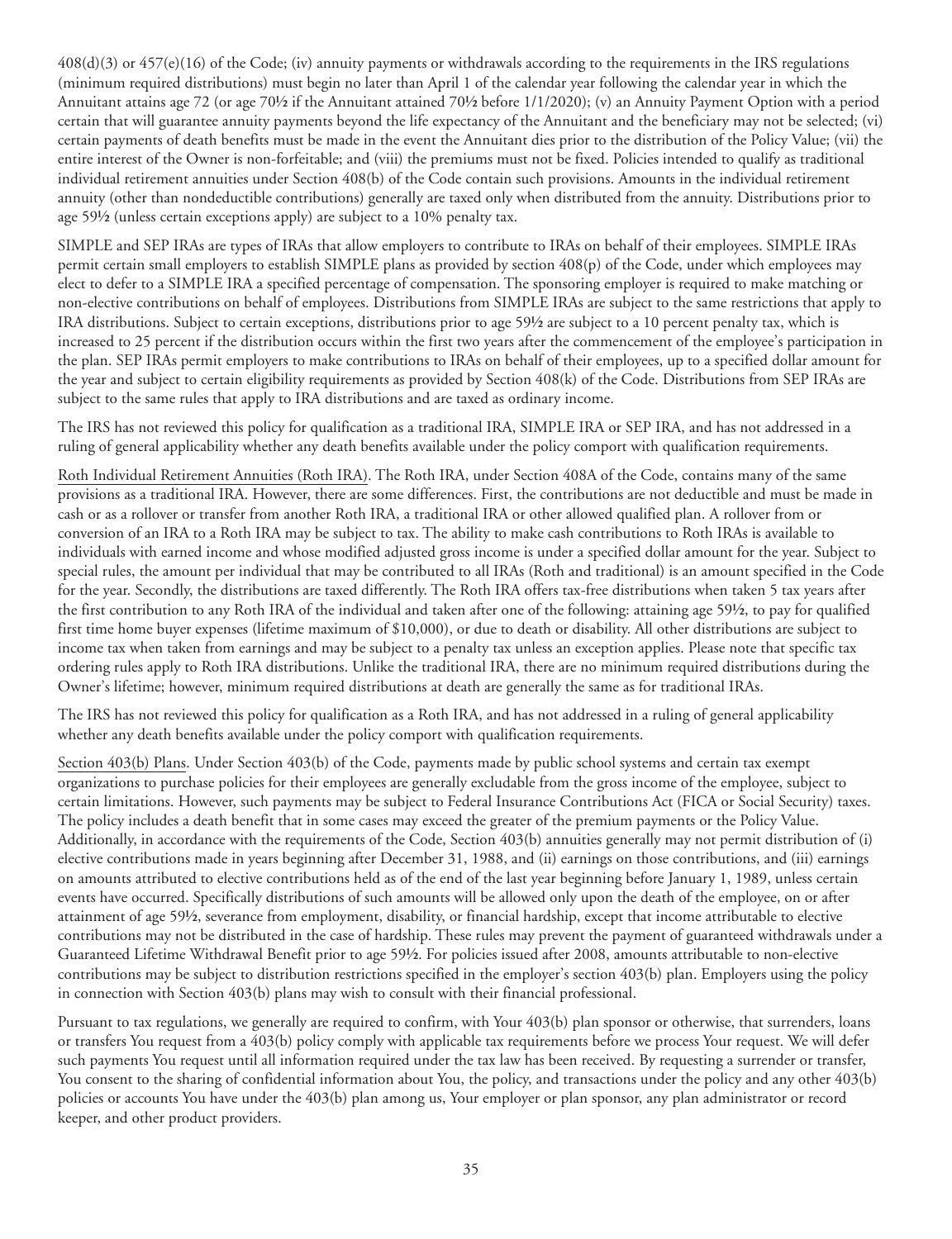408(d)(3) or 457(e)(16) of the Code; (iv) annuity payments or withdrawals according to the requirements in the IRS regulations (minimum required distributions) must begin no later than April 1 of the calendar year following the calendar year in which the Annuitant attains age 72 (or age 70½ if the Annuitant attained 70½ before 1/1/2020); (v) an Annuity Payment Option with a period certain that will guarantee annuity payments beyond the life expectancy of the Annuitant and the beneficiary may not be selected; (vi) certain payments of death benefits must be made in the event the Annuitant dies prior to the distribution of the Policy Value; (vii) the entire interest of the Owner is non-forfeitable; and (viii) the premiums must not be fixed. Policies intended to qualify as traditional individual retirement annuities under Section 408(b) of the Code contain such provisions. Amounts in the individual retirement annuity (other than nondeductible contributions) generally are taxed only when distributed from the annuity. Distributions prior to age 59½ (unless certain exceptions apply) are subject to a 10% penalty tax.

SIMPLE and SEP IRAs are types of IRAs that allow employers to contribute to IRAs on behalf of their employees. SIMPLE IRAs permit certain small employers to establish SIMPLE plans as provided by section 408(p) of the Code, under which employees may elect to defer to a SIMPLE IRA a specified percentage of compensation. The sponsoring employer is required to make matching or non-elective contributions on behalf of employees. Distributions from SIMPLE IRAs are subject to the same restrictions that apply to IRA distributions. Subject to certain exceptions, distributions prior to age 59½ are subject to a 10 percent penalty tax, which is increased to 25 percent if the distribution occurs within the first two years after the commencement of the employee's participation in the plan. SEP IRAs permit employers to make contributions to IRAs on behalf of their employees, up to a specified dollar amount for the year and subject to certain eligibility requirements as provided by Section 408(k) of the Code. Distributions from SEP IRAs are subject to the same rules that apply to IRA distributions and are taxed as ordinary income.

The IRS has not reviewed this policy for qualification as a traditional IRA, SIMPLE IRA or SEP IRA, and has not addressed in a ruling of general applicability whether any death benefits available under the policy comport with qualification requirements.

Roth Individual Retirement Annuities (Roth IRA). The Roth IRA, under Section 408A of the Code, contains many of the same provisions as a traditional IRA. However, there are some differences. First, the contributions are not deductible and must be made in cash or as a rollover or transfer from another Roth IRA, a traditional IRA or other allowed qualified plan. A rollover from or conversion of an IRA to a Roth IRA may be subject to tax. The ability to make cash contributions to Roth IRAs is available to individuals with earned income and whose modified adjusted gross income is under a specified dollar amount for the year. Subject to special rules, the amount per individual that may be contributed to all IRAs (Roth and traditional) is an amount specified in the Code for the year. Secondly, the distributions are taxed differently. The Roth IRA offers tax-free distributions when taken 5 tax years after the first contribution to any Roth IRA of the individual and taken after one of the following: attaining age 59½, to pay for qualified first time home buyer expenses (lifetime maximum of $10,000), or due to death or disability. All other distributions are subject to income tax when taken from earnings and may be subject to a penalty tax unless an exception applies. Please note that specific tax ordering rules apply to Roth IRA distributions. Unlike the traditional IRA, there are no minimum required distributions during the Owner's lifetime; however, minimum required distributions at death are generally the same as for traditional IRAs.

The IRS has not reviewed this policy for qualification as a Roth IRA, and has not addressed in a ruling of general applicability whether any death benefits available under the policy comport with qualification requirements.

Section 403(b) Plans. Under Section 403(b) of the Code, payments made by public school systems and certain tax exempt organizations to purchase policies for their employees are generally excludable from the gross income of the employee, subject to certain limitations. However, such payments may be subject to Federal Insurance Contributions Act (FICA or Social Security) taxes. The policy includes a death benefit that in some cases may exceed the greater of the premium payments or the Policy Value. Additionally, in accordance with the requirements of the Code, Section 403(b) annuities generally may not permit distribution of (i) elective contributions made in years beginning after December 31, 1988, and (ii) earnings on those contributions, and (iii) earnings on amounts attributed to elective contributions held as of the end of the last year beginning before January 1, 1989, unless certain events have occurred. Specifically distributions of such amounts will be allowed only upon the death of the employee, on or after attainment of age 59½, severance from employment, disability, or financial hardship, except that income attributable to elective contributions may not be distributed in the case of hardship. These rules may prevent the payment of guaranteed withdrawals under a Guaranteed Lifetime Withdrawal Benefit prior to age 59½. For policies issued after 2008, amounts attributable to non-elective contributions may be subject to distribution restrictions specified in the employer's section 403(b) plan. Employers using the policy in connection with Section 403(b) plans may wish to consult with their financial professional.

Pursuant to tax regulations, we generally are required to confirm, with Your 403(b) plan sponsor or otherwise, that surrenders, loans or transfers You request from a 403(b) policy comply with applicable tax requirements before we process Your request. We will defer such payments You request until all information required under the tax law has been received. By requesting a surrender or transfer, You consent to the sharing of confidential information about You, the policy, and transactions under the policy and any other 403(b) policies or accounts You have under the 403(b) plan among us, Your employer or plan sponsor, any plan administrator or record keeper, and other product providers.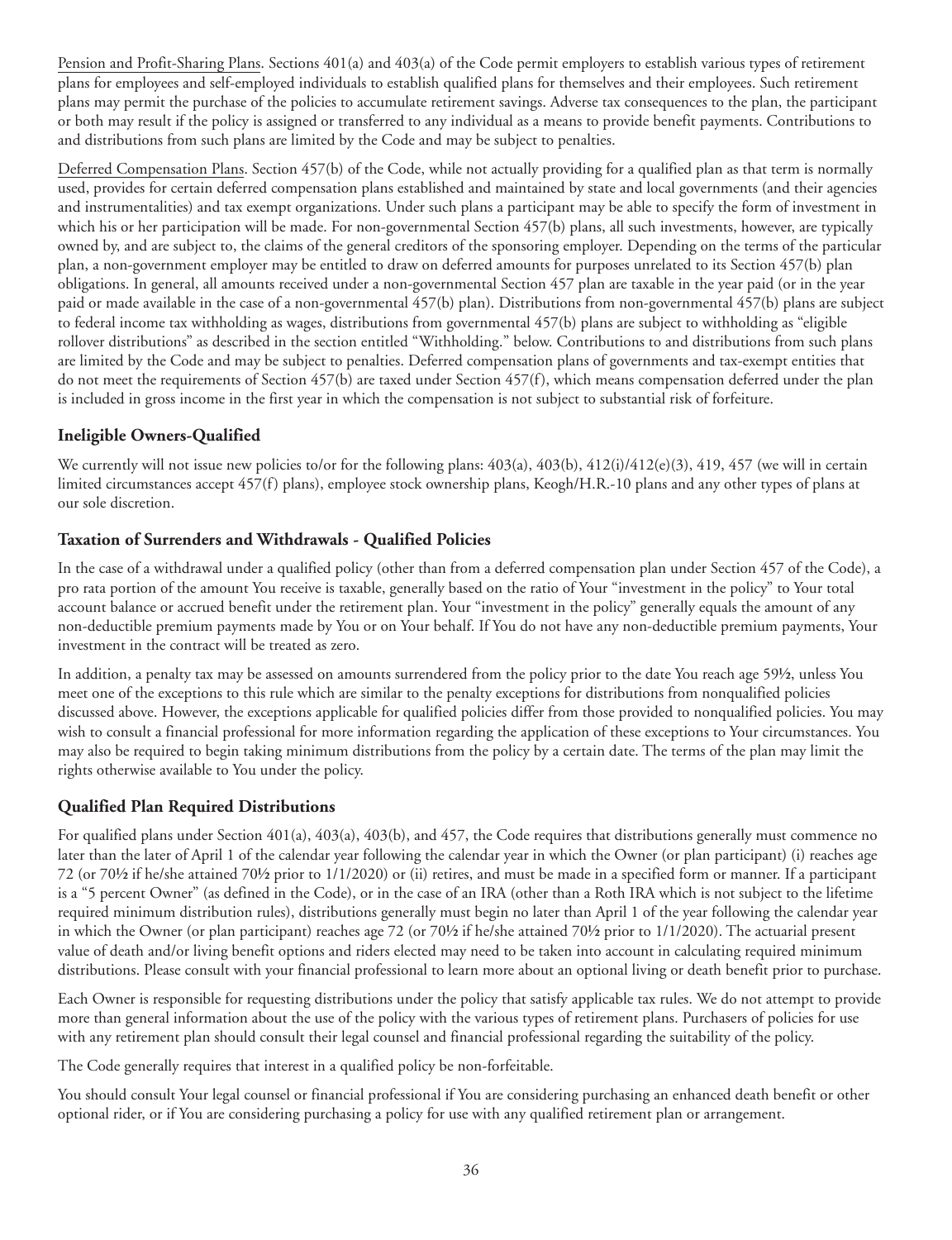Pension and Profit-Sharing Plans. Sections 401(a) and 403(a) of the Code permit employers to establish various types of retirement plans for employees and self-employed individuals to establish qualified plans for themselves and their employees. Such retirement plans may permit the purchase of the policies to accumulate retirement savings. Adverse tax consequences to the plan, the participant or both may result if the policy is assigned or transferred to any individual as a means to provide benefit payments. Contributions to and distributions from such plans are limited by the Code and may be subject to penalties.

Deferred Compensation Plans. Section 457(b) of the Code, while not actually providing for a qualified plan as that term is normally used, provides for certain deferred compensation plans established and maintained by state and local governments (and their agencies and instrumentalities) and tax exempt organizations. Under such plans a participant may be able to specify the form of investment in which his or her participation will be made. For non-governmental Section 457(b) plans, all such investments, however, are typically owned by, and are subject to, the claims of the general creditors of the sponsoring employer. Depending on the terms of the particular plan, a non-government employer may be entitled to draw on deferred amounts for purposes unrelated to its Section 457(b) plan obligations. In general, all amounts received under a non-governmental Section 457 plan are taxable in the year paid (or in the year paid or made available in the case of a non-governmental 457(b) plan). Distributions from non-governmental 457(b) plans are subject to federal income tax withholding as wages, distributions from governmental 457(b) plans are subject to withholding as "eligible rollover distributions" as described in the section entitled "Withholding." below. Contributions to and distributions from such plans are limited by the Code and may be subject to penalties. Deferred compensation plans of governments and tax-exempt entities that do not meet the requirements of Section 457(b) are taxed under Section 457(f), which means compensation deferred under the plan is included in gross income in the first year in which the compensation is not subject to substantial risk of forfeiture.

## Ineligible Owners-Qualified

We currently will not issue new policies to/or for the following plans: 403(a), 403(b), 412(i)/412(e)(3), 419, 457 (we will in certain limited circumstances accept 457(f) plans), employee stock ownership plans, Keogh/H.R.-10 plans and any other types of plans at our sole discretion.

## Taxation of Surrenders and Withdrawals - Qualified Policies

In the case of a withdrawal under a qualified policy (other than from a deferred compensation plan under Section 457 of the Code), a pro rata portion of the amount You receive is taxable, generally based on the ratio of Your "investment in the policy" to Your total account balance or accrued benefit under the retirement plan. Your "investment in the policy" generally equals the amount of any non-deductible premium payments made by You or on Your behalf. If You do not have any non-deductible premium payments, Your investment in the contract will be treated as zero.

In addition, a penalty tax may be assessed on amounts surrendered from the policy prior to the date You reach age 59½, unless You meet one of the exceptions to this rule which are similar to the penalty exceptions for distributions from nonqualified policies discussed above. However, the exceptions applicable for qualified policies differ from those provided to nonqualified policies. You may wish to consult a financial professional for more information regarding the application of these exceptions to Your circumstances. You may also be required to begin taking minimum distributions from the policy by a certain date. The terms of the plan may limit the rights otherwise available to You under the policy.

## Qualified Plan Required Distributions

For qualified plans under Section 401(a), 403(a), 403(b), and 457, the Code requires that distributions generally must commence no later than the later of April 1 of the calendar year following the calendar year in which the Owner (or plan participant) (i) reaches age 72 (or 70½ if he/she attained 70½ prior to 1/1/2020) or (ii) retires, and must be made in a specified form or manner. If a participant is a "5 percent Owner" (as defined in the Code), or in the case of an IRA (other than a Roth IRA which is not subject to the lifetime required minimum distribution rules), distributions generally must begin no later than April 1 of the year following the calendar year in which the Owner (or plan participant) reaches age 72 (or 70½ if he/she attained 70½ prior to 1/1/2020). The actuarial present value of death and/or living benefit options and riders elected may need to be taken into account in calculating required minimum distributions. Please consult with your financial professional to learn more about an optional living or death benefit prior to purchase.

Each Owner is responsible for requesting distributions under the policy that satisfy applicable tax rules. We do not attempt to provide more than general information about the use of the policy with the various types of retirement plans. Purchasers of policies for use with any retirement plan should consult their legal counsel and financial professional regarding the suitability of the policy.

The Code generally requires that interest in a qualified policy be non-forfeitable.

You should consult Your legal counsel or financial professional if You are considering purchasing an enhanced death benefit or other optional rider, or if You are considering purchasing a policy for use with any qualified retirement plan or arrangement.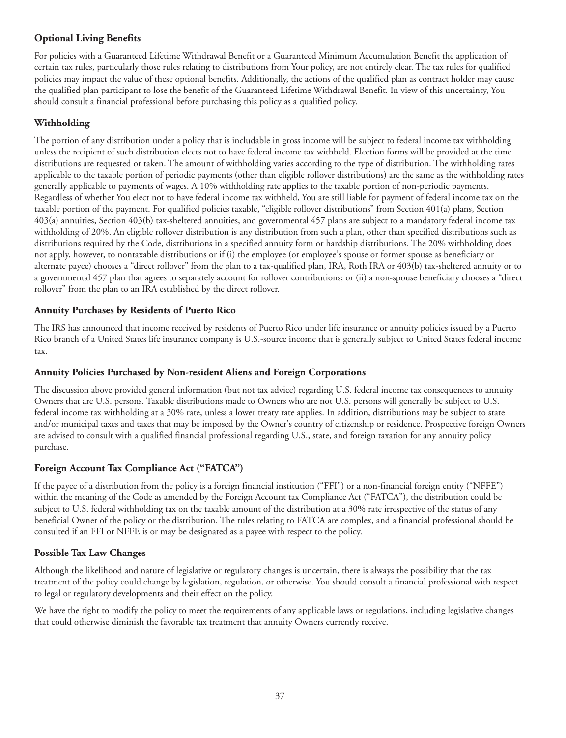## Optional Living Benefits

For policies with a Guaranteed Lifetime Withdrawal Benefit or a Guaranteed Minimum Accumulation Benefit the application of certain tax rules, particularly those rules relating to distributions from Your policy, are not entirely clear. The tax rules for qualified policies may impact the value of these optional benefits. Additionally, the actions of the qualified plan as contract holder may cause the qualified plan participant to lose the benefit of the Guaranteed Lifetime Withdrawal Benefit. In view of this uncertainty, You should consult a financial professional before purchasing this policy as a qualified policy.

## Withholding

The portion of any distribution under a policy that is includable in gross income will be subject to federal income tax withholding unless the recipient of such distribution elects not to have federal income tax withheld. Election forms will be provided at the time distributions are requested or taken. The amount of withholding varies according to the type of distribution. The withholding rates applicable to the taxable portion of periodic payments (other than eligible rollover distributions) are the same as the withholding rates generally applicable to payments of wages. A 10% withholding rate applies to the taxable portion of non-periodic payments. Regardless of whether You elect not to have federal income tax withheld, You are still liable for payment of federal income tax on the taxable portion of the payment. For qualified policies taxable, "eligible rollover distributions" from Section 401(a) plans, Section 403(a) annuities, Section 403(b) tax-sheltered annuities, and governmental 457 plans are subject to a mandatory federal income tax withholding of 20%. An eligible rollover distribution is any distribution from such a plan, other than specified distributions such as distributions required by the Code, distributions in a specified annuity form or hardship distributions. The 20% withholding does not apply, however, to nontaxable distributions or if (i) the employee (or employee's spouse or former spouse as beneficiary or alternate payee) chooses a "direct rollover" from the plan to a tax-qualified plan, IRA, Roth IRA or 403(b) tax-sheltered annuity or to a governmental 457 plan that agrees to separately account for rollover contributions; or (ii) a non-spouse beneficiary chooses a "direct rollover" from the plan to an IRA established by the direct rollover.

## Annuity Purchases by Residents of Puerto Rico

The IRS has announced that income received by residents of Puerto Rico under life insurance or annuity policies issued by a Puerto Rico branch of a United States life insurance company is U.S.-source income that is generally subject to United States federal income tax.

## Annuity Policies Purchased by Non-resident Aliens and Foreign Corporations

The discussion above provided general information (but not tax advice) regarding U.S. federal income tax consequences to annuity Owners that are U.S. persons. Taxable distributions made to Owners who are not U.S. persons will generally be subject to U.S. federal income tax withholding at a 30% rate, unless a lower treaty rate applies. In addition, distributions may be subject to state and/or municipal taxes and taxes that may be imposed by the Owner's country of citizenship or residence. Prospective foreign Owners are advised to consult with a qualified financial professional regarding U.S., state, and foreign taxation for any annuity policy purchase.

## Foreign Account Tax Compliance Act ("FATCA")

If the payee of a distribution from the policy is a foreign financial institution ("FFI") or a non-financial foreign entity ("NFFE") within the meaning of the Code as amended by the Foreign Account tax Compliance Act ("FATCA"), the distribution could be subject to U.S. federal withholding tax on the taxable amount of the distribution at a 30% rate irrespective of the status of any beneficial Owner of the policy or the distribution. The rules relating to FATCA are complex, and a financial professional should be consulted if an FFI or NFFE is or may be designated as a payee with respect to the policy.

## Possible Tax Law Changes

Although the likelihood and nature of legislative or regulatory changes is uncertain, there is always the possibility that the tax treatment of the policy could change by legislation, regulation, or otherwise. You should consult a financial professional with respect to legal or regulatory developments and their effect on the policy.

We have the right to modify the policy to meet the requirements of any applicable laws or regulations, including legislative changes that could otherwise diminish the favorable tax treatment that annuity Owners currently receive.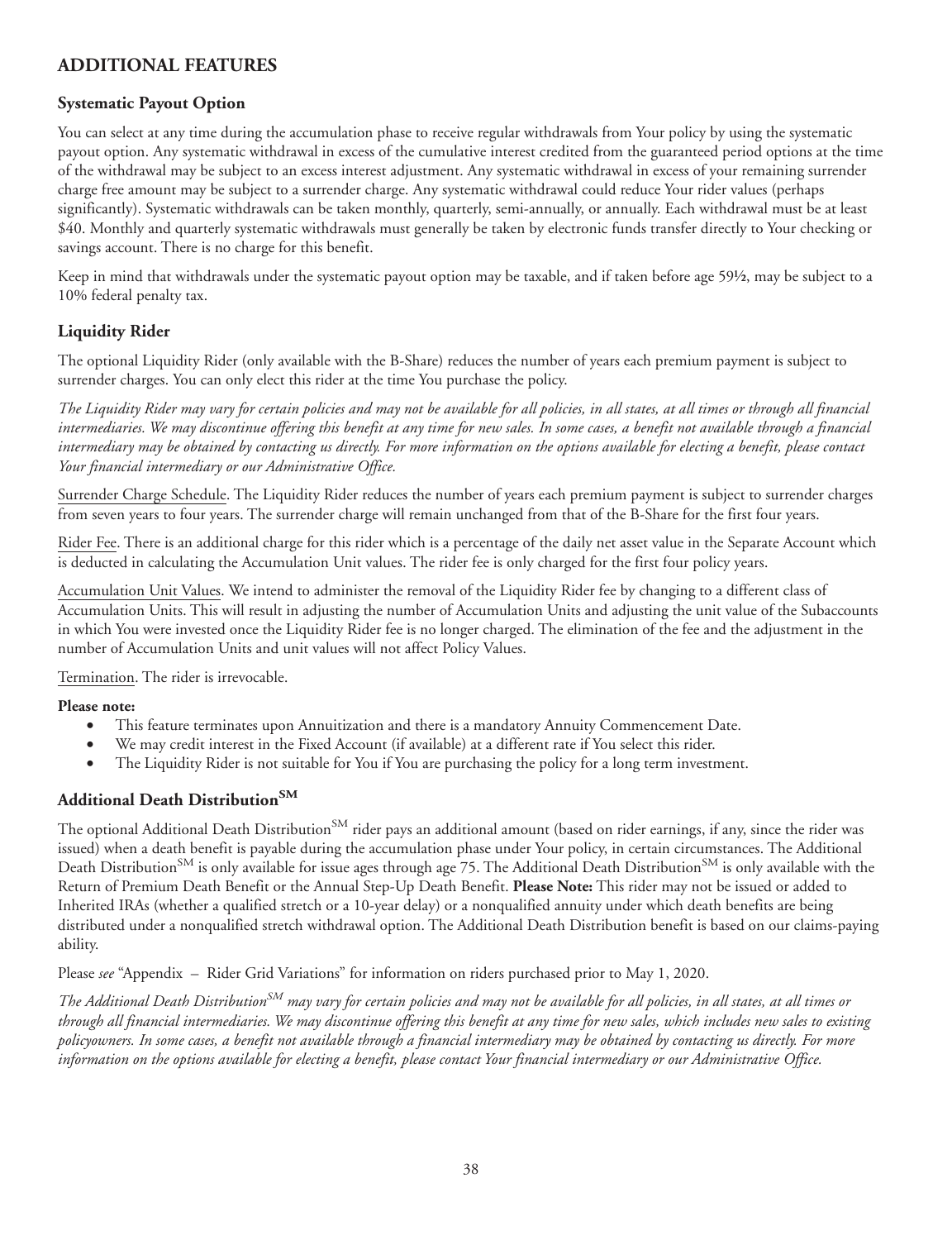## ADDITIONAL FEATURES

### Systematic Payout Option

You can select at any time during the accumulation phase to receive regular withdrawals from Your policy by using the systematic payout option. Any systematic withdrawal in excess of the cumulative interest credited from the guaranteed period options at the time of the withdrawal may be subject to an excess interest adjustment. Any systematic withdrawal in excess of your remaining surrender charge free amount may be subject to a surrender charge. Any systematic withdrawal could reduce Your rider values (perhaps significantly). Systematic withdrawals can be taken monthly, quarterly, semi-annually, or annually. Each withdrawal must be at least \$40. Monthly and quarterly systematic withdrawals must generally be taken by electronic funds transfer directly to Your checking or savings account. There is no charge for this benefit.

Keep in mind that withdrawals under the systematic payout option may be taxable, and if taken before age 59½, may be subject to a 10% federal penalty tax.

### Liquidity Rider

The optional Liquidity Rider (only available with the B-Share) reduces the number of years each premium payment is subject to surrender charges. You can only elect this rider at the time You purchase the policy.

*The Liquidity Rider may vary for certain policies and may not be available for all policies, in all states, at all times or through all financial intermediaries. We may discontinue offering this benefit at any time for new sales. In some cases, a benefit not available through a financial intermediary may be obtained by contacting us directly. For more information on the options available for electing a benefit, please contact Your financial intermediary or our Administrative Office.*

Surrender Charge Schedule. The Liquidity Rider reduces the number of years each premium payment is subject to surrender charges from seven years to four years. The surrender charge will remain unchanged from that of the B-Share for the first four years.

Rider Fee. There is an additional charge for this rider which is a percentage of the daily net asset value in the Separate Account which is deducted in calculating the Accumulation Unit values. The rider fee is only charged for the first four policy years.

Accumulation Unit Values. We intend to administer the removal of the Liquidity Rider fee by changing to a different class of Accumulation Units. This will result in adjusting the number of Accumulation Units and adjusting the unit value of the Subaccounts in which You were invested once the Liquidity Rider fee is no longer charged. The elimination of the fee and the adjustment in the number of Accumulation Units and unit values will not affect Policy Values.

Termination. The rider is irrevocable.

**Please note:**

- This feature terminates upon Annuitization and there is a mandatory Annuity Commencement Date.
- We may credit interest in the Fixed Account (if available) at a different rate if You select this rider.
- The Liquidity Rider is not suitable for You if You are purchasing the policy for a long term investment.

### Additional Death Distribution℠

The optional Additional Death Distribution℠ rider pays an additional amount (based on rider earnings, if any, since the rider was issued) when a death benefit is payable during the accumulation phase under Your policy, in certain circumstances. The Additional Death Distribution℠ is only available for issue ages through age 75. The Additional Death Distribution℠ is only available with the Return of Premium Death Benefit or the Annual Step-Up Death Benefit. **Please Note:** This rider may not be issued or added to Inherited IRAs (whether a qualified stretch or a 10-year delay) or a nonqualified annuity under which death benefits are being distributed under a nonqualified stretch withdrawal option. The Additional Death Distribution benefit is based on our claims-paying ability.

Please *see* "Appendix – Rider Grid Variations" for information on riders purchased prior to May 1, 2020.

*The Additional Death Distribution℠ may vary for certain policies and may not be available for all policies, in all states, at all times or through all financial intermediaries. We may discontinue offering this benefit at any time for new sales, which includes new sales to existing policyowners. In some cases, a benefit not available through a financial intermediary may be obtained by contacting us directly. For more information on the options available for electing a benefit, please contact Your financial intermediary or our Administrative Office.*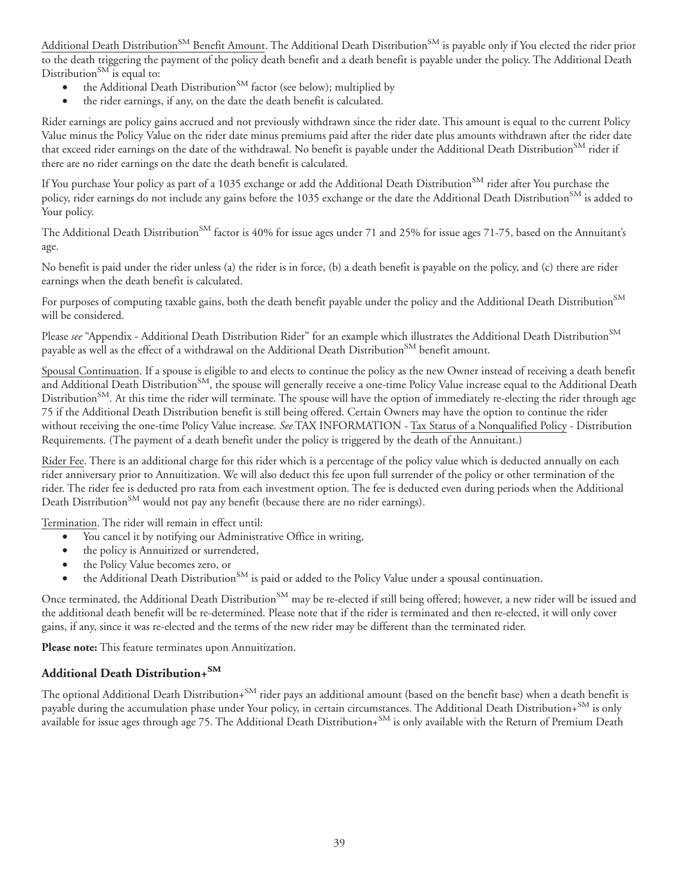Additional Death Distribution[SM] Benefit Amount. The Additional Death Distribution[SM] is payable only if You elected the rider prior to the death triggering the payment of the policy death benefit and a death benefit is payable under the policy. The Additional Death Distribution[SM] is equal to:

- the Additional Death Distribution[SM] factor (see below); multiplied by
- the rider earnings, if any, on the date the death benefit is calculated.

Rider earnings are policy gains accrued and not previously withdrawn since the rider date. This amount is equal to the current Policy Value minus the Policy Value on the rider date minus premiums paid after the rider date plus amounts withdrawn after the rider date that exceed rider earnings on the date of the withdrawal. No benefit is payable under the Additional Death Distribution[SM] rider if there are no rider earnings on the date the death benefit is calculated.

If You purchase Your policy as part of a 1035 exchange or add the Additional Death Distribution[SM] rider after You purchase the policy, rider earnings do not include any gains before the 1035 exchange or the date the Additional Death Distribution[SM] is added to Your policy.

The Additional Death Distribution[SM] factor is 40% for issue ages under 71 and 25% for issue ages 71-75, based on the Annuitant's age.

No benefit is paid under the rider unless (a) the rider is in force, (b) a death benefit is payable on the policy, and (c) there are rider earnings when the death benefit is calculated.

For purposes of computing taxable gains, both the death benefit payable under the policy and the Additional Death Distribution[SM] will be considered.

Please *see* "Appendix - Additional Death Distribution Rider" for an example which illustrates the Additional Death Distribution[SM] payable as well as the effect of a withdrawal on the Additional Death Distribution[SM] benefit amount.

Spousal Continuation. If a spouse is eligible to and elects to continue the policy as the new Owner instead of receiving a death benefit and Additional Death Distribution[SM], the spouse will generally receive a one-time Policy Value increase equal to the Additional Death Distribution[SM]. At this time the rider will terminate. The spouse will have the option of immediately re-electing the rider through age 75 if the Additional Death Distribution benefit is still being offered. Certain Owners may have the option to continue the rider without receiving the one-time Policy Value increase. *See* TAX INFORMATION - Tax Status of a Nonqualified Policy - Distribution Requirements. (The payment of a death benefit under the policy is triggered by the death of the Annuitant.)

Rider Fee. There is an additional charge for this rider which is a percentage of the policy value which is deducted annually on each rider anniversary prior to Annuitization. We will also deduct this fee upon full surrender of the policy or other termination of the rider. The rider fee is deducted pro rata from each investment option. The fee is deducted even during periods when the Additional Death Distribution[SM] would not pay any benefit (because there are no rider earnings).

Termination. The rider will remain in effect until:

- You cancel it by notifying our Administrative Office in writing,
- the policy is Annuitized or surrendered,
- the Policy Value becomes zero, or
- the Additional Death Distribution[SM] is paid or added to the Policy Value under a spousal continuation.

Once terminated, the Additional Death Distribution[SM] may be re-elected if still being offered; however, a new rider will be issued and the additional death benefit will be re-determined. Please note that if the rider is terminated and then re-elected, it will only cover gains, if any, since it was re-elected and the terms of the new rider may be different than the terminated rider.

**Please note:** This feature terminates upon Annuitization.

### Additional Death Distribution+[SM]

The optional Additional Death Distribution+[SM] rider pays an additional amount (based on the benefit base) when a death benefit is payable during the accumulation phase under Your policy, in certain circumstances. The Additional Death Distribution+[SM] is only available for issue ages through age 75. The Additional Death Distribution+[SM] is only available with the Return of Premium Death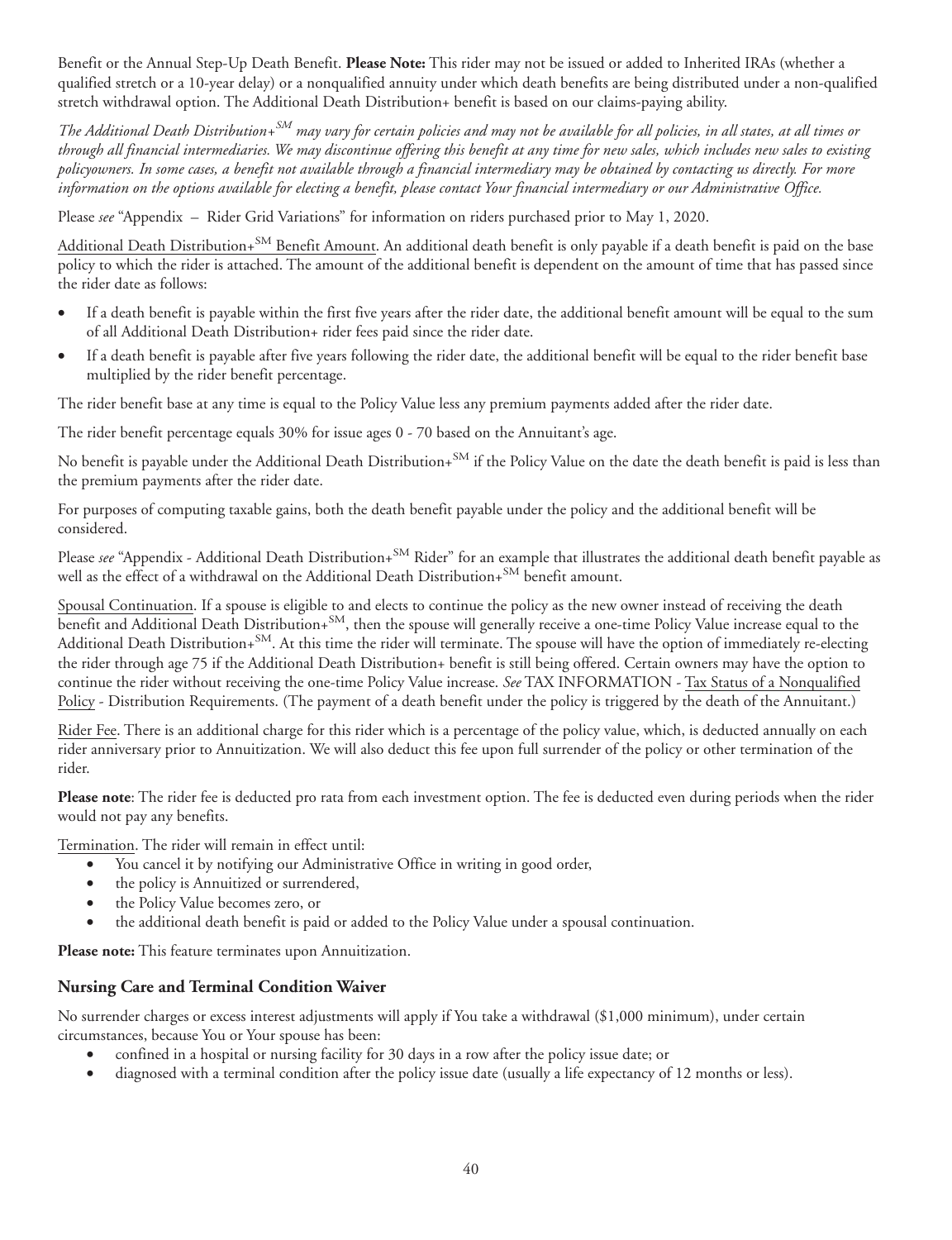Benefit or the Annual Step-Up Death Benefit. **Please Note:** This rider may not be issued or added to Inherited IRAs (whether a qualified stretch or a 10-year delay) or a nonqualified annuity under which death benefits are being distributed under a non-qualified stretch withdrawal option. The Additional Death Distribution+ benefit is based on our claims-paying ability.

*The Additional Death Distribution+SM may vary for certain policies and may not be available for all policies, in all states, at all times or through all financial intermediaries. We may discontinue offering this benefit at any time for new sales, which includes new sales to existing policyowners. In some cases, a benefit not available through a financial intermediary may be obtained by contacting us directly. For more information on the options available for electing a benefit, please contact Your financial intermediary or our Administrative Office.*

Please *see* "Appendix – Rider Grid Variations" for information on riders purchased prior to May 1, 2020.

Additional Death Distribution+SM Benefit Amount. An additional death benefit is only payable if a death benefit is paid on the base policy to which the rider is attached. The amount of the additional benefit is dependent on the amount of time that has passed since the rider date as follows:

- If a death benefit is payable within the first five years after the rider date, the additional benefit amount will be equal to the sum of all Additional Death Distribution+ rider fees paid since the rider date.
- If a death benefit is payable after five years following the rider date, the additional benefit will be equal to the rider benefit base multiplied by the rider benefit percentage.

The rider benefit base at any time is equal to the Policy Value less any premium payments added after the rider date.

The rider benefit percentage equals 30% for issue ages 0 - 70 based on the Annuitant's age.

No benefit is payable under the Additional Death Distribution+SM if the Policy Value on the date the death benefit is paid is less than the premium payments after the rider date.

For purposes of computing taxable gains, both the death benefit payable under the policy and the additional benefit will be considered.

Please *see* "Appendix - Additional Death Distribution+SM Rider" for an example that illustrates the additional death benefit payable as well as the effect of a withdrawal on the Additional Death Distribution+SM benefit amount.

Spousal Continuation. If a spouse is eligible to and elects to continue the policy as the new owner instead of receiving the death benefit and Additional Death Distribution+SM, then the spouse will generally receive a one-time Policy Value increase equal to the Additional Death Distribution+SM. At this time the rider will terminate. The spouse will have the option of immediately re-electing the rider through age 75 if the Additional Death Distribution+ benefit is still being offered. Certain owners may have the option to continue the rider without receiving the one-time Policy Value increase. *See* TAX INFORMATION - Tax Status of a Nonqualified Policy - Distribution Requirements. (The payment of a death benefit under the policy is triggered by the death of the Annuitant.)

Rider Fee. There is an additional charge for this rider which is a percentage of the policy value, which, is deducted annually on each rider anniversary prior to Annuitization. We will also deduct this fee upon full surrender of the policy or other termination of the rider.

**Please note**: The rider fee is deducted pro rata from each investment option. The fee is deducted even during periods when the rider would not pay any benefits.

Termination. The rider will remain in effect until:

- You cancel it by notifying our Administrative Office in writing in good order,
- the policy is Annuitized or surrendered,
- the Policy Value becomes zero, or
- the additional death benefit is paid or added to the Policy Value under a spousal continuation.

**Please note:** This feature terminates upon Annuitization.

### Nursing Care and Terminal Condition Waiver

No surrender charges or excess interest adjustments will apply if You take a withdrawal ($1,000 minimum), under certain circumstances, because You or Your spouse has been:

- confined in a hospital or nursing facility for 30 days in a row after the policy issue date; or
- diagnosed with a terminal condition after the policy issue date (usually a life expectancy of 12 months or less).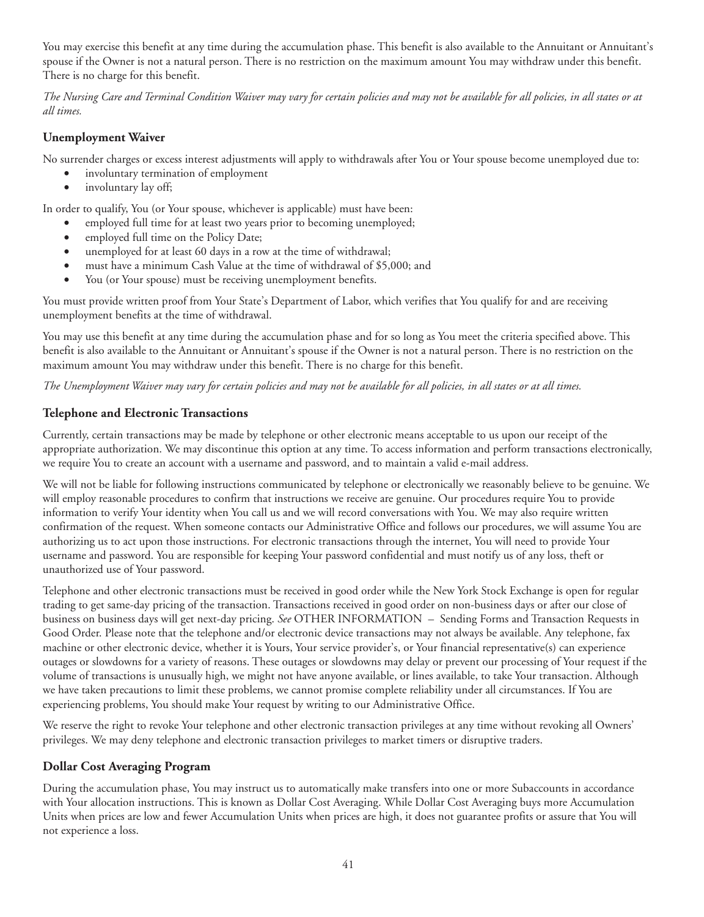You may exercise this benefit at any time during the accumulation phase. This benefit is also available to the Annuitant or Annuitant's spouse if the Owner is not a natural person. There is no restriction on the maximum amount You may withdraw under this benefit. There is no charge for this benefit.

*The Nursing Care and Terminal Condition Waiver may vary for certain policies and may not be available for all policies, in all states or at all times.*

### Unemployment Waiver

No surrender charges or excess interest adjustments will apply to withdrawals after You or Your spouse become unemployed due to:

- involuntary termination of employment
- involuntary lay off;

In order to qualify, You (or Your spouse, whichever is applicable) must have been:

- employed full time for at least two years prior to becoming unemployed;
- employed full time on the Policy Date;
- unemployed for at least 60 days in a row at the time of withdrawal;
- must have a minimum Cash Value at the time of withdrawal of $5,000; and
- You (or Your spouse) must be receiving unemployment benefits.

You must provide written proof from Your State's Department of Labor, which verifies that You qualify for and are receiving unemployment benefits at the time of withdrawal.

You may use this benefit at any time during the accumulation phase and for so long as You meet the criteria specified above. This benefit is also available to the Annuitant or Annuitant's spouse if the Owner is not a natural person. There is no restriction on the maximum amount You may withdraw under this benefit. There is no charge for this benefit.

*The Unemployment Waiver may vary for certain policies and may not be available for all policies, in all states or at all times.*

### Telephone and Electronic Transactions

Currently, certain transactions may be made by telephone or other electronic means acceptable to us upon our receipt of the appropriate authorization. We may discontinue this option at any time. To access information and perform transactions electronically, we require You to create an account with a username and password, and to maintain a valid e-mail address.

We will not be liable for following instructions communicated by telephone or electronically we reasonably believe to be genuine. We will employ reasonable procedures to confirm that instructions we receive are genuine. Our procedures require You to provide information to verify Your identity when You call us and we will record conversations with You. We may also require written confirmation of the request. When someone contacts our Administrative Office and follows our procedures, we will assume You are authorizing us to act upon those instructions. For electronic transactions through the internet, You will need to provide Your username and password. You are responsible for keeping Your password confidential and must notify us of any loss, theft or unauthorized use of Your password.

Telephone and other electronic transactions must be received in good order while the New York Stock Exchange is open for regular trading to get same-day pricing of the transaction. Transactions received in good order on non-business days or after our close of business on business days will get next-day pricing. *See* OTHER INFORMATION – Sending Forms and Transaction Requests in Good Order. Please note that the telephone and/or electronic device transactions may not always be available. Any telephone, fax machine or other electronic device, whether it is Yours, Your service provider's, or Your financial representative(s) can experience outages or slowdowns for a variety of reasons. These outages or slowdowns may delay or prevent our processing of Your request if the volume of transactions is unusually high, we might not have anyone available, or lines available, to take Your transaction. Although we have taken precautions to limit these problems, we cannot promise complete reliability under all circumstances. If You are experiencing problems, You should make Your request by writing to our Administrative Office.

We reserve the right to revoke Your telephone and other electronic transaction privileges at any time without revoking all Owners' privileges. We may deny telephone and electronic transaction privileges to market timers or disruptive traders.

### Dollar Cost Averaging Program

During the accumulation phase, You may instruct us to automatically make transfers into one or more Subaccounts in accordance with Your allocation instructions. This is known as Dollar Cost Averaging. While Dollar Cost Averaging buys more Accumulation Units when prices are low and fewer Accumulation Units when prices are high, it does not guarantee profits or assure that You will not experience a loss.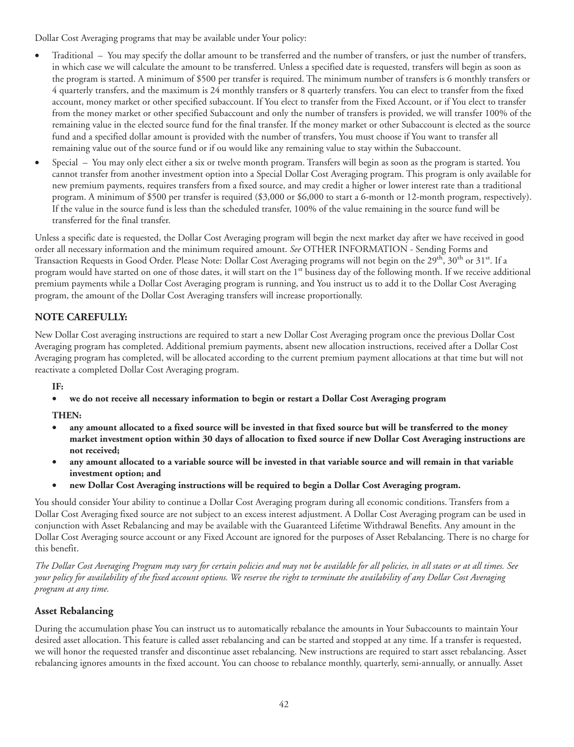Dollar Cost Averaging programs that may be available under Your policy:

- Traditional – You may specify the dollar amount to be transferred and the number of transfers, or just the number of transfers, in which case we will calculate the amount to be transferred. Unless a specified date is requested, transfers will begin as soon as the program is started. A minimum of $500 per transfer is required. The minimum number of transfers is 6 monthly transfers or 4 quarterly transfers, and the maximum is 24 monthly transfers or 8 quarterly transfers. You can elect to transfer from the fixed account, money market or other specified subaccount. If You elect to transfer from the Fixed Account, or if You elect to transfer from the money market or other specified Subaccount and only the number of transfers is provided, we will transfer 100% of the remaining value in the elected source fund for the final transfer. If the money market or other Subaccount is elected as the source fund and a specified dollar amount is provided with the number of transfers, You must choose if You want to transfer all remaining value out of the source fund or if ou would like any remaining value to stay within the Subaccount.
- Special – You may only elect either a six or twelve month program. Transfers will begin as soon as the program is started. You cannot transfer from another investment option into a Special Dollar Cost Averaging program. This program is only available for new premium payments, requires transfers from a fixed source, and may credit a higher or lower interest rate than a traditional program. A minimum of $500 per transfer is required ($3,000 or $6,000 to start a 6-month or 12-month program, respectively). If the value in the source fund is less than the scheduled transfer, 100% of the value remaining in the source fund will be transferred for the final transfer.

Unless a specific date is requested, the Dollar Cost Averaging program will begin the next market day after we have received in good order all necessary information and the minimum required amount. *See* OTHER INFORMATION - Sending Forms and Transaction Requests in Good Order. Please Note: Dollar Cost Averaging programs will not begin on the 29th, 30th or 31st. If a program would have started on one of those dates, it will start on the 1st business day of the following month. If we receive additional premium payments while a Dollar Cost Averaging program is running, and You instruct us to add it to the Dollar Cost Averaging program, the amount of the Dollar Cost Averaging transfers will increase proportionally.

## NOTE CAREFULLY:

New Dollar Cost averaging instructions are required to start a new Dollar Cost Averaging program once the previous Dollar Cost Averaging program has completed. Additional premium payments, absent new allocation instructions, received after a Dollar Cost Averaging program has completed, will be allocated according to the current premium payment allocations at that time but will not reactivate a completed Dollar Cost Averaging program.

**IF:**

- **we do not receive all necessary information to begin or restart a Dollar Cost Averaging program**

**THEN:**

- **any amount allocated to a fixed source will be invested in that fixed source but will be transferred to the money market investment option within 30 days of allocation to fixed source if new Dollar Cost Averaging instructions are not received;**
- **any amount allocated to a variable source will be invested in that variable source and will remain in that variable investment option; and**
- **new Dollar Cost Averaging instructions will be required to begin a Dollar Cost Averaging program.**

You should consider Your ability to continue a Dollar Cost Averaging program during all economic conditions. Transfers from a Dollar Cost Averaging fixed source are not subject to an excess interest adjustment. A Dollar Cost Averaging program can be used in conjunction with Asset Rebalancing and may be available with the Guaranteed Lifetime Withdrawal Benefits. Any amount in the Dollar Cost Averaging source account or any Fixed Account are ignored for the purposes of Asset Rebalancing. There is no charge for this benefit.

*The Dollar Cost Averaging Program may vary for certain policies and may not be available for all policies, in all states or at all times. See your policy for availability of the fixed account options. We reserve the right to terminate the availability of any Dollar Cost Averaging program at any time.*

### Asset Rebalancing

During the accumulation phase You can instruct us to automatically rebalance the amounts in Your Subaccounts to maintain Your desired asset allocation. This feature is called asset rebalancing and can be started and stopped at any time. If a transfer is requested, we will honor the requested transfer and discontinue asset rebalancing. New instructions are required to start asset rebalancing. Asset rebalancing ignores amounts in the fixed account. You can choose to rebalance monthly, quarterly, semi-annually, or annually. Asset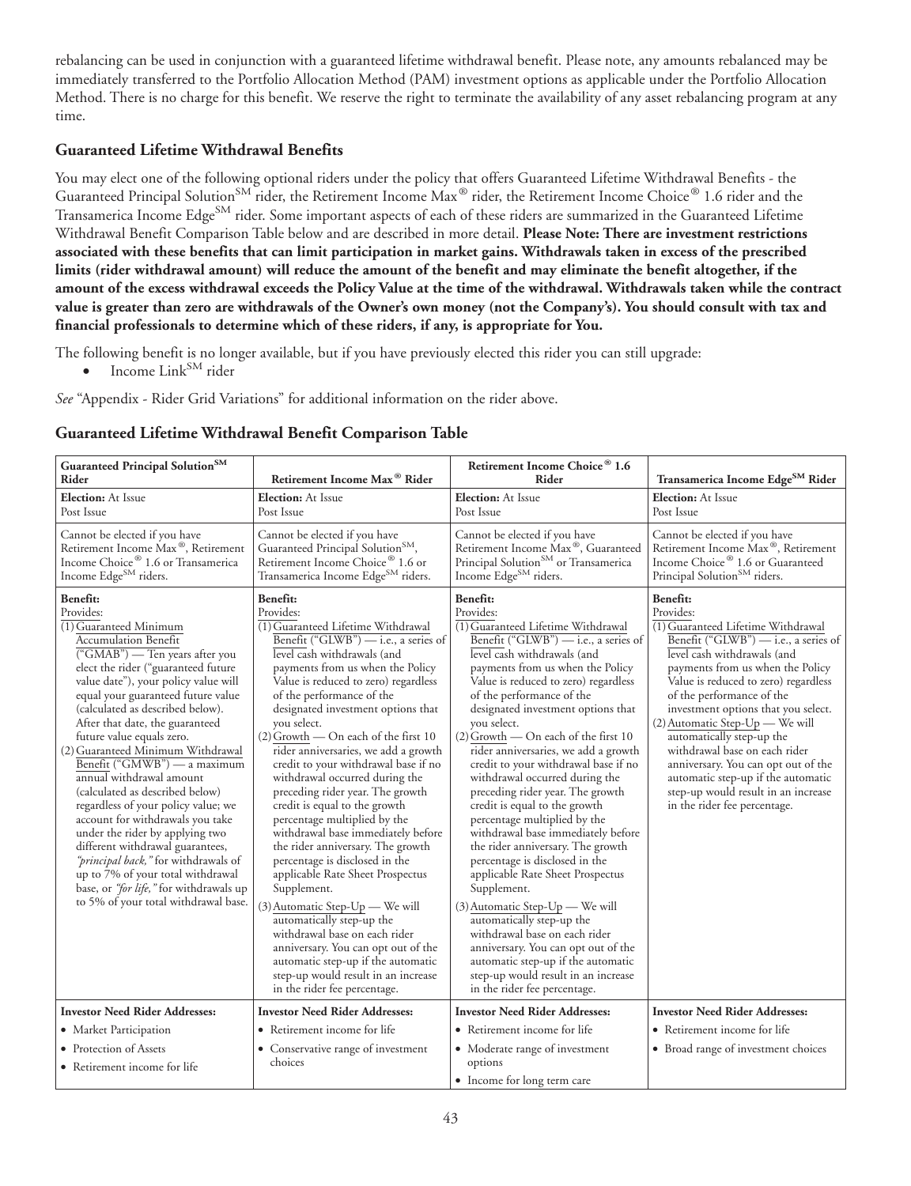rebalancing can be used in conjunction with a guaranteed lifetime withdrawal benefit. Please note, any amounts rebalanced may be immediately transferred to the Portfolio Allocation Method (PAM) investment options as applicable under the Portfolio Allocation Method. There is no charge for this benefit. We reserve the right to terminate the availability of any asset rebalancing program at any time.

### Guaranteed Lifetime Withdrawal Benefits

You may elect one of the following optional riders under the policy that offers Guaranteed Lifetime Withdrawal Benefits - the Guaranteed Principal Solution℠ rider, the Retirement Income Max® rider, the Retirement Income Choice® 1.6 rider and the Transamerica Income Edge℠ rider. Some important aspects of each of these riders are summarized in the Guaranteed Lifetime Withdrawal Benefit Comparison Table below and are described in more detail. **Please Note: There are investment restrictions associated with these benefits that can limit participation in market gains. Withdrawals taken in excess of the prescribed limits (rider withdrawal amount) will reduce the amount of the benefit and may eliminate the benefit altogether, if the amount of the excess withdrawal exceeds the Policy Value at the time of the withdrawal. Withdrawals taken while the contract value is greater than zero are withdrawals of the Owner's own money (not the Company's). You should consult with tax and financial professionals to determine which of these riders, if any, is appropriate for You.**

The following benefit is no longer available, but if you have previously elected this rider you can still upgrade:

- Income Link℠ rider

*See* "Appendix - Rider Grid Variations" for additional information on the rider above.

### Guaranteed Lifetime Withdrawal Benefit Comparison Table

| Guaranteed Principal Solution℠ Rider | Retirement Income Max® Rider | Retirement Income Choice® 1.6 Rider | Transamerica Income Edge℠ Rider |
|---|---|---|---|
| **Election:** At Issue<br>Post Issue | **Election:** At Issue<br>Post Issue | **Election:** At Issue<br>Post Issue | **Election:** At Issue<br>Post Issue |
| Cannot be elected if you have Retirement Income Max®, Retirement Income Choice® 1.6 or Transamerica Income Edge℠ riders. | Cannot be elected if you have Guaranteed Principal Solution℠, Retirement Income Choice® 1.6 or Transamerica Income Edge℠ riders. | Cannot be elected if you have Retirement Income Max®, Guaranteed Principal Solution℠ or Transamerica Income Edge℠ riders. | Cannot be elected if you have Retirement Income Max®, Retirement Income Choice® 1.6 or Guaranteed Principal Solution℠ riders. |
| **Benefit:**<br>Provides:<br>(1) Guaranteed Minimum Accumulation Benefit ("GMAB") — Ten years after you elect the rider ("guaranteed future value date"), your policy value will equal your guaranteed future value (calculated as described below). After that date, the guaranteed future value equals zero.<br>(2) Guaranteed Minimum Withdrawal Benefit ("GMWB") — a maximum annual withdrawal amount (calculated as described below) regardless of your policy value; we account for withdrawals you take under the rider by applying two different withdrawal guarantees, *"principal back,"* for withdrawals of up to 7% of your total withdrawal base, or *"for life,"* for withdrawals up to 5% of your total withdrawal base. | **Benefit:**<br>Provides:<br>(1) Guaranteed Lifetime Withdrawal Benefit ("GLWB") — i.e., a series of level cash withdrawals (and payments from us when the Policy Value is reduced to zero) regardless of the performance of the designated investment options that you select.<br>(2) Growth — On each of the first 10 rider anniversaries, we add a growth credit to your withdrawal base if no withdrawal occurred during the preceding rider year. The growth credit is equal to the growth percentage multiplied by the withdrawal base immediately before the rider anniversary. The growth percentage is disclosed in the applicable Rate Sheet Prospectus Supplement.<br>(3) Automatic Step-Up — We will automatically step-up the withdrawal base on each rider anniversary. You can opt out of the automatic step-up if the automatic step-up would result in an increase in the rider fee percentage. | **Benefit:**<br>Provides:<br>(1) Guaranteed Lifetime Withdrawal Benefit ("GLWB") — i.e., a series of level cash withdrawals (and payments from us when the Policy Value is reduced to zero) regardless of the performance of the designated investment options that you select.<br>(2) Growth — On each of the first 10 rider anniversaries, we add a growth credit to your withdrawal base if no withdrawal occurred during the preceding rider year. The growth credit is equal to the growth percentage multiplied by the withdrawal base immediately before the rider anniversary. The growth percentage is disclosed in the applicable Rate Sheet Prospectus Supplement.<br>(3) Automatic Step-Up — We will automatically step-up the withdrawal base on each rider anniversary. You can opt out of the automatic step-up if the automatic step-up would result in an increase in the rider fee percentage. | **Benefit:**<br>Provides:<br>(1) Guaranteed Lifetime Withdrawal Benefit ("GLWB") — i.e., a series of level cash withdrawals (and payments from us when the Policy Value is reduced to zero) regardless of the performance of the investment options that you select.<br>(2) Automatic Step-Up — We will automatically step-up the withdrawal base on each rider anniversary. You can opt out of the automatic step-up if the automatic step-up would result in an increase in the rider fee percentage. |
| **Investor Need Rider Addresses:**<br>• Market Participation<br>• Protection of Assets<br>• Retirement income for life | **Investor Need Rider Addresses:**<br>• Retirement income for life<br>• Conservative range of investment choices | **Investor Need Rider Addresses:**<br>• Retirement income for life<br>• Moderate range of investment options<br>• Income for long term care | **Investor Need Rider Addresses:**<br>• Retirement income for life<br>• Broad range of investment choices |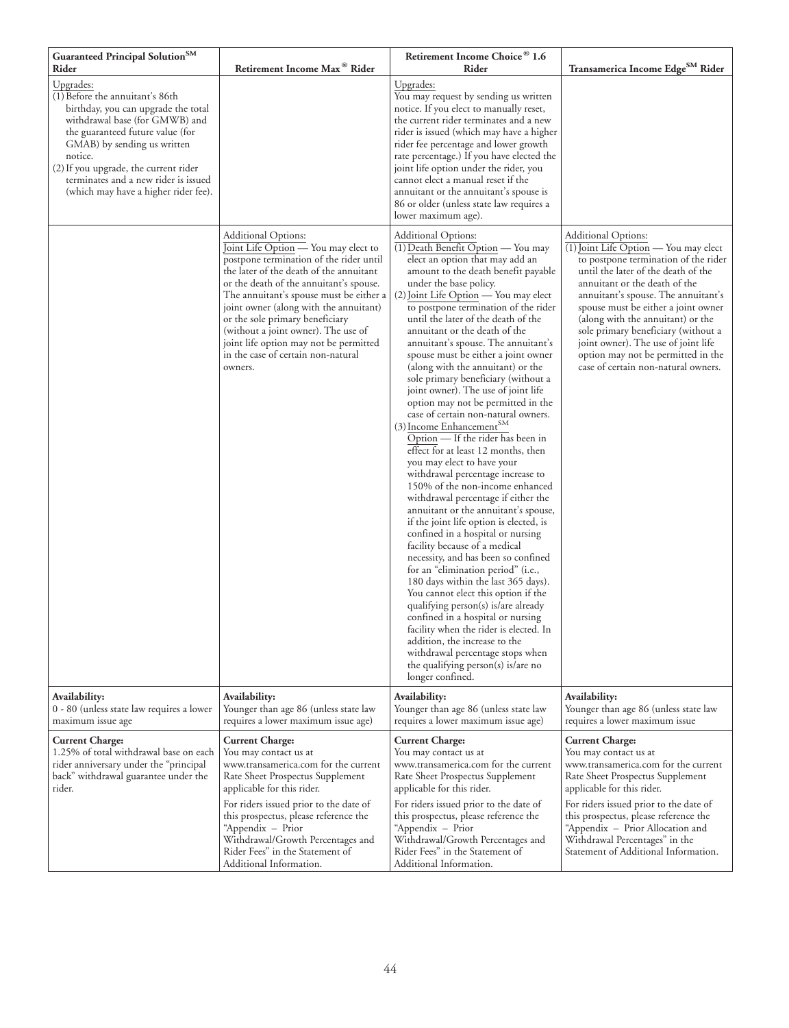| Guaranteed Principal Solution℠ Rider | Retirement Income Max® Rider | Retirement Income Choice® 1.6 Rider | Transamerica Income Edge℠ Rider |
|---|---|---|---|
| Upgrades:<br>(1) Before the annuitant's 86th birthday, you can upgrade the total withdrawal base (for GMWB) and the guaranteed future value (for GMAB) by sending us written notice.<br>(2) If you upgrade, the current rider terminates and a new rider is issued (which may have a higher rider fee). | | Upgrades:<br>You may request by sending us written notice. If you elect to manually reset, the current rider terminates and a new rider is issued (which may have a higher rider fee percentage and lower growth rate percentage.) If you have elected the joint life option under the rider, you cannot elect a manual reset if the annuitant or the annuitant's spouse is 86 or older (unless state law requires a lower maximum age). | |
| | Additional Options:<br>Joint Life Option — You may elect to postpone termination of the rider until the later of the death of the annuitant or the death of the annuitant's spouse. The annuitant's spouse must be either a joint owner (along with the annuitant) or the sole primary beneficiary (without a joint owner). The use of joint life option may not be permitted in the case of certain non-natural owners. | Additional Options:<br>(1) Death Benefit Option — You may elect an option that may add an amount to the death benefit payable under the base policy.<br>(2) Joint Life Option — You may elect to postpone termination of the rider until the later of the death of the annuitant or the death of the annuitant's spouse. The annuitant's spouse must be either a joint owner (along with the annuitant) or the sole primary beneficiary (without a joint owner). The use of joint life option may not be permitted in the case of certain non-natural owners.<br>(3) Income Enhancement℠ Option — If the rider has been in effect for at least 12 months, then you may elect to have your withdrawal percentage increase to 150% of the non-income enhanced withdrawal percentage if either the annuitant or the annuitant's spouse, if the joint life option is elected, is confined in a hospital or nursing facility because of a medical necessity, and has been so confined for an "elimination period" (i.e., 180 days within the last 365 days). You cannot elect this option if the qualifying person(s) is/are already confined in a hospital or nursing facility when the rider is elected. In addition, the increase to the withdrawal percentage stops when the qualifying person(s) is/are no longer confined. | Additional Options:<br>(1) Joint Life Option — You may elect to postpone termination of the rider until the later of the death of the annuitant or the death of the annuitant's spouse. The annuitant's spouse must be either a joint owner (along with the annuitant) or the sole primary beneficiary (without a joint owner). The use of joint life option may not be permitted in the case of certain non-natural owners. |
| **Availability:**<br>0 - 80 (unless state law requires a lower maximum issue age | **Availability:**<br>Younger than age 86 (unless state law requires a lower maximum issue age) | **Availability:**<br>Younger than age 86 (unless state law requires a lower maximum issue age) | **Availability:**<br>Younger than age 86 (unless state law requires a lower maximum issue |
| **Current Charge:**<br>1.25% of total withdrawal base on each rider anniversary under the "principal back" withdrawal guarantee under the rider. | **Current Charge:**<br>You may contact us at www.transamerica.com for the current Rate Sheet Prospectus Supplement applicable for this rider.<br>For riders issued prior to the date of this prospectus, please reference the "Appendix – Prior Withdrawal/Growth Percentages and Rider Fees" in the Statement of Additional Information. | **Current Charge:**<br>You may contact us at www.transamerica.com for the current Rate Sheet Prospectus Supplement applicable for this rider.<br>For riders issued prior to the date of this prospectus, please reference the "Appendix – Prior Withdrawal/Growth Percentages and Rider Fees" in the Statement of Additional Information. | **Current Charge:**<br>You may contact us at www.transamerica.com for the current Rate Sheet Prospectus Supplement applicable for this rider.<br>For riders issued prior to the date of this prospectus, please reference the "Appendix – Prior Allocation and Withdrawal Percentages" in the Statement of Additional Information. |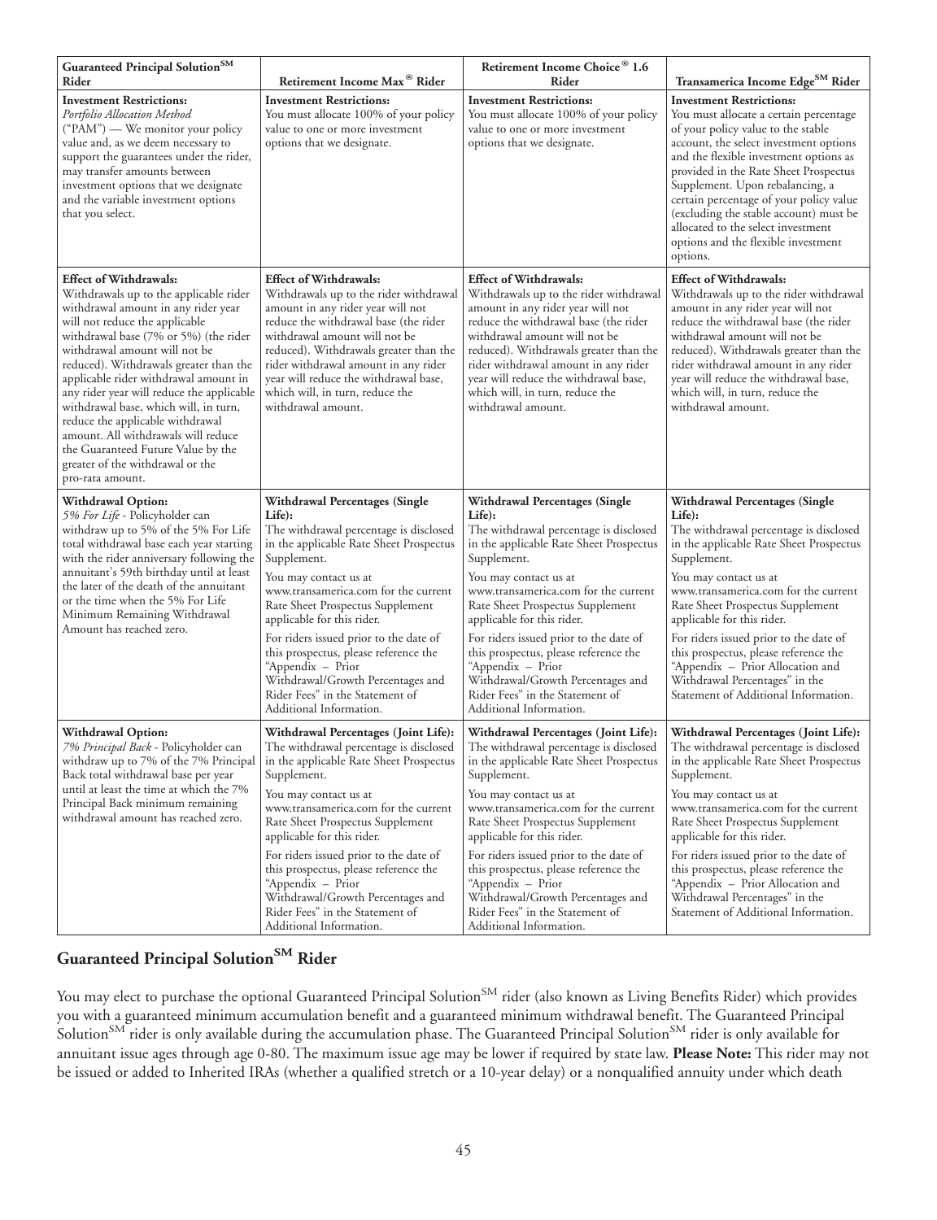| Guaranteed Principal Solution℠ Rider | Retirement Income Max® Rider | Retirement Income Choice® 1.6 Rider | Transamerica Income Edge℠ Rider |
|---|---|---|---|
| **Investment Restrictions:** *Portfolio Allocation Method* ("PAM") — We monitor your policy value and, as we deem necessary to support the guarantees under the rider, may transfer amounts between investment options that we designate and the variable investment options that you select. | **Investment Restrictions:** You must allocate 100% of your policy value to one or more investment options that we designate. | **Investment Restrictions:** You must allocate 100% of your policy value to one or more investment options that we designate. | **Investment Restrictions:** You must allocate a certain percentage of your policy value to the stable account, the select investment options and the flexible investment options as provided in the Rate Sheet Prospectus Supplement. Upon rebalancing, a certain percentage of your policy value (excluding the stable account) must be allocated to the select investment options and the flexible investment options. |
| **Effect of Withdrawals:** Withdrawals up to the applicable rider withdrawal amount in any rider year will not reduce the applicable withdrawal base (7% or 5%) (the rider withdrawal amount will not be reduced). Withdrawals greater than the applicable rider withdrawal amount in any rider year will reduce the applicable withdrawal base, which will, in turn, reduce the applicable withdrawal amount. All withdrawals will reduce the Guaranteed Future Value by the greater of the withdrawal or the pro-rata amount. | **Effect of Withdrawals:** Withdrawals up to the rider withdrawal amount in any rider year will not reduce the withdrawal base (the rider withdrawal amount will not be reduced). Withdrawals greater than the rider withdrawal amount in any rider year will reduce the withdrawal base, which will, in turn, reduce the withdrawal amount. | **Effect of Withdrawals:** Withdrawals up to the rider withdrawal amount in any rider year will not reduce the withdrawal base (the rider withdrawal amount will not be reduced). Withdrawals greater than the rider withdrawal amount in any rider year will reduce the withdrawal base, which will, in turn, reduce the withdrawal amount. | **Effect of Withdrawals:** Withdrawals up to the rider withdrawal amount in any rider year will not reduce the withdrawal base (the rider withdrawal amount will not be reduced). Withdrawals greater than the rider withdrawal amount in any rider year will reduce the withdrawal base, which will, in turn, reduce the withdrawal amount. |
| **Withdrawal Option:** *5% For Life* - Policyholder can withdraw up to 5% of the 5% For Life total withdrawal base each year starting with the rider anniversary following the annuitant's 59th birthday until at least the later of the death of the annuitant or the time when the 5% For Life Minimum Remaining Withdrawal Amount has reached zero. | **Withdrawal Percentages (Single Life):** The withdrawal percentage is disclosed in the applicable Rate Sheet Prospectus Supplement. You may contact us at www.transamerica.com for the current Rate Sheet Prospectus Supplement applicable for this rider. For riders issued prior to the date of this prospectus, please reference the "Appendix – Prior Withdrawal/Growth Percentages and Rider Fees" in the Statement of Additional Information. | **Withdrawal Percentages (Single Life):** The withdrawal percentage is disclosed in the applicable Rate Sheet Prospectus Supplement. You may contact us at www.transamerica.com for the current Rate Sheet Prospectus Supplement applicable for this rider. For riders issued prior to the date of this prospectus, please reference the "Appendix – Prior Withdrawal/Growth Percentages and Rider Fees" in the Statement of Additional Information. | **Withdrawal Percentages (Single Life):** The withdrawal percentage is disclosed in the applicable Rate Sheet Prospectus Supplement. You may contact us at www.transamerica.com for the current Rate Sheet Prospectus Supplement applicable for this rider. For riders issued prior to the date of this prospectus, please reference the "Appendix – Prior Allocation and Withdrawal Percentages" in the Statement of Additional Information. |
| **Withdrawal Option:** *7% Principal Back* - Policyholder can withdraw up to 7% of the 7% Principal Back total withdrawal base per year until at least the time at which the 7% Principal Back minimum remaining withdrawal amount has reached zero. | **Withdrawal Percentages (Joint Life):** The withdrawal percentage is disclosed in the applicable Rate Sheet Prospectus Supplement. You may contact us at www.transamerica.com for the current Rate Sheet Prospectus Supplement applicable for this rider. For riders issued prior to the date of this prospectus, please reference the "Appendix – Prior Withdrawal/Growth Percentages and Rider Fees" in the Statement of Additional Information. | **Withdrawal Percentages (Joint Life):** The withdrawal percentage is disclosed in the applicable Rate Sheet Prospectus Supplement. You may contact us at www.transamerica.com for the current Rate Sheet Prospectus Supplement applicable for this rider. For riders issued prior to the date of this prospectus, please reference the "Appendix – Prior Withdrawal/Growth Percentages and Rider Fees" in the Statement of Additional Information. | **Withdrawal Percentages (Joint Life):** The withdrawal percentage is disclosed in the applicable Rate Sheet Prospectus Supplement. You may contact us at www.transamerica.com for the current Rate Sheet Prospectus Supplement applicable for this rider. For riders issued prior to the date of this prospectus, please reference the "Appendix – Prior Allocation and Withdrawal Percentages" in the Statement of Additional Information. |

## Guaranteed Principal Solution℠ Rider

You may elect to purchase the optional Guaranteed Principal Solution℠ rider (also known as Living Benefits Rider) which provides you with a guaranteed minimum accumulation benefit and a guaranteed minimum withdrawal benefit. The Guaranteed Principal Solution℠ rider is only available during the accumulation phase. The Guaranteed Principal Solution℠ rider is only available for annuitant issue ages through age 0-80. The maximum issue age may be lower if required by state law. **Please Note:** This rider may not be issued or added to Inherited IRAs (whether a qualified stretch or a 10-year delay) or a nonqualified annuity under which death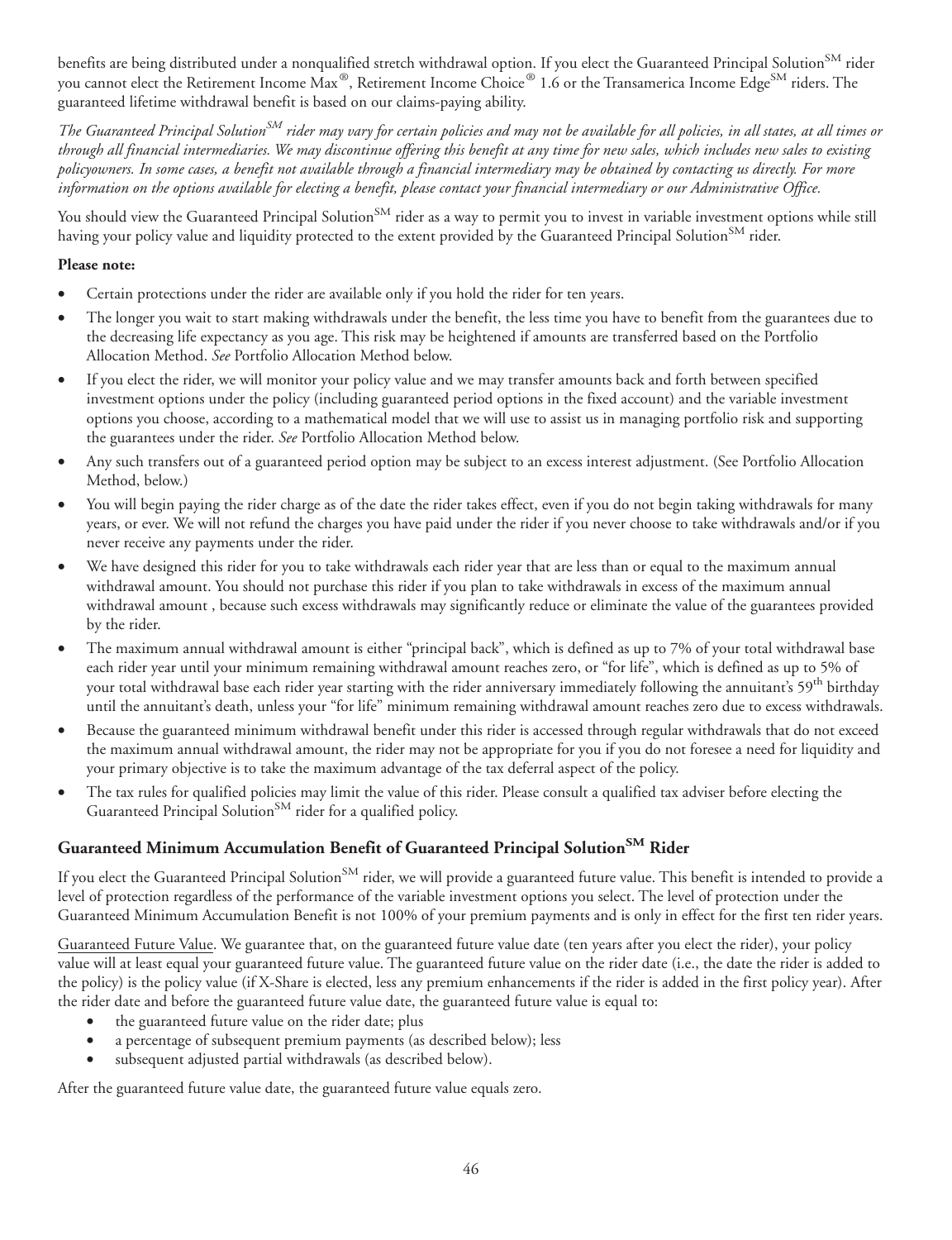benefits are being distributed under a nonqualified stretch withdrawal option. If you elect the Guaranteed Principal Solution[SM] rider you cannot elect the Retirement Income Max®, Retirement Income Choice® 1.6 or the Transamerica Income Edge[SM] riders. The guaranteed lifetime withdrawal benefit is based on our claims-paying ability.

*The Guaranteed Principal Solution[SM] rider may vary for certain policies and may not be available for all policies, in all states, at all times or through all financial intermediaries. We may discontinue offering this benefit at any time for new sales, which includes new sales to existing policyowners. In some cases, a benefit not available through a financial intermediary may be obtained by contacting us directly. For more information on the options available for electing a benefit, please contact your financial intermediary or our Administrative Office.*

You should view the Guaranteed Principal Solution[SM] rider as a way to permit you to invest in variable investment options while still having your policy value and liquidity protected to the extent provided by the Guaranteed Principal Solution[SM] rider.

**Please note:**

- Certain protections under the rider are available only if you hold the rider for ten years.
- The longer you wait to start making withdrawals under the benefit, the less time you have to benefit from the guarantees due to the decreasing life expectancy as you age. This risk may be heightened if amounts are transferred based on the Portfolio Allocation Method. *See* Portfolio Allocation Method below.
- If you elect the rider, we will monitor your policy value and we may transfer amounts back and forth between specified investment options under the policy (including guaranteed period options in the fixed account) and the variable investment options you choose, according to a mathematical model that we will use to assist us in managing portfolio risk and supporting the guarantees under the rider. *See* Portfolio Allocation Method below.
- Any such transfers out of a guaranteed period option may be subject to an excess interest adjustment. (See Portfolio Allocation Method, below.)
- You will begin paying the rider charge as of the date the rider takes effect, even if you do not begin taking withdrawals for many years, or ever. We will not refund the charges you have paid under the rider if you never choose to take withdrawals and/or if you never receive any payments under the rider.
- We have designed this rider for you to take withdrawals each rider year that are less than or equal to the maximum annual withdrawal amount. You should not purchase this rider if you plan to take withdrawals in excess of the maximum annual withdrawal amount , because such excess withdrawals may significantly reduce or eliminate the value of the guarantees provided by the rider.
- The maximum annual withdrawal amount is either "principal back", which is defined as up to 7% of your total withdrawal base each rider year until your minimum remaining withdrawal amount reaches zero, or "for life", which is defined as up to 5% of your total withdrawal base each rider year starting with the rider anniversary immediately following the annuitant's 59th birthday until the annuitant's death, unless your "for life" minimum remaining withdrawal amount reaches zero due to excess withdrawals.
- Because the guaranteed minimum withdrawal benefit under this rider is accessed through regular withdrawals that do not exceed the maximum annual withdrawal amount, the rider may not be appropriate for you if you do not foresee a need for liquidity and your primary objective is to take the maximum advantage of the tax deferral aspect of the policy.
- The tax rules for qualified policies may limit the value of this rider. Please consult a qualified tax adviser before electing the Guaranteed Principal Solution[SM] rider for a qualified policy.

## Guaranteed Minimum Accumulation Benefit of Guaranteed Principal Solution[SM] Rider

If you elect the Guaranteed Principal Solution[SM] rider, we will provide a guaranteed future value. This benefit is intended to provide a level of protection regardless of the performance of the variable investment options you select. The level of protection under the Guaranteed Minimum Accumulation Benefit is not 100% of your premium payments and is only in effect for the first ten rider years.

Guaranteed Future Value. We guarantee that, on the guaranteed future value date (ten years after you elect the rider), your policy value will at least equal your guaranteed future value. The guaranteed future value on the rider date (i.e., the date the rider is added to the policy) is the policy value (if X-Share is elected, less any premium enhancements if the rider is added in the first policy year). After the rider date and before the guaranteed future value date, the guaranteed future value is equal to:

- the guaranteed future value on the rider date; plus
- a percentage of subsequent premium payments (as described below); less
- subsequent adjusted partial withdrawals (as described below).

After the guaranteed future value date, the guaranteed future value equals zero.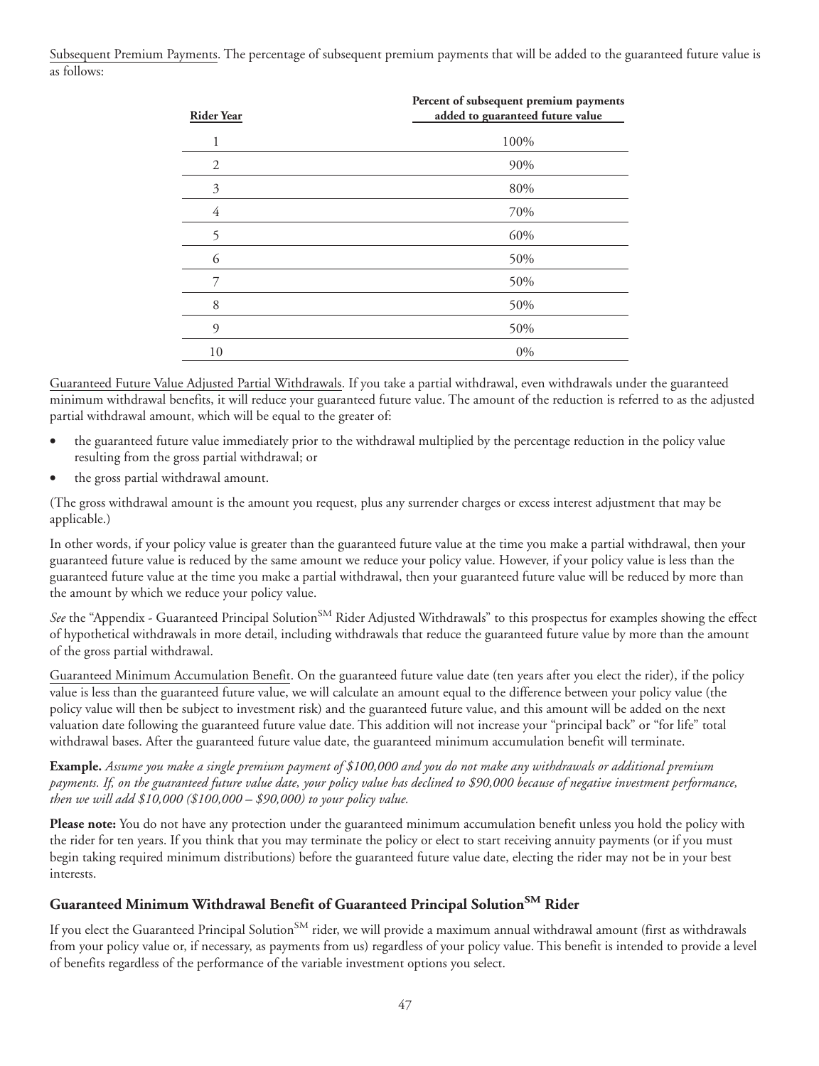Subsequent Premium Payments. The percentage of subsequent premium payments that will be added to the guaranteed future value is as follows:

| Rider Year | Percent of subsequent premium payments added to guaranteed future value |
|---|---|
| 1 | 100% |
| 2 | 90% |
| 3 | 80% |
| 4 | 70% |
| 5 | 60% |
| 6 | 50% |
| 7 | 50% |
| 8 | 50% |
| 9 | 50% |
| 10 | 0% |

Guaranteed Future Value Adjusted Partial Withdrawals. If you take a partial withdrawal, even withdrawals under the guaranteed minimum withdrawal benefits, it will reduce your guaranteed future value. The amount of the reduction is referred to as the adjusted partial withdrawal amount, which will be equal to the greater of:

- the guaranteed future value immediately prior to the withdrawal multiplied by the percentage reduction in the policy value resulting from the gross partial withdrawal; or
- the gross partial withdrawal amount.

(The gross withdrawal amount is the amount you request, plus any surrender charges or excess interest adjustment that may be applicable.)

In other words, if your policy value is greater than the guaranteed future value at the time you make a partial withdrawal, then your guaranteed future value is reduced by the same amount we reduce your policy value. However, if your policy value is less than the guaranteed future value at the time you make a partial withdrawal, then your guaranteed future value will be reduced by more than the amount by which we reduce your policy value.

*See* the "Appendix - Guaranteed Principal Solution[SM] Rider Adjusted Withdrawals" to this prospectus for examples showing the effect of hypothetical withdrawals in more detail, including withdrawals that reduce the guaranteed future value by more than the amount of the gross partial withdrawal.

Guaranteed Minimum Accumulation Benefit. On the guaranteed future value date (ten years after you elect the rider), if the policy value is less than the guaranteed future value, we will calculate an amount equal to the difference between your policy value (the policy value will then be subject to investment risk) and the guaranteed future value, and this amount will be added on the next valuation date following the guaranteed future value date. This addition will not increase your "principal back" or "for life" total withdrawal bases. After the guaranteed future value date, the guaranteed minimum accumulation benefit will terminate.

**Example.** *Assume you make a single premium payment of $100,000 and you do not make any withdrawals or additional premium payments. If, on the guaranteed future value date, your policy value has declined to $90,000 because of negative investment performance, then we will add $10,000 ($100,000 – $90,000) to your policy value.*

**Please note:** You do not have any protection under the guaranteed minimum accumulation benefit unless you hold the policy with the rider for ten years. If you think that you may terminate the policy or elect to start receiving annuity payments (or if you must begin taking required minimum distributions) before the guaranteed future value date, electing the rider may not be in your best interests.

## Guaranteed Minimum Withdrawal Benefit of Guaranteed Principal Solution[SM] Rider

If you elect the Guaranteed Principal Solution[SM] rider, we will provide a maximum annual withdrawal amount (first as withdrawals from your policy value or, if necessary, as payments from us) regardless of your policy value. This benefit is intended to provide a level of benefits regardless of the performance of the variable investment options you select.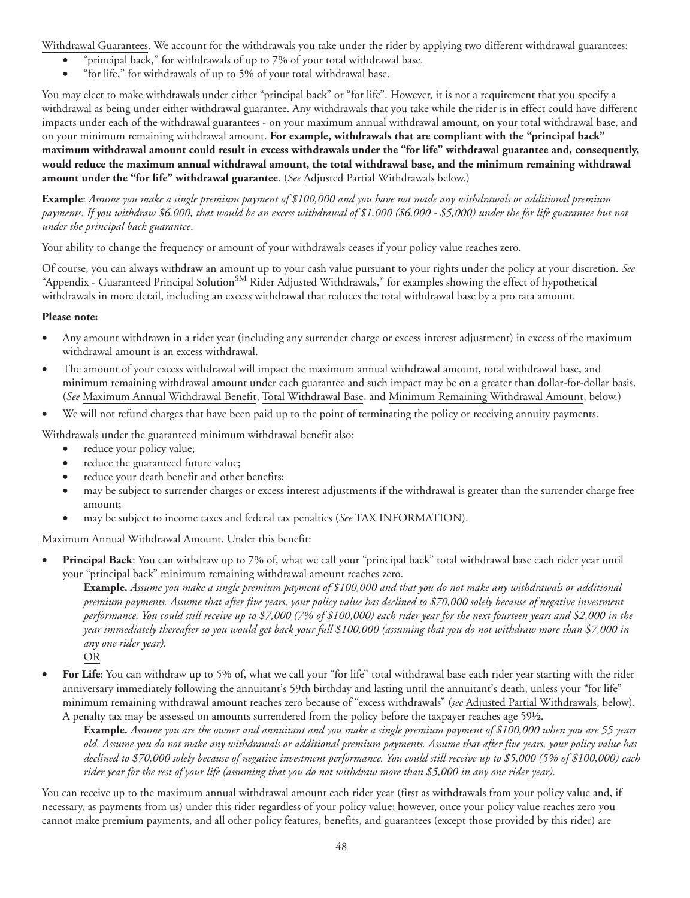<u>Withdrawal Guarantees</u>. We account for the withdrawals you take under the rider by applying two different withdrawal guarantees:

- "principal back," for withdrawals of up to 7% of your total withdrawal base.
- "for life," for withdrawals of up to 5% of your total withdrawal base.

You may elect to make withdrawals under either "principal back" or "for life". However, it is not a requirement that you specify a withdrawal as being under either withdrawal guarantee. Any withdrawals that you take while the rider is in effect could have different impacts under each of the withdrawal guarantees - on your maximum annual withdrawal amount, on your total withdrawal base, and on your minimum remaining withdrawal amount. **For example, withdrawals that are compliant with the "principal back" maximum withdrawal amount could result in excess withdrawals under the "for life" withdrawal guarantee and, consequently, would reduce the maximum annual withdrawal amount, the total withdrawal base, and the minimum remaining withdrawal amount under the "for life" withdrawal guarantee**. (*See* <u>Adjusted Partial Withdrawals</u> below.)

**Example**: *Assume you make a single premium payment of $100,000 and you have not made any withdrawals or additional premium payments. If you withdraw $6,000, that would be an excess withdrawal of $1,000 ($6,000 - $5,000) under the for life guarantee but not under the principal back guarantee*.

Your ability to change the frequency or amount of your withdrawals ceases if your policy value reaches zero.

Of course, you can always withdraw an amount up to your cash value pursuant to your rights under the policy at your discretion. *See* "Appendix - Guaranteed Principal Solution[SM] Rider Adjusted Withdrawals," for examples showing the effect of hypothetical withdrawals in more detail, including an excess withdrawal that reduces the total withdrawal base by a pro rata amount.

**Please note:**

- Any amount withdrawn in a rider year (including any surrender charge or excess interest adjustment) in excess of the maximum withdrawal amount is an excess withdrawal.
- The amount of your excess withdrawal will impact the maximum annual withdrawal amount, total withdrawal base, and minimum remaining withdrawal amount under each guarantee and such impact may be on a greater than dollar-for-dollar basis. (*See* <u>Maximum Annual Withdrawal Benefit</u>, <u>Total Withdrawal Base</u>, and <u>Minimum Remaining Withdrawal Amount</u>, below.)
- We will not refund charges that have been paid up to the point of terminating the policy or receiving annuity payments.

Withdrawals under the guaranteed minimum withdrawal benefit also:

- reduce your policy value;
- reduce the guaranteed future value;
- reduce your death benefit and other benefits;
- may be subject to surrender charges or excess interest adjustments if the withdrawal is greater than the surrender charge free amount;
- may be subject to income taxes and federal tax penalties (*See* TAX INFORMATION).

<u>Maximum Annual Withdrawal Amount</u>. Under this benefit:

- **<u>Principal Back</u>**: You can withdraw up to 7% of, what we call your "principal back" total withdrawal base each rider year until your "principal back" minimum remaining withdrawal amount reaches zero.

  **Example.** *Assume you make a single premium payment of $100,000 and that you do not make any withdrawals or additional premium payments. Assume that after five years, your policy value has declined to $70,000 solely because of negative investment performance. You could still receive up to $7,000 (7% of $100,000) each rider year for the next fourteen years and $2,000 in the year immediately thereafter so you would get back your full $100,000 (assuming that you do not withdraw more than $7,000 in any one rider year).*

  <u>OR</u>

- **<u>For Life</u>**: You can withdraw up to 5% of, what we call your "for life" total withdrawal base each rider year starting with the rider anniversary immediately following the annuitant's 59th birthday and lasting until the annuitant's death, unless your "for life" minimum remaining withdrawal amount reaches zero because of "excess withdrawals" (*see* <u>Adjusted Partial Withdrawals</u>, below). A penalty tax may be assessed on amounts surrendered from the policy before the taxpayer reaches age 59½.

  **Example.** *Assume you are the owner and annuitant and you make a single premium payment of $100,000 when you are 55 years old. Assume you do not make any withdrawals or additional premium payments. Assume that after five years, your policy value has declined to $70,000 solely because of negative investment performance. You could still receive up to $5,000 (5% of $100,000) each rider year for the rest of your life (assuming that you do not withdraw more than $5,000 in any one rider year).*

You can receive up to the maximum annual withdrawal amount each rider year (first as withdrawals from your policy value and, if necessary, as payments from us) under this rider regardless of your policy value; however, once your policy value reaches zero you cannot make premium payments, and all other policy features, benefits, and guarantees (except those provided by this rider) are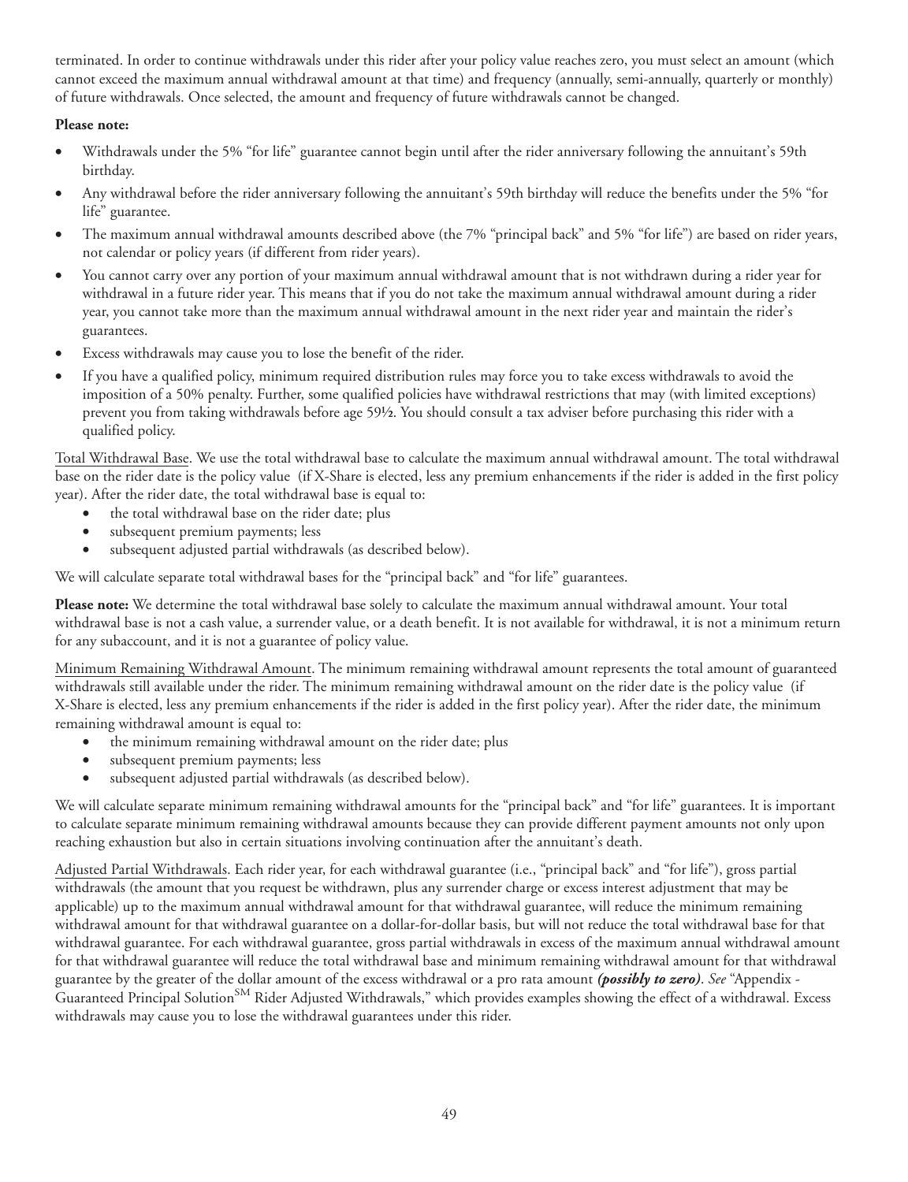terminated. In order to continue withdrawals under this rider after your policy value reaches zero, you must select an amount (which cannot exceed the maximum annual withdrawal amount at that time) and frequency (annually, semi-annually, quarterly or monthly) of future withdrawals. Once selected, the amount and frequency of future withdrawals cannot be changed.

**Please note:**

- Withdrawals under the 5% "for life" guarantee cannot begin until after the rider anniversary following the annuitant's 59th birthday.
- Any withdrawal before the rider anniversary following the annuitant's 59th birthday will reduce the benefits under the 5% "for life" guarantee.
- The maximum annual withdrawal amounts described above (the 7% "principal back" and 5% "for life") are based on rider years, not calendar or policy years (if different from rider years).
- You cannot carry over any portion of your maximum annual withdrawal amount that is not withdrawn during a rider year for withdrawal in a future rider year. This means that if you do not take the maximum annual withdrawal amount during a rider year, you cannot take more than the maximum annual withdrawal amount in the next rider year and maintain the rider's guarantees.
- Excess withdrawals may cause you to lose the benefit of the rider.
- If you have a qualified policy, minimum required distribution rules may force you to take excess withdrawals to avoid the imposition of a 50% penalty. Further, some qualified policies have withdrawal restrictions that may (with limited exceptions) prevent you from taking withdrawals before age 59½. You should consult a tax adviser before purchasing this rider with a qualified policy.

Total Withdrawal Base. We use the total withdrawal base to calculate the maximum annual withdrawal amount. The total withdrawal base on the rider date is the policy value (if X-Share is elected, less any premium enhancements if the rider is added in the first policy year). After the rider date, the total withdrawal base is equal to:

- the total withdrawal base on the rider date; plus
- subsequent premium payments; less
- subsequent adjusted partial withdrawals (as described below).

We will calculate separate total withdrawal bases for the "principal back" and "for life" guarantees.

**Please note:** We determine the total withdrawal base solely to calculate the maximum annual withdrawal amount. Your total withdrawal base is not a cash value, a surrender value, or a death benefit. It is not available for withdrawal, it is not a minimum return for any subaccount, and it is not a guarantee of policy value.

Minimum Remaining Withdrawal Amount. The minimum remaining withdrawal amount represents the total amount of guaranteed withdrawals still available under the rider. The minimum remaining withdrawal amount on the rider date is the policy value (if X-Share is elected, less any premium enhancements if the rider is added in the first policy year). After the rider date, the minimum remaining withdrawal amount is equal to:

- the minimum remaining withdrawal amount on the rider date; plus
- subsequent premium payments; less
- subsequent adjusted partial withdrawals (as described below).

We will calculate separate minimum remaining withdrawal amounts for the "principal back" and "for life" guarantees. It is important to calculate separate minimum remaining withdrawal amounts because they can provide different payment amounts not only upon reaching exhaustion but also in certain situations involving continuation after the annuitant's death.

Adjusted Partial Withdrawals. Each rider year, for each withdrawal guarantee (i.e., "principal back" and "for life"), gross partial withdrawals (the amount that you request be withdrawn, plus any surrender charge or excess interest adjustment that may be applicable) up to the maximum annual withdrawal amount for that withdrawal guarantee, will reduce the minimum remaining withdrawal amount for that withdrawal guarantee on a dollar-for-dollar basis, but will not reduce the total withdrawal base for that withdrawal guarantee. For each withdrawal guarantee, gross partial withdrawals in excess of the maximum annual withdrawal amount for that withdrawal guarantee will reduce the total withdrawal base and minimum remaining withdrawal amount for that withdrawal guarantee by the greater of the dollar amount of the excess withdrawal or a pro rata amount ***(possibly to zero)***. *See* "Appendix - Guaranteed Principal Solution[SM] Rider Adjusted Withdrawals," which provides examples showing the effect of a withdrawal. Excess withdrawals may cause you to lose the withdrawal guarantees under this rider.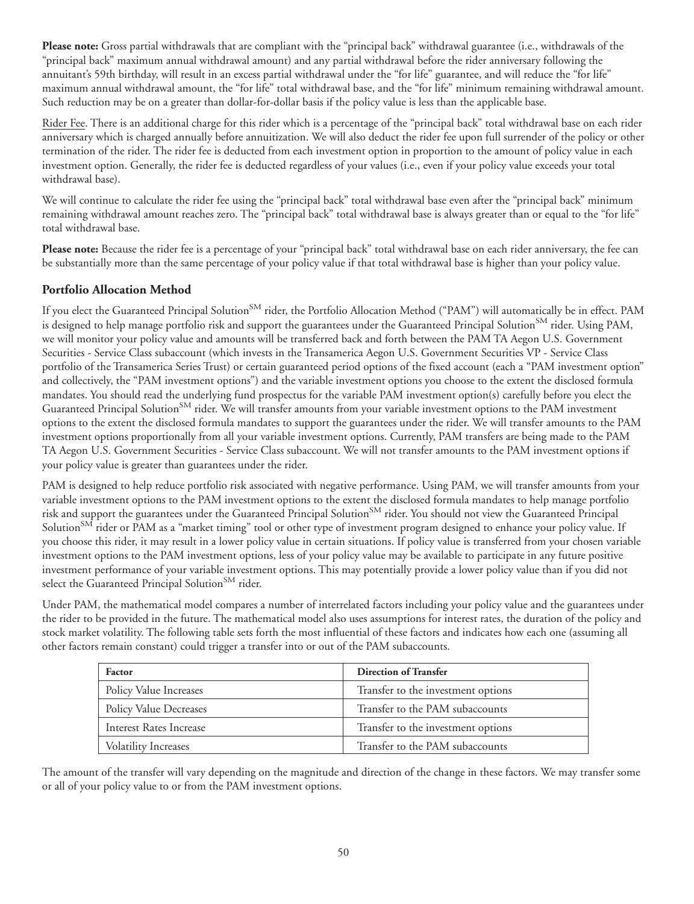**Please note:** Gross partial withdrawals that are compliant with the "principal back" withdrawal guarantee (i.e., withdrawals of the "principal back" maximum annual withdrawal amount) and any partial withdrawal before the rider anniversary following the annuitant's 59th birthday, will result in an excess partial withdrawal under the "for life" guarantee, and will reduce the "for life" maximum annual withdrawal amount, the "for life" total withdrawal base, and the "for life" minimum remaining withdrawal amount. Such reduction may be on a greater than dollar-for-dollar basis if the policy value is less than the applicable base.

Rider Fee. There is an additional charge for this rider which is a percentage of the "principal back" total withdrawal base on each rider anniversary which is charged annually before annuitization. We will also deduct the rider fee upon full surrender of the policy or other termination of the rider. The rider fee is deducted from each investment option in proportion to the amount of policy value in each investment option. Generally, the rider fee is deducted regardless of your values (i.e., even if your policy value exceeds your total withdrawal base).

We will continue to calculate the rider fee using the "principal back" total withdrawal base even after the "principal back" minimum remaining withdrawal amount reaches zero. The "principal back" total withdrawal base is always greater than or equal to the "for life" total withdrawal base.

**Please note:** Because the rider fee is a percentage of your "principal back" total withdrawal base on each rider anniversary, the fee can be substantially more than the same percentage of your policy value if that total withdrawal base is higher than your policy value.

### Portfolio Allocation Method

If you elect the Guaranteed Principal Solution[SM] rider, the Portfolio Allocation Method ("PAM") will automatically be in effect. PAM is designed to help manage portfolio risk and support the guarantees under the Guaranteed Principal Solution[SM] rider. Using PAM, we will monitor your policy value and amounts will be transferred back and forth between the PAM TA Aegon U.S. Government Securities - Service Class subaccount (which invests in the Transamerica Aegon U.S. Government Securities VP - Service Class portfolio of the Transamerica Series Trust) or certain guaranteed period options of the fixed account (each a "PAM investment option" and collectively, the "PAM investment options") and the variable investment options you choose to the extent the disclosed formula mandates. You should read the underlying fund prospectus for the variable PAM investment option(s) carefully before you elect the Guaranteed Principal Solution[SM] rider. We will transfer amounts from your variable investment options to the PAM investment options to the extent the disclosed formula mandates to support the guarantees under the rider. We will transfer amounts to the PAM investment options proportionally from all your variable investment options. Currently, PAM transfers are being made to the PAM TA Aegon U.S. Government Securities - Service Class subaccount. We will not transfer amounts to the PAM investment options if your policy value is greater than guarantees under the rider.

PAM is designed to help reduce portfolio risk associated with negative performance. Using PAM, we will transfer amounts from your variable investment options to the PAM investment options to the extent the disclosed formula mandates to help manage portfolio risk and support the guarantees under the Guaranteed Principal Solution[SM] rider. You should not view the Guaranteed Principal Solution[SM] rider or PAM as a "market timing" tool or other type of investment program designed to enhance your policy value. If you choose this rider, it may result in a lower policy value in certain situations. If policy value is transferred from your chosen variable investment options to the PAM investment options, less of your policy value may be available to participate in any future positive investment performance of your variable investment options. This may potentially provide a lower policy value than if you did not select the Guaranteed Principal Solution[SM] rider.

Under PAM, the mathematical model compares a number of interrelated factors including your policy value and the guarantees under the rider to be provided in the future. The mathematical model also uses assumptions for interest rates, the duration of the policy and stock market volatility. The following table sets forth the most influential of these factors and indicates how each one (assuming all other factors remain constant) could trigger a transfer into or out of the PAM subaccounts.

| Factor | Direction of Transfer |
|---|---|
| Policy Value Increases | Transfer to the investment options |
| Policy Value Decreases | Transfer to the PAM subaccounts |
| Interest Rates Increase | Transfer to the investment options |
| Volatility Increases | Transfer to the PAM subaccounts |

The amount of the transfer will vary depending on the magnitude and direction of the change in these factors. We may transfer some or all of your policy value to or from the PAM investment options.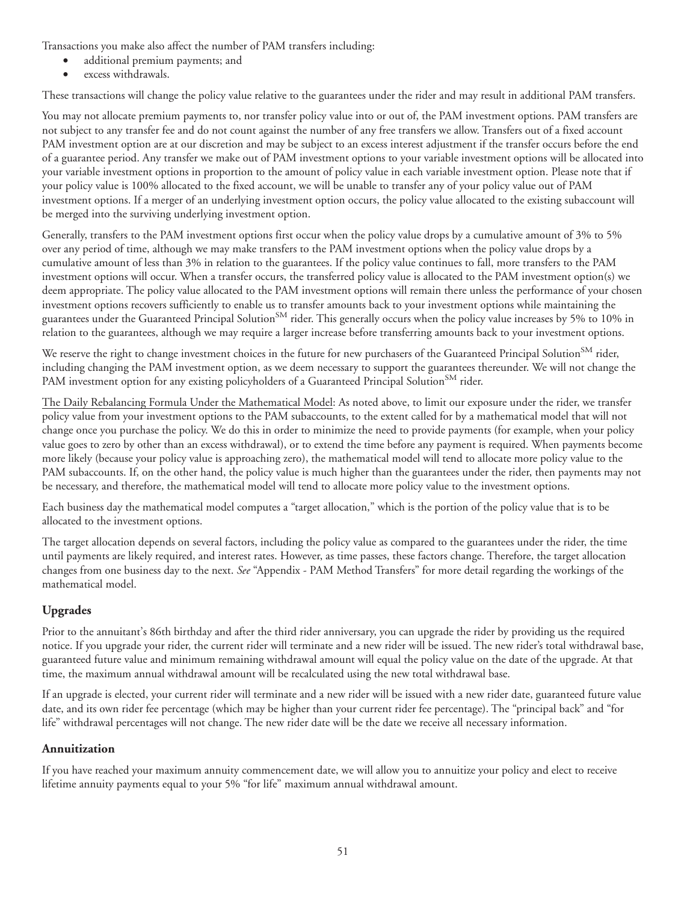Transactions you make also affect the number of PAM transfers including:

- additional premium payments; and
- excess withdrawals.

These transactions will change the policy value relative to the guarantees under the rider and may result in additional PAM transfers.

You may not allocate premium payments to, nor transfer policy value into or out of, the PAM investment options. PAM transfers are not subject to any transfer fee and do not count against the number of any free transfers we allow. Transfers out of a fixed account PAM investment option are at our discretion and may be subject to an excess interest adjustment if the transfer occurs before the end of a guarantee period. Any transfer we make out of PAM investment options to your variable investment options will be allocated into your variable investment options in proportion to the amount of policy value in each variable investment option. Please note that if your policy value is 100% allocated to the fixed account, we will be unable to transfer any of your policy value out of PAM investment options. If a merger of an underlying investment option occurs, the policy value allocated to the existing subaccount will be merged into the surviving underlying investment option.

Generally, transfers to the PAM investment options first occur when the policy value drops by a cumulative amount of 3% to 5% over any period of time, although we may make transfers to the PAM investment options when the policy value drops by a cumulative amount of less than 3% in relation to the guarantees. If the policy value continues to fall, more transfers to the PAM investment options will occur. When a transfer occurs, the transferred policy value is allocated to the PAM investment option(s) we deem appropriate. The policy value allocated to the PAM investment options will remain there unless the performance of your chosen investment options recovers sufficiently to enable us to transfer amounts back to your investment options while maintaining the guarantees under the Guaranteed Principal Solution[SM] rider. This generally occurs when the policy value increases by 5% to 10% in relation to the guarantees, although we may require a larger increase before transferring amounts back to your investment options.

We reserve the right to change investment choices in the future for new purchasers of the Guaranteed Principal Solution[SM] rider, including changing the PAM investment option, as we deem necessary to support the guarantees thereunder. We will not change the PAM investment option for any existing policyholders of a Guaranteed Principal Solution[SM] rider.

The Daily Rebalancing Formula Under the Mathematical Model: As noted above, to limit our exposure under the rider, we transfer policy value from your investment options to the PAM subaccounts, to the extent called for by a mathematical model that will not change once you purchase the policy. We do this in order to minimize the need to provide payments (for example, when your policy value goes to zero by other than an excess withdrawal), or to extend the time before any payment is required. When payments become more likely (because your policy value is approaching zero), the mathematical model will tend to allocate more policy value to the PAM subaccounts. If, on the other hand, the policy value is much higher than the guarantees under the rider, then payments may not be necessary, and therefore, the mathematical model will tend to allocate more policy value to the investment options.

Each business day the mathematical model computes a "target allocation," which is the portion of the policy value that is to be allocated to the investment options.

The target allocation depends on several factors, including the policy value as compared to the guarantees under the rider, the time until payments are likely required, and interest rates. However, as time passes, these factors change. Therefore, the target allocation changes from one business day to the next. *See* "Appendix - PAM Method Transfers" for more detail regarding the workings of the mathematical model.

### Upgrades

Prior to the annuitant's 86th birthday and after the third rider anniversary, you can upgrade the rider by providing us the required notice. If you upgrade your rider, the current rider will terminate and a new rider will be issued. The new rider's total withdrawal base, guaranteed future value and minimum remaining withdrawal amount will equal the policy value on the date of the upgrade. At that time, the maximum annual withdrawal amount will be recalculated using the new total withdrawal base.

If an upgrade is elected, your current rider will terminate and a new rider will be issued with a new rider date, guaranteed future value date, and its own rider fee percentage (which may be higher than your current rider fee percentage). The "principal back" and "for life" withdrawal percentages will not change. The new rider date will be the date we receive all necessary information.

### Annuitization

If you have reached your maximum annuity commencement date, we will allow you to annuitize your policy and elect to receive lifetime annuity payments equal to your 5% "for life" maximum annual withdrawal amount.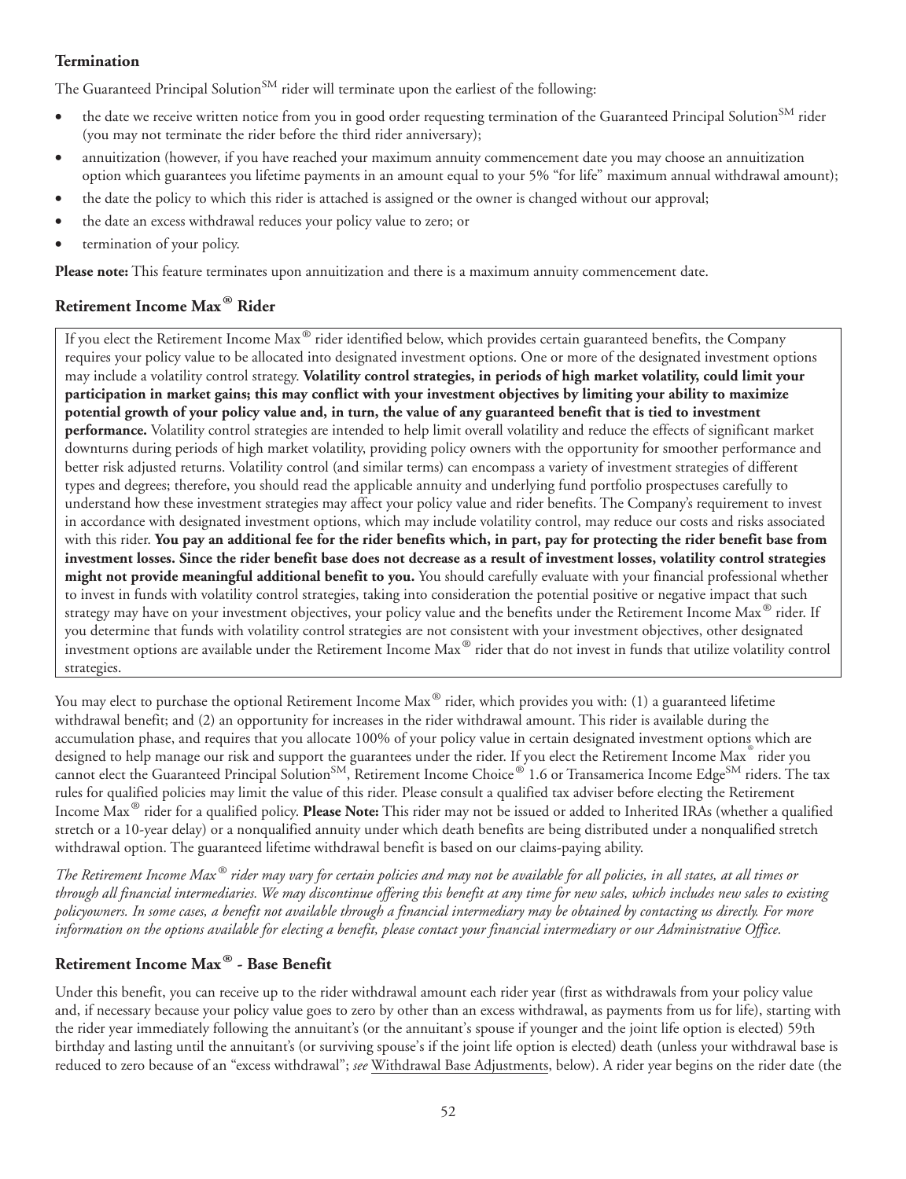### Termination

The Guaranteed Principal Solution℠ rider will terminate upon the earliest of the following:

- the date we receive written notice from you in good order requesting termination of the Guaranteed Principal Solution℠ rider (you may not terminate the rider before the third rider anniversary);
- annuitization (however, if you have reached your maximum annuity commencement date you may choose an annuitization option which guarantees you lifetime payments in an amount equal to your 5% "for life" maximum annual withdrawal amount);
- the date the policy to which this rider is attached is assigned or the owner is changed without our approval;
- the date an excess withdrawal reduces your policy value to zero; or
- termination of your policy.

**Please note:** This feature terminates upon annuitization and there is a maximum annuity commencement date.

### Retirement Income Max® Rider

If you elect the Retirement Income Max® rider identified below, which provides certain guaranteed benefits, the Company requires your policy value to be allocated into designated investment options. One or more of the designated investment options may include a volatility control strategy. **Volatility control strategies, in periods of high market volatility, could limit your participation in market gains; this may conflict with your investment objectives by limiting your ability to maximize potential growth of your policy value and, in turn, the value of any guaranteed benefit that is tied to investment performance.** Volatility control strategies are intended to help limit overall volatility and reduce the effects of significant market downturns during periods of high market volatility, providing policy owners with the opportunity for smoother performance and better risk adjusted returns. Volatility control (and similar terms) can encompass a variety of investment strategies of different types and degrees; therefore, you should read the applicable annuity and underlying fund portfolio prospectuses carefully to understand how these investment strategies may affect your policy value and rider benefits. The Company's requirement to invest in accordance with designated investment options, which may include volatility control, may reduce our costs and risks associated with this rider. **You pay an additional fee for the rider benefits which, in part, pay for protecting the rider benefit base from investment losses. Since the rider benefit base does not decrease as a result of investment losses, volatility control strategies might not provide meaningful additional benefit to you.** You should carefully evaluate with your financial professional whether to invest in funds with volatility control strategies, taking into consideration the potential positive or negative impact that such strategy may have on your investment objectives, your policy value and the benefits under the Retirement Income Max® rider. If you determine that funds with volatility control strategies are not consistent with your investment objectives, other designated investment options are available under the Retirement Income Max® rider that do not invest in funds that utilize volatility control strategies.

You may elect to purchase the optional Retirement Income Max® rider, which provides you with: (1) a guaranteed lifetime withdrawal benefit; and (2) an opportunity for increases in the rider withdrawal amount. This rider is available during the accumulation phase, and requires that you allocate 100% of your policy value in certain designated investment options which are designed to help manage our risk and support the guarantees under the rider. If you elect the Retirement Income Max® rider you cannot elect the Guaranteed Principal Solution℠, Retirement Income Choice® 1.6 or Transamerica Income Edge℠ riders. The tax rules for qualified policies may limit the value of this rider. Please consult a qualified tax adviser before electing the Retirement Income Max® rider for a qualified policy. **Please Note:** This rider may not be issued or added to Inherited IRAs (whether a qualified stretch or a 10-year delay) or a nonqualified annuity under which death benefits are being distributed under a nonqualified stretch withdrawal option. The guaranteed lifetime withdrawal benefit is based on our claims-paying ability.

*The Retirement Income Max® rider may vary for certain policies and may not be available for all policies, in all states, at all times or through all financial intermediaries. We may discontinue offering this benefit at any time for new sales, which includes new sales to existing policyowners. In some cases, a benefit not available through a financial intermediary may be obtained by contacting us directly. For more information on the options available for electing a benefit, please contact your financial intermediary or our Administrative Office.*

### Retirement Income Max® - Base Benefit

Under this benefit, you can receive up to the rider withdrawal amount each rider year (first as withdrawals from your policy value and, if necessary because your policy value goes to zero by other than an excess withdrawal, as payments from us for life), starting with the rider year immediately following the annuitant's (or the annuitant's spouse if younger and the joint life option is elected) 59th birthday and lasting until the annuitant's (or surviving spouse's if the joint life option is elected) death (unless your withdrawal base is reduced to zero because of an "excess withdrawal"; *see* Withdrawal Base Adjustments, below). A rider year begins on the rider date (the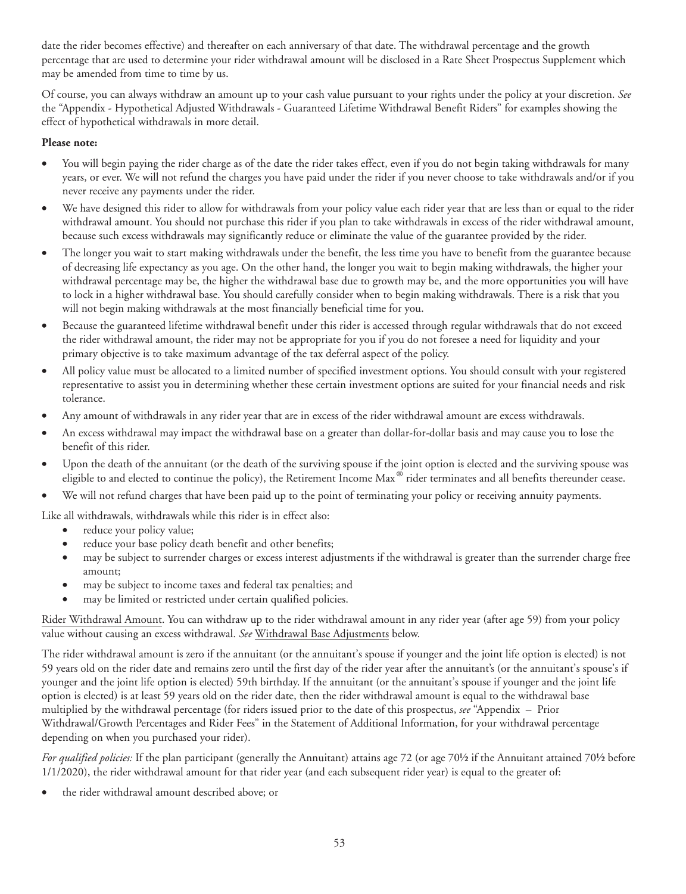date the rider becomes effective) and thereafter on each anniversary of that date. The withdrawal percentage and the growth percentage that are used to determine your rider withdrawal amount will be disclosed in a Rate Sheet Prospectus Supplement which may be amended from time to time by us.

Of course, you can always withdraw an amount up to your cash value pursuant to your rights under the policy at your discretion. *See* the "Appendix - Hypothetical Adjusted Withdrawals - Guaranteed Lifetime Withdrawal Benefit Riders" for examples showing the effect of hypothetical withdrawals in more detail.

**Please note:**

- You will begin paying the rider charge as of the date the rider takes effect, even if you do not begin taking withdrawals for many years, or ever. We will not refund the charges you have paid under the rider if you never choose to take withdrawals and/or if you never receive any payments under the rider.
- We have designed this rider to allow for withdrawals from your policy value each rider year that are less than or equal to the rider withdrawal amount. You should not purchase this rider if you plan to take withdrawals in excess of the rider withdrawal amount, because such excess withdrawals may significantly reduce or eliminate the value of the guarantee provided by the rider.
- The longer you wait to start making withdrawals under the benefit, the less time you have to benefit from the guarantee because of decreasing life expectancy as you age. On the other hand, the longer you wait to begin making withdrawals, the higher your withdrawal percentage may be, the higher the withdrawal base due to growth may be, and the more opportunities you will have to lock in a higher withdrawal base. You should carefully consider when to begin making withdrawals. There is a risk that you will not begin making withdrawals at the most financially beneficial time for you.
- Because the guaranteed lifetime withdrawal benefit under this rider is accessed through regular withdrawals that do not exceed the rider withdrawal amount, the rider may not be appropriate for you if you do not foresee a need for liquidity and your primary objective is to take maximum advantage of the tax deferral aspect of the policy.
- All policy value must be allocated to a limited number of specified investment options. You should consult with your registered representative to assist you in determining whether these certain investment options are suited for your financial needs and risk tolerance.
- Any amount of withdrawals in any rider year that are in excess of the rider withdrawal amount are excess withdrawals.
- An excess withdrawal may impact the withdrawal base on a greater than dollar-for-dollar basis and may cause you to lose the benefit of this rider.
- Upon the death of the annuitant (or the death of the surviving spouse if the joint option is elected and the surviving spouse was eligible to and elected to continue the policy), the Retirement Income Max® rider terminates and all benefits thereunder cease.
- We will not refund charges that have been paid up to the point of terminating your policy or receiving annuity payments.

Like all withdrawals, withdrawals while this rider is in effect also:

- reduce your policy value;
- reduce your base policy death benefit and other benefits;
- may be subject to surrender charges or excess interest adjustments if the withdrawal is greater than the surrender charge free amount;
- may be subject to income taxes and federal tax penalties; and
- may be limited or restricted under certain qualified policies.

Rider Withdrawal Amount. You can withdraw up to the rider withdrawal amount in any rider year (after age 59) from your policy value without causing an excess withdrawal. *See* Withdrawal Base Adjustments below.

The rider withdrawal amount is zero if the annuitant (or the annuitant's spouse if younger and the joint life option is elected) is not 59 years old on the rider date and remains zero until the first day of the rider year after the annuitant's (or the annuitant's spouse's if younger and the joint life option is elected) 59th birthday. If the annuitant (or the annuitant's spouse if younger and the joint life option is elected) is at least 59 years old on the rider date, then the rider withdrawal amount is equal to the withdrawal base multiplied by the withdrawal percentage (for riders issued prior to the date of this prospectus, *see* "Appendix – Prior Withdrawal/Growth Percentages and Rider Fees" in the Statement of Additional Information, for your withdrawal percentage depending on when you purchased your rider).

*For qualified policies:* If the plan participant (generally the Annuitant) attains age 72 (or age 70½ if the Annuitant attained 70½ before 1/1/2020), the rider withdrawal amount for that rider year (and each subsequent rider year) is equal to the greater of:

- the rider withdrawal amount described above; or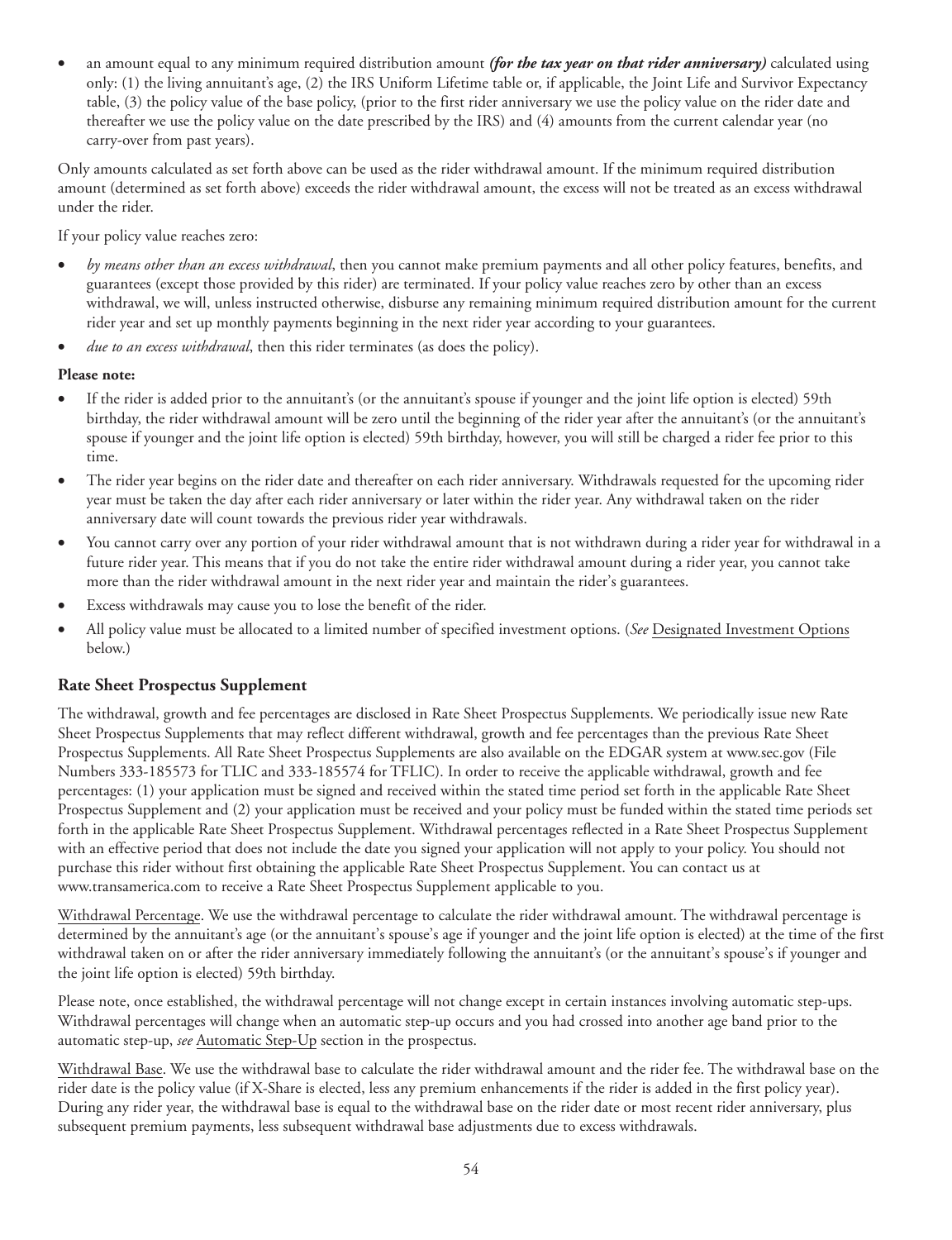- an amount equal to any minimum required distribution amount ***(for the tax year on that rider anniversary)*** calculated using only: (1) the living annuitant's age, (2) the IRS Uniform Lifetime table or, if applicable, the Joint Life and Survivor Expectancy table, (3) the policy value of the base policy, (prior to the first rider anniversary we use the policy value on the rider date and thereafter we use the policy value on the date prescribed by the IRS) and (4) amounts from the current calendar year (no carry-over from past years).

Only amounts calculated as set forth above can be used as the rider withdrawal amount. If the minimum required distribution amount (determined as set forth above) exceeds the rider withdrawal amount, the excess will not be treated as an excess withdrawal under the rider.

If your policy value reaches zero:

- *by means other than an excess withdrawal*, then you cannot make premium payments and all other policy features, benefits, and guarantees (except those provided by this rider) are terminated. If your policy value reaches zero by other than an excess withdrawal, we will, unless instructed otherwise, disburse any remaining minimum required distribution amount for the current rider year and set up monthly payments beginning in the next rider year according to your guarantees.
- *due to an excess withdrawal*, then this rider terminates (as does the policy).

**Please note:**

- If the rider is added prior to the annuitant's (or the annuitant's spouse if younger and the joint life option is elected) 59th birthday, the rider withdrawal amount will be zero until the beginning of the rider year after the annuitant's (or the annuitant's spouse if younger and the joint life option is elected) 59th birthday, however, you will still be charged a rider fee prior to this time.
- The rider year begins on the rider date and thereafter on each rider anniversary. Withdrawals requested for the upcoming rider year must be taken the day after each rider anniversary or later within the rider year. Any withdrawal taken on the rider anniversary date will count towards the previous rider year withdrawals.
- You cannot carry over any portion of your rider withdrawal amount that is not withdrawn during a rider year for withdrawal in a future rider year. This means that if you do not take the entire rider withdrawal amount during a rider year, you cannot take more than the rider withdrawal amount in the next rider year and maintain the rider's guarantees.
- Excess withdrawals may cause you to lose the benefit of the rider.
- All policy value must be allocated to a limited number of specified investment options. (*See* Designated Investment Options below.)

### Rate Sheet Prospectus Supplement

The withdrawal, growth and fee percentages are disclosed in Rate Sheet Prospectus Supplements. We periodically issue new Rate Sheet Prospectus Supplements that may reflect different withdrawal, growth and fee percentages than the previous Rate Sheet Prospectus Supplements. All Rate Sheet Prospectus Supplements are also available on the EDGAR system at www.sec.gov (File Numbers 333-185573 for TLIC and 333-185574 for TFLIC). In order to receive the applicable withdrawal, growth and fee percentages: (1) your application must be signed and received within the stated time period set forth in the applicable Rate Sheet Prospectus Supplement and (2) your application must be received and your policy must be funded within the stated time periods set forth in the applicable Rate Sheet Prospectus Supplement. Withdrawal percentages reflected in a Rate Sheet Prospectus Supplement with an effective period that does not include the date you signed your application will not apply to your policy. You should not purchase this rider without first obtaining the applicable Rate Sheet Prospectus Supplement. You can contact us at www.transamerica.com to receive a Rate Sheet Prospectus Supplement applicable to you.

Withdrawal Percentage. We use the withdrawal percentage to calculate the rider withdrawal amount. The withdrawal percentage is determined by the annuitant's age (or the annuitant's spouse's age if younger and the joint life option is elected) at the time of the first withdrawal taken on or after the rider anniversary immediately following the annuitant's (or the annuitant's spouse's if younger and the joint life option is elected) 59th birthday.

Please note, once established, the withdrawal percentage will not change except in certain instances involving automatic step-ups. Withdrawal percentages will change when an automatic step-up occurs and you had crossed into another age band prior to the automatic step-up, *see* Automatic Step-Up section in the prospectus.

Withdrawal Base. We use the withdrawal base to calculate the rider withdrawal amount and the rider fee. The withdrawal base on the rider date is the policy value (if X-Share is elected, less any premium enhancements if the rider is added in the first policy year). During any rider year, the withdrawal base is equal to the withdrawal base on the rider date or most recent rider anniversary, plus subsequent premium payments, less subsequent withdrawal base adjustments due to excess withdrawals.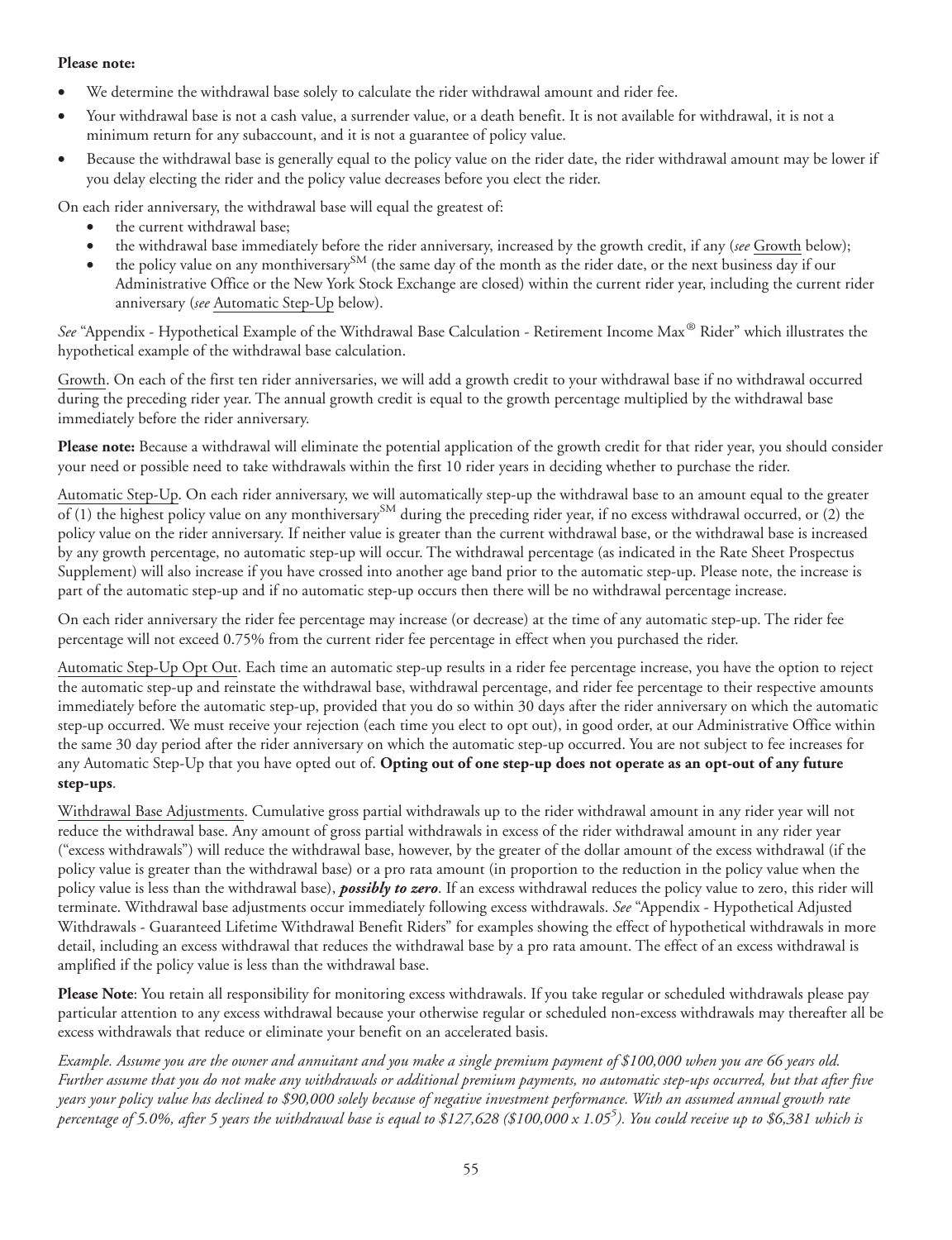**Please note:**

- We determine the withdrawal base solely to calculate the rider withdrawal amount and rider fee.
- Your withdrawal base is not a cash value, a surrender value, or a death benefit. It is not available for withdrawal, it is not a minimum return for any subaccount, and it is not a guarantee of policy value.
- Because the withdrawal base is generally equal to the policy value on the rider date, the rider withdrawal amount may be lower if you delay electing the rider and the policy value decreases before you elect the rider.

On each rider anniversary, the withdrawal base will equal the greatest of:

- the current withdrawal base;
- the withdrawal base immediately before the rider anniversary, increased by the growth credit, if any (*see* Growth below);
- the policy value on any monthiversary[SM] (the same day of the month as the rider date, or the next business day if our Administrative Office or the New York Stock Exchange are closed) within the current rider year, including the current rider anniversary (*see* Automatic Step-Up below).

*See* "Appendix - Hypothetical Example of the Withdrawal Base Calculation - Retirement Income Max® Rider" which illustrates the hypothetical example of the withdrawal base calculation.

Growth. On each of the first ten rider anniversaries, we will add a growth credit to your withdrawal base if no withdrawal occurred during the preceding rider year. The annual growth credit is equal to the growth percentage multiplied by the withdrawal base immediately before the rider anniversary.

**Please note:** Because a withdrawal will eliminate the potential application of the growth credit for that rider year, you should consider your need or possible need to take withdrawals within the first 10 rider years in deciding whether to purchase the rider.

Automatic Step-Up. On each rider anniversary, we will automatically step-up the withdrawal base to an amount equal to the greater of (1) the highest policy value on any monthiversary[SM] during the preceding rider year, if no excess withdrawal occurred, or (2) the policy value on the rider anniversary. If neither value is greater than the current withdrawal base, or the withdrawal base is increased by any growth percentage, no automatic step-up will occur. The withdrawal percentage (as indicated in the Rate Sheet Prospectus Supplement) will also increase if you have crossed into another age band prior to the automatic step-up. Please note, the increase is part of the automatic step-up and if no automatic step-up occurs then there will be no withdrawal percentage increase.

On each rider anniversary the rider fee percentage may increase (or decrease) at the time of any automatic step-up. The rider fee percentage will not exceed 0.75% from the current rider fee percentage in effect when you purchased the rider.

Automatic Step-Up Opt Out. Each time an automatic step-up results in a rider fee percentage increase, you have the option to reject the automatic step-up and reinstate the withdrawal base, withdrawal percentage, and rider fee percentage to their respective amounts immediately before the automatic step-up, provided that you do so within 30 days after the rider anniversary on which the automatic step-up occurred. We must receive your rejection (each time you elect to opt out), in good order, at our Administrative Office within the same 30 day period after the rider anniversary on which the automatic step-up occurred. You are not subject to fee increases for any Automatic Step-Up that you have opted out of. **Opting out of one step-up does not operate as an opt-out of any future step-ups**.

Withdrawal Base Adjustments. Cumulative gross partial withdrawals up to the rider withdrawal amount in any rider year will not reduce the withdrawal base. Any amount of gross partial withdrawals in excess of the rider withdrawal amount in any rider year ("excess withdrawals") will reduce the withdrawal base, however, by the greater of the dollar amount of the excess withdrawal (if the policy value is greater than the withdrawal base) or a pro rata amount (in proportion to the reduction in the policy value when the policy value is less than the withdrawal base), ***possibly to zero***. If an excess withdrawal reduces the policy value to zero, this rider will terminate. Withdrawal base adjustments occur immediately following excess withdrawals. *See* "Appendix - Hypothetical Adjusted Withdrawals - Guaranteed Lifetime Withdrawal Benefit Riders" for examples showing the effect of hypothetical withdrawals in more detail, including an excess withdrawal that reduces the withdrawal base by a pro rata amount. The effect of an excess withdrawal is amplified if the policy value is less than the withdrawal base.

**Please Note**: You retain all responsibility for monitoring excess withdrawals. If you take regular or scheduled withdrawals please pay particular attention to any excess withdrawal because your otherwise regular or scheduled non-excess withdrawals may thereafter all be excess withdrawals that reduce or eliminate your benefit on an accelerated basis.

*Example. Assume you are the owner and annuitant and you make a single premium payment of $100,000 when you are 66 years old. Further assume that you do not make any withdrawals or additional premium payments, no automatic step-ups occurred, but that after five years your policy value has declined to $90,000 solely because of negative investment performance. With an assumed annual growth rate percentage of 5.0%, after 5 years the withdrawal base is equal to $127,628 ($100,000 x 1.05$^5$). You could receive up to $6,381 which is*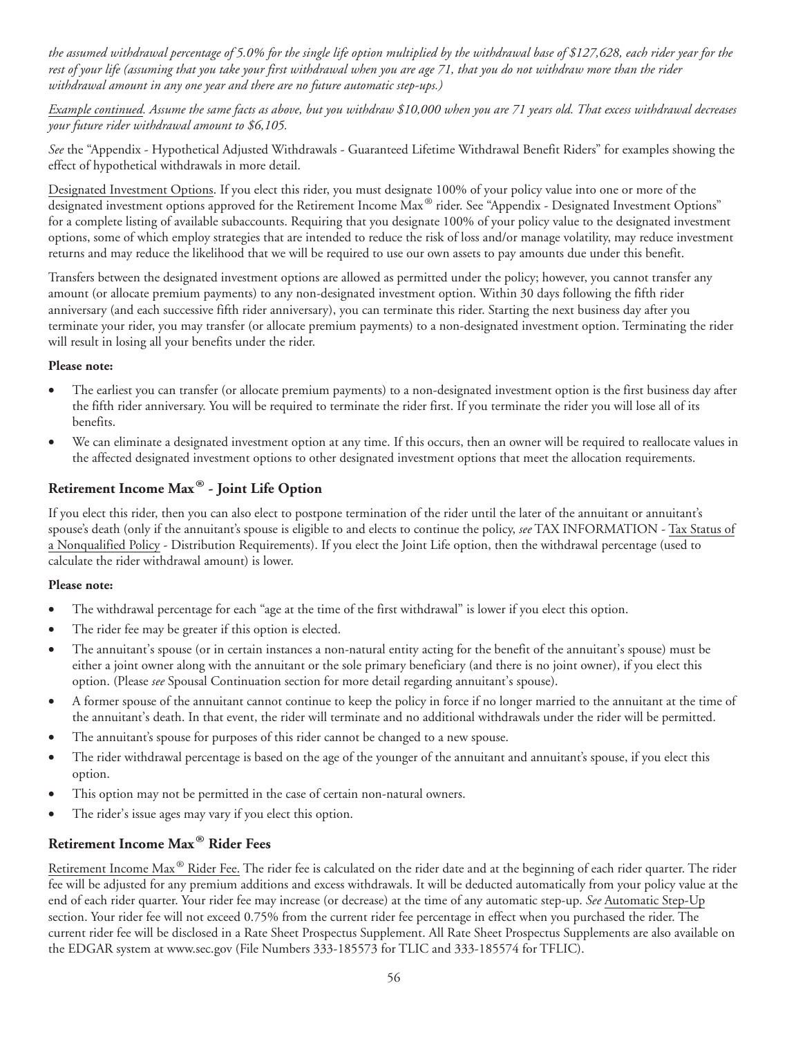*the assumed withdrawal percentage of 5.0% for the single life option multiplied by the withdrawal base of $127,628, each rider year for the rest of your life (assuming that you take your first withdrawal when you are age 71, that you do not withdraw more than the rider withdrawal amount in any one year and there are no future automatic step-ups.)*

*Example continued. Assume the same facts as above, but you withdraw $10,000 when you are 71 years old. That excess withdrawal decreases your future rider withdrawal amount to $6,105.*

*See* the "Appendix - Hypothetical Adjusted Withdrawals - Guaranteed Lifetime Withdrawal Benefit Riders" for examples showing the effect of hypothetical withdrawals in more detail.

Designated Investment Options. If you elect this rider, you must designate 100% of your policy value into one or more of the designated investment options approved for the Retirement Income Max® rider. See "Appendix - Designated Investment Options" for a complete listing of available subaccounts. Requiring that you designate 100% of your policy value to the designated investment options, some of which employ strategies that are intended to reduce the risk of loss and/or manage volatility, may reduce investment returns and may reduce the likelihood that we will be required to use our own assets to pay amounts due under this benefit.

Transfers between the designated investment options are allowed as permitted under the policy; however, you cannot transfer any amount (or allocate premium payments) to any non-designated investment option. Within 30 days following the fifth rider anniversary (and each successive fifth rider anniversary), you can terminate this rider. Starting the next business day after you terminate your rider, you may transfer (or allocate premium payments) to a non-designated investment option. Terminating the rider will result in losing all your benefits under the rider.

**Please note:**

- The earliest you can transfer (or allocate premium payments) to a non-designated investment option is the first business day after the fifth rider anniversary. You will be required to terminate the rider first. If you terminate the rider you will lose all of its benefits.
- We can eliminate a designated investment option at any time. If this occurs, then an owner will be required to reallocate values in the affected designated investment options to other designated investment options that meet the allocation requirements.

## Retirement Income Max® - Joint Life Option

If you elect this rider, then you can also elect to postpone termination of the rider until the later of the annuitant or annuitant's spouse's death (only if the annuitant's spouse is eligible to and elects to continue the policy, *see* TAX INFORMATION - Tax Status of a Nonqualified Policy - Distribution Requirements). If you elect the Joint Life option, then the withdrawal percentage (used to calculate the rider withdrawal amount) is lower.

**Please note:**

- The withdrawal percentage for each "age at the time of the first withdrawal" is lower if you elect this option.
- The rider fee may be greater if this option is elected.
- The annuitant's spouse (or in certain instances a non-natural entity acting for the benefit of the annuitant's spouse) must be either a joint owner along with the annuitant or the sole primary beneficiary (and there is no joint owner), if you elect this option. (Please *see* Spousal Continuation section for more detail regarding annuitant's spouse).
- A former spouse of the annuitant cannot continue to keep the policy in force if no longer married to the annuitant at the time of the annuitant's death. In that event, the rider will terminate and no additional withdrawals under the rider will be permitted.
- The annuitant's spouse for purposes of this rider cannot be changed to a new spouse.
- The rider withdrawal percentage is based on the age of the younger of the annuitant and annuitant's spouse, if you elect this option.
- This option may not be permitted in the case of certain non-natural owners.
- The rider's issue ages may vary if you elect this option.

## Retirement Income Max® Rider Fees

Retirement Income Max® Rider Fee. The rider fee is calculated on the rider date and at the beginning of each rider quarter. The rider fee will be adjusted for any premium additions and excess withdrawals. It will be deducted automatically from your policy value at the end of each rider quarter. Your rider fee may increase (or decrease) at the time of any automatic step-up. *See* Automatic Step-Up section. Your rider fee will not exceed 0.75% from the current rider fee percentage in effect when you purchased the rider. The current rider fee will be disclosed in a Rate Sheet Prospectus Supplement. All Rate Sheet Prospectus Supplements are also available on the EDGAR system at www.sec.gov (File Numbers 333-185573 for TLIC and 333-185574 for TFLIC).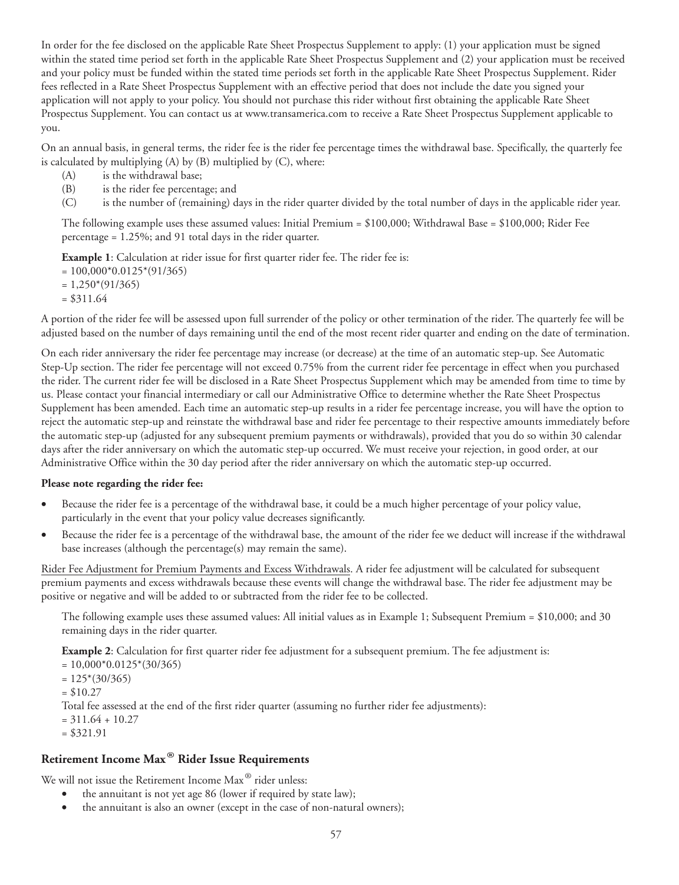In order for the fee disclosed on the applicable Rate Sheet Prospectus Supplement to apply: (1) your application must be signed within the stated time period set forth in the applicable Rate Sheet Prospectus Supplement and (2) your application must be received and your policy must be funded within the stated time periods set forth in the applicable Rate Sheet Prospectus Supplement. Rider fees reflected in a Rate Sheet Prospectus Supplement with an effective period that does not include the date you signed your application will not apply to your policy. You should not purchase this rider without first obtaining the applicable Rate Sheet Prospectus Supplement. You can contact us at www.transamerica.com to receive a Rate Sheet Prospectus Supplement applicable to you.

On an annual basis, in general terms, the rider fee is the rider fee percentage times the withdrawal base. Specifically, the quarterly fee is calculated by multiplying (A) by (B) multiplied by (C), where:

- (A) is the withdrawal base;
- (B) is the rider fee percentage; and
- (C) is the number of (remaining) days in the rider quarter divided by the total number of days in the applicable rider year.

The following example uses these assumed values: Initial Premium = $100,000; Withdrawal Base = $100,000; Rider Fee percentage = 1.25%; and 91 total days in the rider quarter.

**Example 1**: Calculation at rider issue for first quarter rider fee. The rider fee is:
= 100,000*0.0125*(91/365)
= 1,250*(91/365)
= $311.64

A portion of the rider fee will be assessed upon full surrender of the policy or other termination of the rider. The quarterly fee will be adjusted based on the number of days remaining until the end of the most recent rider quarter and ending on the date of termination.

On each rider anniversary the rider fee percentage may increase (or decrease) at the time of an automatic step-up. See Automatic Step-Up section. The rider fee percentage will not exceed 0.75% from the current rider fee percentage in effect when you purchased the rider. The current rider fee will be disclosed in a Rate Sheet Prospectus Supplement which may be amended from time to time by us. Please contact your financial intermediary or call our Administrative Office to determine whether the Rate Sheet Prospectus Supplement has been amended. Each time an automatic step-up results in a rider fee percentage increase, you will have the option to reject the automatic step-up and reinstate the withdrawal base and rider fee percentage to their respective amounts immediately before the automatic step-up (adjusted for any subsequent premium payments or withdrawals), provided that you do so within 30 calendar days after the rider anniversary on which the automatic step-up occurred. We must receive your rejection, in good order, at our Administrative Office within the 30 day period after the rider anniversary on which the automatic step-up occurred.

**Please note regarding the rider fee:**

- Because the rider fee is a percentage of the withdrawal base, it could be a much higher percentage of your policy value, particularly in the event that your policy value decreases significantly.
- Because the rider fee is a percentage of the withdrawal base, the amount of the rider fee we deduct will increase if the withdrawal base increases (although the percentage(s) may remain the same).

Rider Fee Adjustment for Premium Payments and Excess Withdrawals. A rider fee adjustment will be calculated for subsequent premium payments and excess withdrawals because these events will change the withdrawal base. The rider fee adjustment may be positive or negative and will be added to or subtracted from the rider fee to be collected.

The following example uses these assumed values: All initial values as in Example 1; Subsequent Premium = $10,000; and 30 remaining days in the rider quarter.

**Example 2**: Calculation for first quarter rider fee adjustment for a subsequent premium. The fee adjustment is:
= 10,000*0.0125*(30/365)
= 125*(30/365)
= $10.27
Total fee assessed at the end of the first rider quarter (assuming no further rider fee adjustments):
= 311.64 + 10.27
= $321.91

## Retirement Income Max® Rider Issue Requirements

We will not issue the Retirement Income Max® rider unless:

- the annuitant is not yet age 86 (lower if required by state law);
- the annuitant is also an owner (except in the case of non-natural owners);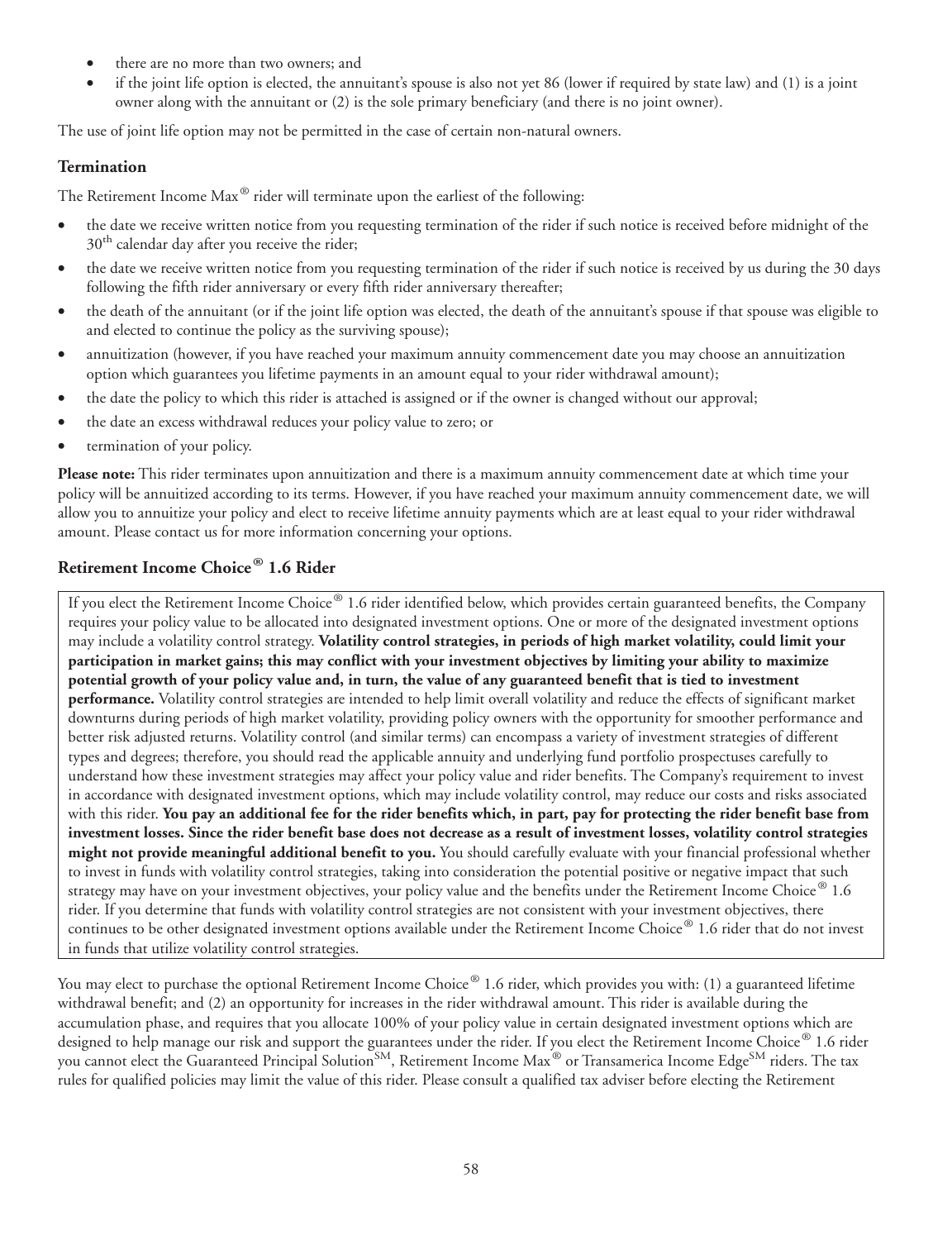- there are no more than two owners; and
- if the joint life option is elected, the annuitant's spouse is also not yet 86 (lower if required by state law) and (1) is a joint owner along with the annuitant or (2) is the sole primary beneficiary (and there is no joint owner).

The use of joint life option may not be permitted in the case of certain non-natural owners.

### Termination

The Retirement Income Max® rider will terminate upon the earliest of the following:

- the date we receive written notice from you requesting termination of the rider if such notice is received before midnight of the 30th calendar day after you receive the rider;
- the date we receive written notice from you requesting termination of the rider if such notice is received by us during the 30 days following the fifth rider anniversary or every fifth rider anniversary thereafter;
- the death of the annuitant (or if the joint life option was elected, the death of the annuitant's spouse if that spouse was eligible to and elected to continue the policy as the surviving spouse);
- annuitization (however, if you have reached your maximum annuity commencement date you may choose an annuitization option which guarantees you lifetime payments in an amount equal to your rider withdrawal amount);
- the date the policy to which this rider is attached is assigned or if the owner is changed without our approval;
- the date an excess withdrawal reduces your policy value to zero; or
- termination of your policy.

**Please note:** This rider terminates upon annuitization and there is a maximum annuity commencement date at which time your policy will be annuitized according to its terms. However, if you have reached your maximum annuity commencement date, we will allow you to annuitize your policy and elect to receive lifetime annuity payments which are at least equal to your rider withdrawal amount. Please contact us for more information concerning your options.

### Retirement Income Choice® 1.6 Rider

If you elect the Retirement Income Choice® 1.6 rider identified below, which provides certain guaranteed benefits, the Company requires your policy value to be allocated into designated investment options. One or more of the designated investment options may include a volatility control strategy. **Volatility control strategies, in periods of high market volatility, could limit your participation in market gains; this may conflict with your investment objectives by limiting your ability to maximize potential growth of your policy value and, in turn, the value of any guaranteed benefit that is tied to investment performance.** Volatility control strategies are intended to help limit overall volatility and reduce the effects of significant market downturns during periods of high market volatility, providing policy owners with the opportunity for smoother performance and better risk adjusted returns. Volatility control (and similar terms) can encompass a variety of investment strategies of different types and degrees; therefore, you should read the applicable annuity and underlying fund portfolio prospectuses carefully to understand how these investment strategies may affect your policy value and rider benefits. The Company's requirement to invest in accordance with designated investment options, which may include volatility control, may reduce our costs and risks associated with this rider. **You pay an additional fee for the rider benefits which, in part, pay for protecting the rider benefit base from investment losses. Since the rider benefit base does not decrease as a result of investment losses, volatility control strategies might not provide meaningful additional benefit to you.** You should carefully evaluate with your financial professional whether to invest in funds with volatility control strategies, taking into consideration the potential positive or negative impact that such strategy may have on your investment objectives, your policy value and the benefits under the Retirement Income Choice® 1.6 rider. If you determine that funds with volatility control strategies are not consistent with your investment objectives, there continues to be other designated investment options available under the Retirement Income Choice® 1.6 rider that do not invest in funds that utilize volatility control strategies.

You may elect to purchase the optional Retirement Income Choice® 1.6 rider, which provides you with: (1) a guaranteed lifetime withdrawal benefit; and (2) an opportunity for increases in the rider withdrawal amount. This rider is available during the accumulation phase, and requires that you allocate 100% of your policy value in certain designated investment options which are designed to help manage our risk and support the guarantees under the rider. If you elect the Retirement Income Choice® 1.6 rider you cannot elect the Guaranteed Principal Solution℠, Retirement Income Max® or Transamerica Income Edge℠ riders. The tax rules for qualified policies may limit the value of this rider. Please consult a qualified tax adviser before electing the Retirement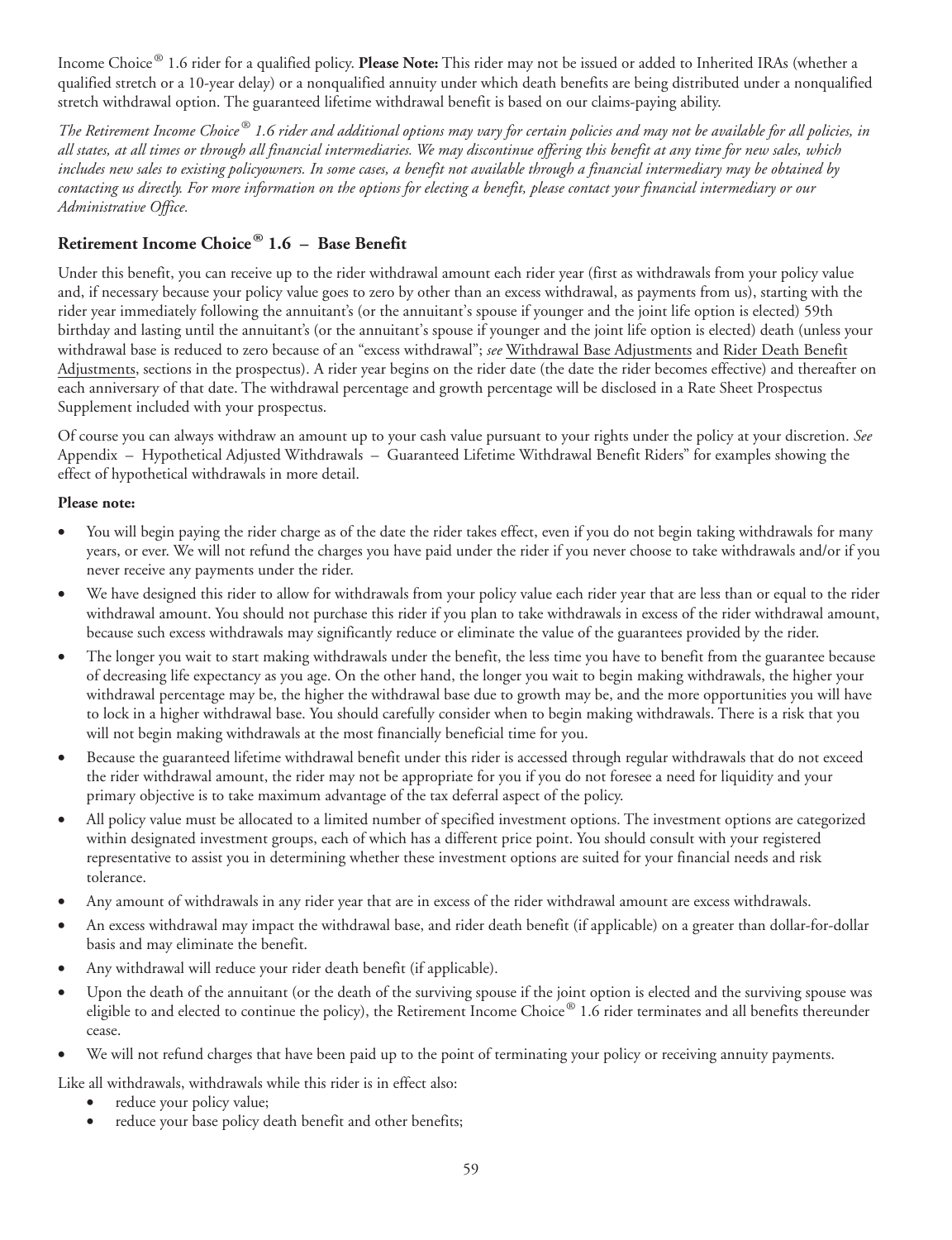Income Choice® 1.6 rider for a qualified policy. **Please Note:** This rider may not be issued or added to Inherited IRAs (whether a qualified stretch or a 10-year delay) or a nonqualified annuity under which death benefits are being distributed under a nonqualified stretch withdrawal option. The guaranteed lifetime withdrawal benefit is based on our claims-paying ability.

*The Retirement Income Choice® 1.6 rider and additional options may vary for certain policies and may not be available for all policies, in all states, at all times or through all financial intermediaries. We may discontinue offering this benefit at any time for new sales, which includes new sales to existing policyowners. In some cases, a benefit not available through a financial intermediary may be obtained by contacting us directly. For more information on the options for electing a benefit, please contact your financial intermediary or our Administrative Office.*

## Retirement Income Choice® 1.6 – Base Benefit

Under this benefit, you can receive up to the rider withdrawal amount each rider year (first as withdrawals from your policy value and, if necessary because your policy value goes to zero by other than an excess withdrawal, as payments from us), starting with the rider year immediately following the annuitant's (or the annuitant's spouse if younger and the joint life option is elected) 59th birthday and lasting until the annuitant's (or the annuitant's spouse if younger and the joint life option is elected) death (unless your withdrawal base is reduced to zero because of an "excess withdrawal"; *see* Withdrawal Base Adjustments and Rider Death Benefit Adjustments, sections in the prospectus). A rider year begins on the rider date (the date the rider becomes effective) and thereafter on each anniversary of that date. The withdrawal percentage and growth percentage will be disclosed in a Rate Sheet Prospectus Supplement included with your prospectus.

Of course you can always withdraw an amount up to your cash value pursuant to your rights under the policy at your discretion. *See* Appendix – Hypothetical Adjusted Withdrawals – Guaranteed Lifetime Withdrawal Benefit Riders" for examples showing the effect of hypothetical withdrawals in more detail.

**Please note:**

- You will begin paying the rider charge as of the date the rider takes effect, even if you do not begin taking withdrawals for many years, or ever. We will not refund the charges you have paid under the rider if you never choose to take withdrawals and/or if you never receive any payments under the rider.
- We have designed this rider to allow for withdrawals from your policy value each rider year that are less than or equal to the rider withdrawal amount. You should not purchase this rider if you plan to take withdrawals in excess of the rider withdrawal amount, because such excess withdrawals may significantly reduce or eliminate the value of the guarantees provided by the rider.
- The longer you wait to start making withdrawals under the benefit, the less time you have to benefit from the guarantee because of decreasing life expectancy as you age. On the other hand, the longer you wait to begin making withdrawals, the higher your withdrawal percentage may be, the higher the withdrawal base due to growth may be, and the more opportunities you will have to lock in a higher withdrawal base. You should carefully consider when to begin making withdrawals. There is a risk that you will not begin making withdrawals at the most financially beneficial time for you.
- Because the guaranteed lifetime withdrawal benefit under this rider is accessed through regular withdrawals that do not exceed the rider withdrawal amount, the rider may not be appropriate for you if you do not foresee a need for liquidity and your primary objective is to take maximum advantage of the tax deferral aspect of the policy.
- All policy value must be allocated to a limited number of specified investment options. The investment options are categorized within designated investment groups, each of which has a different price point. You should consult with your registered representative to assist you in determining whether these investment options are suited for your financial needs and risk tolerance.
- Any amount of withdrawals in any rider year that are in excess of the rider withdrawal amount are excess withdrawals.
- An excess withdrawal may impact the withdrawal base, and rider death benefit (if applicable) on a greater than dollar-for-dollar basis and may eliminate the benefit.
- Any withdrawal will reduce your rider death benefit (if applicable).
- Upon the death of the annuitant (or the death of the surviving spouse if the joint option is elected and the surviving spouse was eligible to and elected to continue the policy), the Retirement Income Choice® 1.6 rider terminates and all benefits thereunder cease.
- We will not refund charges that have been paid up to the point of terminating your policy or receiving annuity payments.

Like all withdrawals, withdrawals while this rider is in effect also:

- reduce your policy value;
- reduce your base policy death benefit and other benefits;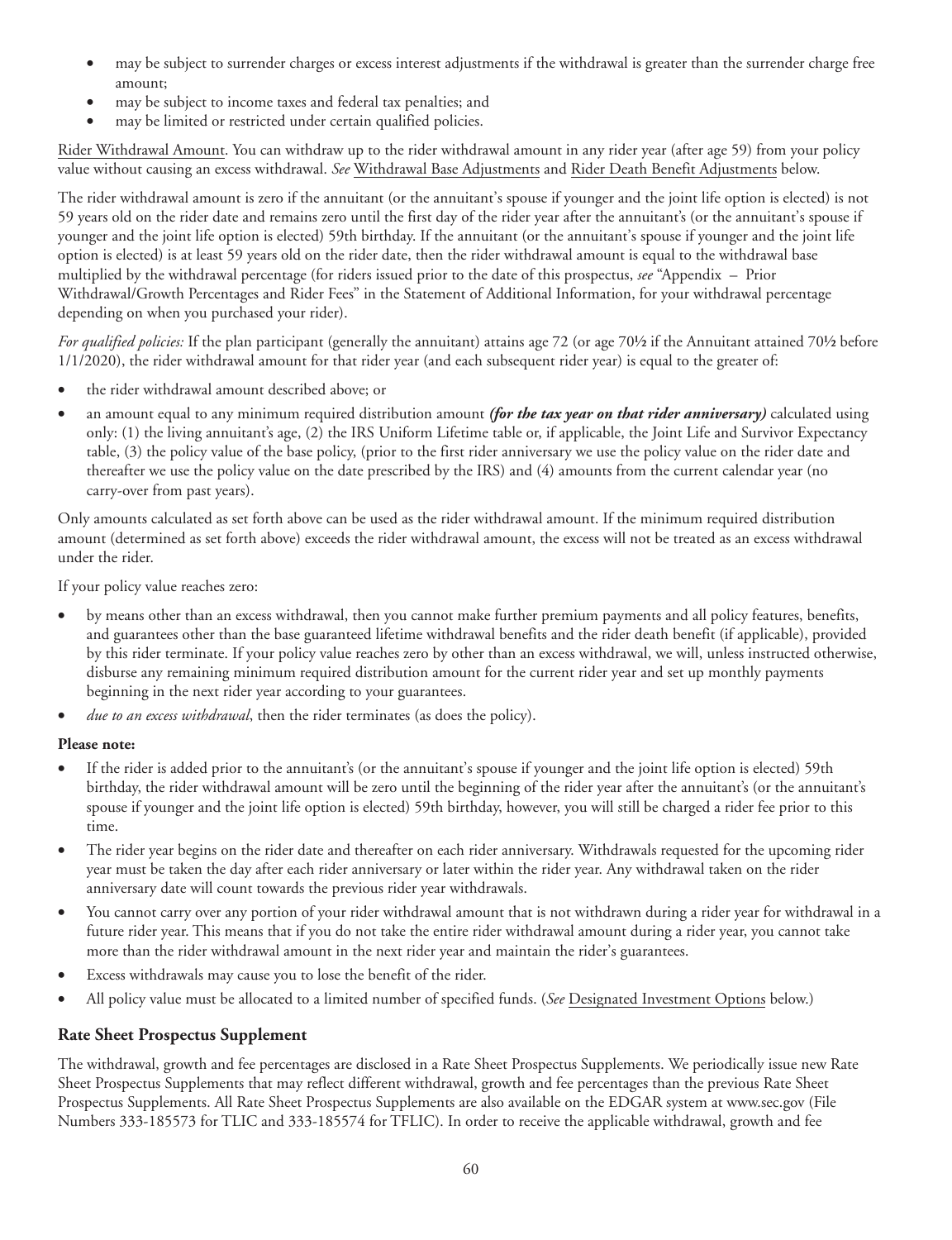- may be subject to surrender charges or excess interest adjustments if the withdrawal is greater than the surrender charge free amount;
- may be subject to income taxes and federal tax penalties; and
- may be limited or restricted under certain qualified policies.

Rider Withdrawal Amount. You can withdraw up to the rider withdrawal amount in any rider year (after age 59) from your policy value without causing an excess withdrawal. *See* Withdrawal Base Adjustments and Rider Death Benefit Adjustments below.

The rider withdrawal amount is zero if the annuitant (or the annuitant's spouse if younger and the joint life option is elected) is not 59 years old on the rider date and remains zero until the first day of the rider year after the annuitant's (or the annuitant's spouse if younger and the joint life option is elected) 59th birthday. If the annuitant (or the annuitant's spouse if younger and the joint life option is elected) is at least 59 years old on the rider date, then the rider withdrawal amount is equal to the withdrawal base multiplied by the withdrawal percentage (for riders issued prior to the date of this prospectus, *see* "Appendix – Prior Withdrawal/Growth Percentages and Rider Fees" in the Statement of Additional Information, for your withdrawal percentage depending on when you purchased your rider).

*For qualified policies:* If the plan participant (generally the annuitant) attains age 72 (or age 70½ if the Annuitant attained 70½ before 1/1/2020), the rider withdrawal amount for that rider year (and each subsequent rider year) is equal to the greater of:

- the rider withdrawal amount described above; or
- an amount equal to any minimum required distribution amount ***(for the tax year on that rider anniversary)*** calculated using only: (1) the living annuitant's age, (2) the IRS Uniform Lifetime table or, if applicable, the Joint Life and Survivor Expectancy table, (3) the policy value of the base policy, (prior to the first rider anniversary we use the policy value on the rider date and thereafter we use the policy value on the date prescribed by the IRS) and (4) amounts from the current calendar year (no carry-over from past years).

Only amounts calculated as set forth above can be used as the rider withdrawal amount. If the minimum required distribution amount (determined as set forth above) exceeds the rider withdrawal amount, the excess will not be treated as an excess withdrawal under the rider.

If your policy value reaches zero:

- by means other than an excess withdrawal, then you cannot make further premium payments and all policy features, benefits, and guarantees other than the base guaranteed lifetime withdrawal benefits and the rider death benefit (if applicable), provided by this rider terminate. If your policy value reaches zero by other than an excess withdrawal, we will, unless instructed otherwise, disburse any remaining minimum required distribution amount for the current rider year and set up monthly payments beginning in the next rider year according to your guarantees.
- *due to an excess withdrawal*, then the rider terminates (as does the policy).

**Please note:**

- If the rider is added prior to the annuitant's (or the annuitant's spouse if younger and the joint life option is elected) 59th birthday, the rider withdrawal amount will be zero until the beginning of the rider year after the annuitant's (or the annuitant's spouse if younger and the joint life option is elected) 59th birthday, however, you will still be charged a rider fee prior to this time.
- The rider year begins on the rider date and thereafter on each rider anniversary. Withdrawals requested for the upcoming rider year must be taken the day after each rider anniversary or later within the rider year. Any withdrawal taken on the rider anniversary date will count towards the previous rider year withdrawals.
- You cannot carry over any portion of your rider withdrawal amount that is not withdrawn during a rider year for withdrawal in a future rider year. This means that if you do not take the entire rider withdrawal amount during a rider year, you cannot take more than the rider withdrawal amount in the next rider year and maintain the rider's guarantees.
- Excess withdrawals may cause you to lose the benefit of the rider.
- All policy value must be allocated to a limited number of specified funds. (*See* Designated Investment Options below.)

### Rate Sheet Prospectus Supplement

The withdrawal, growth and fee percentages are disclosed in a Rate Sheet Prospectus Supplements. We periodically issue new Rate Sheet Prospectus Supplements that may reflect different withdrawal, growth and fee percentages than the previous Rate Sheet Prospectus Supplements. All Rate Sheet Prospectus Supplements are also available on the EDGAR system at www.sec.gov (File Numbers 333-185573 for TLIC and 333-185574 for TFLIC). In order to receive the applicable withdrawal, growth and fee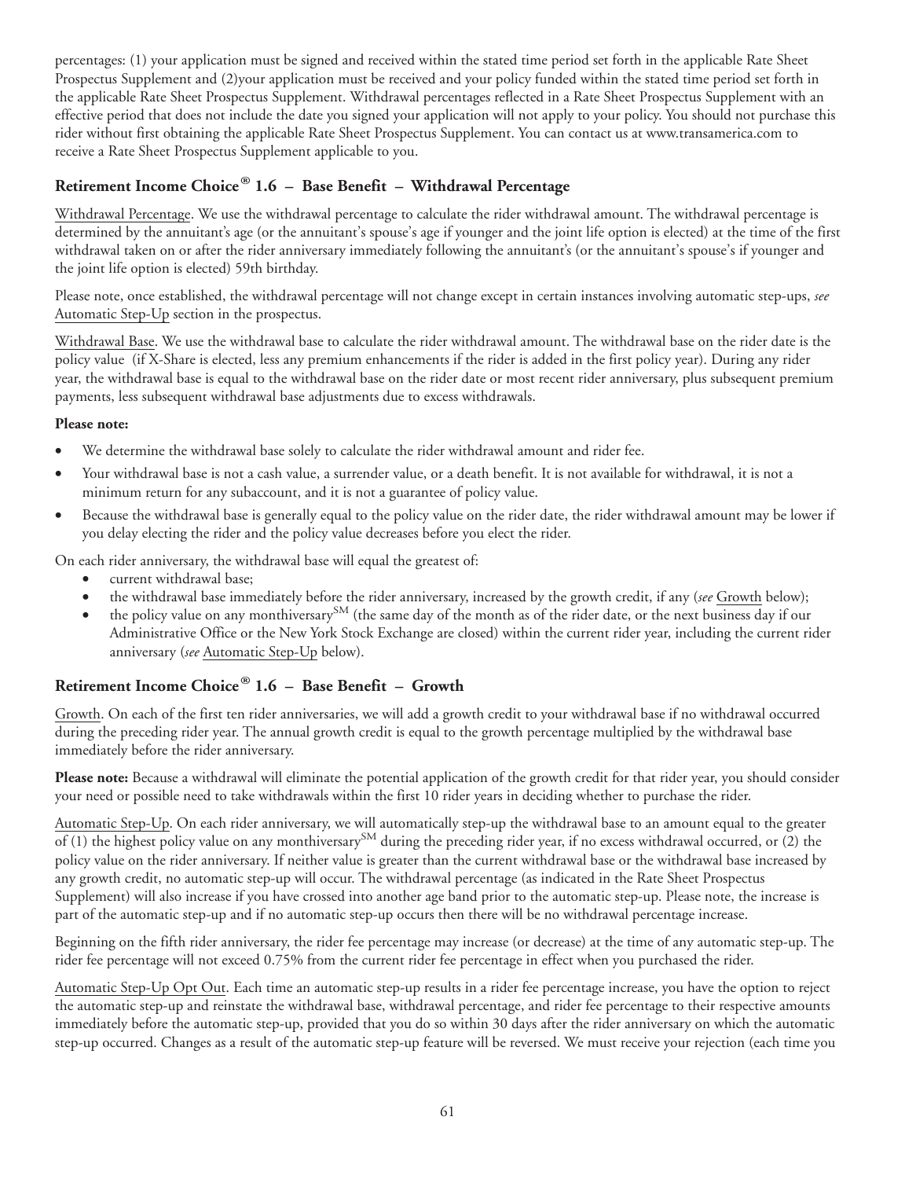percentages: (1) your application must be signed and received within the stated time period set forth in the applicable Rate Sheet Prospectus Supplement and (2)your application must be received and your policy funded within the stated time period set forth in the applicable Rate Sheet Prospectus Supplement. Withdrawal percentages reflected in a Rate Sheet Prospectus Supplement with an effective period that does not include the date you signed your application will not apply to your policy. You should not purchase this rider without first obtaining the applicable Rate Sheet Prospectus Supplement. You can contact us at www.transamerica.com to receive a Rate Sheet Prospectus Supplement applicable to you.

### Retirement Income Choice® 1.6 – Base Benefit – Withdrawal Percentage

Withdrawal Percentage. We use the withdrawal percentage to calculate the rider withdrawal amount. The withdrawal percentage is determined by the annuitant's age (or the annuitant's spouse's age if younger and the joint life option is elected) at the time of the first withdrawal taken on or after the rider anniversary immediately following the annuitant's (or the annuitant's spouse's if younger and the joint life option is elected) 59th birthday.

Please note, once established, the withdrawal percentage will not change except in certain instances involving automatic step-ups, *see* Automatic Step-Up section in the prospectus.

Withdrawal Base. We use the withdrawal base to calculate the rider withdrawal amount. The withdrawal base on the rider date is the policy value (if X-Share is elected, less any premium enhancements if the rider is added in the first policy year). During any rider year, the withdrawal base is equal to the withdrawal base on the rider date or most recent rider anniversary, plus subsequent premium payments, less subsequent withdrawal base adjustments due to excess withdrawals.

**Please note:**

- We determine the withdrawal base solely to calculate the rider withdrawal amount and rider fee.
- Your withdrawal base is not a cash value, a surrender value, or a death benefit. It is not available for withdrawal, it is not a minimum return for any subaccount, and it is not a guarantee of policy value.
- Because the withdrawal base is generally equal to the policy value on the rider date, the rider withdrawal amount may be lower if you delay electing the rider and the policy value decreases before you elect the rider.

On each rider anniversary, the withdrawal base will equal the greatest of:

- current withdrawal base;
- the withdrawal base immediately before the rider anniversary, increased by the growth credit, if any (*see* Growth below);
- the policy value on any monthiversary℠ (the same day of the month as of the rider date, or the next business day if our Administrative Office or the New York Stock Exchange are closed) within the current rider year, including the current rider anniversary (*see* Automatic Step-Up below).

### Retirement Income Choice® 1.6 – Base Benefit – Growth

Growth. On each of the first ten rider anniversaries, we will add a growth credit to your withdrawal base if no withdrawal occurred during the preceding rider year. The annual growth credit is equal to the growth percentage multiplied by the withdrawal base immediately before the rider anniversary.

**Please note:** Because a withdrawal will eliminate the potential application of the growth credit for that rider year, you should consider your need or possible need to take withdrawals within the first 10 rider years in deciding whether to purchase the rider.

Automatic Step-Up. On each rider anniversary, we will automatically step-up the withdrawal base to an amount equal to the greater of (1) the highest policy value on any monthiversary℠ during the preceding rider year, if no excess withdrawal occurred, or (2) the policy value on the rider anniversary. If neither value is greater than the current withdrawal base or the withdrawal base increased by any growth credit, no automatic step-up will occur. The withdrawal percentage (as indicated in the Rate Sheet Prospectus Supplement) will also increase if you have crossed into another age band prior to the automatic step-up. Please note, the increase is part of the automatic step-up and if no automatic step-up occurs then there will be no withdrawal percentage increase.

Beginning on the fifth rider anniversary, the rider fee percentage may increase (or decrease) at the time of any automatic step-up. The rider fee percentage will not exceed 0.75% from the current rider fee percentage in effect when you purchased the rider.

Automatic Step-Up Opt Out. Each time an automatic step-up results in a rider fee percentage increase, you have the option to reject the automatic step-up and reinstate the withdrawal base, withdrawal percentage, and rider fee percentage to their respective amounts immediately before the automatic step-up, provided that you do so within 30 days after the rider anniversary on which the automatic step-up occurred. Changes as a result of the automatic step-up feature will be reversed. We must receive your rejection (each time you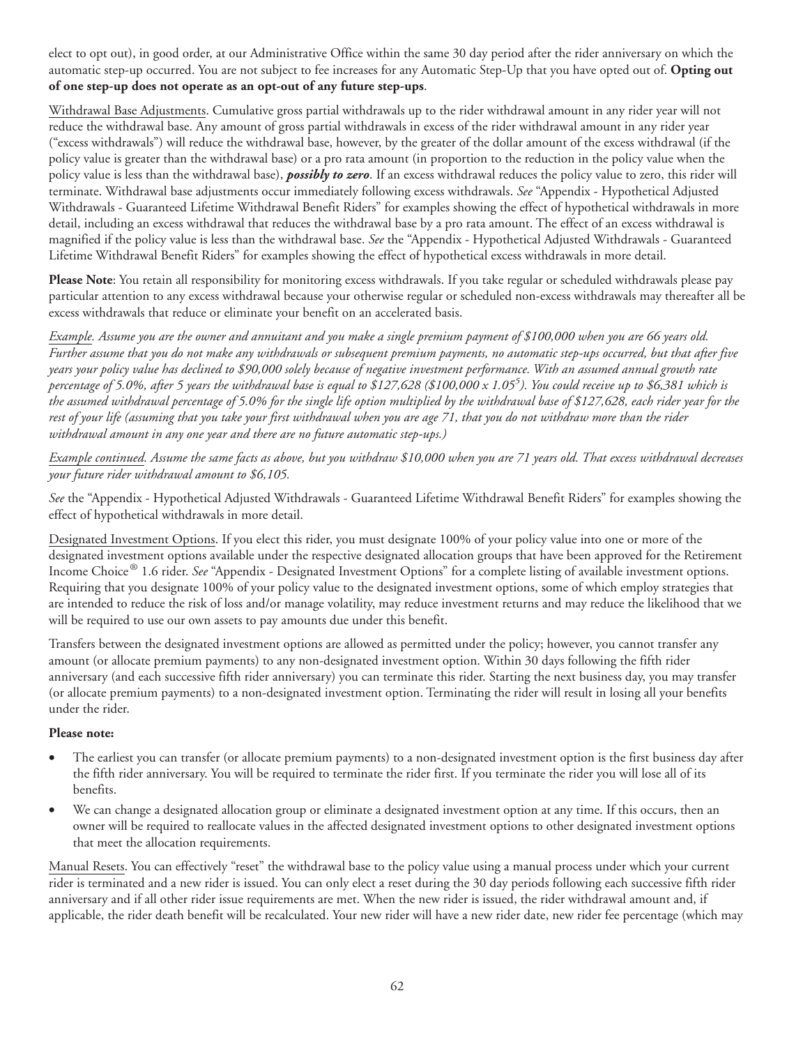elect to opt out), in good order, at our Administrative Office within the same 30 day period after the rider anniversary on which the automatic step-up occurred. You are not subject to fee increases for any Automatic Step-Up that you have opted out of. **Opting out of one step-up does not operate as an opt-out of any future step-ups**.

Withdrawal Base Adjustments. Cumulative gross partial withdrawals up to the rider withdrawal amount in any rider year will not reduce the withdrawal base. Any amount of gross partial withdrawals in excess of the rider withdrawal amount in any rider year ("excess withdrawals") will reduce the withdrawal base, however, by the greater of the dollar amount of the excess withdrawal (if the policy value is greater than the withdrawal base) or a pro rata amount (in proportion to the reduction in the policy value when the policy value is less than the withdrawal base), ***possibly to zero***. If an excess withdrawal reduces the policy value to zero, this rider will terminate. Withdrawal base adjustments occur immediately following excess withdrawals. *See* "Appendix - Hypothetical Adjusted Withdrawals - Guaranteed Lifetime Withdrawal Benefit Riders" for examples showing the effect of hypothetical withdrawals in more detail, including an excess withdrawal that reduces the withdrawal base by a pro rata amount. The effect of an excess withdrawal is magnified if the policy value is less than the withdrawal base. *See* the "Appendix - Hypothetical Adjusted Withdrawals - Guaranteed Lifetime Withdrawal Benefit Riders" for examples showing the effect of hypothetical excess withdrawals in more detail.

**Please Note**: You retain all responsibility for monitoring excess withdrawals. If you take regular or scheduled withdrawals please pay particular attention to any excess withdrawal because your otherwise regular or scheduled non-excess withdrawals may thereafter all be excess withdrawals that reduce or eliminate your benefit on an accelerated basis.

*Example. Assume you are the owner and annuitant and you make a single premium payment of $100,000 when you are 66 years old. Further assume that you do not make any withdrawals or subsequent premium payments, no automatic step-ups occurred, but that after five years your policy value has declined to $90,000 solely because of negative investment performance. With an assumed annual growth rate percentage of 5.0%, after 5 years the withdrawal base is equal to $127,628 ($100,000 x $1.05^5$). You could receive up to $6,381 which is the assumed withdrawal percentage of 5.0% for the single life option multiplied by the withdrawal base of $127,628, each rider year for the rest of your life (assuming that you take your first withdrawal when you are age 71, that you do not withdraw more than the rider withdrawal amount in any one year and there are no future automatic step-ups.)*

*Example continued. Assume the same facts as above, but you withdraw $10,000 when you are 71 years old. That excess withdrawal decreases your future rider withdrawal amount to $6,105.*

*See* the "Appendix - Hypothetical Adjusted Withdrawals - Guaranteed Lifetime Withdrawal Benefit Riders" for examples showing the effect of hypothetical withdrawals in more detail.

Designated Investment Options. If you elect this rider, you must designate 100% of your policy value into one or more of the designated investment options available under the respective designated allocation groups that have been approved for the Retirement Income Choice® 1.6 rider. *See* "Appendix - Designated Investment Options" for a complete listing of available investment options. Requiring that you designate 100% of your policy value to the designated investment options, some of which employ strategies that are intended to reduce the risk of loss and/or manage volatility, may reduce investment returns and may reduce the likelihood that we will be required to use our own assets to pay amounts due under this benefit.

Transfers between the designated investment options are allowed as permitted under the policy; however, you cannot transfer any amount (or allocate premium payments) to any non-designated investment option. Within 30 days following the fifth rider anniversary (and each successive fifth rider anniversary) you can terminate this rider. Starting the next business day, you may transfer (or allocate premium payments) to a non-designated investment option. Terminating the rider will result in losing all your benefits under the rider.

**Please note:**

- The earliest you can transfer (or allocate premium payments) to a non-designated investment option is the first business day after the fifth rider anniversary. You will be required to terminate the rider first. If you terminate the rider you will lose all of its benefits.
- We can change a designated allocation group or eliminate a designated investment option at any time. If this occurs, then an owner will be required to reallocate values in the affected designated investment options to other designated investment options that meet the allocation requirements.

Manual Resets. You can effectively "reset" the withdrawal base to the policy value using a manual process under which your current rider is terminated and a new rider is issued. You can only elect a reset during the 30 day periods following each successive fifth rider anniversary and if all other rider issue requirements are met. When the new rider is issued, the rider withdrawal amount and, if applicable, the rider death benefit will be recalculated. Your new rider will have a new rider date, new rider fee percentage (which may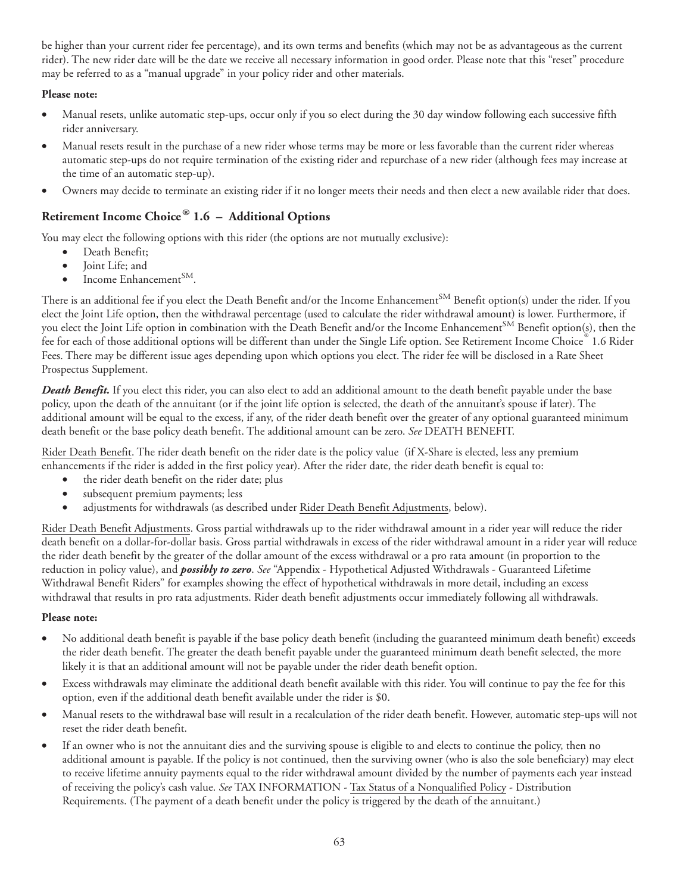be higher than your current rider fee percentage), and its own terms and benefits (which may not be as advantageous as the current rider). The new rider date will be the date we receive all necessary information in good order. Please note that this "reset" procedure may be referred to as a "manual upgrade" in your policy rider and other materials.

**Please note:**

- Manual resets, unlike automatic step-ups, occur only if you so elect during the 30 day window following each successive fifth rider anniversary.
- Manual resets result in the purchase of a new rider whose terms may be more or less favorable than the current rider whereas automatic step-ups do not require termination of the existing rider and repurchase of a new rider (although fees may increase at the time of an automatic step-up).
- Owners may decide to terminate an existing rider if it no longer meets their needs and then elect a new available rider that does.

## Retirement Income Choice® 1.6 – Additional Options

You may elect the following options with this rider (the options are not mutually exclusive):

- Death Benefit;
- Joint Life; and
- Income Enhancement℠.

There is an additional fee if you elect the Death Benefit and/or the Income Enhancement℠ Benefit option(s) under the rider. If you elect the Joint Life option, then the withdrawal percentage (used to calculate the rider withdrawal amount) is lower. Furthermore, if you elect the Joint Life option in combination with the Death Benefit and/or the Income Enhancement℠ Benefit option(s), then the fee for each of those additional options will be different than under the Single Life option. See Retirement Income Choice® 1.6 Rider Fees. There may be different issue ages depending upon which options you elect. The rider fee will be disclosed in a Rate Sheet Prospectus Supplement.

***Death Benefit.*** If you elect this rider, you can also elect to add an additional amount to the death benefit payable under the base policy, upon the death of the annuitant (or if the joint life option is selected, the death of the annuitant's spouse if later). The additional amount will be equal to the excess, if any, of the rider death benefit over the greater of any optional guaranteed minimum death benefit or the base policy death benefit. The additional amount can be zero. *See* DEATH BENEFIT.

Rider Death Benefit. The rider death benefit on the rider date is the policy value (if X-Share is elected, less any premium enhancements if the rider is added in the first policy year). After the rider date, the rider death benefit is equal to:

- the rider death benefit on the rider date; plus
- subsequent premium payments; less
- adjustments for withdrawals (as described under Rider Death Benefit Adjustments, below).

Rider Death Benefit Adjustments. Gross partial withdrawals up to the rider withdrawal amount in a rider year will reduce the rider death benefit on a dollar-for-dollar basis. Gross partial withdrawals in excess of the rider withdrawal amount in a rider year will reduce the rider death benefit by the greater of the dollar amount of the excess withdrawal or a pro rata amount (in proportion to the reduction in policy value), and ***possibly to zero***. *See* "Appendix - Hypothetical Adjusted Withdrawals - Guaranteed Lifetime Withdrawal Benefit Riders" for examples showing the effect of hypothetical withdrawals in more detail, including an excess withdrawal that results in pro rata adjustments. Rider death benefit adjustments occur immediately following all withdrawals.

**Please note:**

- No additional death benefit is payable if the base policy death benefit (including the guaranteed minimum death benefit) exceeds the rider death benefit. The greater the death benefit payable under the guaranteed minimum death benefit selected, the more likely it is that an additional amount will not be payable under the rider death benefit option.
- Excess withdrawals may eliminate the additional death benefit available with this rider. You will continue to pay the fee for this option, even if the additional death benefit available under the rider is $0.
- Manual resets to the withdrawal base will result in a recalculation of the rider death benefit. However, automatic step-ups will not reset the rider death benefit.
- If an owner who is not the annuitant dies and the surviving spouse is eligible to and elects to continue the policy, then no additional amount is payable. If the policy is not continued, then the surviving owner (who is also the sole beneficiary) may elect to receive lifetime annuity payments equal to the rider withdrawal amount divided by the number of payments each year instead of receiving the policy's cash value. *See* TAX INFORMATION - Tax Status of a Nonqualified Policy - Distribution Requirements. (The payment of a death benefit under the policy is triggered by the death of the annuitant.)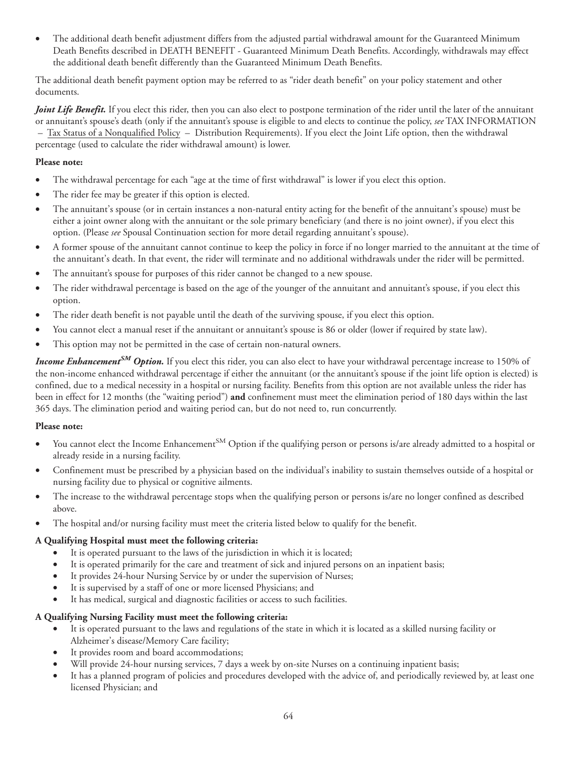- The additional death benefit adjustment differs from the adjusted partial withdrawal amount for the Guaranteed Minimum Death Benefits described in DEATH BENEFIT - Guaranteed Minimum Death Benefits. Accordingly, withdrawals may effect the additional death benefit differently than the Guaranteed Minimum Death Benefits.

The additional death benefit payment option may be referred to as "rider death benefit" on your policy statement and other documents.

***Joint Life Benefit.*** If you elect this rider, then you can also elect to postpone termination of the rider until the later of the annuitant or annuitant's spouse's death (only if the annuitant's spouse is eligible to and elects to continue the policy, *see* TAX INFORMATION – Tax Status of a Nonqualified Policy – Distribution Requirements). If you elect the Joint Life option, then the withdrawal percentage (used to calculate the rider withdrawal amount) is lower.

**Please note:**

- The withdrawal percentage for each "age at the time of first withdrawal" is lower if you elect this option.
- The rider fee may be greater if this option is elected.
- The annuitant's spouse (or in certain instances a non-natural entity acting for the benefit of the annuitant's spouse) must be either a joint owner along with the annuitant or the sole primary beneficiary (and there is no joint owner), if you elect this option. (Please *see* Spousal Continuation section for more detail regarding annuitant's spouse).
- A former spouse of the annuitant cannot continue to keep the policy in force if no longer married to the annuitant at the time of the annuitant's death. In that event, the rider will terminate and no additional withdrawals under the rider will be permitted.
- The annuitant's spouse for purposes of this rider cannot be changed to a new spouse.
- The rider withdrawal percentage is based on the age of the younger of the annuitant and annuitant's spouse, if you elect this option.
- The rider death benefit is not payable until the death of the surviving spouse, if you elect this option.
- You cannot elect a manual reset if the annuitant or annuitant's spouse is 86 or older (lower if required by state law).
- This option may not be permitted in the case of certain non-natural owners.

***Income Enhancement℠ Option.*** If you elect this rider, you can also elect to have your withdrawal percentage increase to 150% of the non-income enhanced withdrawal percentage if either the annuitant (or the annuitant's spouse if the joint life option is elected) is confined, due to a medical necessity in a hospital or nursing facility. Benefits from this option are not available unless the rider has been in effect for 12 months (the "waiting period") **and** confinement must meet the elimination period of 180 days within the last 365 days. The elimination period and waiting period can, but do not need to, run concurrently.

**Please note:**

- You cannot elect the Income Enhancement℠ Option if the qualifying person or persons is/are already admitted to a hospital or already reside in a nursing facility.
- Confinement must be prescribed by a physician based on the individual's inability to sustain themselves outside of a hospital or nursing facility due to physical or cognitive ailments.
- The increase to the withdrawal percentage stops when the qualifying person or persons is/are no longer confined as described above.
- The hospital and/or nursing facility must meet the criteria listed below to qualify for the benefit.

**A Qualifying Hospital must meet the following criteria:**

- It is operated pursuant to the laws of the jurisdiction in which it is located;
- It is operated primarily for the care and treatment of sick and injured persons on an inpatient basis;
- It provides 24-hour Nursing Service by or under the supervision of Nurses;
- It is supervised by a staff of one or more licensed Physicians; and
- It has medical, surgical and diagnostic facilities or access to such facilities.

**A Qualifying Nursing Facility must meet the following criteria:**

- It is operated pursuant to the laws and regulations of the state in which it is located as a skilled nursing facility or Alzheimer's disease/Memory Care facility;
- It provides room and board accommodations;
- Will provide 24-hour nursing services, 7 days a week by on-site Nurses on a continuing inpatient basis;
- It has a planned program of policies and procedures developed with the advice of, and periodically reviewed by, at least one licensed Physician; and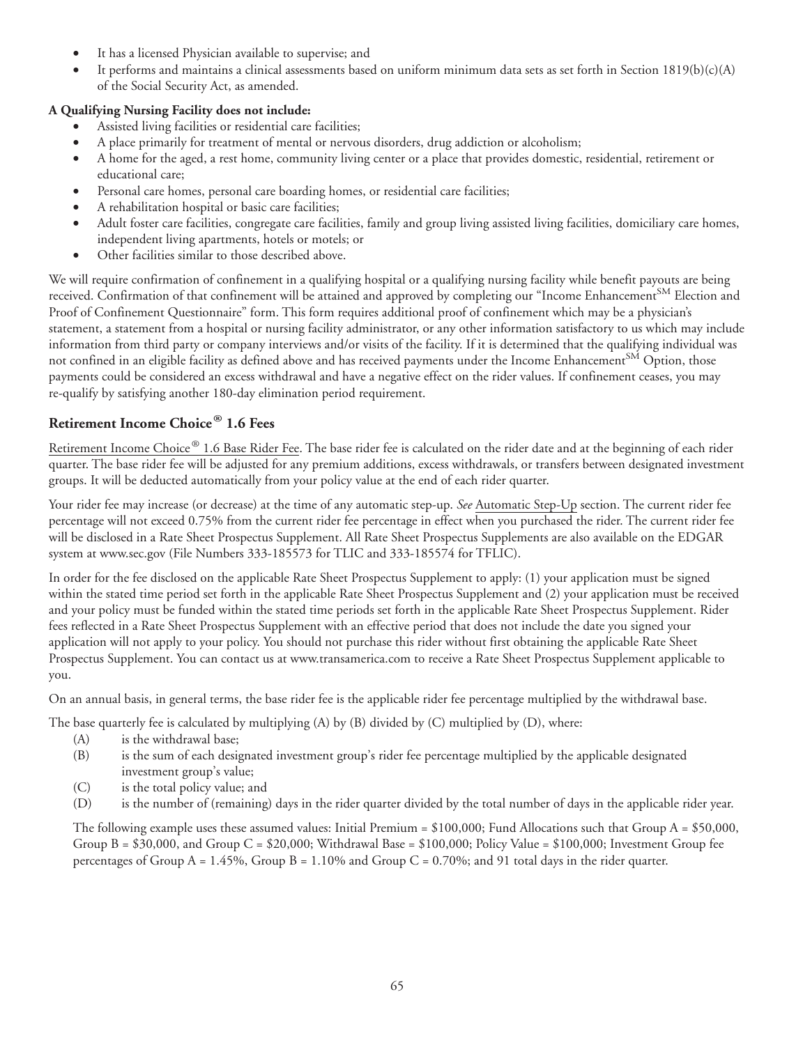- It has a licensed Physician available to supervise; and
- It performs and maintains a clinical assessments based on uniform minimum data sets as set forth in Section 1819(b)(c)(A) of the Social Security Act, as amended.

**A Qualifying Nursing Facility does not include:**

- Assisted living facilities or residential care facilities;
- A place primarily for treatment of mental or nervous disorders, drug addiction or alcoholism;
- A home for the aged, a rest home, community living center or a place that provides domestic, residential, retirement or educational care;
- Personal care homes, personal care boarding homes, or residential care facilities;
- A rehabilitation hospital or basic care facilities;
- Adult foster care facilities, congregate care facilities, family and group living assisted living facilities, domiciliary care homes, independent living apartments, hotels or motels; or
- Other facilities similar to those described above.

We will require confirmation of confinement in a qualifying hospital or a qualifying nursing facility while benefit payouts are being received. Confirmation of that confinement will be attained and approved by completing our "Income Enhancement℠ Election and Proof of Confinement Questionnaire" form. This form requires additional proof of confinement which may be a physician's statement, a statement from a hospital or nursing facility administrator, or any other information satisfactory to us which may include information from third party or company interviews and/or visits of the facility. If it is determined that the qualifying individual was not confined in an eligible facility as defined above and has received payments under the Income Enhancement℠ Option, those payments could be considered an excess withdrawal and have a negative effect on the rider values. If confinement ceases, you may re-qualify by satisfying another 180-day elimination period requirement.

## Retirement Income Choice® 1.6 Fees

Retirement Income Choice® 1.6 Base Rider Fee. The base rider fee is calculated on the rider date and at the beginning of each rider quarter. The base rider fee will be adjusted for any premium additions, excess withdrawals, or transfers between designated investment groups. It will be deducted automatically from your policy value at the end of each rider quarter.

Your rider fee may increase (or decrease) at the time of any automatic step-up. *See* Automatic Step-Up section. The current rider fee percentage will not exceed 0.75% from the current rider fee percentage in effect when you purchased the rider. The current rider fee will be disclosed in a Rate Sheet Prospectus Supplement. All Rate Sheet Prospectus Supplements are also available on the EDGAR system at www.sec.gov (File Numbers 333-185573 for TLIC and 333-185574 for TFLIC).

In order for the fee disclosed on the applicable Rate Sheet Prospectus Supplement to apply: (1) your application must be signed within the stated time period set forth in the applicable Rate Sheet Prospectus Supplement and (2) your application must be received and your policy must be funded within the stated time periods set forth in the applicable Rate Sheet Prospectus Supplement. Rider fees reflected in a Rate Sheet Prospectus Supplement with an effective period that does not include the date you signed your application will not apply to your policy. You should not purchase this rider without first obtaining the applicable Rate Sheet Prospectus Supplement. You can contact us at www.transamerica.com to receive a Rate Sheet Prospectus Supplement applicable to you.

On an annual basis, in general terms, the base rider fee is the applicable rider fee percentage multiplied by the withdrawal base.

The base quarterly fee is calculated by multiplying (A) by (B) divided by (C) multiplied by (D), where:

- (A) is the withdrawal base;
- (B) is the sum of each designated investment group's rider fee percentage multiplied by the applicable designated investment group's value;
- (C) is the total policy value; and
- (D) is the number of (remaining) days in the rider quarter divided by the total number of days in the applicable rider year.

The following example uses these assumed values: Initial Premium = \$100,000; Fund Allocations such that Group A = \$50,000, Group B = \$30,000, and Group C = \$20,000; Withdrawal Base = \$100,000; Policy Value = \$100,000; Investment Group fee percentages of Group A = 1.45%, Group B = 1.10% and Group C = 0.70%; and 91 total days in the rider quarter.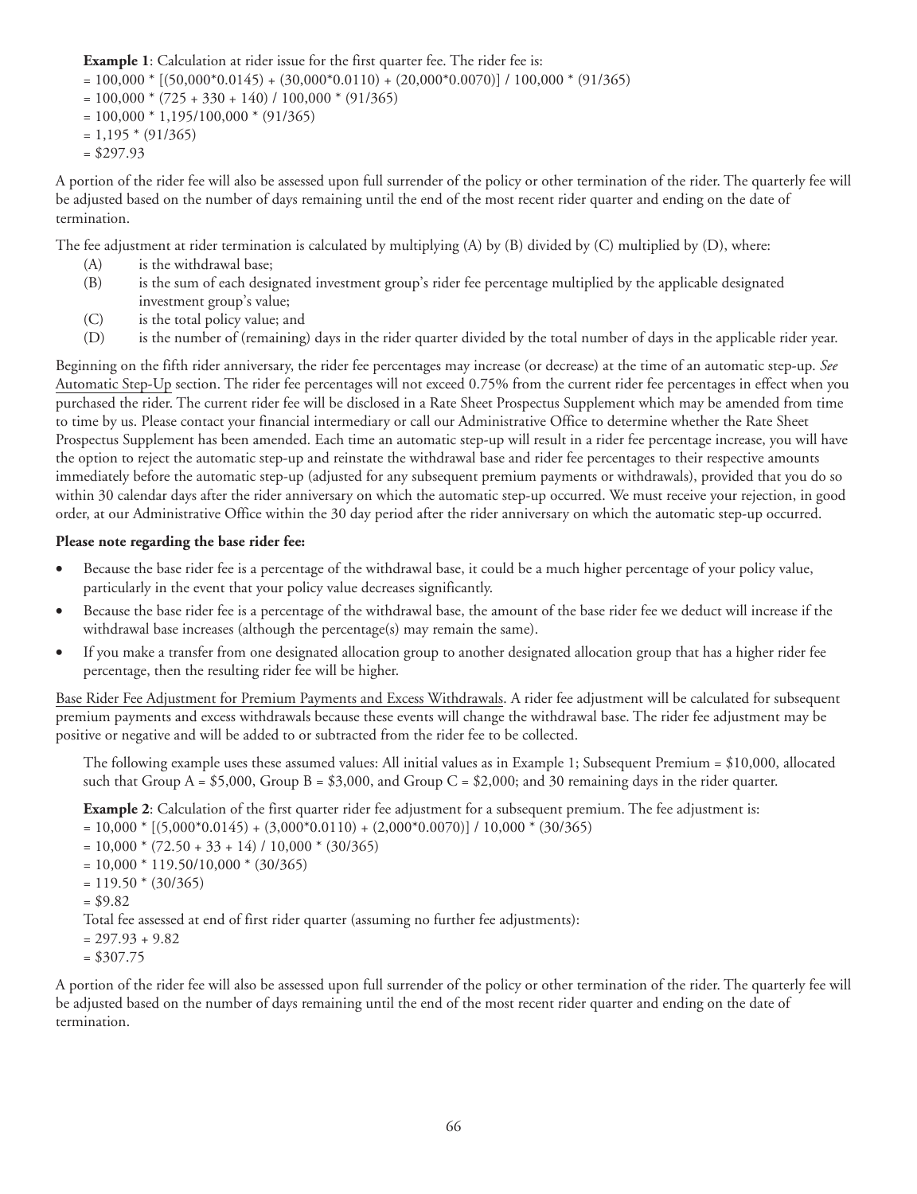**Example 1**: Calculation at rider issue for the first quarter fee. The rider fee is:

= 100,000 * [(50,000*0.0145) + (30,000*0.0110) + (20,000*0.0070)] / 100,000 * (91/365)

= 100,000 * (725 + 330 + 140) / 100,000 * (91/365)

= 100,000 * 1,195/100,000 * (91/365)

= 1,195 * (91/365)

= $297.93

A portion of the rider fee will also be assessed upon full surrender of the policy or other termination of the rider. The quarterly fee will be adjusted based on the number of days remaining until the end of the most recent rider quarter and ending on the date of termination.

The fee adjustment at rider termination is calculated by multiplying (A) by (B) divided by (C) multiplied by (D), where:

(A) is the withdrawal base;

(B) is the sum of each designated investment group's rider fee percentage multiplied by the applicable designated investment group's value;

(C) is the total policy value; and

(D) is the number of (remaining) days in the rider quarter divided by the total number of days in the applicable rider year.

Beginning on the fifth rider anniversary, the rider fee percentages may increase (or decrease) at the time of an automatic step-up. *See* Automatic Step-Up section. The rider fee percentages will not exceed 0.75% from the current rider fee percentages in effect when you purchased the rider. The current rider fee will be disclosed in a Rate Sheet Prospectus Supplement which may be amended from time to time by us. Please contact your financial intermediary or call our Administrative Office to determine whether the Rate Sheet Prospectus Supplement has been amended. Each time an automatic step-up will result in a rider fee percentage increase, you will have the option to reject the automatic step-up and reinstate the withdrawal base and rider fee percentages to their respective amounts immediately before the automatic step-up (adjusted for any subsequent premium payments or withdrawals), provided that you do so within 30 calendar days after the rider anniversary on which the automatic step-up occurred. We must receive your rejection, in good order, at our Administrative Office within the 30 day period after the rider anniversary on which the automatic step-up occurred.

**Please note regarding the base rider fee:**

- Because the base rider fee is a percentage of the withdrawal base, it could be a much higher percentage of your policy value, particularly in the event that your policy value decreases significantly.
- Because the base rider fee is a percentage of the withdrawal base, the amount of the base rider fee we deduct will increase if the withdrawal base increases (although the percentage(s) may remain the same).
- If you make a transfer from one designated allocation group to another designated allocation group that has a higher rider fee percentage, then the resulting rider fee will be higher.

Base Rider Fee Adjustment for Premium Payments and Excess Withdrawals. A rider fee adjustment will be calculated for subsequent premium payments and excess withdrawals because these events will change the withdrawal base. The rider fee adjustment may be positive or negative and will be added to or subtracted from the rider fee to be collected.

The following example uses these assumed values: All initial values as in Example 1; Subsequent Premium = $10,000, allocated such that Group A = $5,000, Group B = $3,000, and Group C = $2,000; and 30 remaining days in the rider quarter.

**Example 2**: Calculation of the first quarter rider fee adjustment for a subsequent premium. The fee adjustment is:

= 10,000 * [(5,000*0.0145) + (3,000*0.0110) + (2,000*0.0070)] / 10,000 * (30/365)

= 10,000 * (72.50 + 33 + 14) / 10,000 * (30/365)

= 10,000 * 119.50/10,000 * (30/365)

= 119.50 * (30/365)

= $9.82

Total fee assessed at end of first rider quarter (assuming no further fee adjustments):

= 297.93 + 9.82

= $307.75

A portion of the rider fee will also be assessed upon full surrender of the policy or other termination of the rider. The quarterly fee will be adjusted based on the number of days remaining until the end of the most recent rider quarter and ending on the date of termination.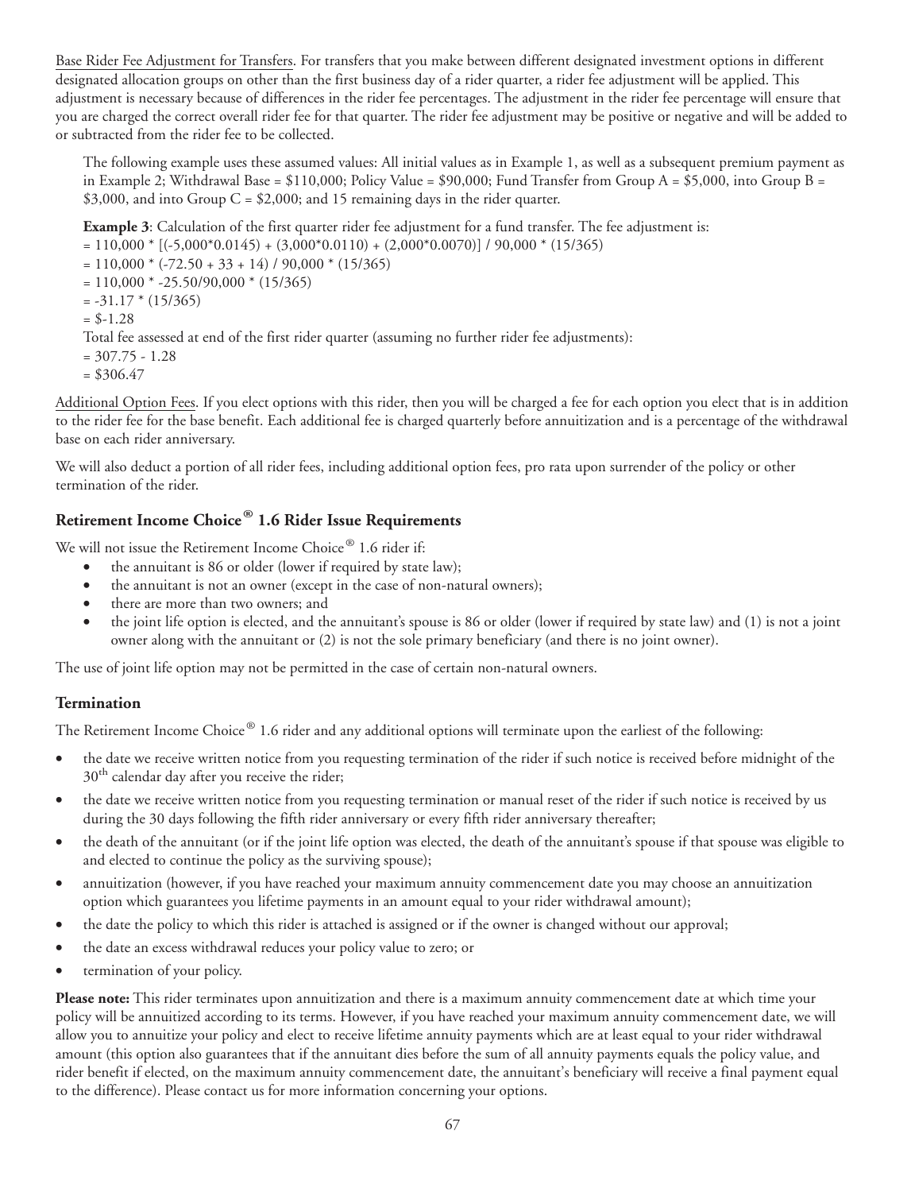Base Rider Fee Adjustment for Transfers. For transfers that you make between different designated investment options in different designated allocation groups on other than the first business day of a rider quarter, a rider fee adjustment will be applied. This adjustment is necessary because of differences in the rider fee percentages. The adjustment in the rider fee percentage will ensure that you are charged the correct overall rider fee for that quarter. The rider fee adjustment may be positive or negative and will be added to or subtracted from the rider fee to be collected.

The following example uses these assumed values: All initial values as in Example 1, as well as a subsequent premium payment as in Example 2; Withdrawal Base = $110,000; Policy Value = $90,000; Fund Transfer from Group A = $5,000, into Group B = $3,000, and into Group C = $2,000; and 15 remaining days in the rider quarter.

**Example 3**: Calculation of the first quarter rider fee adjustment for a fund transfer. The fee adjustment is:
= 110,000 * [(-5,000*0.0145) + (3,000*0.0110) + (2,000*0.0070)] / 90,000 * (15/365)
= 110,000 * (-72.50 + 33 + 14) / 90,000 * (15/365)
= 110,000 * -25.50/90,000 * (15/365)
= -31.17 * (15/365)
= $-1.28
Total fee assessed at end of the first rider quarter (assuming no further rider fee adjustments):
= 307.75 - 1.28
= $306.47

Additional Option Fees. If you elect options with this rider, then you will be charged a fee for each option you elect that is in addition to the rider fee for the base benefit. Each additional fee is charged quarterly before annuitization and is a percentage of the withdrawal base on each rider anniversary.

We will also deduct a portion of all rider fees, including additional option fees, pro rata upon surrender of the policy or other termination of the rider.

### Retirement Income Choice® 1.6 Rider Issue Requirements

We will not issue the Retirement Income Choice® 1.6 rider if:

- the annuitant is 86 or older (lower if required by state law);
- the annuitant is not an owner (except in the case of non-natural owners);
- there are more than two owners; and
- the joint life option is elected, and the annuitant's spouse is 86 or older (lower if required by state law) and (1) is not a joint owner along with the annuitant or (2) is not the sole primary beneficiary (and there is no joint owner).

The use of joint life option may not be permitted in the case of certain non-natural owners.

### Termination

The Retirement Income Choice® 1.6 rider and any additional options will terminate upon the earliest of the following:

- the date we receive written notice from you requesting termination of the rider if such notice is received before midnight of the 30th calendar day after you receive the rider;
- the date we receive written notice from you requesting termination or manual reset of the rider if such notice is received by us during the 30 days following the fifth rider anniversary or every fifth rider anniversary thereafter;
- the death of the annuitant (or if the joint life option was elected, the death of the annuitant's spouse if that spouse was eligible to and elected to continue the policy as the surviving spouse);
- annuitization (however, if you have reached your maximum annuity commencement date you may choose an annuitization option which guarantees you lifetime payments in an amount equal to your rider withdrawal amount);
- the date the policy to which this rider is attached is assigned or if the owner is changed without our approval;
- the date an excess withdrawal reduces your policy value to zero; or
- termination of your policy.

**Please note:** This rider terminates upon annuitization and there is a maximum annuity commencement date at which time your policy will be annuitized according to its terms. However, if you have reached your maximum annuity commencement date, we will allow you to annuitize your policy and elect to receive lifetime annuity payments which are at least equal to your rider withdrawal amount (this option also guarantees that if the annuitant dies before the sum of all annuity payments equals the policy value, and rider benefit if elected, on the maximum annuity commencement date, the annuitant's beneficiary will receive a final payment equal to the difference). Please contact us for more information concerning your options.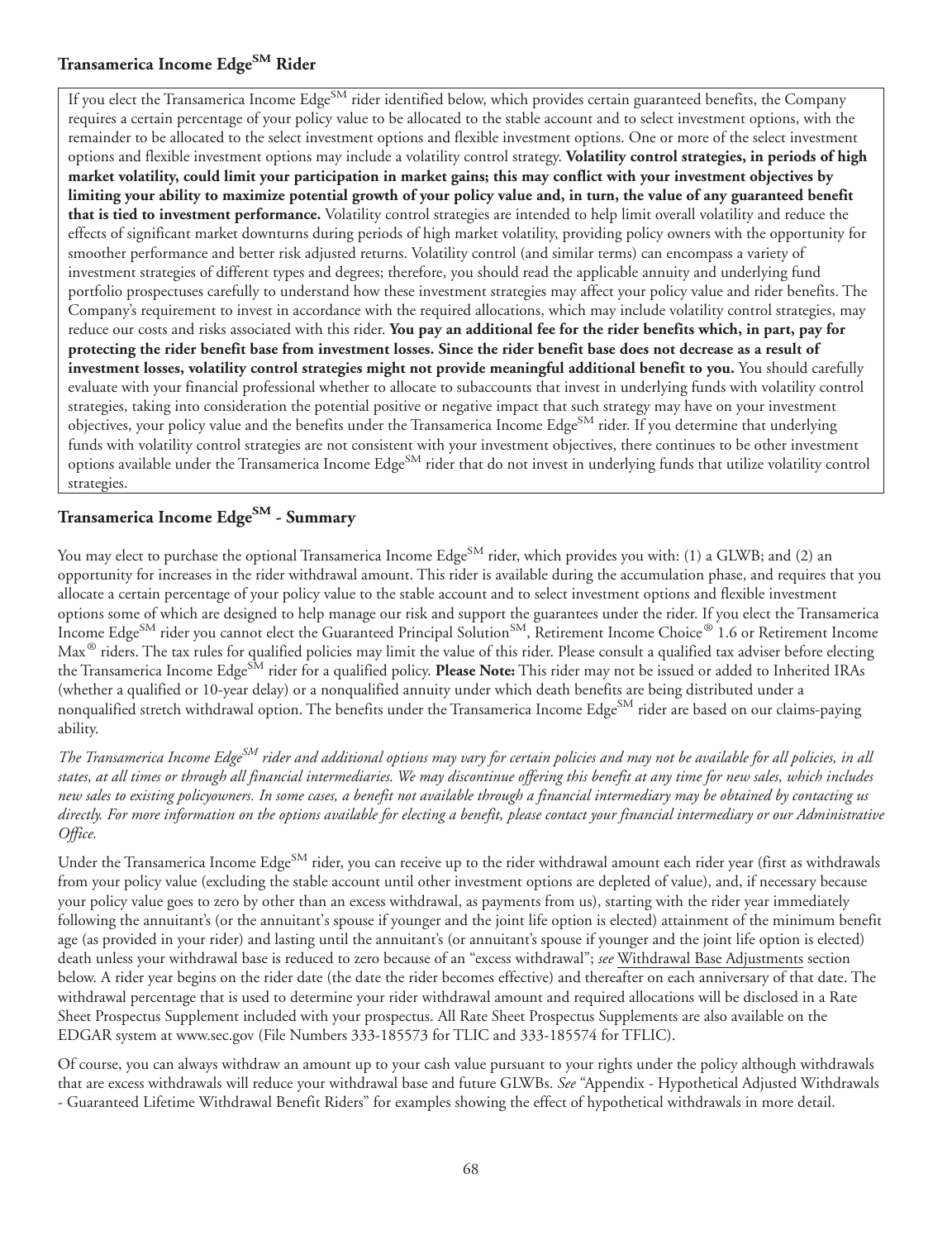## Transamerica Income Edge<sup>SM</sup> Rider

If you elect the Transamerica Income Edge[SM] rider identified below, which provides certain guaranteed benefits, the Company requires a certain percentage of your policy value to be allocated to the stable account and to select investment options, with the remainder to be allocated to the select investment options and flexible investment options. One or more of the select investment options and flexible investment options may include a volatility control strategy. **Volatility control strategies, in periods of high market volatility, could limit your participation in market gains; this may conflict with your investment objectives by limiting your ability to maximize potential growth of your policy value and, in turn, the value of any guaranteed benefit that is tied to investment performance.** Volatility control strategies are intended to help limit overall volatility and reduce the effects of significant market downturns during periods of high market volatility, providing policy owners with the opportunity for smoother performance and better risk adjusted returns. Volatility control (and similar terms) can encompass a variety of investment strategies of different types and degrees; therefore, you should read the applicable annuity and underlying fund portfolio prospectuses carefully to understand how these investment strategies may affect your policy value and rider benefits. The Company's requirement to invest in accordance with the required allocations, which may include volatility control strategies, may reduce our costs and risks associated with this rider. **You pay an additional fee for the rider benefits which, in part, pay for protecting the rider benefit base from investment losses. Since the rider benefit base does not decrease as a result of investment losses, volatility control strategies might not provide meaningful additional benefit to you.** You should carefully evaluate with your financial professional whether to allocate to subaccounts that invest in underlying funds with volatility control strategies, taking into consideration the potential positive or negative impact that such strategy may have on your investment objectives, your policy value and the benefits under the Transamerica Income Edge[SM] rider. If you determine that underlying funds with volatility control strategies are not consistent with your investment objectives, there continues to be other investment options available under the Transamerica Income Edge[SM] rider that do not invest in underlying funds that utilize volatility control strategies.

## Transamerica Income Edge[SM] - Summary

You may elect to purchase the optional Transamerica Income Edge[SM] rider, which provides you with: (1) a GLWB; and (2) an opportunity for increases in the rider withdrawal amount. This rider is available during the accumulation phase, and requires that you allocate a certain percentage of your policy value to the stable account and to select investment options and flexible investment options some of which are designed to help manage our risk and support the guarantees under the rider. If you elect the Transamerica Income Edge[SM] rider you cannot elect the Guaranteed Principal Solution[SM], Retirement Income Choice® 1.6 or Retirement Income Max® riders. The tax rules for qualified policies may limit the value of this rider. Please consult a qualified tax adviser before electing the Transamerica Income Edge[SM] rider for a qualified policy. **Please Note:** This rider may not be issued or added to Inherited IRAs (whether a qualified or 10-year delay) or a nonqualified annuity under which death benefits are being distributed under a nonqualified stretch withdrawal option. The benefits under the Transamerica Income Edge[SM] rider are based on our claims-paying ability.

*The Transamerica Income Edge[SM] rider and additional options may vary for certain policies and may not be available for all policies, in all states, at all times or through all financial intermediaries. We may discontinue offering this benefit at any time for new sales, which includes new sales to existing policyowners. In some cases, a benefit not available through a financial intermediary may be obtained by contacting us directly. For more information on the options available for electing a benefit, please contact your financial intermediary or our Administrative Office.*

Under the Transamerica Income Edge[SM] rider, you can receive up to the rider withdrawal amount each rider year (first as withdrawals from your policy value (excluding the stable account until other investment options are depleted of value), and, if necessary because your policy value goes to zero by other than an excess withdrawal, as payments from us), starting with the rider year immediately following the annuitant's (or the annuitant's spouse if younger and the joint life option is elected) attainment of the minimum benefit age (as provided in your rider) and lasting until the annuitant's (or annuitant's spouse if younger and the joint life option is elected) death unless your withdrawal base is reduced to zero because of an "excess withdrawal"; *see* Withdrawal Base Adjustments section below. A rider year begins on the rider date (the date the rider becomes effective) and thereafter on each anniversary of that date. The withdrawal percentage that is used to determine your rider withdrawal amount and required allocations will be disclosed in a Rate Sheet Prospectus Supplement included with your prospectus. All Rate Sheet Prospectus Supplements are also available on the EDGAR system at www.sec.gov (File Numbers 333-185573 for TLIC and 333-185574 for TFLIC).

Of course, you can always withdraw an amount up to your cash value pursuant to your rights under the policy although withdrawals that are excess withdrawals will reduce your withdrawal base and future GLWBs. *See* "Appendix - Hypothetical Adjusted Withdrawals - Guaranteed Lifetime Withdrawal Benefit Riders" for examples showing the effect of hypothetical withdrawals in more detail.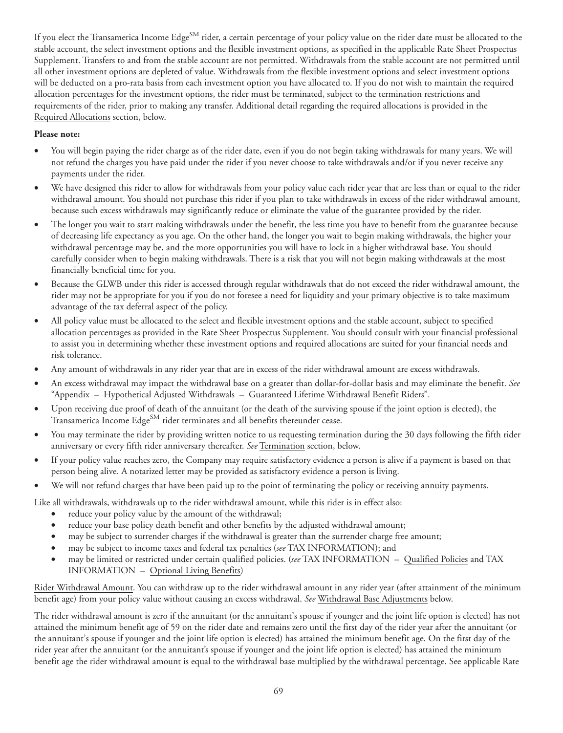If you elect the Transamerica Income Edge[SM] rider, a certain percentage of your policy value on the rider date must be allocated to the stable account, the select investment options and the flexible investment options, as specified in the applicable Rate Sheet Prospectus Supplement. Transfers to and from the stable account are not permitted. Withdrawals from the stable account are not permitted until all other investment options are depleted of value. Withdrawals from the flexible investment options and select investment options will be deducted on a pro-rata basis from each investment option you have allocated to. If you do not wish to maintain the required allocation percentages for the investment options, the rider must be terminated, subject to the termination restrictions and requirements of the rider, prior to making any transfer. Additional detail regarding the required allocations is provided in the Required Allocations section, below.

**Please note:**

- You will begin paying the rider charge as of the rider date, even if you do not begin taking withdrawals for many years. We will not refund the charges you have paid under the rider if you never choose to take withdrawals and/or if you never receive any payments under the rider.
- We have designed this rider to allow for withdrawals from your policy value each rider year that are less than or equal to the rider withdrawal amount. You should not purchase this rider if you plan to take withdrawals in excess of the rider withdrawal amount, because such excess withdrawals may significantly reduce or eliminate the value of the guarantee provided by the rider.
- The longer you wait to start making withdrawals under the benefit, the less time you have to benefit from the guarantee because of decreasing life expectancy as you age. On the other hand, the longer you wait to begin making withdrawals, the higher your withdrawal percentage may be, and the more opportunities you will have to lock in a higher withdrawal base. You should carefully consider when to begin making withdrawals. There is a risk that you will not begin making withdrawals at the most financially beneficial time for you.
- Because the GLWB under this rider is accessed through regular withdrawals that do not exceed the rider withdrawal amount, the rider may not be appropriate for you if you do not foresee a need for liquidity and your primary objective is to take maximum advantage of the tax deferral aspect of the policy.
- All policy value must be allocated to the select and flexible investment options and the stable account, subject to specified allocation percentages as provided in the Rate Sheet Prospectus Supplement. You should consult with your financial professional to assist you in determining whether these investment options and required allocations are suited for your financial needs and risk tolerance.
- Any amount of withdrawals in any rider year that are in excess of the rider withdrawal amount are excess withdrawals.
- An excess withdrawal may impact the withdrawal base on a greater than dollar-for-dollar basis and may eliminate the benefit. *See* "Appendix – Hypothetical Adjusted Withdrawals – Guaranteed Lifetime Withdrawal Benefit Riders".
- Upon receiving due proof of death of the annuitant (or the death of the surviving spouse if the joint option is elected), the Transamerica Income Edge[SM] rider terminates and all benefits thereunder cease.
- You may terminate the rider by providing written notice to us requesting termination during the 30 days following the fifth rider anniversary or every fifth rider anniversary thereafter. *See* Termination section, below.
- If your policy value reaches zero, the Company may require satisfactory evidence a person is alive if a payment is based on that person being alive. A notarized letter may be provided as satisfactory evidence a person is living.
- We will not refund charges that have been paid up to the point of terminating the policy or receiving annuity payments.

Like all withdrawals, withdrawals up to the rider withdrawal amount, while this rider is in effect also:

- reduce your policy value by the amount of the withdrawal;
- reduce your base policy death benefit and other benefits by the adjusted withdrawal amount;
- may be subject to surrender charges if the withdrawal is greater than the surrender charge free amount;
- may be subject to income taxes and federal tax penalties (*see* TAX INFORMATION); and
- may be limited or restricted under certain qualified policies. (*see* TAX INFORMATION – Qualified Policies and TAX INFORMATION – Optional Living Benefits)

Rider Withdrawal Amount. You can withdraw up to the rider withdrawal amount in any rider year (after attainment of the minimum benefit age) from your policy value without causing an excess withdrawal. *See* Withdrawal Base Adjustments below.

The rider withdrawal amount is zero if the annuitant (or the annuitant's spouse if younger and the joint life option is elected) has not attained the minimum benefit age of 59 on the rider date and remains zero until the first day of the rider year after the annuitant (or the annuitant's spouse if younger and the joint life option is elected) has attained the minimum benefit age. On the first day of the rider year after the annuitant (or the annuitant's spouse if younger and the joint life option is elected) has attained the minimum benefit age the rider withdrawal amount is equal to the withdrawal base multiplied by the withdrawal percentage. See applicable Rate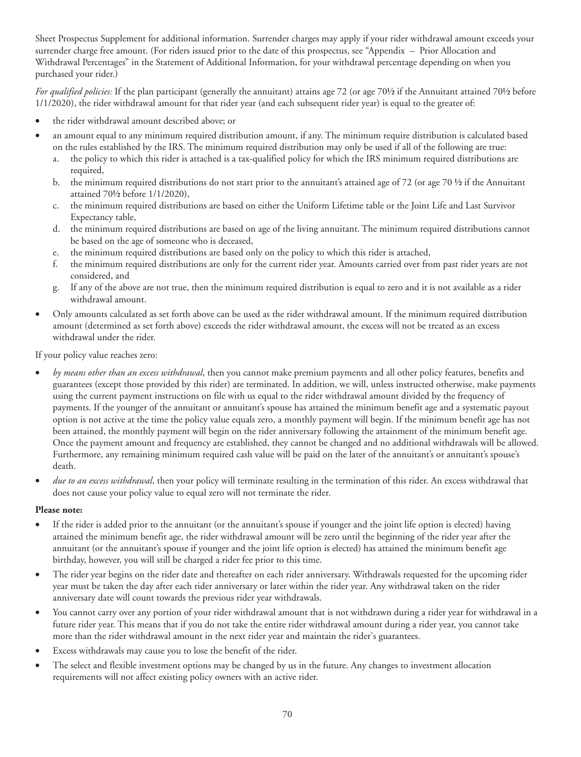Sheet Prospectus Supplement for additional information. Surrender charges may apply if your rider withdrawal amount exceeds your surrender charge free amount. (For riders issued prior to the date of this prospectus, see "Appendix – Prior Allocation and Withdrawal Percentages" in the Statement of Additional Information, for your withdrawal percentage depending on when you purchased your rider.)

*For qualified policies:* If the plan participant (generally the annuitant) attains age 72 (or age 70½ if the Annuitant attained 70½ before 1/1/2020), the rider withdrawal amount for that rider year (and each subsequent rider year) is equal to the greater of:

- the rider withdrawal amount described above; or
- an amount equal to any minimum required distribution amount, if any. The minimum require distribution is calculated based on the rules established by the IRS. The minimum required distribution may only be used if all of the following are true:
  a. the policy to which this rider is attached is a tax-qualified policy for which the IRS minimum required distributions are required,
  b. the minimum required distributions do not start prior to the annuitant's attained age of 72 (or age 70 ½ if the Annuitant attained 70½ before 1/1/2020),
  c. the minimum required distributions are based on either the Uniform Lifetime table or the Joint Life and Last Survivor Expectancy table,
  d. the minimum required distributions are based on age of the living annuitant. The minimum required distributions cannot be based on the age of someone who is deceased,
  e. the minimum required distributions are based only on the policy to which this rider is attached,
  f. the minimum required distributions are only for the current rider year. Amounts carried over from past rider years are not considered, and
  g. If any of the above are not true, then the minimum required distribution is equal to zero and it is not available as a rider withdrawal amount.
- Only amounts calculated as set forth above can be used as the rider withdrawal amount. If the minimum required distribution amount (determined as set forth above) exceeds the rider withdrawal amount, the excess will not be treated as an excess withdrawal under the rider.

If your policy value reaches zero:

- *by means other than an excess withdrawal*, then you cannot make premium payments and all other policy features, benefits and guarantees (except those provided by this rider) are terminated. In addition, we will, unless instructed otherwise, make payments using the current payment instructions on file with us equal to the rider withdrawal amount divided by the frequency of payments. If the younger of the annuitant or annuitant's spouse has attained the minimum benefit age and a systematic payout option is not active at the time the policy value equals zero, a monthly payment will begin. If the minimum benefit age has not been attained, the monthly payment will begin on the rider anniversary following the attainment of the minimum benefit age. Once the payment amount and frequency are established, they cannot be changed and no additional withdrawals will be allowed. Furthermore, any remaining minimum required cash value will be paid on the later of the annuitant's or annuitant's spouse's death.
- *due to an excess withdrawal*, then your policy will terminate resulting in the termination of this rider. An excess withdrawal that does not cause your policy value to equal zero will not terminate the rider.

**Please note:**

- If the rider is added prior to the annuitant (or the annuitant's spouse if younger and the joint life option is elected) having attained the minimum benefit age, the rider withdrawal amount will be zero until the beginning of the rider year after the annuitant (or the annuitant's spouse if younger and the joint life option is elected) has attained the minimum benefit age birthday, however, you will still be charged a rider fee prior to this time.
- The rider year begins on the rider date and thereafter on each rider anniversary. Withdrawals requested for the upcoming rider year must be taken the day after each rider anniversary or later within the rider year. Any withdrawal taken on the rider anniversary date will count towards the previous rider year withdrawals.
- You cannot carry over any portion of your rider withdrawal amount that is not withdrawn during a rider year for withdrawal in a future rider year. This means that if you do not take the entire rider withdrawal amount during a rider year, you cannot take more than the rider withdrawal amount in the next rider year and maintain the rider's guarantees.
- Excess withdrawals may cause you to lose the benefit of the rider.
- The select and flexible investment options may be changed by us in the future. Any changes to investment allocation requirements will not affect existing policy owners with an active rider.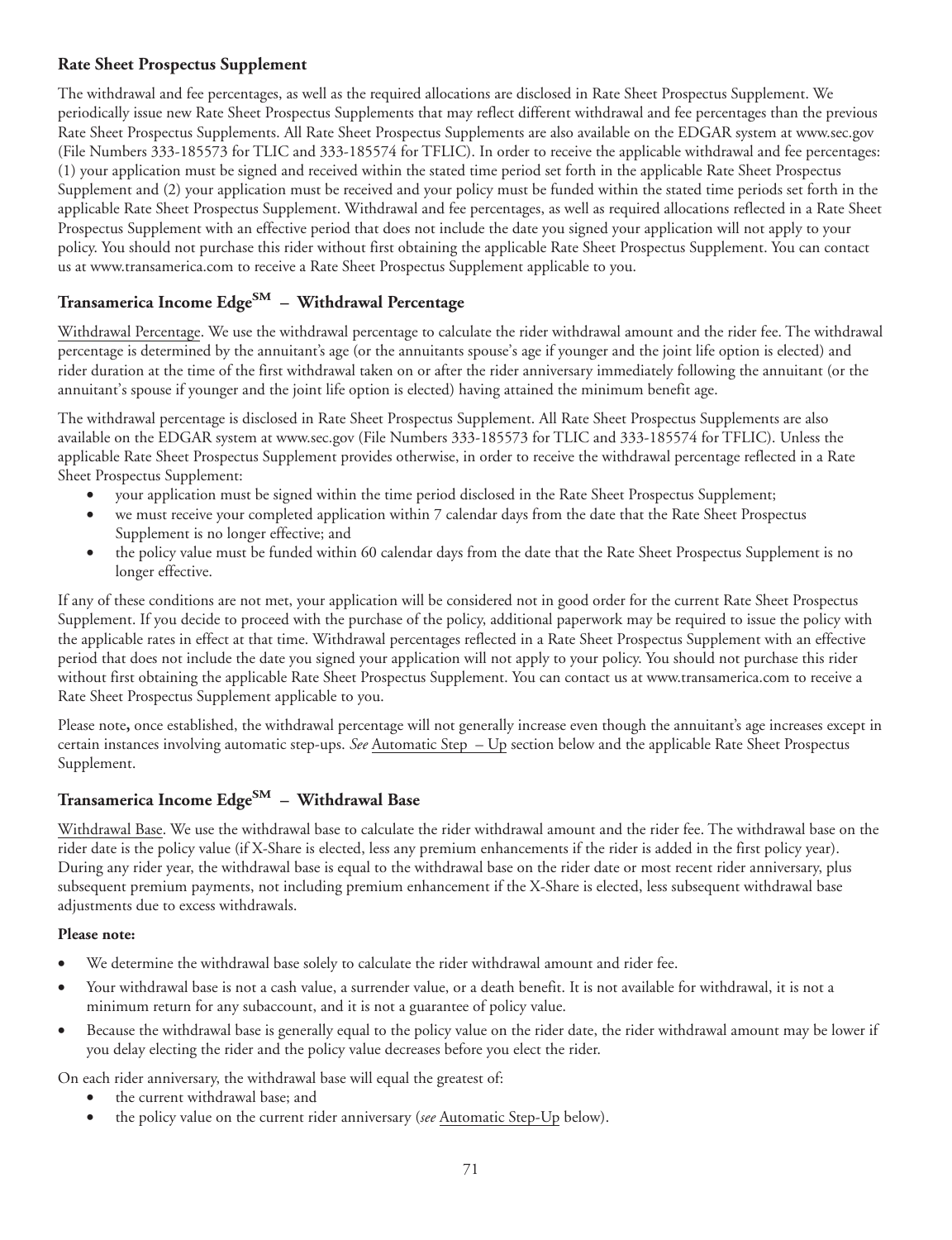**Rate Sheet Prospectus Supplement**

The withdrawal and fee percentages, as well as the required allocations are disclosed in Rate Sheet Prospectus Supplement. We periodically issue new Rate Sheet Prospectus Supplements that may reflect different withdrawal and fee percentages than the previous Rate Sheet Prospectus Supplements. All Rate Sheet Prospectus Supplements are also available on the EDGAR system at www.sec.gov (File Numbers 333-185573 for TLIC and 333-185574 for TFLIC). In order to receive the applicable withdrawal and fee percentages: (1) your application must be signed and received within the stated time period set forth in the applicable Rate Sheet Prospectus Supplement and (2) your application must be received and your policy must be funded within the stated time periods set forth in the applicable Rate Sheet Prospectus Supplement. Withdrawal and fee percentages, as well as required allocations reflected in a Rate Sheet Prospectus Supplement with an effective period that does not include the date you signed your application will not apply to your policy. You should not purchase this rider without first obtaining the applicable Rate Sheet Prospectus Supplement. You can contact us at www.transamerica.com to receive a Rate Sheet Prospectus Supplement applicable to you.

## Transamerica Income Edge℠ – Withdrawal Percentage

Withdrawal Percentage. We use the withdrawal percentage to calculate the rider withdrawal amount and the rider fee. The withdrawal percentage is determined by the annuitant's age (or the annuitants spouse's age if younger and the joint life option is elected) and rider duration at the time of the first withdrawal taken on or after the rider anniversary immediately following the annuitant (or the annuitant's spouse if younger and the joint life option is elected) having attained the minimum benefit age.

The withdrawal percentage is disclosed in Rate Sheet Prospectus Supplement. All Rate Sheet Prospectus Supplements are also available on the EDGAR system at www.sec.gov (File Numbers 333-185573 for TLIC and 333-185574 for TFLIC). Unless the applicable Rate Sheet Prospectus Supplement provides otherwise, in order to receive the withdrawal percentage reflected in a Rate Sheet Prospectus Supplement:

- your application must be signed within the time period disclosed in the Rate Sheet Prospectus Supplement;
- we must receive your completed application within 7 calendar days from the date that the Rate Sheet Prospectus Supplement is no longer effective; and
- the policy value must be funded within 60 calendar days from the date that the Rate Sheet Prospectus Supplement is no longer effective.

If any of these conditions are not met, your application will be considered not in good order for the current Rate Sheet Prospectus Supplement. If you decide to proceed with the purchase of the policy, additional paperwork may be required to issue the policy with the applicable rates in effect at that time. Withdrawal percentages reflected in a Rate Sheet Prospectus Supplement with an effective period that does not include the date you signed your application will not apply to your policy. You should not purchase this rider without first obtaining the applicable Rate Sheet Prospectus Supplement. You can contact us at www.transamerica.com to receive a Rate Sheet Prospectus Supplement applicable to you.

Please note**,** once established, the withdrawal percentage will not generally increase even though the annuitant's age increases except in certain instances involving automatic step-ups. *See* Automatic Step – Up section below and the applicable Rate Sheet Prospectus Supplement.

## Transamerica Income Edge℠ – Withdrawal Base

Withdrawal Base. We use the withdrawal base to calculate the rider withdrawal amount and the rider fee. The withdrawal base on the rider date is the policy value (if X-Share is elected, less any premium enhancements if the rider is added in the first policy year). During any rider year, the withdrawal base is equal to the withdrawal base on the rider date or most recent rider anniversary, plus subsequent premium payments, not including premium enhancement if the X-Share is elected, less subsequent withdrawal base adjustments due to excess withdrawals.

**Please note:**

- We determine the withdrawal base solely to calculate the rider withdrawal amount and rider fee.
- Your withdrawal base is not a cash value, a surrender value, or a death benefit. It is not available for withdrawal, it is not a minimum return for any subaccount, and it is not a guarantee of policy value.
- Because the withdrawal base is generally equal to the policy value on the rider date, the rider withdrawal amount may be lower if you delay electing the rider and the policy value decreases before you elect the rider.

On each rider anniversary, the withdrawal base will equal the greatest of:

- the current withdrawal base; and
- the policy value on the current rider anniversary (*see* Automatic Step-Up below).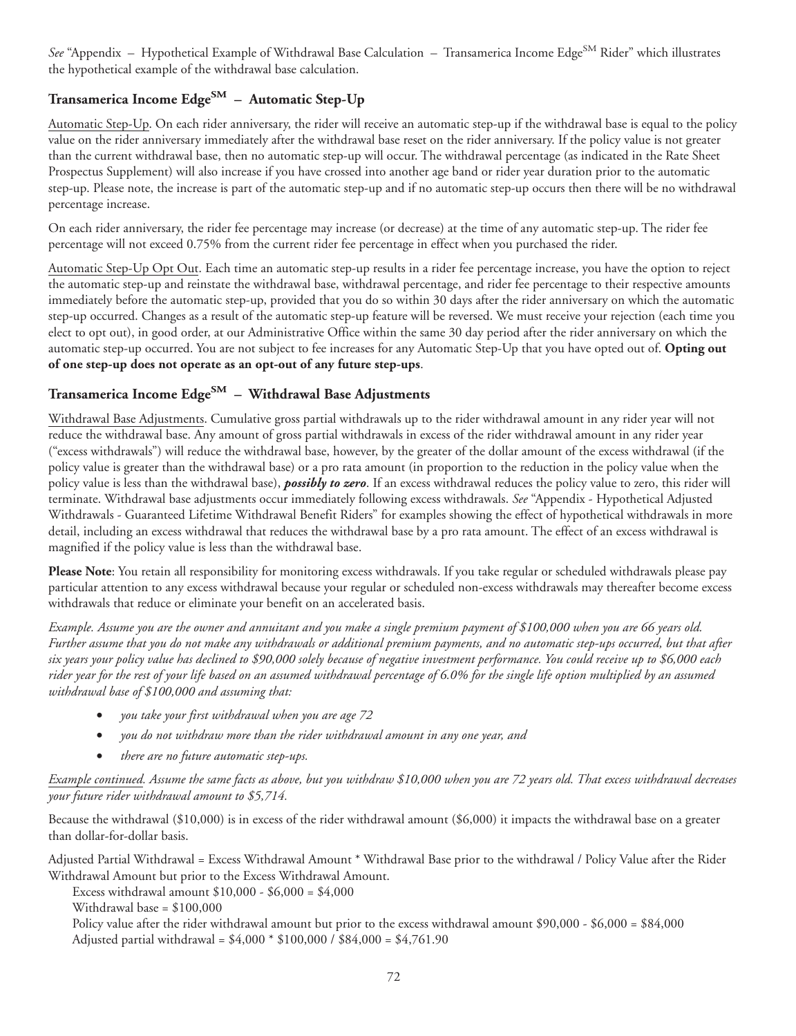*See* "Appendix – Hypothetical Example of Withdrawal Base Calculation – Transamerica Income Edge[SM] Rider" which illustrates the hypothetical example of the withdrawal base calculation.

## Transamerica Income Edge[SM] – Automatic Step-Up

Automatic Step-Up. On each rider anniversary, the rider will receive an automatic step-up if the withdrawal base is equal to the policy value on the rider anniversary immediately after the withdrawal base reset on the rider anniversary. If the policy value is not greater than the current withdrawal base, then no automatic step-up will occur. The withdrawal percentage (as indicated in the Rate Sheet Prospectus Supplement) will also increase if you have crossed into another age band or rider year duration prior to the automatic step-up. Please note, the increase is part of the automatic step-up and if no automatic step-up occurs then there will be no withdrawal percentage increase.

On each rider anniversary, the rider fee percentage may increase (or decrease) at the time of any automatic step-up. The rider fee percentage will not exceed 0.75% from the current rider fee percentage in effect when you purchased the rider.

Automatic Step-Up Opt Out. Each time an automatic step-up results in a rider fee percentage increase, you have the option to reject the automatic step-up and reinstate the withdrawal base, withdrawal percentage, and rider fee percentage to their respective amounts immediately before the automatic step-up, provided that you do so within 30 days after the rider anniversary on which the automatic step-up occurred. Changes as a result of the automatic step-up feature will be reversed. We must receive your rejection (each time you elect to opt out), in good order, at our Administrative Office within the same 30 day period after the rider anniversary on which the automatic step-up occurred. You are not subject to fee increases for any Automatic Step-Up that you have opted out of. **Opting out of one step-up does not operate as an opt-out of any future step-ups**.

## Transamerica Income Edge[SM] – Withdrawal Base Adjustments

Withdrawal Base Adjustments. Cumulative gross partial withdrawals up to the rider withdrawal amount in any rider year will not reduce the withdrawal base. Any amount of gross partial withdrawals in excess of the rider withdrawal amount in any rider year ("excess withdrawals") will reduce the withdrawal base, however, by the greater of the dollar amount of the excess withdrawal (if the policy value is greater than the withdrawal base) or a pro rata amount (in proportion to the reduction in the policy value when the policy value is less than the withdrawal base), ***possibly to zero***. If an excess withdrawal reduces the policy value to zero, this rider will terminate. Withdrawal base adjustments occur immediately following excess withdrawals. *See* "Appendix - Hypothetical Adjusted Withdrawals - Guaranteed Lifetime Withdrawal Benefit Riders" for examples showing the effect of hypothetical withdrawals in more detail, including an excess withdrawal that reduces the withdrawal base by a pro rata amount. The effect of an excess withdrawal is magnified if the policy value is less than the withdrawal base.

**Please Note**: You retain all responsibility for monitoring excess withdrawals. If you take regular or scheduled withdrawals please pay particular attention to any excess withdrawal because your regular or scheduled non-excess withdrawals may thereafter become excess withdrawals that reduce or eliminate your benefit on an accelerated basis.

*Example. Assume you are the owner and annuitant and you make a single premium payment of $100,000 when you are 66 years old. Further assume that you do not make any withdrawals or additional premium payments, and no automatic step-ups occurred, but that after six years your policy value has declined to $90,000 solely because of negative investment performance. You could receive up to $6,000 each rider year for the rest of your life based on an assumed withdrawal percentage of 6.0% for the single life option multiplied by an assumed withdrawal base of $100,000 and assuming that:*

- *you take your first withdrawal when you are age 72*
- *you do not withdraw more than the rider withdrawal amount in any one year, and*
- *there are no future automatic step-ups.*

*Example continued. Assume the same facts as above, but you withdraw $10,000 when you are 72 years old. That excess withdrawal decreases your future rider withdrawal amount to $5,714.*

Because the withdrawal ($10,000) is in excess of the rider withdrawal amount ($6,000) it impacts the withdrawal base on a greater than dollar-for-dollar basis.

Adjusted Partial Withdrawal = Excess Withdrawal Amount * Withdrawal Base prior to the withdrawal / Policy Value after the Rider Withdrawal Amount but prior to the Excess Withdrawal Amount.

Excess withdrawal amount $10,000 - $6,000 = $4,000
Withdrawal base = $100,000
Policy value after the rider withdrawal amount but prior to the excess withdrawal amount $90,000 - $6,000 = $84,000
Adjusted partial withdrawal = $4,000 * $100,000 / $84,000 = $4,761.90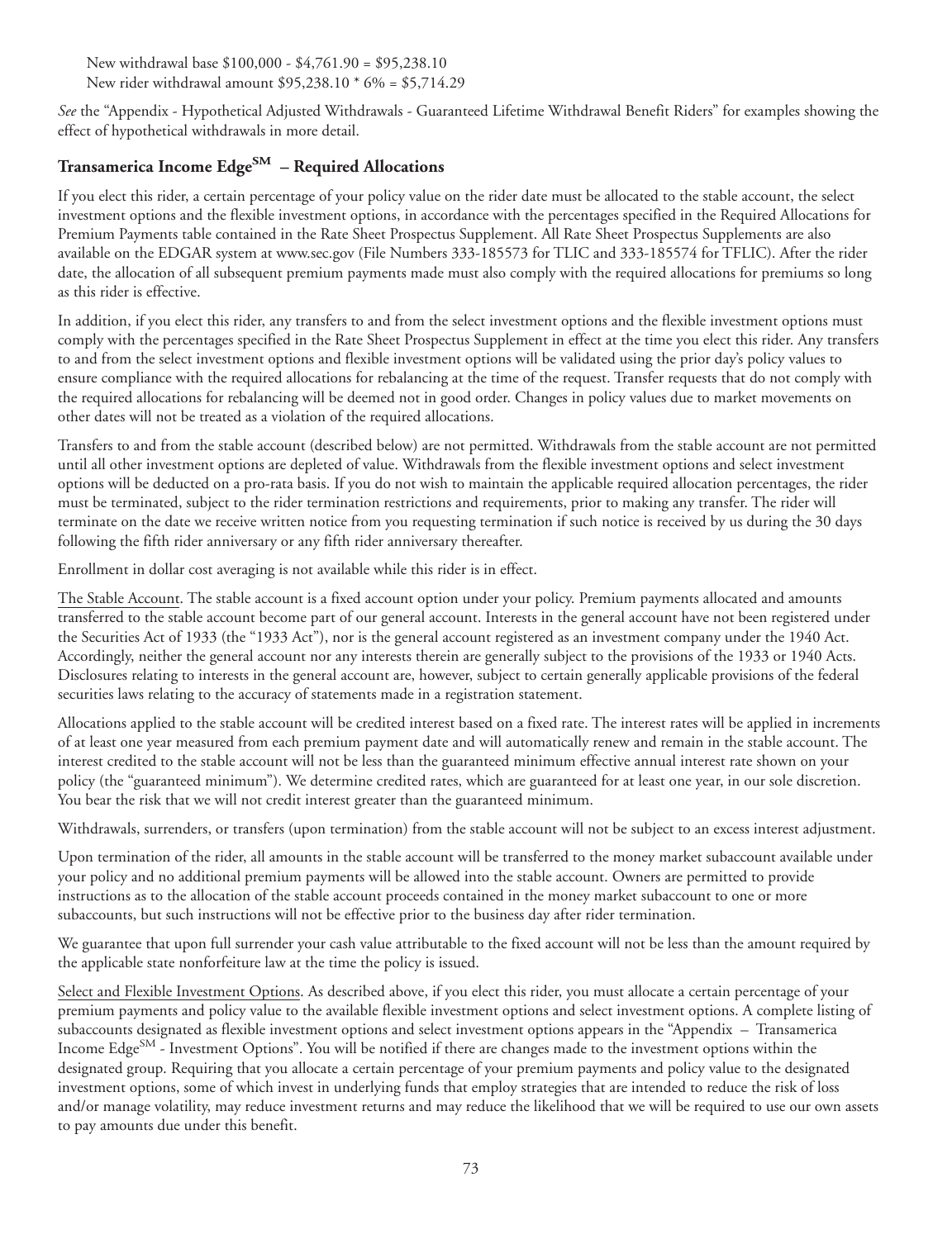New withdrawal base $100,000 - $4,761.90 = $95,238.10
New rider withdrawal amount $95,238.10 * 6% = $5,714.29

*See* the "Appendix - Hypothetical Adjusted Withdrawals - Guaranteed Lifetime Withdrawal Benefit Riders" for examples showing the effect of hypothetical withdrawals in more detail.

## Transamerica Income Edge[SM] – Required Allocations

If you elect this rider, a certain percentage of your policy value on the rider date must be allocated to the stable account, the select investment options and the flexible investment options, in accordance with the percentages specified in the Required Allocations for Premium Payments table contained in the Rate Sheet Prospectus Supplement. All Rate Sheet Prospectus Supplements are also available on the EDGAR system at www.sec.gov (File Numbers 333-185573 for TLIC and 333-185574 for TFLIC). After the rider date, the allocation of all subsequent premium payments made must also comply with the required allocations for premiums so long as this rider is effective.

In addition, if you elect this rider, any transfers to and from the select investment options and the flexible investment options must comply with the percentages specified in the Rate Sheet Prospectus Supplement in effect at the time you elect this rider. Any transfers to and from the select investment options and flexible investment options will be validated using the prior day's policy values to ensure compliance with the required allocations for rebalancing at the time of the request. Transfer requests that do not comply with the required allocations for rebalancing will be deemed not in good order. Changes in policy values due to market movements on other dates will not be treated as a violation of the required allocations.

Transfers to and from the stable account (described below) are not permitted. Withdrawals from the stable account are not permitted until all other investment options are depleted of value. Withdrawals from the flexible investment options and select investment options will be deducted on a pro-rata basis. If you do not wish to maintain the applicable required allocation percentages, the rider must be terminated, subject to the rider termination restrictions and requirements, prior to making any transfer. The rider will terminate on the date we receive written notice from you requesting termination if such notice is received by us during the 30 days following the fifth rider anniversary or any fifth rider anniversary thereafter.

Enrollment in dollar cost averaging is not available while this rider is in effect.

The Stable Account. The stable account is a fixed account option under your policy. Premium payments allocated and amounts transferred to the stable account become part of our general account. Interests in the general account have not been registered under the Securities Act of 1933 (the "1933 Act"), nor is the general account registered as an investment company under the 1940 Act. Accordingly, neither the general account nor any interests therein are generally subject to the provisions of the 1933 or 1940 Acts. Disclosures relating to interests in the general account are, however, subject to certain generally applicable provisions of the federal securities laws relating to the accuracy of statements made in a registration statement.

Allocations applied to the stable account will be credited interest based on a fixed rate. The interest rates will be applied in increments of at least one year measured from each premium payment date and will automatically renew and remain in the stable account. The interest credited to the stable account will not be less than the guaranteed minimum effective annual interest rate shown on your policy (the "guaranteed minimum"). We determine credited rates, which are guaranteed for at least one year, in our sole discretion. You bear the risk that we will not credit interest greater than the guaranteed minimum.

Withdrawals, surrenders, or transfers (upon termination) from the stable account will not be subject to an excess interest adjustment.

Upon termination of the rider, all amounts in the stable account will be transferred to the money market subaccount available under your policy and no additional premium payments will be allowed into the stable account. Owners are permitted to provide instructions as to the allocation of the stable account proceeds contained in the money market subaccount to one or more subaccounts, but such instructions will not be effective prior to the business day after rider termination.

We guarantee that upon full surrender your cash value attributable to the fixed account will not be less than the amount required by the applicable state nonforfeiture law at the time the policy is issued.

Select and Flexible Investment Options. As described above, if you elect this rider, you must allocate a certain percentage of your premium payments and policy value to the available flexible investment options and select investment options. A complete listing of subaccounts designated as flexible investment options and select investment options appears in the "Appendix – Transamerica Income Edge[SM] - Investment Options". You will be notified if there are changes made to the investment options within the designated group. Requiring that you allocate a certain percentage of your premium payments and policy value to the designated investment options, some of which invest in underlying funds that employ strategies that are intended to reduce the risk of loss and/or manage volatility, may reduce investment returns and may reduce the likelihood that we will be required to use our own assets to pay amounts due under this benefit.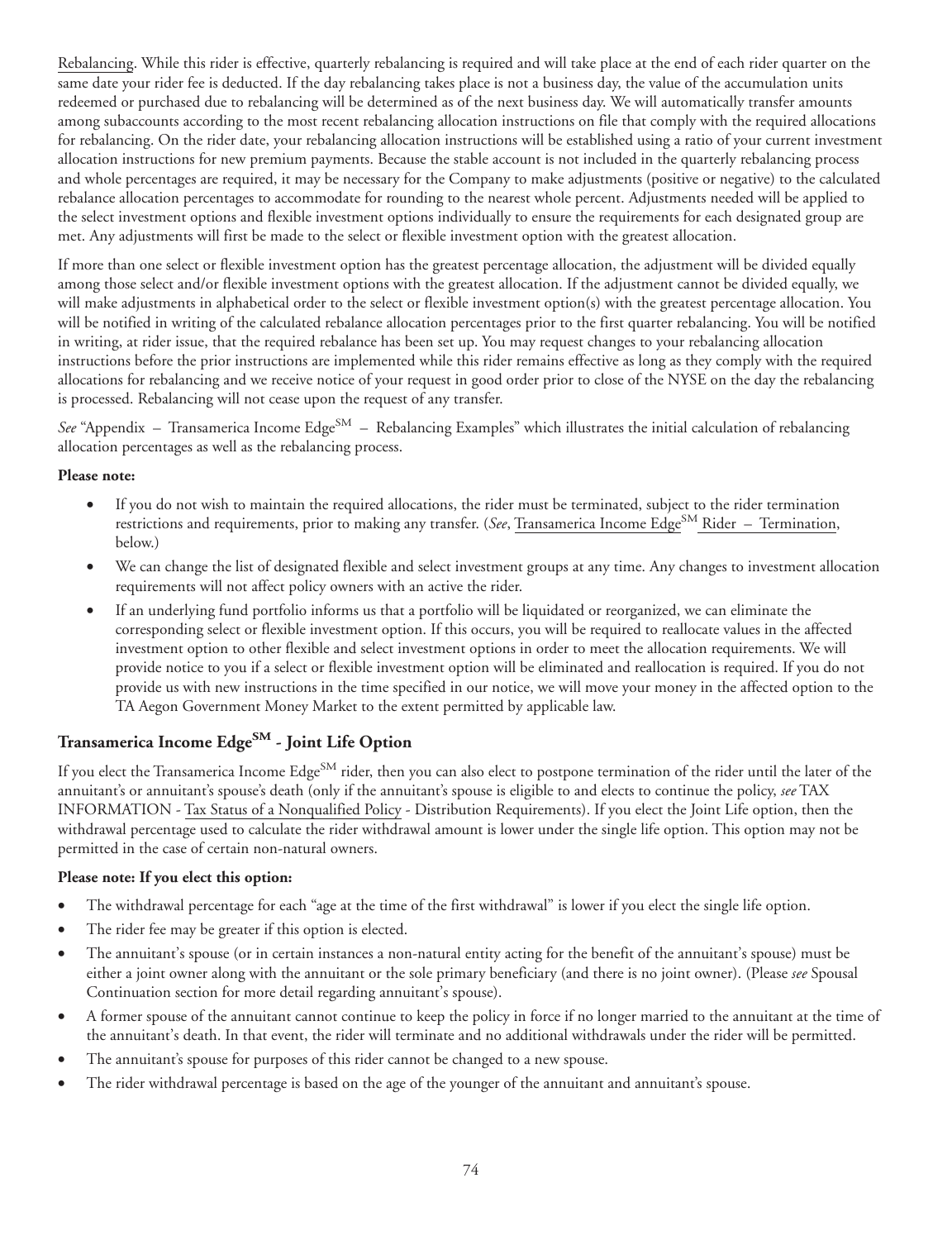Rebalancing. While this rider is effective, quarterly rebalancing is required and will take place at the end of each rider quarter on the same date your rider fee is deducted. If the day rebalancing takes place is not a business day, the value of the accumulation units redeemed or purchased due to rebalancing will be determined as of the next business day. We will automatically transfer amounts among subaccounts according to the most recent rebalancing allocation instructions on file that comply with the required allocations for rebalancing. On the rider date, your rebalancing allocation instructions will be established using a ratio of your current investment allocation instructions for new premium payments. Because the stable account is not included in the quarterly rebalancing process and whole percentages are required, it may be necessary for the Company to make adjustments (positive or negative) to the calculated rebalance allocation percentages to accommodate for rounding to the nearest whole percent. Adjustments needed will be applied to the select investment options and flexible investment options individually to ensure the requirements for each designated group are met. Any adjustments will first be made to the select or flexible investment option with the greatest allocation.

If more than one select or flexible investment option has the greatest percentage allocation, the adjustment will be divided equally among those select and/or flexible investment options with the greatest allocation. If the adjustment cannot be divided equally, we will make adjustments in alphabetical order to the select or flexible investment option(s) with the greatest percentage allocation. You will be notified in writing of the calculated rebalance allocation percentages prior to the first quarter rebalancing. You will be notified in writing, at rider issue, that the required rebalance has been set up. You may request changes to your rebalancing allocation instructions before the prior instructions are implemented while this rider remains effective as long as they comply with the required allocations for rebalancing and we receive notice of your request in good order prior to close of the NYSE on the day the rebalancing is processed. Rebalancing will not cease upon the request of any transfer.

*See* "Appendix – Transamerica Income Edge<sup>SM</sup> – Rebalancing Examples" which illustrates the initial calculation of rebalancing allocation percentages as well as the rebalancing process.

**Please note:**

- If you do not wish to maintain the required allocations, the rider must be terminated, subject to the rider termination restrictions and requirements, prior to making any transfer. (*See*, Transamerica Income Edge<sup>SM</sup> Rider – Termination, below.)
- We can change the list of designated flexible and select investment groups at any time. Any changes to investment allocation requirements will not affect policy owners with an active the rider.
- If an underlying fund portfolio informs us that a portfolio will be liquidated or reorganized, we can eliminate the corresponding select or flexible investment option. If this occurs, you will be required to reallocate values in the affected investment option to other flexible and select investment options in order to meet the allocation requirements. We will provide notice to you if a select or flexible investment option will be eliminated and reallocation is required. If you do not provide us with new instructions in the time specified in our notice, we will move your money in the affected option to the TA Aegon Government Money Market to the extent permitted by applicable law.

## Transamerica Income Edge<sup>SM</sup> - Joint Life Option

If you elect the Transamerica Income Edge<sup>SM</sup> rider, then you can also elect to postpone termination of the rider until the later of the annuitant's or annuitant's spouse's death (only if the annuitant's spouse is eligible to and elects to continue the policy, *see* TAX INFORMATION - Tax Status of a Nonqualified Policy - Distribution Requirements). If you elect the Joint Life option, then the withdrawal percentage used to calculate the rider withdrawal amount is lower under the single life option. This option may not be permitted in the case of certain non-natural owners.

**Please note: If you elect this option:**

- The withdrawal percentage for each "age at the time of the first withdrawal" is lower if you elect the single life option.
- The rider fee may be greater if this option is elected.
- The annuitant's spouse (or in certain instances a non-natural entity acting for the benefit of the annuitant's spouse) must be either a joint owner along with the annuitant or the sole primary beneficiary (and there is no joint owner). (Please *see* Spousal Continuation section for more detail regarding annuitant's spouse).
- A former spouse of the annuitant cannot continue to keep the policy in force if no longer married to the annuitant at the time of the annuitant's death. In that event, the rider will terminate and no additional withdrawals under the rider will be permitted.
- The annuitant's spouse for purposes of this rider cannot be changed to a new spouse.
- The rider withdrawal percentage is based on the age of the younger of the annuitant and annuitant's spouse.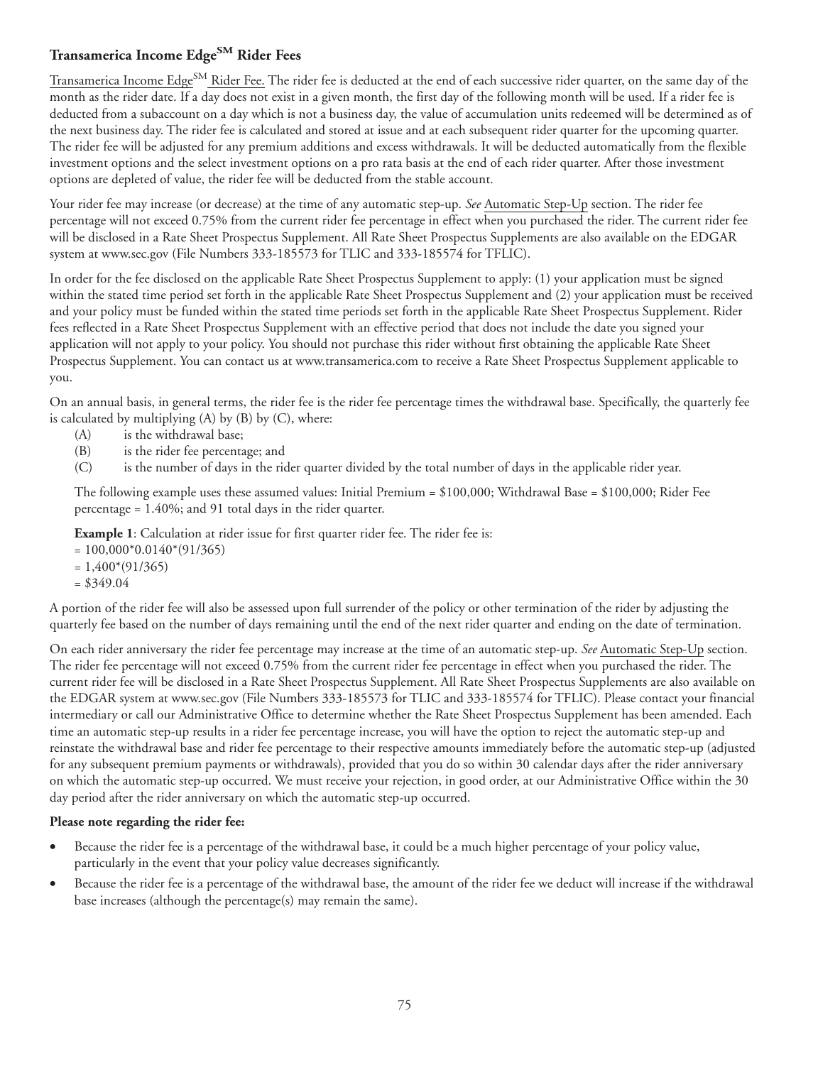### Transamerica Income Edge[SM] Rider Fees

Transamerica Income Edge[SM] Rider Fee. The rider fee is deducted at the end of each successive rider quarter, on the same day of the month as the rider date. If a day does not exist in a given month, the first day of the following month will be used. If a rider fee is deducted from a subaccount on a day which is not a business day, the value of accumulation units redeemed will be determined as of the next business day. The rider fee is calculated and stored at issue and at each subsequent rider quarter for the upcoming quarter. The rider fee will be adjusted for any premium additions and excess withdrawals. It will be deducted automatically from the flexible investment options and the select investment options on a pro rata basis at the end of each rider quarter. After those investment options are depleted of value, the rider fee will be deducted from the stable account.

Your rider fee may increase (or decrease) at the time of any automatic step-up. *See* Automatic Step-Up section. The rider fee percentage will not exceed 0.75% from the current rider fee percentage in effect when you purchased the rider. The current rider fee will be disclosed in a Rate Sheet Prospectus Supplement. All Rate Sheet Prospectus Supplements are also available on the EDGAR system at www.sec.gov (File Numbers 333-185573 for TLIC and 333-185574 for TFLIC).

In order for the fee disclosed on the applicable Rate Sheet Prospectus Supplement to apply: (1) your application must be signed within the stated time period set forth in the applicable Rate Sheet Prospectus Supplement and (2) your application must be received and your policy must be funded within the stated time periods set forth in the applicable Rate Sheet Prospectus Supplement. Rider fees reflected in a Rate Sheet Prospectus Supplement with an effective period that does not include the date you signed your application will not apply to your policy. You should not purchase this rider without first obtaining the applicable Rate Sheet Prospectus Supplement. You can contact us at www.transamerica.com to receive a Rate Sheet Prospectus Supplement applicable to you.

On an annual basis, in general terms, the rider fee is the rider fee percentage times the withdrawal base. Specifically, the quarterly fee is calculated by multiplying (A) by (B) by (C), where:

- (A) is the withdrawal base;
- (B) is the rider fee percentage; and
- (C) is the number of days in the rider quarter divided by the total number of days in the applicable rider year.

The following example uses these assumed values: Initial Premium = \$100,000; Withdrawal Base = \$100,000; Rider Fee percentage = 1.40%; and 91 total days in the rider quarter.

**Example 1**: Calculation at rider issue for first quarter rider fee. The rider fee is:

= 100,000*0.0140*(91/365)
= 1,400*(91/365)
= \$349.04

A portion of the rider fee will also be assessed upon full surrender of the policy or other termination of the rider by adjusting the quarterly fee based on the number of days remaining until the end of the next rider quarter and ending on the date of termination.

On each rider anniversary the rider fee percentage may increase at the time of an automatic step-up. *See* Automatic Step-Up section. The rider fee percentage will not exceed 0.75% from the current rider fee percentage in effect when you purchased the rider. The current rider fee will be disclosed in a Rate Sheet Prospectus Supplement. All Rate Sheet Prospectus Supplements are also available on the EDGAR system at www.sec.gov (File Numbers 333-185573 for TLIC and 333-185574 for TFLIC). Please contact your financial intermediary or call our Administrative Office to determine whether the Rate Sheet Prospectus Supplement has been amended. Each time an automatic step-up results in a rider fee percentage increase, you will have the option to reject the automatic step-up and reinstate the withdrawal base and rider fee percentage to their respective amounts immediately before the automatic step-up (adjusted for any subsequent premium payments or withdrawals), provided that you do so within 30 calendar days after the rider anniversary on which the automatic step-up occurred. We must receive your rejection, in good order, at our Administrative Office within the 30 day period after the rider anniversary on which the automatic step-up occurred.

**Please note regarding the rider fee:**

- Because the rider fee is a percentage of the withdrawal base, it could be a much higher percentage of your policy value, particularly in the event that your policy value decreases significantly.
- Because the rider fee is a percentage of the withdrawal base, the amount of the rider fee we deduct will increase if the withdrawal base increases (although the percentage(s) may remain the same).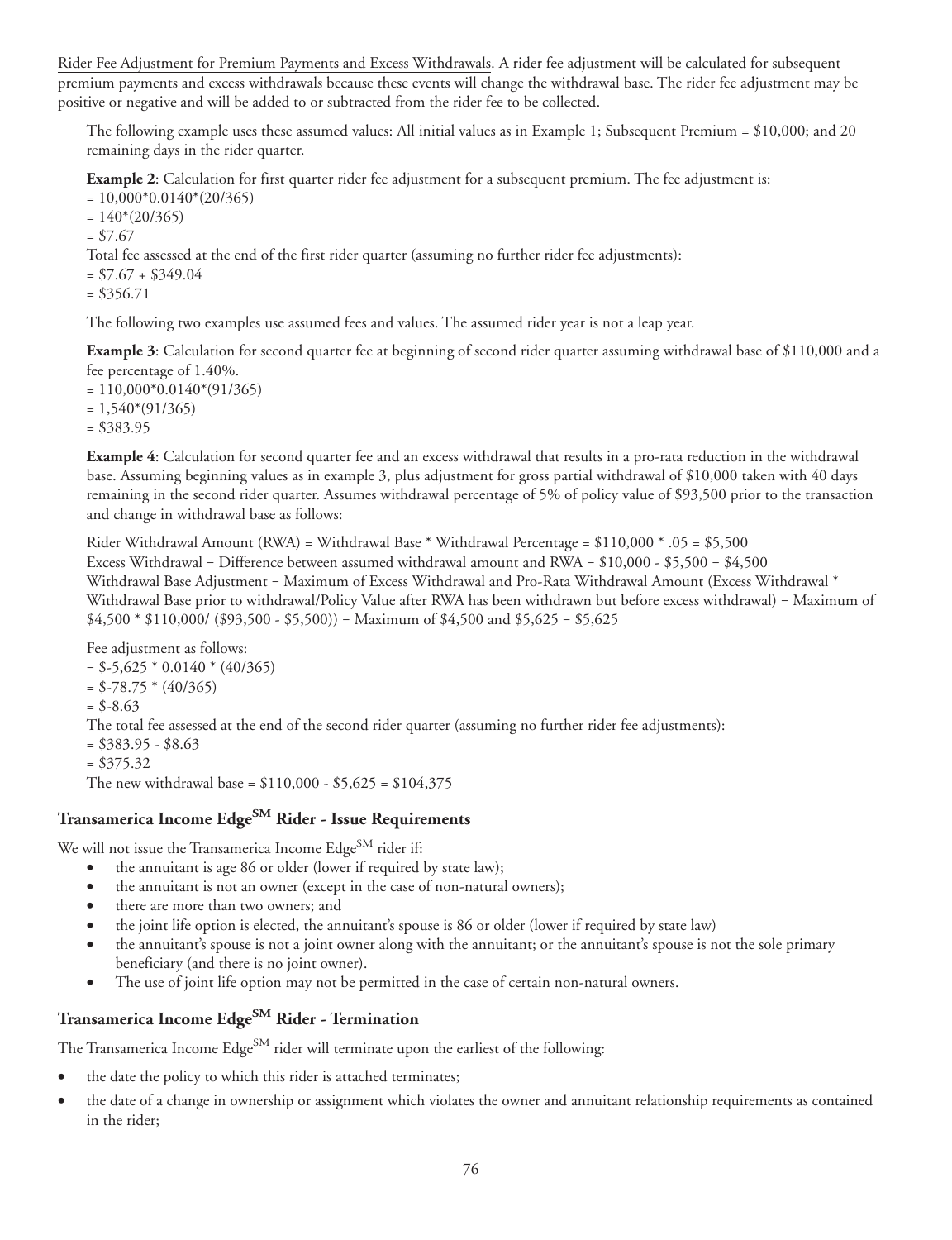Rider Fee Adjustment for Premium Payments and Excess Withdrawals. A rider fee adjustment will be calculated for subsequent premium payments and excess withdrawals because these events will change the withdrawal base. The rider fee adjustment may be positive or negative and will be added to or subtracted from the rider fee to be collected.

The following example uses these assumed values: All initial values as in Example 1; Subsequent Premium = $10,000; and 20 remaining days in the rider quarter.

**Example 2**: Calculation for first quarter rider fee adjustment for a subsequent premium. The fee adjustment is:

= 10,000*0.0140*(20/365)
= 140*(20/365)
= $7.67

Total fee assessed at the end of the first rider quarter (assuming no further rider fee adjustments):

= $7.67 + $349.04
= $356.71

The following two examples use assumed fees and values. The assumed rider year is not a leap year.

**Example 3**: Calculation for second quarter fee at beginning of second rider quarter assuming withdrawal base of $110,000 and a fee percentage of 1.40%.

= 110,000*0.0140*(91/365)
= 1,540*(91/365)
= $383.95

**Example 4**: Calculation for second quarter fee and an excess withdrawal that results in a pro-rata reduction in the withdrawal base. Assuming beginning values as in example 3, plus adjustment for gross partial withdrawal of $10,000 taken with 40 days remaining in the second rider quarter. Assumes withdrawal percentage of 5% of policy value of $93,500 prior to the transaction and change in withdrawal base as follows:

Rider Withdrawal Amount (RWA) = Withdrawal Base * Withdrawal Percentage = $110,000 * .05 = $5,500
Excess Withdrawal = Difference between assumed withdrawal amount and RWA = $10,000 - $5,500 = $4,500
Withdrawal Base Adjustment = Maximum of Excess Withdrawal and Pro-Rata Withdrawal Amount (Excess Withdrawal * Withdrawal Base prior to withdrawal/Policy Value after RWA has been withdrawn but before excess withdrawal) = Maximum of $4,500 * $110,000/ ($93,500 - $5,500)) = Maximum of $4,500 and $5,625 = $5,625

Fee adjustment as follows:

= $-5,625 * 0.0140 * (40/365)
= $-78.75 * (40/365)
= $-8.63

The total fee assessed at the end of the second rider quarter (assuming no further rider fee adjustments):

= $383.95 - $8.63
= $375.32

The new withdrawal base = $110,000 - $5,625 = $104,375

## Transamerica Income Edge^SM Rider - Issue Requirements

We will not issue the Transamerica Income Edge^SM rider if:

- the annuitant is age 86 or older (lower if required by state law);
- the annuitant is not an owner (except in the case of non-natural owners);
- there are more than two owners; and
- the joint life option is elected, the annuitant's spouse is 86 or older (lower if required by state law)
- the annuitant's spouse is not a joint owner along with the annuitant; or the annuitant's spouse is not the sole primary beneficiary (and there is no joint owner).
- The use of joint life option may not be permitted in the case of certain non-natural owners.

## Transamerica Income Edge^SM Rider - Termination

The Transamerica Income Edge^SM rider will terminate upon the earliest of the following:

- the date the policy to which this rider is attached terminates;
- the date of a change in ownership or assignment which violates the owner and annuitant relationship requirements as contained in the rider;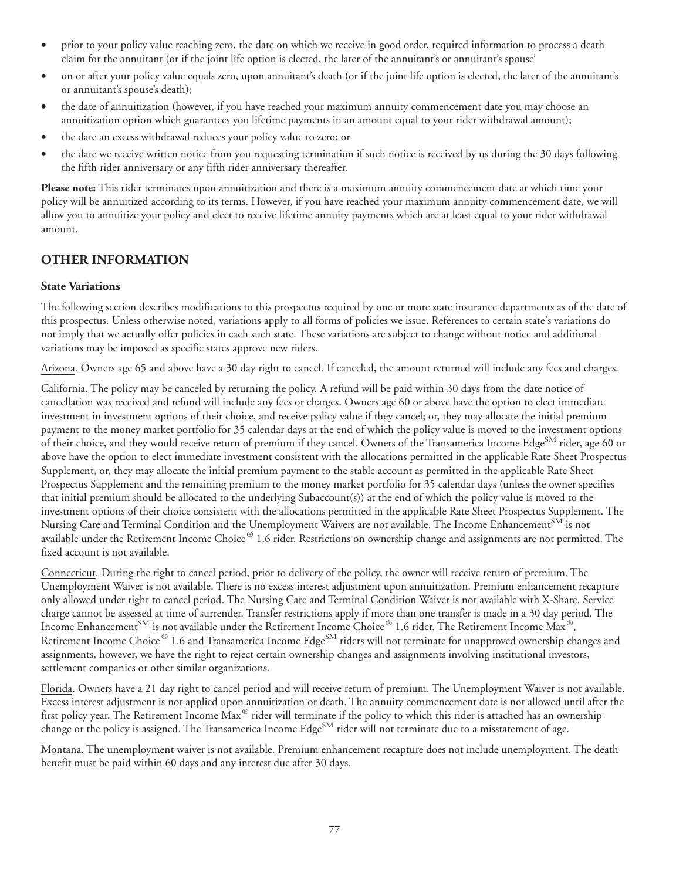- prior to your policy value reaching zero, the date on which we receive in good order, required information to process a death claim for the annuitant (or if the joint life option is elected, the later of the annuitant's or annuitant's spouse'
- on or after your policy value equals zero, upon annuitant's death (or if the joint life option is elected, the later of the annuitant's or annuitant's spouse's death);
- the date of annuitization (however, if you have reached your maximum annuity commencement date you may choose an annuitization option which guarantees you lifetime payments in an amount equal to your rider withdrawal amount);
- the date an excess withdrawal reduces your policy value to zero; or
- the date we receive written notice from you requesting termination if such notice is received by us during the 30 days following the fifth rider anniversary or any fifth rider anniversary thereafter.

**Please note:** This rider terminates upon annuitization and there is a maximum annuity commencement date at which time your policy will be annuitized according to its terms. However, if you have reached your maximum annuity commencement date, we will allow you to annuitize your policy and elect to receive lifetime annuity payments which are at least equal to your rider withdrawal amount.

## OTHER INFORMATION

### State Variations

The following section describes modifications to this prospectus required by one or more state insurance departments as of the date of this prospectus. Unless otherwise noted, variations apply to all forms of policies we issue. References to certain state's variations do not imply that we actually offer policies in each such state. These variations are subject to change without notice and additional variations may be imposed as specific states approve new riders.

Arizona. Owners age 65 and above have a 30 day right to cancel. If canceled, the amount returned will include any fees and charges.

California. The policy may be canceled by returning the policy. A refund will be paid within 30 days from the date notice of cancellation was received and refund will include any fees or charges. Owners age 60 or above have the option to elect immediate investment in investment options of their choice, and receive policy value if they cancel; or, they may allocate the initial premium payment to the money market portfolio for 35 calendar days at the end of which the policy value is moved to the investment options of their choice, and they would receive return of premium if they cancel. Owners of the Transamerica Income Edge℠ rider, age 60 or above have the option to elect immediate investment consistent with the allocations permitted in the applicable Rate Sheet Prospectus Supplement, or, they may allocate the initial premium payment to the stable account as permitted in the applicable Rate Sheet Prospectus Supplement and the remaining premium to the money market portfolio for 35 calendar days (unless the owner specifies that initial premium should be allocated to the underlying Subaccount(s)) at the end of which the policy value is moved to the investment options of their choice consistent with the allocations permitted in the applicable Rate Sheet Prospectus Supplement. The Nursing Care and Terminal Condition and the Unemployment Waivers are not available. The Income Enhancement℠ is not available under the Retirement Income Choice® 1.6 rider. Restrictions on ownership change and assignments are not permitted. The fixed account is not available.

Connecticut. During the right to cancel period, prior to delivery of the policy, the owner will receive return of premium. The Unemployment Waiver is not available. There is no excess interest adjustment upon annuitization. Premium enhancement recapture only allowed under right to cancel period. The Nursing Care and Terminal Condition Waiver is not available with X-Share. Service charge cannot be assessed at time of surrender. Transfer restrictions apply if more than one transfer is made in a 30 day period. The Income Enhancement℠ is not available under the Retirement Income Choice® 1.6 rider. The Retirement Income Max®, Retirement Income Choice® 1.6 and Transamerica Income Edge℠ riders will not terminate for unapproved ownership changes and assignments, however, we have the right to reject certain ownership changes and assignments involving institutional investors, settlement companies or other similar organizations.

Florida. Owners have a 21 day right to cancel period and will receive return of premium. The Unemployment Waiver is not available. Excess interest adjustment is not applied upon annuitization or death. The annuity commencement date is not allowed until after the first policy year. The Retirement Income Max® rider will terminate if the policy to which this rider is attached has an ownership change or the policy is assigned. The Transamerica Income Edge℠ rider will not terminate due to a misstatement of age.

Montana. The unemployment waiver is not available. Premium enhancement recapture does not include unemployment. The death benefit must be paid within 60 days and any interest due after 30 days.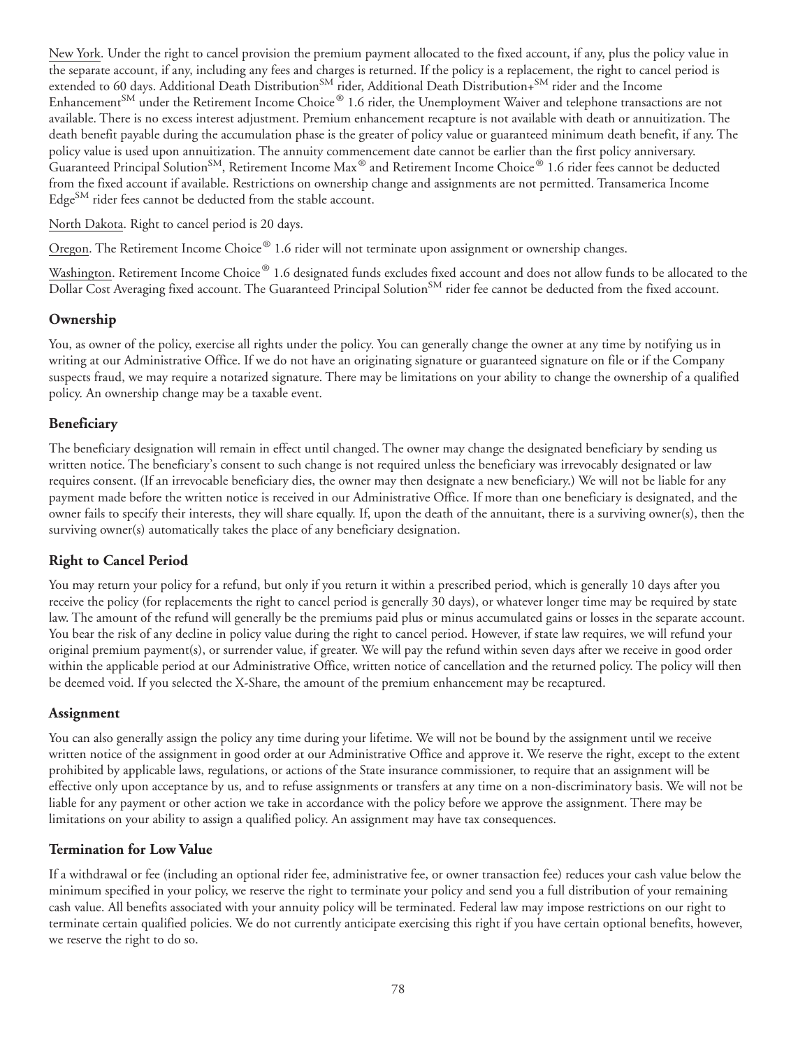New York. Under the right to cancel provision the premium payment allocated to the fixed account, if any, plus the policy value in the separate account, if any, including any fees and charges is returned. If the policy is a replacement, the right to cancel period is extended to 60 days. Additional Death Distribution℠ rider, Additional Death Distribution+℠ rider and the Income Enhancement℠ under the Retirement Income Choice® 1.6 rider, the Unemployment Waiver and telephone transactions are not available. There is no excess interest adjustment. Premium enhancement recapture is not available with death or annuitization. The death benefit payable during the accumulation phase is the greater of policy value or guaranteed minimum death benefit, if any. The policy value is used upon annuitization. The annuity commencement date cannot be earlier than the first policy anniversary. Guaranteed Principal Solution℠, Retirement Income Max® and Retirement Income Choice® 1.6 rider fees cannot be deducted from the fixed account if available. Restrictions on ownership change and assignments are not permitted. Transamerica Income Edge℠ rider fees cannot be deducted from the stable account.

North Dakota. Right to cancel period is 20 days.

Oregon. The Retirement Income Choice® 1.6 rider will not terminate upon assignment or ownership changes.

Washington. Retirement Income Choice® 1.6 designated funds excludes fixed account and does not allow funds to be allocated to the Dollar Cost Averaging fixed account. The Guaranteed Principal Solution℠ rider fee cannot be deducted from the fixed account.

### Ownership

You, as owner of the policy, exercise all rights under the policy. You can generally change the owner at any time by notifying us in writing at our Administrative Office. If we do not have an originating signature or guaranteed signature on file or if the Company suspects fraud, we may require a notarized signature. There may be limitations on your ability to change the ownership of a qualified policy. An ownership change may be a taxable event.

### Beneficiary

The beneficiary designation will remain in effect until changed. The owner may change the designated beneficiary by sending us written notice. The beneficiary's consent to such change is not required unless the beneficiary was irrevocably designated or law requires consent. (If an irrevocable beneficiary dies, the owner may then designate a new beneficiary.) We will not be liable for any payment made before the written notice is received in our Administrative Office. If more than one beneficiary is designated, and the owner fails to specify their interests, they will share equally. If, upon the death of the annuitant, there is a surviving owner(s), then the surviving owner(s) automatically takes the place of any beneficiary designation.

### Right to Cancel Period

You may return your policy for a refund, but only if you return it within a prescribed period, which is generally 10 days after you receive the policy (for replacements the right to cancel period is generally 30 days), or whatever longer time may be required by state law. The amount of the refund will generally be the premiums paid plus or minus accumulated gains or losses in the separate account. You bear the risk of any decline in policy value during the right to cancel period. However, if state law requires, we will refund your original premium payment(s), or surrender value, if greater. We will pay the refund within seven days after we receive in good order within the applicable period at our Administrative Office, written notice of cancellation and the returned policy. The policy will then be deemed void. If you selected the X-Share, the amount of the premium enhancement may be recaptured.

### Assignment

You can also generally assign the policy any time during your lifetime. We will not be bound by the assignment until we receive written notice of the assignment in good order at our Administrative Office and approve it. We reserve the right, except to the extent prohibited by applicable laws, regulations, or actions of the State insurance commissioner, to require that an assignment will be effective only upon acceptance by us, and to refuse assignments or transfers at any time on a non-discriminatory basis. We will not be liable for any payment or other action we take in accordance with the policy before we approve the assignment. There may be limitations on your ability to assign a qualified policy. An assignment may have tax consequences.

### Termination for Low Value

If a withdrawal or fee (including an optional rider fee, administrative fee, or owner transaction fee) reduces your cash value below the minimum specified in your policy, we reserve the right to terminate your policy and send you a full distribution of your remaining cash value. All benefits associated with your annuity policy will be terminated. Federal law may impose restrictions on our right to terminate certain qualified policies. We do not currently anticipate exercising this right if you have certain optional benefits, however, we reserve the right to do so.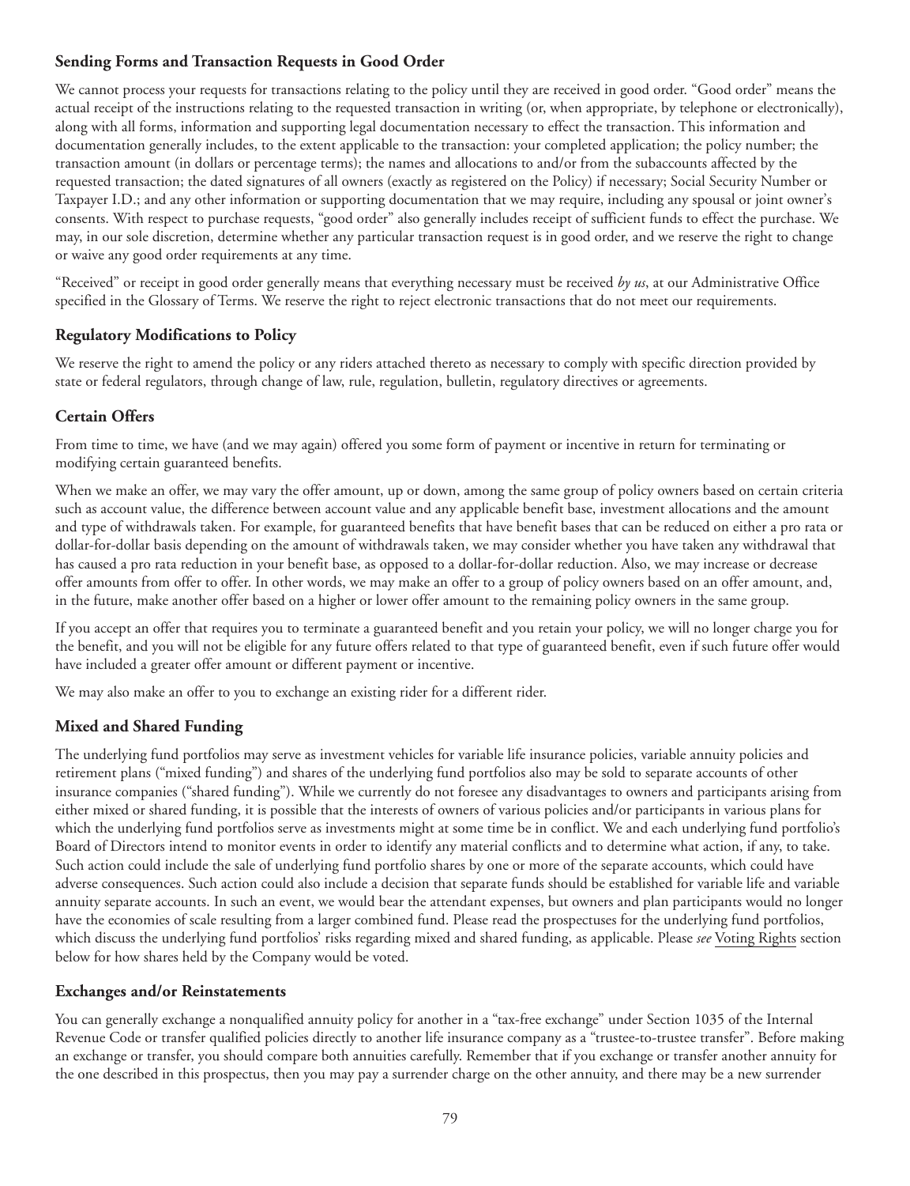### Sending Forms and Transaction Requests in Good Order

We cannot process your requests for transactions relating to the policy until they are received in good order. "Good order" means the actual receipt of the instructions relating to the requested transaction in writing (or, when appropriate, by telephone or electronically), along with all forms, information and supporting legal documentation necessary to effect the transaction. This information and documentation generally includes, to the extent applicable to the transaction: your completed application; the policy number; the transaction amount (in dollars or percentage terms); the names and allocations to and/or from the subaccounts affected by the requested transaction; the dated signatures of all owners (exactly as registered on the Policy) if necessary; Social Security Number or Taxpayer I.D.; and any other information or supporting documentation that we may require, including any spousal or joint owner's consents. With respect to purchase requests, "good order" also generally includes receipt of sufficient funds to effect the purchase. We may, in our sole discretion, determine whether any particular transaction request is in good order, and we reserve the right to change or waive any good order requirements at any time.

"Received" or receipt in good order generally means that everything necessary must be received *by us*, at our Administrative Office specified in the Glossary of Terms. We reserve the right to reject electronic transactions that do not meet our requirements.

### Regulatory Modifications to Policy

We reserve the right to amend the policy or any riders attached thereto as necessary to comply with specific direction provided by state or federal regulators, through change of law, rule, regulation, bulletin, regulatory directives or agreements.

### Certain Offers

From time to time, we have (and we may again) offered you some form of payment or incentive in return for terminating or modifying certain guaranteed benefits.

When we make an offer, we may vary the offer amount, up or down, among the same group of policy owners based on certain criteria such as account value, the difference between account value and any applicable benefit base, investment allocations and the amount and type of withdrawals taken. For example, for guaranteed benefits that have benefit bases that can be reduced on either a pro rata or dollar-for-dollar basis depending on the amount of withdrawals taken, we may consider whether you have taken any withdrawal that has caused a pro rata reduction in your benefit base, as opposed to a dollar-for-dollar reduction. Also, we may increase or decrease offer amounts from offer to offer. In other words, we may make an offer to a group of policy owners based on an offer amount, and, in the future, make another offer based on a higher or lower offer amount to the remaining policy owners in the same group.

If you accept an offer that requires you to terminate a guaranteed benefit and you retain your policy, we will no longer charge you for the benefit, and you will not be eligible for any future offers related to that type of guaranteed benefit, even if such future offer would have included a greater offer amount or different payment or incentive.

We may also make an offer to you to exchange an existing rider for a different rider.

### Mixed and Shared Funding

The underlying fund portfolios may serve as investment vehicles for variable life insurance policies, variable annuity policies and retirement plans ("mixed funding") and shares of the underlying fund portfolios also may be sold to separate accounts of other insurance companies ("shared funding"). While we currently do not foresee any disadvantages to owners and participants arising from either mixed or shared funding, it is possible that the interests of owners of various policies and/or participants in various plans for which the underlying fund portfolios serve as investments might at some time be in conflict. We and each underlying fund portfolio's Board of Directors intend to monitor events in order to identify any material conflicts and to determine what action, if any, to take. Such action could include the sale of underlying fund portfolio shares by one or more of the separate accounts, which could have adverse consequences. Such action could also include a decision that separate funds should be established for variable life and variable annuity separate accounts. In such an event, we would bear the attendant expenses, but owners and plan participants would no longer have the economies of scale resulting from a larger combined fund. Please read the prospectuses for the underlying fund portfolios, which discuss the underlying fund portfolios' risks regarding mixed and shared funding, as applicable. Please *see* Voting Rights section below for how shares held by the Company would be voted.

### Exchanges and/or Reinstatements

You can generally exchange a nonqualified annuity policy for another in a "tax-free exchange" under Section 1035 of the Internal Revenue Code or transfer qualified policies directly to another life insurance company as a "trustee-to-trustee transfer". Before making an exchange or transfer, you should compare both annuities carefully. Remember that if you exchange or transfer another annuity for the one described in this prospectus, then you may pay a surrender charge on the other annuity, and there may be a new surrender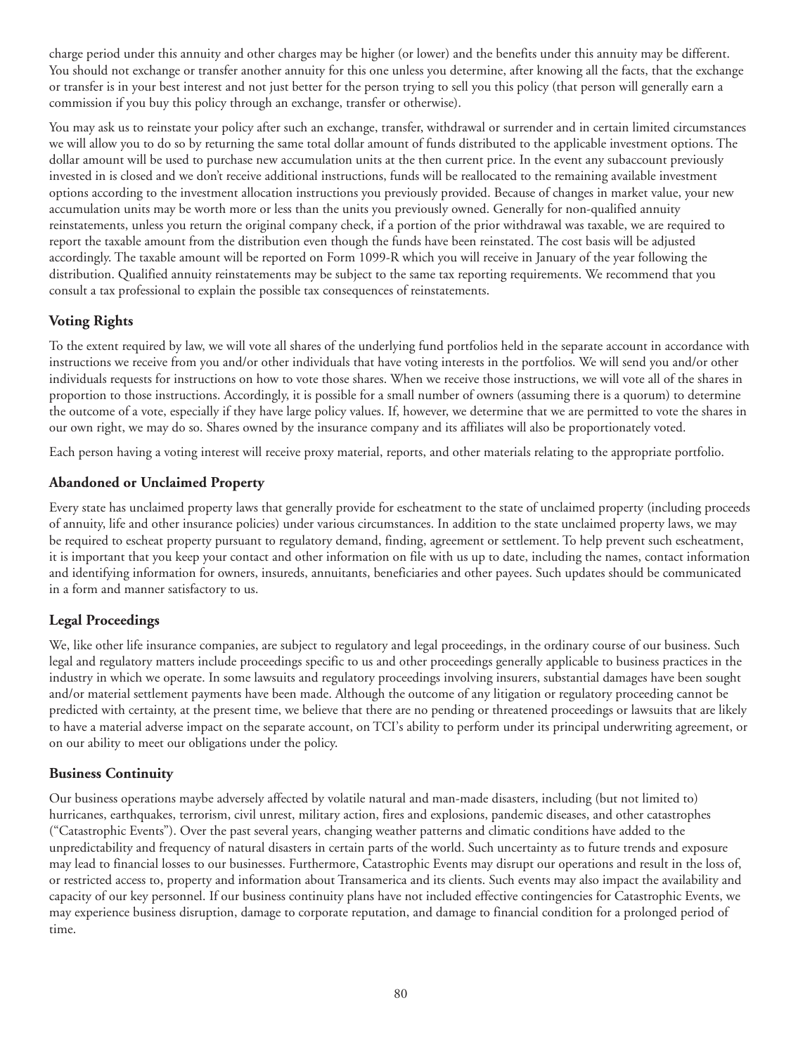charge period under this annuity and other charges may be higher (or lower) and the benefits under this annuity may be different. You should not exchange or transfer another annuity for this one unless you determine, after knowing all the facts, that the exchange or transfer is in your best interest and not just better for the person trying to sell you this policy (that person will generally earn a commission if you buy this policy through an exchange, transfer or otherwise).

You may ask us to reinstate your policy after such an exchange, transfer, withdrawal or surrender and in certain limited circumstances we will allow you to do so by returning the same total dollar amount of funds distributed to the applicable investment options. The dollar amount will be used to purchase new accumulation units at the then current price. In the event any subaccount previously invested in is closed and we don't receive additional instructions, funds will be reallocated to the remaining available investment options according to the investment allocation instructions you previously provided. Because of changes in market value, your new accumulation units may be worth more or less than the units you previously owned. Generally for non-qualified annuity reinstatements, unless you return the original company check, if a portion of the prior withdrawal was taxable, we are required to report the taxable amount from the distribution even though the funds have been reinstated. The cost basis will be adjusted accordingly. The taxable amount will be reported on Form 1099-R which you will receive in January of the year following the distribution. Qualified annuity reinstatements may be subject to the same tax reporting requirements. We recommend that you consult a tax professional to explain the possible tax consequences of reinstatements.

### Voting Rights

To the extent required by law, we will vote all shares of the underlying fund portfolios held in the separate account in accordance with instructions we receive from you and/or other individuals that have voting interests in the portfolios. We will send you and/or other individuals requests for instructions on how to vote those shares. When we receive those instructions, we will vote all of the shares in proportion to those instructions. Accordingly, it is possible for a small number of owners (assuming there is a quorum) to determine the outcome of a vote, especially if they have large policy values. If, however, we determine that we are permitted to vote the shares in our own right, we may do so. Shares owned by the insurance company and its affiliates will also be proportionately voted.

Each person having a voting interest will receive proxy material, reports, and other materials relating to the appropriate portfolio.

### Abandoned or Unclaimed Property

Every state has unclaimed property laws that generally provide for escheatment to the state of unclaimed property (including proceeds of annuity, life and other insurance policies) under various circumstances. In addition to the state unclaimed property laws, we may be required to escheat property pursuant to regulatory demand, finding, agreement or settlement. To help prevent such escheatment, it is important that you keep your contact and other information on file with us up to date, including the names, contact information and identifying information for owners, insureds, annuitants, beneficiaries and other payees. Such updates should be communicated in a form and manner satisfactory to us.

### Legal Proceedings

We, like other life insurance companies, are subject to regulatory and legal proceedings, in the ordinary course of our business. Such legal and regulatory matters include proceedings specific to us and other proceedings generally applicable to business practices in the industry in which we operate. In some lawsuits and regulatory proceedings involving insurers, substantial damages have been sought and/or material settlement payments have been made. Although the outcome of any litigation or regulatory proceeding cannot be predicted with certainty, at the present time, we believe that there are no pending or threatened proceedings or lawsuits that are likely to have a material adverse impact on the separate account, on TCI's ability to perform under its principal underwriting agreement, or on our ability to meet our obligations under the policy.

### Business Continuity

Our business operations maybe adversely affected by volatile natural and man-made disasters, including (but not limited to) hurricanes, earthquakes, terrorism, civil unrest, military action, fires and explosions, pandemic diseases, and other catastrophes ("Catastrophic Events"). Over the past several years, changing weather patterns and climatic conditions have added to the unpredictability and frequency of natural disasters in certain parts of the world. Such uncertainty as to future trends and exposure may lead to financial losses to our businesses. Furthermore, Catastrophic Events may disrupt our operations and result in the loss of, or restricted access to, property and information about Transamerica and its clients. Such events may also impact the availability and capacity of our key personnel. If our business continuity plans have not included effective contingencies for Catastrophic Events, we may experience business disruption, damage to corporate reputation, and damage to financial condition for a prolonged period of time.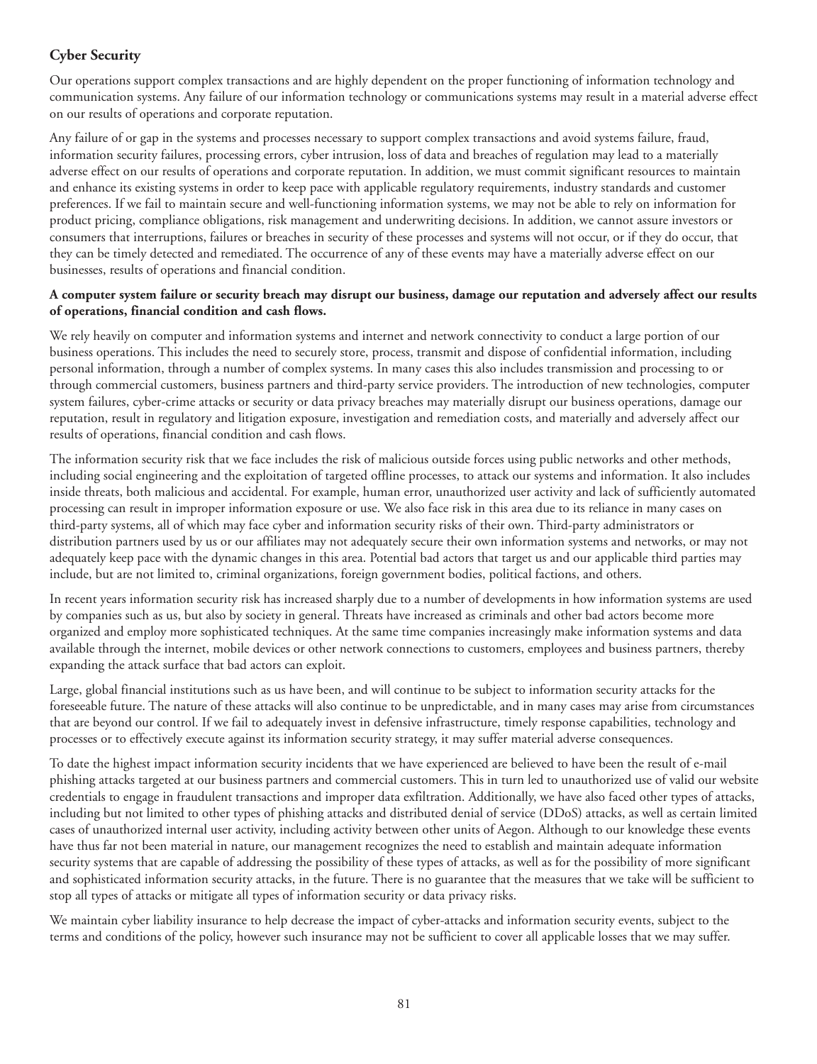## Cyber Security

Our operations support complex transactions and are highly dependent on the proper functioning of information technology and communication systems. Any failure of our information technology or communications systems may result in a material adverse effect on our results of operations and corporate reputation.

Any failure of or gap in the systems and processes necessary to support complex transactions and avoid systems failure, fraud, information security failures, processing errors, cyber intrusion, loss of data and breaches of regulation may lead to a materially adverse effect on our results of operations and corporate reputation. In addition, we must commit significant resources to maintain and enhance its existing systems in order to keep pace with applicable regulatory requirements, industry standards and customer preferences. If we fail to maintain secure and well-functioning information systems, we may not be able to rely on information for product pricing, compliance obligations, risk management and underwriting decisions. In addition, we cannot assure investors or consumers that interruptions, failures or breaches in security of these processes and systems will not occur, or if they do occur, that they can be timely detected and remediated. The occurrence of any of these events may have a materially adverse effect on our businesses, results of operations and financial condition.

**A computer system failure or security breach may disrupt our business, damage our reputation and adversely affect our results of operations, financial condition and cash flows.**

We rely heavily on computer and information systems and internet and network connectivity to conduct a large portion of our business operations. This includes the need to securely store, process, transmit and dispose of confidential information, including personal information, through a number of complex systems. In many cases this also includes transmission and processing to or through commercial customers, business partners and third-party service providers. The introduction of new technologies, computer system failures, cyber-crime attacks or security or data privacy breaches may materially disrupt our business operations, damage our reputation, result in regulatory and litigation exposure, investigation and remediation costs, and materially and adversely affect our results of operations, financial condition and cash flows.

The information security risk that we face includes the risk of malicious outside forces using public networks and other methods, including social engineering and the exploitation of targeted offline processes, to attack our systems and information. It also includes inside threats, both malicious and accidental. For example, human error, unauthorized user activity and lack of sufficiently automated processing can result in improper information exposure or use. We also face risk in this area due to its reliance in many cases on third-party systems, all of which may face cyber and information security risks of their own. Third-party administrators or distribution partners used by us or our affiliates may not adequately secure their own information systems and networks, or may not adequately keep pace with the dynamic changes in this area. Potential bad actors that target us and our applicable third parties may include, but are not limited to, criminal organizations, foreign government bodies, political factions, and others.

In recent years information security risk has increased sharply due to a number of developments in how information systems are used by companies such as us, but also by society in general. Threats have increased as criminals and other bad actors become more organized and employ more sophisticated techniques. At the same time companies increasingly make information systems and data available through the internet, mobile devices or other network connections to customers, employees and business partners, thereby expanding the attack surface that bad actors can exploit.

Large, global financial institutions such as us have been, and will continue to be subject to information security attacks for the foreseeable future. The nature of these attacks will also continue to be unpredictable, and in many cases may arise from circumstances that are beyond our control. If we fail to adequately invest in defensive infrastructure, timely response capabilities, technology and processes or to effectively execute against its information security strategy, it may suffer material adverse consequences.

To date the highest impact information security incidents that we have experienced are believed to have been the result of e-mail phishing attacks targeted at our business partners and commercial customers. This in turn led to unauthorized use of valid our website credentials to engage in fraudulent transactions and improper data exfiltration. Additionally, we have also faced other types of attacks, including but not limited to other types of phishing attacks and distributed denial of service (DDoS) attacks, as well as certain limited cases of unauthorized internal user activity, including activity between other units of Aegon. Although to our knowledge these events have thus far not been material in nature, our management recognizes the need to establish and maintain adequate information security systems that are capable of addressing the possibility of these types of attacks, as well as for the possibility of more significant and sophisticated information security attacks, in the future. There is no guarantee that the measures that we take will be sufficient to stop all types of attacks or mitigate all types of information security or data privacy risks.

We maintain cyber liability insurance to help decrease the impact of cyber-attacks and information security events, subject to the terms and conditions of the policy, however such insurance may not be sufficient to cover all applicable losses that we may suffer.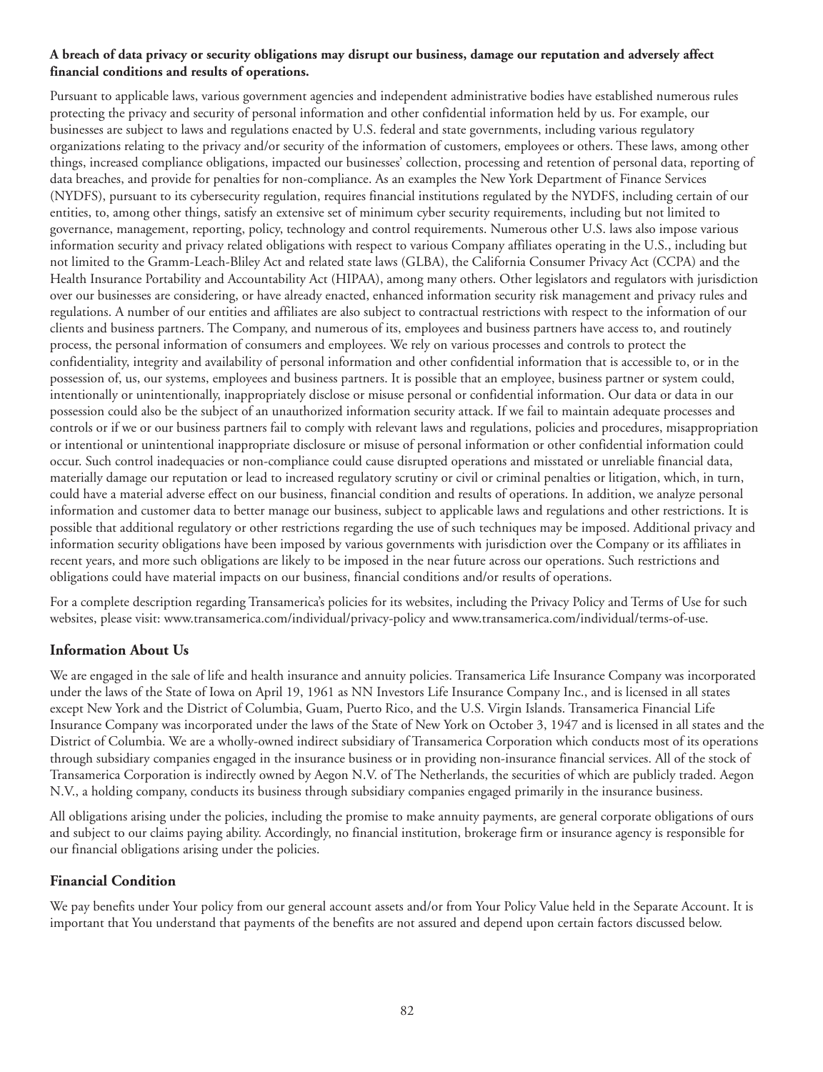**A breach of data privacy or security obligations may disrupt our business, damage our reputation and adversely affect financial conditions and results of operations.**

Pursuant to applicable laws, various government agencies and independent administrative bodies have established numerous rules protecting the privacy and security of personal information and other confidential information held by us. For example, our businesses are subject to laws and regulations enacted by U.S. federal and state governments, including various regulatory organizations relating to the privacy and/or security of the information of customers, employees or others. These laws, among other things, increased compliance obligations, impacted our businesses' collection, processing and retention of personal data, reporting of data breaches, and provide for penalties for non-compliance. As an examples the New York Department of Finance Services (NYDFS), pursuant to its cybersecurity regulation, requires financial institutions regulated by the NYDFS, including certain of our entities, to, among other things, satisfy an extensive set of minimum cyber security requirements, including but not limited to governance, management, reporting, policy, technology and control requirements. Numerous other U.S. laws also impose various information security and privacy related obligations with respect to various Company affiliates operating in the U.S., including but not limited to the Gramm-Leach-Bliley Act and related state laws (GLBA), the California Consumer Privacy Act (CCPA) and the Health Insurance Portability and Accountability Act (HIPAA), among many others. Other legislators and regulators with jurisdiction over our businesses are considering, or have already enacted, enhanced information security risk management and privacy rules and regulations. A number of our entities and affiliates are also subject to contractual restrictions with respect to the information of our clients and business partners. The Company, and numerous of its, employees and business partners have access to, and routinely process, the personal information of consumers and employees. We rely on various processes and controls to protect the confidentiality, integrity and availability of personal information and other confidential information that is accessible to, or in the possession of, us, our systems, employees and business partners. It is possible that an employee, business partner or system could, intentionally or unintentionally, inappropriately disclose or misuse personal or confidential information. Our data or data in our possession could also be the subject of an unauthorized information security attack. If we fail to maintain adequate processes and controls or if we or our business partners fail to comply with relevant laws and regulations, policies and procedures, misappropriation or intentional or unintentional inappropriate disclosure or misuse of personal information or other confidential information could occur. Such control inadequacies or non-compliance could cause disrupted operations and misstated or unreliable financial data, materially damage our reputation or lead to increased regulatory scrutiny or civil or criminal penalties or litigation, which, in turn, could have a material adverse effect on our business, financial condition and results of operations. In addition, we analyze personal information and customer data to better manage our business, subject to applicable laws and regulations and other restrictions. It is possible that additional regulatory or other restrictions regarding the use of such techniques may be imposed. Additional privacy and information security obligations have been imposed by various governments with jurisdiction over the Company or its affiliates in recent years, and more such obligations are likely to be imposed in the near future across our operations. Such restrictions and obligations could have material impacts on our business, financial conditions and/or results of operations.

For a complete description regarding Transamerica's policies for its websites, including the Privacy Policy and Terms of Use for such websites, please visit: www.transamerica.com/individual/privacy-policy and www.transamerica.com/individual/terms-of-use.

## Information About Us

We are engaged in the sale of life and health insurance and annuity policies. Transamerica Life Insurance Company was incorporated under the laws of the State of Iowa on April 19, 1961 as NN Investors Life Insurance Company Inc., and is licensed in all states except New York and the District of Columbia, Guam, Puerto Rico, and the U.S. Virgin Islands. Transamerica Financial Life Insurance Company was incorporated under the laws of the State of New York on October 3, 1947 and is licensed in all states and the District of Columbia. We are a wholly-owned indirect subsidiary of Transamerica Corporation which conducts most of its operations through subsidiary companies engaged in the insurance business or in providing non-insurance financial services. All of the stock of Transamerica Corporation is indirectly owned by Aegon N.V. of The Netherlands, the securities of which are publicly traded. Aegon N.V., a holding company, conducts its business through subsidiary companies engaged primarily in the insurance business.

All obligations arising under the policies, including the promise to make annuity payments, are general corporate obligations of ours and subject to our claims paying ability. Accordingly, no financial institution, brokerage firm or insurance agency is responsible for our financial obligations arising under the policies.

## Financial Condition

We pay benefits under Your policy from our general account assets and/or from Your Policy Value held in the Separate Account. It is important that You understand that payments of the benefits are not assured and depend upon certain factors discussed below.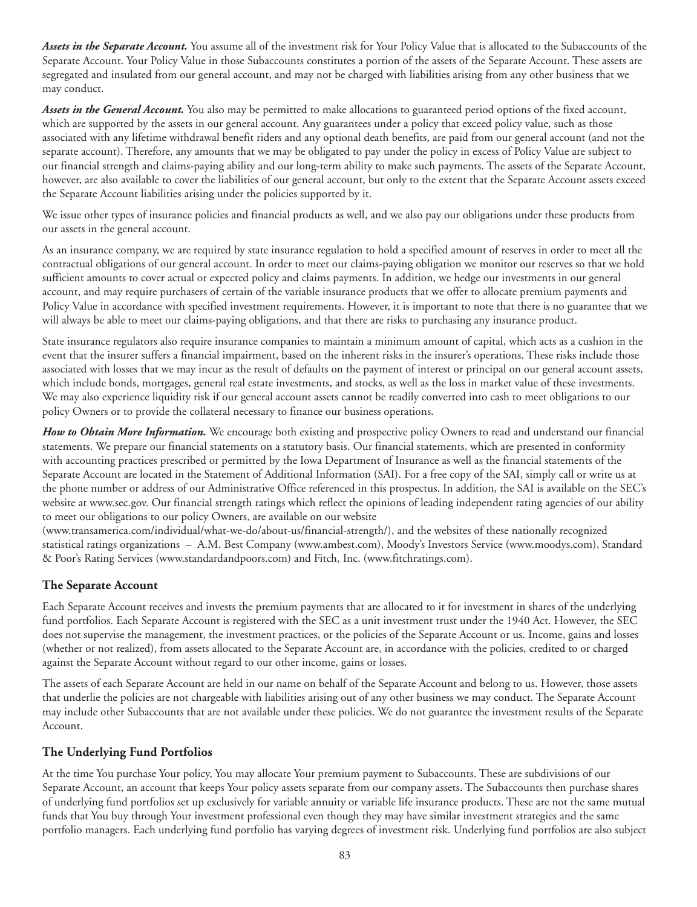***Assets in the Separate Account.*** You assume all of the investment risk for Your Policy Value that is allocated to the Subaccounts of the Separate Account. Your Policy Value in those Subaccounts constitutes a portion of the assets of the Separate Account. These assets are segregated and insulated from our general account, and may not be charged with liabilities arising from any other business that we may conduct.

***Assets in the General Account.*** You also may be permitted to make allocations to guaranteed period options of the fixed account, which are supported by the assets in our general account. Any guarantees under a policy that exceed policy value, such as those associated with any lifetime withdrawal benefit riders and any optional death benefits, are paid from our general account (and not the separate account). Therefore, any amounts that we may be obligated to pay under the policy in excess of Policy Value are subject to our financial strength and claims-paying ability and our long-term ability to make such payments. The assets of the Separate Account, however, are also available to cover the liabilities of our general account, but only to the extent that the Separate Account assets exceed the Separate Account liabilities arising under the policies supported by it.

We issue other types of insurance policies and financial products as well, and we also pay our obligations under these products from our assets in the general account.

As an insurance company, we are required by state insurance regulation to hold a specified amount of reserves in order to meet all the contractual obligations of our general account. In order to meet our claims-paying obligation we monitor our reserves so that we hold sufficient amounts to cover actual or expected policy and claims payments. In addition, we hedge our investments in our general account, and may require purchasers of certain of the variable insurance products that we offer to allocate premium payments and Policy Value in accordance with specified investment requirements. However, it is important to note that there is no guarantee that we will always be able to meet our claims-paying obligations, and that there are risks to purchasing any insurance product.

State insurance regulators also require insurance companies to maintain a minimum amount of capital, which acts as a cushion in the event that the insurer suffers a financial impairment, based on the inherent risks in the insurer's operations. These risks include those associated with losses that we may incur as the result of defaults on the payment of interest or principal on our general account assets, which include bonds, mortgages, general real estate investments, and stocks, as well as the loss in market value of these investments. We may also experience liquidity risk if our general account assets cannot be readily converted into cash to meet obligations to our policy Owners or to provide the collateral necessary to finance our business operations.

***How to Obtain More Information.*** We encourage both existing and prospective policy Owners to read and understand our financial statements. We prepare our financial statements on a statutory basis. Our financial statements, which are presented in conformity with accounting practices prescribed or permitted by the Iowa Department of Insurance as well as the financial statements of the Separate Account are located in the Statement of Additional Information (SAI). For a free copy of the SAI, simply call or write us at the phone number or address of our Administrative Office referenced in this prospectus. In addition, the SAI is available on the SEC's website at www.sec.gov. Our financial strength ratings which reflect the opinions of leading independent rating agencies of our ability to meet our obligations to our policy Owners, are available on our website (www.transamerica.com/individual/what-we-do/about-us/financial-strength/), and the websites of these nationally recognized statistical ratings organizations – A.M. Best Company (www.ambest.com), Moody's Investors Service (www.moodys.com), Standard & Poor's Rating Services (www.standardandpoors.com) and Fitch, Inc. (www.fitchratings.com).

## The Separate Account

Each Separate Account receives and invests the premium payments that are allocated to it for investment in shares of the underlying fund portfolios. Each Separate Account is registered with the SEC as a unit investment trust under the 1940 Act. However, the SEC does not supervise the management, the investment practices, or the policies of the Separate Account or us. Income, gains and losses (whether or not realized), from assets allocated to the Separate Account are, in accordance with the policies, credited to or charged against the Separate Account without regard to our other income, gains or losses.

The assets of each Separate Account are held in our name on behalf of the Separate Account and belong to us. However, those assets that underlie the policies are not chargeable with liabilities arising out of any other business we may conduct. The Separate Account may include other Subaccounts that are not available under these policies. We do not guarantee the investment results of the Separate Account.

## The Underlying Fund Portfolios

At the time You purchase Your policy, You may allocate Your premium payment to Subaccounts. These are subdivisions of our Separate Account, an account that keeps Your policy assets separate from our company assets. The Subaccounts then purchase shares of underlying fund portfolios set up exclusively for variable annuity or variable life insurance products. These are not the same mutual funds that You buy through Your investment professional even though they may have similar investment strategies and the same portfolio managers. Each underlying fund portfolio has varying degrees of investment risk. Underlying fund portfolios are also subject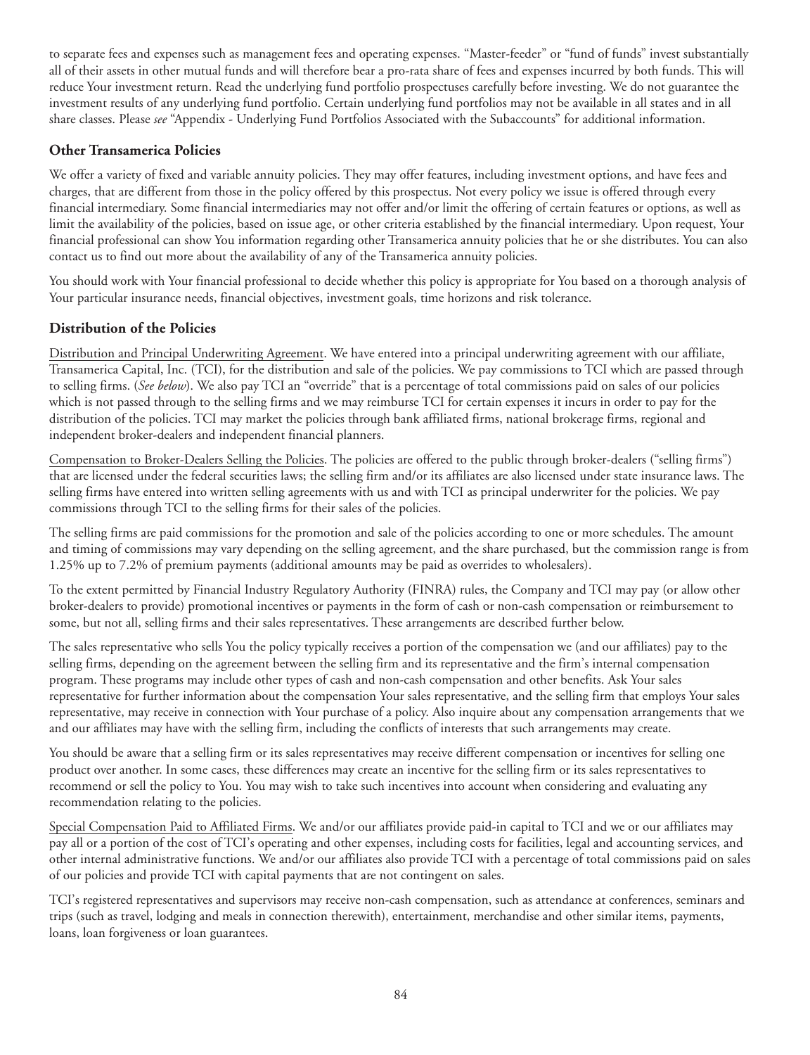to separate fees and expenses such as management fees and operating expenses. "Master-feeder" or "fund of funds" invest substantially all of their assets in other mutual funds and will therefore bear a pro-rata share of fees and expenses incurred by both funds. This will reduce Your investment return. Read the underlying fund portfolio prospectuses carefully before investing. We do not guarantee the investment results of any underlying fund portfolio. Certain underlying fund portfolios may not be available in all states and in all share classes. Please *see* "Appendix - Underlying Fund Portfolios Associated with the Subaccounts" for additional information.

### Other Transamerica Policies

We offer a variety of fixed and variable annuity policies. They may offer features, including investment options, and have fees and charges, that are different from those in the policy offered by this prospectus. Not every policy we issue is offered through every financial intermediary. Some financial intermediaries may not offer and/or limit the offering of certain features or options, as well as limit the availability of the policies, based on issue age, or other criteria established by the financial intermediary. Upon request, Your financial professional can show You information regarding other Transamerica annuity policies that he or she distributes. You can also contact us to find out more about the availability of any of the Transamerica annuity policies.

You should work with Your financial professional to decide whether this policy is appropriate for You based on a thorough analysis of Your particular insurance needs, financial objectives, investment goals, time horizons and risk tolerance.

### Distribution of the Policies

Distribution and Principal Underwriting Agreement. We have entered into a principal underwriting agreement with our affiliate, Transamerica Capital, Inc. (TCI), for the distribution and sale of the policies. We pay commissions to TCI which are passed through to selling firms. (*See below*). We also pay TCI an "override" that is a percentage of total commissions paid on sales of our policies which is not passed through to the selling firms and we may reimburse TCI for certain expenses it incurs in order to pay for the distribution of the policies. TCI may market the policies through bank affiliated firms, national brokerage firms, regional and independent broker-dealers and independent financial planners.

Compensation to Broker-Dealers Selling the Policies. The policies are offered to the public through broker-dealers ("selling firms") that are licensed under the federal securities laws; the selling firm and/or its affiliates are also licensed under state insurance laws. The selling firms have entered into written selling agreements with us and with TCI as principal underwriter for the policies. We pay commissions through TCI to the selling firms for their sales of the policies.

The selling firms are paid commissions for the promotion and sale of the policies according to one or more schedules. The amount and timing of commissions may vary depending on the selling agreement, and the share purchased, but the commission range is from 1.25% up to 7.2% of premium payments (additional amounts may be paid as overrides to wholesalers).

To the extent permitted by Financial Industry Regulatory Authority (FINRA) rules, the Company and TCI may pay (or allow other broker-dealers to provide) promotional incentives or payments in the form of cash or non-cash compensation or reimbursement to some, but not all, selling firms and their sales representatives. These arrangements are described further below.

The sales representative who sells You the policy typically receives a portion of the compensation we (and our affiliates) pay to the selling firms, depending on the agreement between the selling firm and its representative and the firm's internal compensation program. These programs may include other types of cash and non-cash compensation and other benefits. Ask Your sales representative for further information about the compensation Your sales representative, and the selling firm that employs Your sales representative, may receive in connection with Your purchase of a policy. Also inquire about any compensation arrangements that we and our affiliates may have with the selling firm, including the conflicts of interests that such arrangements may create.

You should be aware that a selling firm or its sales representatives may receive different compensation or incentives for selling one product over another. In some cases, these differences may create an incentive for the selling firm or its sales representatives to recommend or sell the policy to You. You may wish to take such incentives into account when considering and evaluating any recommendation relating to the policies.

Special Compensation Paid to Affiliated Firms. We and/or our affiliates provide paid-in capital to TCI and we or our affiliates may pay all or a portion of the cost of TCI's operating and other expenses, including costs for facilities, legal and accounting services, and other internal administrative functions. We and/or our affiliates also provide TCI with a percentage of total commissions paid on sales of our policies and provide TCI with capital payments that are not contingent on sales.

TCI's registered representatives and supervisors may receive non-cash compensation, such as attendance at conferences, seminars and trips (such as travel, lodging and meals in connection therewith), entertainment, merchandise and other similar items, payments, loans, loan forgiveness or loan guarantees.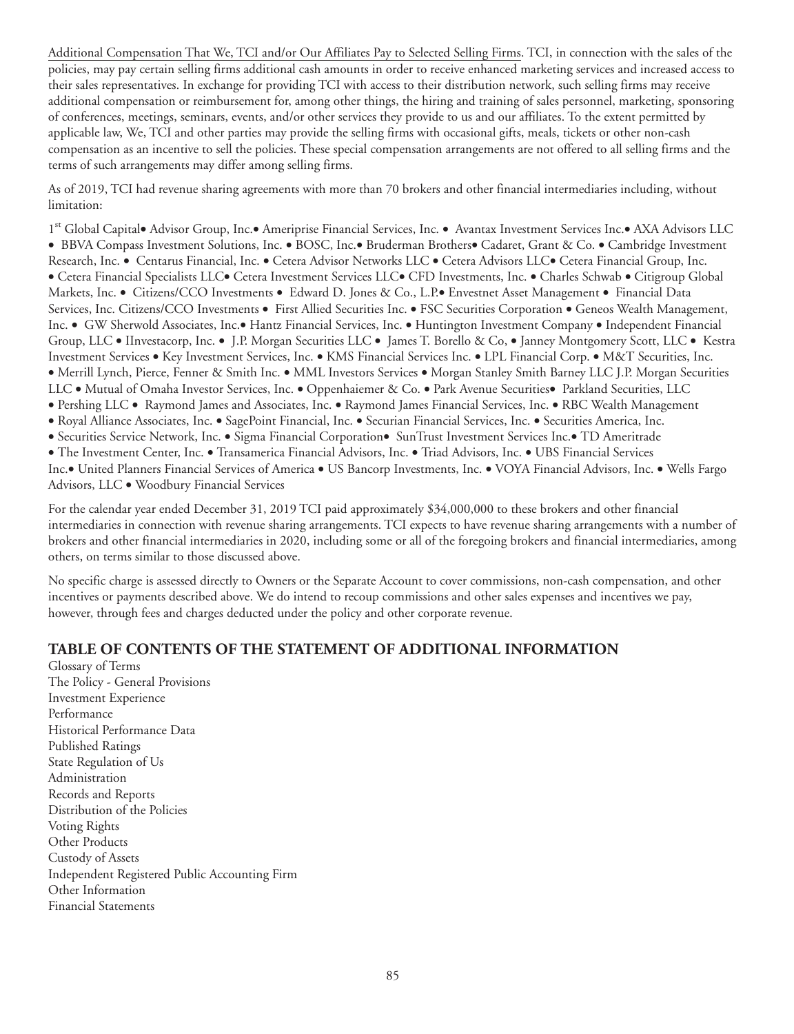Additional Compensation That We, TCI and/or Our Affiliates Pay to Selected Selling Firms. TCI, in connection with the sales of the policies, may pay certain selling firms additional cash amounts in order to receive enhanced marketing services and increased access to their sales representatives. In exchange for providing TCI with access to their distribution network, such selling firms may receive additional compensation or reimbursement for, among other things, the hiring and training of sales personnel, marketing, sponsoring of conferences, meetings, seminars, events, and/or other services they provide to us and our affiliates. To the extent permitted by applicable law, We, TCI and other parties may provide the selling firms with occasional gifts, meals, tickets or other non-cash compensation as an incentive to sell the policies. These special compensation arrangements are not offered to all selling firms and the terms of such arrangements may differ among selling firms.

As of 2019, TCI had revenue sharing agreements with more than 70 brokers and other financial intermediaries including, without limitation:

1st Global Capital• Advisor Group, Inc.• Ameriprise Financial Services, Inc. • Avantax Investment Services Inc.• AXA Advisors LLC • BBVA Compass Investment Solutions, Inc. • BOSC, Inc.• Bruderman Brothers• Cadaret, Grant & Co. • Cambridge Investment Research, Inc. • Centarus Financial, Inc. • Cetera Advisor Networks LLC • Cetera Advisors LLC• Cetera Financial Group, Inc. • Cetera Financial Specialists LLC• Cetera Investment Services LLC• CFD Investments, Inc. • Charles Schwab • Citigroup Global Markets, Inc. • Citizens/CCO Investments • Edward D. Jones & Co., L.P.• Envestnet Asset Management • Financial Data Services, Inc. Citizens/CCO Investments • First Allied Securities Inc. • FSC Securities Corporation • Geneos Wealth Management, Inc. • GW Sherwold Associates, Inc.• Hantz Financial Services, Inc. • Huntington Investment Company • Independent Financial Group, LLC • IInvestacorp, Inc. • J.P. Morgan Securities LLC • James T. Borello & Co, • Janney Montgomery Scott, LLC • Kestra Investment Services • Key Investment Services, Inc. • KMS Financial Services Inc. • LPL Financial Corp. • M&T Securities, Inc. • Merrill Lynch, Pierce, Fenner & Smith Inc. • MML Investors Services • Morgan Stanley Smith Barney LLC J.P. Morgan Securities LLC • Mutual of Omaha Investor Services, Inc. • Oppenhaiemer & Co. • Park Avenue Securities• Parkland Securities, LLC • Pershing LLC • Raymond James and Associates, Inc. • Raymond James Financial Services, Inc. • RBC Wealth Management • Royal Alliance Associates, Inc. • SagePoint Financial, Inc. • Securian Financial Services, Inc. • Securities America, Inc. • Securities Service Network, Inc. • Sigma Financial Corporation• SunTrust Investment Services Inc.• TD Ameritrade • The Investment Center, Inc. • Transamerica Financial Advisors, Inc. • Triad Advisors, Inc. • UBS Financial Services Inc.• United Planners Financial Services of America • US Bancorp Investments, Inc. • VOYA Financial Advisors, Inc. • Wells Fargo Advisors, LLC • Woodbury Financial Services

For the calendar year ended December 31, 2019 TCI paid approximately $34,000,000 to these brokers and other financial intermediaries in connection with revenue sharing arrangements. TCI expects to have revenue sharing arrangements with a number of brokers and other financial intermediaries in 2020, including some or all of the foregoing brokers and financial intermediaries, among others, on terms similar to those discussed above.

No specific charge is assessed directly to Owners or the Separate Account to cover commissions, non-cash compensation, and other incentives or payments described above. We do intend to recoup commissions and other sales expenses and incentives we pay, however, through fees and charges deducted under the policy and other corporate revenue.

## TABLE OF CONTENTS OF THE STATEMENT OF ADDITIONAL INFORMATION

Glossary of Terms
The Policy - General Provisions
Investment Experience
Performance
Historical Performance Data
Published Ratings
State Regulation of Us
Administration
Records and Reports
Distribution of the Policies
Voting Rights
Other Products
Custody of Assets
Independent Registered Public Accounting Firm
Other Information
Financial Statements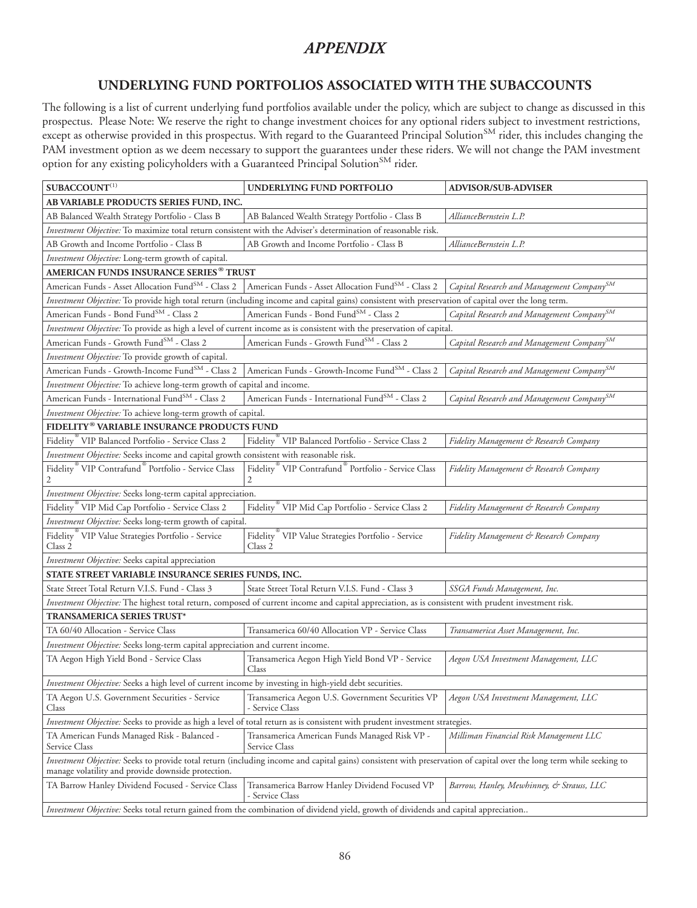# APPENDIX

## UNDERLYING FUND PORTFOLIOS ASSOCIATED WITH THE SUBACCOUNTS

The following is a list of current underlying fund portfolios available under the policy, which are subject to change as discussed in this prospectus. Please Note: We reserve the right to change investment choices for any optional riders subject to investment restrictions, except as otherwise provided in this prospectus. With regard to the Guaranteed Principal Solution℠ rider, this includes changing the PAM investment option as we deem necessary to support the guarantees under these riders. We will not change the PAM investment option for any existing policyholders with a Guaranteed Principal Solution℠ rider.

| SUBACCOUNT[(1)] | UNDERLYING FUND PORTFOLIO | ADVISOR/SUB-ADVISER |
|---|---|---|
| **AB VARIABLE PRODUCTS SERIES FUND, INC.** | | |
| AB Balanced Wealth Strategy Portfolio - Class B | AB Balanced Wealth Strategy Portfolio - Class B | *AllianceBernstein L.P.* |
| *Investment Objective:* To maximize total return consistent with the Adviser's determination of reasonable risk. | | |
| AB Growth and Income Portfolio - Class B | AB Growth and Income Portfolio - Class B | *AllianceBernstein L.P.* |
| *Investment Objective:* Long-term growth of capital. | | |
| **AMERICAN FUNDS INSURANCE SERIES® TRUST** | | |
| American Funds - Asset Allocation Fund℠ - Class 2 | American Funds - Asset Allocation Fund℠ - Class 2 | *Capital Research and Management Company℠* |
| *Investment Objective:* To provide high total return (including income and capital gains) consistent with preservation of capital over the long term. | | |
| American Funds - Bond Fund℠ - Class 2 | American Funds - Bond Fund℠ - Class 2 | *Capital Research and Management Company℠* |
| *Investment Objective:* To provide as high a level of current income as is consistent with the preservation of capital. | | |
| American Funds - Growth Fund℠ - Class 2 | American Funds - Growth Fund℠ - Class 2 | *Capital Research and Management Company℠* |
| *Investment Objective:* To provide growth of capital. | | |
| American Funds - Growth-Income Fund℠ - Class 2 | American Funds - Growth-Income Fund℠ - Class 2 | *Capital Research and Management Company℠* |
| *Investment Objective:* To achieve long-term growth of capital and income. | | |
| American Funds - International Fund℠ - Class 2 | American Funds - International Fund℠ - Class 2 | *Capital Research and Management Company℠* |
| *Investment Objective:* To achieve long-term growth of capital. | | |
| **FIDELITY® VARIABLE INSURANCE PRODUCTS FUND** | | |
| Fidelity® VIP Balanced Portfolio - Service Class 2 | Fidelity® VIP Balanced Portfolio - Service Class 2 | *Fidelity Management & Research Company* |
| *Investment Objective:* Seeks income and capital growth consistent with reasonable risk. | | |
| Fidelity® VIP Contrafund® Portfolio - Service Class 2 | Fidelity® VIP Contrafund® Portfolio - Service Class 2 | *Fidelity Management & Research Company* |
| *Investment Objective:* Seeks long-term capital appreciation. | | |
| Fidelity® VIP Mid Cap Portfolio - Service Class 2 | Fidelity® VIP Mid Cap Portfolio - Service Class 2 | *Fidelity Management & Research Company* |
| *Investment Objective:* Seeks long-term growth of capital. | | |
| Fidelity® VIP Value Strategies Portfolio - Service Class 2 | Fidelity® VIP Value Strategies Portfolio - Service Class 2 | *Fidelity Management & Research Company* |
| *Investment Objective:* Seeks capital appreciation | | |
| **STATE STREET VARIABLE INSURANCE SERIES FUNDS, INC.** | | |
| State Street Total Return V.I.S. Fund - Class 3 | State Street Total Return V.I.S. Fund - Class 3 | *SSGA Funds Management, Inc.* |
| *Investment Objective:* The highest total return, composed of current income and capital appreciation, as is consistent with prudent investment risk. | | |
| **TRANSAMERICA SERIES TRUST*** | | |
| TA 60/40 Allocation - Service Class | Transamerica 60/40 Allocation VP - Service Class | *Transamerica Asset Management, Inc.* |
| *Investment Objective:* Seeks long-term capital appreciation and current income. | | |
| TA Aegon High Yield Bond - Service Class | Transamerica Aegon High Yield Bond VP - Service Class | *Aegon USA Investment Management, LLC* |
| *Investment Objective:* Seeks a high level of current income by investing in high-yield debt securities. | | |
| TA Aegon U.S. Government Securities - Service Class | Transamerica Aegon U.S. Government Securities VP - Service Class | *Aegon USA Investment Management, LLC* |
| *Investment Objective:* Seeks to provide as high a level of total return as is consistent with prudent investment strategies. | | |
| TA American Funds Managed Risk - Balanced - Service Class | Transamerica American Funds Managed Risk VP - Service Class | *Milliman Financial Risk Management LLC* |
| *Investment Objective:* Seeks to provide total return (including income and capital gains) consistent with preservation of capital over the long term while seeking to manage volatility and provide downside protection. | | |
| TA Barrow Hanley Dividend Focused - Service Class | Transamerica Barrow Hanley Dividend Focused VP - Service Class | *Barrow, Hanley, Mewhinney, & Strauss, LLC* |
| *Investment Objective:* Seeks total return gained from the combination of dividend yield, growth of dividends and capital appreciation.. | | |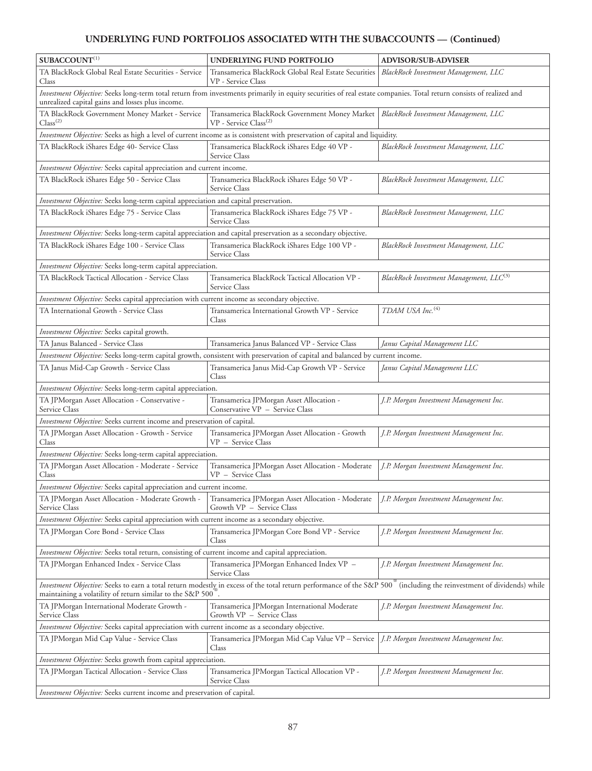## UNDERLYING FUND PORTFOLIOS ASSOCIATED WITH THE SUBACCOUNTS — (Continued)

| SUBACCOUNT[(1)] | UNDERLYING FUND PORTFOLIO | ADVISOR/SUB-ADVISER |
|---|---|---|
| TA BlackRock Global Real Estate Securities - Service Class | Transamerica BlackRock Global Real Estate Securities VP - Service Class | *BlackRock Investment Management, LLC* |
| *Investment Objective:* Seeks long-term total return from investments primarily in equity securities of real estate companies. Total return consists of realized and unrealized capital gains and losses plus income. | | |
| TA BlackRock Government Money Market - Service Class[(2)] | Transamerica BlackRock Government Money Market VP - Service Class[(2)] | *BlackRock Investment Management, LLC* |
| *Investment Objective:* Seeks as high a level of current income as is consistent with preservation of capital and liquidity. | | |
| TA BlackRock iShares Edge 40- Service Class | Transamerica BlackRock iShares Edge 40 VP - Service Class | *BlackRock Investment Management, LLC* |
| *Investment Objective:* Seeks capital appreciation and current income. | | |
| TA BlackRock iShares Edge 50 - Service Class | Transamerica BlackRock iShares Edge 50 VP - Service Class | *BlackRock Investment Management, LLC* |
| *Investment Objective:* Seeks long-term capital appreciation and capital preservation. | | |
| TA BlackRock iShares Edge 75 - Service Class | Transamerica BlackRock iShares Edge 75 VP - Service Class | *BlackRock Investment Management, LLC* |
| *Investment Objective:* Seeks long-term capital appreciation and capital preservation as a secondary objective. | | |
| TA BlackRock iShares Edge 100 - Service Class | Transamerica BlackRock iShares Edge 100 VP - Service Class | *BlackRock Investment Management, LLC* |
| *Investment Objective:* Seeks long-term capital appreciation. | | |
| TA BlackRock Tactical Allocation - Service Class | Transamerica BlackRock Tactical Allocation VP - Service Class | *BlackRock Investment Management, LLC*[(3)] |
| *Investment Objective:* Seeks capital appreciation with current income as secondary objective. | | |
| TA International Growth - Service Class | Transamerica International Growth VP - Service Class | *TDAM USA Inc.*[(4)] |
| *Investment Objective:* Seeks capital growth. | | |
| TA Janus Balanced - Service Class | Transamerica Janus Balanced VP - Service Class | *Janus Capital Management LLC* |
| *Investment Objective:* Seeks long-term capital growth, consistent with preservation of capital and balanced by current income. | | |
| TA Janus Mid-Cap Growth - Service Class | Transamerica Janus Mid-Cap Growth VP - Service Class | *Janus Capital Management LLC* |
| *Investment Objective:* Seeks long-term capital appreciation. | | |
| TA JPMorgan Asset Allocation - Conservative - Service Class | Transamerica JPMorgan Asset Allocation - Conservative VP – Service Class | *J.P. Morgan Investment Management Inc.* |
| *Investment Objective:* Seeks current income and preservation of capital. | | |
| TA JPMorgan Asset Allocation - Growth - Service Class | Transamerica JPMorgan Asset Allocation - Growth VP – Service Class | *J.P. Morgan Investment Management Inc.* |
| *Investment Objective:* Seeks long-term capital appreciation. | | |
| TA JPMorgan Asset Allocation - Moderate - Service Class | Transamerica JPMorgan Asset Allocation - Moderate VP – Service Class | *J.P. Morgan Investment Management Inc.* |
| *Investment Objective:* Seeks capital appreciation and current income. | | |
| TA JPMorgan Asset Allocation - Moderate Growth - Service Class | Transamerica JPMorgan Asset Allocation - Moderate Growth VP – Service Class | *J.P. Morgan Investment Management Inc.* |
| *Investment Objective:* Seeks capital appreciation with current income as a secondary objective. | | |
| TA JPMorgan Core Bond - Service Class | Transamerica JPMorgan Core Bond VP - Service Class | *J.P. Morgan Investment Management Inc.* |
| *Investment Objective:* Seeks total return, consisting of current income and capital appreciation. | | |
| TA JPMorgan Enhanced Index - Service Class | Transamerica JPMorgan Enhanced Index VP – Service Class | *J.P. Morgan Investment Management Inc.* |
| *Investment Objective:* Seeks to earn a total return modestly in excess of the total return performance of the S&P 500® (including the reinvestment of dividends) while maintaining a volatility of return similar to the S&P 500®. | | |
| TA JPMorgan International Moderate Growth - Service Class | Transamerica JPMorgan International Moderate Growth VP – Service Class | *J.P. Morgan Investment Management Inc.* |
| *Investment Objective:* Seeks capital appreciation with current income as a secondary objective. | | |
| TA JPMorgan Mid Cap Value - Service Class | Transamerica JPMorgan Mid Cap Value VP – Service Class | *J.P. Morgan Investment Management Inc.* |
| *Investment Objective:* Seeks growth from capital appreciation. | | |
| TA JPMorgan Tactical Allocation - Service Class | Transamerica JPMorgan Tactical Allocation VP - Service Class | *J.P. Morgan Investment Management Inc.* |
| *Investment Objective:* Seeks current income and preservation of capital. | | |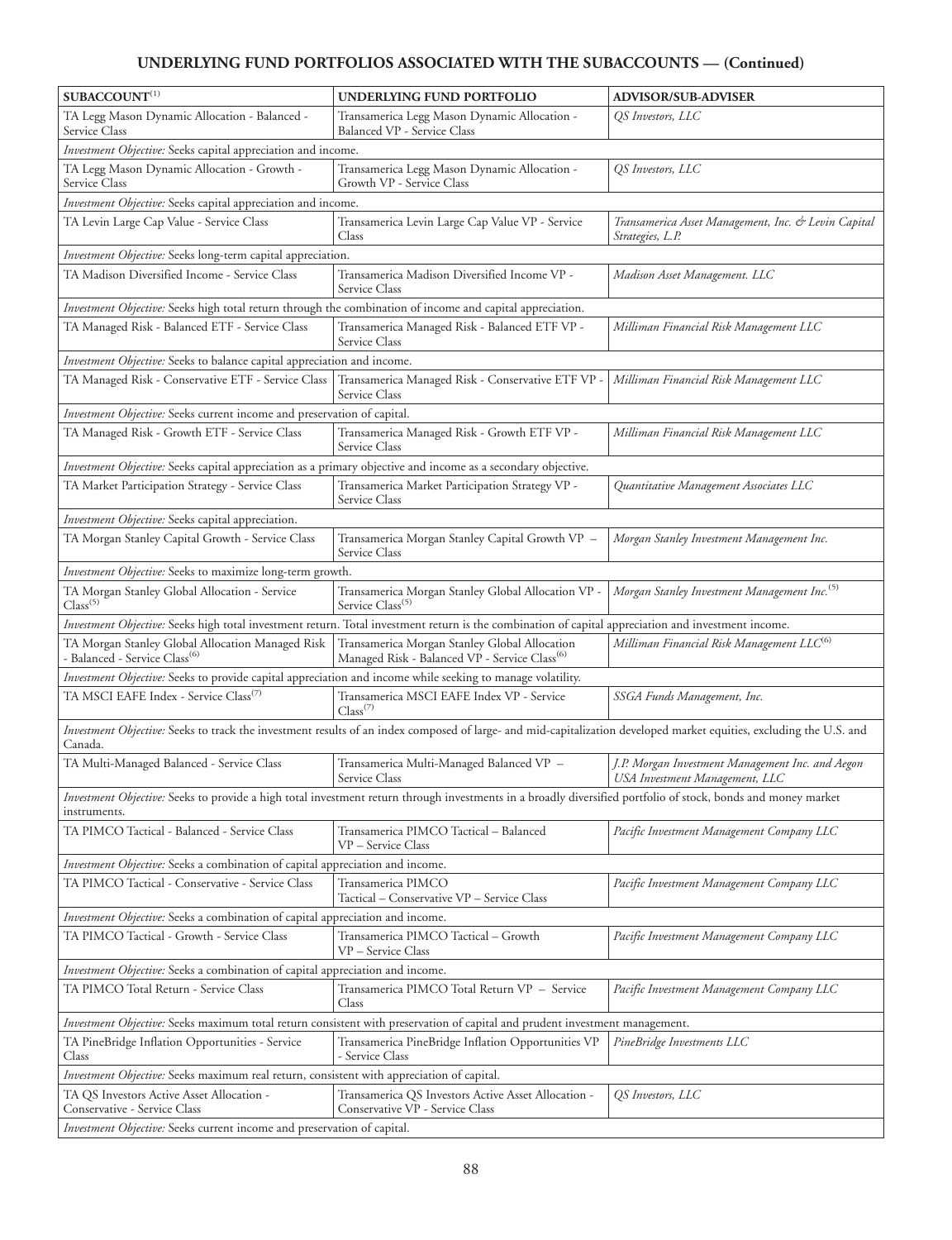## UNDERLYING FUND PORTFOLIOS ASSOCIATED WITH THE SUBACCOUNTS — (Continued)

| SUBACCOUNT[1] | UNDERLYING FUND PORTFOLIO | ADVISOR/SUB-ADVISER |
|---|---|---|
| TA Legg Mason Dynamic Allocation - Balanced - Service Class | Transamerica Legg Mason Dynamic Allocation - Balanced VP - Service Class | *QS Investors, LLC* |
| *Investment Objective:* Seeks capital appreciation and income. | | |
| TA Legg Mason Dynamic Allocation - Growth - Service Class | Transamerica Legg Mason Dynamic Allocation - Growth VP - Service Class | *QS Investors, LLC* |
| *Investment Objective:* Seeks capital appreciation and income. | | |
| TA Levin Large Cap Value - Service Class | Transamerica Levin Large Cap Value VP - Service Class | *Transamerica Asset Management, Inc. & Levin Capital Strategies, L.P.* |
| *Investment Objective:* Seeks long-term capital appreciation. | | |
| TA Madison Diversified Income - Service Class | Transamerica Madison Diversified Income VP - Service Class | *Madison Asset Management. LLC* |
| *Investment Objective:* Seeks high total return through the combination of income and capital appreciation. | | |
| TA Managed Risk - Balanced ETF - Service Class | Transamerica Managed Risk - Balanced ETF VP - Service Class | *Milliman Financial Risk Management LLC* |
| *Investment Objective:* Seeks to balance capital appreciation and income. | | |
| TA Managed Risk - Conservative ETF - Service Class | Transamerica Managed Risk - Conservative ETF VP - Service Class | *Milliman Financial Risk Management LLC* |
| *Investment Objective:* Seeks current income and preservation of capital. | | |
| TA Managed Risk - Growth ETF - Service Class | Transamerica Managed Risk - Growth ETF VP - Service Class | *Milliman Financial Risk Management LLC* |
| *Investment Objective:* Seeks capital appreciation as a primary objective and income as a secondary objective. | | |
| TA Market Participation Strategy - Service Class | Transamerica Market Participation Strategy VP - Service Class | *Quantitative Management Associates LLC* |
| *Investment Objective:* Seeks capital appreciation. | | |
| TA Morgan Stanley Capital Growth - Service Class | Transamerica Morgan Stanley Capital Growth VP – Service Class | *Morgan Stanley Investment Management Inc.* |
| *Investment Objective:* Seeks to maximize long-term growth. | | |
| TA Morgan Stanley Global Allocation - Service Class[5] | Transamerica Morgan Stanley Global Allocation VP - Service Class[5] | *Morgan Stanley Investment Management Inc.*[5] |
| *Investment Objective:* Seeks high total investment return. Total investment return is the combination of capital appreciation and investment income. | | |
| TA Morgan Stanley Global Allocation Managed Risk - Balanced - Service Class[6] | Transamerica Morgan Stanley Global Allocation Managed Risk - Balanced VP - Service Class[6] | *Milliman Financial Risk Management LLC*[6] |
| *Investment Objective:* Seeks to provide capital appreciation and income while seeking to manage volatility. | | |
| TA MSCI EAFE Index - Service Class[7] | Transamerica MSCI EAFE Index VP - Service Class[7] | *SSGA Funds Management, Inc.* |
| *Investment Objective:* Seeks to track the investment results of an index composed of large- and mid-capitalization developed market equities, excluding the U.S. and Canada. | | |
| TA Multi-Managed Balanced - Service Class | Transamerica Multi-Managed Balanced VP – Service Class | *J.P. Morgan Investment Management Inc. and Aegon USA Investment Management, LLC* |
| *Investment Objective:* Seeks to provide a high total investment return through investments in a broadly diversified portfolio of stock, bonds and money market instruments. | | |
| TA PIMCO Tactical - Balanced - Service Class | Transamerica PIMCO Tactical – Balanced VP – Service Class | *Pacific Investment Management Company LLC* |
| *Investment Objective:* Seeks a combination of capital appreciation and income. | | |
| TA PIMCO Tactical - Conservative - Service Class | Transamerica PIMCO Tactical – Conservative VP – Service Class | *Pacific Investment Management Company LLC* |
| *Investment Objective:* Seeks a combination of capital appreciation and income. | | |
| TA PIMCO Tactical - Growth - Service Class | Transamerica PIMCO Tactical – Growth VP – Service Class | *Pacific Investment Management Company LLC* |
| *Investment Objective:* Seeks a combination of capital appreciation and income. | | |
| TA PIMCO Total Return - Service Class | Transamerica PIMCO Total Return VP – Service Class | *Pacific Investment Management Company LLC* |
| *Investment Objective:* Seeks maximum total return consistent with preservation of capital and prudent investment management. | | |
| TA PineBridge Inflation Opportunities - Service Class | Transamerica PineBridge Inflation Opportunities VP - Service Class | *PineBridge Investments LLC* |
| *Investment Objective:* Seeks maximum real return, consistent with appreciation of capital. | | |
| TA QS Investors Active Asset Allocation - Conservative - Service Class | Transamerica QS Investors Active Asset Allocation - Conservative VP - Service Class | *QS Investors, LLC* |
| *Investment Objective:* Seeks current income and preservation of capital. | | |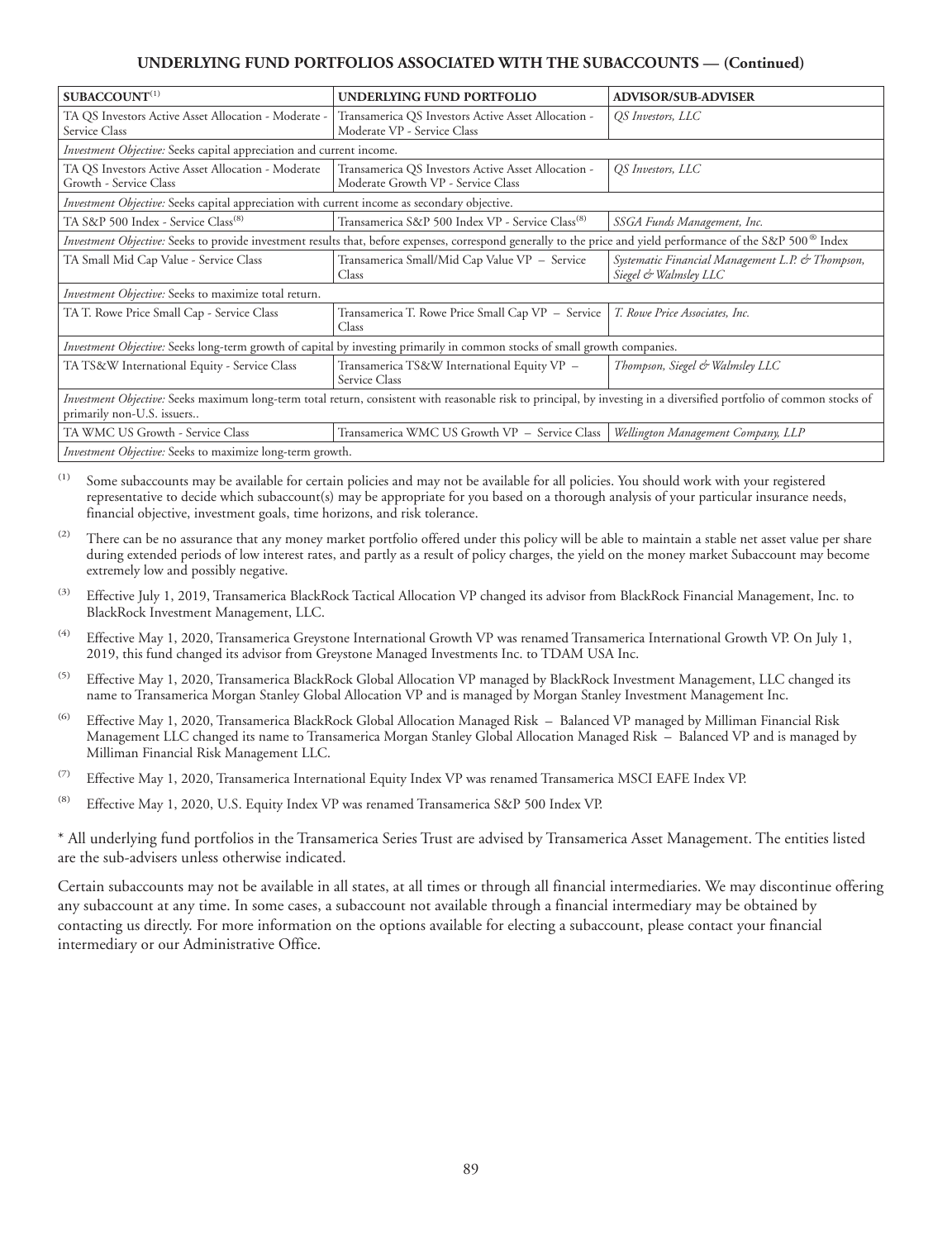**UNDERLYING FUND PORTFOLIOS ASSOCIATED WITH THE SUBACCOUNTS — (Continued)**

| SUBACCOUNT[1] | UNDERLYING FUND PORTFOLIO | ADVISOR/SUB-ADVISER |
|---|---|---|
| TA QS Investors Active Asset Allocation - Moderate - Service Class | Transamerica QS Investors Active Asset Allocation - Moderate VP - Service Class | *QS Investors, LLC* |
| *Investment Objective:* Seeks capital appreciation and current income. | | |
| TA QS Investors Active Asset Allocation - Moderate Growth - Service Class | Transamerica QS Investors Active Asset Allocation - Moderate Growth VP - Service Class | *QS Investors, LLC* |
| *Investment Objective:* Seeks capital appreciation with current income as secondary objective. | | |
| TA S&P 500 Index - Service Class[8] | Transamerica S&P 500 Index VP - Service Class[8] | *SSGA Funds Management, Inc.* |
| *Investment Objective:* Seeks to provide investment results that, before expenses, correspond generally to the price and yield performance of the S&P 500® Index | | |
| TA Small Mid Cap Value - Service Class | Transamerica Small/Mid Cap Value VP – Service Class | *Systematic Financial Management L.P. & Thompson, Siegel & Walmsley LLC* |
| *Investment Objective:* Seeks to maximize total return. | | |
| TA T. Rowe Price Small Cap - Service Class | Transamerica T. Rowe Price Small Cap VP – Service Class | *T. Rowe Price Associates, Inc.* |
| *Investment Objective:* Seeks long-term growth of capital by investing primarily in common stocks of small growth companies. | | |
| TA TS&W International Equity - Service Class | Transamerica TS&W International Equity VP – Service Class | *Thompson, Siegel & Walmsley LLC* |
| *Investment Objective:* Seeks maximum long-term total return, consistent with reasonable risk to principal, by investing in a diversified portfolio of common stocks of primarily non-U.S. issuers.. | | |
| TA WMC US Growth - Service Class | Transamerica WMC US Growth VP – Service Class | *Wellington Management Company, LLP* |
| *Investment Objective:* Seeks to maximize long-term growth. | | |

(1) Some subaccounts may be available for certain policies and may not be available for all policies. You should work with your registered representative to decide which subaccount(s) may be appropriate for you based on a thorough analysis of your particular insurance needs, financial objective, investment goals, time horizons, and risk tolerance.

(2) There can be no assurance that any money market portfolio offered under this policy will be able to maintain a stable net asset value per share during extended periods of low interest rates, and partly as a result of policy charges, the yield on the money market Subaccount may become extremely low and possibly negative.

(3) Effective July 1, 2019, Transamerica BlackRock Tactical Allocation VP changed its advisor from BlackRock Financial Management, Inc. to BlackRock Investment Management, LLC.

(4) Effective May 1, 2020, Transamerica Greystone International Growth VP was renamed Transamerica International Growth VP. On July 1, 2019, this fund changed its advisor from Greystone Managed Investments Inc. to TDAM USA Inc.

(5) Effective May 1, 2020, Transamerica BlackRock Global Allocation VP managed by BlackRock Investment Management, LLC changed its name to Transamerica Morgan Stanley Global Allocation VP and is managed by Morgan Stanley Investment Management Inc.

(6) Effective May 1, 2020, Transamerica BlackRock Global Allocation Managed Risk – Balanced VP managed by Milliman Financial Risk Management LLC changed its name to Transamerica Morgan Stanley Global Allocation Managed Risk – Balanced VP and is managed by Milliman Financial Risk Management LLC.

(7) Effective May 1, 2020, Transamerica International Equity Index VP was renamed Transamerica MSCI EAFE Index VP.

(8) Effective May 1, 2020, U.S. Equity Index VP was renamed Transamerica S&P 500 Index VP.

* All underlying fund portfolios in the Transamerica Series Trust are advised by Transamerica Asset Management. The entities listed are the sub-advisers unless otherwise indicated.

Certain subaccounts may not be available in all states, at all times or through all financial intermediaries. We may discontinue offering any subaccount at any time. In some cases, a subaccount not available through a financial intermediary may be obtained by contacting us directly. For more information on the options available for electing a subaccount, please contact your financial intermediary or our Administrative Office.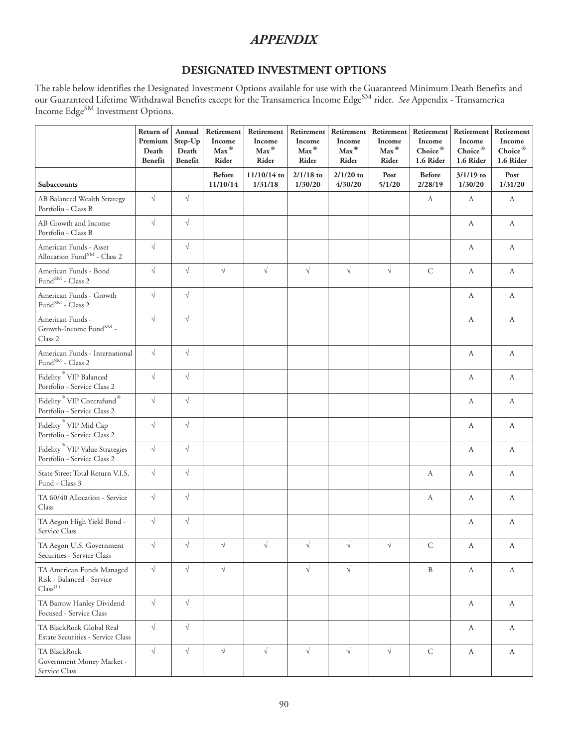# APPENDIX

## DESIGNATED INVESTMENT OPTIONS

The table below identifies the Designated Investment Options available for use with the Guaranteed Minimum Death Benefits and our Guaranteed Lifetime Withdrawal Benefits except for the Transamerica Income Edge[SM] rider. *See* Appendix - Transamerica Income Edge[SM] Investment Options.

| | Return of Premium Death Benefit | Annual Step-Up Death Benefit | Retirement Income Max® Rider | Retirement Income Max® Rider | Retirement Income Max® Rider | Retirement Income Max® Rider | Retirement Income Max® Rider | Retirement Income Choice® 1.6 Rider | Retirement Income Choice® 1.6 Rider | Retirement Income Choice® 1.6 Rider |
|---|---|---|---|---|---|---|---|---|---|---|
| **Subaccounts** | | | **Before 11/10/14** | **11/10/14 to 1/31/18** | **2/1/18 to 1/30/20** | **2/1/20 to 4/30/20** | **Post 5/1/20** | **Before 2/28/19** | **3/1/19 to 1/30/20** | **Post 1/31/20** |
| AB Balanced Wealth Strategy Portfolio - Class B | √ | √ | | | | | | A | A | A |
| AB Growth and Income Portfolio - Class B | √ | √ | | | | | | | A | A |
| American Funds - Asset Allocation Fund[SM] - Class 2 | √ | √ | | | | | | | A | A |
| American Funds - Bond Fund[SM] - Class 2 | √ | √ | √ | √ | √ | √ | √ | C | A | A |
| American Funds - Growth Fund[SM] - Class 2 | √ | √ | | | | | | | A | A |
| American Funds - Growth-Income Fund[SM] - Class 2 | √ | √ | | | | | | | A | A |
| American Funds - International Fund[SM] - Class 2 | √ | √ | | | | | | | A | A |
| Fidelity® VIP Balanced Portfolio - Service Class 2 | √ | √ | | | | | | | A | A |
| Fidelity® VIP Contrafund® Portfolio - Service Class 2 | √ | √ | | | | | | | A | A |
| Fidelity® VIP Mid Cap Portfolio - Service Class 2 | √ | √ | | | | | | | A | A |
| Fidelity® VIP Value Strategies Portfolio - Service Class 2 | √ | √ | | | | | | | A | A |
| State Street Total Return V.I.S. Fund - Class 3 | √ | √ | | | | | | A | A | A |
| TA 60/40 Allocation - Service Class | √ | √ | | | | | | A | A | A |
| TA Aegon High Yield Bond - Service Class | √ | √ | | | | | | | A | A |
| TA Aegon U.S. Government Securities - Service Class | √ | √ | √ | √ | √ | √ | √ | C | A | A |
| TA American Funds Managed Risk - Balanced - Service Class[(1)] | √ | √ | √ | | √ | √ | | B | A | A |
| TA Barrow Hanley Dividend Focused - Service Class | √ | √ | | | | | | | A | A |
| TA BlackRock Global Real Estate Securities - Service Class | √ | √ | | | | | | | A | A |
| TA BlackRock Government Money Market - Service Class | √ | √ | √ | √ | √ | √ | √ | C | A | A |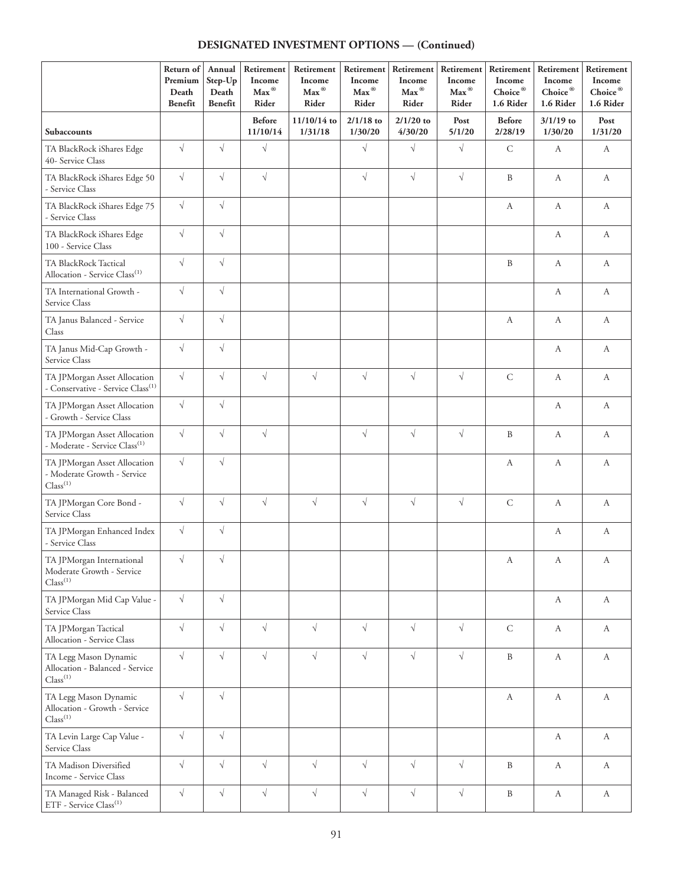## DESIGNATED INVESTMENT OPTIONS — (Continued)

| Subaccounts | Return of Premium Death Benefit | Annual Step-Up Death Benefit | Retirement Income Max® Rider Before 11/10/14 | Retirement Income Max® Rider 11/10/14 to 1/31/18 | Retirement Income Max® Rider 2/1/18 to 1/30/20 | Retirement Income Max® Rider 2/1/20 to 4/30/20 | Retirement Income Max® Rider Post 5/1/20 | Retirement Income Choice® 1.6 Rider Before 2/28/19 | Retirement Income Choice® 1.6 Rider 3/1/19 to 1/30/20 | Retirement Income Choice® 1.6 Rider Post 1/31/20 |
|---|---|---|---|---|---|---|---|---|---|---|
| TA BlackRock iShares Edge 40- Service Class | √ | √ | √ | | √ | √ | √ | C | A | A |
| TA BlackRock iShares Edge 50 - Service Class | √ | √ | √ | | √ | √ | √ | B | A | A |
| TA BlackRock iShares Edge 75 - Service Class | √ | √ | | | | | | A | A | A |
| TA BlackRock iShares Edge 100 - Service Class | √ | √ | | | | | | | A | A |
| TA BlackRock Tactical Allocation - Service Class(1) | √ | √ | | | | | | B | A | A |
| TA International Growth - Service Class | √ | √ | | | | | | | A | A |
| TA Janus Balanced - Service Class | √ | √ | | | | | | A | A | A |
| TA Janus Mid-Cap Growth - Service Class | √ | √ | | | | | | | A | A |
| TA JPMorgan Asset Allocation - Conservative - Service Class(1) | √ | √ | √ | √ | √ | √ | √ | C | A | A |
| TA JPMorgan Asset Allocation - Growth - Service Class | √ | √ | | | | | | | A | A |
| TA JPMorgan Asset Allocation - Moderate - Service Class(1) | √ | √ | √ | | √ | √ | √ | B | A | A |
| TA JPMorgan Asset Allocation - Moderate Growth - Service Class(1) | √ | √ | | | | | | A | A | A |
| TA JPMorgan Core Bond - Service Class | √ | √ | √ | √ | √ | √ | √ | C | A | A |
| TA JPMorgan Enhanced Index - Service Class | √ | √ | | | | | | | A | A |
| TA JPMorgan International Moderate Growth - Service Class(1) | √ | √ | | | | | | A | A | A |
| TA JPMorgan Mid Cap Value - Service Class | √ | √ | | | | | | | A | A |
| TA JPMorgan Tactical Allocation - Service Class | √ | √ | √ | √ | √ | √ | √ | C | A | A |
| TA Legg Mason Dynamic Allocation - Balanced - Service Class(1) | √ | √ | √ | √ | √ | √ | √ | B | A | A |
| TA Legg Mason Dynamic Allocation - Growth - Service Class(1) | √ | √ | | | | | | A | A | A |
| TA Levin Large Cap Value - Service Class | √ | √ | | | | | | | A | A |
| TA Madison Diversified Income - Service Class | √ | √ | √ | √ | √ | √ | √ | B | A | A |
| TA Managed Risk - Balanced ETF - Service Class(1) | √ | √ | √ | √ | √ | √ | √ | B | A | A |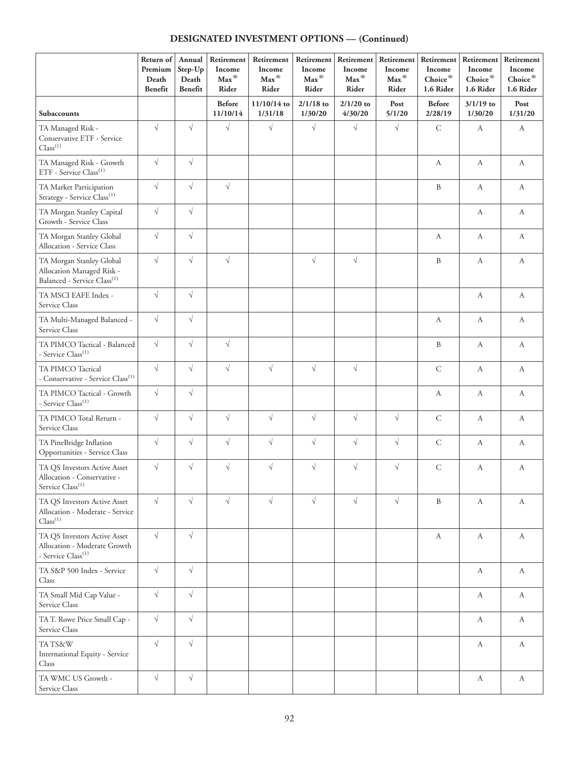## DESIGNATED INVESTMENT OPTIONS — (Continued)

| Subaccounts | Return of Premium Death Benefit | Annual Step-Up Death Benefit | Retirement Income Max® Rider Before 11/10/14 | Retirement Income Max® Rider 11/10/14 to 1/31/18 | Retirement Income Max® Rider 2/1/18 to 1/30/20 | Retirement Income Max® Rider 2/1/20 to 4/30/20 | Retirement Income Max® Rider Post 5/1/20 | Retirement Income Choice® 1.6 Rider Before 2/28/19 | Retirement Income Choice® 1.6 Rider 3/1/19 to 1/30/20 | Retirement Income Choice® 1.6 Rider Post 1/31/20 |
|---|---|---|---|---|---|---|---|---|---|---|
| TA Managed Risk - Conservative ETF - Service Class[(1)] | √ | √ | √ | √ | √ | √ | √ | C | A | A |
| TA Managed Risk - Growth ETF - Service Class[(1)] | √ | √ | | | | | | A | A | A |
| TA Market Participation Strategy - Service Class[(1)] | √ | √ | √ | | | | | B | A | A |
| TA Morgan Stanley Capital Growth - Service Class | √ | √ | | | | | | | A | A |
| TA Morgan Stanley Global Allocation - Service Class | √ | √ | | | | | | A | A | A |
| TA Morgan Stanley Global Allocation Managed Risk - Balanced - Service Class[(1)] | √ | √ | √ | | √ | √ | | B | A | A |
| TA MSCI EAFE Index - Service Class | √ | √ | | | | | | | A | A |
| TA Multi-Managed Balanced - Service Class | √ | √ | | | | | | A | A | A |
| TA PIMCO Tactical - Balanced - Service Class[(1)] | √ | √ | √ | | | | | B | A | A |
| TA PIMCO Tactical - Conservative - Service Class[(1)] | √ | √ | √ | √ | √ | √ | | C | A | A |
| TA PIMCO Tactical - Growth - Service Class[(1)] | √ | √ | | | | | | A | A | A |
| TA PIMCO Total Return - Service Class | √ | √ | √ | √ | √ | √ | √ | C | A | A |
| TA PineBridge Inflation Opportunities - Service Class | √ | √ | √ | √ | √ | √ | √ | C | A | A |
| TA QS Investors Active Asset Allocation - Conservative - Service Class[(1)] | √ | √ | √ | √ | √ | √ | √ | C | A | A |
| TA QS Investors Active Asset Allocation - Moderate - Service Class[(1)] | √ | √ | √ | √ | √ | √ | √ | B | A | A |
| TA QS Investors Active Asset Allocation - Moderate Growth - Service Class[(1)] | √ | √ | | | | | | A | A | A |
| TA S&P 500 Index - Service Class | √ | √ | | | | | | | A | A |
| TA Small Mid Cap Value - Service Class | √ | √ | | | | | | | A | A |
| TA T. Rowe Price Small Cap - Service Class | √ | √ | | | | | | | A | A |
| TA TS&W International Equity - Service Class | √ | √ | | | | | | | A | A |
| TA WMC US Growth - Service Class | √ | √ | | | | | | | A | A |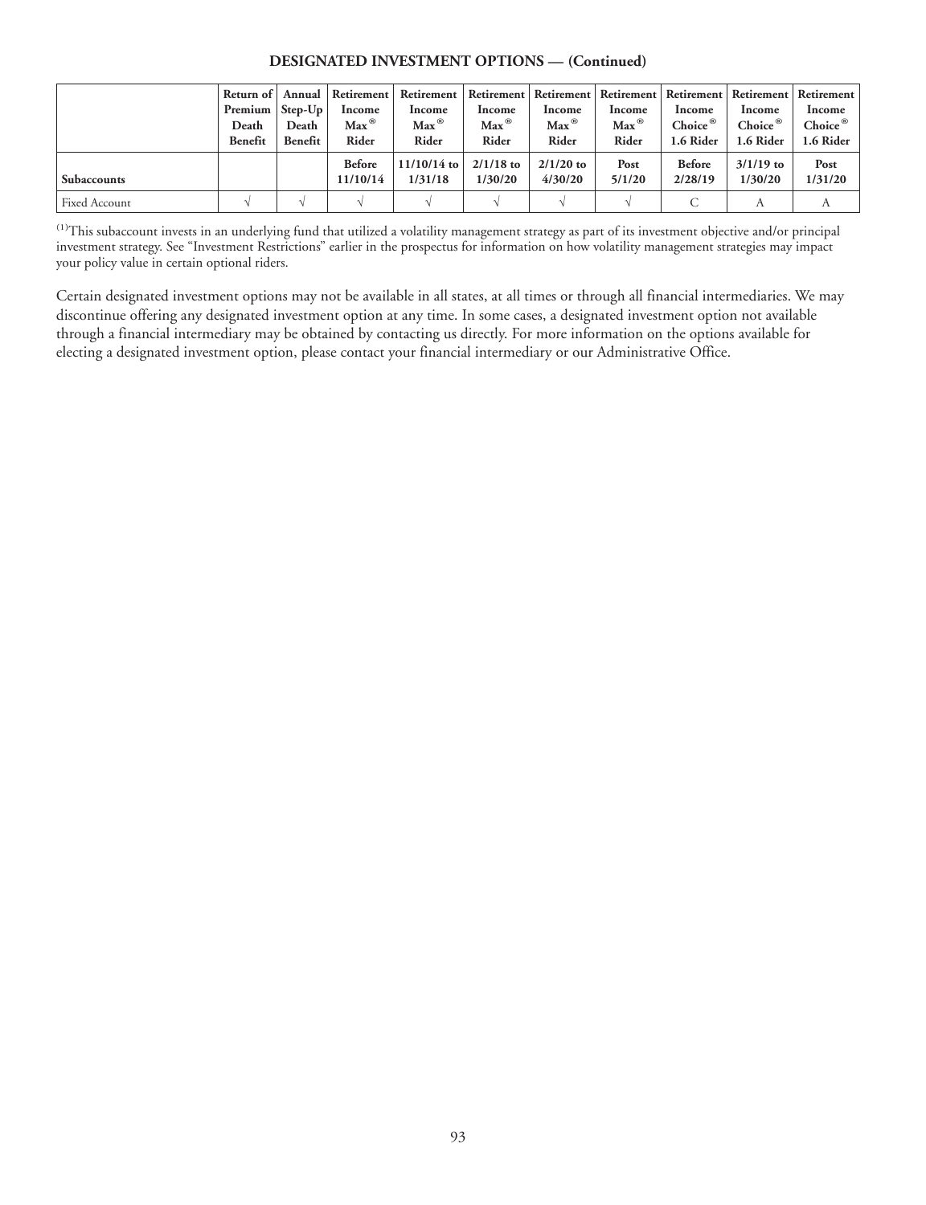**DESIGNATED INVESTMENT OPTIONS — (Continued)**

| | Return of Premium Death Benefit | Annual Step-Up Death Benefit | Retirement Income Max® Rider | Retirement Income Max® Rider | Retirement Income Max® Rider | Retirement Income Max® Rider | Retirement Income Max® Rider | Retirement Income Choice® 1.6 Rider | Retirement Income Choice® 1.6 Rider | Retirement Income Choice® 1.6 Rider |
|---|---|---|---|---|---|---|---|---|---|---|
| **Subaccounts** | | | **Before 11/10/14** | **11/10/14 to 1/31/18** | **2/1/18 to 1/30/20** | **2/1/20 to 4/30/20** | **Post 5/1/20** | **Before 2/28/19** | **3/1/19 to 1/30/20** | **Post 1/31/20** |
| Fixed Account | √ | √ | √ | √ | √ | √ | √ | C | A | A |

(1)This subaccount invests in an underlying fund that utilized a volatility management strategy as part of its investment objective and/or principal investment strategy. See "Investment Restrictions" earlier in the prospectus for information on how volatility management strategies may impact your policy value in certain optional riders.

Certain designated investment options may not be available in all states, at all times or through all financial intermediaries. We may discontinue offering any designated investment option at any time. In some cases, a designated investment option not available through a financial intermediary may be obtained by contacting us directly. For more information on the options available for electing a designated investment option, please contact your financial intermediary or our Administrative Office.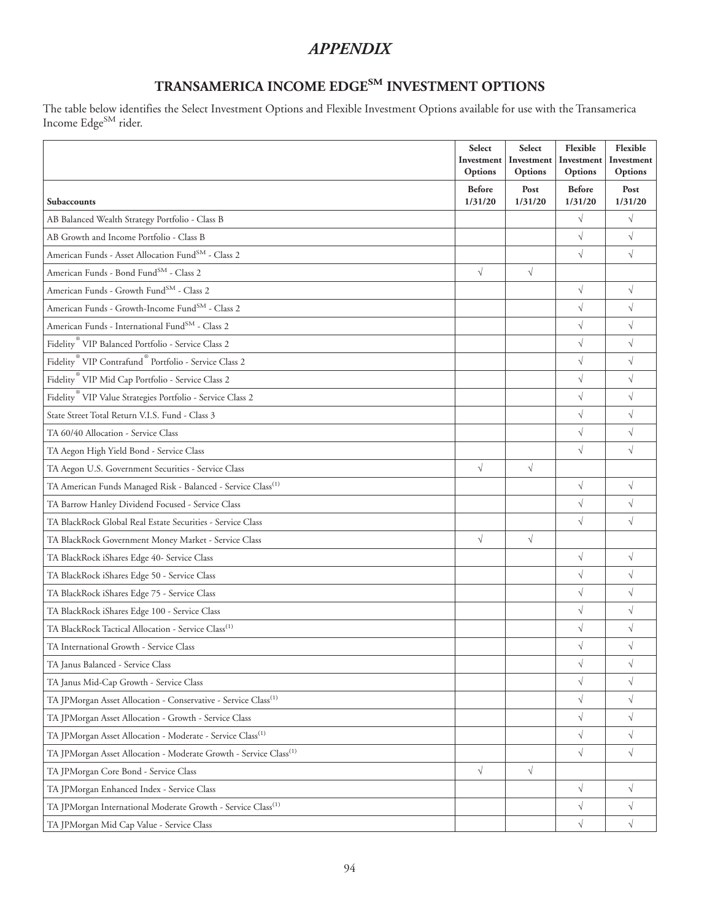# *APPENDIX*

## TRANSAMERICA INCOME EDGE[SM] INVESTMENT OPTIONS

The table below identifies the Select Investment Options and Flexible Investment Options available for use with the Transamerica Income Edge[SM] rider.

| | Select Investment Options | Select Investment Options | Flexible Investment Options | Flexible Investment Options |
|---|---|---|---|---|
| **Subaccounts** | **Before 1/31/20** | **Post 1/31/20** | **Before 1/31/20** | **Post 1/31/20** |
| AB Balanced Wealth Strategy Portfolio - Class B | | | √ | √ |
| AB Growth and Income Portfolio - Class B | | | √ | √ |
| American Funds - Asset Allocation Fund[SM] - Class 2 | | | √ | √ |
| American Funds - Bond Fund[SM] - Class 2 | √ | √ | | |
| American Funds - Growth Fund[SM] - Class 2 | | | √ | √ |
| American Funds - Growth-Income Fund[SM] - Class 2 | | | √ | √ |
| American Funds - International Fund[SM] - Class 2 | | | √ | √ |
| Fidelity® VIP Balanced Portfolio - Service Class 2 | | | √ | √ |
| Fidelity® VIP Contrafund® Portfolio - Service Class 2 | | | √ | √ |
| Fidelity® VIP Mid Cap Portfolio - Service Class 2 | | | √ | √ |
| Fidelity® VIP Value Strategies Portfolio - Service Class 2 | | | √ | √ |
| State Street Total Return V.I.S. Fund - Class 3 | | | √ | √ |
| TA 60/40 Allocation - Service Class | | | √ | √ |
| TA Aegon High Yield Bond - Service Class | | | √ | √ |
| TA Aegon U.S. Government Securities - Service Class | √ | √ | | |
| TA American Funds Managed Risk - Balanced - Service Class[(1)] | | | √ | √ |
| TA Barrow Hanley Dividend Focused - Service Class | | | √ | √ |
| TA BlackRock Global Real Estate Securities - Service Class | | | √ | √ |
| TA BlackRock Government Money Market - Service Class | √ | √ | | |
| TA BlackRock iShares Edge 40- Service Class | | | √ | √ |
| TA BlackRock iShares Edge 50 - Service Class | | | √ | √ |
| TA BlackRock iShares Edge 75 - Service Class | | | √ | √ |
| TA BlackRock iShares Edge 100 - Service Class | | | √ | √ |
| TA BlackRock Tactical Allocation - Service Class[(1)] | | | √ | √ |
| TA International Growth - Service Class | | | √ | √ |
| TA Janus Balanced - Service Class | | | √ | √ |
| TA Janus Mid-Cap Growth - Service Class | | | √ | √ |
| TA JPMorgan Asset Allocation - Conservative - Service Class[(1)] | | | √ | √ |
| TA JPMorgan Asset Allocation - Growth - Service Class | | | √ | √ |
| TA JPMorgan Asset Allocation - Moderate - Service Class[(1)] | | | √ | √ |
| TA JPMorgan Asset Allocation - Moderate Growth - Service Class[(1)] | | | √ | √ |
| TA JPMorgan Core Bond - Service Class | √ | √ | | |
| TA JPMorgan Enhanced Index - Service Class | | | √ | √ |
| TA JPMorgan International Moderate Growth - Service Class[(1)] | | | √ | √ |
| TA JPMorgan Mid Cap Value - Service Class | | | √ | √ |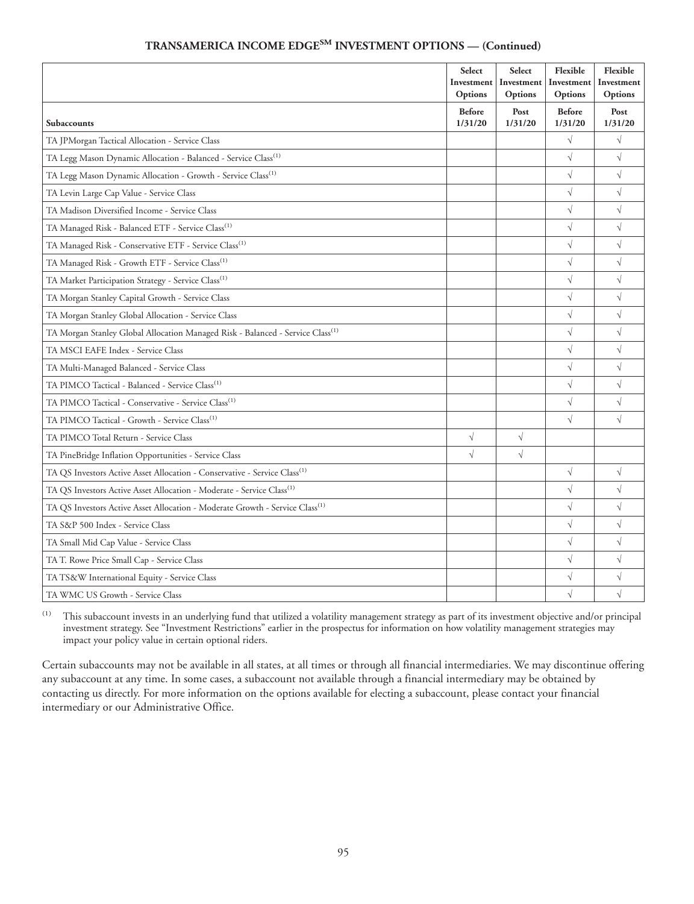## TRANSAMERICA INCOME EDGE$^{SM}$ INVESTMENT OPTIONS — (Continued)

| Subaccounts | Select Investment Options Before 1/31/20 | Select Investment Options Post 1/31/20 | Flexible Investment Options Before 1/31/20 | Flexible Investment Options Post 1/31/20 |
|---|---|---|---|---|
| TA JPMorgan Tactical Allocation - Service Class | | | √ | √ |
| TA Legg Mason Dynamic Allocation - Balanced - Service Class[(1)] | | | √ | √ |
| TA Legg Mason Dynamic Allocation - Growth - Service Class[(1)] | | | √ | √ |
| TA Levin Large Cap Value - Service Class | | | √ | √ |
| TA Madison Diversified Income - Service Class | | | √ | √ |
| TA Managed Risk - Balanced ETF - Service Class[(1)] | | | √ | √ |
| TA Managed Risk - Conservative ETF - Service Class[(1)] | | | √ | √ |
| TA Managed Risk - Growth ETF - Service Class[(1)] | | | √ | √ |
| TA Market Participation Strategy - Service Class[(1)] | | | √ | √ |
| TA Morgan Stanley Capital Growth - Service Class | | | √ | √ |
| TA Morgan Stanley Global Allocation - Service Class | | | √ | √ |
| TA Morgan Stanley Global Allocation Managed Risk - Balanced - Service Class[(1)] | | | √ | √ |
| TA MSCI EAFE Index - Service Class | | | √ | √ |
| TA Multi-Managed Balanced - Service Class | | | √ | √ |
| TA PIMCO Tactical - Balanced - Service Class[(1)] | | | √ | √ |
| TA PIMCO Tactical - Conservative - Service Class[(1)] | | | √ | √ |
| TA PIMCO Tactical - Growth - Service Class[(1)] | | | √ | √ |
| TA PIMCO Total Return - Service Class | √ | √ | | |
| TA PineBridge Inflation Opportunities - Service Class | √ | √ | | |
| TA QS Investors Active Asset Allocation - Conservative - Service Class[(1)] | | | √ | √ |
| TA QS Investors Active Asset Allocation - Moderate - Service Class[(1)] | | | √ | √ |
| TA QS Investors Active Asset Allocation - Moderate Growth - Service Class[(1)] | | | √ | √ |
| TA S&P 500 Index - Service Class | | | √ | √ |
| TA Small Mid Cap Value - Service Class | | | √ | √ |
| TA T. Rowe Price Small Cap - Service Class | | | √ | √ |
| TA TS&W International Equity - Service Class | | | √ | √ |
| TA WMC US Growth - Service Class | | | √ | √ |

(1) This subaccount invests in an underlying fund that utilized a volatility management strategy as part of its investment objective and/or principal investment strategy. See "Investment Restrictions" earlier in the prospectus for information on how volatility management strategies may impact your policy value in certain optional riders.

Certain subaccounts may not be available in all states, at all times or through all financial intermediaries. We may discontinue offering any subaccount at any time. In some cases, a subaccount not available through a financial intermediary may be obtained by contacting us directly. For more information on the options available for electing a subaccount, please contact your financial intermediary or our Administrative Office.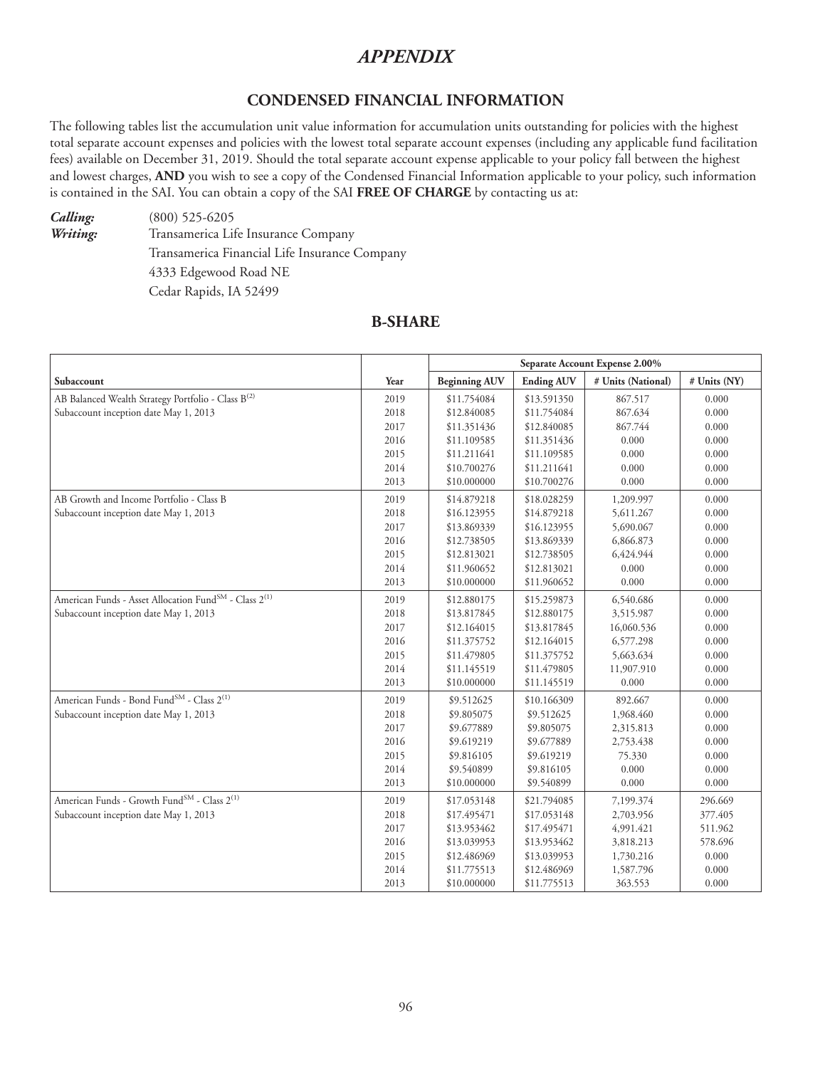# *APPENDIX*

## CONDENSED FINANCIAL INFORMATION

The following tables list the accumulation unit value information for accumulation units outstanding for policies with the highest total separate account expenses and policies with the lowest total separate account expenses (including any applicable fund facilitation fees) available on December 31, 2019. Should the total separate account expense applicable to your policy fall between the highest and lowest charges, **AND** you wish to see a copy of the Condensed Financial Information applicable to your policy, such information is contained in the SAI. You can obtain a copy of the SAI **FREE OF CHARGE** by contacting us at:

***Calling:*** (800) 525-6205
***Writing:*** Transamerica Life Insurance Company
Transamerica Financial Life Insurance Company
4333 Edgewood Road NE
Cedar Rapids, IA 52499

## B-SHARE

| | | Separate Account Expense 2.00% | | | |
|---|---|---|---|---|---|
| **Subaccount** | **Year** | **Beginning AUV** | **Ending AUV** | **# Units (National)** | **# Units (NY)** |
| AB Balanced Wealth Strategy Portfolio - Class B(2) | 2019 | \$11.754084 | \$13.591350 | 867.517 | 0.000 |
| Subaccount inception date May 1, 2013 | 2018 | \$12.840085 | \$11.754084 | 867.634 | 0.000 |
| | 2017 | \$11.351436 | \$12.840085 | 867.744 | 0.000 |
| | 2016 | \$11.109585 | \$11.351436 | 0.000 | 0.000 |
| | 2015 | \$11.211641 | \$11.109585 | 0.000 | 0.000 |
| | 2014 | \$10.700276 | \$11.211641 | 0.000 | 0.000 |
| | 2013 | \$10.000000 | \$10.700276 | 0.000 | 0.000 |
| AB Growth and Income Portfolio - Class B | 2019 | \$14.879218 | \$18.028259 | 1,209.997 | 0.000 |
| Subaccount inception date May 1, 2013 | 2018 | \$16.123955 | \$14.879218 | 5,611.267 | 0.000 |
| | 2017 | \$13.869339 | \$16.123955 | 5,690.067 | 0.000 |
| | 2016 | \$12.738505 | \$13.869339 | 6,866.873 | 0.000 |
| | 2015 | \$12.813021 | \$12.738505 | 6,424.944 | 0.000 |
| | 2014 | \$11.960652 | \$12.813021 | 0.000 | 0.000 |
| | 2013 | \$10.000000 | \$11.960652 | 0.000 | 0.000 |
| American Funds - Asset Allocation FundSM - Class 2(1) | 2019 | \$12.880175 | \$15.259873 | 6,540.686 | 0.000 |
| Subaccount inception date May 1, 2013 | 2018 | \$13.817845 | \$12.880175 | 3,515.987 | 0.000 |
| | 2017 | \$12.164015 | \$13.817845 | 16,060.536 | 0.000 |
| | 2016 | \$11.375752 | \$12.164015 | 6,577.298 | 0.000 |
| | 2015 | \$11.479805 | \$11.375752 | 5,663.634 | 0.000 |
| | 2014 | \$11.145519 | \$11.479805 | 11,907.910 | 0.000 |
| | 2013 | \$10.000000 | \$11.145519 | 0.000 | 0.000 |
| American Funds - Bond FundSM - Class 2(1) | 2019 | \$9.512625 | \$10.166309 | 892.667 | 0.000 |
| Subaccount inception date May 1, 2013 | 2018 | \$9.805075 | \$9.512625 | 1,968.460 | 0.000 |
| | 2017 | \$9.677889 | \$9.805075 | 2,315.813 | 0.000 |
| | 2016 | \$9.619219 | \$9.677889 | 2,753.438 | 0.000 |
| | 2015 | \$9.816105 | \$9.619219 | 75.330 | 0.000 |
| | 2014 | \$9.540899 | \$9.816105 | 0.000 | 0.000 |
| | 2013 | \$10.000000 | \$9.540899 | 0.000 | 0.000 |
| American Funds - Growth FundSM - Class 2(1) | 2019 | \$17.053148 | \$21.794085 | 7,199.374 | 296.669 |
| Subaccount inception date May 1, 2013 | 2018 | \$17.495471 | \$17.053148 | 2,703.956 | 377.405 |
| | 2017 | \$13.953462 | \$17.495471 | 4,991.421 | 511.962 |
| | 2016 | \$13.039953 | \$13.953462 | 3,818.213 | 578.696 |
| | 2015 | \$12.486969 | \$13.039953 | 1,730.216 | 0.000 |
| | 2014 | \$11.775513 | \$12.486969 | 1,587.796 | 0.000 |
| | 2013 | \$10.000000 | \$11.775513 | 363.553 | 0.000 |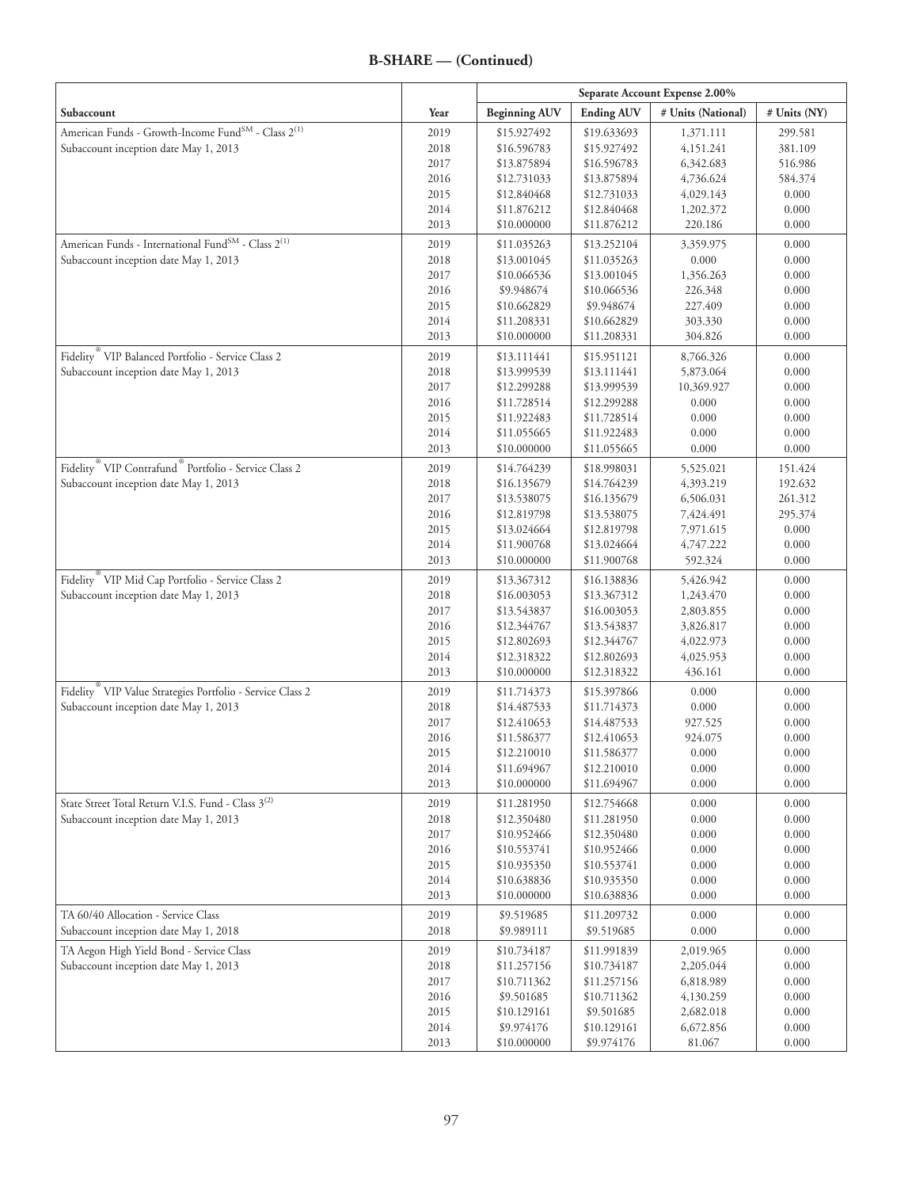## B-SHARE — (Continued)

| Subaccount | Year | Separate Account Expense 2.00% | | | |
|---|---|---|---|---|---|
| | | Beginning AUV | Ending AUV | # Units (National) | # Units (NY) |
| American Funds - Growth-Income Fund℠ - Class 2[(1)] | 2019 | $15.927492 | $19.633693 | 1,371.111 | 299.581 |
| Subaccount inception date May 1, 2013 | 2018 | $16.596783 | $15.927492 | 4,151.241 | 381.109 |
| | 2017 | $13.875894 | $16.596783 | 6,342.683 | 516.986 |
| | 2016 | $12.731033 | $13.875894 | 4,736.624 | 584.374 |
| | 2015 | $12.840468 | $12.731033 | 4,029.143 | 0.000 |
| | 2014 | $11.876212 | $12.840468 | 1,202.372 | 0.000 |
| | 2013 | $10.000000 | $11.876212 | 220.186 | 0.000 |
| American Funds - International Fund℠ - Class 2[(1)] | 2019 | $11.035263 | $13.252104 | 3,359.975 | 0.000 |
| Subaccount inception date May 1, 2013 | 2018 | $13.001045 | $11.035263 | 0.000 | 0.000 |
| | 2017 | $10.066536 | $13.001045 | 1,356.263 | 0.000 |
| | 2016 | $9.948674 | $10.066536 | 226.348 | 0.000 |
| | 2015 | $10.662829 | $9.948674 | 227.409 | 0.000 |
| | 2014 | $11.208331 | $10.662829 | 303.330 | 0.000 |
| | 2013 | $10.000000 | $11.208331 | 304.826 | 0.000 |
| Fidelity® VIP Balanced Portfolio - Service Class 2 | 2019 | $13.111441 | $15.951121 | 8,766.326 | 0.000 |
| Subaccount inception date May 1, 2013 | 2018 | $13.999539 | $13.111441 | 5,873.064 | 0.000 |
| | 2017 | $12.299288 | $13.999539 | 10,369.927 | 0.000 |
| | 2016 | $11.728514 | $12.299288 | 0.000 | 0.000 |
| | 2015 | $11.922483 | $11.728514 | 0.000 | 0.000 |
| | 2014 | $11.055665 | $11.922483 | 0.000 | 0.000 |
| | 2013 | $10.000000 | $11.055665 | 0.000 | 0.000 |
| Fidelity® VIP Contrafund® Portfolio - Service Class 2 | 2019 | $14.764239 | $18.998031 | 5,525.021 | 151.424 |
| Subaccount inception date May 1, 2013 | 2018 | $16.135679 | $14.764239 | 4,393.219 | 192.632 |
| | 2017 | $13.538075 | $16.135679 | 6,506.031 | 261.312 |
| | 2016 | $12.819798 | $13.538075 | 7,424.491 | 295.374 |
| | 2015 | $13.024664 | $12.819798 | 7,971.615 | 0.000 |
| | 2014 | $11.900768 | $13.024664 | 4,747.222 | 0.000 |
| | 2013 | $10.000000 | $11.900768 | 592.324 | 0.000 |
| Fidelity® VIP Mid Cap Portfolio - Service Class 2 | 2019 | $13.367312 | $16.138836 | 5,426.942 | 0.000 |
| Subaccount inception date May 1, 2013 | 2018 | $16.003053 | $13.367312 | 1,243.470 | 0.000 |
| | 2017 | $13.543837 | $16.003053 | 2,803.855 | 0.000 |
| | 2016 | $12.344767 | $13.543837 | 3,826.817 | 0.000 |
| | 2015 | $12.802693 | $12.344767 | 4,022.973 | 0.000 |
| | 2014 | $12.318322 | $12.802693 | 4,025.953 | 0.000 |
| | 2013 | $10.000000 | $12.318322 | 436.161 | 0.000 |
| Fidelity® VIP Value Strategies Portfolio - Service Class 2 | 2019 | $11.714373 | $15.397866 | 0.000 | 0.000 |
| Subaccount inception date May 1, 2013 | 2018 | $14.487533 | $11.714373 | 0.000 | 0.000 |
| | 2017 | $12.410653 | $14.487533 | 927.525 | 0.000 |
| | 2016 | $11.586377 | $12.410653 | 924.075 | 0.000 |
| | 2015 | $12.210010 | $11.586377 | 0.000 | 0.000 |
| | 2014 | $11.694967 | $12.210010 | 0.000 | 0.000 |
| | 2013 | $10.000000 | $11.694967 | 0.000 | 0.000 |
| State Street Total Return V.I.S. Fund - Class 3[(2)] | 2019 | $11.281950 | $12.754668 | 0.000 | 0.000 |
| Subaccount inception date May 1, 2013 | 2018 | $12.350480 | $11.281950 | 0.000 | 0.000 |
| | 2017 | $10.952466 | $12.350480 | 0.000 | 0.000 |
| | 2016 | $10.553741 | $10.952466 | 0.000 | 0.000 |
| | 2015 | $10.935350 | $10.553741 | 0.000 | 0.000 |
| | 2014 | $10.638836 | $10.935350 | 0.000 | 0.000 |
| | 2013 | $10.000000 | $10.638836 | 0.000 | 0.000 |
| TA 60/40 Allocation - Service Class | 2019 | $9.519685 | $11.209732 | 0.000 | 0.000 |
| Subaccount inception date May 1, 2018 | 2018 | $9.989111 | $9.519685 | 0.000 | 0.000 |
| TA Aegon High Yield Bond - Service Class | 2019 | $10.734187 | $11.991839 | 2,019.965 | 0.000 |
| Subaccount inception date May 1, 2013 | 2018 | $11.257156 | $10.734187 | 2,205.044 | 0.000 |
| | 2017 | $10.711362 | $11.257156 | 6,818.989 | 0.000 |
| | 2016 | $9.501685 | $10.711362 | 4,130.259 | 0.000 |
| | 2015 | $10.129161 | $9.501685 | 2,682.018 | 0.000 |
| | 2014 | $9.974176 | $10.129161 | 6,672.856 | 0.000 |
| | 2013 | $10.000000 | $9.974176 | 81.067 | 0.000 |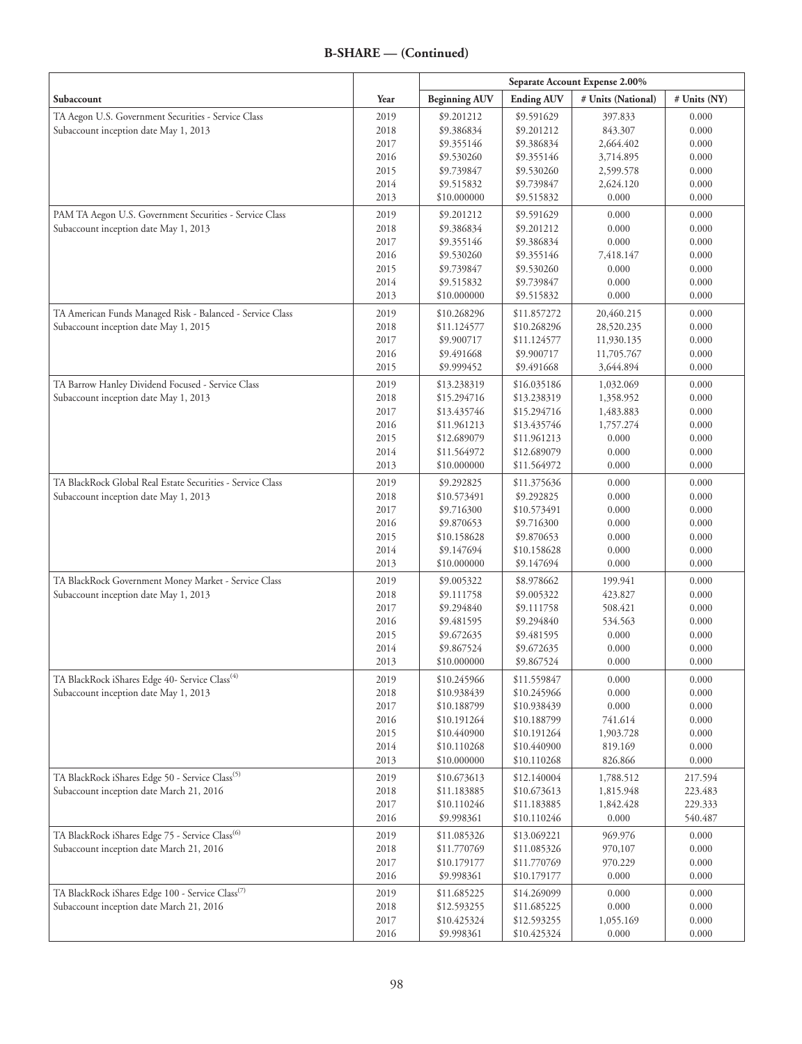## B-SHARE — (Continued)

| | | Separate Account Expense 2.00% | | | |
|---|---|---|---|---|---|
| Subaccount | Year | Beginning AUV | Ending AUV | # Units (National) | # Units (NY) |
| TA Aegon U.S. Government Securities - Service Class | 2019 | $9.201212 | $9.591629 | 397.833 | 0.000 |
| Subaccount inception date May 1, 2013 | 2018 | $9.386834 | $9.201212 | 843.307 | 0.000 |
| | 2017 | $9.355146 | $9.386834 | 2,664.402 | 0.000 |
| | 2016 | $9.530260 | $9.355146 | 3,714.895 | 0.000 |
| | 2015 | $9.739847 | $9.530260 | 2,599.578 | 0.000 |
| | 2014 | $9.515832 | $9.739847 | 2,624.120 | 0.000 |
| | 2013 | $10.000000 | $9.515832 | 0.000 | 0.000 |
| PAM TA Aegon U.S. Government Securities - Service Class | 2019 | $9.201212 | $9.591629 | 0.000 | 0.000 |
| Subaccount inception date May 1, 2013 | 2018 | $9.386834 | $9.201212 | 0.000 | 0.000 |
| | 2017 | $9.355146 | $9.386834 | 0.000 | 0.000 |
| | 2016 | $9.530260 | $9.355146 | 7,418.147 | 0.000 |
| | 2015 | $9.739847 | $9.530260 | 0.000 | 0.000 |
| | 2014 | $9.515832 | $9.739847 | 0.000 | 0.000 |
| | 2013 | $10.000000 | $9.515832 | 0.000 | 0.000 |
| TA American Funds Managed Risk - Balanced - Service Class | 2019 | $10.268296 | $11.857272 | 20,460.215 | 0.000 |
| Subaccount inception date May 1, 2015 | 2018 | $11.124577 | $10.268296 | 28,520.235 | 0.000 |
| | 2017 | $9.900717 | $11.124577 | 11,930.135 | 0.000 |
| | 2016 | $9.491668 | $9.900717 | 11,705.767 | 0.000 |
| | 2015 | $9.999452 | $9.491668 | 3,644.894 | 0.000 |
| TA Barrow Hanley Dividend Focused - Service Class | 2019 | $13.238319 | $16.035186 | 1,032.069 | 0.000 |
| Subaccount inception date May 1, 2013 | 2018 | $15.294716 | $13.238319 | 1,358.952 | 0.000 |
| | 2017 | $13.435746 | $15.294716 | 1,483.883 | 0.000 |
| | 2016 | $11.961213 | $13.435746 | 1,757.274 | 0.000 |
| | 2015 | $12.689079 | $11.961213 | 0.000 | 0.000 |
| | 2014 | $11.564972 | $12.689079 | 0.000 | 0.000 |
| | 2013 | $10.000000 | $11.564972 | 0.000 | 0.000 |
| TA BlackRock Global Real Estate Securities - Service Class | 2019 | $9.292825 | $11.375636 | 0.000 | 0.000 |
| Subaccount inception date May 1, 2013 | 2018 | $10.573491 | $9.292825 | 0.000 | 0.000 |
| | 2017 | $9.716300 | $10.573491 | 0.000 | 0.000 |
| | 2016 | $9.870653 | $9.716300 | 0.000 | 0.000 |
| | 2015 | $10.158628 | $9.870653 | 0.000 | 0.000 |
| | 2014 | $9.147694 | $10.158628 | 0.000 | 0.000 |
| | 2013 | $10.000000 | $9.147694 | 0.000 | 0.000 |
| TA BlackRock Government Money Market - Service Class | 2019 | $9.005322 | $8.978662 | 199.941 | 0.000 |
| Subaccount inception date May 1, 2013 | 2018 | $9.111758 | $9.005322 | 423.827 | 0.000 |
| | 2017 | $9.294840 | $9.111758 | 508.421 | 0.000 |
| | 2016 | $9.481595 | $9.294840 | 534.563 | 0.000 |
| | 2015 | $9.672635 | $9.481595 | 0.000 | 0.000 |
| | 2014 | $9.867524 | $9.672635 | 0.000 | 0.000 |
| | 2013 | $10.000000 | $9.867524 | 0.000 | 0.000 |
| TA BlackRock iShares Edge 40- Service Class[4] | 2019 | $10.245966 | $11.559847 | 0.000 | 0.000 |
| Subaccount inception date May 1, 2013 | 2018 | $10.938439 | $10.245966 | 0.000 | 0.000 |
| | 2017 | $10.188799 | $10.938439 | 0.000 | 0.000 |
| | 2016 | $10.191264 | $10.188799 | 741.614 | 0.000 |
| | 2015 | $10.440900 | $10.191264 | 1,903.728 | 0.000 |
| | 2014 | $10.110268 | $10.440900 | 819.169 | 0.000 |
| | 2013 | $10.000000 | $10.110268 | 826.866 | 0.000 |
| TA BlackRock iShares Edge 50 - Service Class[5] | 2019 | $10.673613 | $12.140004 | 1,788.512 | 217.594 |
| Subaccount inception date March 21, 2016 | 2018 | $11.183885 | $10.673613 | 1,815.948 | 223.483 |
| | 2017 | $10.110246 | $11.183885 | 1,842.428 | 229.333 |
| | 2016 | $9.998361 | $10.110246 | 0.000 | 540.487 |
| TA BlackRock iShares Edge 75 - Service Class[6] | 2019 | $11.085326 | $13.069221 | 969.976 | 0.000 |
| Subaccount inception date March 21, 2016 | 2018 | $11.770769 | $11.085326 | 970,107 | 0.000 |
| | 2017 | $10.179177 | $11.770769 | 970.229 | 0.000 |
| | 2016 | $9.998361 | $10.179177 | 0.000 | 0.000 |
| TA BlackRock iShares Edge 100 - Service Class[7] | 2019 | $11.685225 | $14.269099 | 0.000 | 0.000 |
| Subaccount inception date March 21, 2016 | 2018 | $12.593255 | $11.685225 | 0.000 | 0.000 |
| | 2017 | $10.425324 | $12.593255 | 1,055.169 | 0.000 |
| | 2016 | $9.998361 | $10.425324 | 0.000 | 0.000 |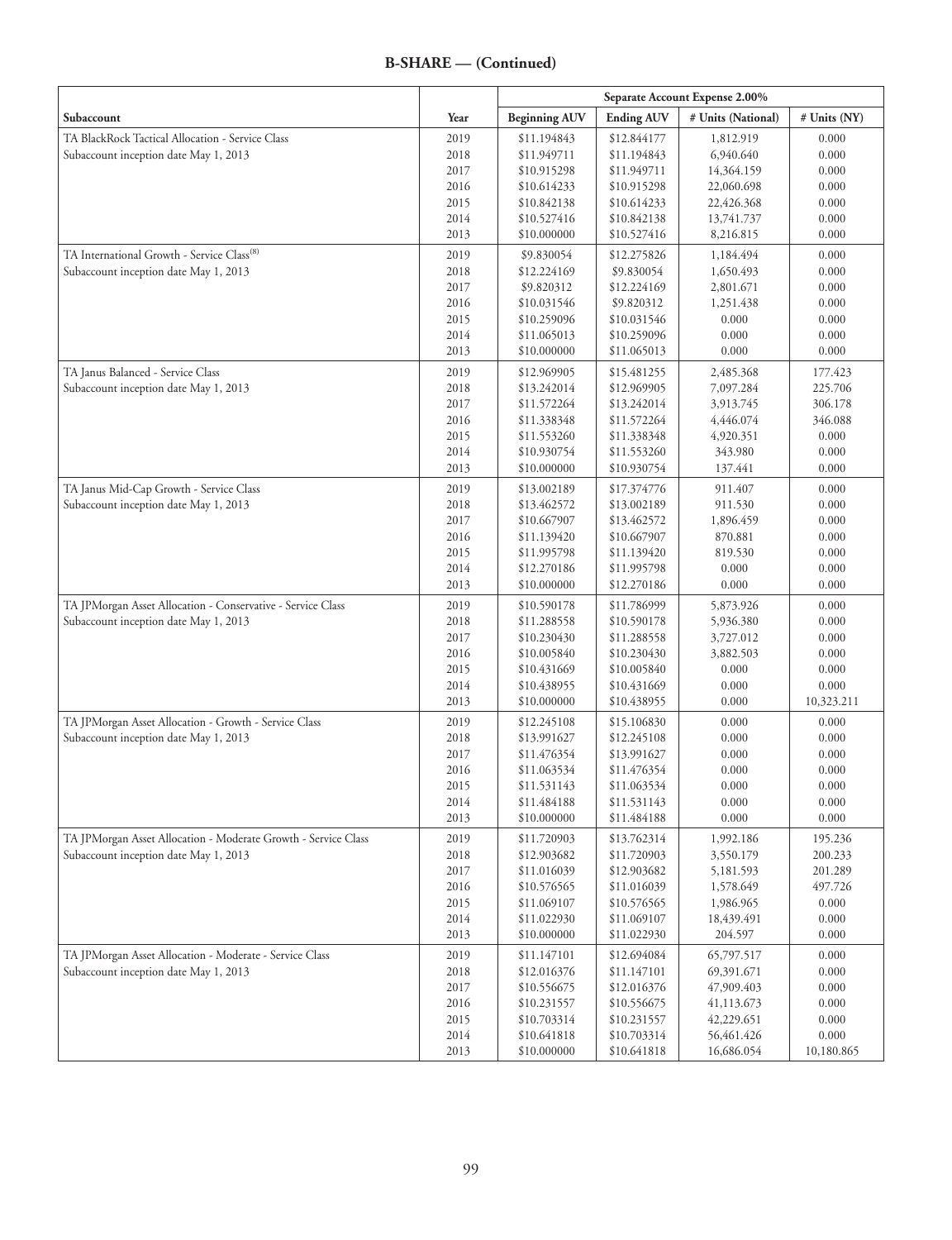**B-SHARE — (Continued)**

| | | Separate Account Expense 2.00% | | | |
|---|---|---|---|---|---|
| Subaccount | Year | Beginning AUV | Ending AUV | # Units (National) | # Units (NY) |
| TA BlackRock Tactical Allocation - Service Class | 2019 | $11.194843 | $12.844177 | 1,812.919 | 0.000 |
| Subaccount inception date May 1, 2013 | 2018 | $11.949711 | $11.194843 | 6,940.640 | 0.000 |
| | 2017 | $10.915298 | $11.949711 | 14,364.159 | 0.000 |
| | 2016 | $10.614233 | $10.915298 | 22,060.698 | 0.000 |
| | 2015 | $10.842138 | $10.614233 | 22,426.368 | 0.000 |
| | 2014 | $10.527416 | $10.842138 | 13,741.737 | 0.000 |
| | 2013 | $10.000000 | $10.527416 | 8,216.815 | 0.000 |
| TA International Growth - Service Class[8] | 2019 | $9.830054 | $12.275826 | 1,184.494 | 0.000 |
| Subaccount inception date May 1, 2013 | 2018 | $12.224169 | $9.830054 | 1,650.493 | 0.000 |
| | 2017 | $9.820312 | $12.224169 | 2,801.671 | 0.000 |
| | 2016 | $10.031546 | $9.820312 | 1,251.438 | 0.000 |
| | 2015 | $10.259096 | $10.031546 | 0.000 | 0.000 |
| | 2014 | $11.065013 | $10.259096 | 0.000 | 0.000 |
| | 2013 | $10.000000 | $11.065013 | 0.000 | 0.000 |
| TA Janus Balanced - Service Class | 2019 | $12.969905 | $15.481255 | 2,485.368 | 177.423 |
| Subaccount inception date May 1, 2013 | 2018 | $13.242014 | $12.969905 | 7,097.284 | 225.706 |
| | 2017 | $11.572264 | $13.242014 | 3,913.745 | 306.178 |
| | 2016 | $11.338348 | $11.572264 | 4,446.074 | 346.088 |
| | 2015 | $11.553260 | $11.338348 | 4,920.351 | 0.000 |
| | 2014 | $10.930754 | $11.553260 | 343.980 | 0.000 |
| | 2013 | $10.000000 | $10.930754 | 137.441 | 0.000 |
| TA Janus Mid-Cap Growth - Service Class | 2019 | $13.002189 | $17.374776 | 911.407 | 0.000 |
| Subaccount inception date May 1, 2013 | 2018 | $13.462572 | $13.002189 | 911.530 | 0.000 |
| | 2017 | $10.667907 | $13.462572 | 1,896.459 | 0.000 |
| | 2016 | $11.139420 | $10.667907 | 870.881 | 0.000 |
| | 2015 | $11.995798 | $11.139420 | 819.530 | 0.000 |
| | 2014 | $12.270186 | $11.995798 | 0.000 | 0.000 |
| | 2013 | $10.000000 | $12.270186 | 0.000 | 0.000 |
| TA JPMorgan Asset Allocation - Conservative - Service Class | 2019 | $10.590178 | $11.786999 | 5,873.926 | 0.000 |
| Subaccount inception date May 1, 2013 | 2018 | $11.288558 | $10.590178 | 5,936.380 | 0.000 |
| | 2017 | $10.230430 | $11.288558 | 3,727.012 | 0.000 |
| | 2016 | $10.005840 | $10.230430 | 3,882.503 | 0.000 |
| | 2015 | $10.431669 | $10.005840 | 0.000 | 0.000 |
| | 2014 | $10.438955 | $10.431669 | 0.000 | 0.000 |
| | 2013 | $10.000000 | $10.438955 | 0.000 | 10,323.211 |
| TA JPMorgan Asset Allocation - Growth - Service Class | 2019 | $12.245108 | $15.106830 | 0.000 | 0.000 |
| Subaccount inception date May 1, 2013 | 2018 | $13.991627 | $12.245108 | 0.000 | 0.000 |
| | 2017 | $11.476354 | $13.991627 | 0.000 | 0.000 |
| | 2016 | $11.063534 | $11.476354 | 0.000 | 0.000 |
| | 2015 | $11.531143 | $11.063534 | 0.000 | 0.000 |
| | 2014 | $11.484188 | $11.531143 | 0.000 | 0.000 |
| | 2013 | $10.000000 | $11.484188 | 0.000 | 0.000 |
| TA JPMorgan Asset Allocation - Moderate Growth - Service Class | 2019 | $11.720903 | $13.762314 | 1,992.186 | 195.236 |
| Subaccount inception date May 1, 2013 | 2018 | $12.903682 | $11.720903 | 3,550.179 | 200.233 |
| | 2017 | $11.016039 | $12.903682 | 5,181.593 | 201.289 |
| | 2016 | $10.576565 | $11.016039 | 1,578.649 | 497.726 |
| | 2015 | $11.069107 | $10.576565 | 1,986.965 | 0.000 |
| | 2014 | $11.022930 | $11.069107 | 18,439.491 | 0.000 |
| | 2013 | $10.000000 | $11.022930 | 204.597 | 0.000 |
| TA JPMorgan Asset Allocation - Moderate - Service Class | 2019 | $11.147101 | $12.694084 | 65,797.517 | 0.000 |
| Subaccount inception date May 1, 2013 | 2018 | $12.016376 | $11.147101 | 69,391.671 | 0.000 |
| | 2017 | $10.556675 | $12.016376 | 47,909.403 | 0.000 |
| | 2016 | $10.231557 | $10.556675 | 41,113.673 | 0.000 |
| | 2015 | $10.703314 | $10.231557 | 42,229.651 | 0.000 |
| | 2014 | $10.641818 | $10.703314 | 56,461.426 | 0.000 |
| | 2013 | $10.000000 | $10.641818 | 16,686.054 | 10,180.865 |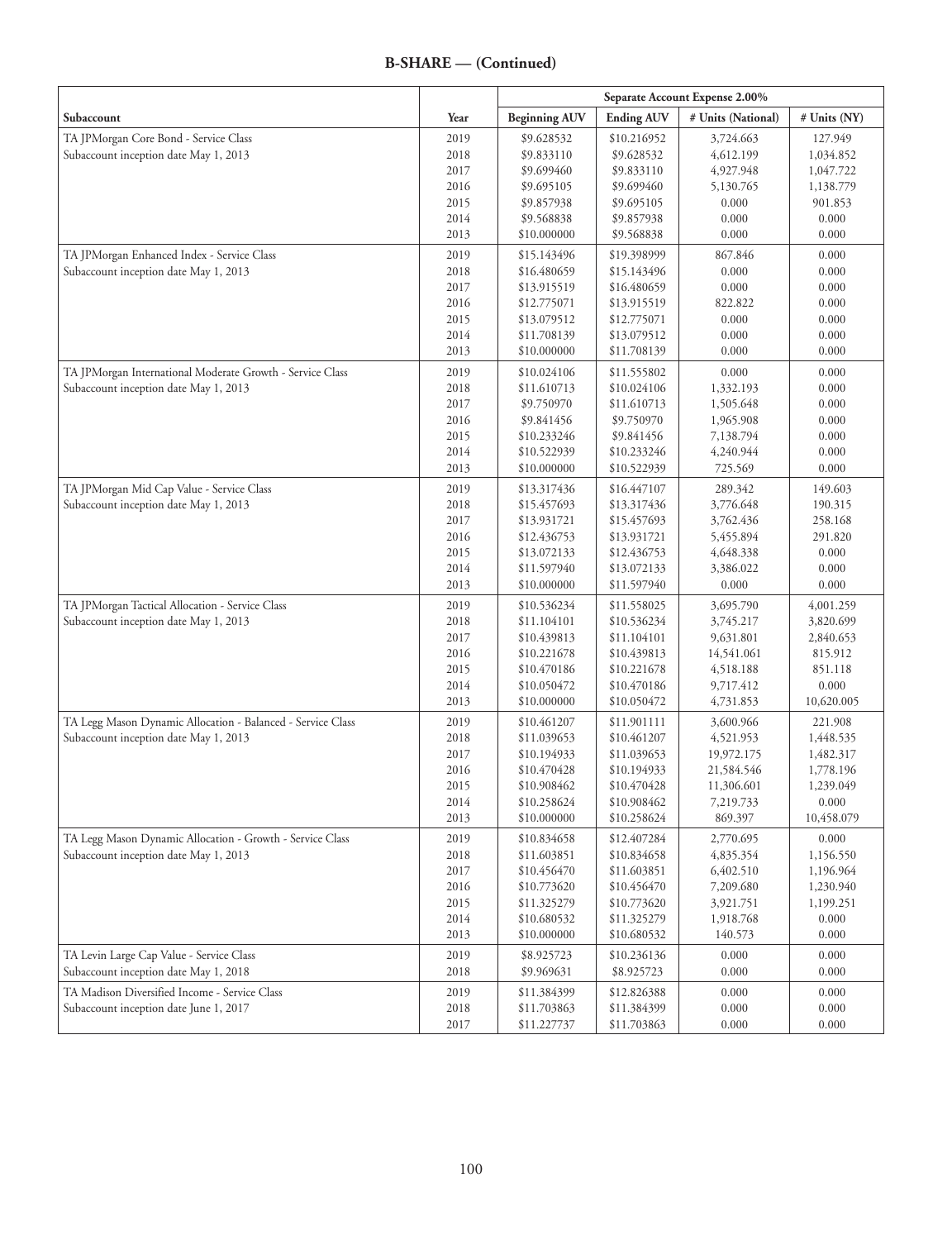## B-SHARE — (Continued)

| Subaccount | Year | Separate Account Expense 2.00% | | | |
|---|---|---|---|---|---|
| | | Beginning AUV | Ending AUV | # Units (National) | # Units (NY) |
| TA JPMorgan Core Bond - Service Class | 2019 | $9.628532 | $10.216952 | 3,724.663 | 127.949 |
| Subaccount inception date May 1, 2013 | 2018 | $9.833110 | $9.628532 | 4,612.199 | 1,034.852 |
| | 2017 | $9.699460 | $9.833110 | 4,927.948 | 1,047.722 |
| | 2016 | $9.695105 | $9.699460 | 5,130.765 | 1,138.779 |
| | 2015 | $9.857938 | $9.695105 | 0.000 | 901.853 |
| | 2014 | $9.568838 | $9.857938 | 0.000 | 0.000 |
| | 2013 | $10.000000 | $9.568838 | 0.000 | 0.000 |
| TA JPMorgan Enhanced Index - Service Class | 2019 | $15.143496 | $19.398999 | 867.846 | 0.000 |
| Subaccount inception date May 1, 2013 | 2018 | $16.480659 | $15.143496 | 0.000 | 0.000 |
| | 2017 | $13.915519 | $16.480659 | 0.000 | 0.000 |
| | 2016 | $12.775071 | $13.915519 | 822.822 | 0.000 |
| | 2015 | $13.079512 | $12.775071 | 0.000 | 0.000 |
| | 2014 | $11.708139 | $13.079512 | 0.000 | 0.000 |
| | 2013 | $10.000000 | $11.708139 | 0.000 | 0.000 |
| TA JPMorgan International Moderate Growth - Service Class | 2019 | $10.024106 | $11.555802 | 0.000 | 0.000 |
| Subaccount inception date May 1, 2013 | 2018 | $11.610713 | $10.024106 | 1,332.193 | 0.000 |
| | 2017 | $9.750970 | $11.610713 | 1,505.648 | 0.000 |
| | 2016 | $9.841456 | $9.750970 | 1,965.908 | 0.000 |
| | 2015 | $10.233246 | $9.841456 | 7,138.794 | 0.000 |
| | 2014 | $10.522939 | $10.233246 | 4,240.944 | 0.000 |
| | 2013 | $10.000000 | $10.522939 | 725.569 | 0.000 |
| TA JPMorgan Mid Cap Value - Service Class | 2019 | $13.317436 | $16.447107 | 289.342 | 149.603 |
| Subaccount inception date May 1, 2013 | 2018 | $15.457693 | $13.317436 | 3,776.648 | 190.315 |
| | 2017 | $13.931721 | $15.457693 | 3,762.436 | 258.168 |
| | 2016 | $12.436753 | $13.931721 | 5,455.894 | 291.820 |
| | 2015 | $13.072133 | $12.436753 | 4,648.338 | 0.000 |
| | 2014 | $11.597940 | $13.072133 | 3,386.022 | 0.000 |
| | 2013 | $10.000000 | $11.597940 | 0.000 | 0.000 |
| TA JPMorgan Tactical Allocation - Service Class | 2019 | $10.536234 | $11.558025 | 3,695.790 | 4,001.259 |
| Subaccount inception date May 1, 2013 | 2018 | $11.104101 | $10.536234 | 3,745.217 | 3,820.699 |
| | 2017 | $10.439813 | $11.104101 | 9,631.801 | 2,840.653 |
| | 2016 | $10.221678 | $10.439813 | 14,541.061 | 815.912 |
| | 2015 | $10.470186 | $10.221678 | 4,518.188 | 851.118 |
| | 2014 | $10.050472 | $10.470186 | 9,717.412 | 0.000 |
| | 2013 | $10.000000 | $10.050472 | 4,731.853 | 10,620.005 |
| TA Legg Mason Dynamic Allocation - Balanced - Service Class | 2019 | $10.461207 | $11.901111 | 3,600.966 | 221.908 |
| Subaccount inception date May 1, 2013 | 2018 | $11.039653 | $10.461207 | 4,521.953 | 1,448.535 |
| | 2017 | $10.194933 | $11.039653 | 19,972.175 | 1,482.317 |
| | 2016 | $10.470428 | $10.194933 | 21,584.546 | 1,778.196 |
| | 2015 | $10.908462 | $10.470428 | 11,306.601 | 1,239.049 |
| | 2014 | $10.258624 | $10.908462 | 7,219.733 | 0.000 |
| | 2013 | $10.000000 | $10.258624 | 869.397 | 10,458.079 |
| TA Legg Mason Dynamic Allocation - Growth - Service Class | 2019 | $10.834658 | $12.407284 | 2,770.695 | 0.000 |
| Subaccount inception date May 1, 2013 | 2018 | $11.603851 | $10.834658 | 4,835.354 | 1,156.550 |
| | 2017 | $10.456470 | $11.603851 | 6,402.510 | 1,196.964 |
| | 2016 | $10.773620 | $10.456470 | 7,209.680 | 1,230.940 |
| | 2015 | $11.325279 | $10.773620 | 3,921.751 | 1,199.251 |
| | 2014 | $10.680532 | $11.325279 | 1,918.768 | 0.000 |
| | 2013 | $10.000000 | $10.680532 | 140.573 | 0.000 |
| TA Levin Large Cap Value - Service Class | 2019 | $8.925723 | $10.236136 | 0.000 | 0.000 |
| Subaccount inception date May 1, 2018 | 2018 | $9.969631 | $8.925723 | 0.000 | 0.000 |
| TA Madison Diversified Income - Service Class | 2019 | $11.384399 | $12.826388 | 0.000 | 0.000 |
| Subaccount inception date June 1, 2017 | 2018 | $11.703863 | $11.384399 | 0.000 | 0.000 |
| | 2017 | $11.227737 | $11.703863 | 0.000 | 0.000 |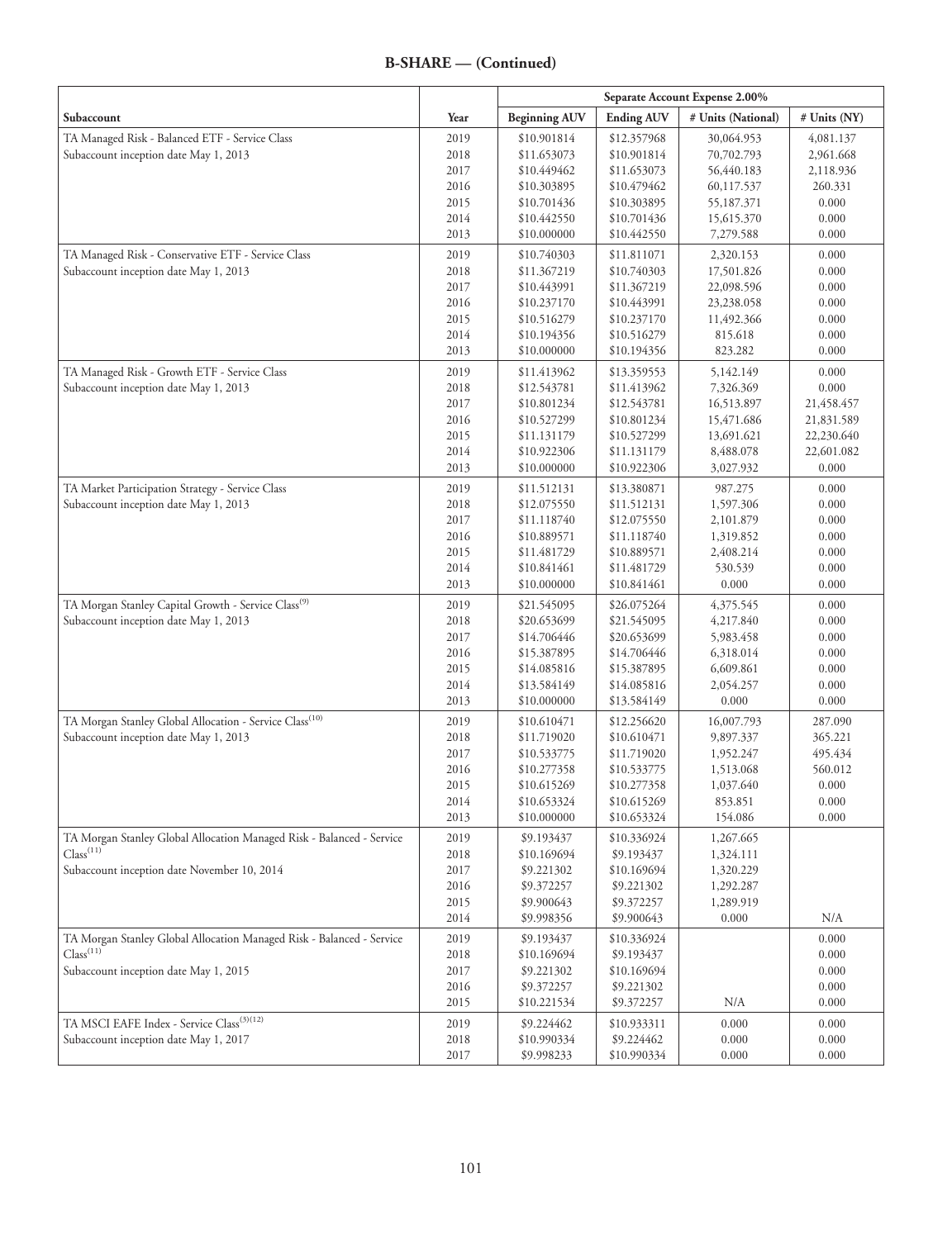**B-SHARE — (Continued)**

| Subaccount | Year | Separate Account Expense 2.00% | | | |
|---|---|---|---|---|---|
| | | Beginning AUV | Ending AUV | # Units (National) | # Units (NY) |
| TA Managed Risk - Balanced ETF - Service Class | 2019 | $10.901814 | $12.357968 | 30,064.953 | 4,081.137 |
| Subaccount inception date May 1, 2013 | 2018 | $11.653073 | $10.901814 | 70,702.793 | 2,961.668 |
| | 2017 | $10.449462 | $11.653073 | 56,440.183 | 2,118.936 |
| | 2016 | $10.303895 | $10.479462 | 60,117.537 | 260.331 |
| | 2015 | $10.701436 | $10.303895 | 55,187.371 | 0.000 |
| | 2014 | $10.442550 | $10.701436 | 15,615.370 | 0.000 |
| | 2013 | $10.000000 | $10.442550 | 7,279.588 | 0.000 |
| TA Managed Risk - Conservative ETF - Service Class | 2019 | $10.740303 | $11.811071 | 2,320.153 | 0.000 |
| Subaccount inception date May 1, 2013 | 2018 | $11.367219 | $10.740303 | 17,501.826 | 0.000 |
| | 2017 | $10.443991 | $11.367219 | 22,098.596 | 0.000 |
| | 2016 | $10.237170 | $10.443991 | 23,238.058 | 0.000 |
| | 2015 | $10.516279 | $10.237170 | 11,492.366 | 0.000 |
| | 2014 | $10.194356 | $10.516279 | 815.618 | 0.000 |
| | 2013 | $10.000000 | $10.194356 | 823.282 | 0.000 |
| TA Managed Risk - Growth ETF - Service Class | 2019 | $11.413962 | $13.359553 | 5,142.149 | 0.000 |
| Subaccount inception date May 1, 2013 | 2018 | $12.543781 | $11.413962 | 7,326.369 | 0.000 |
| | 2017 | $10.801234 | $12.543781 | 16,513.897 | 21,458.457 |
| | 2016 | $10.527299 | $10.801234 | 15,471.686 | 21,831.589 |
| | 2015 | $11.131179 | $10.527299 | 13,691.621 | 22,230.640 |
| | 2014 | $10.922306 | $11.131179 | 8,488.078 | 22,601.082 |
| | 2013 | $10.000000 | $10.922306 | 3,027.932 | 0.000 |
| TA Market Participation Strategy - Service Class | 2019 | $11.512131 | $13.380871 | 987.275 | 0.000 |
| Subaccount inception date May 1, 2013 | 2018 | $12.075550 | $11.512131 | 1,597.306 | 0.000 |
| | 2017 | $11.118740 | $12.075550 | 2,101.879 | 0.000 |
| | 2016 | $10.889571 | $11.118740 | 1,319.852 | 0.000 |
| | 2015 | $11.481729 | $10.889571 | 2,408.214 | 0.000 |
| | 2014 | $10.841461 | $11.481729 | 530.539 | 0.000 |
| | 2013 | $10.000000 | $10.841461 | 0.000 | 0.000 |
| TA Morgan Stanley Capital Growth - Service Class(9) | 2019 | $21.545095 | $26.075264 | 4,375.545 | 0.000 |
| Subaccount inception date May 1, 2013 | 2018 | $20.653699 | $21.545095 | 4,217.840 | 0.000 |
| | 2017 | $14.706446 | $20.653699 | 5,983.458 | 0.000 |
| | 2016 | $15.387895 | $14.706446 | 6,318.014 | 0.000 |
| | 2015 | $14.085816 | $15.387895 | 6,609.861 | 0.000 |
| | 2014 | $13.584149 | $14.085816 | 2,054.257 | 0.000 |
| | 2013 | $10.000000 | $13.584149 | 0.000 | 0.000 |
| TA Morgan Stanley Global Allocation - Service Class(10) | 2019 | $10.610471 | $12.256620 | 16,007.793 | 287.090 |
| Subaccount inception date May 1, 2013 | 2018 | $11.719020 | $10.610471 | 9,897.337 | 365.221 |
| | 2017 | $10.533775 | $11.719020 | 1,952.247 | 495.434 |
| | 2016 | $10.277358 | $10.533775 | 1,513.068 | 560.012 |
| | 2015 | $10.615269 | $10.277358 | 1,037.640 | 0.000 |
| | 2014 | $10.653324 | $10.615269 | 853.851 | 0.000 |
| | 2013 | $10.000000 | $10.653324 | 154.086 | 0.000 |
| TA Morgan Stanley Global Allocation Managed Risk - Balanced - Service Class(11) | 2019 | $9.193437 | $10.336924 | 1,267.665 | |
| Subaccount inception date November 10, 2014 | 2018 | $10.169694 | $9.193437 | 1,324.111 | |
| | 2017 | $9.221302 | $10.169694 | 1,320.229 | |
| | 2016 | $9.372257 | $9.221302 | 1,292.287 | |
| | 2015 | $9.900643 | $9.372257 | 1,289.919 | |
| | 2014 | $9.998356 | $9.900643 | 0.000 | N/A |
| TA Morgan Stanley Global Allocation Managed Risk - Balanced - Service Class(11) | 2019 | $9.193437 | $10.336924 | | 0.000 |
| Subaccount inception date May 1, 2015 | 2018 | $10.169694 | $9.193437 | | 0.000 |
| | 2017 | $9.221302 | $10.169694 | | 0.000 |
| | 2016 | $9.372257 | $9.221302 | | 0.000 |
| | 2015 | $10.221534 | $9.372257 | N/A | 0.000 |
| TA MSCI EAFE Index - Service Class(3)(12) | 2019 | $9.224462 | $10.933311 | 0.000 | 0.000 |
| Subaccount inception date May 1, 2017 | 2018 | $10.990334 | $9.224462 | 0.000 | 0.000 |
| | 2017 | $9.998233 | $10.990334 | 0.000 | 0.000 |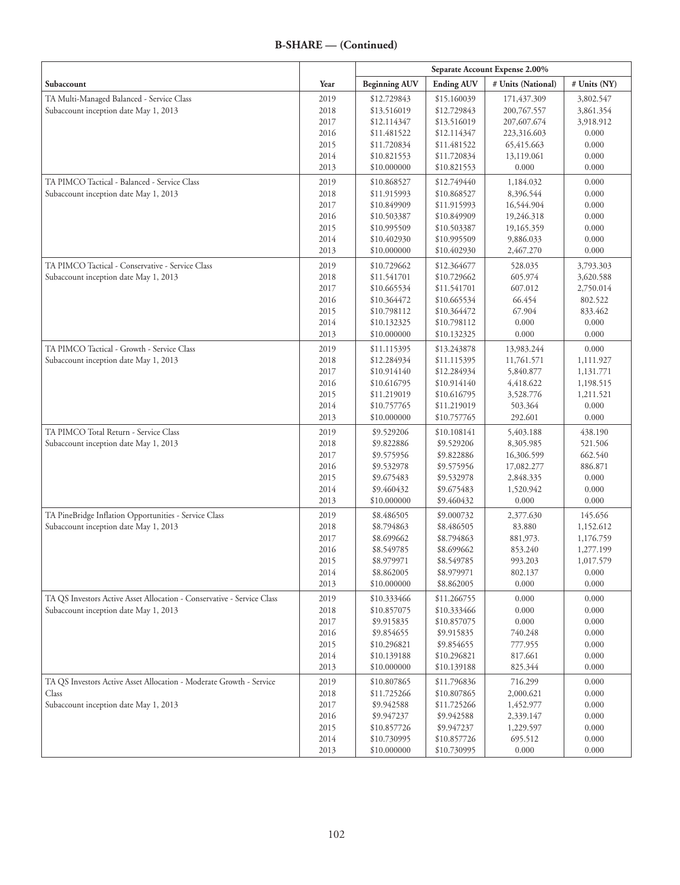**B-SHARE — (Continued)**

| | | Separate Account Expense 2.00% | | | |
|---|---|---|---|---|---|
| Subaccount | Year | Beginning AUV | Ending AUV | # Units (National) | # Units (NY) |
| TA Multi-Managed Balanced - Service Class | 2019 | $12.729843 | $15.160039 | 171,437.309 | 3,802.547 |
| Subaccount inception date May 1, 2013 | 2018 | $13.516019 | $12.729843 | 200,767.557 | 3,861.354 |
| | 2017 | $12.114347 | $13.516019 | 207,607.674 | 3,918.912 |
| | 2016 | $11.481522 | $12.114347 | 223,316.603 | 0.000 |
| | 2015 | $11.720834 | $11.481522 | 65,415.663 | 0.000 |
| | 2014 | $10.821553 | $11.720834 | 13,119.061 | 0.000 |
| | 2013 | $10.000000 | $10.821553 | 0.000 | 0.000 |
| TA PIMCO Tactical - Balanced - Service Class | 2019 | $10.868527 | $12.749440 | 1,184.032 | 0.000 |
| Subaccount inception date May 1, 2013 | 2018 | $11.915993 | $10.868527 | 8,396.544 | 0.000 |
| | 2017 | $10.849909 | $11.915993 | 16,544.904 | 0.000 |
| | 2016 | $10.503387 | $10.849909 | 19,246.318 | 0.000 |
| | 2015 | $10.995509 | $10.503387 | 19,165.359 | 0.000 |
| | 2014 | $10.402930 | $10.995509 | 9,886.033 | 0.000 |
| | 2013 | $10.000000 | $10.402930 | 2,467.270 | 0.000 |
| TA PIMCO Tactical - Conservative - Service Class | 2019 | $10.729662 | $12.364677 | 528.035 | 3,793.303 |
| Subaccount inception date May 1, 2013 | 2018 | $11.541701 | $10.729662 | 605.974 | 3,620.588 |
| | 2017 | $10.665534 | $11.541701 | 607.012 | 2,750.014 |
| | 2016 | $10.364472 | $10.665534 | 66.454 | 802.522 |
| | 2015 | $10.798112 | $10.364472 | 67.904 | 833.462 |
| | 2014 | $10.132325 | $10.798112 | 0.000 | 0.000 |
| | 2013 | $10.000000 | $10.132325 | 0.000 | 0.000 |
| TA PIMCO Tactical - Growth - Service Class | 2019 | $11.115395 | $13.243878 | 13,983.244 | 0.000 |
| Subaccount inception date May 1, 2013 | 2018 | $12.284934 | $11.115395 | 11,761.571 | 1,111.927 |
| | 2017 | $10.914140 | $12.284934 | 5,840.877 | 1,131.771 |
| | 2016 | $10.616795 | $10.914140 | 4,418.622 | 1,198.515 |
| | 2015 | $11.219019 | $10.616795 | 3,528.776 | 1,211.521 |
| | 2014 | $10.757765 | $11.219019 | 503.364 | 0.000 |
| | 2013 | $10.000000 | $10.757765 | 292.601 | 0.000 |
| TA PIMCO Total Return - Service Class | 2019 | $9.529206 | $10.108141 | 5,403.188 | 438.190 |
| Subaccount inception date May 1, 2013 | 2018 | $9.822886 | $9.529206 | 8,305.985 | 521.506 |
| | 2017 | $9.575956 | $9.822886 | 16,306.599 | 662.540 |
| | 2016 | $9.532978 | $9.575956 | 17,082.277 | 886.871 |
| | 2015 | $9.675483 | $9.532978 | 2,848.335 | 0.000 |
| | 2014 | $9.460432 | $9.675483 | 1,520.942 | 0.000 |
| | 2013 | $10.000000 | $9.460432 | 0.000 | 0.000 |
| TA PineBridge Inflation Opportunities - Service Class | 2019 | $8.486505 | $9.000732 | 2,377.630 | 145.656 |
| Subaccount inception date May 1, 2013 | 2018 | $8.794863 | $8.486505 | 83.880 | 1,152.612 |
| | 2017 | $8.699662 | $8.794863 | 881,973. | 1,176.759 |
| | 2016 | $8.549785 | $8.699662 | 853.240 | 1,277.199 |
| | 2015 | $8.979971 | $8.549785 | 993.203 | 1,017.579 |
| | 2014 | $8.862005 | $8.979971 | 802.137 | 0.000 |
| | 2013 | $10.000000 | $8.862005 | 0.000 | 0.000 |
| TA QS Investors Active Asset Allocation - Conservative - Service Class | 2019 | $10.333466 | $11.266755 | 0.000 | 0.000 |
| Subaccount inception date May 1, 2013 | 2018 | $10.857075 | $10.333466 | 0.000 | 0.000 |
| | 2017 | $9.915835 | $10.857075 | 0.000 | 0.000 |
| | 2016 | $9.854655 | $9.915835 | 740.248 | 0.000 |
| | 2015 | $10.296821 | $9.854655 | 777.955 | 0.000 |
| | 2014 | $10.139188 | $10.296821 | 817.661 | 0.000 |
| | 2013 | $10.000000 | $10.139188 | 825.344 | 0.000 |
| TA QS Investors Active Asset Allocation - Moderate Growth - Service Class | 2019 | $10.807865 | $11.796836 | 716.299 | 0.000 |
| Subaccount inception date May 1, 2013 | 2018 | $11.725266 | $10.807865 | 2,000.621 | 0.000 |
| | 2017 | $9.942588 | $11.725266 | 1,452.977 | 0.000 |
| | 2016 | $9.947237 | $9.942588 | 2,339.147 | 0.000 |
| | 2015 | $10.857726 | $9.947237 | 1,229.597 | 0.000 |
| | 2014 | $10.730995 | $10.857726 | 695.512 | 0.000 |
| | 2013 | $10.000000 | $10.730995 | 0.000 | 0.000 |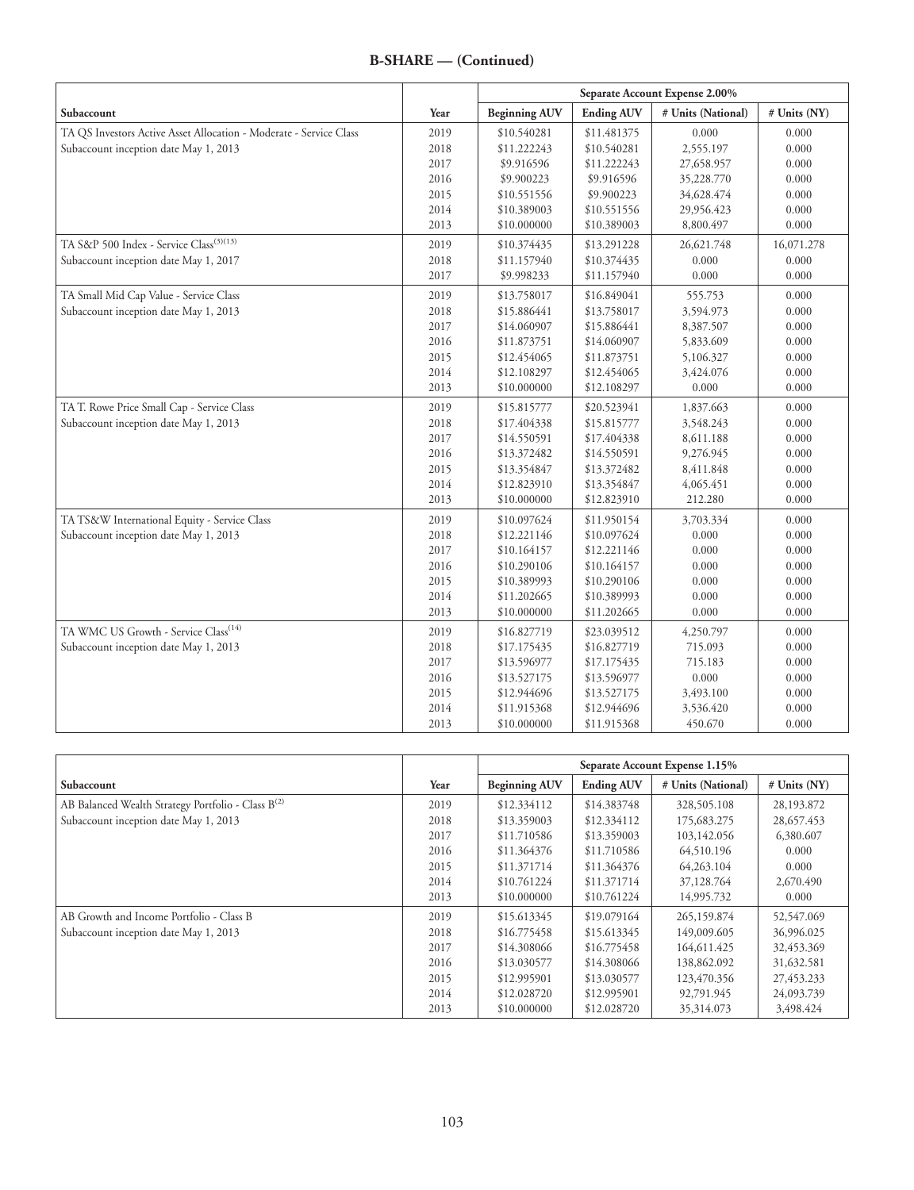## B-SHARE — (Continued)

| | | Separate Account Expense 2.00% | | | |
|---|---|---|---|---|---|
| Subaccount | Year | Beginning AUV | Ending AUV | # Units (National) | # Units (NY) |
| TA QS Investors Active Asset Allocation - Moderate - Service Class | 2019 | $10.540281 | $11.481375 | 0.000 | 0.000 |
| Subaccount inception date May 1, 2013 | 2018 | $11.222243 | $10.540281 | 2,555.197 | 0.000 |
| | 2017 | $9.916596 | $11.222243 | 27,658.957 | 0.000 |
| | 2016 | $9.900223 | $9.916596 | 35,228.770 | 0.000 |
| | 2015 | $10.551556 | $9.900223 | 34,628.474 | 0.000 |
| | 2014 | $10.389003 | $10.551556 | 29,956.423 | 0.000 |
| | 2013 | $10.000000 | $10.389003 | 8,800.497 | 0.000 |
| TA S&P 500 Index - Service Class[3][13] | 2019 | $10.374435 | $13.291228 | 26,621.748 | 16,071.278 |
| Subaccount inception date May 1, 2017 | 2018 | $11.157940 | $10.374435 | 0.000 | 0.000 |
| | 2017 | $9.998233 | $11.157940 | 0.000 | 0.000 |
| TA Small Mid Cap Value - Service Class | 2019 | $13.758017 | $16.849041 | 555.753 | 0.000 |
| Subaccount inception date May 1, 2013 | 2018 | $15.886441 | $13.758017 | 3,594.973 | 0.000 |
| | 2017 | $14.060907 | $15.886441 | 8,387.507 | 0.000 |
| | 2016 | $11.873751 | $14.060907 | 5,833.609 | 0.000 |
| | 2015 | $12.454065 | $11.873751 | 5,106.327 | 0.000 |
| | 2014 | $12.108297 | $12.454065 | 3,424.076 | 0.000 |
| | 2013 | $10.000000 | $12.108297 | 0.000 | 0.000 |
| TA T. Rowe Price Small Cap - Service Class | 2019 | $15.815777 | $20.523941 | 1,837.663 | 0.000 |
| Subaccount inception date May 1, 2013 | 2018 | $17.404338 | $15.815777 | 3,548.243 | 0.000 |
| | 2017 | $14.550591 | $17.404338 | 8,611.188 | 0.000 |
| | 2016 | $13.372482 | $14.550591 | 9,276.945 | 0.000 |
| | 2015 | $13.354847 | $13.372482 | 8,411.848 | 0.000 |
| | 2014 | $12.823910 | $13.354847 | 4,065.451 | 0.000 |
| | 2013 | $10.000000 | $12.823910 | 212.280 | 0.000 |
| TA TS&W International Equity - Service Class | 2019 | $10.097624 | $11.950154 | 3,703.334 | 0.000 |
| Subaccount inception date May 1, 2013 | 2018 | $12.221146 | $10.097624 | 0.000 | 0.000 |
| | 2017 | $10.164157 | $12.221146 | 0.000 | 0.000 |
| | 2016 | $10.290106 | $10.164157 | 0.000 | 0.000 |
| | 2015 | $10.389993 | $10.290106 | 0.000 | 0.000 |
| | 2014 | $11.202665 | $10.389993 | 0.000 | 0.000 |
| | 2013 | $10.000000 | $11.202665 | 0.000 | 0.000 |
| TA WMC US Growth - Service Class[14] | 2019 | $16.827719 | $23.039512 | 4,250.797 | 0.000 |
| Subaccount inception date May 1, 2013 | 2018 | $17.175435 | $16.827719 | 715.093 | 0.000 |
| | 2017 | $13.596977 | $17.175435 | 715.183 | 0.000 |
| | 2016 | $13.527175 | $13.596977 | 0.000 | 0.000 |
| | 2015 | $12.944696 | $13.527175 | 3,493.100 | 0.000 |
| | 2014 | $11.915368 | $12.944696 | 3,536.420 | 0.000 |
| | 2013 | $10.000000 | $11.915368 | 450.670 | 0.000 |

| | | Separate Account Expense 1.15% | | | |
|---|---|---|---|---|---|
| Subaccount | Year | Beginning AUV | Ending AUV | # Units (National) | # Units (NY) |
| AB Balanced Wealth Strategy Portfolio - Class B[2] | 2019 | $12.334112 | $14.383748 | 328,505.108 | 28,193.872 |
| Subaccount inception date May 1, 2013 | 2018 | $13.359003 | $12.334112 | 175,683.275 | 28,657.453 |
| | 2017 | $11.710586 | $13.359003 | 103,142.056 | 6,380.607 |
| | 2016 | $11.364376 | $11.710586 | 64,510.196 | 0.000 |
| | 2015 | $11.371714 | $11.364376 | 64,263.104 | 0.000 |
| | 2014 | $10.761224 | $11.371714 | 37,128.764 | 2,670.490 |
| | 2013 | $10.000000 | $10.761224 | 14,995.732 | 0.000 |
| AB Growth and Income Portfolio - Class B | 2019 | $15.613345 | $19.079164 | 265,159.874 | 52,547.069 |
| Subaccount inception date May 1, 2013 | 2018 | $16.775458 | $15.613345 | 149,009.605 | 36,996.025 |
| | 2017 | $14.308066 | $16.775458 | 164,611.425 | 32,453.369 |
| | 2016 | $13.030577 | $14.308066 | 138,862.092 | 31,632.581 |
| | 2015 | $12.995901 | $13.030577 | 123,470.356 | 27,453.233 |
| | 2014 | $12.028720 | $12.995901 | 92,791.945 | 24,093.739 |
| | 2013 | $10.000000 | $12.028720 | 35,314.073 | 3,498.424 |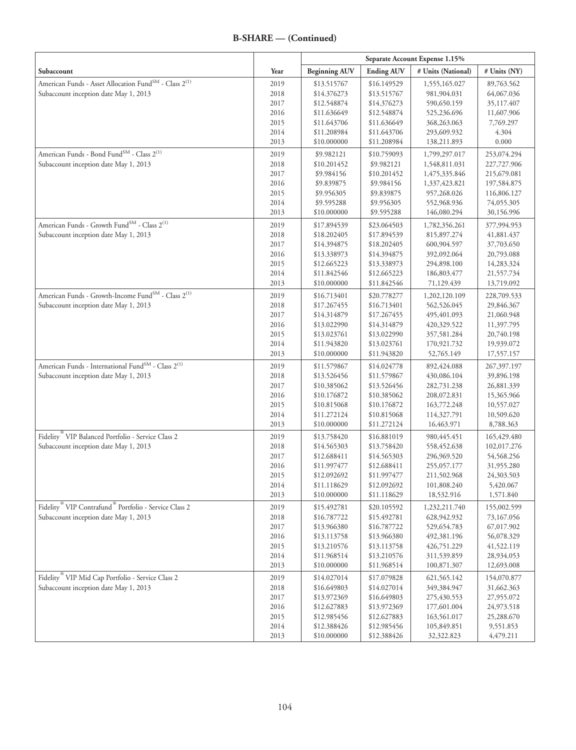## B-SHARE — (Continued)

| Subaccount | Year | Separate Account Expense 1.15% | | | |
|---|---|---|---|---|---|
| | | Beginning AUV | Ending AUV | # Units (National) | # Units (NY) |
| American Funds - Asset Allocation Fund℠ - Class 2[(1)] | 2019 | $13.515767 | $16.149529 | 1,555,165.027 | 89,763.562 |
| Subaccount inception date May 1, 2013 | 2018 | $14.376273 | $13.515767 | 981,904.031 | 64,067.036 |
| | 2017 | $12.548874 | $14.376273 | 590,650.159 | 35,117.407 |
| | 2016 | $11.636649 | $12.548874 | 525,236.696 | 11,607.906 |
| | 2015 | $11.643706 | $11.636649 | 368,263.063 | 7,769.297 |
| | 2014 | $11.208984 | $11.643706 | 293,609.932 | 4.304 |
| | 2013 | $10.000000 | $11.208984 | 138,211.893 | 0.000 |
| American Funds - Bond Fund℠ - Class 2[(1)] | 2019 | $9.982121 | $10.759093 | 1,799,297.017 | 253,074.294 |
| Subaccount inception date May 1, 2013 | 2018 | $10.201452 | $9.982121 | 1,548,811.031 | 227,727.906 |
| | 2017 | $9.984156 | $10.201452 | 1,475,335.846 | 215,679.081 |
| | 2016 | $9.839875 | $9.984156 | 1,337,423.821 | 197,584.875 |
| | 2015 | $9.956305 | $9.839875 | 957,268.026 | 116,806.127 |
| | 2014 | $9.595288 | $9.956305 | 552,968.936 | 74,055.305 |
| | 2013 | $10.000000 | $9.595288 | 146,080.294 | 30,156.996 |
| American Funds - Growth Fund℠ - Class 2[(1)] | 2019 | $17.894539 | $23.064503 | 1,782,356.261 | 377,994.953 |
| Subaccount inception date May 1, 2013 | 2018 | $18.202405 | $17.894539 | 815,897.274 | 41,881.437 |
| | 2017 | $14.394875 | $18.202405 | 600,904.597 | 37,703.650 |
| | 2016 | $13.338973 | $14.394875 | 392,092.064 | 20,793.088 |
| | 2015 | $12.665223 | $13.338973 | 294,898.100 | 14,283.324 |
| | 2014 | $11.842546 | $12.665223 | 186,803.477 | 21,557.734 |
| | 2013 | $10.000000 | $11.842546 | 71,129.439 | 13,719.092 |
| American Funds - Growth-Income Fund℠ - Class 2[(1)] | 2019 | $16.713401 | $20.778277 | 1,202,120.109 | 228,709.533 |
| Subaccount inception date May 1, 2013 | 2018 | $17.267455 | $16.713401 | 562,526.045 | 29,846.367 |
| | 2017 | $14.314879 | $17.267455 | 495,401.093 | 21,060.948 |
| | 2016 | $13.022990 | $14.314879 | 420,329.522 | 11,397.795 |
| | 2015 | $13.023761 | $13.022990 | 357,581.284 | 20,740.198 |
| | 2014 | $11.943820 | $13.023761 | 170,921.732 | 19,939.072 |
| | 2013 | $10.000000 | $11.943820 | 52,765.149 | 17,557.157 |
| American Funds - International Fund℠ - Class 2[(1)] | 2019 | $11.579867 | $14.024778 | 892,424.088 | 267,397.197 |
| Subaccount inception date May 1, 2013 | 2018 | $13.526456 | $11.579867 | 430,086.104 | 39,896.198 |
| | 2017 | $10.385062 | $13.526456 | 282,731.238 | 26,881.339 |
| | 2016 | $10.176872 | $10.385062 | 208,072.831 | 15,365.966 |
| | 2015 | $10.815068 | $10.176872 | 163,772.248 | 10,557.027 |
| | 2014 | $11.272124 | $10.815068 | 114,327.791 | 10,509.620 |
| | 2013 | $10.000000 | $11.272124 | 16,463.971 | 8,788.363 |
| Fidelity® VIP Balanced Portfolio - Service Class 2 | 2019 | $13.758420 | $16.881019 | 980,445.451 | 165,429.480 |
| Subaccount inception date May 1, 2013 | 2018 | $14.565303 | $13.758420 | 558,452.638 | 102,017.276 |
| | 2017 | $12.688411 | $14.565303 | 296,969.520 | 54,568.256 |
| | 2016 | $11.997477 | $12.688411 | 255,057.177 | 31,955.280 |
| | 2015 | $12.092692 | $11.997477 | 211,502.968 | 24,303.503 |
| | 2014 | $11.118629 | $12.092692 | 101,808.240 | 5,420.067 |
| | 2013 | $10.000000 | $11.118629 | 18,532.916 | 1,571.840 |
| Fidelity® VIP Contrafund® Portfolio - Service Class 2 | 2019 | $15.492781 | $20.105592 | 1,232,211.740 | 155,002.599 |
| Subaccount inception date May 1, 2013 | 2018 | $16.787722 | $15.492781 | 628,942.932 | 73,167.056 |
| | 2017 | $13.966380 | $16.787722 | 529,654.783 | 67,017.902 |
| | 2016 | $13.113758 | $13.966380 | 492,381.196 | 56,078.329 |
| | 2015 | $13.210576 | $13.113758 | 426,751.229 | 41,522.119 |
| | 2014 | $11.968514 | $13.210576 | 311,539.859 | 28,934.053 |
| | 2013 | $10.000000 | $11.968514 | 100,871.307 | 12,693.008 |
| Fidelity® VIP Mid Cap Portfolio - Service Class 2 | 2019 | $14.027014 | $17.079828 | 621,565.142 | 154,070.877 |
| Subaccount inception date May 1, 2013 | 2018 | $16.649803 | $14.027014 | 349,384.947 | 31,662.363 |
| | 2017 | $13.972369 | $16.649803 | 275,430.553 | 27,955.072 |
| | 2016 | $12.627883 | $13.972369 | 177,601.004 | 24,973.518 |
| | 2015 | $12.985456 | $12.627883 | 163,561.017 | 25,288.670 |
| | 2014 | $12.388426 | $12.985456 | 105,849.851 | 9,551.853 |
| | 2013 | $10.000000 | $12.388426 | 32,322.823 | 4,479.211 |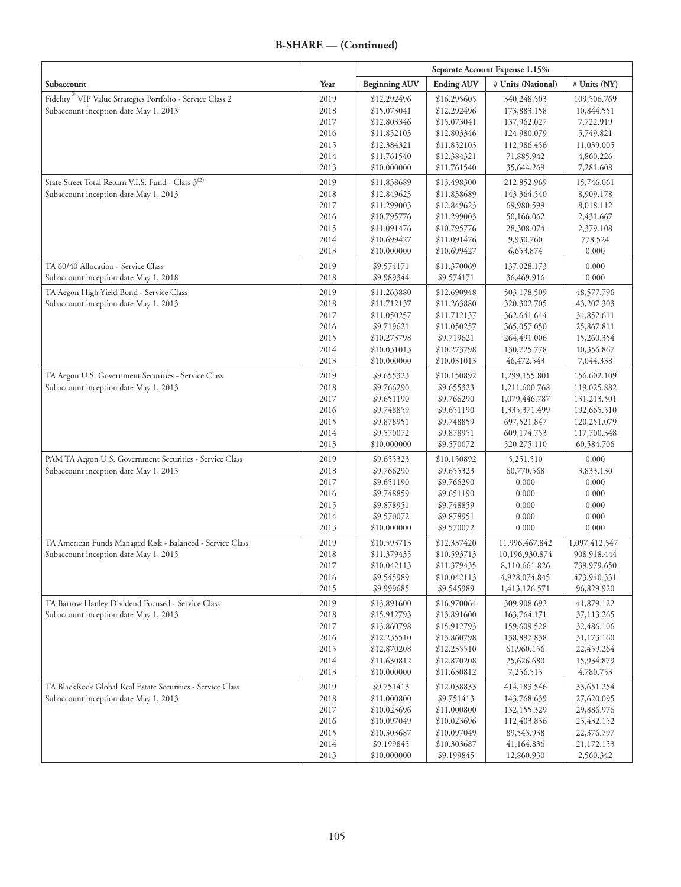**B-SHARE — (Continued)**

| Subaccount | Year | Separate Account Expense 1.15% | | | |
|---|---|---|---|---|---|
| | | Beginning AUV | Ending AUV | # Units (National) | # Units (NY) |
| Fidelity® VIP Value Strategies Portfolio - Service Class 2 | 2019 | $12.292496 | $16.295605 | 340,248.503 | 109,506.769 |
| Subaccount inception date May 1, 2013 | 2018 | $15.073041 | $12.292496 | 173,883.158 | 10,844.551 |
| | 2017 | $12.803346 | $15.073041 | 137,962.027 | 7,722.919 |
| | 2016 | $11.852103 | $12.803346 | 124,980.079 | 5,749.821 |
| | 2015 | $12.384321 | $11.852103 | 112,986.456 | 11,039.005 |
| | 2014 | $11.761540 | $12.384321 | 71,885.942 | 4,860.226 |
| | 2013 | $10.000000 | $11.761540 | 35,644.269 | 7,281.608 |
| State Street Total Return V.I.S. Fund - Class 3[(2)] | 2019 | $11.838689 | $13.498300 | 212,852.969 | 15,746.061 |
| Subaccount inception date May 1, 2013 | 2018 | $12.849623 | $11.838689 | 143,364.540 | 8,909.178 |
| | 2017 | $11.299003 | $12.849623 | 69,980.599 | 8,018.112 |
| | 2016 | $10.795776 | $11.299003 | 50,166.062 | 2,431.667 |
| | 2015 | $11.091476 | $10.795776 | 28,308.074 | 2,379.108 |
| | 2014 | $10.699427 | $11.091476 | 9,930.760 | 778.524 |
| | 2013 | $10.000000 | $10.699427 | 6,653.874 | 0.000 |
| TA 60/40 Allocation - Service Class | 2019 | $9.574171 | $11.370069 | 137,028.173 | 0.000 |
| Subaccount inception date May 1, 2018 | 2018 | $9.989344 | $9.574171 | 36,469.916 | 0.000 |
| TA Aegon High Yield Bond - Service Class | 2019 | $11.263880 | $12.690948 | 503,178.509 | 48,577.796 |
| Subaccount inception date May 1, 2013 | 2018 | $11.712137 | $11.263880 | 320,302.705 | 43,207.303 |
| | 2017 | $11.050257 | $11.712137 | 362,641.644 | 34,852.611 |
| | 2016 | $9.719621 | $11.050257 | 365,057.050 | 25,867.811 |
| | 2015 | $10.273798 | $9.719621 | 264,491.006 | 15,260.354 |
| | 2014 | $10.031013 | $10.273798 | 130,725.778 | 10,356.867 |
| | 2013 | $10.000000 | $10.031013 | 46,472.543 | 7,044.338 |
| TA Aegon U.S. Government Securities - Service Class | 2019 | $9.655323 | $10.150892 | 1,299,155.801 | 156,602.109 |
| Subaccount inception date May 1, 2013 | 2018 | $9.766290 | $9.655323 | 1,211,600.768 | 119,025.882 |
| | 2017 | $9.651190 | $9.766290 | 1,079,446.787 | 131,213.501 |
| | 2016 | $9.748859 | $9.651190 | 1,335,371.499 | 192,665.510 |
| | 2015 | $9.878951 | $9.748859 | 697,521.847 | 120,251.079 |
| | 2014 | $9.570072 | $9.878951 | 609,174.753 | 117,700.348 |
| | 2013 | $10.000000 | $9.570072 | 520,275.110 | 60,584.706 |
| PAM TA Aegon U.S. Government Securities - Service Class | 2019 | $9.655323 | $10.150892 | 5,251.510 | 0.000 |
| Subaccount inception date May 1, 2013 | 2018 | $9.766290 | $9.655323 | 60,770.568 | 3,833.130 |
| | 2017 | $9.651190 | $9.766290 | 0.000 | 0.000 |
| | 2016 | $9.748859 | $9.651190 | 0.000 | 0.000 |
| | 2015 | $9.878951 | $9.748859 | 0.000 | 0.000 |
| | 2014 | $9.570072 | $9.878951 | 0.000 | 0.000 |
| | 2013 | $10.000000 | $9.570072 | 0.000 | 0.000 |
| TA American Funds Managed Risk - Balanced - Service Class | 2019 | $10.593713 | $12.337420 | 11,996,467.842 | 1,097,412.547 |
| Subaccount inception date May 1, 2015 | 2018 | $11.379435 | $10.593713 | 10,196,930.874 | 908,918.444 |
| | 2017 | $10.042113 | $11.379435 | 8,110,661.826 | 739,979.650 |
| | 2016 | $9.545989 | $10.042113 | 4,928,074.845 | 473,940.331 |
| | 2015 | $9.999685 | $9.545989 | 1,413,126.571 | 96,829.920 |
| TA Barrow Hanley Dividend Focused - Service Class | 2019 | $13.891600 | $16.970064 | 309,908.692 | 41,879.122 |
| Subaccount inception date May 1, 2013 | 2018 | $15.912793 | $13.891600 | 163,764.171 | 37,113.265 |
| | 2017 | $13.860798 | $15.912793 | 159,609.528 | 32,486.106 |
| | 2016 | $12.235510 | $13.860798 | 138,897.838 | 31,173.160 |
| | 2015 | $12.870208 | $12.235510 | 61,960.156 | 22,459.264 |
| | 2014 | $11.630812 | $12.870208 | 25,626.680 | 15,934.879 |
| | 2013 | $10.000000 | $11.630812 | 7,256.513 | 4,780.753 |
| TA BlackRock Global Real Estate Securities - Service Class | 2019 | $9.751413 | $12.038833 | 414,183.546 | 33,651.254 |
| Subaccount inception date May 1, 2013 | 2018 | $11.000800 | $9.751413 | 143,768.639 | 27,620.095 |
| | 2017 | $10.023696 | $11.000800 | 132,155.329 | 29,886.976 |
| | 2016 | $10.097049 | $10.023696 | 112,403.836 | 23,432.152 |
| | 2015 | $10.303687 | $10.097049 | 89,543.938 | 22,376.797 |
| | 2014 | $9.199845 | $10.303687 | 41,164.836 | 21,172.153 |
| | 2013 | $10.000000 | $9.199845 | 12,860.930 | 2,560.342 |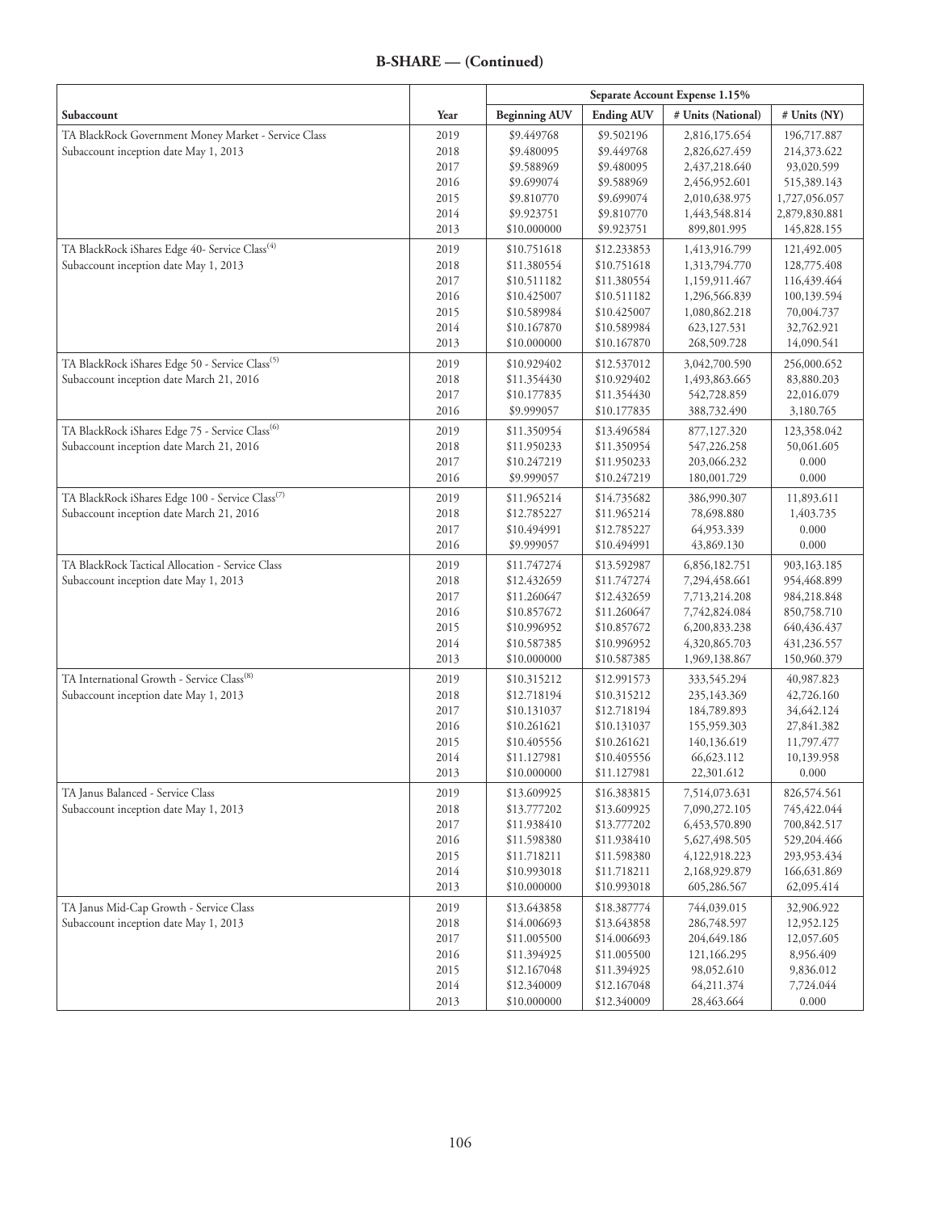## B-SHARE — (Continued)

| Subaccount | Year | Separate Account Expense 1.15% | | | |
|---|---|---|---|---|---|
| | | Beginning AUV | Ending AUV | # Units (National) | # Units (NY) |
| TA BlackRock Government Money Market - Service Class | 2019 | $9.449768 | $9.502196 | 2,816,175.654 | 196,717.887 |
| Subaccount inception date May 1, 2013 | 2018 | $9.480095 | $9.449768 | 2,826,627.459 | 214,373.622 |
| | 2017 | $9.588969 | $9.480095 | 2,437,218.640 | 93,020.599 |
| | 2016 | $9.699074 | $9.588969 | 2,456,952.601 | 515,389.143 |
| | 2015 | $9.810770 | $9.699074 | 2,010,638.975 | 1,727,056.057 |
| | 2014 | $9.923751 | $9.810770 | 1,443,548.814 | 2,879,830.881 |
| | 2013 | $10.000000 | $9.923751 | 899,801.995 | 145,828.155 |
| TA BlackRock iShares Edge 40- Service Class[(4)] | 2019 | $10.751618 | $12.233853 | 1,413,916.799 | 121,492.005 |
| Subaccount inception date May 1, 2013 | 2018 | $11.380554 | $10.751618 | 1,313,794.770 | 128,775.408 |
| | 2017 | $10.511182 | $11.380554 | 1,159,911.467 | 116,439.464 |
| | 2016 | $10.425007 | $10.511182 | 1,296,566.839 | 100,139.594 |
| | 2015 | $10.589984 | $10.425007 | 1,080,862.218 | 70,004.737 |
| | 2014 | $10.167870 | $10.589984 | 623,127.531 | 32,762.921 |
| | 2013 | $10.000000 | $10.167870 | 268,509.728 | 14,090.541 |
| TA BlackRock iShares Edge 50 - Service Class[(5)] | 2019 | $10.929402 | $12.537012 | 3,042,700.590 | 256,000.652 |
| Subaccount inception date March 21, 2016 | 2018 | $11.354430 | $10.929402 | 1,493,863.665 | 83,880.203 |
| | 2017 | $10.177835 | $11.354430 | 542,728.859 | 22,016.079 |
| | 2016 | $9.999057 | $10.177835 | 388,732.490 | 3,180.765 |
| TA BlackRock iShares Edge 75 - Service Class[(6)] | 2019 | $11.350954 | $13.496584 | 877,127.320 | 123,358.042 |
| Subaccount inception date March 21, 2016 | 2018 | $11.950233 | $11.350954 | 547,226.258 | 50,061.605 |
| | 2017 | $10.247219 | $11.950233 | 203,066.232 | 0.000 |
| | 2016 | $9.999057 | $10.247219 | 180,001.729 | 0.000 |
| TA BlackRock iShares Edge 100 - Service Class[(7)] | 2019 | $11.965214 | $14.735682 | 386,990.307 | 11,893.611 |
| Subaccount inception date March 21, 2016 | 2018 | $12.785227 | $11.965214 | 78,698.880 | 1,403.735 |
| | 2017 | $10.494991 | $12.785227 | 64,953.339 | 0.000 |
| | 2016 | $9.999057 | $10.494991 | 43,869.130 | 0.000 |
| TA BlackRock Tactical Allocation - Service Class | 2019 | $11.747274 | $13.592987 | 6,856,182.751 | 903,163.185 |
| Subaccount inception date May 1, 2013 | 2018 | $12.432659 | $11.747274 | 7,294,458.661 | 954,468.899 |
| | 2017 | $11.260647 | $12.432659 | 7,713,214.208 | 984,218.848 |
| | 2016 | $10.857672 | $11.260647 | 7,742,824.084 | 850,758.710 |
| | 2015 | $10.996952 | $10.857672 | 6,200,833.238 | 640,436.437 |
| | 2014 | $10.587385 | $10.996952 | 4,320,865.703 | 431,236.557 |
| | 2013 | $10.000000 | $10.587385 | 1,969,138.867 | 150,960.379 |
| TA International Growth - Service Class[(8)] | 2019 | $10.315212 | $12.991573 | 333,545.294 | 40,987.823 |
| Subaccount inception date May 1, 2013 | 2018 | $12.718194 | $10.315212 | 235,143.369 | 42,726.160 |
| | 2017 | $10.131037 | $12.718194 | 184,789.893 | 34,642.124 |
| | 2016 | $10.261621 | $10.131037 | 155,959.303 | 27,841.382 |
| | 2015 | $10.405556 | $10.261621 | 140,136.619 | 11,797.477 |
| | 2014 | $11.127981 | $10.405556 | 66,623.112 | 10,139.958 |
| | 2013 | $10.000000 | $11.127981 | 22,301.612 | 0.000 |
| TA Janus Balanced - Service Class | 2019 | $13.609925 | $16.383815 | 7,514,073.631 | 826,574.561 |
| Subaccount inception date May 1, 2013 | 2018 | $13.777202 | $13.609925 | 7,090,272.105 | 745,422.044 |
| | 2017 | $11.938410 | $13.777202 | 6,453,570.890 | 700,842.517 |
| | 2016 | $11.598380 | $11.938410 | 5,627,498.505 | 529,204.466 |
| | 2015 | $11.718211 | $11.598380 | 4,122,918.223 | 293,953.434 |
| | 2014 | $10.993018 | $11.718211 | 2,168,929.879 | 166,631.869 |
| | 2013 | $10.000000 | $10.993018 | 605,286.567 | 62,095.414 |
| TA Janus Mid-Cap Growth - Service Class | 2019 | $13.643858 | $18.387774 | 744,039.015 | 32,906.922 |
| Subaccount inception date May 1, 2013 | 2018 | $14.006693 | $13.643858 | 286,748.597 | 12,952.125 |
| | 2017 | $11.005500 | $14.006693 | 204,649.186 | 12,057.605 |
| | 2016 | $11.394925 | $11.005500 | 121,166.295 | 8,956.409 |
| | 2015 | $12.167048 | $11.394925 | 98,052.610 | 9,836.012 |
| | 2014 | $12.340009 | $12.167048 | 64,211.374 | 7,724.044 |
| | 2013 | $10.000000 | $12.340009 | 28,463.664 | 0.000 |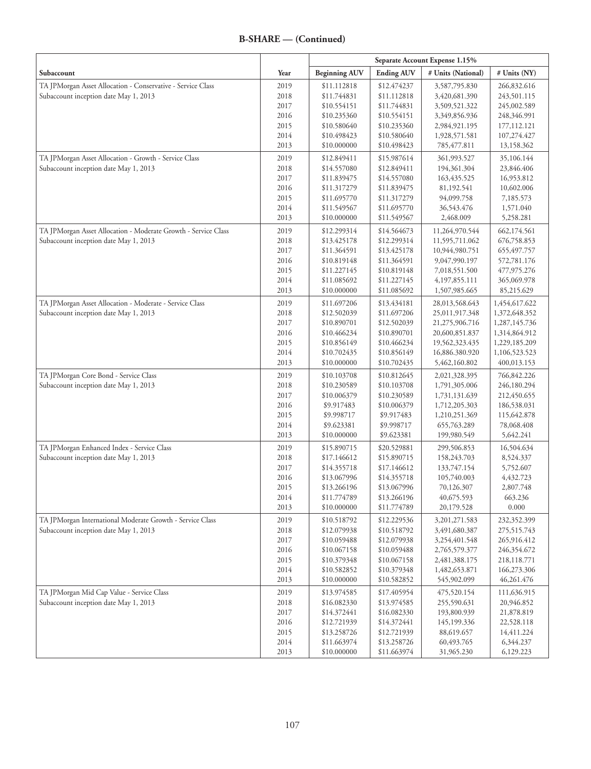## B-SHARE — (Continued)

| | | Separate Account Expense 1.15% | | | |
|---|---|---|---|---|---|
| Subaccount | Year | Beginning AUV | Ending AUV | # Units (National) | # Units (NY) |
| TA JPMorgan Asset Allocation - Conservative - Service Class | 2019 | $11.112818 | $12.474237 | 3,587,795.830 | 266,832.616 |
| Subaccount inception date May 1, 2013 | 2018 | $11.744831 | $11.112818 | 3,420,681.390 | 243,501.115 |
| | 2017 | $10.554151 | $11.744831 | 3,509,521.322 | 245,002.589 |
| | 2016 | $10.235360 | $10.554151 | 3,349,856.936 | 248,346.991 |
| | 2015 | $10.580640 | $10.235360 | 2,984,921.195 | 177,112.121 |
| | 2014 | $10.498423 | $10.580640 | 1,928,571.581 | 107,274.427 |
| | 2013 | $10.000000 | $10.498423 | 785,477.811 | 13,158.362 |
| TA JPMorgan Asset Allocation - Growth - Service Class | 2019 | $12.849411 | $15.987614 | 361,993.527 | 35,106.144 |
| Subaccount inception date May 1, 2013 | 2018 | $14.557080 | $12.849411 | 194,361.304 | 23,846.406 |
| | 2017 | $11.839475 | $14.557080 | 163,435.525 | 16,953.812 |
| | 2016 | $11.317279 | $11.839475 | 81,192.541 | 10,602.006 |
| | 2015 | $11.695770 | $11.317279 | 94,099.758 | 7,185.573 |
| | 2014 | $11.549567 | $11.695770 | 36,543.476 | 1,571.040 |
| | 2013 | $10.000000 | $11.549567 | 2,468.009 | 5,258.281 |
| TA JPMorgan Asset Allocation - Moderate Growth - Service Class | 2019 | $12.299314 | $14.564673 | 11,264,970.544 | 662,174.561 |
| Subaccount inception date May 1, 2013 | 2018 | $13.425178 | $12.299314 | 11,595,711.062 | 676,758.853 |
| | 2017 | $11.364591 | $13.425178 | 10,944,980.751 | 655,497.757 |
| | 2016 | $10.819148 | $11.364591 | 9,047,990.197 | 572,781.176 |
| | 2015 | $11.227145 | $10.819148 | 7,018,551.500 | 477,975.276 |
| | 2014 | $11.085692 | $11.227145 | 4,197,855.111 | 365,069.978 |
| | 2013 | $10.000000 | $11.085692 | 1,507,985.665 | 85,215.629 |
| TA JPMorgan Asset Allocation - Moderate - Service Class | 2019 | $11.697206 | $13.434181 | 28,013,568.643 | 1,454,617.622 |
| Subaccount inception date May 1, 2013 | 2018 | $12.502039 | $11.697206 | 25,011,917.348 | 1,372,648.352 |
| | 2017 | $10.890701 | $12.502039 | 21,275,906.716 | 1,287,145.736 |
| | 2016 | $10.466234 | $10.890701 | 20,600,851.837 | 1,314,864.912 |
| | 2015 | $10.856149 | $10.466234 | 19,562,323.435 | 1,229,185.209 |
| | 2014 | $10.702435 | $10.856149 | 16,886,380.920 | 1,106,523.523 |
| | 2013 | $10.000000 | $10.702435 | 5,462,160.802 | 400,013.153 |
| TA JPMorgan Core Bond - Service Class | 2019 | $10.103708 | $10.812645 | 2,021,328.395 | 766,842.226 |
| Subaccount inception date May 1, 2013 | 2018 | $10.230589 | $10.103708 | 1,791,305.006 | 246,180.294 |
| | 2017 | $10.006379 | $10.230589 | 1,731,131.639 | 212,450.655 |
| | 2016 | $9.917483 | $10.006379 | 1,712,205.303 | 186,538.031 |
| | 2015 | $9.998717 | $9.917483 | 1,210,251.369 | 115,642.878 |
| | 2014 | $9.623381 | $9.998717 | 655,763.289 | 78,068.408 |
| | 2013 | $10.000000 | $9.623381 | 199,980.549 | 5,642.241 |
| TA JPMorgan Enhanced Index - Service Class | 2019 | $15.890715 | $20.529881 | 299,506.853 | 16,504.634 |
| Subaccount inception date May 1, 2013 | 2018 | $17.146612 | $15.890715 | 158,243.703 | 8,524.337 |
| | 2017 | $14.355718 | $17.146612 | 133,747.154 | 5,752.607 |
| | 2016 | $13.067996 | $14.355718 | 105,740.003 | 4,432.723 |
| | 2015 | $13.266196 | $13.067996 | 70,126.307 | 2,807.748 |
| | 2014 | $11.774789 | $13.266196 | 40,675.593 | 663.236 |
| | 2013 | $10.000000 | $11.774789 | 20,179.528 | 0.000 |
| TA JPMorgan International Moderate Growth - Service Class | 2019 | $10.518792 | $12.229536 | 3,201,271.583 | 232,352.399 |
| Subaccount inception date May 1, 2013 | 2018 | $12.079938 | $10.518792 | 3,491,680.387 | 275,515.743 |
| | 2017 | $10.059488 | $12.079938 | 3,254,401.548 | 265,916.412 |
| | 2016 | $10.067158 | $10.059488 | 2,765,579.377 | 246,354.672 |
| | 2015 | $10.379348 | $10.067158 | 2,481,388.175 | 218,118.771 |
| | 2014 | $10.582852 | $10.379348 | 1,482,653.871 | 166,273.306 |
| | 2013 | $10.000000 | $10.582852 | 545,902.099 | 46,261.476 |
| TA JPMorgan Mid Cap Value - Service Class | 2019 | $13.974585 | $17.405954 | 475,520.154 | 111,636.915 |
| Subaccount inception date May 1, 2013 | 2018 | $16.082330 | $13.974585 | 255,590.631 | 20,946.852 |
| | 2017 | $14.372441 | $16.082330 | 193,800.939 | 21,878.819 |
| | 2016 | $12.721939 | $14.372441 | 145,199.336 | 22,528.118 |
| | 2015 | $13.258726 | $12.721939 | 88,619.657 | 14,411.224 |
| | 2014 | $11.663974 | $13.258726 | 60,493.765 | 6,344.237 |
| | 2013 | $10.000000 | $11.663974 | 31,965.230 | 6,129.223 |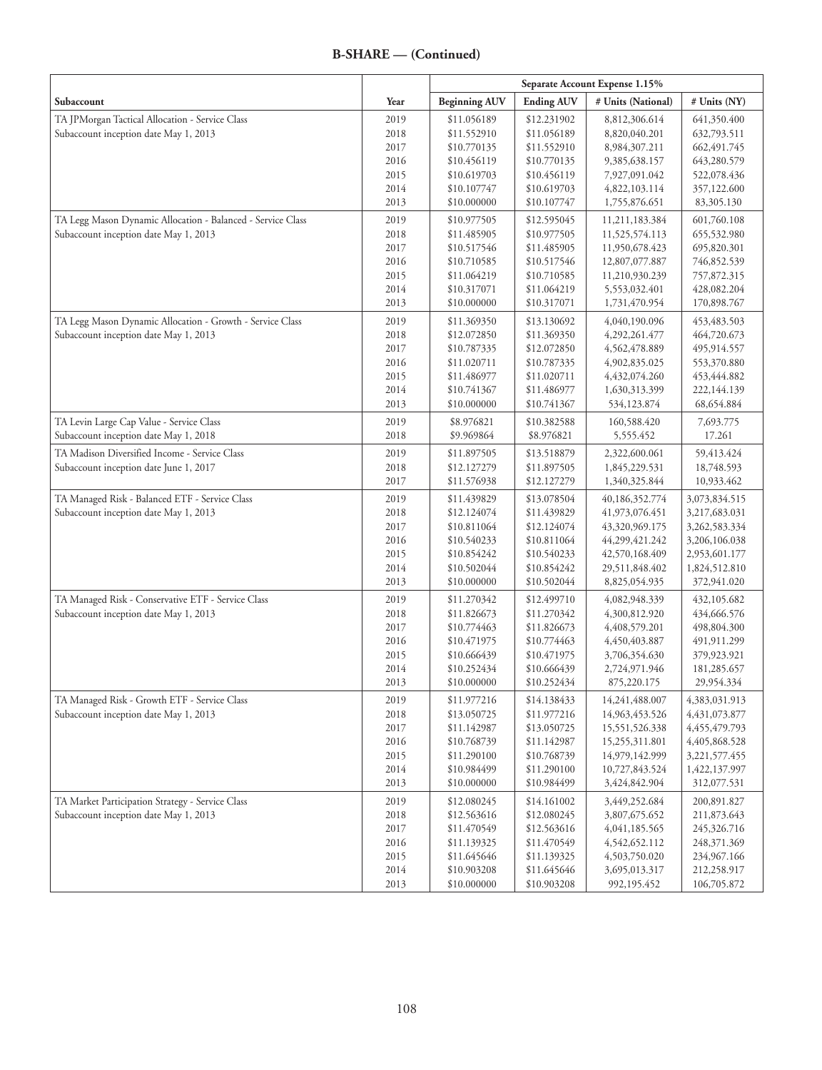## B-SHARE — (Continued)

| Subaccount | Year | Separate Account Expense 1.15% | | | |
|---|---|---|---|---|---|
| | | Beginning AUV | Ending AUV | # Units (National) | # Units (NY) |
| TA JPMorgan Tactical Allocation - Service Class | 2019 | $11.056189 | $12.231902 | 8,812,306.614 | 641,350.400 |
| Subaccount inception date May 1, 2013 | 2018 | $11.552910 | $11.056189 | 8,820,040.201 | 632,793.511 |
| | 2017 | $10.770135 | $11.552910 | 8,984,307.211 | 662,491.745 |
| | 2016 | $10.456119 | $10.770135 | 9,385,638.157 | 643,280.579 |
| | 2015 | $10.619703 | $10.456119 | 7,927,091.042 | 522,078.436 |
| | 2014 | $10.107747 | $10.619703 | 4,822,103.114 | 357,122.600 |
| | 2013 | $10.000000 | $10.107747 | 1,755,876.651 | 83,305.130 |
| TA Legg Mason Dynamic Allocation - Balanced - Service Class | 2019 | $10.977505 | $12.595045 | 11,211,183.384 | 601,760.108 |
| Subaccount inception date May 1, 2013 | 2018 | $11.485905 | $10.977505 | 11,525,574.113 | 655,532.980 |
| | 2017 | $10.517546 | $11.485905 | 11,950,678.423 | 695,820.301 |
| | 2016 | $10.710585 | $10.517546 | 12,807,077.887 | 746,852.539 |
| | 2015 | $11.064219 | $10.710585 | 11,210,930.239 | 757,872.315 |
| | 2014 | $10.317071 | $11.064219 | 5,553,032.401 | 428,082.204 |
| | 2013 | $10.000000 | $10.317071 | 1,731,470.954 | 170,898.767 |
| TA Legg Mason Dynamic Allocation - Growth - Service Class | 2019 | $11.369350 | $13.130692 | 4,040,190.096 | 453,483.503 |
| Subaccount inception date May 1, 2013 | 2018 | $12.072850 | $11.369350 | 4,292,261.477 | 464,720.673 |
| | 2017 | $10.787335 | $12.072850 | 4,562,478.889 | 495,914.557 |
| | 2016 | $11.020711 | $10.787335 | 4,902,835.025 | 553,370.880 |
| | 2015 | $11.486977 | $11.020711 | 4,432,074.260 | 453,444.882 |
| | 2014 | $10.741367 | $11.486977 | 1,630,313.399 | 222,144.139 |
| | 2013 | $10.000000 | $10.741367 | 534,123.874 | 68,654.884 |
| TA Levin Large Cap Value - Service Class | 2019 | $8.976821 | $10.382588 | 160,588.420 | 7,693.775 |
| Subaccount inception date May 1, 2018 | 2018 | $9.969864 | $8.976821 | 5,555.452 | 17.261 |
| TA Madison Diversified Income - Service Class | 2019 | $11.897505 | $13.518879 | 2,322,600.061 | 59,413.424 |
| Subaccount inception date June 1, 2017 | 2018 | $12.127279 | $11.897505 | 1,845,229.531 | 18,748.593 |
| | 2017 | $11.576938 | $12.127279 | 1,340,325.844 | 10,933.462 |
| TA Managed Risk - Balanced ETF - Service Class | 2019 | $11.439829 | $13.078504 | 40,186,352.774 | 3,073,834.515 |
| Subaccount inception date May 1, 2013 | 2018 | $12.124074 | $11.439829 | 41,973,076.451 | 3,217,683.031 |
| | 2017 | $10.811064 | $12.124074 | 43,320,969.175 | 3,262,583.334 |
| | 2016 | $10.540233 | $10.811064 | 44,299,421.242 | 3,206,106.038 |
| | 2015 | $10.854242 | $10.540233 | 42,570,168.409 | 2,953,601.177 |
| | 2014 | $10.502044 | $10.854242 | 29,511,848.402 | 1,824,512.810 |
| | 2013 | $10.000000 | $10.502044 | 8,825,054.935 | 372,941.020 |
| TA Managed Risk - Conservative ETF - Service Class | 2019 | $11.270342 | $12.499710 | 4,082,948.339 | 432,105.682 |
| Subaccount inception date May 1, 2013 | 2018 | $11.826673 | $11.270342 | 4,300,812.920 | 434,666.576 |
| | 2017 | $10.774463 | $11.826673 | 4,408,579.201 | 498,804.300 |
| | 2016 | $10.471975 | $10.774463 | 4,450,403.887 | 491,911.299 |
| | 2015 | $10.666439 | $10.471975 | 3,706,354.630 | 379,923.921 |
| | 2014 | $10.252434 | $10.666439 | 2,724,971.946 | 181,285.657 |
| | 2013 | $10.000000 | $10.252434 | 875,220.175 | 29,954.334 |
| TA Managed Risk - Growth ETF - Service Class | 2019 | $11.977216 | $14.138433 | 14,241,488.007 | 4,383,031.913 |
| Subaccount inception date May 1, 2013 | 2018 | $13.050725 | $11.977216 | 14,963,453.526 | 4,431,073.877 |
| | 2017 | $11.142987 | $13.050725 | 15,551,526.338 | 4,455,479.793 |
| | 2016 | $10.768739 | $11.142987 | 15,255,311.801 | 4,405,868.528 |
| | 2015 | $11.290100 | $10.768739 | 14,979,142.999 | 3,221,577.455 |
| | 2014 | $10.984499 | $11.290100 | 10,727,843.524 | 1,422,137.997 |
| | 2013 | $10.000000 | $10.984499 | 3,424,842.904 | 312,077.531 |
| TA Market Participation Strategy - Service Class | 2019 | $12.080245 | $14.161002 | 3,449,252.684 | 200,891.827 |
| Subaccount inception date May 1, 2013 | 2018 | $12.563616 | $12.080245 | 3,807,675.652 | 211,873.643 |
| | 2017 | $11.470549 | $12.563616 | 4,041,185.565 | 245,326.716 |
| | 2016 | $11.139325 | $11.470549 | 4,542,652.112 | 248,371.369 |
| | 2015 | $11.645646 | $11.139325 | 4,503,750.020 | 234,967.166 |
| | 2014 | $10.903208 | $11.645646 | 3,695,013.317 | 212,258.917 |
| | 2013 | $10.000000 | $10.903208 | 992,195.452 | 106,705.872 |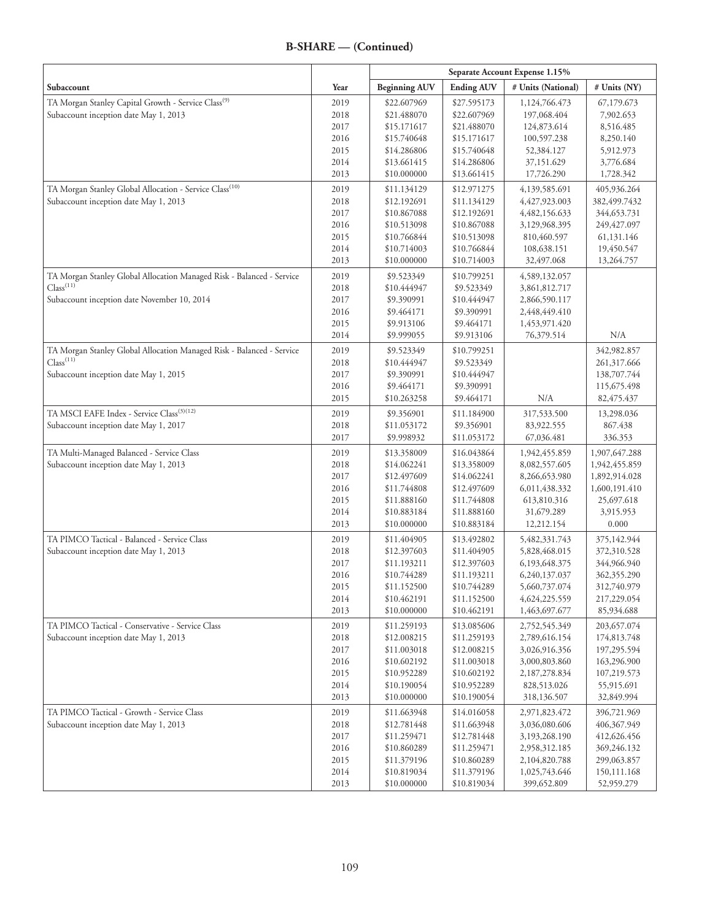## B-SHARE — (Continued)

| | | Separate Account Expense 1.15% | | | |
|---|---|---|---|---|---|
| Subaccount | Year | Beginning AUV | Ending AUV | # Units (National) | # Units (NY) |
| TA Morgan Stanley Capital Growth - Service Class[9] | 2019 | $22.607969 | $27.595173 | 1,124,766.473 | 67,179.673 |
| Subaccount inception date May 1, 2013 | 2018 | $21.488070 | $22.607969 | 197,068.404 | 7,902.653 |
| | 2017 | $15.171617 | $21.488070 | 124,873.614 | 8,516.485 |
| | 2016 | $15.740648 | $15.171617 | 100,597.238 | 8,250.140 |
| | 2015 | $14.286806 | $15.740648 | 52,384.127 | 5,912.973 |
| | 2014 | $13.661415 | $14.286806 | 37,151.629 | 3,776.684 |
| | 2013 | $10.000000 | $13.661415 | 17,726.290 | 1,728.342 |
| TA Morgan Stanley Global Allocation - Service Class[10] | 2019 | $11.134129 | $12.971275 | 4,139,585.691 | 405,936.264 |
| Subaccount inception date May 1, 2013 | 2018 | $12.192691 | $11.134129 | 4,427,923.003 | 382,499.7432 |
| | 2017 | $10.867088 | $12.192691 | 4,482,156.633 | 344,653.731 |
| | 2016 | $10.513098 | $10.867088 | 3,129,968.395 | 249,427.097 |
| | 2015 | $10.766844 | $10.513098 | 810,460.597 | 61,131.146 |
| | 2014 | $10.714003 | $10.766844 | 108,638.151 | 19,450.547 |
| | 2013 | $10.000000 | $10.714003 | 32,497.068 | 13,264.757 |
| TA Morgan Stanley Global Allocation Managed Risk - Balanced - Service Class[11] | 2019 | $9.523349 | $10.799251 | 4,589,132.057 | |
| | 2018 | $10.444947 | $9.523349 | 3,861,812.717 | |
| Subaccount inception date November 10, 2014 | 2017 | $9.390991 | $10.444947 | 2,866,590.117 | |
| | 2016 | $9.464171 | $9.390991 | 2,448,449.410 | |
| | 2015 | $9.913106 | $9.464171 | 1,453,971.420 | |
| | 2014 | $9.999055 | $9.913106 | 76,379.514 | N/A |
| TA Morgan Stanley Global Allocation Managed Risk - Balanced - Service Class[11] | 2019 | $9.523349 | $10.799251 | | 342,982.857 |
| | 2018 | $10.444947 | $9.523349 | | 261,317.666 |
| Subaccount inception date May 1, 2015 | 2017 | $9.390991 | $10.444947 | | 138,707.744 |
| | 2016 | $9.464171 | $9.390991 | | 115,675.498 |
| | 2015 | $10.263258 | $9.464171 | N/A | 82,475.437 |
| TA MSCI EAFE Index - Service Class[3][12] | 2019 | $9.356901 | $11.184900 | 317,533.500 | 13,298.036 |
| Subaccount inception date May 1, 2017 | 2018 | $11.053172 | $9.356901 | 83,922.555 | 867.438 |
| | 2017 | $9.998932 | $11.053172 | 67,036.481 | 336.353 |
| TA Multi-Managed Balanced - Service Class | 2019 | $13.358009 | $16.043864 | 1,942,455.859 | 1,907,647.288 |
| Subaccount inception date May 1, 2013 | 2018 | $14.062241 | $13.358009 | 8,082,557.605 | 1,942,455.859 |
| | 2017 | $12.497609 | $14.062241 | 8,266,653.980 | 1,892,914.028 |
| | 2016 | $11.744808 | $12.497609 | 6,011,438.332 | 1,600,191.410 |
| | 2015 | $11.888160 | $11.744808 | 613,810.316 | 25,697.618 |
| | 2014 | $10.883184 | $11.888160 | 31,679.289 | 3,915.953 |
| | 2013 | $10.000000 | $10.883184 | 12,212.154 | 0.000 |
| TA PIMCO Tactical - Balanced - Service Class | 2019 | $11.404905 | $13.492802 | 5,482,331.743 | 375,142.944 |
| Subaccount inception date May 1, 2013 | 2018 | $12.397603 | $11.404905 | 5,828,468.015 | 372,310.528 |
| | 2017 | $11.193211 | $12.397603 | 6,193,648.375 | 344,966.940 |
| | 2016 | $10.744289 | $11.193211 | 6,240,137.037 | 362,355.290 |
| | 2015 | $11.152500 | $10.744289 | 5,660,737.074 | 312,740.979 |
| | 2014 | $10.462191 | $11.152500 | 4,624,225.559 | 217,229.054 |
| | 2013 | $10.000000 | $10.462191 | 1,463,697.677 | 85,934.688 |
| TA PIMCO Tactical - Conservative - Service Class | 2019 | $11.259193 | $13.085606 | 2,752,545.349 | 203,657.074 |
| Subaccount inception date May 1, 2013 | 2018 | $12.008215 | $11.259193 | 2,789,616.154 | 174,813.748 |
| | 2017 | $11.003018 | $12.008215 | 3,026,916.356 | 197,295.594 |
| | 2016 | $10.602192 | $11.003018 | 3,000,803.860 | 163,296.900 |
| | 2015 | $10.952289 | $10.602192 | 2,187,278.834 | 107,219.573 |
| | 2014 | $10.190054 | $10.952289 | 828,513.026 | 55,915.691 |
| | 2013 | $10.000000 | $10.190054 | 318,136.507 | 32,849.994 |
| TA PIMCO Tactical - Growth - Service Class | 2019 | $11.663948 | $14.016058 | 2,971,823.472 | 396,721.969 |
| Subaccount inception date May 1, 2013 | 2018 | $12.781448 | $11.663948 | 3,036,080.606 | 406,367.949 |
| | 2017 | $11.259471 | $12.781448 | 3,193,268.190 | 412,626.456 |
| | 2016 | $10.860289 | $11.259471 | 2,958,312.185 | 369,246.132 |
| | 2015 | $11.379196 | $10.860289 | 2,104,820.788 | 299,063.857 |
| | 2014 | $10.819034 | $11.379196 | 1,025,743.646 | 150,111.168 |
| | 2013 | $10.000000 | $10.819034 | 399,652.809 | 52,959.279 |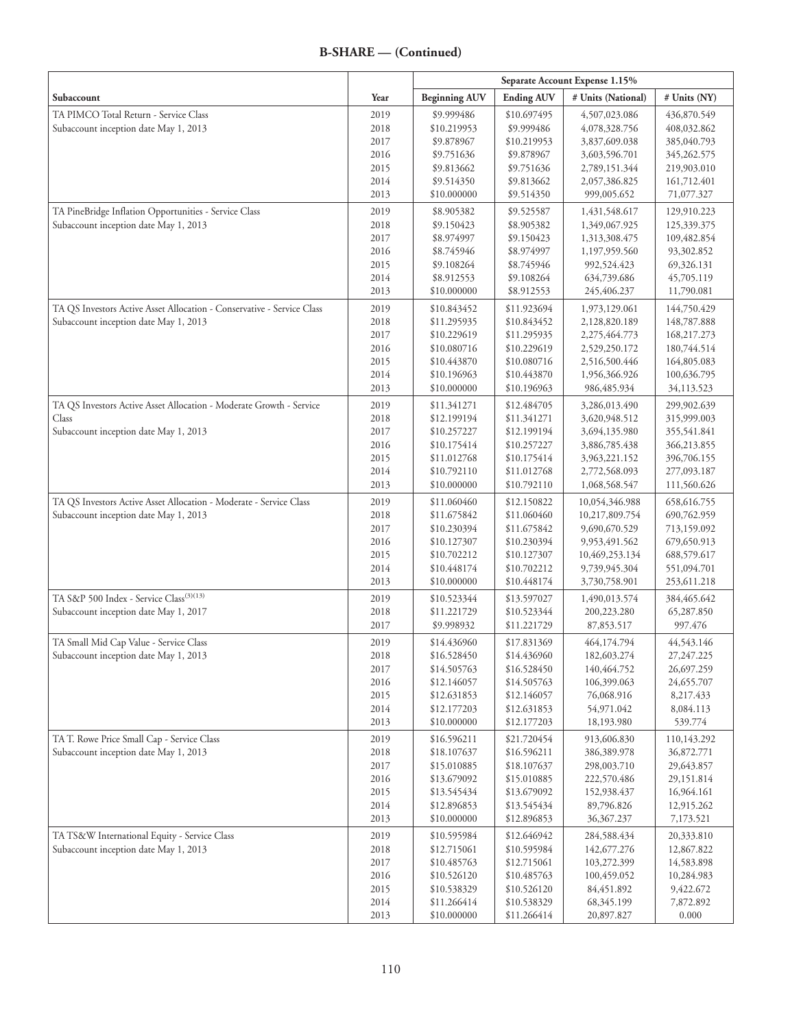## B-SHARE — (Continued)

| | | Separate Account Expense 1.15% | | | |
|---|---|---|---|---|---|
| Subaccount | Year | Beginning AUV | Ending AUV | # Units (National) | # Units (NY) |
| TA PIMCO Total Return - Service Class | 2019 | $9.999486 | $10.697495 | 4,507,023.086 | 436,870.549 |
| Subaccount inception date May 1, 2013 | 2018 | $10.219953 | $9.999486 | 4,078,328.756 | 408,032.862 |
| | 2017 | $9.878967 | $10.219953 | 3,837,609.038 | 385,040.793 |
| | 2016 | $9.751636 | $9.878967 | 3,603,596.701 | 345,262.575 |
| | 2015 | $9.813662 | $9.751636 | 2,789,151.344 | 219,903.010 |
| | 2014 | $9.514350 | $9.813662 | 2,057,386.825 | 161,712.401 |
| | 2013 | $10.000000 | $9.514350 | 999,005.652 | 71,077.327 |
| TA PineBridge Inflation Opportunities - Service Class | 2019 | $8.905382 | $9.525587 | 1,431,548.617 | 129,910.223 |
| Subaccount inception date May 1, 2013 | 2018 | $9.150423 | $8.905382 | 1,349,067.925 | 125,339.375 |
| | 2017 | $8.974997 | $9.150423 | 1,313,308.475 | 109,482.854 |
| | 2016 | $8.745946 | $8.974997 | 1,197,959.560 | 93,302.852 |
| | 2015 | $9.108264 | $8.745946 | 992,524.423 | 69,326.131 |
| | 2014 | $8.912553 | $9.108264 | 634,739.686 | 45,705.119 |
| | 2013 | $10.000000 | $8.912553 | 245,406.237 | 11,790.081 |
| TA QS Investors Active Asset Allocation - Conservative - Service Class | 2019 | $10.843452 | $11.923694 | 1,973,129.061 | 144,750.429 |
| Subaccount inception date May 1, 2013 | 2018 | $11.295935 | $10.843452 | 2,128,820.189 | 148,787.888 |
| | 2017 | $10.229619 | $11.295935 | 2,275,464.773 | 168,217.273 |
| | 2016 | $10.080716 | $10.229619 | 2,529,250.172 | 180,744.514 |
| | 2015 | $10.443870 | $10.080716 | 2,516,500.446 | 164,805.083 |
| | 2014 | $10.196963 | $10.443870 | 1,956,366.926 | 100,636.795 |
| | 2013 | $10.000000 | $10.196963 | 986,485.934 | 34,113.523 |
| TA QS Investors Active Asset Allocation - Moderate Growth - Service Class | 2019 | $11.341271 | $12.484705 | 3,286,013.490 | 299,902.639 |
| | 2018 | $12.199194 | $11.341271 | 3,620,948.512 | 315,999.003 |
| Subaccount inception date May 1, 2013 | 2017 | $10.257227 | $12.199194 | 3,694,135.980 | 355,541.841 |
| | 2016 | $10.175414 | $10.257227 | 3,886,785.438 | 366,213.855 |
| | 2015 | $11.012768 | $10.175414 | 3,963,221.152 | 396,706.155 |
| | 2014 | $10.792110 | $11.012768 | 2,772,568.093 | 277,093.187 |
| | 2013 | $10.000000 | $10.792110 | 1,068,568.547 | 111,560.626 |
| TA QS Investors Active Asset Allocation - Moderate - Service Class | 2019 | $11.060460 | $12.150822 | 10,054,346.988 | 658,616.755 |
| Subaccount inception date May 1, 2013 | 2018 | $11.675842 | $11.060460 | 10,217,809.754 | 690,762.959 |
| | 2017 | $10.230394 | $11.675842 | 9,690,670.529 | 713,159.092 |
| | 2016 | $10.127307 | $10.230394 | 9,953,491.562 | 679,650.913 |
| | 2015 | $10.702212 | $10.127307 | 10,469,253.134 | 688,579.617 |
| | 2014 | $10.448174 | $10.702212 | 9,739,945.304 | 551,094.701 |
| | 2013 | $10.000000 | $10.448174 | 3,730,758.901 | 253,611.218 |
| TA S&P 500 Index - Service Class(3)(13) | 2019 | $10.523344 | $13.597027 | 1,490,013.574 | 384,465.642 |
| Subaccount inception date May 1, 2017 | 2018 | $11.221729 | $10.523344 | 200,223.280 | 65,287.850 |
| | 2017 | $9.998932 | $11.221729 | 87,853.517 | 997.476 |
| TA Small Mid Cap Value - Service Class | 2019 | $14.436960 | $17.831369 | 464,174.794 | 44,543.146 |
| Subaccount inception date May 1, 2013 | 2018 | $16.528450 | $14.436960 | 182,603.274 | 27,247.225 |
| | 2017 | $14.505763 | $16.528450 | 140,464.752 | 26,697.259 |
| | 2016 | $12.146057 | $14.505763 | 106,399.063 | 24,655.707 |
| | 2015 | $12.631853 | $12.146057 | 76,068.916 | 8,217.433 |
| | 2014 | $12.177203 | $12.631853 | 54,971.042 | 8,084.113 |
| | 2013 | $10.000000 | $12.177203 | 18,193.980 | 539.774 |
| TA T. Rowe Price Small Cap - Service Class | 2019 | $16.596211 | $21.720454 | 913,606.830 | 110,143.292 |
| Subaccount inception date May 1, 2013 | 2018 | $18.107637 | $16.596211 | 386,389.978 | 36,872.771 |
| | 2017 | $15.010885 | $18.107637 | 298,003.710 | 29,643.857 |
| | 2016 | $13.679092 | $15.010885 | 222,570.486 | 29,151.814 |
| | 2015 | $13.545434 | $13.679092 | 152,938.437 | 16,964.161 |
| | 2014 | $12.896853 | $13.545434 | 89,796.826 | 12,915.262 |
| | 2013 | $10.000000 | $12.896853 | 36,367.237 | 7,173.521 |
| TA TS&W International Equity - Service Class | 2019 | $10.595984 | $12.646942 | 284,588.434 | 20,333.810 |
| Subaccount inception date May 1, 2013 | 2018 | $12.715061 | $10.595984 | 142,677.276 | 12,867.822 |
| | 2017 | $10.485763 | $12.715061 | 103,272.399 | 14,583.898 |
| | 2016 | $10.526120 | $10.485763 | 100,459.052 | 10,284.983 |
| | 2015 | $10.538329 | $10.526120 | 84,451.892 | 9,422.672 |
| | 2014 | $11.266414 | $10.538329 | 68,345.199 | 7,872.892 |
| | 2013 | $10.000000 | $11.266414 | 20,897.827 | 0.000 |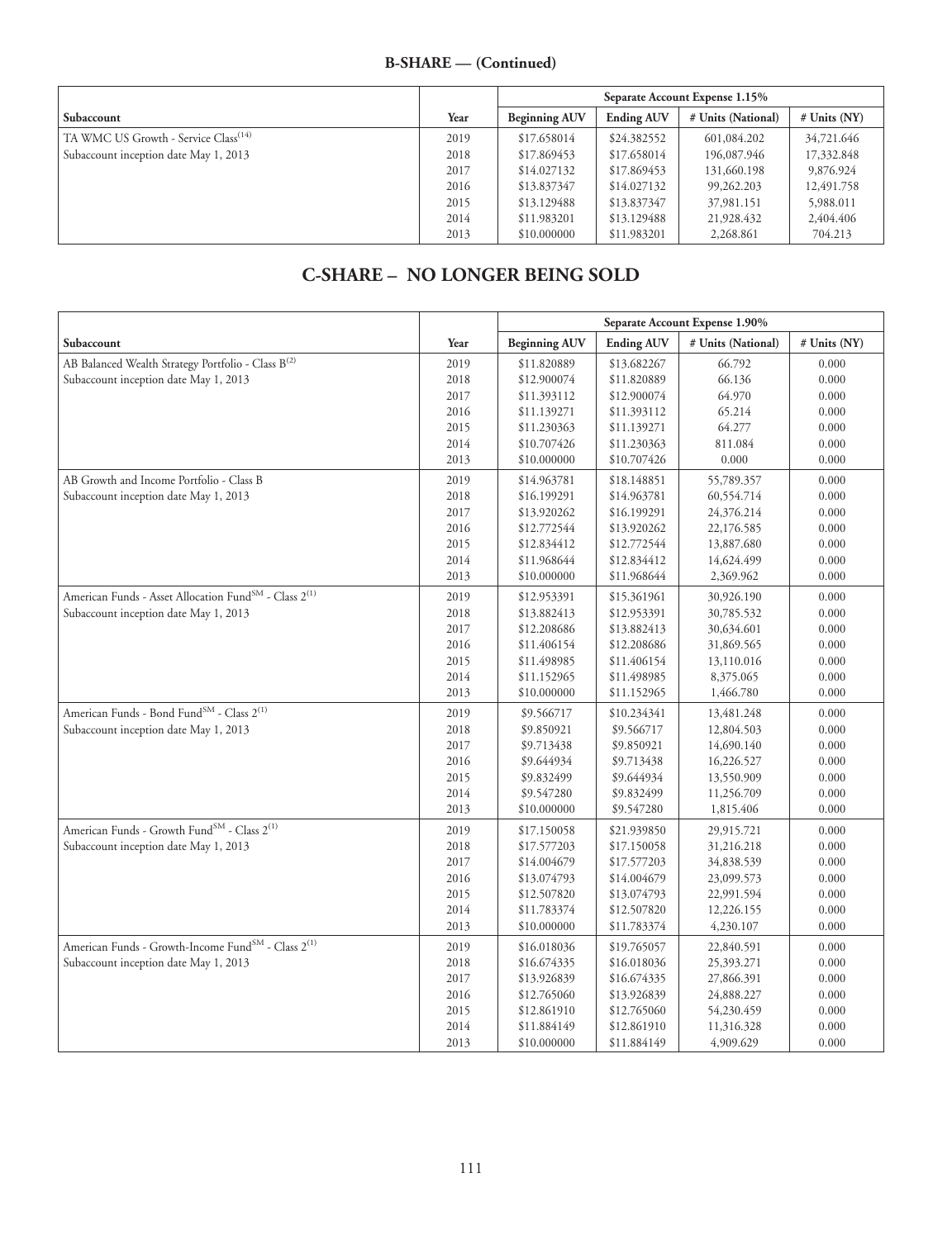## B-SHARE — (Continued)

| | | Separate Account Expense 1.15% | | | |
|---|---|---|---|---|---|
| Subaccount | Year | Beginning AUV | Ending AUV | # Units (National) | # Units (NY) |
| TA WMC US Growth - Service Class[14] | 2019 | $17.658014 | $24.382552 | 601,084.202 | 34,721.646 |
| Subaccount inception date May 1, 2013 | 2018 | $17.869453 | $17.658014 | 196,087.946 | 17,332.848 |
| | 2017 | $14.027132 | $17.869453 | 131,660.198 | 9,876.924 |
| | 2016 | $13.837347 | $14.027132 | 99,262.203 | 12,491.758 |
| | 2015 | $13.129488 | $13.837347 | 37,981.151 | 5,988.011 |
| | 2014 | $11.983201 | $13.129488 | 21,928.432 | 2,404.406 |
| | 2013 | $10.000000 | $11.983201 | 2,268.861 | 704.213 |

## C-SHARE – NO LONGER BEING SOLD

| | | Separate Account Expense 1.90% | | | |
|---|---|---|---|---|---|
| Subaccount | Year | Beginning AUV | Ending AUV | # Units (National) | # Units (NY) |
| AB Balanced Wealth Strategy Portfolio - Class B[2] | 2019 | $11.820889 | $13.682267 | 66.792 | 0.000 |
| Subaccount inception date May 1, 2013 | 2018 | $12.900074 | $11.820889 | 66.136 | 0.000 |
| | 2017 | $11.393112 | $12.900074 | 64.970 | 0.000 |
| | 2016 | $11.139271 | $11.393112 | 65.214 | 0.000 |
| | 2015 | $11.230363 | $11.139271 | 64.277 | 0.000 |
| | 2014 | $10.707426 | $11.230363 | 811.084 | 0.000 |
| | 2013 | $10.000000 | $10.707426 | 0.000 | 0.000 |
| AB Growth and Income Portfolio - Class B | 2019 | $14.963781 | $18.148851 | 55,789.357 | 0.000 |
| Subaccount inception date May 1, 2013 | 2018 | $16.199291 | $14.963781 | 60,554.714 | 0.000 |
| | 2017 | $13.920262 | $16.199291 | 24,376.214 | 0.000 |
| | 2016 | $12.772544 | $13.920262 | 22,176.585 | 0.000 |
| | 2015 | $12.834412 | $12.772544 | 13,887.680 | 0.000 |
| | 2014 | $11.968644 | $12.834412 | 14,624.499 | 0.000 |
| | 2013 | $10.000000 | $11.968644 | 2,369.962 | 0.000 |
| American Funds - Asset Allocation Fund℠ - Class 2[1] | 2019 | $12.953391 | $15.361961 | 30,926.190 | 0.000 |
| Subaccount inception date May 1, 2013 | 2018 | $13.882413 | $12.953391 | 30,785.532 | 0.000 |
| | 2017 | $12.208686 | $13.882413 | 30,634.601 | 0.000 |
| | 2016 | $11.406154 | $12.208686 | 31,869.565 | 0.000 |
| | 2015 | $11.498985 | $11.406154 | 13,110.016 | 0.000 |
| | 2014 | $11.152965 | $11.498985 | 8,375.065 | 0.000 |
| | 2013 | $10.000000 | $11.152965 | 1,466.780 | 0.000 |
| American Funds - Bond Fund℠ - Class 2[1] | 2019 | $9.566717 | $10.234341 | 13,481.248 | 0.000 |
| Subaccount inception date May 1, 2013 | 2018 | $9.850921 | $9.566717 | 12,804.503 | 0.000 |
| | 2017 | $9.713438 | $9.850921 | 14,690.140 | 0.000 |
| | 2016 | $9.644934 | $9.713438 | 16,226.527 | 0.000 |
| | 2015 | $9.832499 | $9.644934 | 13,550.909 | 0.000 |
| | 2014 | $9.547280 | $9.832499 | 11,256.709 | 0.000 |
| | 2013 | $10.000000 | $9.547280 | 1,815.406 | 0.000 |
| American Funds - Growth Fund℠ - Class 2[1] | 2019 | $17.150058 | $21.939850 | 29,915.721 | 0.000 |
| Subaccount inception date May 1, 2013 | 2018 | $17.577203 | $17.150058 | 31,216.218 | 0.000 |
| | 2017 | $14.004679 | $17.577203 | 34,838.539 | 0.000 |
| | 2016 | $13.074793 | $14.004679 | 23,099.573 | 0.000 |
| | 2015 | $12.507820 | $13.074793 | 22,991.594 | 0.000 |
| | 2014 | $11.783374 | $12.507820 | 12,226.155 | 0.000 |
| | 2013 | $10.000000 | $11.783374 | 4,230.107 | 0.000 |
| American Funds - Growth-Income Fund℠ - Class 2[1] | 2019 | $16.018036 | $19.765057 | 22,840.591 | 0.000 |
| Subaccount inception date May 1, 2013 | 2018 | $16.674335 | $16.018036 | 25,393.271 | 0.000 |
| | 2017 | $13.926839 | $16.674335 | 27,866.391 | 0.000 |
| | 2016 | $12.765060 | $13.926839 | 24,888.227 | 0.000 |
| | 2015 | $12.861910 | $12.765060 | 54,230.459 | 0.000 |
| | 2014 | $11.884149 | $12.861910 | 11,316.328 | 0.000 |
| | 2013 | $10.000000 | $11.884149 | 4,909.629 | 0.000 |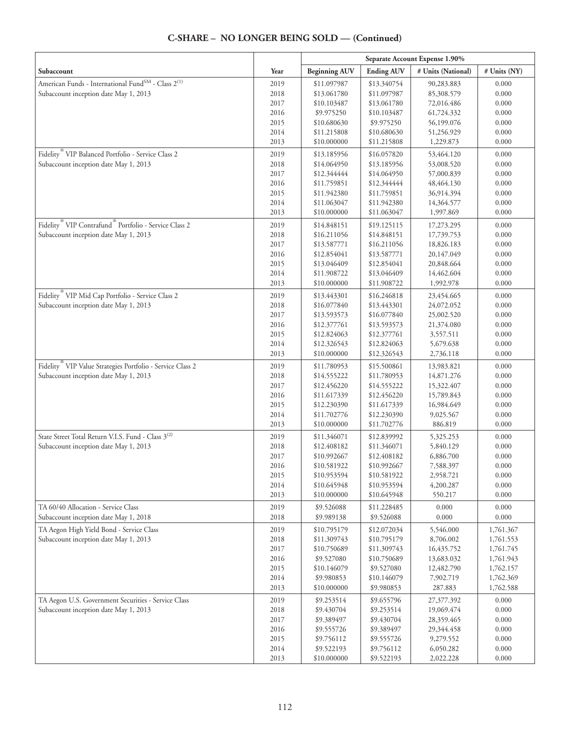## C-SHARE – NO LONGER BEING SOLD — (Continued)

| | | Separate Account Expense 1.90% | | | |
|---|---|---|---|---|---|
| Subaccount | Year | Beginning AUV | Ending AUV | # Units (National) | # Units (NY) |
| American Funds - International Fund℠ - Class 2[(1)] | 2019 | $11.097987 | $13.340754 | 90,283.883 | 0.000 |
| Subaccount inception date May 1, 2013 | 2018 | $13.061780 | $11.097987 | 85,308.579 | 0.000 |
| | 2017 | $10.103487 | $13.061780 | 72,016.486 | 0.000 |
| | 2016 | $9.975250 | $10.103487 | 61,724.332 | 0.000 |
| | 2015 | $10.680630 | $9.975250 | 56,199.076 | 0.000 |
| | 2014 | $11.215808 | $10.680630 | 51,256.929 | 0.000 |
| | 2013 | $10.000000 | $11.215808 | 1,229.873 | 0.000 |
| Fidelity® VIP Balanced Portfolio - Service Class 2 | 2019 | $13.185956 | $16.057820 | 53,464.120 | 0.000 |
| Subaccount inception date May 1, 2013 | 2018 | $14.064950 | $13.185956 | 53,008.520 | 0.000 |
| | 2017 | $12.344444 | $14.064950 | 57,000.839 | 0.000 |
| | 2016 | $11.759851 | $12.344444 | 48,464.130 | 0.000 |
| | 2015 | $11.942380 | $11.759851 | 36,914.394 | 0.000 |
| | 2014 | $11.063047 | $11.942380 | 14,364.577 | 0.000 |
| | 2013 | $10.000000 | $11.063047 | 1,997.869 | 0.000 |
| Fidelity® VIP Contrafund® Portfolio - Service Class 2 | 2019 | $14.848151 | $19.125115 | 17,273.295 | 0.000 |
| Subaccount inception date May 1, 2013 | 2018 | $16.211056 | $14.848151 | 17,739.753 | 0.000 |
| | 2017 | $13.587771 | $16.211056 | 18,826.183 | 0.000 |
| | 2016 | $12.854041 | $13.587771 | 20,147.049 | 0.000 |
| | 2015 | $13.046409 | $12.854041 | 20,848.664 | 0.000 |
| | 2014 | $11.908722 | $13.046409 | 14,462.604 | 0.000 |
| | 2013 | $10.000000 | $11.908722 | 1,992.978 | 0.000 |
| Fidelity® VIP Mid Cap Portfolio - Service Class 2 | 2019 | $13.443301 | $16.246818 | 23,454.665 | 0.000 |
| Subaccount inception date May 1, 2013 | 2018 | $16.077840 | $13.443301 | 24,072.052 | 0.000 |
| | 2017 | $13.593573 | $16.077840 | 25,002.520 | 0.000 |
| | 2016 | $12.377761 | $13.593573 | 21,374.080 | 0.000 |
| | 2015 | $12.824063 | $12.377761 | 3,557.511 | 0.000 |
| | 2014 | $12.326543 | $12.824063 | 5,679.638 | 0.000 |
| | 2013 | $10.000000 | $12.326543 | 2,736.118 | 0.000 |
| Fidelity® VIP Value Strategies Portfolio - Service Class 2 | 2019 | $11.780953 | $15.500861 | 13,983.821 | 0.000 |
| Subaccount inception date May 1, 2013 | 2018 | $14.555222 | $11.780953 | 14,871.276 | 0.000 |
| | 2017 | $12.456220 | $14.555222 | 15,322.407 | 0.000 |
| | 2016 | $11.617339 | $12.456220 | 15,789.843 | 0.000 |
| | 2015 | $12.230390 | $11.617339 | 16,984.649 | 0.000 |
| | 2014 | $11.702776 | $12.230390 | 9,025.567 | 0.000 |
| | 2013 | $10.000000 | $11.702776 | 886.819 | 0.000 |
| State Street Total Return V.I.S. Fund - Class 3[(2)] | 2019 | $11.346071 | $12.839992 | 5,325.253 | 0.000 |
| Subaccount inception date May 1, 2013 | 2018 | $12.408182 | $11.346071 | 5,840.129 | 0.000 |
| | 2017 | $10.992667 | $12.408182 | 6,886.700 | 0.000 |
| | 2016 | $10.581922 | $10.992667 | 7,588.397 | 0.000 |
| | 2015 | $10.953594 | $10.581922 | 2,958.721 | 0.000 |
| | 2014 | $10.645948 | $10.953594 | 4,200.287 | 0.000 |
| | 2013 | $10.000000 | $10.645948 | 550.217 | 0.000 |
| TA 60/40 Allocation - Service Class | 2019 | $9.526088 | $11.228485 | 0.000 | 0.000 |
| Subaccount inception date May 1, 2018 | 2018 | $9.989138 | $9.526088 | 0.000 | 0.000 |
| TA Aegon High Yield Bond - Service Class | 2019 | $10.795179 | $12.072034 | 5,546.000 | 1,761.367 |
| Subaccount inception date May 1, 2013 | 2018 | $11.309743 | $10.795179 | 8,706.002 | 1,761.553 |
| | 2017 | $10.750689 | $11.309743 | 16,435.752 | 1,761.745 |
| | 2016 | $9.527080 | $10.750689 | 13,683.032 | 1,761.943 |
| | 2015 | $10.146079 | $9.527080 | 12,482.790 | 1,762.157 |
| | 2014 | $9.980853 | $10.146079 | 7,902.719 | 1,762.369 |
| | 2013 | $10.000000 | $9.980853 | 287.883 | 1,762.588 |
| TA Aegon U.S. Government Securities - Service Class | 2019 | $9.253514 | $9.655796 | 27,377.392 | 0.000 |
| Subaccount inception date May 1, 2013 | 2018 | $9.430704 | $9.253514 | 19,069.474 | 0.000 |
| | 2017 | $9.389497 | $9.430704 | 28,359.465 | 0.000 |
| | 2016 | $9.555726 | $9.389497 | 29,344.458 | 0.000 |
| | 2015 | $9.756112 | $9.555726 | 9,279.552 | 0.000 |
| | 2014 | $9.522193 | $9.756112 | 6,050.282 | 0.000 |
| | 2013 | $10.000000 | $9.522193 | 2,022.228 | 0.000 |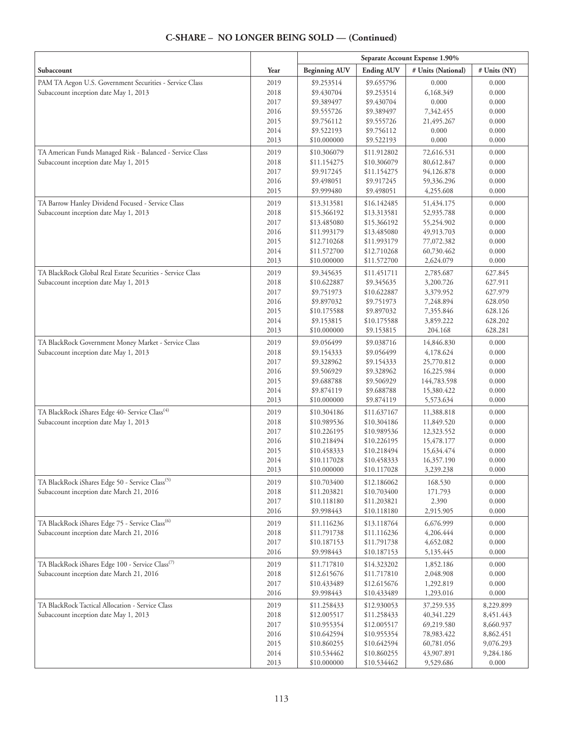## C-SHARE – NO LONGER BEING SOLD — (Continued)

| | | Separate Account Expense 1.90% | | | |
|---|---|---|---|---|---|
| Subaccount | Year | Beginning AUV | Ending AUV | # Units (National) | # Units (NY) |
| PAM TA Aegon U.S. Government Securities - Service Class | 2019 | $9.253514 | $9.655796 | 0.000 | 0.000 |
| Subaccount inception date May 1, 2013 | 2018 | $9.430704 | $9.253514 | 6,168.349 | 0.000 |
| | 2017 | $9.389497 | $9.430704 | 0.000 | 0.000 |
| | 2016 | $9.555726 | $9.389497 | 7,342.455 | 0.000 |
| | 2015 | $9.756112 | $9.555726 | 21,495.267 | 0.000 |
| | 2014 | $9.522193 | $9.756112 | 0.000 | 0.000 |
| | 2013 | $10.000000 | $9.522193 | 0.000 | 0.000 |
| TA American Funds Managed Risk - Balanced - Service Class | 2019 | $10.306079 | $11.912802 | 72,616.531 | 0.000 |
| Subaccount inception date May 1, 2015 | 2018 | $11.154275 | $10.306079 | 80,612.847 | 0.000 |
| | 2017 | $9.917245 | $11.154275 | 94,126.878 | 0.000 |
| | 2016 | $9.498051 | $9.917245 | 59,336.296 | 0.000 |
| | 2015 | $9.999480 | $9.498051 | 4,255.608 | 0.000 |
| TA Barrow Hanley Dividend Focused - Service Class | 2019 | $13.313581 | $16.142485 | 51,434.175 | 0.000 |
| Subaccount inception date May 1, 2013 | 2018 | $15.366192 | $13.313581 | 52,935.788 | 0.000 |
| | 2017 | $13.485080 | $15.366192 | 55,254.902 | 0.000 |
| | 2016 | $11.993179 | $13.485080 | 49,913.703 | 0.000 |
| | 2015 | $12.710268 | $11.993179 | 77,072.382 | 0.000 |
| | 2014 | $11.572700 | $12.710268 | 60,730.462 | 0.000 |
| | 2013 | $10.000000 | $11.572700 | 2,624.079 | 0.000 |
| TA BlackRock Global Real Estate Securities - Service Class | 2019 | $9.345635 | $11.451711 | 2,785.687 | 627.845 |
| Subaccount inception date May 1, 2013 | 2018 | $10.622887 | $9.345635 | 3,200.726 | 627.911 |
| | 2017 | $9.751973 | $10.622887 | 3,379.952 | 627.979 |
| | 2016 | $9.897032 | $9.751973 | 7,248.894 | 628.050 |
| | 2015 | $10.175588 | $9.897032 | 7,355.846 | 628.126 |
| | 2014 | $9.153815 | $10.175588 | 3,859.222 | 628.202 |
| | 2013 | $10.000000 | $9.153815 | 204.168 | 628.281 |
| TA BlackRock Government Money Market - Service Class | 2019 | $9.056499 | $9.038716 | 14,846.830 | 0.000 |
| Subaccount inception date May 1, 2013 | 2018 | $9.154333 | $9.056499 | 4,178.624 | 0.000 |
| | 2017 | $9.328962 | $9.154333 | 25,770.812 | 0.000 |
| | 2016 | $9.506929 | $9.328962 | 16,225.984 | 0.000 |
| | 2015 | $9.688788 | $9.506929 | 144,783.598 | 0.000 |
| | 2014 | $9.874119 | $9.688788 | 15,380.422 | 0.000 |
| | 2013 | $10.000000 | $9.874119 | 5,573.634 | 0.000 |
| TA BlackRock iShares Edge 40- Service Class[(4)] | 2019 | $10.304186 | $11.637167 | 11,388.818 | 0.000 |
| Subaccount inception date May 1, 2013 | 2018 | $10.989536 | $10.304186 | 11,849.520 | 0.000 |
| | 2017 | $10.226195 | $10.989536 | 12,323.552 | 0.000 |
| | 2016 | $10.218494 | $10.226195 | 15,478.177 | 0.000 |
| | 2015 | $10.458333 | $10.218494 | 15,634.474 | 0.000 |
| | 2014 | $10.117028 | $10.458333 | 16,357.190 | 0.000 |
| | 2013 | $10.000000 | $10.117028 | 3,239.238 | 0.000 |
| TA BlackRock iShares Edge 50 - Service Class[(5)] | 2019 | $10.703400 | $12.186062 | 168.530 | 0.000 |
| Subaccount inception date March 21, 2016 | 2018 | $11.203821 | $10.703400 | 171.793 | 0.000 |
| | 2017 | $10.118180 | $11.203821 | 2.390 | 0.000 |
| | 2016 | $9.998443 | $10.118180 | 2,915.905 | 0.000 |
| TA BlackRock iShares Edge 75 - Service Class[(6)] | 2019 | $11.116236 | $13.118764 | 6,676.999 | 0.000 |
| Subaccount inception date March 21, 2016 | 2018 | $11.791738 | $11.116236 | 4,206.444 | 0.000 |
| | 2017 | $10.187153 | $11.791738 | 4,652.082 | 0.000 |
| | 2016 | $9.998443 | $10.187153 | 5,135.445 | 0.000 |
| TA BlackRock iShares Edge 100 - Service Class[(7)] | 2019 | $11.717810 | $14.323202 | 1,852.186 | 0.000 |
| Subaccount inception date March 21, 2016 | 2018 | $12.615676 | $11.717810 | 2,048.908 | 0.000 |
| | 2017 | $10.433489 | $12.615676 | 1,292.819 | 0.000 |
| | 2016 | $9.998443 | $10.433489 | 1,293.016 | 0.000 |
| TA BlackRock Tactical Allocation - Service Class | 2019 | $11.258433 | $12.930053 | 37,259.535 | 8,229.899 |
| Subaccount inception date May 1, 2013 | 2018 | $12.005517 | $11.258433 | 40,341.229 | 8,451.443 |
| | 2017 | $10.955354 | $12.005517 | 69,219.580 | 8,660.937 |
| | 2016 | $10.642594 | $10.955354 | 78,983.422 | 8,862.451 |
| | 2015 | $10.860255 | $10.642594 | 60,781.056 | 9,076.293 |
| | 2014 | $10.534462 | $10.860255 | 43,907.891 | 9,284.186 |
| | 2013 | $10.000000 | $10.534462 | 9,529.686 | 0.000 |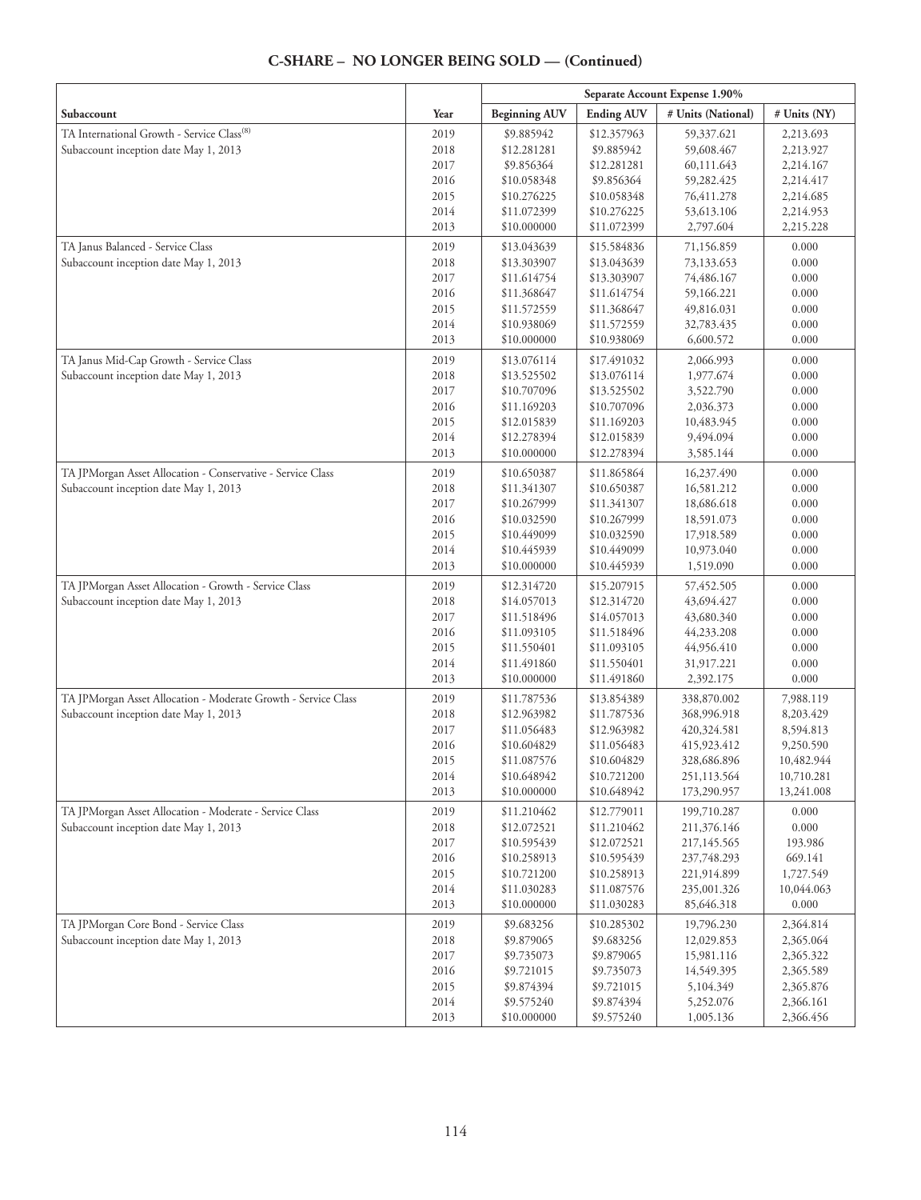## C-SHARE – NO LONGER BEING SOLD — (Continued)

| | | Separate Account Expense 1.90% | | | |
|---|---|---|---|---|---|
| Subaccount | Year | Beginning AUV | Ending AUV | # Units (National) | # Units (NY) |
| TA International Growth - Service Class[8] | 2019 | $9.885942 | $12.357963 | 59,337.621 | 2,213.693 |
| Subaccount inception date May 1, 2013 | 2018 | $12.281281 | $9.885942 | 59,608.467 | 2,213.927 |
| | 2017 | $9.856364 | $12.281281 | 60,111.643 | 2,214.167 |
| | 2016 | $10.058348 | $9.856364 | 59,282.425 | 2,214.417 |
| | 2015 | $10.276225 | $10.058348 | 76,411.278 | 2,214.685 |
| | 2014 | $11.072399 | $10.276225 | 53,613.106 | 2,214.953 |
| | 2013 | $10.000000 | $11.072399 | 2,797.604 | 2,215.228 |
| TA Janus Balanced - Service Class | 2019 | $13.043639 | $15.584836 | 71,156.859 | 0.000 |
| Subaccount inception date May 1, 2013 | 2018 | $13.303907 | $13.043639 | 73,133.653 | 0.000 |
| | 2017 | $11.614754 | $13.303907 | 74,486.167 | 0.000 |
| | 2016 | $11.368647 | $11.614754 | 59,166.221 | 0.000 |
| | 2015 | $11.572559 | $11.368647 | 49,816.031 | 0.000 |
| | 2014 | $10.938069 | $11.572559 | 32,783.435 | 0.000 |
| | 2013 | $10.000000 | $10.938069 | 6,600.572 | 0.000 |
| TA Janus Mid-Cap Growth - Service Class | 2019 | $13.076114 | $17.491032 | 2,066.993 | 0.000 |
| Subaccount inception date May 1, 2013 | 2018 | $13.525502 | $13.076114 | 1,977.674 | 0.000 |
| | 2017 | $10.707096 | $13.525502 | 3,522.790 | 0.000 |
| | 2016 | $11.169203 | $10.707096 | 2,036.373 | 0.000 |
| | 2015 | $12.015839 | $11.169203 | 10,483.945 | 0.000 |
| | 2014 | $12.278394 | $12.015839 | 9,494.094 | 0.000 |
| | 2013 | $10.000000 | $12.278394 | 3,585.144 | 0.000 |
| TA JPMorgan Asset Allocation - Conservative - Service Class | 2019 | $10.650387 | $11.865864 | 16,237.490 | 0.000 |
| Subaccount inception date May 1, 2013 | 2018 | $11.341307 | $10.650387 | 16,581.212 | 0.000 |
| | 2017 | $10.267999 | $11.341307 | 18,686.618 | 0.000 |
| | 2016 | $10.032590 | $10.267999 | 18,591.073 | 0.000 |
| | 2015 | $10.449099 | $10.032590 | 17,918.589 | 0.000 |
| | 2014 | $10.445939 | $10.449099 | 10,973.040 | 0.000 |
| | 2013 | $10.000000 | $10.445939 | 1,519.090 | 0.000 |
| TA JPMorgan Asset Allocation - Growth - Service Class | 2019 | $12.314720 | $15.207915 | 57,452.505 | 0.000 |
| Subaccount inception date May 1, 2013 | 2018 | $14.057013 | $12.314720 | 43,694.427 | 0.000 |
| | 2017 | $11.518496 | $14.057013 | 43,680.340 | 0.000 |
| | 2016 | $11.093105 | $11.518496 | 44,233.208 | 0.000 |
| | 2015 | $11.550401 | $11.093105 | 44,956.410 | 0.000 |
| | 2014 | $11.491860 | $11.550401 | 31,917.221 | 0.000 |
| | 2013 | $10.000000 | $11.491860 | 2,392.175 | 0.000 |
| TA JPMorgan Asset Allocation - Moderate Growth - Service Class | 2019 | $11.787536 | $13.854389 | 338,870.002 | 7,988.119 |
| Subaccount inception date May 1, 2013 | 2018 | $12.963982 | $11.787536 | 368,996.918 | 8,203.429 |
| | 2017 | $11.056483 | $12.963982 | 420,324.581 | 8,594.813 |
| | 2016 | $10.604829 | $11.056483 | 415,923.412 | 9,250.590 |
| | 2015 | $11.087576 | $10.604829 | 328,686.896 | 10,482.944 |
| | 2014 | $10.648942 | $10.721200 | 251,113.564 | 10,710.281 |
| | 2013 | $10.000000 | $10.648942 | 173,290.957 | 13,241.008 |
| TA JPMorgan Asset Allocation - Moderate - Service Class | 2019 | $11.210462 | $12.779011 | 199,710.287 | 0.000 |
| Subaccount inception date May 1, 2013 | 2018 | $12.072521 | $11.210462 | 211,376.146 | 0.000 |
| | 2017 | $10.595439 | $12.072521 | 217,145.565 | 193.986 |
| | 2016 | $10.258913 | $10.595439 | 237,748.293 | 669.141 |
| | 2015 | $10.721200 | $10.258913 | 221,914.899 | 1,727.549 |
| | 2014 | $11.030283 | $11.087576 | 235,001.326 | 10,044.063 |
| | 2013 | $10.000000 | $11.030283 | 85,646.318 | 0.000 |
| TA JPMorgan Core Bond - Service Class | 2019 | $9.683256 | $10.285302 | 19,796.230 | 2,364.814 |
| Subaccount inception date May 1, 2013 | 2018 | $9.879065 | $9.683256 | 12,029.853 | 2,365.064 |
| | 2017 | $9.735073 | $9.879065 | 15,981.116 | 2,365.322 |
| | 2016 | $9.721015 | $9.735073 | 14,549.395 | 2,365.589 |
| | 2015 | $9.874394 | $9.721015 | 5,104.349 | 2,365.876 |
| | 2014 | $9.575240 | $9.874394 | 5,252.076 | 2,366.161 |
| | 2013 | $10.000000 | $9.575240 | 1,005.136 | 2,366.456 |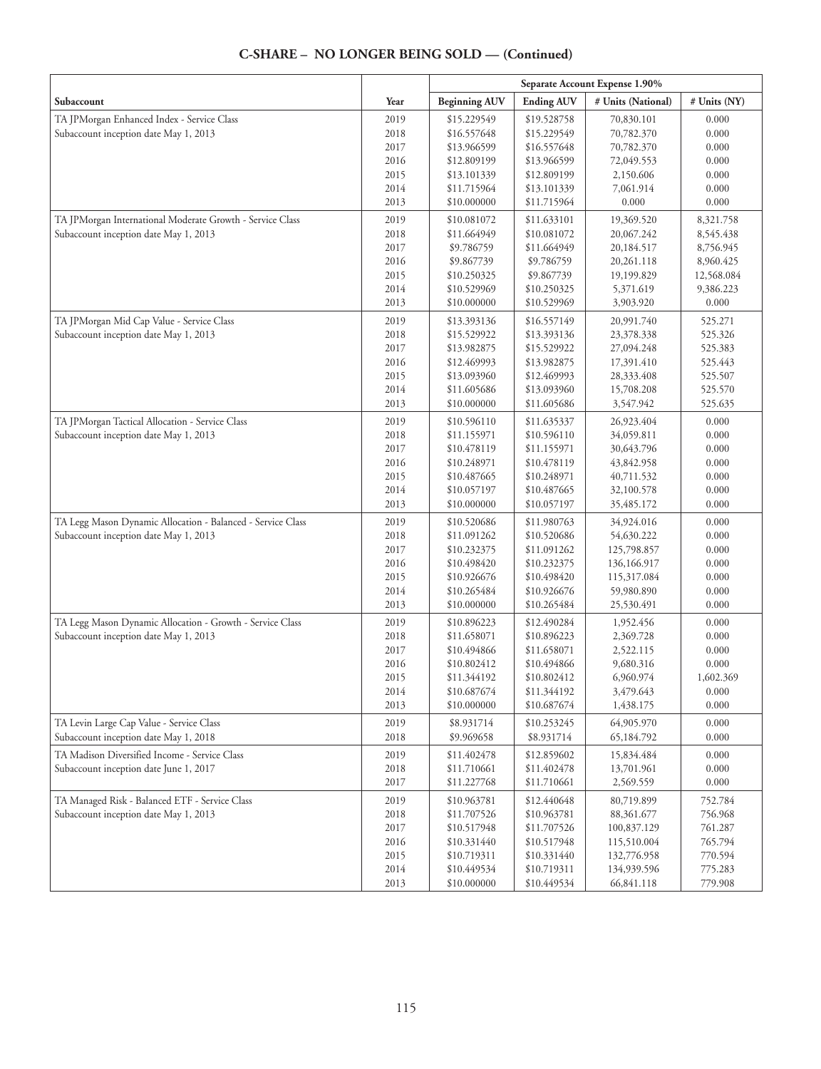## C-SHARE – NO LONGER BEING SOLD — (Continued)

| | | Separate Account Expense 1.90% | | | |
|---|---|---|---|---|---|
| Subaccount | Year | Beginning AUV | Ending AUV | # Units (National) | # Units (NY) |
| TA JPMorgan Enhanced Index - Service Class | 2019 | $15.229549 | $19.528758 | 70,830.101 | 0.000 |
| Subaccount inception date May 1, 2013 | 2018 | $16.557648 | $15.229549 | 70,782.370 | 0.000 |
| | 2017 | $13.966599 | $16.557648 | 70,782.370 | 0.000 |
| | 2016 | $12.809199 | $13.966599 | 72,049.553 | 0.000 |
| | 2015 | $13.101339 | $12.809199 | 2,150.606 | 0.000 |
| | 2014 | $11.715964 | $13.101339 | 7,061.914 | 0.000 |
| | 2013 | $10.000000 | $11.715964 | 0.000 | 0.000 |
| TA JPMorgan International Moderate Growth - Service Class | 2019 | $10.081072 | $11.633101 | 19,369.520 | 8,321.758 |
| Subaccount inception date May 1, 2013 | 2018 | $11.664949 | $10.081072 | 20,067.242 | 8,545.438 |
| | 2017 | $9.786759 | $11.664949 | 20,184.517 | 8,756.945 |
| | 2016 | $9.867739 | $9.786759 | 20,261.118 | 8,960.425 |
| | 2015 | $10.250325 | $9.867739 | 19,199.829 | 12,568.084 |
| | 2014 | $10.529969 | $10.250325 | 5,371.619 | 9,386.223 |
| | 2013 | $10.000000 | $10.529969 | 3,903.920 | 0.000 |
| TA JPMorgan Mid Cap Value - Service Class | 2019 | $13.393136 | $16.557149 | 20,991.740 | 525.271 |
| Subaccount inception date May 1, 2013 | 2018 | $15.529922 | $13.393136 | 23,378.338 | 525.326 |
| | 2017 | $13.982875 | $15.529922 | 27,094.248 | 525.383 |
| | 2016 | $12.469993 | $13.982875 | 17,391.410 | 525.443 |
| | 2015 | $13.093960 | $12.469993 | 28,333.408 | 525.507 |
| | 2014 | $11.605686 | $13.093960 | 15,708.208 | 525.570 |
| | 2013 | $10.000000 | $11.605686 | 3,547.942 | 525.635 |
| TA JPMorgan Tactical Allocation - Service Class | 2019 | $10.596110 | $11.635337 | 26,923.404 | 0.000 |
| Subaccount inception date May 1, 2013 | 2018 | $11.155971 | $10.596110 | 34,059.811 | 0.000 |
| | 2017 | $10.478119 | $11.155971 | 30,643.796 | 0.000 |
| | 2016 | $10.248971 | $10.478119 | 43,842.958 | 0.000 |
| | 2015 | $10.487665 | $10.248971 | 40,711.532 | 0.000 |
| | 2014 | $10.057197 | $10.487665 | 32,100.578 | 0.000 |
| | 2013 | $10.000000 | $10.057197 | 35,485.172 | 0.000 |
| TA Legg Mason Dynamic Allocation - Balanced - Service Class | 2019 | $10.520686 | $11.980763 | 34,924.016 | 0.000 |
| Subaccount inception date May 1, 2013 | 2018 | $11.091262 | $10.520686 | 54,630.222 | 0.000 |
| | 2017 | $10.232375 | $11.091262 | 125,798.857 | 0.000 |
| | 2016 | $10.498420 | $10.232375 | 136,166.917 | 0.000 |
| | 2015 | $10.926676 | $10.498420 | 115,317.084 | 0.000 |
| | 2014 | $10.265484 | $10.926676 | 59,980.890 | 0.000 |
| | 2013 | $10.000000 | $10.265484 | 25,530.491 | 0.000 |
| TA Legg Mason Dynamic Allocation - Growth - Service Class | 2019 | $10.896223 | $12.490284 | 1,952.456 | 0.000 |
| Subaccount inception date May 1, 2013 | 2018 | $11.658071 | $10.896223 | 2,369.728 | 0.000 |
| | 2017 | $10.494866 | $11.658071 | 2,522.115 | 0.000 |
| | 2016 | $10.802412 | $10.494866 | 9,680.316 | 0.000 |
| | 2015 | $11.344192 | $10.802412 | 6,960.974 | 1,602.369 |
| | 2014 | $10.687674 | $11.344192 | 3,479.643 | 0.000 |
| | 2013 | $10.000000 | $10.687674 | 1,438.175 | 0.000 |
| TA Levin Large Cap Value - Service Class | 2019 | $8.931714 | $10.253245 | 64,905.970 | 0.000 |
| Subaccount inception date May 1, 2018 | 2018 | $9.969658 | $8.931714 | 65,184.792 | 0.000 |
| TA Madison Diversified Income - Service Class | 2019 | $11.402478 | $12.859602 | 15,834.484 | 0.000 |
| Subaccount inception date June 1, 2017 | 2018 | $11.710661 | $11.402478 | 13,701.961 | 0.000 |
| | 2017 | $11.227768 | $11.710661 | 2,569.559 | 0.000 |
| TA Managed Risk - Balanced ETF - Service Class | 2019 | $10.963781 | $12.440648 | 80,719.899 | 752.784 |
| Subaccount inception date May 1, 2013 | 2018 | $11.707526 | $10.963781 | 88,361.677 | 756.968 |
| | 2017 | $10.517948 | $11.707526 | 100,837.129 | 761.287 |
| | 2016 | $10.331440 | $10.517948 | 115,510.004 | 765.794 |
| | 2015 | $10.719311 | $10.331440 | 132,776.958 | 770.594 |
| | 2014 | $10.449534 | $10.719311 | 134,939.596 | 775.283 |
| | 2013 | $10.000000 | $10.449534 | 66,841.118 | 779.908 |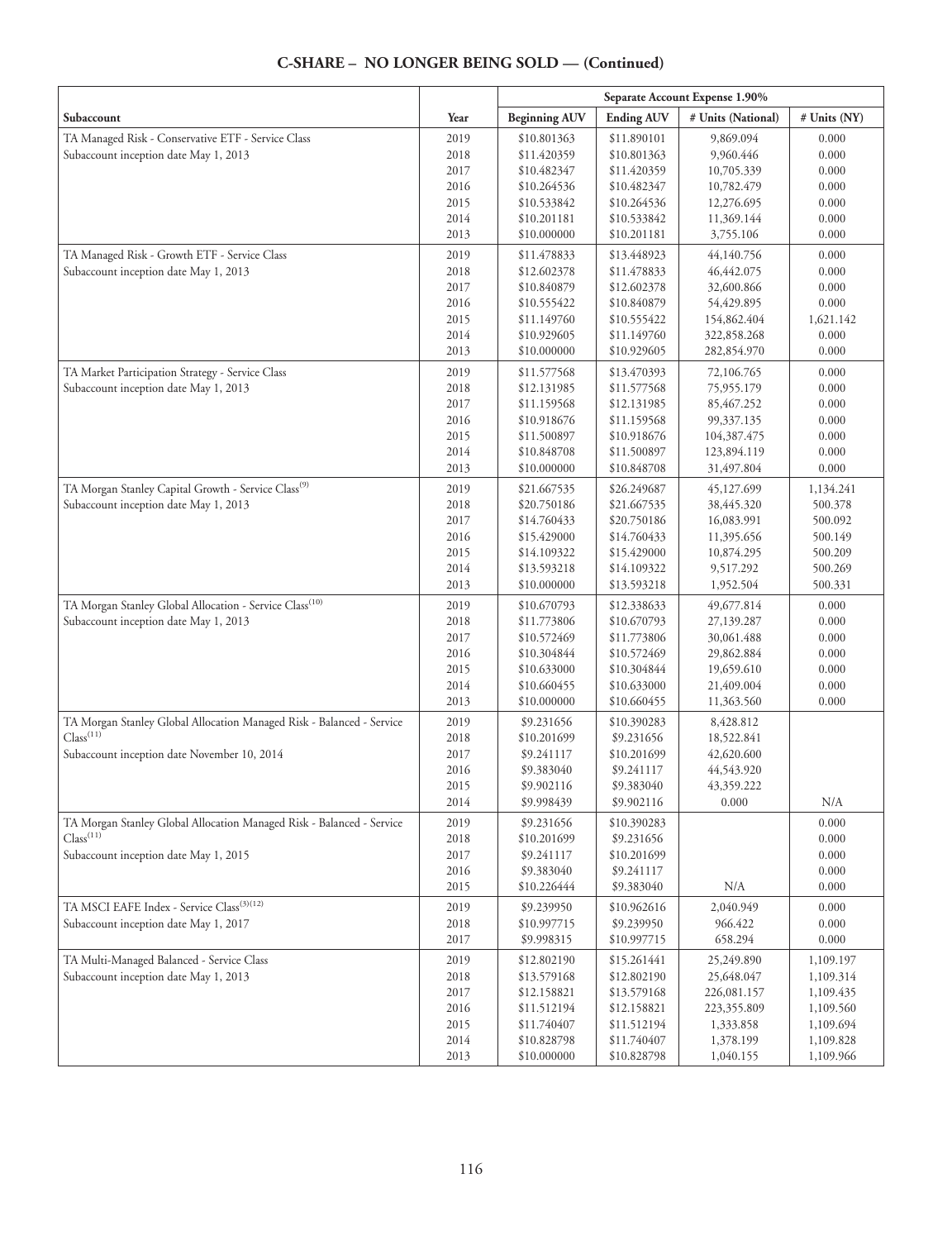## C-SHARE – NO LONGER BEING SOLD — (Continued)

| | | Separate Account Expense 1.90% | | | |
|---|---|---|---|---|---|
| Subaccount | Year | Beginning AUV | Ending AUV | # Units (National) | # Units (NY) |
| TA Managed Risk - Conservative ETF - Service Class | 2019 | $10.801363 | $11.890101 | 9,869.094 | 0.000 |
| Subaccount inception date May 1, 2013 | 2018 | $11.420359 | $10.801363 | 9,960.446 | 0.000 |
| | 2017 | $10.482347 | $11.420359 | 10,705.339 | 0.000 |
| | 2016 | $10.264536 | $10.482347 | 10,782.479 | 0.000 |
| | 2015 | $10.533842 | $10.264536 | 12,276.695 | 0.000 |
| | 2014 | $10.201181 | $10.533842 | 11,369.144 | 0.000 |
| | 2013 | $10.000000 | $10.201181 | 3,755.106 | 0.000 |
| TA Managed Risk - Growth ETF - Service Class | 2019 | $11.478833 | $13.448923 | 44,140.756 | 0.000 |
| Subaccount inception date May 1, 2013 | 2018 | $12.602378 | $11.478833 | 46,442.075 | 0.000 |
| | 2017 | $10.840879 | $12.602378 | 32,600.866 | 0.000 |
| | 2016 | $10.555422 | $10.840879 | 54,429.895 | 0.000 |
| | 2015 | $11.149760 | $10.555422 | 154,862.404 | 1,621.142 |
| | 2014 | $10.929605 | $11.149760 | 322,858.268 | 0.000 |
| | 2013 | $10.000000 | $10.929605 | 282,854.970 | 0.000 |
| TA Market Participation Strategy - Service Class | 2019 | $11.577568 | $13.470393 | 72,106.765 | 0.000 |
| Subaccount inception date May 1, 2013 | 2018 | $12.131985 | $11.577568 | 75,955.179 | 0.000 |
| | 2017 | $11.159568 | $12.131985 | 85,467.252 | 0.000 |
| | 2016 | $10.918676 | $11.159568 | 99,337.135 | 0.000 |
| | 2015 | $11.500897 | $10.918676 | 104,387.475 | 0.000 |
| | 2014 | $10.848708 | $11.500897 | 123,894.119 | 0.000 |
| | 2013 | $10.000000 | $10.848708 | 31,497.804 | 0.000 |
| TA Morgan Stanley Capital Growth - Service Class[9] | 2019 | $21.667535 | $26.249687 | 45,127.699 | 1,134.241 |
| Subaccount inception date May 1, 2013 | 2018 | $20.750186 | $21.667535 | 38,445.320 | 500.378 |
| | 2017 | $14.760433 | $20.750186 | 16,083.991 | 500.092 |
| | 2016 | $15.429000 | $14.760433 | 11,395.656 | 500.149 |
| | 2015 | $14.109322 | $15.429000 | 10,874.295 | 500.209 |
| | 2014 | $13.593218 | $14.109322 | 9,517.292 | 500.269 |
| | 2013 | $10.000000 | $13.593218 | 1,952.504 | 500.331 |
| TA Morgan Stanley Global Allocation - Service Class[10] | 2019 | $10.670793 | $12.338633 | 49,677.814 | 0.000 |
| Subaccount inception date May 1, 2013 | 2018 | $11.773806 | $10.670793 | 27,139.287 | 0.000 |
| | 2017 | $10.572469 | $11.773806 | 30,061.488 | 0.000 |
| | 2016 | $10.304844 | $10.572469 | 29,862.884 | 0.000 |
| | 2015 | $10.633000 | $10.304844 | 19,659.610 | 0.000 |
| | 2014 | $10.660455 | $10.633000 | 21,409.004 | 0.000 |
| | 2013 | $10.000000 | $10.660455 | 11,363.560 | 0.000 |
| TA Morgan Stanley Global Allocation Managed Risk - Balanced - Service Class[11] | 2019 | $9.231656 | $10.390283 | 8,428.812 | |
| Subaccount inception date November 10, 2014 | 2018 | $10.201699 | $9.231656 | 18,522.841 | |
| | 2017 | $9.241117 | $10.201699 | 42,620.600 | |
| | 2016 | $9.383040 | $9.241117 | 44,543.920 | |
| | 2015 | $9.902116 | $9.383040 | 43,359.222 | |
| | 2014 | $9.998439 | $9.902116 | 0.000 | N/A |
| TA Morgan Stanley Global Allocation Managed Risk - Balanced - Service Class[11] | 2019 | $9.231656 | $10.390283 | | 0.000 |
| Subaccount inception date May 1, 2015 | 2018 | $10.201699 | $9.231656 | | 0.000 |
| | 2017 | $9.241117 | $10.201699 | | 0.000 |
| | 2016 | $9.383040 | $9.241117 | | 0.000 |
| | 2015 | $10.226444 | $9.383040 | N/A | 0.000 |
| TA MSCI EAFE Index - Service Class[3][12] | 2019 | $9.239950 | $10.962616 | 2,040.949 | 0.000 |
| Subaccount inception date May 1, 2017 | 2018 | $10.997715 | $9.239950 | 966.422 | 0.000 |
| | 2017 | $9.998315 | $10.997715 | 658.294 | 0.000 |
| TA Multi-Managed Balanced - Service Class | 2019 | $12.802190 | $15.261441 | 25,249.890 | 1,109.197 |
| Subaccount inception date May 1, 2013 | 2018 | $13.579168 | $12.802190 | 25,648.047 | 1,109.314 |
| | 2017 | $12.158821 | $13.579168 | 226,081.157 | 1,109.435 |
| | 2016 | $11.512194 | $12.158821 | 223,355.809 | 1,109.560 |
| | 2015 | $11.740407 | $11.512194 | 1,333.858 | 1,109.694 |
| | 2014 | $10.828798 | $11.740407 | 1,378.199 | 1,109.828 |
| | 2013 | $10.000000 | $10.828798 | 1,040.155 | 1,109.966 |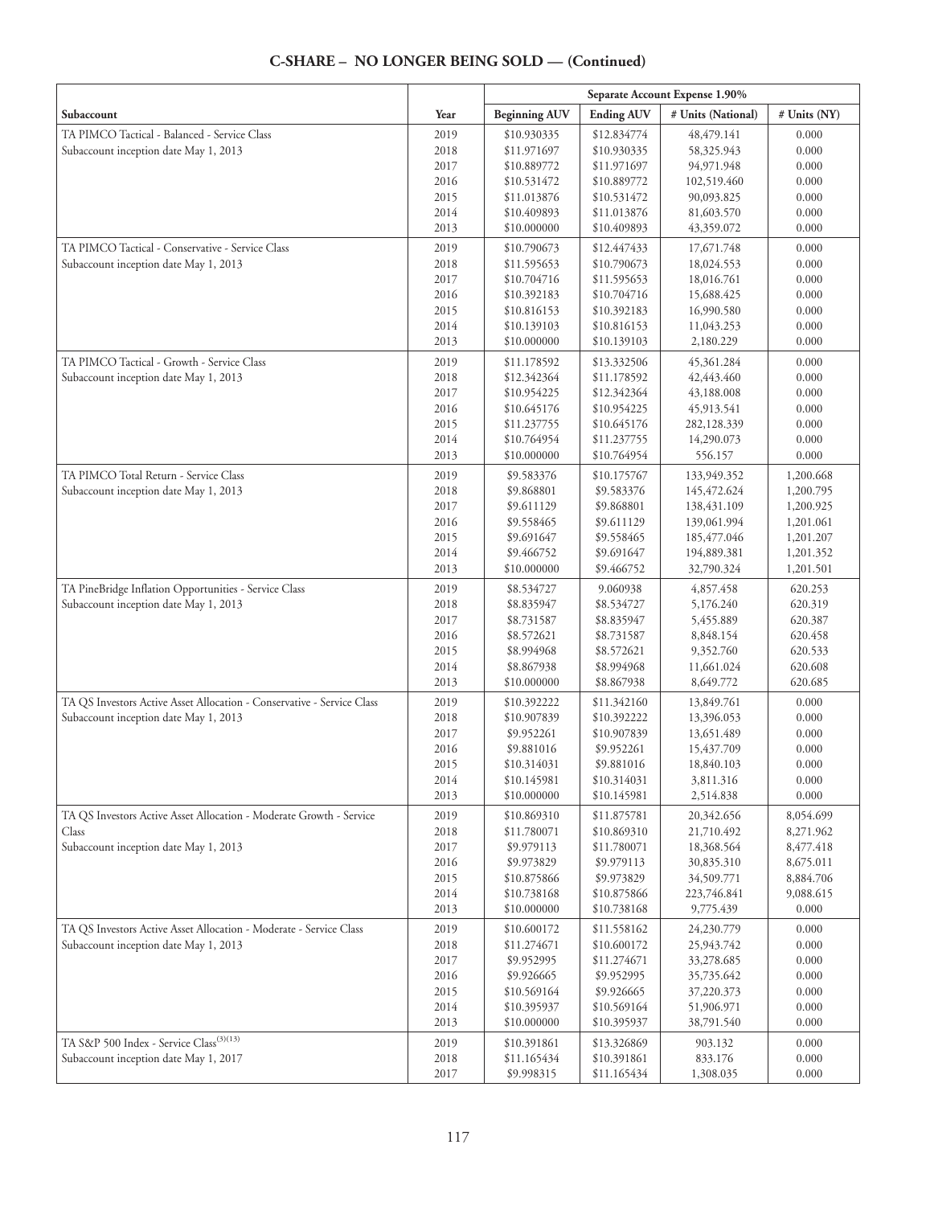# C-SHARE – NO LONGER BEING SOLD — (Continued)

| | | Separate Account Expense 1.90% | | | |
|---|---|---|---|---|---|
| Subaccount | Year | Beginning AUV | Ending AUV | # Units (National) | # Units (NY) |
| TA PIMCO Tactical - Balanced - Service Class | 2019 | $10.930335 | $12.834774 | 48,479.141 | 0.000 |
| Subaccount inception date May 1, 2013 | 2018 | $11.971697 | $10.930335 | 58,325.943 | 0.000 |
| | 2017 | $10.889772 | $11.971697 | 94,971.948 | 0.000 |
| | 2016 | $10.531472 | $10.889772 | 102,519.460 | 0.000 |
| | 2015 | $11.013876 | $10.531472 | 90,093.825 | 0.000 |
| | 2014 | $10.409893 | $11.013876 | 81,603.570 | 0.000 |
| | 2013 | $10.000000 | $10.409893 | 43,359.072 | 0.000 |
| TA PIMCO Tactical - Conservative - Service Class | 2019 | $10.790673 | $12.447433 | 17,671.748 | 0.000 |
| Subaccount inception date May 1, 2013 | 2018 | $11.595653 | $10.790673 | 18,024.553 | 0.000 |
| | 2017 | $10.704716 | $11.595653 | 18,016.761 | 0.000 |
| | 2016 | $10.392183 | $10.704716 | 15,688.425 | 0.000 |
| | 2015 | $10.816153 | $10.392183 | 16,990.580 | 0.000 |
| | 2014 | $10.139103 | $10.816153 | 11,043.253 | 0.000 |
| | 2013 | $10.000000 | $10.139103 | 2,180.229 | 0.000 |
| TA PIMCO Tactical - Growth - Service Class | 2019 | $11.178592 | $13.332506 | 45,361.284 | 0.000 |
| Subaccount inception date May 1, 2013 | 2018 | $12.342364 | $11.178592 | 42,443.460 | 0.000 |
| | 2017 | $10.954225 | $12.342364 | 43,188.008 | 0.000 |
| | 2016 | $10.645176 | $10.954225 | 45,913.541 | 0.000 |
| | 2015 | $11.237755 | $10.645176 | 282,128.339 | 0.000 |
| | 2014 | $10.764954 | $11.237755 | 14,290.073 | 0.000 |
| | 2013 | $10.000000 | $10.764954 | 556.157 | 0.000 |
| TA PIMCO Total Return - Service Class | 2019 | $9.583376 | $10.175767 | 133,949.352 | 1,200.668 |
| Subaccount inception date May 1, 2013 | 2018 | $9.868801 | $9.583376 | 145,472.624 | 1,200.795 |
| | 2017 | $9.611129 | $9.868801 | 138,431.109 | 1,200.925 |
| | 2016 | $9.558465 | $9.611129 | 139,061.994 | 1,201.061 |
| | 2015 | $9.691647 | $9.558465 | 185,477.046 | 1,201.207 |
| | 2014 | $9.466752 | $9.691647 | 194,889.381 | 1,201.352 |
| | 2013 | $10.000000 | $9.466752 | 32,790.324 | 1,201.501 |
| TA PineBridge Inflation Opportunities - Service Class | 2019 | $8.534727 | 9.060938 | 4,857.458 | 620.253 |
| Subaccount inception date May 1, 2013 | 2018 | $8.835947 | $8.534727 | 5,176.240 | 620.319 |
| | 2017 | $8.731587 | $8.835947 | 5,455.889 | 620.387 |
| | 2016 | $8.572621 | $8.731587 | 8,848.154 | 620.458 |
| | 2015 | $8.994968 | $8.572621 | 9,352.760 | 620.533 |
| | 2014 | $8.867938 | $8.994968 | 11,661.024 | 620.608 |
| | 2013 | $10.000000 | $8.867938 | 8,649.772 | 620.685 |
| TA QS Investors Active Asset Allocation - Conservative - Service Class | 2019 | $10.392222 | $11.342160 | 13,849.761 | 0.000 |
| Subaccount inception date May 1, 2013 | 2018 | $10.907839 | $10.392222 | 13,396.053 | 0.000 |
| | 2017 | $9.952261 | $10.907839 | 13,651.489 | 0.000 |
| | 2016 | $9.881016 | $9.952261 | 15,437.709 | 0.000 |
| | 2015 | $10.314031 | $9.881016 | 18,840.103 | 0.000 |
| | 2014 | $10.145981 | $10.314031 | 3,811.316 | 0.000 |
| | 2013 | $10.000000 | $10.145981 | 2,514.838 | 0.000 |
| TA QS Investors Active Asset Allocation - Moderate Growth - Service Class | 2019 | $10.869310 | $11.875781 | 20,342.656 | 8,054.699 |
| Subaccount inception date May 1, 2013 | 2018 | $11.780071 | $10.869310 | 21,710.492 | 8,271.962 |
| | 2017 | $9.979113 | $11.780071 | 18,368.564 | 8,477.418 |
| | 2016 | $9.973829 | $9.979113 | 30,835.310 | 8,675.011 |
| | 2015 | $10.875866 | $9.973829 | 34,509.771 | 8,884.706 |
| | 2014 | $10.738168 | $10.875866 | 223,746.841 | 9,088.615 |
| | 2013 | $10.000000 | $10.738168 | 9,775.439 | 0.000 |
| TA QS Investors Active Asset Allocation - Moderate - Service Class | 2019 | $10.600172 | $11.558162 | 24,230.779 | 0.000 |
| Subaccount inception date May 1, 2013 | 2018 | $11.274671 | $10.600172 | 25,943.742 | 0.000 |
| | 2017 | $9.952995 | $11.274671 | 33,278.685 | 0.000 |
| | 2016 | $9.926665 | $9.952995 | 35,735.642 | 0.000 |
| | 2015 | $10.569164 | $9.926665 | 37,220.373 | 0.000 |
| | 2014 | $10.395937 | $10.569164 | 51,906.971 | 0.000 |
| | 2013 | $10.000000 | $10.395937 | 38,791.540 | 0.000 |
| TA S&P 500 Index - Service Class(3)(13) | 2019 | $10.391861 | $13.326869 | 903.132 | 0.000 |
| Subaccount inception date May 1, 2017 | 2018 | $11.165434 | $10.391861 | 833.176 | 0.000 |
| | 2017 | $9.998315 | $11.165434 | 1,308.035 | 0.000 |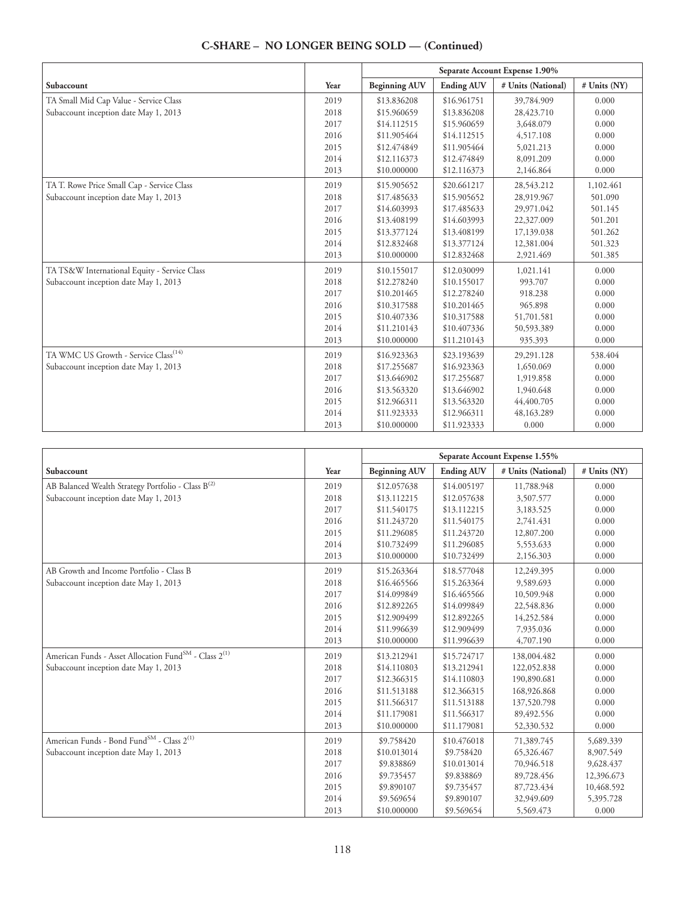## C-SHARE – NO LONGER BEING SOLD — (Continued)

| | | Separate Account Expense 1.90% | | | |
|---|---|---|---|---|---|
| Subaccount | Year | Beginning AUV | Ending AUV | # Units (National) | # Units (NY) |
| TA Small Mid Cap Value - Service Class | 2019 | $13.836208 | $16.961751 | 39,784.909 | 0.000 |
| Subaccount inception date May 1, 2013 | 2018 | $15.960659 | $13.836208 | 28,423.710 | 0.000 |
| | 2017 | $14.112515 | $15.960659 | 3,648.079 | 0.000 |
| | 2016 | $11.905464 | $14.112515 | 4,517.108 | 0.000 |
| | 2015 | $12.474849 | $11.905464 | 5,021.213 | 0.000 |
| | 2014 | $12.116373 | $12.474849 | 8,091.209 | 0.000 |
| | 2013 | $10.000000 | $12.116373 | 2,146.864 | 0.000 |
| TA T. Rowe Price Small Cap - Service Class | 2019 | $15.905652 | $20.661217 | 28,543.212 | 1,102.461 |
| Subaccount inception date May 1, 2013 | 2018 | $17.485633 | $15.905652 | 28,919.967 | 501.090 |
| | 2017 | $14.603993 | $17.485633 | 29,971.042 | 501.145 |
| | 2016 | $13.408199 | $14.603993 | 22,327.009 | 501.201 |
| | 2015 | $13.377124 | $13.408199 | 17,139.038 | 501.262 |
| | 2014 | $12.832468 | $13.377124 | 12,381.004 | 501.323 |
| | 2013 | $10.000000 | $12.832468 | 2,921.469 | 501.385 |
| TA TS&W International Equity - Service Class | 2019 | $10.155017 | $12.030099 | 1,021.141 | 0.000 |
| Subaccount inception date May 1, 2013 | 2018 | $12.278240 | $10.155017 | 993.707 | 0.000 |
| | 2017 | $10.201465 | $12.278240 | 918.238 | 0.000 |
| | 2016 | $10.317588 | $10.201465 | 965.898 | 0.000 |
| | 2015 | $10.407336 | $10.317588 | 51,701.581 | 0.000 |
| | 2014 | $11.210143 | $10.407336 | 50,593.389 | 0.000 |
| | 2013 | $10.000000 | $11.210143 | 935.393 | 0.000 |
| TA WMC US Growth - Service Class[14] | 2019 | $16.923363 | $23.193639 | 29,291.128 | 538.404 |
| Subaccount inception date May 1, 2013 | 2018 | $17.255687 | $16.923363 | 1,650.069 | 0.000 |
| | 2017 | $13.646902 | $17.255687 | 1,919.858 | 0.000 |
| | 2016 | $13.563320 | $13.646902 | 1,940.648 | 0.000 |
| | 2015 | $12.966311 | $13.563320 | 44,400.705 | 0.000 |
| | 2014 | $11.923333 | $12.966311 | 48,163.289 | 0.000 |
| | 2013 | $10.000000 | $11.923333 | 0.000 | 0.000 |

| | | Separate Account Expense 1.55% | | | |
|---|---|---|---|---|---|
| Subaccount | Year | Beginning AUV | Ending AUV | # Units (National) | # Units (NY) |
| AB Balanced Wealth Strategy Portfolio - Class B[2] | 2019 | $12.057638 | $14.005197 | 11,788.948 | 0.000 |
| Subaccount inception date May 1, 2013 | 2018 | $13.112215 | $12.057638 | 3,507.577 | 0.000 |
| | 2017 | $11.540175 | $13.112215 | 3,183.525 | 0.000 |
| | 2016 | $11.243720 | $11.540175 | 2,741.431 | 0.000 |
| | 2015 | $11.296085 | $11.243720 | 12,807.200 | 0.000 |
| | 2014 | $10.732499 | $11.296085 | 5,553.633 | 0.000 |
| | 2013 | $10.000000 | $10.732499 | 2,156.303 | 0.000 |
| AB Growth and Income Portfolio - Class B | 2019 | $15.263364 | $18.577048 | 12,249.395 | 0.000 |
| Subaccount inception date May 1, 2013 | 2018 | $16.465566 | $15.263364 | 9,589.693 | 0.000 |
| | 2017 | $14.099849 | $16.465566 | 10,509.948 | 0.000 |
| | 2016 | $12.892265 | $14.099849 | 22,548.836 | 0.000 |
| | 2015 | $12.909499 | $12.892265 | 14,252.584 | 0.000 |
| | 2014 | $11.996639 | $12.909499 | 7,935.036 | 0.000 |
| | 2013 | $10.000000 | $11.996639 | 4,707.190 | 0.000 |
| American Funds - Asset Allocation Fund℠ - Class 2[1] | 2019 | $13.212941 | $15.724717 | 138,004.482 | 0.000 |
| Subaccount inception date May 1, 2013 | 2018 | $14.110803 | $13.212941 | 122,052.838 | 0.000 |
| | 2017 | $12.366315 | $14.110803 | 190,890.681 | 0.000 |
| | 2016 | $11.513188 | $12.366315 | 168,926.868 | 0.000 |
| | 2015 | $11.566317 | $11.513188 | 137,520.798 | 0.000 |
| | 2014 | $11.179081 | $11.566317 | 89,492.556 | 0.000 |
| | 2013 | $10.000000 | $11.179081 | 52,330.532 | 0.000 |
| American Funds - Bond Fund℠ - Class 2[1] | 2019 | $9.758420 | $10.476018 | 71,389.745 | 5,689.339 |
| Subaccount inception date May 1, 2013 | 2018 | $10.013014 | $9.758420 | 65,326.467 | 8,907.549 |
| | 2017 | $9.838869 | $10.013014 | 70,946.518 | 9,628.437 |
| | 2016 | $9.735457 | $9.838869 | 89,728.456 | 12,396.673 |
| | 2015 | $9.890107 | $9.735457 | 87,723.434 | 10,468.592 |
| | 2014 | $9.569654 | $9.890107 | 32,949.609 | 5,395.728 |
| | 2013 | $10.000000 | $9.569654 | 5,569.473 | 0.000 |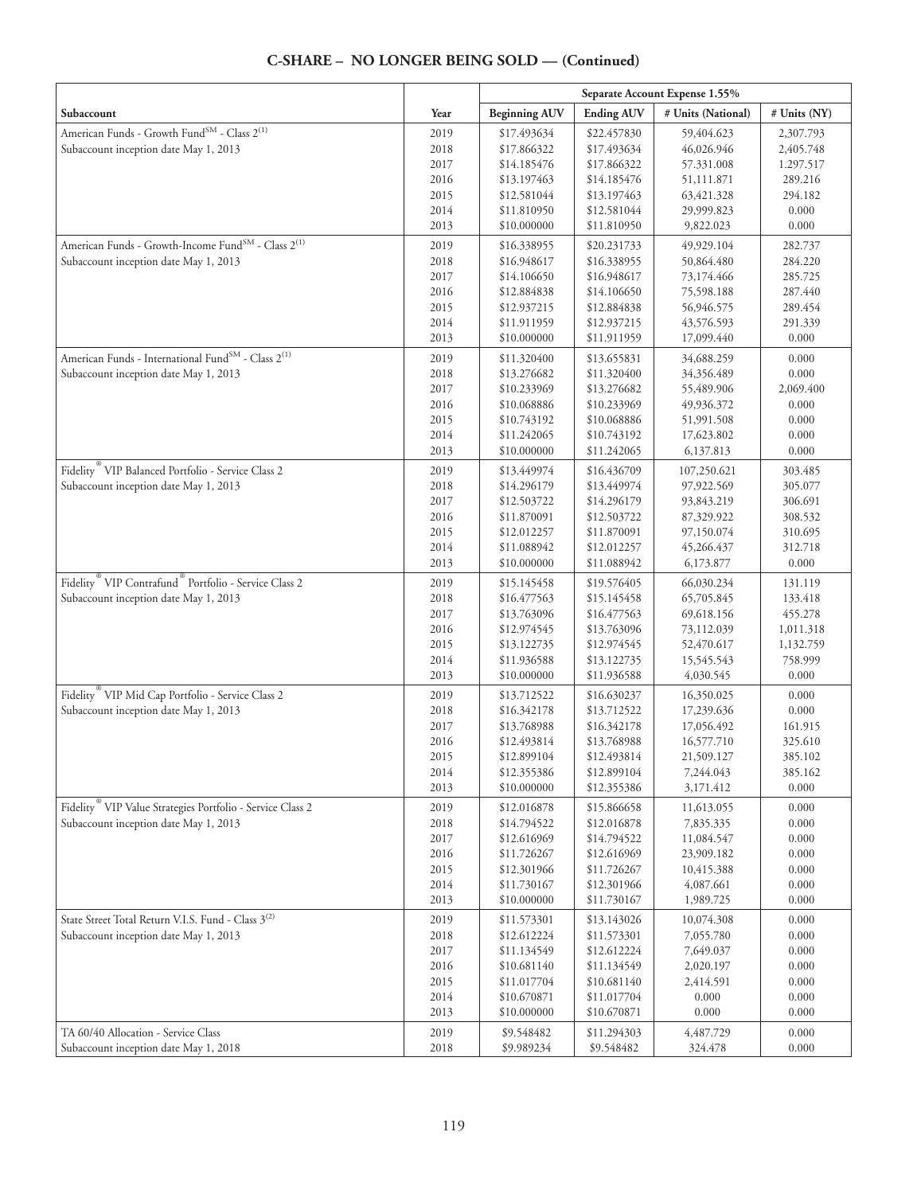## C-SHARE – NO LONGER BEING SOLD — (Continued)

| | | Separate Account Expense 1.55% | | | |
|---|---|---|---|---|---|
| Subaccount | Year | Beginning AUV | Ending AUV | # Units (National) | # Units (NY) |
| American Funds - Growth Fund[SM] - Class 2[(1)] | 2019 | $17.493634 | $22.457830 | 59,404.623 | 2,307.793 |
| Subaccount inception date May 1, 2013 | 2018 | $17.866322 | $17.493634 | 46,026.946 | 2,405.748 |
| | 2017 | $14.185476 | $17.866322 | 57.331.008 | 1.297.517 |
| | 2016 | $13.197463 | $14.185476 | 51,111.871 | 289.216 |
| | 2015 | $12.581044 | $13.197463 | 63,421.328 | 294.182 |
| | 2014 | $11.810950 | $12.581044 | 29,999.823 | 0.000 |
| | 2013 | $10.000000 | $11.810950 | 9,822.023 | 0.000 |
| American Funds - Growth-Income Fund[SM] - Class 2[(1)] | 2019 | $16.338955 | $20.231733 | 49,929.104 | 282.737 |
| Subaccount inception date May 1, 2013 | 2018 | $16.948617 | $16.338955 | 50,864.480 | 284.220 |
| | 2017 | $14.106650 | $16.948617 | 73,174.466 | 285.725 |
| | 2016 | $12.884838 | $14.106650 | 75,598.188 | 287.440 |
| | 2015 | $12.937215 | $12.884838 | 56,946.575 | 289.454 |
| | 2014 | $11.911959 | $12.937215 | 43,576.593 | 291.339 |
| | 2013 | $10.000000 | $11.911959 | 17,099.440 | 0.000 |
| American Funds - International Fund[SM] - Class 2[(1)] | 2019 | $11.320400 | $13.655831 | 34,688.259 | 0.000 |
| Subaccount inception date May 1, 2013 | 2018 | $13.276682 | $11.320400 | 34,356.489 | 0.000 |
| | 2017 | $10.233969 | $13.276682 | 55,489.906 | 2,069.400 |
| | 2016 | $10.068886 | $10.233969 | 49,936.372 | 0.000 |
| | 2015 | $10.743192 | $10.068886 | 51,991.508 | 0.000 |
| | 2014 | $11.242065 | $10.743192 | 17,623.802 | 0.000 |
| | 2013 | $10.000000 | $11.242065 | 6,137.813 | 0.000 |
| Fidelity® VIP Balanced Portfolio - Service Class 2 | 2019 | $13.449974 | $16.436709 | 107,250.621 | 303.485 |
| Subaccount inception date May 1, 2013 | 2018 | $14.296179 | $13.449974 | 97,922.569 | 305.077 |
| | 2017 | $12.503722 | $14.296179 | 93,843.219 | 306.691 |
| | 2016 | $11.870091 | $12.503722 | 87,329.922 | 308.532 |
| | 2015 | $12.012257 | $11.870091 | 97,150.074 | 310.695 |
| | 2014 | $11.088942 | $12.012257 | 45,266.437 | 312.718 |
| | 2013 | $10.000000 | $11.088942 | 6,173.877 | 0.000 |
| Fidelity® VIP Contrafund® Portfolio - Service Class 2 | 2019 | $15.145458 | $19.576405 | 66,030.234 | 131.119 |
| Subaccount inception date May 1, 2013 | 2018 | $16.477563 | $15.145458 | 65,705.845 | 133.418 |
| | 2017 | $13.763096 | $16.477563 | 69,618.156 | 455.278 |
| | 2016 | $12.974545 | $13.763096 | 73,112.039 | 1,011.318 |
| | 2015 | $13.122735 | $12.974545 | 52,470.617 | 1,132.759 |
| | 2014 | $11.936588 | $13.122735 | 15,545.543 | 758.999 |
| | 2013 | $10.000000 | $11.936588 | 4,030.545 | 0.000 |
| Fidelity® VIP Mid Cap Portfolio - Service Class 2 | 2019 | $13.712522 | $16.630237 | 16,350.025 | 0.000 |
| Subaccount inception date May 1, 2013 | 2018 | $16.342178 | $13.712522 | 17,239.636 | 0.000 |
| | 2017 | $13.768988 | $16.342178 | 17,056.492 | 161.915 |
| | 2016 | $12.493814 | $13.768988 | 16,577.710 | 325.610 |
| | 2015 | $12.899104 | $12.493814 | 21,509.127 | 385.102 |
| | 2014 | $12.355386 | $12.899104 | 7,244.043 | 385.162 |
| | 2013 | $10.000000 | $12.355386 | 3,171.412 | 0.000 |
| Fidelity® VIP Value Strategies Portfolio - Service Class 2 | 2019 | $12.016878 | $15.866658 | 11,613.055 | 0.000 |
| Subaccount inception date May 1, 2013 | 2018 | $14.794522 | $12.016878 | 7,835.335 | 0.000 |
| | 2017 | $12.616969 | $14.794522 | 11,084.547 | 0.000 |
| | 2016 | $11.726267 | $12.616969 | 23,909.182 | 0.000 |
| | 2015 | $12.301966 | $11.726267 | 10,415.388 | 0.000 |
| | 2014 | $11.730167 | $12.301966 | 4,087.661 | 0.000 |
| | 2013 | $10.000000 | $11.730167 | 1,989.725 | 0.000 |
| State Street Total Return V.I.S. Fund - Class 3[(2)] | 2019 | $11.573301 | $13.143026 | 10,074.308 | 0.000 |
| Subaccount inception date May 1, 2013 | 2018 | $12.612224 | $11.573301 | 7,055.780 | 0.000 |
| | 2017 | $11.134549 | $12.612224 | 7,649.037 | 0.000 |
| | 2016 | $10.681140 | $11.134549 | 2,020.197 | 0.000 |
| | 2015 | $11.017704 | $10.681140 | 2,414.591 | 0.000 |
| | 2014 | $10.670871 | $11.017704 | 0.000 | 0.000 |
| | 2013 | $10.000000 | $10.670871 | 0.000 | 0.000 |
| TA 60/40 Allocation - Service Class | 2019 | $9.548482 | $11.294303 | 4,487.729 | 0.000 |
| Subaccount inception date May 1, 2018 | 2018 | $9.989234 | $9.548482 | 324.478 | 0.000 |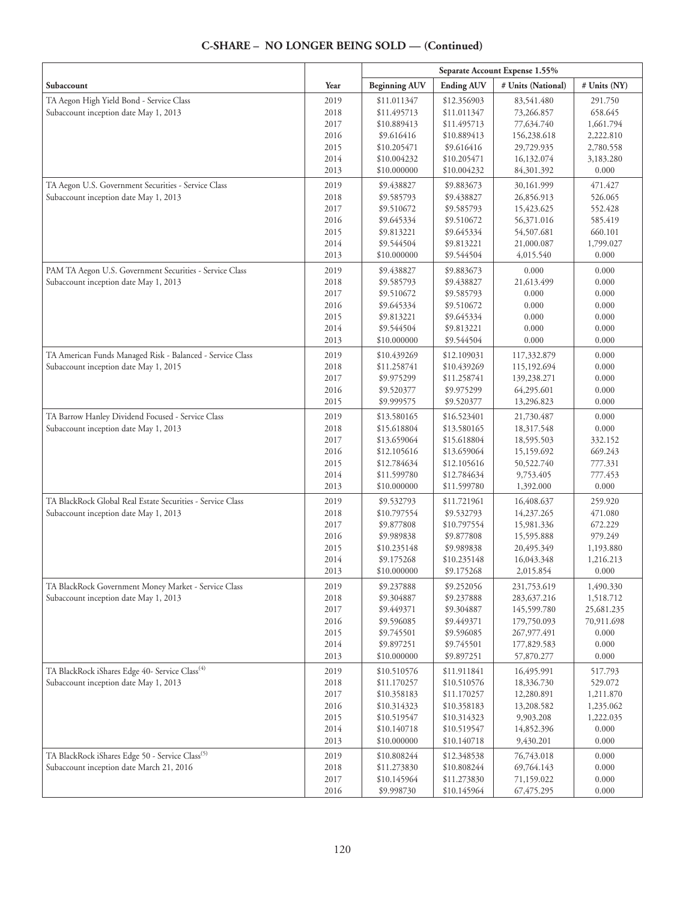## C-SHARE – NO LONGER BEING SOLD — (Continued)

| Subaccount | Year | Separate Account Expense 1.55% | | | |
|---|---|---|---|---|---|
| | | Beginning AUV | Ending AUV | # Units (National) | # Units (NY) |
| TA Aegon High Yield Bond - Service Class<br>Subaccount inception date May 1, 2013 | 2019 | $11.011347 | $12.356903 | 83,541.480 | 291.750 |
| | 2018 | $11.495713 | $11.011347 | 73,266.857 | 658.645 |
| | 2017 | $10.889413 | $11.495713 | 77,634.740 | 1,661.794 |
| | 2016 | $9.616416 | $10.889413 | 156,238.618 | 2,222.810 |
| | 2015 | $10.205471 | $9.616416 | 29,729.935 | 2,780.558 |
| | 2014 | $10.004232 | $10.205471 | 16,132.074 | 3,183.280 |
| | 2013 | $10.000000 | $10.004232 | 84,301.392 | 0.000 |
| TA Aegon U.S. Government Securities - Service Class<br>Subaccount inception date May 1, 2013 | 2019 | $9.438827 | $9.883673 | 30,161.999 | 471.427 |
| | 2018 | $9.585793 | $9.438827 | 26,856.913 | 526.065 |
| | 2017 | $9.510672 | $9.585793 | 15,423.625 | 552.428 |
| | 2016 | $9.645334 | $9.510672 | 56,371.016 | 585.419 |
| | 2015 | $9.813221 | $9.645334 | 54,507.681 | 660.101 |
| | 2014 | $9.544504 | $9.813221 | 21,000.087 | 1,799.027 |
| | 2013 | $10.000000 | $9.544504 | 4,015.540 | 0.000 |
| PAM TA Aegon U.S. Government Securities - Service Class<br>Subaccount inception date May 1, 2013 | 2019 | $9.438827 | $9.883673 | 0.000 | 0.000 |
| | 2018 | $9.585793 | $9.438827 | 21,613.499 | 0.000 |
| | 2017 | $9.510672 | $9.585793 | 0.000 | 0.000 |
| | 2016 | $9.645334 | $9.510672 | 0.000 | 0.000 |
| | 2015 | $9.813221 | $9.645334 | 0.000 | 0.000 |
| | 2014 | $9.544504 | $9.813221 | 0.000 | 0.000 |
| | 2013 | $10.000000 | $9.544504 | 0.000 | 0.000 |
| TA American Funds Managed Risk - Balanced - Service Class<br>Subaccount inception date May 1, 2015 | 2019 | $10.439269 | $12.109031 | 117,332.879 | 0.000 |
| | 2018 | $11.258741 | $10.439269 | 115,192.694 | 0.000 |
| | 2017 | $9.975299 | $11.258741 | 139,238.271 | 0.000 |
| | 2016 | $9.520377 | $9.975299 | 64,295.601 | 0.000 |
| | 2015 | $9.999575 | $9.520377 | 13,296.823 | 0.000 |
| TA Barrow Hanley Dividend Focused - Service Class<br>Subaccount inception date May 1, 2013 | 2019 | $13.580165 | $16.523401 | 21,730.487 | 0.000 |
| | 2018 | $15.618804 | $13.580165 | 18,317.548 | 0.000 |
| | 2017 | $13.659064 | $15.618804 | 18,595.503 | 332.152 |
| | 2016 | $12.105616 | $13.659064 | 15,159.692 | 669.243 |
| | 2015 | $12.784634 | $12.105616 | 50,522.740 | 777.331 |
| | 2014 | $11.599780 | $12.784634 | 9,753.405 | 777.453 |
| | 2013 | $10.000000 | $11.599780 | 1,392.000 | 0.000 |
| TA BlackRock Global Real Estate Securities - Service Class<br>Subaccount inception date May 1, 2013 | 2019 | $9.532793 | $11.721961 | 16,408.637 | 259.920 |
| | 2018 | $10.797554 | $9.532793 | 14,237.265 | 471.080 |
| | 2017 | $9.877808 | $10.797554 | 15,981.336 | 672.229 |
| | 2016 | $9.989838 | $9.877808 | 15,595.888 | 979.249 |
| | 2015 | $10.235148 | $9.989838 | 20,495.349 | 1,193.880 |
| | 2014 | $9.175268 | $10.235148 | 16,043.348 | 1,216.213 |
| | 2013 | $10.000000 | $9.175268 | 2,015.854 | 0.000 |
| TA BlackRock Government Money Market - Service Class<br>Subaccount inception date May 1, 2013 | 2019 | $9.237888 | $9.252056 | 231,753.619 | 1,490.330 |
| | 2018 | $9.304887 | $9.237888 | 283,637.216 | 1,518.712 |
| | 2017 | $9.449371 | $9.304887 | 145,599.780 | 25,681.235 |
| | 2016 | $9.596085 | $9.449371 | 179,750.093 | 70,911.698 |
| | 2015 | $9.745501 | $9.596085 | 267,977.491 | 0.000 |
| | 2014 | $9.897251 | $9.745501 | 177,829.583 | 0.000 |
| | 2013 | $10.000000 | $9.897251 | 57,870.277 | 0.000 |
| TA BlackRock iShares Edge 40- Service Class[4]<br>Subaccount inception date May 1, 2013 | 2019 | $10.510576 | $11.911841 | 16,495.991 | 517.793 |
| | 2018 | $11.170257 | $10.510576 | 18,336.730 | 529.072 |
| | 2017 | $10.358183 | $11.170257 | 12,280.891 | 1,211.870 |
| | 2016 | $10.314323 | $10.358183 | 13,208.582 | 1,235.062 |
| | 2015 | $10.519547 | $10.314323 | 9,903.208 | 1,222.035 |
| | 2014 | $10.140718 | $10.519547 | 14,852.396 | 0.000 |
| | 2013 | $10.000000 | $10.140718 | 9,430.201 | 0.000 |
| TA BlackRock iShares Edge 50 - Service Class[5]<br>Subaccount inception date March 21, 2016 | 2019 | $10.808244 | $12.348538 | 76,743.018 | 0.000 |
| | 2018 | $11.273830 | $10.808244 | 69,764.143 | 0.000 |
| | 2017 | $10.145964 | $11.273830 | 71,159.022 | 0.000 |
| | 2016 | $9.998730 | $10.145964 | 67,475.295 | 0.000 |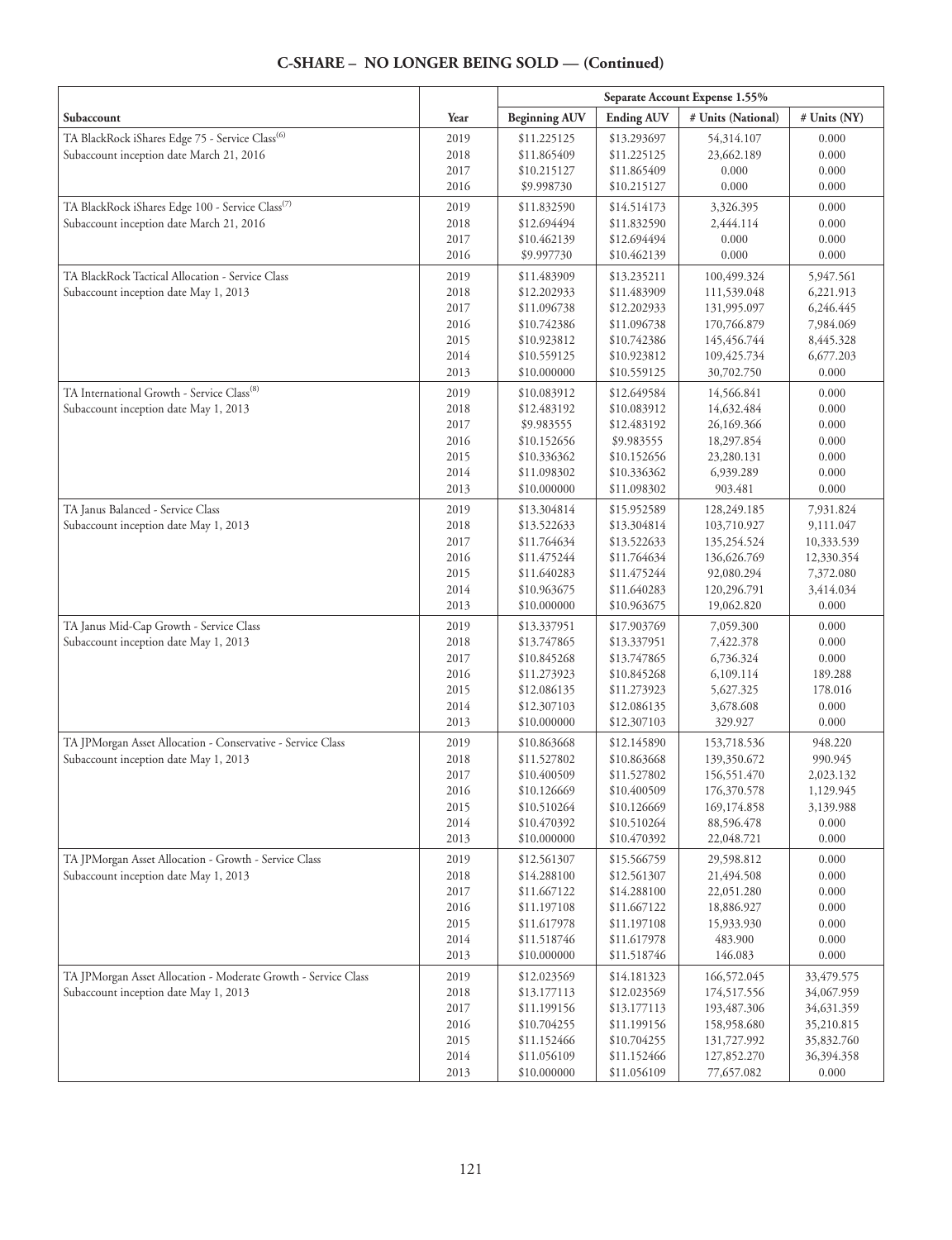## C-SHARE – NO LONGER BEING SOLD — (Continued)

| | | Separate Account Expense 1.55% | | | |
|---|---|---|---|---|---|
| Subaccount | Year | Beginning AUV | Ending AUV | # Units (National) | # Units (NY) |
| TA BlackRock iShares Edge 75 - Service Class[6] | 2019 | $11.225125 | $13.293697 | 54,314.107 | 0.000 |
| Subaccount inception date March 21, 2016 | 2018 | $11.865409 | $11.225125 | 23,662.189 | 0.000 |
| | 2017 | $10.215127 | $11.865409 | 0.000 | 0.000 |
| | 2016 | $9.998730 | $10.215127 | 0.000 | 0.000 |
| TA BlackRock iShares Edge 100 - Service Class[7] | 2019 | $11.832590 | $14.514173 | 3,326.395 | 0.000 |
| Subaccount inception date March 21, 2016 | 2018 | $12.694494 | $11.832590 | 2,444.114 | 0.000 |
| | 2017 | $10.462139 | $12.694494 | 0.000 | 0.000 |
| | 2016 | $9.997730 | $10.462139 | 0.000 | 0.000 |
| TA BlackRock Tactical Allocation - Service Class | 2019 | $11.483909 | $13.235211 | 100,499.324 | 5,947.561 |
| Subaccount inception date May 1, 2013 | 2018 | $12.202933 | $11.483909 | 111,539.048 | 6,221.913 |
| | 2017 | $11.096738 | $12.202933 | 131,995.097 | 6,246.445 |
| | 2016 | $10.742386 | $11.096738 | 170,766.879 | 7,984.069 |
| | 2015 | $10.923812 | $10.742386 | 145,456.744 | 8,445.328 |
| | 2014 | $10.559125 | $10.923812 | 109,425.734 | 6,677.203 |
| | 2013 | $10.000000 | $10.559125 | 30,702.750 | 0.000 |
| TA International Growth - Service Class[8] | 2019 | $10.083912 | $12.649584 | 14,566.841 | 0.000 |
| Subaccount inception date May 1, 2013 | 2018 | $12.483192 | $10.083912 | 14,632.484 | 0.000 |
| | 2017 | $9.983555 | $12.483192 | 26,169.366 | 0.000 |
| | 2016 | $10.152656 | $9.983555 | 18,297.854 | 0.000 |
| | 2015 | $10.336362 | $10.152656 | 23,280.131 | 0.000 |
| | 2014 | $11.098302 | $10.336362 | 6,939.289 | 0.000 |
| | 2013 | $10.000000 | $11.098302 | 903.481 | 0.000 |
| TA Janus Balanced - Service Class | 2019 | $13.304814 | $15.952589 | 128,249.185 | 7,931.824 |
| Subaccount inception date May 1, 2013 | 2018 | $13.522633 | $13.304814 | 103,710.927 | 9,111.047 |
| | 2017 | $11.764634 | $13.522633 | 135,254.524 | 10,333.539 |
| | 2016 | $11.475244 | $11.764634 | 136,626.769 | 12,330.354 |
| | 2015 | $11.640283 | $11.475244 | 92,080.294 | 7,372.080 |
| | 2014 | $10.963675 | $11.640283 | 120,296.791 | 3,414.034 |
| | 2013 | $10.000000 | $10.963675 | 19,062.820 | 0.000 |
| TA Janus Mid-Cap Growth - Service Class | 2019 | $13.337951 | $17.903769 | 7,059.300 | 0.000 |
| Subaccount inception date May 1, 2013 | 2018 | $13.747865 | $13.337951 | 7,422.378 | 0.000 |
| | 2017 | $10.845268 | $13.747865 | 6,736.324 | 0.000 |
| | 2016 | $11.273923 | $10.845268 | 6,109.114 | 189.288 |
| | 2015 | $12.086135 | $11.273923 | 5,627.325 | 178.016 |
| | 2014 | $12.307103 | $12.086135 | 3,678.608 | 0.000 |
| | 2013 | $10.000000 | $12.307103 | 329.927 | 0.000 |
| TA JPMorgan Asset Allocation - Conservative - Service Class | 2019 | $10.863668 | $12.145890 | 153,718.536 | 948.220 |
| Subaccount inception date May 1, 2013 | 2018 | $11.527802 | $10.863668 | 139,350.672 | 990.945 |
| | 2017 | $10.400509 | $11.527802 | 156,551.470 | 2,023.132 |
| | 2016 | $10.126669 | $10.400509 | 176,370.578 | 1,129.945 |
| | 2015 | $10.510264 | $10.126669 | 169,174.858 | 3,139.988 |
| | 2014 | $10.470392 | $10.510264 | 88,596.478 | 0.000 |
| | 2013 | $10.000000 | $10.470392 | 22,048.721 | 0.000 |
| TA JPMorgan Asset Allocation - Growth - Service Class | 2019 | $12.561307 | $15.566759 | 29,598.812 | 0.000 |
| Subaccount inception date May 1, 2013 | 2018 | $14.288100 | $12.561307 | 21,494.508 | 0.000 |
| | 2017 | $11.667122 | $14.288100 | 22,051.280 | 0.000 |
| | 2016 | $11.197108 | $11.667122 | 18,886.927 | 0.000 |
| | 2015 | $11.617978 | $11.197108 | 15,933.930 | 0.000 |
| | 2014 | $11.518746 | $11.617978 | 483.900 | 0.000 |
| | 2013 | $10.000000 | $11.518746 | 146.083 | 0.000 |
| TA JPMorgan Asset Allocation - Moderate Growth - Service Class | 2019 | $12.023569 | $14.181323 | 166,572.045 | 33,479.575 |
| Subaccount inception date May 1, 2013 | 2018 | $13.177113 | $12.023569 | 174,517.556 | 34,067.959 |
| | 2017 | $11.199156 | $13.177113 | 193,487.306 | 34,631.359 |
| | 2016 | $10.704255 | $11.199156 | 158,958.680 | 35,210.815 |
| | 2015 | $11.152466 | $10.704255 | 131,727.992 | 35,832.760 |
| | 2014 | $11.056109 | $11.152466 | 127,852.270 | 36,394.358 |
| | 2013 | $10.000000 | $11.056109 | 77,657.082 | 0.000 |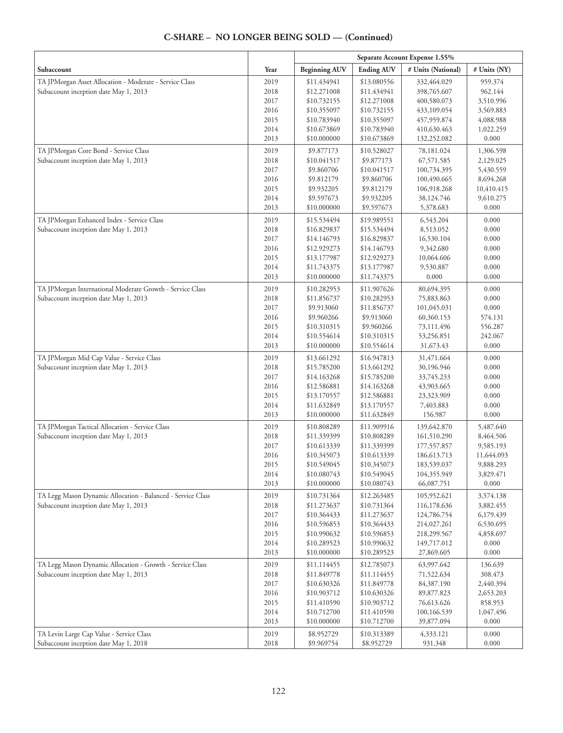# C-SHARE – NO LONGER BEING SOLD — (Continued)

| | | Separate Account Expense 1.55% | | | |
|---|---|---|---|---|---|
| Subaccount | Year | Beginning AUV | Ending AUV | # Units (National) | # Units (NY) |
| TA JPMorgan Asset Allocation - Moderate - Service Class | 2019 | $11.434941 | $13.080556 | 332,464.029 | 959.374 |
| Subaccount inception date May 1, 2013 | 2018 | $12.271008 | $11.434941 | 398,765.607 | 962.144 |
| | 2017 | $10.732155 | $12.271008 | 400,580.073 | 3,510.996 |
| | 2016 | $10.355097 | $10.732155 | 433,109.054 | 3,569.883 |
| | 2015 | $10.783940 | $10.355097 | 457,959.874 | 4,088.988 |
| | 2014 | $10.673869 | $10.783940 | 410,630.463 | 1,022.259 |
| | 2013 | $10.000000 | $10.673869 | 132,252.082 | 0.000 |
| TA JPMorgan Core Bond - Service Class | 2019 | $9.877173 | $10.528027 | 78,181.024 | 1,306.598 |
| Subaccount inception date May 1, 2013 | 2018 | $10.041517 | $9.877173 | 67,571.585 | 2,129.025 |
| | 2017 | $9.860706 | $10.041517 | 100,734.395 | 5,430.559 |
| | 2016 | $9.812179 | $9.860706 | 100,490.665 | 8,694.268 |
| | 2015 | $9.932205 | $9.812179 | 106,918.268 | 10,410.415 |
| | 2014 | $9.597673 | $9.932205 | 38,124.746 | 9,610.275 |
| | 2013 | $10.000000 | $9.597673 | 5,378.683 | 0.000 |
| TA JPMorgan Enhanced Index - Service Class | 2019 | $15.534494 | $19.989551 | 6,543.204 | 0.000 |
| Subaccount inception date May 1, 2013 | 2018 | $16.829837 | $15.534494 | 8,513.052 | 0.000 |
| | 2017 | $14.146793 | $16.829837 | 16,530.104 | 0.000 |
| | 2016 | $12.929273 | $14.146793 | 9,342.680 | 0.000 |
| | 2015 | $13.177987 | $12.929273 | 10,064.606 | 0.000 |
| | 2014 | $11.743375 | $13.177987 | 9,530.887 | 0.000 |
| | 2013 | $10.000000 | $11.743375 | 0.000 | 0.000 |
| TA JPMorgan International Moderate Growth - Service Class | 2019 | $10.282953 | $11.907626 | 80,694.395 | 0.000 |
| Subaccount inception date May 1, 2013 | 2018 | $11.856737 | $10.282953 | 75,883.863 | 0.000 |
| | 2017 | $9.913060 | $11.856737 | 101,045.031 | 0.000 |
| | 2016 | $9.960266 | $9.913060 | 60,360.153 | 574.131 |
| | 2015 | $10.310315 | $9.960266 | 73,111.496 | 556.287 |
| | 2014 | $10.554614 | $10.310315 | 53,256.851 | 242.067 |
| | 2013 | $10.000000 | $10.554614 | 31,673.43 | 0.000 |
| TA JPMorgan Mid Cap Value - Service Class | 2019 | $13.661292 | $16.947813 | 31,471.664 | 0.000 |
| Subaccount inception date May 1, 2013 | 2018 | $15.785200 | $13.661292 | 30,196.946 | 0.000 |
| | 2017 | $14.163268 | $15.785200 | 33,745.233 | 0.000 |
| | 2016 | $12.586881 | $14.163268 | 43,903.665 | 0.000 |
| | 2015 | $13.170557 | $12.586881 | 23,323.909 | 0.000 |
| | 2014 | $11.632849 | $13.170557 | 7,403.883 | 0.000 |
| | 2013 | $10.000000 | $11.632849 | 156.987 | 0.000 |
| TA JPMorgan Tactical Allocation - Service Class | 2019 | $10.808289 | $11.909916 | 139,642.870 | 5,487.640 |
| Subaccount inception date May 1, 2013 | 2018 | $11.339399 | $10.808289 | 161,510.290 | 8,464.506 |
| | 2017 | $10.613339 | $11.339399 | 177,557.857 | 9,585.193 |
| | 2016 | $10.345073 | $10.613339 | 186,613.713 | 11,644.093 |
| | 2015 | $10.549045 | $10.345073 | 183,539.037 | 9,888.293 |
| | 2014 | $10.080743 | $10.549045 | 104,355.949 | 3,829.471 |
| | 2013 | $10.000000 | $10.080743 | 66,087.751 | 0.000 |
| TA Legg Mason Dynamic Allocation - Balanced - Service Class | 2019 | $10.731364 | $12.263485 | 105,952.621 | 3,574.138 |
| Subaccount inception date May 1, 2013 | 2018 | $11.273637 | $10.731364 | 116,178.636 | 3,882.455 |
| | 2017 | $10.364433 | $11.273637 | 124,786.754 | 6,179.439 |
| | 2016 | $10.596853 | $10.364433 | 214,027.261 | 6,530.695 |
| | 2015 | $10.990632 | $10.596853 | 218,299.567 | 4,858.697 |
| | 2014 | $10.289523 | $10.990632 | 149,717.012 | 0.000 |
| | 2013 | $10.000000 | $10.289523 | 27,869.605 | 0.000 |
| TA Legg Mason Dynamic Allocation - Growth - Service Class | 2019 | $11.114455 | $12.785073 | 63,997.642 | 136.639 |
| Subaccount inception date May 1, 2013 | 2018 | $11.849778 | $11.114455 | 71,522.634 | 308.473 |
| | 2017 | $10.630326 | $11.849778 | 84,387.190 | 2,440.394 |
| | 2016 | $10.903712 | $10.630326 | 89,877.823 | 2,653.203 |
| | 2015 | $11.410590 | $10.903712 | 76,613.626 | 858.953 |
| | 2014 | $10.712700 | $11.410590 | 100,166.539 | 1,047.496 |
| | 2013 | $10.000000 | $10.712700 | 39,877.094 | 0.000 |
| TA Levin Large Cap Value - Service Class | 2019 | $8.952729 | $10.313389 | 4,333.121 | 0.000 |
| Subaccount inception date May 1, 2018 | 2018 | $9.969754 | $8.952729 | 931.348 | 0.000 |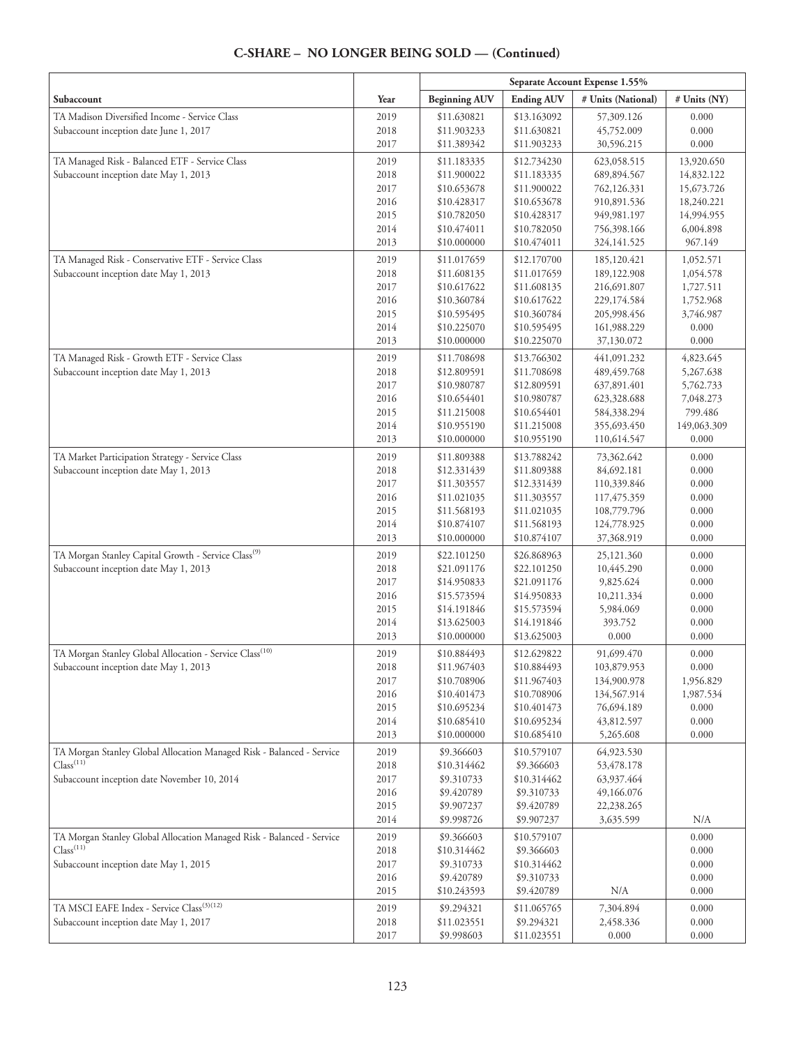## C-SHARE – NO LONGER BEING SOLD — (Continued)

| | | Separate Account Expense 1.55% | | | |
|---|---|---|---|---|---|
| **Subaccount** | **Year** | **Beginning AUV** | **Ending AUV** | **# Units (National)** | **# Units (NY)** |
| TA Madison Diversified Income - Service Class | 2019 | $11.630821 | $13.163092 | 57,309.126 | 0.000 |
| Subaccount inception date June 1, 2017 | 2018 | $11.903233 | $11.630821 | 45,752.009 | 0.000 |
| | 2017 | $11.389342 | $11.903233 | 30,596.215 | 0.000 |
| TA Managed Risk - Balanced ETF - Service Class | 2019 | $11.183335 | $12.734230 | 623,058.515 | 13,920.650 |
| Subaccount inception date May 1, 2013 | 2018 | $11.900022 | $11.183335 | 689,894.567 | 14,832.122 |
| | 2017 | $10.653678 | $11.900022 | 762,126.331 | 15,673.726 |
| | 2016 | $10.428317 | $10.653678 | 910,891.536 | 18,240.221 |
| | 2015 | $10.782050 | $10.428317 | 949,981.197 | 14,994.955 |
| | 2014 | $10.474011 | $10.782050 | 756,398.166 | 6,004.898 |
| | 2013 | $10.000000 | $10.474011 | 324,141.525 | 967.149 |
| TA Managed Risk - Conservative ETF - Service Class | 2019 | $11.017659 | $12.170700 | 185,120.421 | 1,052.571 |
| Subaccount inception date May 1, 2013 | 2018 | $11.608135 | $11.017659 | 189,122.908 | 1,054.578 |
| | 2017 | $10.617622 | $11.608135 | 216,691.807 | 1,727.511 |
| | 2016 | $10.360784 | $10.617622 | 229,174.584 | 1,752.968 |
| | 2015 | $10.595495 | $10.360784 | 205,998.456 | 3,746.987 |
| | 2014 | $10.225070 | $10.595495 | 161,988.229 | 0.000 |
| | 2013 | $10.000000 | $10.225070 | 37,130.072 | 0.000 |
| TA Managed Risk - Growth ETF - Service Class | 2019 | $11.708698 | $13.766302 | 441,091.232 | 4,823.645 |
| Subaccount inception date May 1, 2013 | 2018 | $12.809591 | $11.708698 | 489,459.768 | 5,267.638 |
| | 2017 | $10.980787 | $12.809591 | 637,891.401 | 5,762.733 |
| | 2016 | $10.654401 | $10.980787 | 623,328.688 | 7,048.273 |
| | 2015 | $11.215008 | $10.654401 | 584,338.294 | 799.486 |
| | 2014 | $10.955190 | $11.215008 | 355,693.450 | 149,063.309 |
| | 2013 | $10.000000 | $10.955190 | 110,614.547 | 0.000 |
| TA Market Participation Strategy - Service Class | 2019 | $11.809388 | $13.788242 | 73,362.642 | 0.000 |
| Subaccount inception date May 1, 2013 | 2018 | $12.331439 | $11.809388 | 84,692.181 | 0.000 |
| | 2017 | $11.303557 | $12.331439 | 110,339.846 | 0.000 |
| | 2016 | $11.021035 | $11.303557 | 117,475.359 | 0.000 |
| | 2015 | $11.568193 | $11.021035 | 108,779.796 | 0.000 |
| | 2014 | $10.874107 | $11.568193 | 124,778.925 | 0.000 |
| | 2013 | $10.000000 | $10.874107 | 37,368.919 | 0.000 |
| TA Morgan Stanley Capital Growth - Service Class[9] | 2019 | $22.101250 | $26.868963 | 25,121.360 | 0.000 |
| Subaccount inception date May 1, 2013 | 2018 | $21.091176 | $22.101250 | 10,445.290 | 0.000 |
| | 2017 | $14.950833 | $21.091176 | 9,825.624 | 0.000 |
| | 2016 | $15.573594 | $14.950833 | 10,211.334 | 0.000 |
| | 2015 | $14.191846 | $15.573594 | 5,984.069 | 0.000 |
| | 2014 | $13.625003 | $14.191846 | 393.752 | 0.000 |
| | 2013 | $10.000000 | $13.625003 | 0.000 | 0.000 |
| TA Morgan Stanley Global Allocation - Service Class[10] | 2019 | $10.884493 | $12.629822 | 91,699.470 | 0.000 |
| Subaccount inception date May 1, 2013 | 2018 | $11.967403 | $10.884493 | 103,879.953 | 0.000 |
| | 2017 | $10.708906 | $11.967403 | 134,900.978 | 1,956.829 |
| | 2016 | $10.401473 | $10.708906 | 134,567.914 | 1,987.534 |
| | 2015 | $10.695234 | $10.401473 | 76,694.189 | 0.000 |
| | 2014 | $10.685410 | $10.695234 | 43,812.597 | 0.000 |
| | 2013 | $10.000000 | $10.685410 | 5,265.608 | 0.000 |
| TA Morgan Stanley Global Allocation Managed Risk - Balanced - Service Class[11] | 2019 | $9.366603 | $10.579107 | 64,923.530 | |
| | 2018 | $10.314462 | $9.366603 | 53,478.178 | |
| Subaccount inception date November 10, 2014 | 2017 | $9.310733 | $10.314462 | 63,937.464 | |
| | 2016 | $9.420789 | $9.310733 | 49,166.076 | |
| | 2015 | $9.907237 | $9.420789 | 22,238.265 | |
| | 2014 | $9.998726 | $9.907237 | 3,635.599 | N/A |
| TA Morgan Stanley Global Allocation Managed Risk - Balanced - Service Class[11] | 2019 | $9.366603 | $10.579107 | | 0.000 |
| | 2018 | $10.314462 | $9.366603 | | 0.000 |
| Subaccount inception date May 1, 2015 | 2017 | $9.310733 | $10.314462 | | 0.000 |
| | 2016 | $9.420789 | $9.310733 | | 0.000 |
| | 2015 | $10.243593 | $9.420789 | N/A | 0.000 |
| TA MSCI EAFE Index - Service Class[3][12] | 2019 | $9.294321 | $11.065765 | 7,304.894 | 0.000 |
| Subaccount inception date May 1, 2017 | 2018 | $11.023551 | $9.294321 | 2,458.336 | 0.000 |
| | 2017 | $9.998603 | $11.023551 | 0.000 | 0.000 |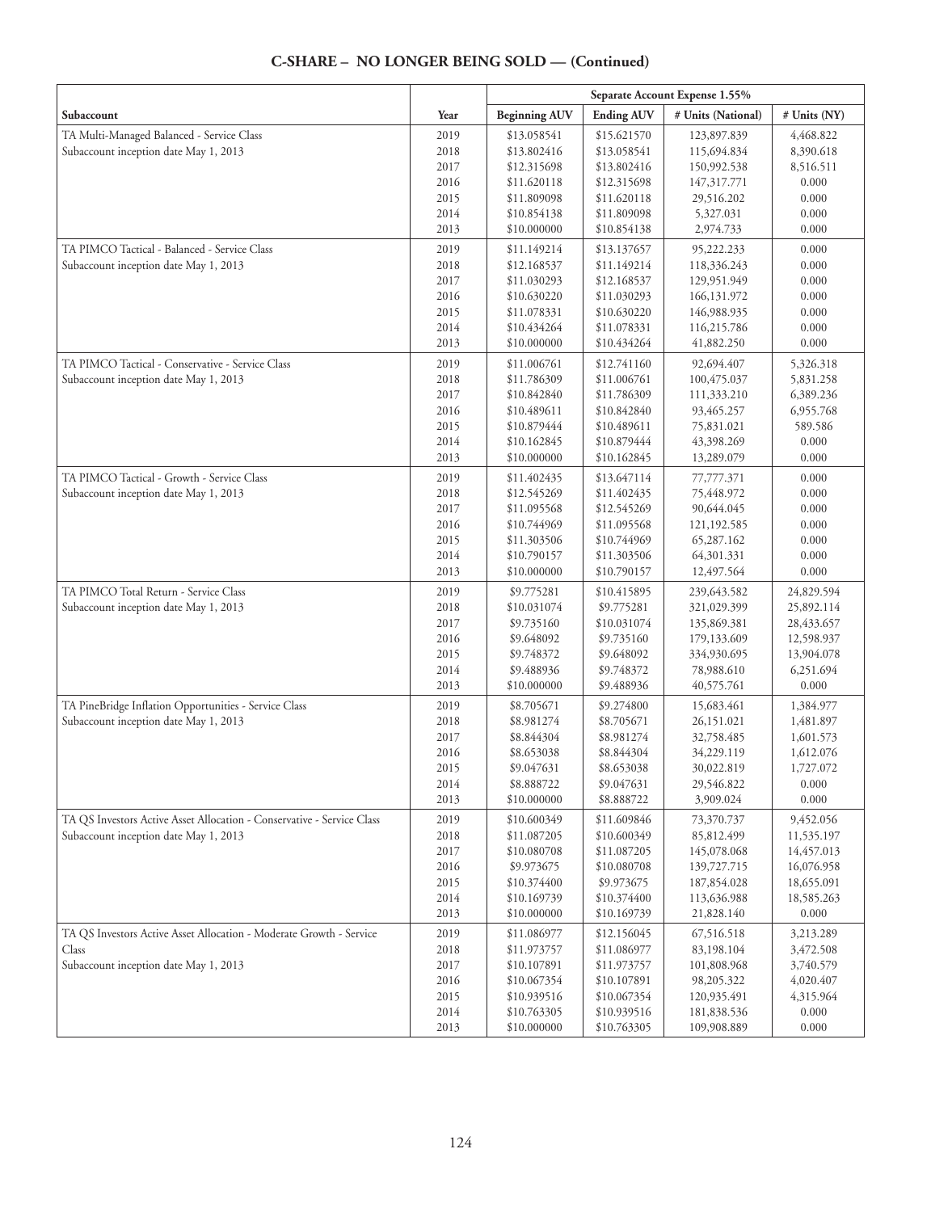## C-SHARE – NO LONGER BEING SOLD — (Continued)

| Subaccount | Year | Separate Account Expense 1.55% | | | |
|---|---|---|---|---|---|
| | | Beginning AUV | Ending AUV | # Units (National) | # Units (NY) |
| TA Multi-Managed Balanced - Service Class<br>Subaccount inception date May 1, 2013 | 2019 | $13.058541 | $15.621570 | 123,897.839 | 4,468.822 |
| | 2018 | $13.802416 | $13.058541 | 115,694.834 | 8,390.618 |
| | 2017 | $12.315698 | $13.802416 | 150,992.538 | 8,516.511 |
| | 2016 | $11.620118 | $12.315698 | 147,317.771 | 0.000 |
| | 2015 | $11.809098 | $11.620118 | 29,516.202 | 0.000 |
| | 2014 | $10.854138 | $11.809098 | 5,327.031 | 0.000 |
| | 2013 | $10.000000 | $10.854138 | 2,974.733 | 0.000 |
| TA PIMCO Tactical - Balanced - Service Class<br>Subaccount inception date May 1, 2013 | 2019 | $11.149214 | $13.137657 | 95,222.233 | 0.000 |
| | 2018 | $12.168537 | $11.149214 | 118,336.243 | 0.000 |
| | 2017 | $11.030293 | $12.168537 | 129,951.949 | 0.000 |
| | 2016 | $10.630220 | $11.030293 | 166,131.972 | 0.000 |
| | 2015 | $11.078331 | $10.630220 | 146,988.935 | 0.000 |
| | 2014 | $10.434264 | $11.078331 | 116,215.786 | 0.000 |
| | 2013 | $10.000000 | $10.434264 | 41,882.250 | 0.000 |
| TA PIMCO Tactical - Conservative - Service Class<br>Subaccount inception date May 1, 2013 | 2019 | $11.006761 | $12.741160 | 92,694.407 | 5,326.318 |
| | 2018 | $11.786309 | $11.006761 | 100,475.037 | 5,831.258 |
| | 2017 | $10.842840 | $11.786309 | 111,333.210 | 6,389.236 |
| | 2016 | $10.489611 | $10.842840 | 93,465.257 | 6,955.768 |
| | 2015 | $10.879444 | $10.489611 | 75,831.021 | 589.586 |
| | 2014 | $10.162845 | $10.879444 | 43,398.269 | 0.000 |
| | 2013 | $10.000000 | $10.162845 | 13,289.079 | 0.000 |
| TA PIMCO Tactical - Growth - Service Class<br>Subaccount inception date May 1, 2013 | 2019 | $11.402435 | $13.647114 | 77,777.371 | 0.000 |
| | 2018 | $12.545269 | $11.402435 | 75,448.972 | 0.000 |
| | 2017 | $11.095568 | $12.545269 | 90,644.045 | 0.000 |
| | 2016 | $10.744969 | $11.095568 | 121,192.585 | 0.000 |
| | 2015 | $11.303506 | $10.744969 | 65,287.162 | 0.000 |
| | 2014 | $10.790157 | $11.303506 | 64,301.331 | 0.000 |
| | 2013 | $10.000000 | $10.790157 | 12,497.564 | 0.000 |
| TA PIMCO Total Return - Service Class<br>Subaccount inception date May 1, 2013 | 2019 | $9.775281 | $10.415895 | 239,643.582 | 24,829.594 |
| | 2018 | $10.031074 | $9.775281 | 321,029.399 | 25,892.114 |
| | 2017 | $9.735160 | $10.031074 | 135,869.381 | 28,433.657 |
| | 2016 | $9.648092 | $9.735160 | 179,133.609 | 12,598.937 |
| | 2015 | $9.748372 | $9.648092 | 334,930.695 | 13,904.078 |
| | 2014 | $9.488936 | $9.748372 | 78,988.610 | 6,251.694 |
| | 2013 | $10.000000 | $9.488936 | 40,575.761 | 0.000 |
| TA PineBridge Inflation Opportunities - Service Class<br>Subaccount inception date May 1, 2013 | 2019 | $8.705671 | $9.274800 | 15,683.461 | 1,384.977 |
| | 2018 | $8.981274 | $8.705671 | 26,151.021 | 1,481.897 |
| | 2017 | $8.844304 | $8.981274 | 32,758.485 | 1,601.573 |
| | 2016 | $8.653038 | $8.844304 | 34,229.119 | 1,612.076 |
| | 2015 | $9.047631 | $8.653038 | 30,022.819 | 1,727.072 |
| | 2014 | $8.888722 | $9.047631 | 29,546.822 | 0.000 |
| | 2013 | $10.000000 | $8.888722 | 3,909.024 | 0.000 |
| TA QS Investors Active Asset Allocation - Conservative - Service Class<br>Subaccount inception date May 1, 2013 | 2019 | $10.600349 | $11.609846 | 73,370.737 | 9,452.056 |
| | 2018 | $11.087205 | $10.600349 | 85,812.499 | 11,535.197 |
| | 2017 | $10.080708 | $11.087205 | 145,078.068 | 14,457.013 |
| | 2016 | $9.973675 | $10.080708 | 139,727.715 | 16,076.958 |
| | 2015 | $10.374400 | $9.973675 | 187,854.028 | 18,655.091 |
| | 2014 | $10.169739 | $10.374400 | 113,636.988 | 18,585.263 |
| | 2013 | $10.000000 | $10.169739 | 21,828.140 | 0.000 |
| TA QS Investors Active Asset Allocation - Moderate Growth - Service Class<br>Subaccount inception date May 1, 2013 | 2019 | $11.086977 | $12.156045 | 67,516.518 | 3,213.289 |
| | 2018 | $11.973757 | $11.086977 | 83,198.104 | 3,472.508 |
| | 2017 | $10.107891 | $11.973757 | 101,808.968 | 3,740.579 |
| | 2016 | $10.067354 | $10.107891 | 98,205.322 | 4,020.407 |
| | 2015 | $10.939516 | $10.067354 | 120,935.491 | 4,315.964 |
| | 2014 | $10.763305 | $10.939516 | 181,838.536 | 0.000 |
| | 2013 | $10.000000 | $10.763305 | 109,908.889 | 0.000 |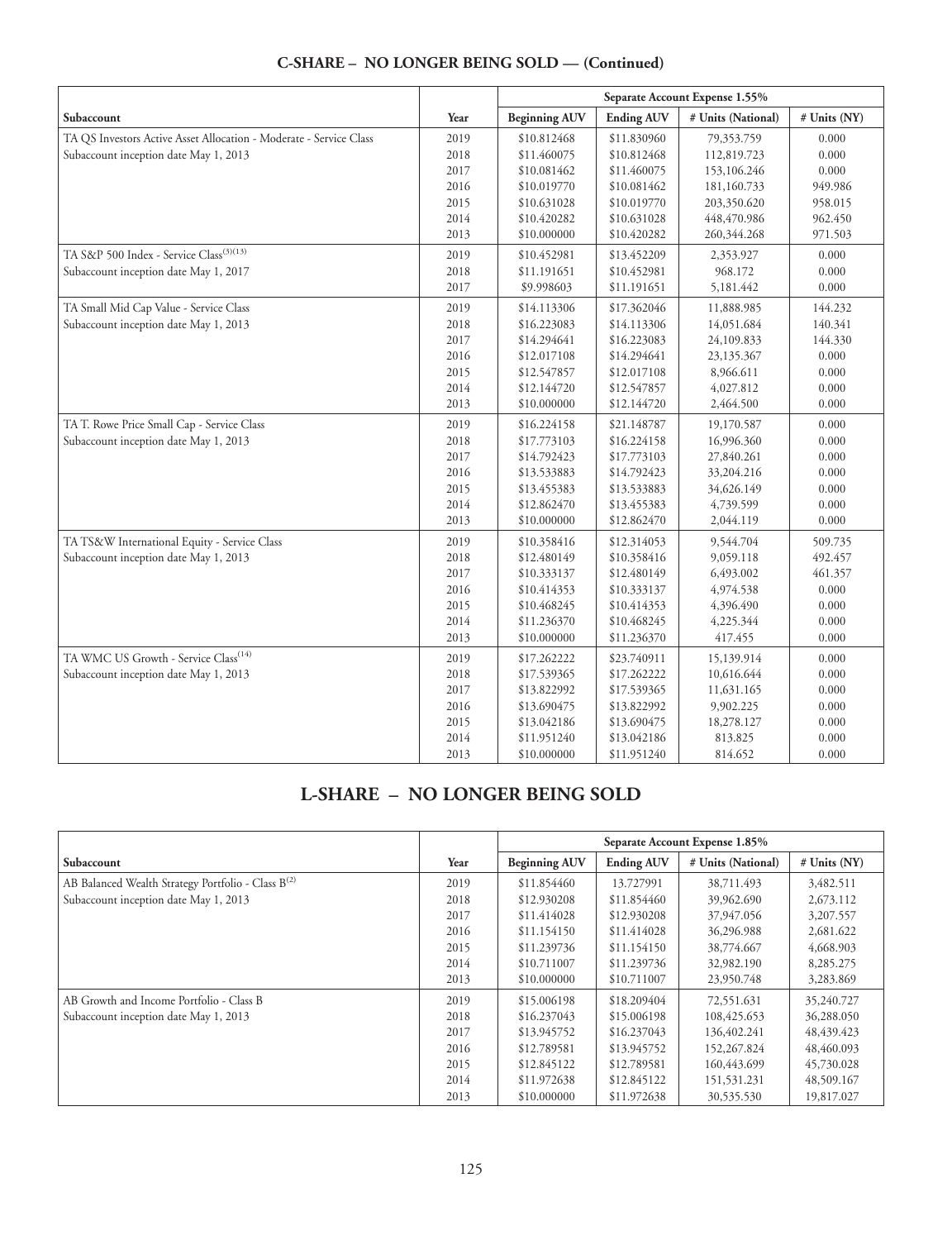## C-SHARE – NO LONGER BEING SOLD — (Continued)

| | | Separate Account Expense 1.55% | | | |
|---|---|---|---|---|---|
| Subaccount | Year | Beginning AUV | Ending AUV | # Units (National) | # Units (NY) |
| TA QS Investors Active Asset Allocation - Moderate - Service Class | 2019 | $10.812468 | $11.830960 | 79,353.759 | 0.000 |
| Subaccount inception date May 1, 2013 | 2018 | $11.460075 | $10.812468 | 112,819.723 | 0.000 |
| | 2017 | $10.081462 | $11.460075 | 153,106.246 | 0.000 |
| | 2016 | $10.019770 | $10.081462 | 181,160.733 | 949.986 |
| | 2015 | $10.631028 | $10.019770 | 203,350.620 | 958.015 |
| | 2014 | $10.420282 | $10.631028 | 448,470.986 | 962.450 |
| | 2013 | $10.000000 | $10.420282 | 260,344.268 | 971.503 |
| TA S&P 500 Index - Service Class(3)(13) | 2019 | $10.452981 | $13.452209 | 2,353.927 | 0.000 |
| Subaccount inception date May 1, 2017 | 2018 | $11.191651 | $10.452981 | 968.172 | 0.000 |
| | 2017 | $9.998603 | $11.191651 | 5,181.442 | 0.000 |
| TA Small Mid Cap Value - Service Class | 2019 | $14.113306 | $17.362046 | 11,888.985 | 144.232 |
| Subaccount inception date May 1, 2013 | 2018 | $16.223083 | $14.113306 | 14,051.684 | 140.341 |
| | 2017 | $14.294641 | $16.223083 | 24,109.833 | 144.330 |
| | 2016 | $12.017108 | $14.294641 | 23,135.367 | 0.000 |
| | 2015 | $12.547857 | $12.017108 | 8,966.611 | 0.000 |
| | 2014 | $12.144720 | $12.547857 | 4,027.812 | 0.000 |
| | 2013 | $10.000000 | $12.144720 | 2,464.500 | 0.000 |
| TA T. Rowe Price Small Cap - Service Class | 2019 | $16.224158 | $21.148787 | 19,170.587 | 0.000 |
| Subaccount inception date May 1, 2013 | 2018 | $17.773103 | $16.224158 | 16,996.360 | 0.000 |
| | 2017 | $14.792423 | $17.773103 | 27,840.261 | 0.000 |
| | 2016 | $13.533883 | $14.792423 | 33,204.216 | 0.000 |
| | 2015 | $13.455383 | $13.533883 | 34,626.149 | 0.000 |
| | 2014 | $12.862470 | $13.455383 | 4,739.599 | 0.000 |
| | 2013 | $10.000000 | $12.862470 | 2,044.119 | 0.000 |
| TA TS&W International Equity - Service Class | 2019 | $10.358416 | $12.314053 | 9,544.704 | 509.735 |
| Subaccount inception date May 1, 2013 | 2018 | $12.480149 | $10.358416 | 9,059.118 | 492.457 |
| | 2017 | $10.333137 | $12.480149 | 6,493.002 | 461.357 |
| | 2016 | $10.414353 | $10.333137 | 4,974.538 | 0.000 |
| | 2015 | $10.468245 | $10.414353 | 4,396.490 | 0.000 |
| | 2014 | $11.236370 | $10.468245 | 4,225.344 | 0.000 |
| | 2013 | $10.000000 | $11.236370 | 417.455 | 0.000 |
| TA WMC US Growth - Service Class(14) | 2019 | $17.262222 | $23.740911 | 15,139.914 | 0.000 |
| Subaccount inception date May 1, 2013 | 2018 | $17.539365 | $17.262222 | 10,616.644 | 0.000 |
| | 2017 | $13.822992 | $17.539365 | 11,631.165 | 0.000 |
| | 2016 | $13.690475 | $13.822992 | 9,902.225 | 0.000 |
| | 2015 | $13.042186 | $13.690475 | 18,278.127 | 0.000 |
| | 2014 | $11.951240 | $13.042186 | 813.825 | 0.000 |
| | 2013 | $10.000000 | $11.951240 | 814.652 | 0.000 |

## L-SHARE – NO LONGER BEING SOLD

| | | Separate Account Expense 1.85% | | | |
|---|---|---|---|---|---|
| Subaccount | Year | Beginning AUV | Ending AUV | # Units (National) | # Units (NY) |
| AB Balanced Wealth Strategy Portfolio - Class B(2) | 2019 | $11.854460 | 13.727991 | 38,711.493 | 3,482.511 |
| Subaccount inception date May 1, 2013 | 2018 | $12.930208 | $11.854460 | 39,962.690 | 2,673.112 |
| | 2017 | $11.414028 | $12.930208 | 37,947.056 | 3,207.557 |
| | 2016 | $11.154150 | $11.414028 | 36,296.988 | 2,681.622 |
| | 2015 | $11.239736 | $11.154150 | 38,774.667 | 4,668.903 |
| | 2014 | $10.711007 | $11.239736 | 32,982.190 | 8,285.275 |
| | 2013 | $10.000000 | $10.711007 | 23,950.748 | 3,283.869 |
| AB Growth and Income Portfolio - Class B | 2019 | $15.006198 | $18.209404 | 72,551.631 | 35,240.727 |
| Subaccount inception date May 1, 2013 | 2018 | $16.237043 | $15.006198 | 108,425.653 | 36,288.050 |
| | 2017 | $13.945752 | $16.237043 | 136,402.241 | 48,439.423 |
| | 2016 | $12.789581 | $13.945752 | 152,267.824 | 48,460.093 |
| | 2015 | $12.845122 | $12.789581 | 160,443.699 | 45,730.028 |
| | 2014 | $11.972638 | $12.845122 | 151,531.231 | 48,509.167 |
| | 2013 | $10.000000 | $11.972638 | 30,535.530 | 19,817.027 |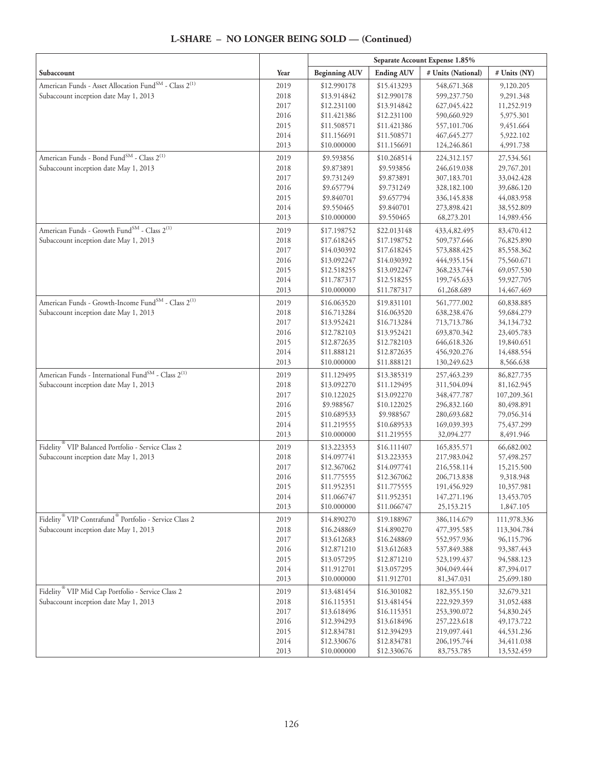## L-SHARE – NO LONGER BEING SOLD — (Continued)

| Subaccount | Year | Separate Account Expense 1.85% | | | |
|---|---|---|---|---|---|
| | | Beginning AUV | Ending AUV | # Units (National) | # Units (NY) |
| American Funds - Asset Allocation Fund℠ - Class 2[(1)] | 2019 | $12.990178 | $15.413293 | 548,671.368 | 9,120.205 |
| Subaccount inception date May 1, 2013 | 2018 | $13.914842 | $12.990178 | 599,237.750 | 9,291.348 |
| | 2017 | $12.231100 | $13.914842 | 627,045.422 | 11,252.919 |
| | 2016 | $11.421386 | $12.231100 | 590,660.929 | 5,975.301 |
| | 2015 | $11.508571 | $11.421386 | 557,101.706 | 9,451.664 |
| | 2014 | $11.156691 | $11.508571 | 467,645.277 | 5,922.102 |
| | 2013 | $10.000000 | $11.156691 | 124,246.861 | 4,991.738 |
| American Funds - Bond Fund℠ - Class 2[(1)] | 2019 | $9.593856 | $10.268514 | 224,312.157 | 27,534.561 |
| Subaccount inception date May 1, 2013 | 2018 | $9.873891 | $9.593856 | 246,619.038 | 29,767.201 |
| | 2017 | $9.731249 | $9.873891 | 307,183.701 | 33,042.428 |
| | 2016 | $9.657794 | $9.731249 | 328,182.100 | 39,686.120 |
| | 2015 | $9.840701 | $9.657794 | 336,145.838 | 44,083.958 |
| | 2014 | $9.550465 | $9.840701 | 273,898.421 | 38,552.809 |
| | 2013 | $10.000000 | $9.550465 | 68,273.201 | 14,989.456 |
| American Funds - Growth Fund℠ - Class 2[(1)] | 2019 | $17.198752 | $22.013148 | 433,4,82.495 | 83,470.412 |
| Subaccount inception date May 1, 2013 | 2018 | $17.618245 | $17.198752 | 509,737.646 | 76,825.890 |
| | 2017 | $14.030392 | $17.618245 | 573,888.425 | 85,558.362 |
| | 2016 | $13.092247 | $14.030392 | 444,935.154 | 75,560.671 |
| | 2015 | $12.518255 | $13.092247 | 368,233.744 | 69,057.530 |
| | 2014 | $11.787317 | $12.518255 | 199,745.633 | 59,927.705 |
| | 2013 | $10.000000 | $11.787317 | 61,268.689 | 14,467.469 |
| American Funds - Growth-Income Fund℠ - Class 2[(1)] | 2019 | $16.063520 | $19.831101 | 561,777.002 | 60,838.885 |
| Subaccount inception date May 1, 2013 | 2018 | $16.713284 | $16.063520 | 638,238.476 | 59,684.279 |
| | 2017 | $13.952421 | $16.713284 | 713,713.786 | 34,134.732 |
| | 2016 | $12.782103 | $13.952421 | 693,870.342 | 23,405.783 |
| | 2015 | $12.872635 | $12.782103 | 646,618.326 | 19,840.651 |
| | 2014 | $11.888121 | $12.872635 | 456,920.276 | 14,488.554 |
| | 2013 | $10.000000 | $11.888121 | 130,249.623 | 8,566.638 |
| American Funds - International Fund℠ - Class 2[(1)] | 2019 | $11.129495 | $13.385319 | 257,463.239 | 86,827.735 |
| Subaccount inception date May 1, 2013 | 2018 | $13.092270 | $11.129495 | 311,504.094 | 81,162.945 |
| | 2017 | $10.122025 | $13.092270 | 348,477.787 | 107,209.361 |
| | 2016 | $9.988567 | $10.122025 | 296,832.160 | 80,498.891 |
| | 2015 | $10.689533 | $9.988567 | 280,693.682 | 79,056.314 |
| | 2014 | $11.219555 | $10.689533 | 169,039.393 | 75,437.299 |
| | 2013 | $10.000000 | $11.219555 | 32,094.277 | 8,491.946 |
| Fidelity® VIP Balanced Portfolio - Service Class 2 | 2019 | $13.223353 | $16.111407 | 165,835.571 | 66,682.002 |
| Subaccount inception date May 1, 2013 | 2018 | $14.097741 | $13.223353 | 217,983.042 | 57,498.257 |
| | 2017 | $12.367062 | $14.097741 | 216,558.114 | 15,215.500 |
| | 2016 | $11.775555 | $12.367062 | 206,713.838 | 9,318.948 |
| | 2015 | $11.952351 | $11.775555 | 191,456.929 | 10,357.981 |
| | 2014 | $11.066747 | $11.952351 | 147,271.196 | 13,453.705 |
| | 2013 | $10.000000 | $11.066747 | 25,153.215 | 1,847.105 |
| Fidelity® VIP Contrafund® Portfolio - Service Class 2 | 2019 | $14.890270 | $19.188967 | 386,114.679 | 111,978.336 |
| Subaccount inception date May 1, 2013 | 2018 | $16.248869 | $14.890270 | 477,395.585 | 113,304.784 |
| | 2017 | $13.612683 | $16.248869 | 552,957.936 | 96,115.796 |
| | 2016 | $12.871210 | $13.612683 | 537,849.388 | 93,387.443 |
| | 2015 | $13.057295 | $12.871210 | 523,199.437 | 94,588.123 |
| | 2014 | $11.912701 | $13.057295 | 304,049.444 | 87,394.017 |
| | 2013 | $10.000000 | $11.912701 | 81,347.031 | 25,699.180 |
| Fidelity® VIP Mid Cap Portfolio - Service Class 2 | 2019 | $13.481454 | $16.301082 | 182,355.150 | 32,679.321 |
| Subaccount inception date May 1, 2013 | 2018 | $16.115351 | $13.481454 | 222,929.359 | 31,052.488 |
| | 2017 | $13.618496 | $16.115351 | 253,390.072 | 54,830.245 |
| | 2016 | $12.394293 | $13.618496 | 257,223.618 | 49,173.722 |
| | 2015 | $12.834781 | $12.394293 | 219,097.441 | 44,531.236 |
| | 2014 | $12.330676 | $12.834781 | 206,195.744 | 34,411.038 |
| | 2013 | $10.000000 | $12.330676 | 83,753.785 | 13,532.459 |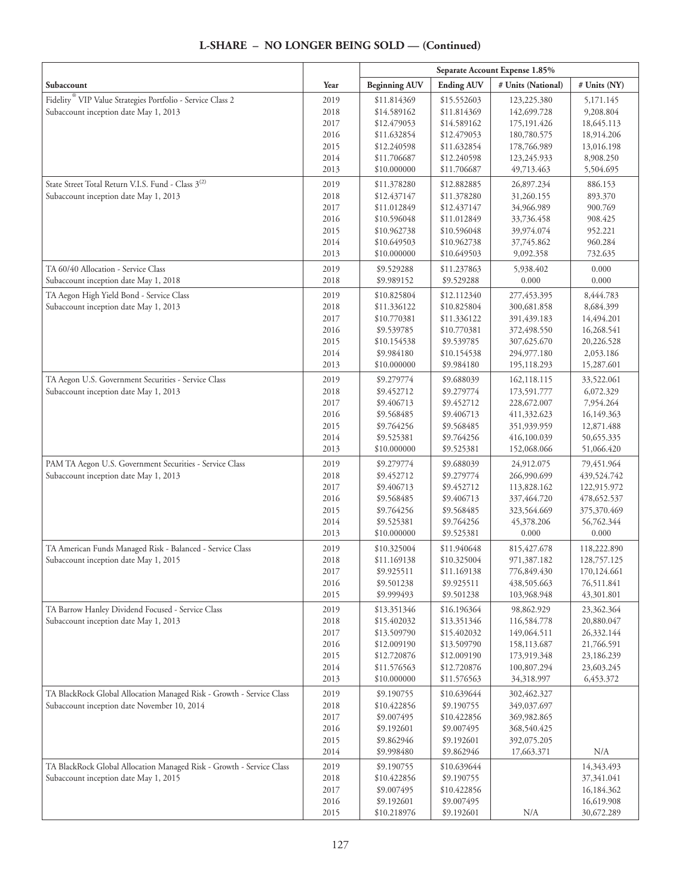## L-SHARE – NO LONGER BEING SOLD — (Continued)

| | | Separate Account Expense 1.85% | | | |
|---|---|---|---|---|---|
| Subaccount | Year | Beginning AUV | Ending AUV | # Units (National) | # Units (NY) |
| Fidelity® VIP Value Strategies Portfolio - Service Class 2 | 2019 | $11.814369 | $15.552603 | 123,225.380 | 5,171.145 |
| Subaccount inception date May 1, 2013 | 2018 | $14.589162 | $11.814369 | 142,699.728 | 9,208.804 |
| | 2017 | $12.479053 | $14.589162 | 175,191.426 | 18,645.113 |
| | 2016 | $11.632854 | $12.479053 | 180,780.575 | 18,914.206 |
| | 2015 | $12.240598 | $11.632854 | 178,766.989 | 13,016.198 |
| | 2014 | $11.706687 | $12.240598 | 123,245.933 | 8,908.250 |
| | 2013 | $10.000000 | $11.706687 | 49,713.463 | 5,504.695 |
| State Street Total Return V.I.S. Fund - Class 3[(2)] | 2019 | $11.378280 | $12.882885 | 26,897.234 | 886.153 |
| Subaccount inception date May 1, 2013 | 2018 | $12.437147 | $11.378280 | 31,260.155 | 893.370 |
| | 2017 | $11.012849 | $12.437147 | 34,966.989 | 900.769 |
| | 2016 | $10.596048 | $11.012849 | 33,736.458 | 908.425 |
| | 2015 | $10.962738 | $10.596048 | 39,974.074 | 952.221 |
| | 2014 | $10.649503 | $10.962738 | 37,745.862 | 960.284 |
| | 2013 | $10.000000 | $10.649503 | 9,092.358 | 732.635 |
| TA 60/40 Allocation - Service Class | 2019 | $9.529288 | $11.237863 | 5,938.402 | 0.000 |
| Subaccount inception date May 1, 2018 | 2018 | $9.989152 | $9.529288 | 0.000 | 0.000 |
| TA Aegon High Yield Bond - Service Class | 2019 | $10.825804 | $12.112340 | 277,453.395 | 8,444.783 |
| Subaccount inception date May 1, 2013 | 2018 | $11.336122 | $10.825804 | 300,681.858 | 8,684.399 |
| | 2017 | $10.770381 | $11.336122 | 391,439.183 | 14,494.201 |
| | 2016 | $9.539785 | $10.770381 | 372,498.550 | 16,268.541 |
| | 2015 | $10.154538 | $9.539785 | 307,625.670 | 20,226.528 |
| | 2014 | $9.984180 | $10.154538 | 294,977.180 | 2,053.186 |
| | 2013 | $10.000000 | $9.984180 | 195,118.293 | 15,287.601 |
| TA Aegon U.S. Government Securities - Service Class | 2019 | $9.279774 | $9.688039 | 162,118.115 | 33,522.061 |
| Subaccount inception date May 1, 2013 | 2018 | $9.452712 | $9.279774 | 173,591.777 | 6,072.329 |
| | 2017 | $9.406713 | $9.452712 | 228,672.007 | 7,954.264 |
| | 2016 | $9.568485 | $9.406713 | 411,332.623 | 16,149.363 |
| | 2015 | $9.764256 | $9.568485 | 351,939.959 | 12,871.488 |
| | 2014 | $9.525381 | $9.764256 | 416,100.039 | 50,655.335 |
| | 2013 | $10.000000 | $9.525381 | 152,068.066 | 51,066.420 |
| PAM TA Aegon U.S. Government Securities - Service Class | 2019 | $9.279774 | $9.688039 | 24,912.075 | 79,451.964 |
| Subaccount inception date May 1, 2013 | 2018 | $9.452712 | $9.279774 | 266,990.699 | 439,524.742 |
| | 2017 | $9.406713 | $9.452712 | 113,828.162 | 122,915.972 |
| | 2016 | $9.568485 | $9.406713 | 337,464.720 | 478,652.537 |
| | 2015 | $9.764256 | $9.568485 | 323,564.669 | 375,370.469 |
| | 2014 | $9.525381 | $9.764256 | 45,378.206 | 56,762.344 |
| | 2013 | $10.000000 | $9.525381 | 0.000 | 0.000 |
| TA American Funds Managed Risk - Balanced - Service Class | 2019 | $10.325004 | $11.940648 | 815,427.678 | 118,222.890 |
| Subaccount inception date May 1, 2015 | 2018 | $11.169138 | $10.325004 | 971,387.182 | 128,757.125 |
| | 2017 | $9.925511 | $11.169138 | 776,849.430 | 170,124.661 |
| | 2016 | $9.501238 | $9.925511 | 438,505.663 | 76,511.841 |
| | 2015 | $9.999493 | $9.501238 | 103,968.948 | 43,301.801 |
| TA Barrow Hanley Dividend Focused - Service Class | 2019 | $13.351346 | $16.196364 | 98,862.929 | 23,362.364 |
| Subaccount inception date May 1, 2013 | 2018 | $15.402032 | $13.351346 | 116,584.778 | 20,880.047 |
| | 2017 | $13.509790 | $15.402032 | 149,064.511 | 26,332.144 |
| | 2016 | $12.009190 | $13.509790 | 158,113.687 | 21,766.591 |
| | 2015 | $12.720876 | $12.009190 | 173,919.348 | 23,186.239 |
| | 2014 | $11.576563 | $12.720876 | 100,807.294 | 23,603.245 |
| | 2013 | $10.000000 | $11.576563 | 34,318.997 | 6,453.372 |
| TA BlackRock Global Allocation Managed Risk - Growth - Service Class | 2019 | $9.190755 | $10.639644 | 302,462.327 | |
| Subaccount inception date November 10, 2014 | 2018 | $10.422856 | $9.190755 | 349,037.697 | |
| | 2017 | $9.007495 | $10.422856 | 369,982.865 | |
| | 2016 | $9.192601 | $9.007495 | 368,540.425 | |
| | 2015 | $9.862946 | $9.192601 | 392,075.205 | |
| | 2014 | $9.998480 | $9.862946 | 17,663.371 | N/A |
| TA BlackRock Global Allocation Managed Risk - Growth - Service Class | 2019 | $9.190755 | $10.639644 | | 14,343.493 |
| Subaccount inception date May 1, 2015 | 2018 | $10.422856 | $9.190755 | | 37,341.041 |
| | 2017 | $9.007495 | $10.422856 | | 16,184.362 |
| | 2016 | $9.192601 | $9.007495 | | 16,619.908 |
| | 2015 | $10.218976 | $9.192601 | N/A | 30,672.289 |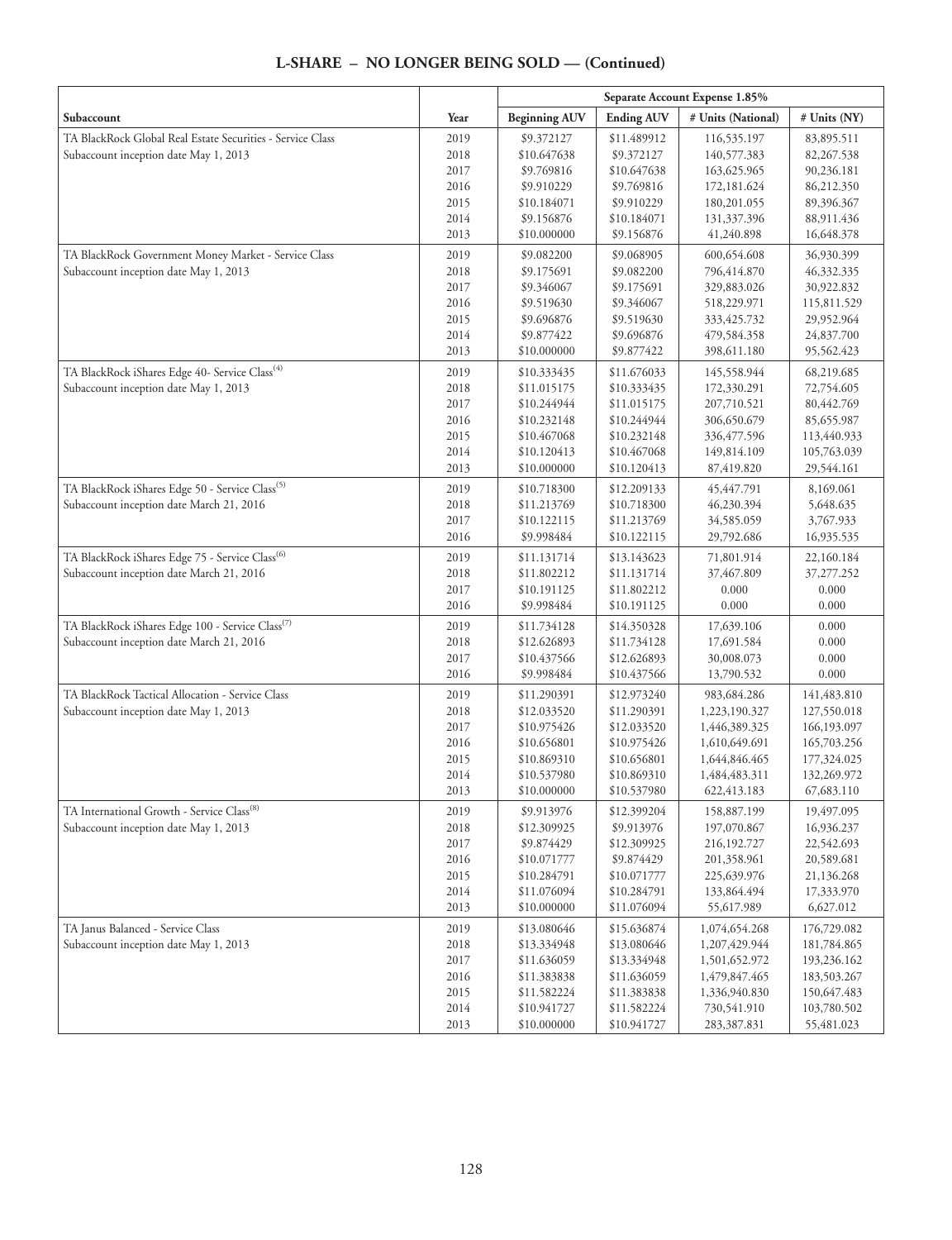# L-SHARE – NO LONGER BEING SOLD — (Continued)

| | | Separate Account Expense 1.85% | | | |
|---|---|---|---|---|---|
| Subaccount | Year | Beginning AUV | Ending AUV | # Units (National) | # Units (NY) |
| TA BlackRock Global Real Estate Securities - Service Class | 2019 | $9.372127 | $11.489912 | 116,535.197 | 83,895.511 |
| Subaccount inception date May 1, 2013 | 2018 | $10.647638 | $9.372127 | 140,577.383 | 82,267.538 |
| | 2017 | $9.769816 | $10.647638 | 163,625.965 | 90,236.181 |
| | 2016 | $9.910229 | $9.769816 | 172,181.624 | 86,212.350 |
| | 2015 | $10.184071 | $9.910229 | 180,201.055 | 89,396.367 |
| | 2014 | $9.156876 | $10.184071 | 131,337.396 | 88,911.436 |
| | 2013 | $10.000000 | $9.156876 | 41,240.898 | 16,648.378 |
| TA BlackRock Government Money Market - Service Class | 2019 | $9.082200 | $9.068905 | 600,654.608 | 36,930.399 |
| Subaccount inception date May 1, 2013 | 2018 | $9.175691 | $9.082200 | 796,414.870 | 46,332.335 |
| | 2017 | $9.346067 | $9.175691 | 329,883.026 | 30,922.832 |
| | 2016 | $9.519630 | $9.346067 | 518,229.971 | 115,811.529 |
| | 2015 | $9.696876 | $9.519630 | 333,425.732 | 29,952.964 |
| | 2014 | $9.877422 | $9.696876 | 479,584.358 | 24,837.700 |
| | 2013 | $10.000000 | $9.877422 | 398,611.180 | 95,562.423 |
| TA BlackRock iShares Edge 40- Service Class[4] | 2019 | $10.333435 | $11.676033 | 145,558.944 | 68,219.685 |
| Subaccount inception date May 1, 2013 | 2018 | $11.015175 | $10.333435 | 172,330.291 | 72,754.605 |
| | 2017 | $10.244944 | $11.015175 | 207,710.521 | 80,442.769 |
| | 2016 | $10.232148 | $10.244944 | 306,650.679 | 85,655.987 |
| | 2015 | $10.467068 | $10.232148 | 336,477.596 | 113,440.933 |
| | 2014 | $10.120413 | $10.467068 | 149,814.109 | 105,763.039 |
| | 2013 | $10.000000 | $10.120413 | 87,419.820 | 29,544.161 |
| TA BlackRock iShares Edge 50 - Service Class[5] | 2019 | $10.718300 | $12.209133 | 45,447.791 | 8,169.061 |
| Subaccount inception date March 21, 2016 | 2018 | $11.213769 | $10.718300 | 46,230.394 | 5,648.635 |
| | 2017 | $10.122115 | $11.213769 | 34,585.059 | 3,767.933 |
| | 2016 | $9.998484 | $10.122115 | 29,792.686 | 16,935.535 |
| TA BlackRock iShares Edge 75 - Service Class[6] | 2019 | $11.131714 | $13.143623 | 71,801.914 | 22,160.184 |
| Subaccount inception date March 21, 2016 | 2018 | $11.802212 | $11.131714 | 37,467.809 | 37,277.252 |
| | 2017 | $10.191125 | $11.802212 | 0.000 | 0.000 |
| | 2016 | $9.998484 | $10.191125 | 0.000 | 0.000 |
| TA BlackRock iShares Edge 100 - Service Class[7] | 2019 | $11.734128 | $14.350328 | 17,639.106 | 0.000 |
| Subaccount inception date March 21, 2016 | 2018 | $12.626893 | $11.734128 | 17,691.584 | 0.000 |
| | 2017 | $10.437566 | $12.626893 | 30,008.073 | 0.000 |
| | 2016 | $9.998484 | $10.437566 | 13,790.532 | 0.000 |
| TA BlackRock Tactical Allocation - Service Class | 2019 | $11.290391 | $12.973240 | 983,684.286 | 141,483.810 |
| Subaccount inception date May 1, 2013 | 2018 | $12.033520 | $11.290391 | 1,223,190.327 | 127,550.018 |
| | 2017 | $10.975426 | $12.033520 | 1,446,389.325 | 166,193.097 |
| | 2016 | $10.656801 | $10.975426 | 1,610,649.691 | 165,703.256 |
| | 2015 | $10.869310 | $10.656801 | 1,644,846.465 | 177,324.025 |
| | 2014 | $10.537980 | $10.869310 | 1,484,483.311 | 132,269.972 |
| | 2013 | $10.000000 | $10.537980 | 622,413.183 | 67,683.110 |
| TA International Growth - Service Class[8] | 2019 | $9.913976 | $12.399204 | 158,887.199 | 19,497.095 |
| Subaccount inception date May 1, 2013 | 2018 | $12.309925 | $9.913976 | 197,070.867 | 16,936.237 |
| | 2017 | $9.874429 | $12.309925 | 216,192.727 | 22,542.693 |
| | 2016 | $10.071777 | $9.874429 | 201,358.961 | 20,589.681 |
| | 2015 | $10.284791 | $10.071777 | 225,639.976 | 21,136.268 |
| | 2014 | $11.076094 | $10.284791 | 133,864.494 | 17,333.970 |
| | 2013 | $10.000000 | $11.076094 | 55,617.989 | 6,627.012 |
| TA Janus Balanced - Service Class | 2019 | $13.080646 | $15.636874 | 1,074,654.268 | 176,729.082 |
| Subaccount inception date May 1, 2013 | 2018 | $13.334948 | $13.080646 | 1,207,429.944 | 181,784.865 |
| | 2017 | $11.636059 | $13.334948 | 1,501,652.972 | 193,236.162 |
| | 2016 | $11.383838 | $11.636059 | 1,479,847.465 | 183,503.267 |
| | 2015 | $11.582224 | $11.383838 | 1,336,940.830 | 150,647.483 |
| | 2014 | $10.941727 | $11.582224 | 730,541.910 | 103,780.502 |
| | 2013 | $10.000000 | $10.941727 | 283,387.831 | 55,481.023 |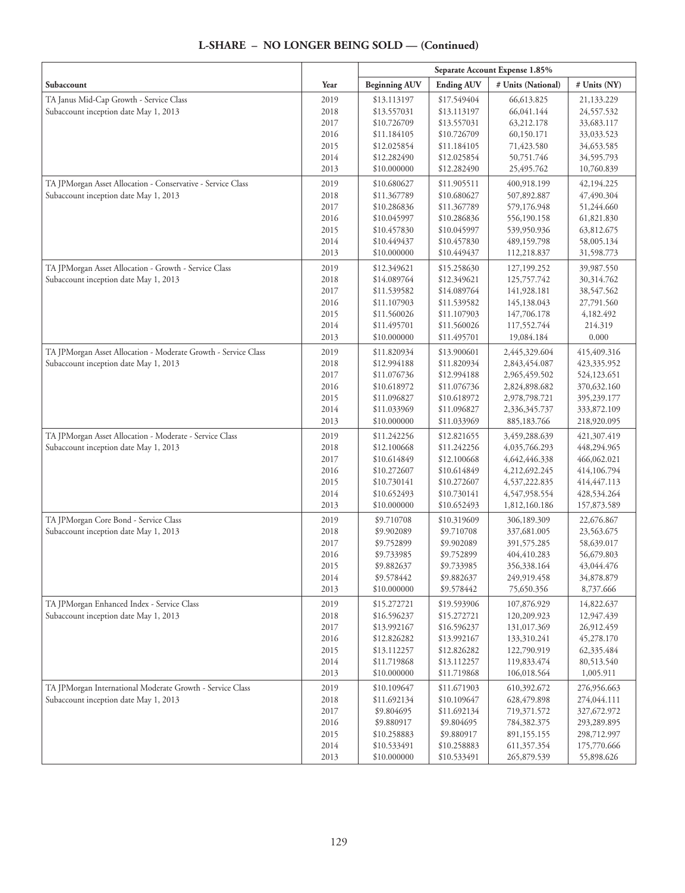## L-SHARE – NO LONGER BEING SOLD — (Continued)

| | | Separate Account Expense 1.85% | | | |
|---|---|---|---|---|---|
| Subaccount | Year | Beginning AUV | Ending AUV | # Units (National) | # Units (NY) |
| TA Janus Mid-Cap Growth - Service Class | 2019 | $13.113197 | $17.549404 | 66,613.825 | 21,133.229 |
| Subaccount inception date May 1, 2013 | 2018 | $13.557031 | $13.113197 | 66,041.144 | 24,557.532 |
| | 2017 | $10.726709 | $13.557031 | 63,212.178 | 33,683.117 |
| | 2016 | $11.184105 | $10.726709 | 60,150.171 | 33,033.523 |
| | 2015 | $12.025854 | $11.184105 | 71,423.580 | 34,653.585 |
| | 2014 | $12.282490 | $12.025854 | 50,751.746 | 34,595.793 |
| | 2013 | $10.000000 | $12.282490 | 25,495.762 | 10,760.839 |
| TA JPMorgan Asset Allocation - Conservative - Service Class | 2019 | $10.680627 | $11.905511 | 400,918.199 | 42,194.225 |
| Subaccount inception date May 1, 2013 | 2018 | $11.367789 | $10.680627 | 507,892.887 | 47,490.304 |
| | 2017 | $10.286836 | $11.367789 | 579,176.948 | 51,244.660 |
| | 2016 | $10.045997 | $10.286836 | 556,190.158 | 61,821.830 |
| | 2015 | $10.457830 | $10.045997 | 539,950.936 | 63,812.675 |
| | 2014 | $10.449437 | $10.457830 | 489,159.798 | 58,005.134 |
| | 2013 | $10.000000 | $10.449437 | 112,218.837 | 31,598.773 |
| TA JPMorgan Asset Allocation - Growth - Service Class | 2019 | $12.349621 | $15.258630 | 127,199.252 | 39,987.550 |
| Subaccount inception date May 1, 2013 | 2018 | $14.089764 | $12.349621 | 125,757.742 | 30,314.762 |
| | 2017 | $11.539582 | $14.089764 | 141,928.181 | 38,547.562 |
| | 2016 | $11.107903 | $11.539582 | 145,138.043 | 27,791.560 |
| | 2015 | $11.560026 | $11.107903 | 147,706.178 | 4,182.492 |
| | 2014 | $11.495701 | $11.560026 | 117,552.744 | 214.319 |
| | 2013 | $10.000000 | $11.495701 | 19,084.184 | 0.000 |
| TA JPMorgan Asset Allocation - Moderate Growth - Service Class | 2019 | $11.820934 | $13.900601 | 2,445,329.604 | 415,409.316 |
| Subaccount inception date May 1, 2013 | 2018 | $12.994188 | $11.820934 | 2,843,454.087 | 423,335.952 |
| | 2017 | $11.076736 | $12.994188 | 2,965,459.502 | 524,123.651 |
| | 2016 | $10.618972 | $11.076736 | 2,824,898.682 | 370,632.160 |
| | 2015 | $11.096827 | $10.618972 | 2,978,798.721 | 395,239.177 |
| | 2014 | $11.033969 | $11.096827 | 2,336,345.737 | 333,872.109 |
| | 2013 | $10.000000 | $11.033969 | 885,183.766 | 218,920.095 |
| TA JPMorgan Asset Allocation - Moderate - Service Class | 2019 | $11.242256 | $12.821655 | 3,459,288.639 | 421,307.419 |
| Subaccount inception date May 1, 2013 | 2018 | $12.100668 | $11.242256 | 4,035,766.293 | 448,294.965 |
| | 2017 | $10.614849 | $12.100668 | 4,642,446.338 | 466,062.021 |
| | 2016 | $10.272607 | $10.614849 | 4,212,692.245 | 414,106.794 |
| | 2015 | $10.730141 | $10.272607 | 4,537,222.835 | 414,447.113 |
| | 2014 | $10.652493 | $10.730141 | 4,547,958.554 | 428,534.264 |
| | 2013 | $10.000000 | $10.652493 | 1,812,160.186 | 157,873.589 |
| TA JPMorgan Core Bond - Service Class | 2019 | $9.710708 | $10.319609 | 306,189.309 | 22,676.867 |
| Subaccount inception date May 1, 2013 | 2018 | $9.902089 | $9.710708 | 337,681.005 | 23,563.675 |
| | 2017 | $9.752899 | $9.902089 | 391,575.285 | 58,639.017 |
| | 2016 | $9.733985 | $9.752899 | 404,410.283 | 56,679.803 |
| | 2015 | $9.882637 | $9.733985 | 356,338.164 | 43,044.476 |
| | 2014 | $9.578442 | $9.882637 | 249,919.458 | 34,878.879 |
| | 2013 | $10.000000 | $9.578442 | 75,650.356 | 8,737.666 |
| TA JPMorgan Enhanced Index - Service Class | 2019 | $15.272721 | $19.593906 | 107,876.929 | 14,822.637 |
| Subaccount inception date May 1, 2013 | 2018 | $16.596237 | $15.272721 | 120,209.923 | 12,947.439 |
| | 2017 | $13.992167 | $16.596237 | 131,017.369 | 26,912.459 |
| | 2016 | $12.826282 | $13.992167 | 133,310.241 | 45,278.170 |
| | 2015 | $13.112257 | $12.826282 | 122,790.919 | 62,335.484 |
| | 2014 | $11.719868 | $13.112257 | 119,833.474 | 80,513.540 |
| | 2013 | $10.000000 | $11.719868 | 106,018.564 | 1,005.911 |
| TA JPMorgan International Moderate Growth - Service Class | 2019 | $10.109647 | $11.671903 | 610,392.672 | 276,956.663 |
| Subaccount inception date May 1, 2013 | 2018 | $11.692134 | $10.109647 | 628,479.898 | 274,044.111 |
| | 2017 | $9.804695 | $11.692134 | 719,371.572 | 327,672.972 |
| | 2016 | $9.880917 | $9.804695 | 784,382.375 | 293,289.895 |
| | 2015 | $10.258883 | $9.880917 | 891,155.155 | 298,712.997 |
| | 2014 | $10.533491 | $10.258883 | 611,357.354 | 175,770.666 |
| | 2013 | $10.000000 | $10.533491 | 265,879.539 | 55,898.626 |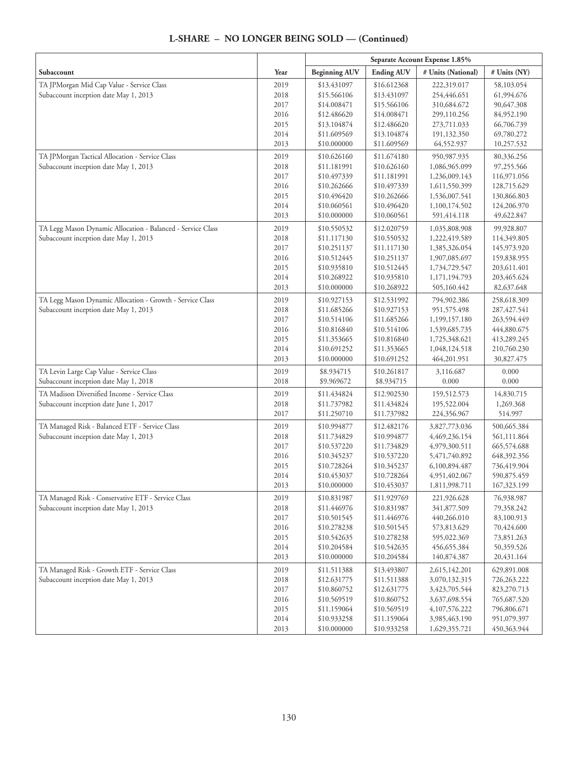## L-SHARE – NO LONGER BEING SOLD — (Continued)

| | | Separate Account Expense 1.85% | | | |
|---|---|---|---|---|---|
| Subaccount | Year | Beginning AUV | Ending AUV | # Units (National) | # Units (NY) |
| TA JPMorgan Mid Cap Value - Service Class | 2019 | $13.431097 | $16.612368 | 222,319.017 | 58,103.054 |
| Subaccount inception date May 1, 2013 | 2018 | $15.566106 | $13.431097 | 254,446.651 | 61,994.676 |
| | 2017 | $14.008471 | $15.566106 | 310,684.672 | 90,647.308 |
| | 2016 | $12.486620 | $14.008471 | 299,110.256 | 84,952.190 |
| | 2015 | $13.104874 | $12.486620 | 273,711.033 | 66,706.739 |
| | 2014 | $11.609569 | $13.104874 | 191,132.350 | 69,780.272 |
| | 2013 | $10.000000 | $11.609569 | 64,552.937 | 10,257.532 |
| TA JPMorgan Tactical Allocation - Service Class | 2019 | $10.626160 | $11.674180 | 950,987.935 | 80,336.256 |
| Subaccount inception date May 1, 2013 | 2018 | $11.181991 | $10.626160 | 1,086,965.099 | 97,255.566 |
| | 2017 | $10.497339 | $11.181991 | 1,236,009.143 | 116,971.056 |
| | 2016 | $10.262666 | $10.497339 | 1,611,550.399 | 128,715.629 |
| | 2015 | $10.496420 | $10.262666 | 1,536,007.541 | 130,866.803 |
| | 2014 | $10.060561 | $10.496420 | 1,100,174.502 | 124,206.970 |
| | 2013 | $10.000000 | $10.060561 | 591,414.118 | 49,622.847 |
| TA Legg Mason Dynamic Allocation - Balanced - Service Class | 2019 | $10.550532 | $12.020759 | 1,035,808.908 | 99,928.807 |
| Subaccount inception date May 1, 2013 | 2018 | $11.117130 | $10.550532 | 1,222,419.589 | 114,349.805 |
| | 2017 | $10.251137 | $11.117130 | 1,385,326.054 | 145,973.920 |
| | 2016 | $10.512445 | $10.251137 | 1,907,085.697 | 159,838.955 |
| | 2015 | $10.935810 | $10.512445 | 1,734,729.547 | 203,611.401 |
| | 2014 | $10.268922 | $10.935810 | 1,171,194.793 | 203,465.624 |
| | 2013 | $10.000000 | $10.268922 | 505,160.442 | 82,637.648 |
| TA Legg Mason Dynamic Allocation - Growth - Service Class | 2019 | $10.927153 | $12.531992 | 794,902.386 | 258,618.309 |
| Subaccount inception date May 1, 2013 | 2018 | $11.685266 | $10.927153 | 951,575.498 | 287,427.541 |
| | 2017 | $10.514106 | $11.685266 | 1,199,157.180 | 263,594.449 |
| | 2016 | $10.816840 | $10.514106 | 1,539,685.735 | 444,880.675 |
| | 2015 | $11.353665 | $10.816840 | 1,725,348.621 | 413,289.245 |
| | 2014 | $10.691252 | $11.353665 | 1,048,124.518 | 210,760.230 |
| | 2013 | $10.000000 | $10.691252 | 464,201.951 | 30,827.475 |
| TA Levin Large Cap Value - Service Class | 2019 | $8.934715 | $10.261817 | 3,116.687 | 0.000 |
| Subaccount inception date May 1, 2018 | 2018 | $9.969672 | $8.934715 | 0.000 | 0.000 |
| TA Madison Diversified Income - Service Class | 2019 | $11.434824 | $12.902530 | 159,512.573 | 14,830.715 |
| Subaccount inception date June 1, 2017 | 2018 | $11.737982 | $11.434824 | 195,522.004 | 1,269.368 |
| | 2017 | $11.250710 | $11.737982 | 224,356.967 | 514.997 |
| TA Managed Risk - Balanced ETF - Service Class | 2019 | $10.994877 | $12.482176 | 3,827,773.036 | 500,665.384 |
| Subaccount inception date May 1, 2013 | 2018 | $11.734829 | $10.994877 | 4,469,236.154 | 561,111.864 |
| | 2017 | $10.537220 | $11.734829 | 4,979,300.511 | 665,574.688 |
| | 2016 | $10.345237 | $10.537220 | 5,471,740.892 | 648,392.356 |
| | 2015 | $10.728264 | $10.345237 | 6,100,894.487 | 736,419.904 |
| | 2014 | $10.453037 | $10.728264 | 4,951,402.067 | 590,875.459 |
| | 2013 | $10.000000 | $10.453037 | 1,811,998.711 | 167,323.199 |
| TA Managed Risk - Conservative ETF - Service Class | 2019 | $10.831987 | $11.929769 | 221,926.628 | 76,938.987 |
| Subaccount inception date May 1, 2013 | 2018 | $11.446976 | $10.831987 | 341,877.509 | 79,358.242 |
| | 2017 | $10.501545 | $11.446976 | 440,266.010 | 83,100.913 |
| | 2016 | $10.278238 | $10.501545 | 573,813.629 | 70,424.600 |
| | 2015 | $10.542635 | $10.278238 | 595,022.369 | 73,851.263 |
| | 2014 | $10.204584 | $10.542635 | 456,655.384 | 50,359.526 |
| | 2013 | $10.000000 | $10.204584 | 140,874.387 | 20,431.164 |
| TA Managed Risk - Growth ETF - Service Class | 2019 | $11.511388 | $13.493807 | 2,615,142.201 | 629,891.008 |
| Subaccount inception date May 1, 2013 | 2018 | $12.631775 | $11.511388 | 3,070,132.315 | 726,263.222 |
| | 2017 | $10.860752 | $12.631775 | 3,423,705.544 | 823,270.713 |
| | 2016 | $10.569519 | $10.860752 | 3,637,698.554 | 765,687.520 |
| | 2015 | $11.159064 | $10.569519 | 4,107,576.222 | 796,806.671 |
| | 2014 | $10.933258 | $11.159064 | 3,985,463.190 | 951,079.397 |
| | 2013 | $10.000000 | $10.933258 | 1,629,355.721 | 450,363.944 |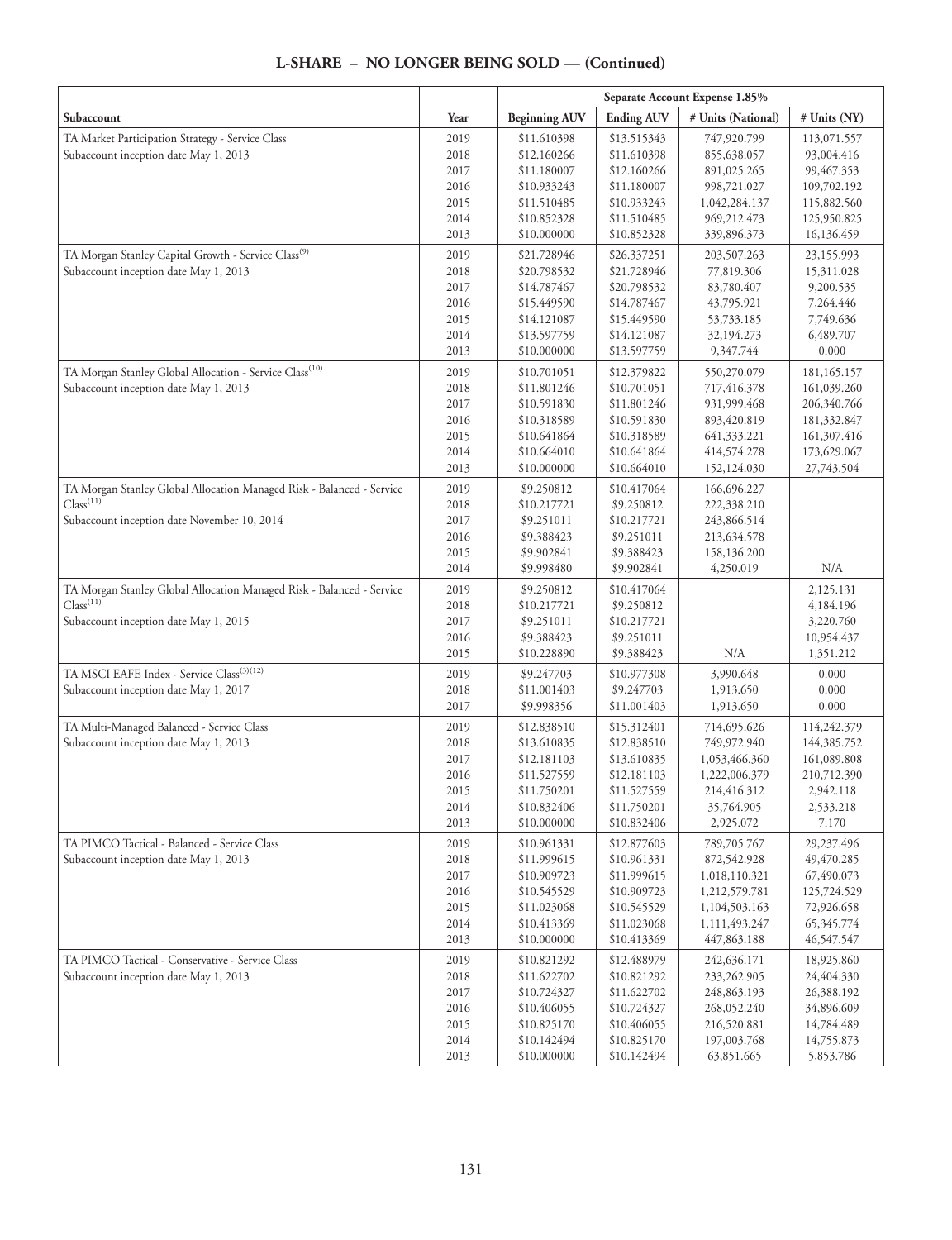## L-SHARE – NO LONGER BEING SOLD — (Continued)

| | | Separate Account Expense 1.85% | | | |
|---|---|---|---|---|---|
| Subaccount | Year | Beginning AUV | Ending AUV | # Units (National) | # Units (NY) |
| TA Market Participation Strategy - Service Class | 2019 | $11.610398 | $13.515343 | 747,920.799 | 113,071.557 |
| Subaccount inception date May 1, 2013 | 2018 | $12.160266 | $11.610398 | 855,638.057 | 93,004.416 |
| | 2017 | $11.180007 | $12.160266 | 891,025.265 | 99,467.353 |
| | 2016 | $10.933243 | $11.180007 | 998,721.027 | 109,702.192 |
| | 2015 | $11.510485 | $10.933243 | 1,042,284.137 | 115,882.560 |
| | 2014 | $10.852328 | $11.510485 | 969,212.473 | 125,950.825 |
| | 2013 | $10.000000 | $10.852328 | 339,896.373 | 16,136.459 |
| TA Morgan Stanley Capital Growth - Service Class(9) | 2019 | $21.728946 | $26.337251 | 203,507.263 | 23,155.993 |
| Subaccount inception date May 1, 2013 | 2018 | $20.798532 | $21.728946 | 77,819.306 | 15,311.028 |
| | 2017 | $14.787467 | $20.798532 | 83,780.407 | 9,200.535 |
| | 2016 | $15.449590 | $14.787467 | 43,795.921 | 7,264.446 |
| | 2015 | $14.121087 | $15.449590 | 53,733.185 | 7,749.636 |
| | 2014 | $13.597759 | $14.121087 | 32,194.273 | 6,489.707 |
| | 2013 | $10.000000 | $13.597759 | 9,347.744 | 0.000 |
| TA Morgan Stanley Global Allocation - Service Class(10) | 2019 | $10.701051 | $12.379822 | 550,270.079 | 181,165.157 |
| Subaccount inception date May 1, 2013 | 2018 | $11.801246 | $10.701051 | 717,416.378 | 161,039.260 |
| | 2017 | $10.591830 | $11.801246 | 931,999.468 | 206,340.766 |
| | 2016 | $10.318589 | $10.591830 | 893,420.819 | 181,332.847 |
| | 2015 | $10.641864 | $10.318589 | 641,333.221 | 161,307.416 |
| | 2014 | $10.664010 | $10.641864 | 414,574.278 | 173,629.067 |
| | 2013 | $10.000000 | $10.664010 | 152,124.030 | 27,743.504 |
| TA Morgan Stanley Global Allocation Managed Risk - Balanced - Service Class(11) | 2019 | $9.250812 | $10.417064 | 166,696.227 | |
| Subaccount inception date November 10, 2014 | 2018 | $10.217721 | $9.250812 | 222,338.210 | |
| | 2017 | $9.251011 | $10.217721 | 243,866.514 | |
| | 2016 | $9.388423 | $9.251011 | 213,634.578 | |
| | 2015 | $9.902841 | $9.388423 | 158,136.200 | |
| | 2014 | $9.998480 | $9.902841 | 4,250.019 | N/A |
| TA Morgan Stanley Global Allocation Managed Risk - Balanced - Service Class(11) | 2019 | $9.250812 | $10.417064 | | 2,125.131 |
| Subaccount inception date May 1, 2015 | 2018 | $10.217721 | $9.250812 | | 4,184.196 |
| | 2017 | $9.251011 | $10.217721 | | 3,220.760 |
| | 2016 | $9.388423 | $9.251011 | | 10,954.437 |
| | 2015 | $10.228890 | $9.388423 | N/A | 1,351.212 |
| TA MSCI EAFE Index - Service Class(3)(12) | 2019 | $9.247703 | $10.977308 | 3,990.648 | 0.000 |
| Subaccount inception date May 1, 2017 | 2018 | $11.001403 | $9.247703 | 1,913.650 | 0.000 |
| | 2017 | $9.998356 | $11.001403 | 1,913.650 | 0.000 |
| TA Multi-Managed Balanced - Service Class | 2019 | $12.838510 | $15.312401 | 714,695.626 | 114,242.379 |
| Subaccount inception date May 1, 2013 | 2018 | $13.610835 | $12.838510 | 749,972.940 | 144,385.752 |
| | 2017 | $12.181103 | $13.610835 | 1,053,466.360 | 161,089.808 |
| | 2016 | $11.527559 | $12.181103 | 1,222,006.379 | 210,712.390 |
| | 2015 | $11.750201 | $11.527559 | 214,416.312 | 2,942.118 |
| | 2014 | $10.832406 | $11.750201 | 35,764.905 | 2,533.218 |
| | 2013 | $10.000000 | $10.832406 | 2,925.072 | 7.170 |
| TA PIMCO Tactical - Balanced - Service Class | 2019 | $10.961331 | $12.877603 | 789,705.767 | 29,237.496 |
| Subaccount inception date May 1, 2013 | 2018 | $11.999615 | $10.961331 | 872,542.928 | 49,470.285 |
| | 2017 | $10.909723 | $11.999615 | 1,018,110.321 | 67,490.073 |
| | 2016 | $10.545529 | $10.909723 | 1,212,579.781 | 125,724.529 |
| | 2015 | $11.023068 | $10.545529 | 1,104,503.163 | 72,926.658 |
| | 2014 | $10.413369 | $11.023068 | 1,111,493.247 | 65,345.774 |
| | 2013 | $10.000000 | $10.413369 | 447,863.188 | 46,547.547 |
| TA PIMCO Tactical - Conservative - Service Class | 2019 | $10.821292 | $12.488979 | 242,636.171 | 18,925.860 |
| Subaccount inception date May 1, 2013 | 2018 | $11.622702 | $10.821292 | 233,262.905 | 24,404.330 |
| | 2017 | $10.724327 | $11.622702 | 248,863.193 | 26,388.192 |
| | 2016 | $10.406055 | $10.724327 | 268,052.240 | 34,896.609 |
| | 2015 | $10.825170 | $10.406055 | 216,520.881 | 14,784.489 |
| | 2014 | $10.142494 | $10.825170 | 197,003.768 | 14,755.873 |
| | 2013 | $10.000000 | $10.142494 | 63,851.665 | 5,853.786 |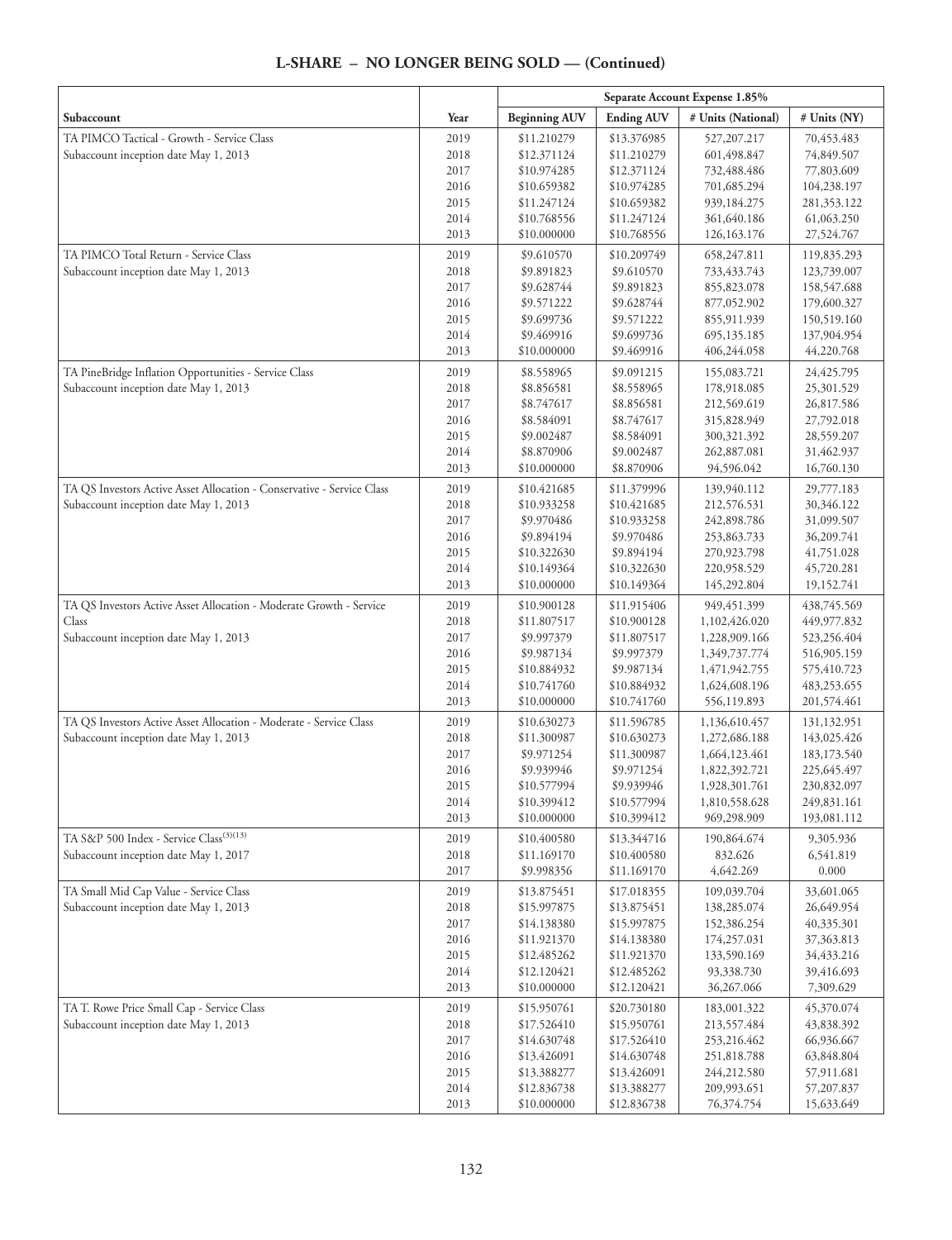## L-SHARE – NO LONGER BEING SOLD — (Continued)

| | | Separate Account Expense 1.85% | | | |
|---|---|---|---|---|---|
| Subaccount | Year | Beginning AUV | Ending AUV | # Units (National) | # Units (NY) |
| TA PIMCO Tactical - Growth - Service Class | 2019 | $11.210279 | $13.376985 | 527,207.217 | 70,453.483 |
| Subaccount inception date May 1, 2013 | 2018 | $12.371124 | $11.210279 | 601,498.847 | 74,849.507 |
| | 2017 | $10.974285 | $12.371124 | 732,488.486 | 77,803.609 |
| | 2016 | $10.659382 | $10.974285 | 701,685.294 | 104,238.197 |
| | 2015 | $11.247124 | $10.659382 | 939,184.275 | 281,353.122 |
| | 2014 | $10.768556 | $11.247124 | 361,640.186 | 61,063.250 |
| | 2013 | $10.000000 | $10.768556 | 126,163.176 | 27,524.767 |
| TA PIMCO Total Return - Service Class | 2019 | $9.610570 | $10.209749 | 658,247.811 | 119,835.293 |
| Subaccount inception date May 1, 2013 | 2018 | $9.891823 | $9.610570 | 733,433.743 | 123,739.007 |
| | 2017 | $9.628744 | $9.891823 | 855,823.078 | 158,547.688 |
| | 2016 | $9.571222 | $9.628744 | 877,052.902 | 179,600.327 |
| | 2015 | $9.699736 | $9.571222 | 855,911.939 | 150,519.160 |
| | 2014 | $9.469916 | $9.699736 | 695,135.185 | 137,904.954 |
| | 2013 | $10.000000 | $9.469916 | 406,244.058 | 44,220.768 |
| TA PineBridge Inflation Opportunities - Service Class | 2019 | $8.558965 | $9.091215 | 155,083.721 | 24,425.795 |
| Subaccount inception date May 1, 2013 | 2018 | $8.856581 | $8.558965 | 178,918.085 | 25,301.529 |
| | 2017 | $8.747617 | $8.856581 | 212,569.619 | 26,817.586 |
| | 2016 | $8.584091 | $8.747617 | 315,828.949 | 27,792.018 |
| | 2015 | $9.002487 | $8.584091 | 300,321.392 | 28,559.207 |
| | 2014 | $8.870906 | $9.002487 | 262,887.081 | 31,462.937 |
| | 2013 | $10.000000 | $8.870906 | 94,596.042 | 16,760.130 |
| TA QS Investors Active Asset Allocation - Conservative - Service Class | 2019 | $10.421685 | $11.379996 | 139,940.112 | 29,777.183 |
| Subaccount inception date May 1, 2013 | 2018 | $10.933258 | $10.421685 | 212,576.531 | 30,346.122 |
| | 2017 | $9.970486 | $10.933258 | 242,898.786 | 31,099.507 |
| | 2016 | $9.894194 | $9.970486 | 253,863.733 | 36,209.741 |
| | 2015 | $10.322630 | $9.894194 | 270,923.798 | 41,751.028 |
| | 2014 | $10.149364 | $10.322630 | 220,958.529 | 45,720.281 |
| | 2013 | $10.000000 | $10.149364 | 145,292.804 | 19,152.741 |
| TA QS Investors Active Asset Allocation - Moderate Growth - Service Class | 2019 | $10.900128 | $11.915406 | 949,451.399 | 438,745.569 |
| Subaccount inception date May 1, 2013 | 2018 | $11.807517 | $10.900128 | 1,102,426.020 | 449,977.832 |
| | 2017 | $9.997379 | $11.807517 | 1,228,909.166 | 523,256.404 |
| | 2016 | $9.987134 | $9.997379 | 1,349,737.774 | 516,905.159 |
| | 2015 | $10.884932 | $9.987134 | 1,471,942.755 | 575,410.723 |
| | 2014 | $10.741760 | $10.884932 | 1,624,608.196 | 483,253.655 |
| | 2013 | $10.000000 | $10.741760 | 556,119.893 | 201,574.461 |
| TA QS Investors Active Asset Allocation - Moderate - Service Class | 2019 | $10.630273 | $11.596785 | 1,136,610.457 | 131,132.951 |
| Subaccount inception date May 1, 2013 | 2018 | $11.300987 | $10.630273 | 1,272,686.188 | 143,025.426 |
| | 2017 | $9.971254 | $11.300987 | 1,664,123.461 | 183,173.540 |
| | 2016 | $9.939946 | $9.971254 | 1,822,392.721 | 225,645.497 |
| | 2015 | $10.577994 | $9.939946 | 1,928,301.761 | 230,832.097 |
| | 2014 | $10.399412 | $10.577994 | 1,810,558.628 | 249,831.161 |
| | 2013 | $10.000000 | $10.399412 | 969,298.909 | 193,081.112 |
| TA S&P 500 Index - Service Class[3][13] | 2019 | $10.400580 | $13.344716 | 190,864.674 | 9,305.936 |
| Subaccount inception date May 1, 2017 | 2018 | $11.169170 | $10.400580 | 832.626 | 6,541.819 |
| | 2017 | $9.998356 | $11.169170 | 4,642.269 | 0.000 |
| TA Small Mid Cap Value - Service Class | 2019 | $13.875451 | $17.018355 | 109,039.704 | 33,601.065 |
| Subaccount inception date May 1, 2013 | 2018 | $15.997875 | $13.875451 | 138,285.074 | 26,649.954 |
| | 2017 | $14.138380 | $15.997875 | 152,386.254 | 40,335.301 |
| | 2016 | $11.921370 | $14.138380 | 174,257.031 | 37,363.813 |
| | 2015 | $12.485262 | $11.921370 | 133,590.169 | 34,433.216 |
| | 2014 | $12.120421 | $12.485262 | 93,338.730 | 39,416.693 |
| | 2013 | $10.000000 | $12.120421 | 36,267.066 | 7,309.629 |
| TA T. Rowe Price Small Cap - Service Class | 2019 | $15.950761 | $20.730180 | 183,001.322 | 45,370.074 |
| Subaccount inception date May 1, 2013 | 2018 | $17.526410 | $15.950761 | 213,557.484 | 43,838.392 |
| | 2017 | $14.630748 | $17.526410 | 253,216.462 | 66,936.667 |
| | 2016 | $13.426091 | $14.630748 | 251,818.788 | 63,848.804 |
| | 2015 | $13.388277 | $13.426091 | 244,212.580 | 57,911.681 |
| | 2014 | $12.836738 | $13.388277 | 209,993.651 | 57,207.837 |
| | 2013 | $10.000000 | $12.836738 | 76,374.754 | 15,633.649 |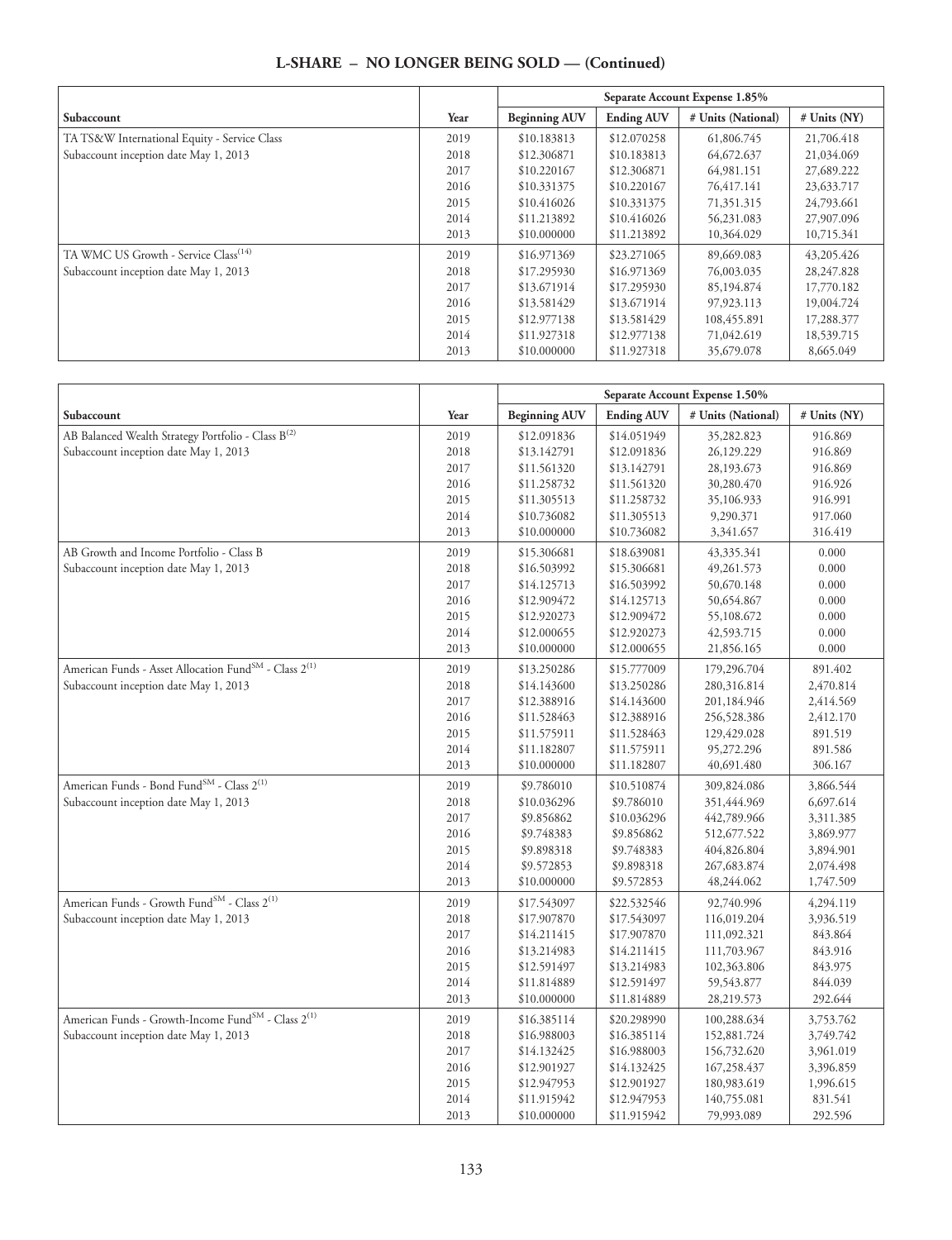## L-SHARE – NO LONGER BEING SOLD — (Continued)

| | | Separate Account Expense 1.85% | | | |
|---|---|---|---|---|---|
| Subaccount | Year | Beginning AUV | Ending AUV | # Units (National) | # Units (NY) |
| TA TS&W International Equity - Service Class | 2019 | $10.183813 | $12.070258 | 61,806.745 | 21,706.418 |
| Subaccount inception date May 1, 2013 | 2018 | $12.306871 | $10.183813 | 64,672.637 | 21,034.069 |
| | 2017 | $10.220167 | $12.306871 | 64,981.151 | 27,689.222 |
| | 2016 | $10.331375 | $10.220167 | 76,417.141 | 23,633.717 |
| | 2015 | $10.416026 | $10.331375 | 71,351.315 | 24,793.661 |
| | 2014 | $11.213892 | $10.416026 | 56,231.083 | 27,907.096 |
| | 2013 | $10.000000 | $11.213892 | 10,364.029 | 10,715.341 |
| TA WMC US Growth - Service Class[14] | 2019 | $16.971369 | $23.271065 | 89,669.083 | 43,205.426 |
| Subaccount inception date May 1, 2013 | 2018 | $17.295930 | $16.971369 | 76,003.035 | 28,247.828 |
| | 2017 | $13.671914 | $17.295930 | 85,194.874 | 17,770.182 |
| | 2016 | $13.581429 | $13.671914 | 97,923.113 | 19,004.724 |
| | 2015 | $12.977138 | $13.581429 | 108,455.891 | 17,288.377 |
| | 2014 | $11.927318 | $12.977138 | 71,042.619 | 18,539.715 |
| | 2013 | $10.000000 | $11.927318 | 35,679.078 | 8,665.049 |

| | | Separate Account Expense 1.50% | | | |
|---|---|---|---|---|---|
| Subaccount | Year | Beginning AUV | Ending AUV | # Units (National) | # Units (NY) |
| AB Balanced Wealth Strategy Portfolio - Class B[2] | 2019 | $12.091836 | $14.051949 | 35,282.823 | 916.869 |
| Subaccount inception date May 1, 2013 | 2018 | $13.142791 | $12.091836 | 26,129.229 | 916.869 |
| | 2017 | $11.561320 | $13.142791 | 28,193.673 | 916.869 |
| | 2016 | $11.258732 | $11.561320 | 30,280.470 | 916.926 |
| | 2015 | $11.305513 | $11.258732 | 35,106.933 | 916.991 |
| | 2014 | $10.736082 | $11.305513 | 9,290.371 | 917.060 |
| | 2013 | $10.000000 | $10.736082 | 3,341.657 | 316.419 |
| AB Growth and Income Portfolio - Class B | 2019 | $15.306681 | $18.639081 | 43,335.341 | 0.000 |
| Subaccount inception date May 1, 2013 | 2018 | $16.503992 | $15.306681 | 49,261.573 | 0.000 |
| | 2017 | $14.125713 | $16.503992 | 50,670.148 | 0.000 |
| | 2016 | $12.909472 | $14.125713 | 50,654.867 | 0.000 |
| | 2015 | $12.920273 | $12.909472 | 55,108.672 | 0.000 |
| | 2014 | $12.000655 | $12.920273 | 42,593.715 | 0.000 |
| | 2013 | $10.000000 | $12.000655 | 21,856.165 | 0.000 |
| American Funds - Asset Allocation Fund[SM] - Class 2[1] | 2019 | $13.250286 | $15.777009 | 179,296.704 | 891.402 |
| Subaccount inception date May 1, 2013 | 2018 | $14.143600 | $13.250286 | 280,316.814 | 2,470.814 |
| | 2017 | $12.388916 | $14.143600 | 201,184.946 | 2,414.569 |
| | 2016 | $11.528463 | $12.388916 | 256,528.386 | 2,412.170 |
| | 2015 | $11.575911 | $11.528463 | 129,429.028 | 891.519 |
| | 2014 | $11.182807 | $11.575911 | 95,272.296 | 891.586 |
| | 2013 | $10.000000 | $11.182807 | 40,691.480 | 306.167 |
| American Funds - Bond Fund[SM] - Class 2[1] | 2019 | $9.786010 | $10.510874 | 309,824.086 | 3,866.544 |
| Subaccount inception date May 1, 2013 | 2018 | $10.036296 | $9.786010 | 351,444.969 | 6,697.614 |
| | 2017 | $9.856862 | $10.036296 | 442,789.966 | 3,311.385 |
| | 2016 | $9.748383 | $9.856862 | 512,677.522 | 3,869.977 |
| | 2015 | $9.898318 | $9.748383 | 404,826.804 | 3,894.901 |
| | 2014 | $9.572853 | $9.898318 | 267,683.874 | 2,074.498 |
| | 2013 | $10.000000 | $9.572853 | 48,244.062 | 1,747.509 |
| American Funds - Growth Fund[SM] - Class 2[1] | 2019 | $17.543097 | $22.532546 | 92,740.996 | 4,294.119 |
| Subaccount inception date May 1, 2013 | 2018 | $17.907870 | $17.543097 | 116,019.204 | 3,936.519 |
| | 2017 | $14.211415 | $17.907870 | 111,092.321 | 843.864 |
| | 2016 | $13.214983 | $14.211415 | 111,703.967 | 843.916 |
| | 2015 | $12.591497 | $13.214983 | 102,363.806 | 843.975 |
| | 2014 | $11.814889 | $12.591497 | 59,543.877 | 844.039 |
| | 2013 | $10.000000 | $11.814889 | 28,219.573 | 292.644 |
| American Funds - Growth-Income Fund[SM] - Class 2[1] | 2019 | $16.385114 | $20.298990 | 100,288.634 | 3,753.762 |
| Subaccount inception date May 1, 2013 | 2018 | $16.988003 | $16.385114 | 152,881.724 | 3,749.742 |
| | 2017 | $14.132425 | $16.988003 | 156,732.620 | 3,961.019 |
| | 2016 | $12.901927 | $14.132425 | 167,258.437 | 3,396.859 |
| | 2015 | $12.947953 | $12.901927 | 180,983.619 | 1,996.615 |
| | 2014 | $11.915942 | $12.947953 | 140,755.081 | 831.541 |
| | 2013 | $10.000000 | $11.915942 | 79,993.089 | 292.596 |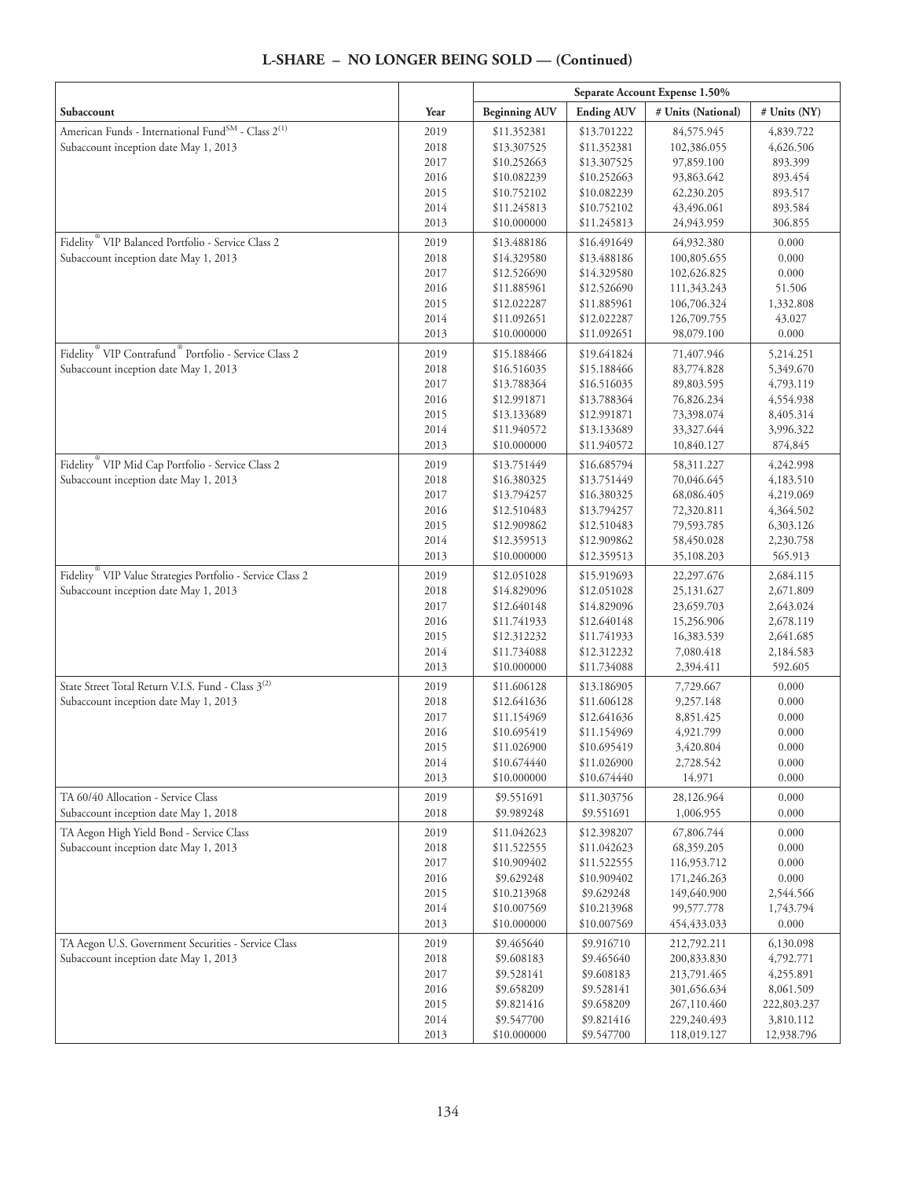## L-SHARE – NO LONGER BEING SOLD — (Continued)

| | | Separate Account Expense 1.50% | | | |
|---|---|---|---|---|---|
| Subaccount | Year | Beginning AUV | Ending AUV | # Units (National) | # Units (NY) |
| American Funds - International Fund[SM] - Class 2[(1)] | 2019 | $11.352381 | $13.701222 | 84,575.945 | 4,839.722 |
| Subaccount inception date May 1, 2013 | 2018 | $13.307525 | $11.352381 | 102,386.055 | 4,626.506 |
| | 2017 | $10.252663 | $13.307525 | 97,859.100 | 893.399 |
| | 2016 | $10.082239 | $10.252663 | 93,863.642 | 893.454 |
| | 2015 | $10.752102 | $10.082239 | 62,230.205 | 893.517 |
| | 2014 | $11.245813 | $10.752102 | 43,496.061 | 893.584 |
| | 2013 | $10.000000 | $11.245813 | 24,943.959 | 306.855 |
| Fidelity® VIP Balanced Portfolio - Service Class 2 | 2019 | $13.488186 | $16.491649 | 64,932.380 | 0.000 |
| Subaccount inception date May 1, 2013 | 2018 | $14.329580 | $13.488186 | 100,805.655 | 0.000 |
| | 2017 | $12.526690 | $14.329580 | 102,626.825 | 0.000 |
| | 2016 | $11.885961 | $12.526690 | 111,343.243 | 51.506 |
| | 2015 | $12.022287 | $11.885961 | 106,706.324 | 1,332.808 |
| | 2014 | $11.092651 | $12.022287 | 126,709.755 | 43.027 |
| | 2013 | $10.000000 | $11.092651 | 98,079.100 | 0.000 |
| Fidelity® VIP Contrafund® Portfolio - Service Class 2 | 2019 | $15.188466 | $19.641824 | 71,407.946 | 5,214.251 |
| Subaccount inception date May 1, 2013 | 2018 | $16.516035 | $15.188466 | 83,774.828 | 5,349.670 |
| | 2017 | $13.788364 | $16.516035 | 89,803.595 | 4,793.119 |
| | 2016 | $12.991871 | $13.788364 | 76,826.234 | 4,554.938 |
| | 2015 | $13.133689 | $12.991871 | 73,398.074 | 8,405.314 |
| | 2014 | $11.940572 | $13.133689 | 33,327.644 | 3,996.322 |
| | 2013 | $10.000000 | $11.940572 | 10,840.127 | 874,845 |
| Fidelity® VIP Mid Cap Portfolio - Service Class 2 | 2019 | $13.751449 | $16.685794 | 58,311.227 | 4,242.998 |
| Subaccount inception date May 1, 2013 | 2018 | $16.380325 | $13.751449 | 70,046.645 | 4,183.510 |
| | 2017 | $13.794257 | $16.380325 | 68,086.405 | 4,219.069 |
| | 2016 | $12.510483 | $13.794257 | 72,320.811 | 4,364.502 |
| | 2015 | $12.909862 | $12.510483 | 79,593.785 | 6,303.126 |
| | 2014 | $12.359513 | $12.909862 | 58,450.028 | 2,230.758 |
| | 2013 | $10.000000 | $12.359513 | 35,108.203 | 565.913 |
| Fidelity® VIP Value Strategies Portfolio - Service Class 2 | 2019 | $12.051028 | $15.919693 | 22,297.676 | 2,684.115 |
| Subaccount inception date May 1, 2013 | 2018 | $14.829096 | $12.051028 | 25,131.627 | 2,671.809 |
| | 2017 | $12.640148 | $14.829096 | 23,659.703 | 2,643.024 |
| | 2016 | $11.741933 | $12.640148 | 15,256.906 | 2,678.119 |
| | 2015 | $12.312232 | $11.741933 | 16,383.539 | 2,641.685 |
| | 2014 | $11.734088 | $12.312232 | 7,080.418 | 2,184.583 |
| | 2013 | $10.000000 | $11.734088 | 2,394.411 | 592.605 |
| State Street Total Return V.I.S. Fund - Class 3[(2)] | 2019 | $11.606128 | $13.186905 | 7,729.667 | 0.000 |
| Subaccount inception date May 1, 2013 | 2018 | $12.641636 | $11.606128 | 9,257.148 | 0.000 |
| | 2017 | $11.154969 | $12.641636 | 8,851.425 | 0.000 |
| | 2016 | $10.695419 | $11.154969 | 4,921.799 | 0.000 |
| | 2015 | $11.026900 | $10.695419 | 3,420.804 | 0.000 |
| | 2014 | $10.674440 | $11.026900 | 2,728.542 | 0.000 |
| | 2013 | $10.000000 | $10.674440 | 14.971 | 0.000 |
| TA 60/40 Allocation - Service Class | 2019 | $9.551691 | $11.303756 | 28,126.964 | 0.000 |
| Subaccount inception date May 1, 2018 | 2018 | $9.989248 | $9.551691 | 1,006.955 | 0.000 |
| TA Aegon High Yield Bond - Service Class | 2019 | $11.042623 | $12.398207 | 67,806.744 | 0.000 |
| Subaccount inception date May 1, 2013 | 2018 | $11.522555 | $11.042623 | 68,359.205 | 0.000 |
| | 2017 | $10.909402 | $11.522555 | 116,953.712 | 0.000 |
| | 2016 | $9.629248 | $10.909402 | 171,246.263 | 0.000 |
| | 2015 | $10.213968 | $9.629248 | 149,640.900 | 2,544.566 |
| | 2014 | $10.007569 | $10.213968 | 99,577.778 | 1,743.794 |
| | 2013 | $10.000000 | $10.007569 | 454,433.033 | 0.000 |
| TA Aegon U.S. Government Securities - Service Class | 2019 | $9.465640 | $9.916710 | 212,792.211 | 6,130.098 |
| Subaccount inception date May 1, 2013 | 2018 | $9.608183 | $9.465640 | 200,833.830 | 4,792.771 |
| | 2017 | $9.528141 | $9.608183 | 213,791.465 | 4,255.891 |
| | 2016 | $9.658209 | $9.528141 | 301,656.634 | 8,061.509 |
| | 2015 | $9.821416 | $9.658209 | 267,110.460 | 222,803.237 |
| | 2014 | $9.547700 | $9.821416 | 229,240.493 | 3,810.112 |
| | 2013 | $10.000000 | $9.547700 | 118,019.127 | 12,938.796 |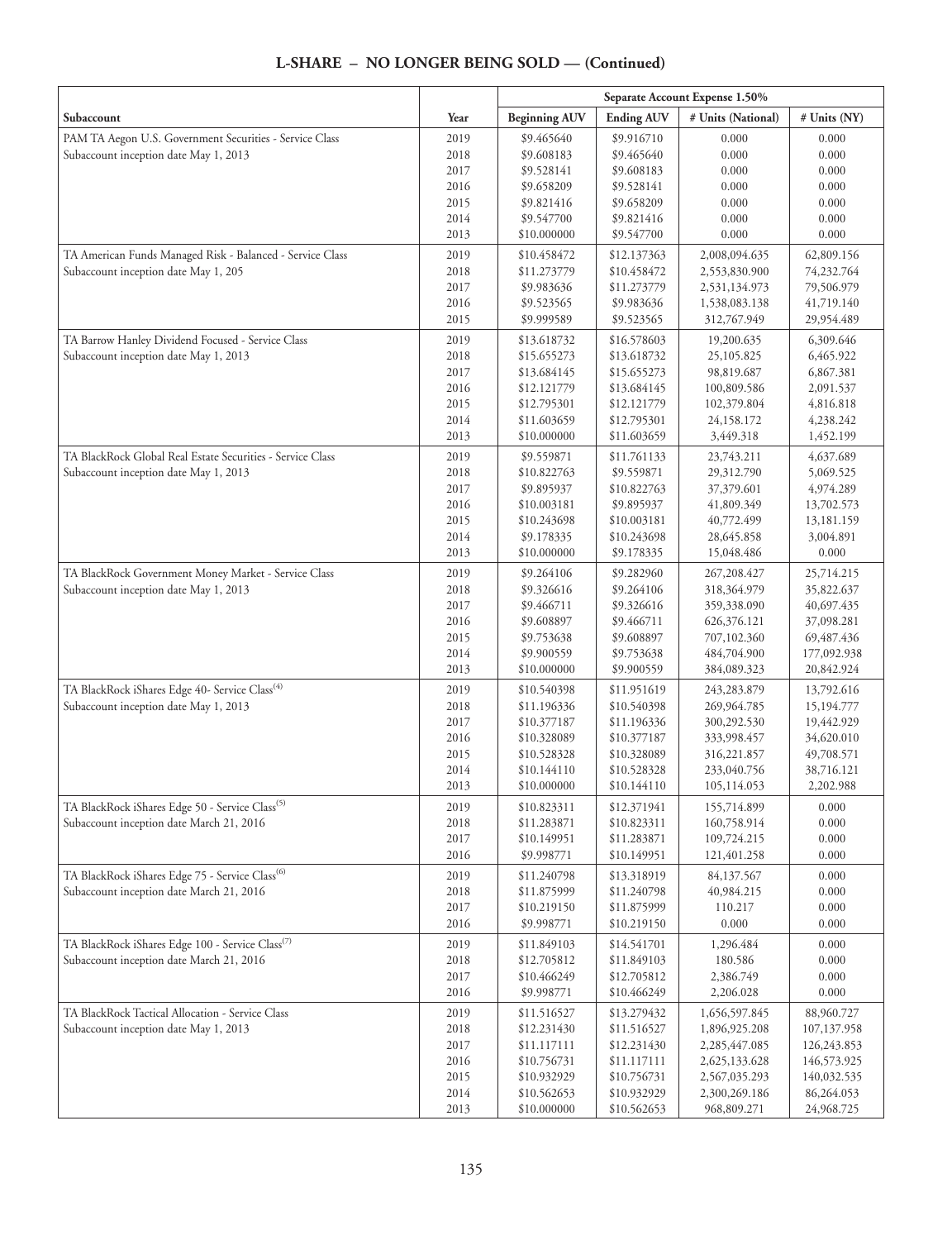## L-SHARE – NO LONGER BEING SOLD — (Continued)

| | | Separate Account Expense 1.50% | | | |
|---|---|---|---|---|---|
| Subaccount | Year | Beginning AUV | Ending AUV | # Units (National) | # Units (NY) |
| PAM TA Aegon U.S. Government Securities - Service Class | 2019 | $9.465640 | $9.916710 | 0.000 | 0.000 |
| Subaccount inception date May 1, 2013 | 2018 | $9.608183 | $9.465640 | 0.000 | 0.000 |
| | 2017 | $9.528141 | $9.608183 | 0.000 | 0.000 |
| | 2016 | $9.658209 | $9.528141 | 0.000 | 0.000 |
| | 2015 | $9.821416 | $9.658209 | 0.000 | 0.000 |
| | 2014 | $9.547700 | $9.821416 | 0.000 | 0.000 |
| | 2013 | $10.000000 | $9.547700 | 0.000 | 0.000 |
| TA American Funds Managed Risk - Balanced - Service Class | 2019 | $10.458472 | $12.137363 | 2,008,094.635 | 62,809.156 |
| Subaccount inception date May 1, 205 | 2018 | $11.273779 | $10.458472 | 2,553,830.900 | 74,232.764 |
| | 2017 | $9.983636 | $11.273779 | 2,531,134.973 | 79,506.979 |
| | 2016 | $9.523565 | $9.983636 | 1,538,083.138 | 41,719.140 |
| | 2015 | $9.999589 | $9.523565 | 312,767.949 | 29,954.489 |
| TA Barrow Hanley Dividend Focused - Service Class | 2019 | $13.618732 | $16.578603 | 19,200.635 | 6,309.646 |
| Subaccount inception date May 1, 2013 | 2018 | $15.655273 | $13.618732 | 25,105.825 | 6,465.922 |
| | 2017 | $13.684145 | $15.655273 | 98,819.687 | 6,867.381 |
| | 2016 | $12.121779 | $13.684145 | 100,809.586 | 2,091.537 |
| | 2015 | $12.795301 | $12.121779 | 102,379.804 | 4,816.818 |
| | 2014 | $11.603659 | $12.795301 | 24,158.172 | 4,238.242 |
| | 2013 | $10.000000 | $11.603659 | 3,449.318 | 1,452.199 |
| TA BlackRock Global Real Estate Securities - Service Class | 2019 | $9.559871 | $11.761133 | 23,743.211 | 4,637.689 |
| Subaccount inception date May 1, 2013 | 2018 | $10.822763 | $9.559871 | 29,312.790 | 5,069.525 |
| | 2017 | $9.895937 | $10.822763 | 37,379.601 | 4,974.289 |
| | 2016 | $10.003181 | $9.895937 | 41,809.349 | 13,702.573 |
| | 2015 | $10.243698 | $10.003181 | 40,772.499 | 13,181.159 |
| | 2014 | $9.178335 | $10.243698 | 28,645.858 | 3,004.891 |
| | 2013 | $10.000000 | $9.178335 | 15,048.486 | 0.000 |
| TA BlackRock Government Money Market - Service Class | 2019 | $9.264106 | $9.282960 | 267,208.427 | 25,714.215 |
| Subaccount inception date May 1, 2013 | 2018 | $9.326616 | $9.264106 | 318,364.979 | 35,822.637 |
| | 2017 | $9.466711 | $9.326616 | 359,338.090 | 40,697.435 |
| | 2016 | $9.608897 | $9.466711 | 626,376.121 | 37,098.281 |
| | 2015 | $9.753638 | $9.608897 | 707,102.360 | 69,487.436 |
| | 2014 | $9.900559 | $9.753638 | 484,704.900 | 177,092.938 |
| | 2013 | $10.000000 | $9.900559 | 384,089.323 | 20,842.924 |
| TA BlackRock iShares Edge 40- Service Class[(4)] | 2019 | $10.540398 | $11.951619 | 243,283.879 | 13,792.616 |
| Subaccount inception date May 1, 2013 | 2018 | $11.196336 | $10.540398 | 269,964.785 | 15,194.777 |
| | 2017 | $10.377187 | $11.196336 | 300,292.530 | 19,442.929 |
| | 2016 | $10.328089 | $10.377187 | 333,998.457 | 34,620.010 |
| | 2015 | $10.528328 | $10.328089 | 316,221.857 | 49,708.571 |
| | 2014 | $10.144110 | $10.528328 | 233,040.756 | 38,716.121 |
| | 2013 | $10.000000 | $10.144110 | 105,114.053 | 2,202.988 |
| TA BlackRock iShares Edge 50 - Service Class[(5)] | 2019 | $10.823311 | $12.371941 | 155,714.899 | 0.000 |
| Subaccount inception date March 21, 2016 | 2018 | $11.283871 | $10.823311 | 160,758.914 | 0.000 |
| | 2017 | $10.149951 | $11.283871 | 109,724.215 | 0.000 |
| | 2016 | $9.998771 | $10.149951 | 121,401.258 | 0.000 |
| TA BlackRock iShares Edge 75 - Service Class[(6)] | 2019 | $11.240798 | $13.318919 | 84,137.567 | 0.000 |
| Subaccount inception date March 21, 2016 | 2018 | $11.875999 | $11.240798 | 40,984.215 | 0.000 |
| | 2017 | $10.219150 | $11.875999 | 110.217 | 0.000 |
| | 2016 | $9.998771 | $10.219150 | 0.000 | 0.000 |
| TA BlackRock iShares Edge 100 - Service Class[(7)] | 2019 | $11.849103 | $14.541701 | 1,296.484 | 0.000 |
| Subaccount inception date March 21, 2016 | 2018 | $12.705812 | $11.849103 | 180.586 | 0.000 |
| | 2017 | $10.466249 | $12.705812 | 2,386.749 | 0.000 |
| | 2016 | $9.998771 | $10.466249 | 2,206.028 | 0.000 |
| TA BlackRock Tactical Allocation - Service Class | 2019 | $11.516527 | $13.279432 | 1,656,597.845 | 88,960.727 |
| Subaccount inception date May 1, 2013 | 2018 | $12.231430 | $11.516527 | 1,896,925.208 | 107,137.958 |
| | 2017 | $11.117111 | $12.231430 | 2,285,447.085 | 126,243.853 |
| | 2016 | $10.756731 | $11.117111 | 2,625,133.628 | 146,573.925 |
| | 2015 | $10.932929 | $10.756731 | 2,567,035.293 | 140,032.535 |
| | 2014 | $10.562653 | $10.932929 | 2,300,269.186 | 86,264.053 |
| | 2013 | $10.000000 | $10.562653 | 968,809.271 | 24,968.725 |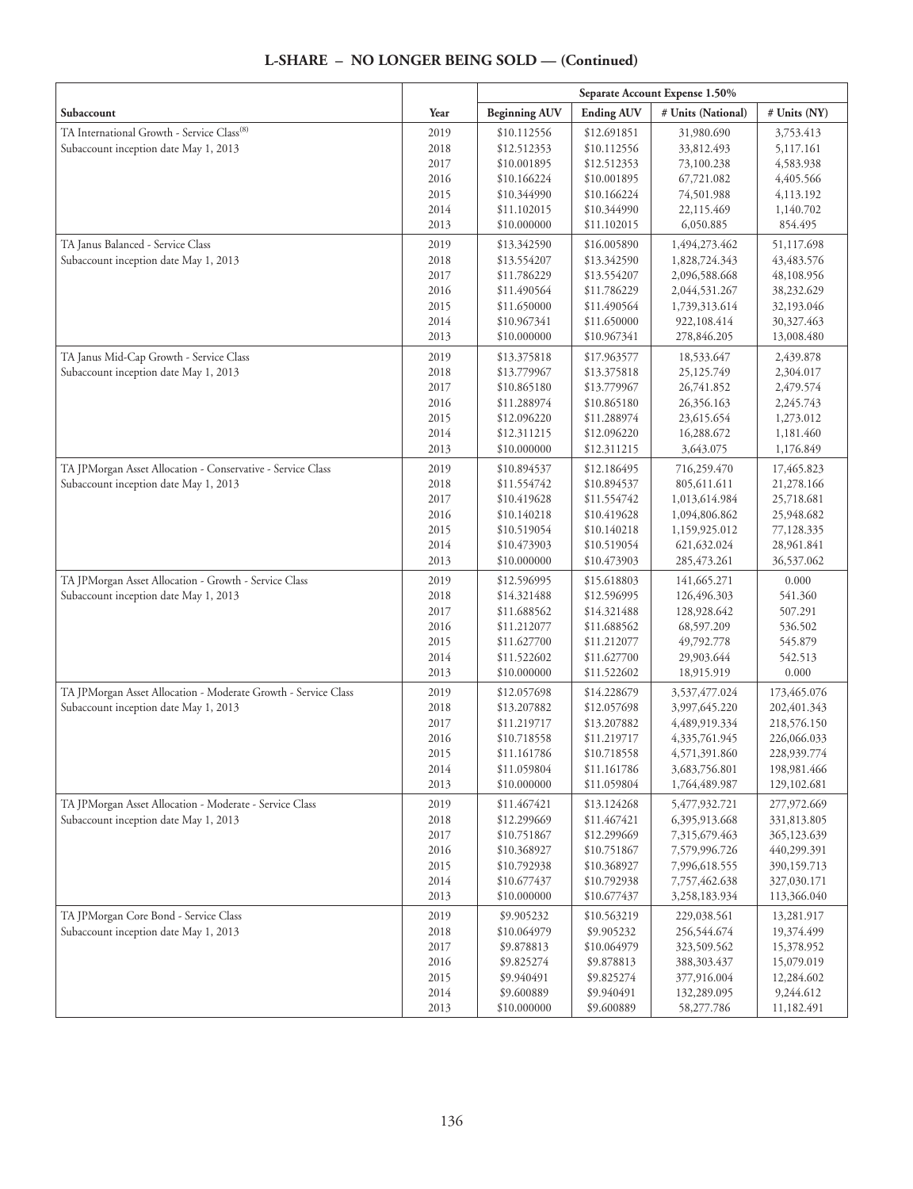## L-SHARE – NO LONGER BEING SOLD — (Continued)

| Subaccount | Year | Separate Account Expense 1.50% | | | |
|---|---|---|---|---|---|
| | | Beginning AUV | Ending AUV | # Units (National) | # Units (NY) |
| TA International Growth - Service Class[8] | 2019 | $10.112556 | $12.691851 | 31,980.690 | 3,753.413 |
| Subaccount inception date May 1, 2013 | 2018 | $12.512353 | $10.112556 | 33,812.493 | 5,117.161 |
| | 2017 | $10.001895 | $12.512353 | 73,100.238 | 4,583.938 |
| | 2016 | $10.166224 | $10.001895 | 67,721.082 | 4,405.566 |
| | 2015 | $10.344990 | $10.166224 | 74,501.988 | 4,113.192 |
| | 2014 | $11.102015 | $10.344990 | 22,115.469 | 1,140.702 |
| | 2013 | $10.000000 | $11.102015 | 6,050.885 | 854.495 |
| TA Janus Balanced - Service Class | 2019 | $13.342590 | $16.005890 | 1,494,273.462 | 51,117.698 |
| Subaccount inception date May 1, 2013 | 2018 | $13.554207 | $13.342590 | 1,828,724.343 | 43,483.576 |
| | 2017 | $11.786229 | $13.554207 | 2,096,588.668 | 48,108.956 |
| | 2016 | $11.490564 | $11.786229 | 2,044,531.267 | 38,232.629 |
| | 2015 | $11.650000 | $11.490564 | 1,739,313.614 | 32,193.046 |
| | 2014 | $10.967341 | $11.650000 | 922,108.414 | 30,327.463 |
| | 2013 | $10.000000 | $10.967341 | 278,846.205 | 13,008.480 |
| TA Janus Mid-Cap Growth - Service Class | 2019 | $13.375818 | $17.963577 | 18,533.647 | 2,439.878 |
| Subaccount inception date May 1, 2013 | 2018 | $13.779967 | $13.375818 | 25,125.749 | 2,304.017 |
| | 2017 | $10.865180 | $13.779967 | 26,741.852 | 2,479.574 |
| | 2016 | $11.288974 | $10.865180 | 26,356.163 | 2,245.743 |
| | 2015 | $12.096220 | $11.288974 | 23,615.654 | 1,273.012 |
| | 2014 | $12.311215 | $12.096220 | 16,288.672 | 1,181.460 |
| | 2013 | $10.000000 | $12.311215 | 3,643.075 | 1,176.849 |
| TA JPMorgan Asset Allocation - Conservative - Service Class | 2019 | $10.894537 | $12.186495 | 716,259.470 | 17,465.823 |
| Subaccount inception date May 1, 2013 | 2018 | $11.554742 | $10.894537 | 805,611.611 | 21,278.166 |
| | 2017 | $10.419628 | $11.554742 | 1,013,614.984 | 25,718.681 |
| | 2016 | $10.140218 | $10.419628 | 1,094,806.862 | 25,948.682 |
| | 2015 | $10.519054 | $10.140218 | 1,159,925.012 | 77,128.335 |
| | 2014 | $10.473903 | $10.519054 | 621,632.024 | 28,961.841 |
| | 2013 | $10.000000 | $10.473903 | 285,473.261 | 36,537.062 |
| TA JPMorgan Asset Allocation - Growth - Service Class | 2019 | $12.596995 | $15.618803 | 141,665.271 | 0.000 |
| Subaccount inception date May 1, 2013 | 2018 | $14.321488 | $12.596995 | 126,496.303 | 541.360 |
| | 2017 | $11.688562 | $14.321488 | 128,928.642 | 507.291 |
| | 2016 | $11.212077 | $11.688562 | 68,597.209 | 536.502 |
| | 2015 | $11.627700 | $11.212077 | 49,792.778 | 545.879 |
| | 2014 | $11.522602 | $11.627700 | 29,903.644 | 542.513 |
| | 2013 | $10.000000 | $11.522602 | 18,915.919 | 0.000 |
| TA JPMorgan Asset Allocation - Moderate Growth - Service Class | 2019 | $12.057698 | $14.228679 | 3,537,477.024 | 173,465.076 |
| Subaccount inception date May 1, 2013 | 2018 | $13.207882 | $12.057698 | 3,997,645.220 | 202,401.343 |
| | 2017 | $11.219717 | $13.207882 | 4,489,919.334 | 218,576.150 |
| | 2016 | $10.718558 | $11.219717 | 4,335,761.945 | 226,066.033 |
| | 2015 | $11.161786 | $10.718558 | 4,571,391.860 | 228,939.774 |
| | 2014 | $11.059804 | $11.161786 | 3,683,756.801 | 198,981.466 |
| | 2013 | $10.000000 | $11.059804 | 1,764,489.987 | 129,102.681 |
| TA JPMorgan Asset Allocation - Moderate - Service Class | 2019 | $11.467421 | $13.124268 | 5,477,932.721 | 277,972.669 |
| Subaccount inception date May 1, 2013 | 2018 | $12.299669 | $11.467421 | 6,395,913.668 | 331,813.805 |
| | 2017 | $10.751867 | $12.299669 | 7,315,679.463 | 365,123.639 |
| | 2016 | $10.368927 | $10.751867 | 7,579,996.726 | 440,299.391 |
| | 2015 | $10.792938 | $10.368927 | 7,996,618.555 | 390,159.713 |
| | 2014 | $10.677437 | $10.792938 | 7,757,462.638 | 327,030.171 |
| | 2013 | $10.000000 | $10.677437 | 3,258,183.934 | 113,366.040 |
| TA JPMorgan Core Bond - Service Class | 2019 | $9.905232 | $10.563219 | 229,038.561 | 13,281.917 |
| Subaccount inception date May 1, 2013 | 2018 | $10.064979 | $9.905232 | 256,544.674 | 19,374.499 |
| | 2017 | $9.878813 | $10.064979 | 323,509.562 | 15,378.952 |
| | 2016 | $9.825274 | $9.878813 | 388,303.437 | 15,079.019 |
| | 2015 | $9.940491 | $9.825274 | 377,916.004 | 12,284.602 |
| | 2014 | $9.600889 | $9.940491 | 132,289.095 | 9,244.612 |
| | 2013 | $10.000000 | $9.600889 | 58,277.786 | 11,182.491 |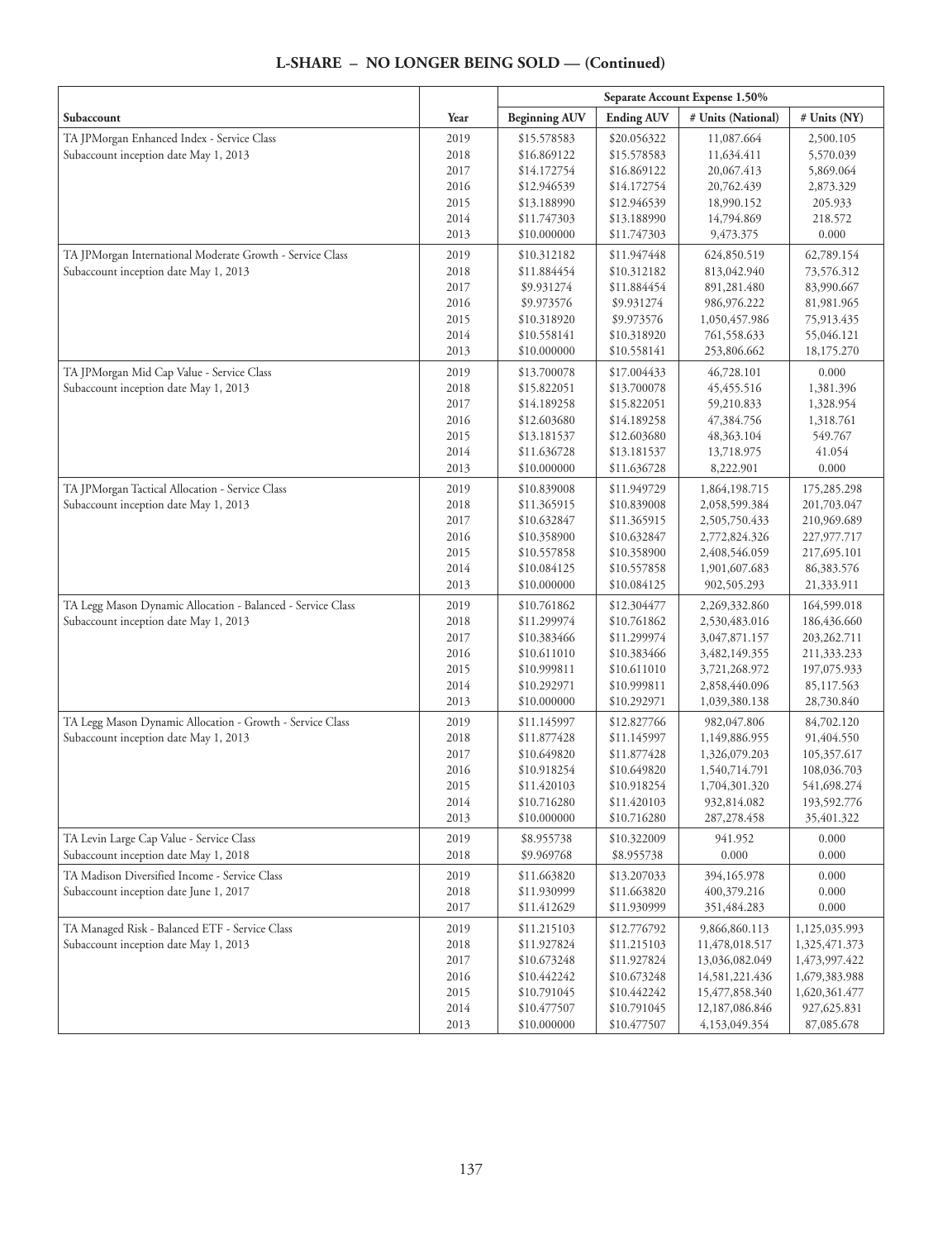## L-SHARE – NO LONGER BEING SOLD — (Continued)

| | | Separate Account Expense 1.50% | | | |
|---|---|---|---|---|---|
| Subaccount | Year | Beginning AUV | Ending AUV | # Units (National) | # Units (NY) |
| TA JPMorgan Enhanced Index - Service Class | 2019 | $15.578583 | $20.056322 | 11,087.664 | 2,500.105 |
| Subaccount inception date May 1, 2013 | 2018 | $16.869122 | $15.578583 | 11,634.411 | 5,570.039 |
| | 2017 | $14.172754 | $16.869122 | 20,067.413 | 5,869.064 |
| | 2016 | $12.946539 | $14.172754 | 20,762.439 | 2,873.329 |
| | 2015 | $13.188990 | $12.946539 | 18,990.152 | 205.933 |
| | 2014 | $11.747303 | $13.188990 | 14,794.869 | 218.572 |
| | 2013 | $10.000000 | $11.747303 | 9,473.375 | 0.000 |
| TA JPMorgan International Moderate Growth - Service Class | 2019 | $10.312182 | $11.947448 | 624,850.519 | 62,789.154 |
| Subaccount inception date May 1, 2013 | 2018 | $11.884454 | $10.312182 | 813,042.940 | 73,576.312 |
| | 2017 | $9.931274 | $11.884454 | 891,281.480 | 83,990.667 |
| | 2016 | $9.973576 | $9.931274 | 986,976.222 | 81,981.965 |
| | 2015 | $10.318920 | $9.973576 | 1,050,457.986 | 75,913.435 |
| | 2014 | $10.558141 | $10.318920 | 761,558.633 | 55,046.121 |
| | 2013 | $10.000000 | $10.558141 | 253,806.662 | 18,175.270 |
| TA JPMorgan Mid Cap Value - Service Class | 2019 | $13.700078 | $17.004433 | 46,728.101 | 0.000 |
| Subaccount inception date May 1, 2013 | 2018 | $15.822051 | $13.700078 | 45,455.516 | 1,381.396 |
| | 2017 | $14.189258 | $15.822051 | 59,210.833 | 1,328.954 |
| | 2016 | $12.603680 | $14.189258 | 47,384.756 | 1,318.761 |
| | 2015 | $13.181537 | $12.603680 | 48,363.104 | 549.767 |
| | 2014 | $11.636728 | $13.181537 | 13,718.975 | 41.054 |
| | 2013 | $10.000000 | $11.636728 | 8,222.901 | 0.000 |
| TA JPMorgan Tactical Allocation - Service Class | 2019 | $10.839008 | $11.949729 | 1,864,198.715 | 175,285.298 |
| Subaccount inception date May 1, 2013 | 2018 | $11.365915 | $10.839008 | 2,058,599.384 | 201,703.047 |
| | 2017 | $10.632847 | $11.365915 | 2,505,750.433 | 210,969.689 |
| | 2016 | $10.358900 | $10.632847 | 2,772,824.326 | 227,977.717 |
| | 2015 | $10.557858 | $10.358900 | 2,408,546.059 | 217,695.101 |
| | 2014 | $10.084125 | $10.557858 | 1,901,607.683 | 86,383.576 |
| | 2013 | $10.000000 | $10.084125 | 902,505.293 | 21,333.911 |
| TA Legg Mason Dynamic Allocation - Balanced - Service Class | 2019 | $10.761862 | $12.304477 | 2,269,332.860 | 164,599.018 |
| Subaccount inception date May 1, 2013 | 2018 | $11.299974 | $10.761862 | 2,530,483.016 | 186,436.660 |
| | 2017 | $10.383466 | $11.299974 | 3,047,871.157 | 203,262.711 |
| | 2016 | $10.611010 | $10.383466 | 3,482,149.355 | 211,333.233 |
| | 2015 | $10.999811 | $10.611010 | 3,721,268.972 | 197,075.933 |
| | 2014 | $10.292971 | $10.999811 | 2,858,440.096 | 85,117.563 |
| | 2013 | $10.000000 | $10.292971 | 1,039,380.138 | 28,730.840 |
| TA Legg Mason Dynamic Allocation - Growth - Service Class | 2019 | $11.145997 | $12.827766 | 982,047.806 | 84,702.120 |
| Subaccount inception date May 1, 2013 | 2018 | $11.877428 | $11.145997 | 1,149,886.955 | 91,404.550 |
| | 2017 | $10.649820 | $11.877428 | 1,326,079.203 | 105,357.617 |
| | 2016 | $10.918254 | $10.649820 | 1,540,714.791 | 108,036.703 |
| | 2015 | $11.420103 | $10.918254 | 1,704,301.320 | 541,698.274 |
| | 2014 | $10.716280 | $11.420103 | 932,814.082 | 193,592.776 |
| | 2013 | $10.000000 | $10.716280 | 287,278.458 | 35,401.322 |
| TA Levin Large Cap Value - Service Class | 2019 | $8.955738 | $10.322009 | 941.952 | 0.000 |
| Subaccount inception date May 1, 2018 | 2018 | $9.969768 | $8.955738 | 0.000 | 0.000 |
| TA Madison Diversified Income - Service Class | 2019 | $11.663820 | $13.207033 | 394,165.978 | 0.000 |
| Subaccount inception date June 1, 2017 | 2018 | $11.930999 | $11.663820 | 400,379.216 | 0.000 |
| | 2017 | $11.412629 | $11.930999 | 351,484.283 | 0.000 |
| TA Managed Risk - Balanced ETF - Service Class | 2019 | $11.215103 | $12.776792 | 9,866,860.113 | 1,125,035.993 |
| Subaccount inception date May 1, 2013 | 2018 | $11.927824 | $11.215103 | 11,478,018.517 | 1,325,471.373 |
| | 2017 | $10.673248 | $11.927824 | 13,036,082.049 | 1,473,997.422 |
| | 2016 | $10.442242 | $10.673248 | 14,581,221.436 | 1,679,383.988 |
| | 2015 | $10.791045 | $10.442242 | 15,477,858.340 | 1,620,361.477 |
| | 2014 | $10.477507 | $10.791045 | 12,187,086.846 | 927,625.831 |
| | 2013 | $10.000000 | $10.477507 | 4,153,049.354 | 87,085.678 |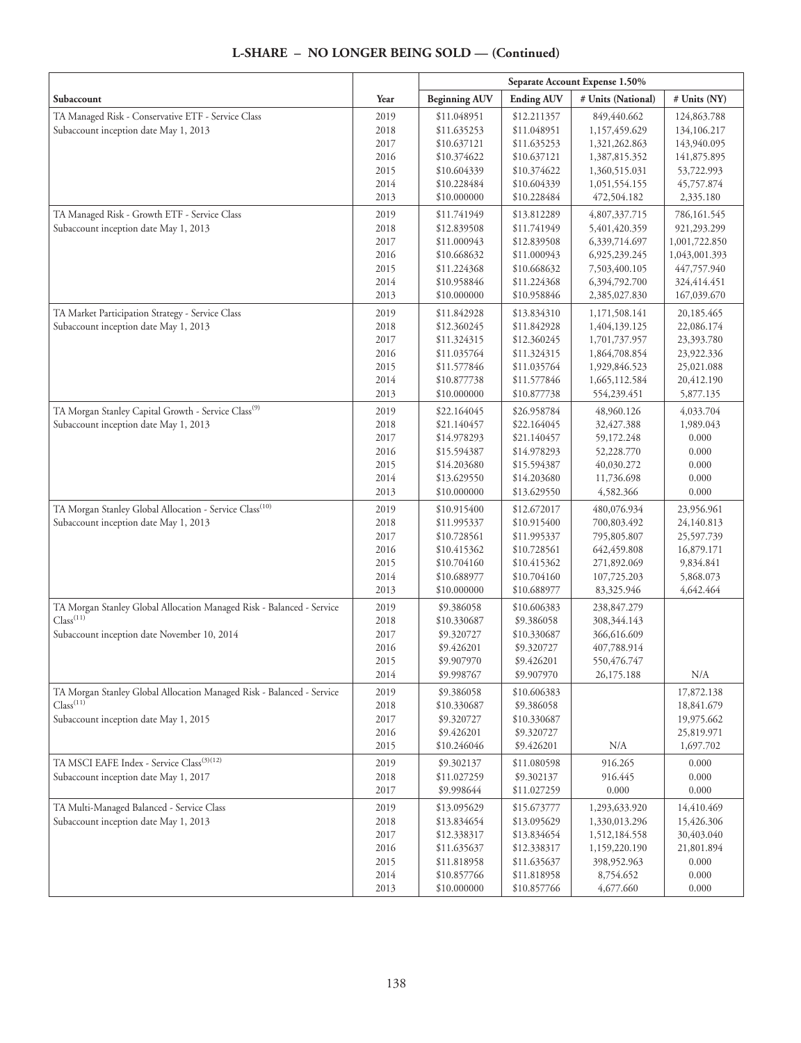## L-SHARE – NO LONGER BEING SOLD — (Continued)

| Subaccount | Year | Separate Account Expense 1.50% | | | |
|---|---|---|---|---|---|
| | | Beginning AUV | Ending AUV | # Units (National) | # Units (NY) |
| TA Managed Risk - Conservative ETF - Service Class | 2019 | $11.048951 | $12.211357 | 849,440.662 | 124,863.788 |
| Subaccount inception date May 1, 2013 | 2018 | $11.635253 | $11.048951 | 1,157,459.629 | 134,106.217 |
| | 2017 | $10.637121 | $11.635253 | 1,321,262.863 | 143,940.095 |
| | 2016 | $10.374622 | $10.637121 | 1,387,815.352 | 141,875.895 |
| | 2015 | $10.604339 | $10.374622 | 1,360,515.031 | 53,722.993 |
| | 2014 | $10.228484 | $10.604339 | 1,051,554.155 | 45,757.874 |
| | 2013 | $10.000000 | $10.228484 | 472,504.182 | 2,335.180 |
| TA Managed Risk - Growth ETF - Service Class | 2019 | $11.741949 | $13.812289 | 4,807,337.715 | 786,161.545 |
| Subaccount inception date May 1, 2013 | 2018 | $12.839508 | $11.741949 | 5,401,420.359 | 921,293.299 |
| | 2017 | $11.000943 | $12.839508 | 6,339,714.697 | 1,001,722.850 |
| | 2016 | $10.668632 | $11.000943 | 6,925,239.245 | 1,043,001.393 |
| | 2015 | $11.224368 | $10.668632 | 7,503,400.105 | 447,757.940 |
| | 2014 | $10.958846 | $11.224368 | 6,394,792.700 | 324,414.451 |
| | 2013 | $10.000000 | $10.958846 | 2,385,027.830 | 167,039.670 |
| TA Market Participation Strategy - Service Class | 2019 | $11.842928 | $13.834310 | 1,171,508.141 | 20,185.465 |
| Subaccount inception date May 1, 2013 | 2018 | $12.360245 | $11.842928 | 1,404,139.125 | 22,086.174 |
| | 2017 | $11.324315 | $12.360245 | 1,701,737.957 | 23,393.780 |
| | 2016 | $11.035764 | $11.324315 | 1,864,708.854 | 23,922.336 |
| | 2015 | $11.577846 | $11.035764 | 1,929,846.523 | 25,021.088 |
| | 2014 | $10.877738 | $11.577846 | 1,665,112.584 | 20,412.190 |
| | 2013 | $10.000000 | $10.877738 | 554,239.451 | 5,877.135 |
| TA Morgan Stanley Capital Growth - Service Class[9] | 2019 | $22.164045 | $26.958784 | 48,960.126 | 4,033.704 |
| Subaccount inception date May 1, 2013 | 2018 | $21.140457 | $22.164045 | 32,427.388 | 1,989.043 |
| | 2017 | $14.978293 | $21.140457 | 59,172.248 | 0.000 |
| | 2016 | $15.594387 | $14.978293 | 52,228.770 | 0.000 |
| | 2015 | $14.203680 | $15.594387 | 40,030.272 | 0.000 |
| | 2014 | $13.629550 | $14.203680 | 11,736.698 | 0.000 |
| | 2013 | $10.000000 | $13.629550 | 4,582.366 | 0.000 |
| TA Morgan Stanley Global Allocation - Service Class[10] | 2019 | $10.915400 | $12.672017 | 480,076.934 | 23,956.961 |
| Subaccount inception date May 1, 2013 | 2018 | $11.995337 | $10.915400 | 700,803.492 | 24,140.813 |
| | 2017 | $10.728561 | $11.995337 | 795,805.807 | 25,597.739 |
| | 2016 | $10.415362 | $10.728561 | 642,459.808 | 16,879.171 |
| | 2015 | $10.704160 | $10.415362 | 271,892.069 | 9,834.841 |
| | 2014 | $10.688977 | $10.704160 | 107,725.203 | 5,868.073 |
| | 2013 | $10.000000 | $10.688977 | 83,325.946 | 4,642.464 |
| TA Morgan Stanley Global Allocation Managed Risk - Balanced - Service Class[11] | 2019 | $9.386058 | $10.606383 | 238,847.279 | |
| Subaccount inception date November 10, 2014 | 2018 | $10.330687 | $9.386058 | 308,344.143 | |
| | 2017 | $9.320727 | $10.330687 | 366,616.609 | |
| | 2016 | $9.426201 | $9.320727 | 407,788.914 | |
| | 2015 | $9.907970 | $9.426201 | 550,476.747 | |
| | 2014 | $9.998767 | $9.907970 | 26,175.188 | N/A |
| TA Morgan Stanley Global Allocation Managed Risk - Balanced - Service Class[11] | 2019 | $9.386058 | $10.606383 | | 17,872.138 |
| Subaccount inception date May 1, 2015 | 2018 | $10.330687 | $9.386058 | | 18,841.679 |
| | 2017 | $9.320727 | $10.330687 | | 19,975.662 |
| | 2016 | $9.426201 | $9.320727 | | 25,819.971 |
| | 2015 | $10.246046 | $9.426201 | N/A | 1,697.702 |
| TA MSCI EAFE Index - Service Class[3][12] | 2019 | $9.302137 | $11.080598 | 916.265 | 0.000 |
| Subaccount inception date May 1, 2017 | 2018 | $11.027259 | $9.302137 | 916.445 | 0.000 |
| | 2017 | $9.998644 | $11.027259 | 0.000 | 0.000 |
| TA Multi-Managed Balanced - Service Class | 2019 | $13.095629 | $15.673777 | 1,293,633.920 | 14,410.469 |
| Subaccount inception date May 1, 2013 | 2018 | $13.834654 | $13.095629 | 1,330,013.296 | 15,426.306 |
| | 2017 | $12.338317 | $13.834654 | 1,512,184.558 | 30,403.040 |
| | 2016 | $11.635637 | $12.338317 | 1,159,220.190 | 21,801.894 |
| | 2015 | $11.818958 | $11.635637 | 398,952.963 | 0.000 |
| | 2014 | $10.857766 | $11.818958 | 8,754.652 | 0.000 |
| | 2013 | $10.000000 | $10.857766 | 4,677.660 | 0.000 |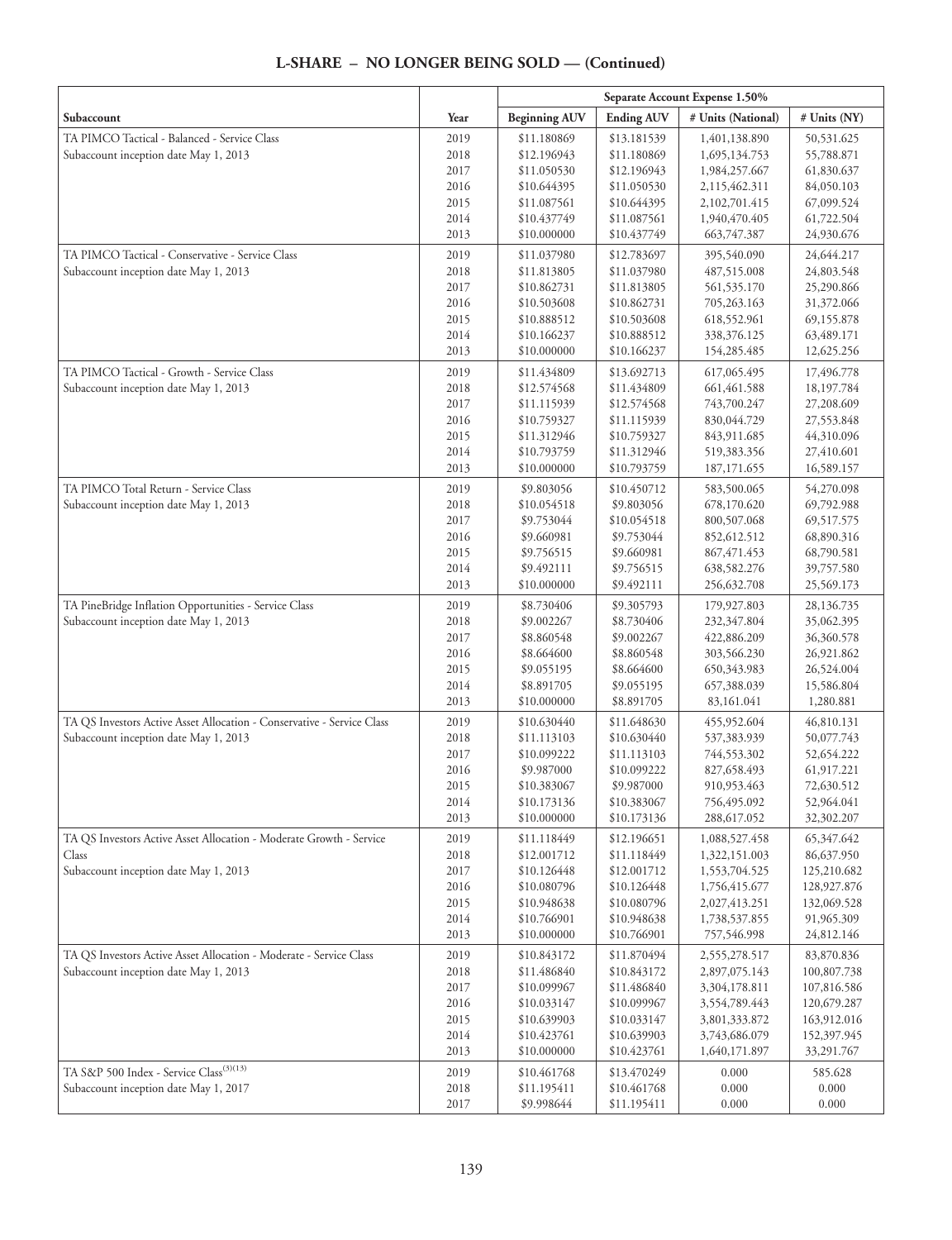## L-SHARE – NO LONGER BEING SOLD — (Continued)

| | | Separate Account Expense 1.50% | | | |
|---|---|---|---|---|---|
| Subaccount | Year | Beginning AUV | Ending AUV | # Units (National) | # Units (NY) |
| TA PIMCO Tactical - Balanced - Service Class | 2019 | $11.180869 | $13.181539 | 1,401,138.890 | 50,531.625 |
| Subaccount inception date May 1, 2013 | 2018 | $12.196943 | $11.180869 | 1,695,134.753 | 55,788.871 |
| | 2017 | $11.050530 | $12.196943 | 1,984,257.667 | 61,830.637 |
| | 2016 | $10.644395 | $11.050530 | 2,115,462.311 | 84,050.103 |
| | 2015 | $11.087561 | $10.644395 | 2,102,701.415 | 67,099.524 |
| | 2014 | $10.437749 | $11.087561 | 1,940,470.405 | 61,722.504 |
| | 2013 | $10.000000 | $10.437749 | 663,747.387 | 24,930.676 |
| TA PIMCO Tactical - Conservative - Service Class | 2019 | $11.037980 | $12.783697 | 395,540.090 | 24,644.217 |
| Subaccount inception date May 1, 2013 | 2018 | $11.813805 | $11.037980 | 487,515.008 | 24,803.548 |
| | 2017 | $10.862731 | $11.813805 | 561,535.170 | 25,290.866 |
| | 2016 | $10.503608 | $10.862731 | 705,263.163 | 31,372.066 |
| | 2015 | $10.888512 | $10.503608 | 618,552.961 | 69,155.878 |
| | 2014 | $10.166237 | $10.888512 | 338,376.125 | 63,489.171 |
| | 2013 | $10.000000 | $10.166237 | 154,285.485 | 12,625.256 |
| TA PIMCO Tactical - Growth - Service Class | 2019 | $11.434809 | $13.692713 | 617,065.495 | 17,496.778 |
| Subaccount inception date May 1, 2013 | 2018 | $12.574568 | $11.434809 | 661,461.588 | 18,197.784 |
| | 2017 | $11.115939 | $12.574568 | 743,700.247 | 27,208.609 |
| | 2016 | $10.759327 | $11.115939 | 830,044.729 | 27,553.848 |
| | 2015 | $11.312946 | $10.759327 | 843,911.685 | 44,310.096 |
| | 2014 | $10.793759 | $11.312946 | 519,383.356 | 27,410.601 |
| | 2013 | $10.000000 | $10.793759 | 187,171.655 | 16,589.157 |
| TA PIMCO Total Return - Service Class | 2019 | $9.803056 | $10.450712 | 583,500.065 | 54,270.098 |
| Subaccount inception date May 1, 2013 | 2018 | $10.054518 | $9.803056 | 678,170.620 | 69,792.988 |
| | 2017 | $9.753044 | $10.054518 | 800,507.068 | 69,517.575 |
| | 2016 | $9.660981 | $9.753044 | 852,612.512 | 68,890.316 |
| | 2015 | $9.756515 | $9.660981 | 867,471.453 | 68,790.581 |
| | 2014 | $9.492111 | $9.756515 | 638,582.276 | 39,757.580 |
| | 2013 | $10.000000 | $9.492111 | 256,632.708 | 25,569.173 |
| TA PineBridge Inflation Opportunities - Service Class | 2019 | $8.730406 | $9.305793 | 179,927.803 | 28,136.735 |
| Subaccount inception date May 1, 2013 | 2018 | $9.002267 | $8.730406 | 232,347.804 | 35,062.395 |
| | 2017 | $8.860548 | $9.002267 | 422,886.209 | 36,360.578 |
| | 2016 | $8.664600 | $8.860548 | 303,566.230 | 26,921.862 |
| | 2015 | $9.055195 | $8.664600 | 650,343.983 | 26,524.004 |
| | 2014 | $8.891705 | $9.055195 | 657,388.039 | 15,586.804 |
| | 2013 | $10.000000 | $8.891705 | 83,161.041 | 1,280.881 |
| TA QS Investors Active Asset Allocation - Conservative - Service Class | 2019 | $10.630440 | $11.648630 | 455,952.604 | 46,810.131 |
| Subaccount inception date May 1, 2013 | 2018 | $11.113103 | $10.630440 | 537,383.939 | 50,077.743 |
| | 2017 | $10.099222 | $11.113103 | 744,553.302 | 52,654.222 |
| | 2016 | $9.987000 | $10.099222 | 827,658.493 | 61,917.221 |
| | 2015 | $10.383067 | $9.987000 | 910,953.463 | 72,630.512 |
| | 2014 | $10.173136 | $10.383067 | 756,495.092 | 52,964.041 |
| | 2013 | $10.000000 | $10.173136 | 288,617.052 | 32,302.207 |
| TA QS Investors Active Asset Allocation - Moderate Growth - Service Class | 2019 | $11.118449 | $12.196651 | 1,088,527.458 | 65,347.642 |
| | 2018 | $12.001712 | $11.118449 | 1,322,151.003 | 86,637.950 |
| Subaccount inception date May 1, 2013 | 2017 | $10.126448 | $12.001712 | 1,553,704.525 | 125,210.682 |
| | 2016 | $10.080796 | $10.126448 | 1,756,415.677 | 128,927.876 |
| | 2015 | $10.948638 | $10.080796 | 2,027,413.251 | 132,069.528 |
| | 2014 | $10.766901 | $10.948638 | 1,738,537.855 | 91,965.309 |
| | 2013 | $10.000000 | $10.766901 | 757,546.998 | 24,812.146 |
| TA QS Investors Active Asset Allocation - Moderate - Service Class | 2019 | $10.843172 | $11.870494 | 2,555,278.517 | 83,870.836 |
| Subaccount inception date May 1, 2013 | 2018 | $11.486840 | $10.843172 | 2,897,075.143 | 100,807.738 |
| | 2017 | $10.099967 | $11.486840 | 3,304,178.811 | 107,816.586 |
| | 2016 | $10.033147 | $10.099967 | 3,554,789.443 | 120,679.287 |
| | 2015 | $10.639903 | $10.033147 | 3,801,333.872 | 163,912.016 |
| | 2014 | $10.423761 | $10.639903 | 3,743,686.079 | 152,397.945 |
| | 2013 | $10.000000 | $10.423761 | 1,640,171.897 | 33,291.767 |
| TA S&P 500 Index - Service Class(3)(13) | 2019 | $10.461768 | $13.470249 | 0.000 | 585.628 |
| Subaccount inception date May 1, 2017 | 2018 | $11.195411 | $10.461768 | 0.000 | 0.000 |
| | 2017 | $9.998644 | $11.195411 | 0.000 | 0.000 |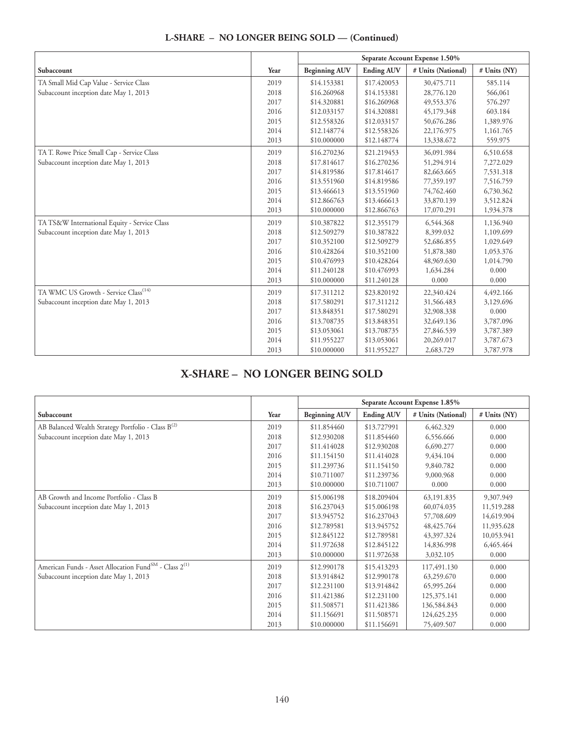## L-SHARE – NO LONGER BEING SOLD — (Continued)

| | | Separate Account Expense 1.50% | | | |
|---|---|---|---|---|---|
| Subaccount | Year | Beginning AUV | Ending AUV | # Units (National) | # Units (NY) |
| TA Small Mid Cap Value - Service Class | 2019 | $14.153381 | $17.420053 | 30,475.711 | 585.114 |
| Subaccount inception date May 1, 2013 | 2018 | $16.260968 | $14.153381 | 28,776.120 | 566,061 |
| | 2017 | $14.320881 | $16.260968 | 49,553.376 | 576.297 |
| | 2016 | $12.033157 | $14.320881 | 45,179.348 | 603.184 |
| | 2015 | $12.558326 | $12.033157 | 50,676.286 | 1,389.976 |
| | 2014 | $12.148774 | $12.558326 | 22,176.975 | 1,161.765 |
| | 2013 | $10.000000 | $12.148774 | 13,338.672 | 559.975 |
| TA T. Rowe Price Small Cap - Service Class | 2019 | $16.270236 | $21.219453 | 36,091.984 | 6,510.658 |
| Subaccount inception date May 1, 2013 | 2018 | $17.814617 | $16.270236 | 51,294.914 | 7,272.029 |
| | 2017 | $14.819586 | $17.814617 | 82,663.665 | 7,531.318 |
| | 2016 | $13.551960 | $14.819586 | 77,359.197 | 7,516.759 |
| | 2015 | $13.466613 | $13.551960 | 74,762.460 | 6,730.362 |
| | 2014 | $12.866763 | $13.466613 | 33,870.139 | 3,512.824 |
| | 2013 | $10.000000 | $12.866763 | 17,070.291 | 1,934.378 |
| TA TS&W International Equity - Service Class | 2019 | $10.387822 | $12.355179 | 6,544.368 | 1,136.940 |
| Subaccount inception date May 1, 2013 | 2018 | $12.509279 | $10.387822 | 8,399.032 | 1,109.699 |
| | 2017 | $10.352100 | $12.509279 | 52,686.855 | 1,029.649 |
| | 2016 | $10.428264 | $10.352100 | 51,878.380 | 1,053.376 |
| | 2015 | $10.476993 | $10.428264 | 48,969.630 | 1,014.790 |
| | 2014 | $11.240128 | $10.476993 | 1,634.284 | 0.000 |
| | 2013 | $10.000000 | $11.240128 | 0.000 | 0.000 |
| TA WMC US Growth - Service Class[14] | 2019 | $17.311212 | $23.820192 | 22,340.424 | 4,492.166 |
| Subaccount inception date May 1, 2013 | 2018 | $17.580291 | $17.311212 | 31,566.483 | 3,129.696 |
| | 2017 | $13.848351 | $17.580291 | 32,908.338 | 0.000 |
| | 2016 | $13.708735 | $13.848351 | 32,649.136 | 3,787.096 |
| | 2015 | $13.053061 | $13.708735 | 27,846.539 | 3,787.389 |
| | 2014 | $11.955227 | $13.053061 | 20,269.017 | 3,787.673 |
| | 2013 | $10.000000 | $11.955227 | 2,683.729 | 3,787.978 |

## X-SHARE – NO LONGER BEING SOLD

| | | Separate Account Expense 1.85% | | | |
|---|---|---|---|---|---|
| Subaccount | Year | Beginning AUV | Ending AUV | # Units (National) | # Units (NY) |
| AB Balanced Wealth Strategy Portfolio - Class B[2] | 2019 | $11.854460 | $13.727991 | 6,462.329 | 0.000 |
| Subaccount inception date May 1, 2013 | 2018 | $12.930208 | $11.854460 | 6,556.666 | 0.000 |
| | 2017 | $11.414028 | $12.930208 | 6,690.277 | 0.000 |
| | 2016 | $11.154150 | $11.414028 | 9,434.104 | 0.000 |
| | 2015 | $11.239736 | $11.154150 | 9,840.782 | 0.000 |
| | 2014 | $10.711007 | $11.239736 | 9,000.968 | 0.000 |
| | 2013 | $10.000000 | $10.711007 | 0.000 | 0.000 |
| AB Growth and Income Portfolio - Class B | 2019 | $15.006198 | $18.209404 | 63,191.835 | 9,307.949 |
| Subaccount inception date May 1, 2013 | 2018 | $16.237043 | $15.006198 | 60,074.035 | 11,519.288 |
| | 2017 | $13.945752 | $16.237043 | 57,708.609 | 14,619.904 |
| | 2016 | $12.789581 | $13.945752 | 48,425.764 | 11,935.628 |
| | 2015 | $12.845122 | $12.789581 | 43,397.324 | 10,053.941 |
| | 2014 | $11.972638 | $12.845122 | 14,836.998 | 6,465.464 |
| | 2013 | $10.000000 | $11.972638 | 3,032.105 | 0.000 |
| American Funds - Asset Allocation Fund[SM] - Class 2[1] | 2019 | $12.990178 | $15.413293 | 117,491.130 | 0.000 |
| Subaccount inception date May 1, 2013 | 2018 | $13.914842 | $12.990178 | 63,259.670 | 0.000 |
| | 2017 | $12.231100 | $13.914842 | 65,995.264 | 0.000 |
| | 2016 | $11.421386 | $12.231100 | 125,375.141 | 0.000 |
| | 2015 | $11.508571 | $11.421386 | 136,584.843 | 0.000 |
| | 2014 | $11.156691 | $11.508571 | 124,625.235 | 0.000 |
| | 2013 | $10.000000 | $11.156691 | 75,409.507 | 0.000 |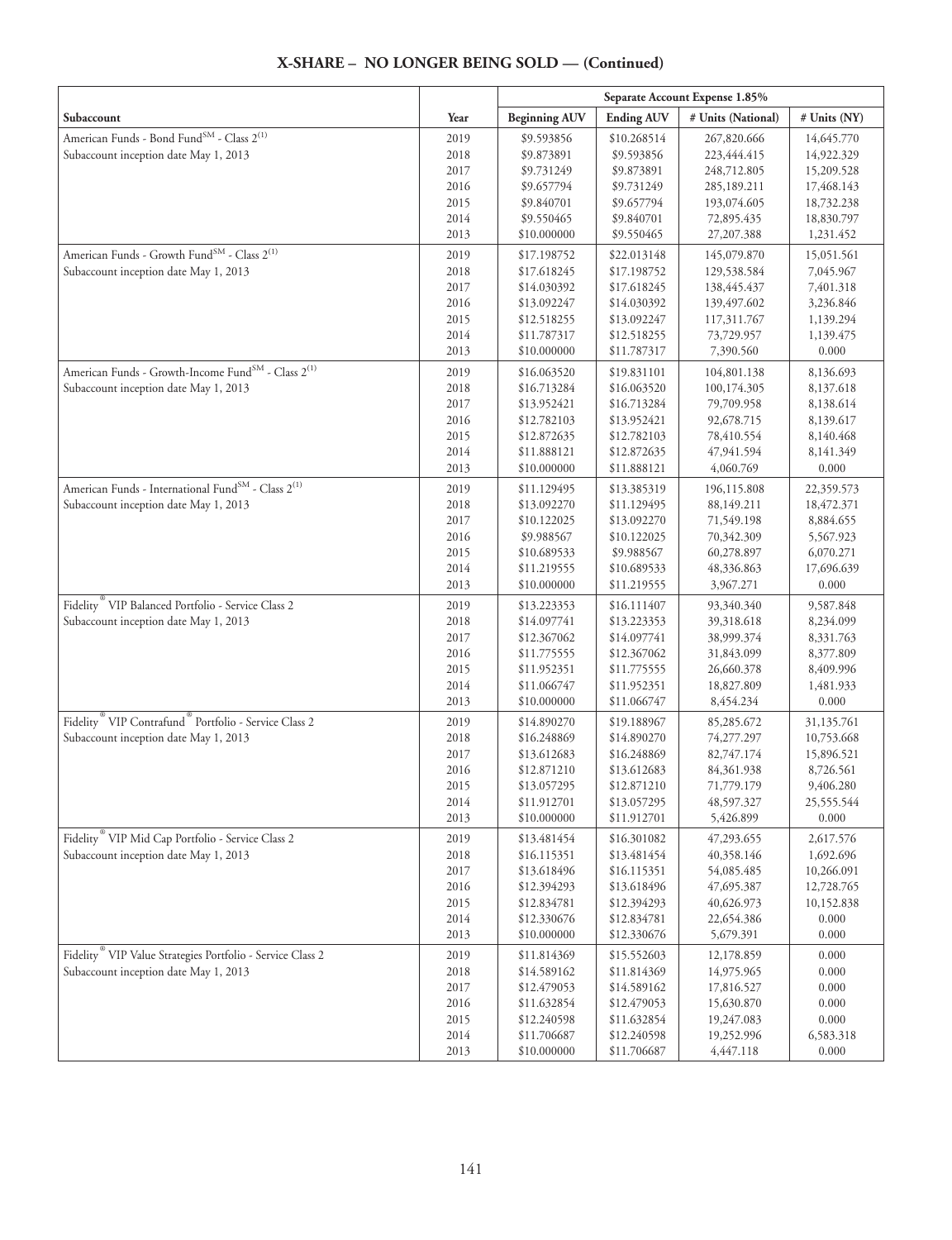## X-SHARE – NO LONGER BEING SOLD — (Continued)

| | | Separate Account Expense 1.85% | | | |
|---|---|---|---|---|---|
| Subaccount | Year | Beginning AUV | Ending AUV | # Units (National) | # Units (NY) |
| American Funds - Bond Fund℠ - Class 2[(1)] | 2019 | $9.593856 | $10.268514 | 267,820.666 | 14,645.770 |
| Subaccount inception date May 1, 2013 | 2018 | $9.873891 | $9.593856 | 223,444.415 | 14,922.329 |
| | 2017 | $9.731249 | $9.873891 | 248,712.805 | 15,209.528 |
| | 2016 | $9.657794 | $9.731249 | 285,189.211 | 17,468.143 |
| | 2015 | $9.840701 | $9.657794 | 193,074.605 | 18,732.238 |
| | 2014 | $9.550465 | $9.840701 | 72,895.435 | 18,830.797 |
| | 2013 | $10.000000 | $9.550465 | 27,207.388 | 1,231.452 |
| American Funds - Growth Fund℠ - Class 2[(1)] | 2019 | $17.198752 | $22.013148 | 145,079.870 | 15,051.561 |
| Subaccount inception date May 1, 2013 | 2018 | $17.618245 | $17.198752 | 129,538.584 | 7,045.967 |
| | 2017 | $14.030392 | $17.618245 | 138,445.437 | 7,401.318 |
| | 2016 | $13.092247 | $14.030392 | 139,497.602 | 3,236.846 |
| | 2015 | $12.518255 | $13.092247 | 117,311.767 | 1,139.294 |
| | 2014 | $11.787317 | $12.518255 | 73,729.957 | 1,139.475 |
| | 2013 | $10.000000 | $11.787317 | 7,390.560 | 0.000 |
| American Funds - Growth-Income Fund℠ - Class 2[(1)] | 2019 | $16.063520 | $19.831101 | 104,801.138 | 8,136.693 |
| Subaccount inception date May 1, 2013 | 2018 | $16.713284 | $16.063520 | 100,174.305 | 8,137.618 |
| | 2017 | $13.952421 | $16.713284 | 79,709.958 | 8,138.614 |
| | 2016 | $12.782103 | $13.952421 | 92,678.715 | 8,139.617 |
| | 2015 | $12.872635 | $12.782103 | 78,410.554 | 8,140.468 |
| | 2014 | $11.888121 | $12.872635 | 47,941.594 | 8,141.349 |
| | 2013 | $10.000000 | $11.888121 | 4,060.769 | 0.000 |
| American Funds - International Fund℠ - Class 2[(1)] | 2019 | $11.129495 | $13.385319 | 196,115.808 | 22,359.573 |
| Subaccount inception date May 1, 2013 | 2018 | $13.092270 | $11.129495 | 88,149.211 | 18,472.371 |
| | 2017 | $10.122025 | $13.092270 | 71,549.198 | 8,884.655 |
| | 2016 | $9.988567 | $10.122025 | 70,342.309 | 5,567.923 |
| | 2015 | $10.689533 | $9.988567 | 60,278.897 | 6,070.271 |
| | 2014 | $11.219555 | $10.689533 | 48,336.863 | 17,696.639 |
| | 2013 | $10.000000 | $11.219555 | 3,967.271 | 0.000 |
| Fidelity® VIP Balanced Portfolio - Service Class 2 | 2019 | $13.223353 | $16.111407 | 93,340.340 | 9,587.848 |
| Subaccount inception date May 1, 2013 | 2018 | $14.097741 | $13.223353 | 39,318.618 | 8,234.099 |
| | 2017 | $12.367062 | $14.097741 | 38,999.374 | 8,331.763 |
| | 2016 | $11.775555 | $12.367062 | 31,843.099 | 8,377.809 |
| | 2015 | $11.952351 | $11.775555 | 26,660.378 | 8,409.996 |
| | 2014 | $11.066747 | $11.952351 | 18,827.809 | 1,481.933 |
| | 2013 | $10.000000 | $11.066747 | 8,454.234 | 0.000 |
| Fidelity® VIP Contrafund® Portfolio - Service Class 2 | 2019 | $14.890270 | $19.188967 | 85,285.672 | 31,135.761 |
| Subaccount inception date May 1, 2013 | 2018 | $16.248869 | $14.890270 | 74,277.297 | 10,753.668 |
| | 2017 | $13.612683 | $16.248869 | 82,747.174 | 15,896.521 |
| | 2016 | $12.871210 | $13.612683 | 84,361.938 | 8,726.561 |
| | 2015 | $13.057295 | $12.871210 | 71,779.179 | 9,406.280 |
| | 2014 | $11.912701 | $13.057295 | 48,597.327 | 25,555.544 |
| | 2013 | $10.000000 | $11.912701 | 5,426.899 | 0.000 |
| Fidelity® VIP Mid Cap Portfolio - Service Class 2 | 2019 | $13.481454 | $16.301082 | 47,293.655 | 2,617.576 |
| Subaccount inception date May 1, 2013 | 2018 | $16.115351 | $13.481454 | 40,358.146 | 1,692.696 |
| | 2017 | $13.618496 | $16.115351 | 54,085.485 | 10,266.091 |
| | 2016 | $12.394293 | $13.618496 | 47,695.387 | 12,728.765 |
| | 2015 | $12.834781 | $12.394293 | 40,626.973 | 10,152.838 |
| | 2014 | $12.330676 | $12.834781 | 22,654.386 | 0.000 |
| | 2013 | $10.000000 | $12.330676 | 5,679.391 | 0.000 |
| Fidelity® VIP Value Strategies Portfolio - Service Class 2 | 2019 | $11.814369 | $15.552603 | 12,178.859 | 0.000 |
| Subaccount inception date May 1, 2013 | 2018 | $14.589162 | $11.814369 | 14,975.965 | 0.000 |
| | 2017 | $12.479053 | $14.589162 | 17,816.527 | 0.000 |
| | 2016 | $11.632854 | $12.479053 | 15,630.870 | 0.000 |
| | 2015 | $12.240598 | $11.632854 | 19,247.083 | 0.000 |
| | 2014 | $11.706687 | $12.240598 | 19,252.996 | 6,583.318 |
| | 2013 | $10.000000 | $11.706687 | 4,447.118 | 0.000 |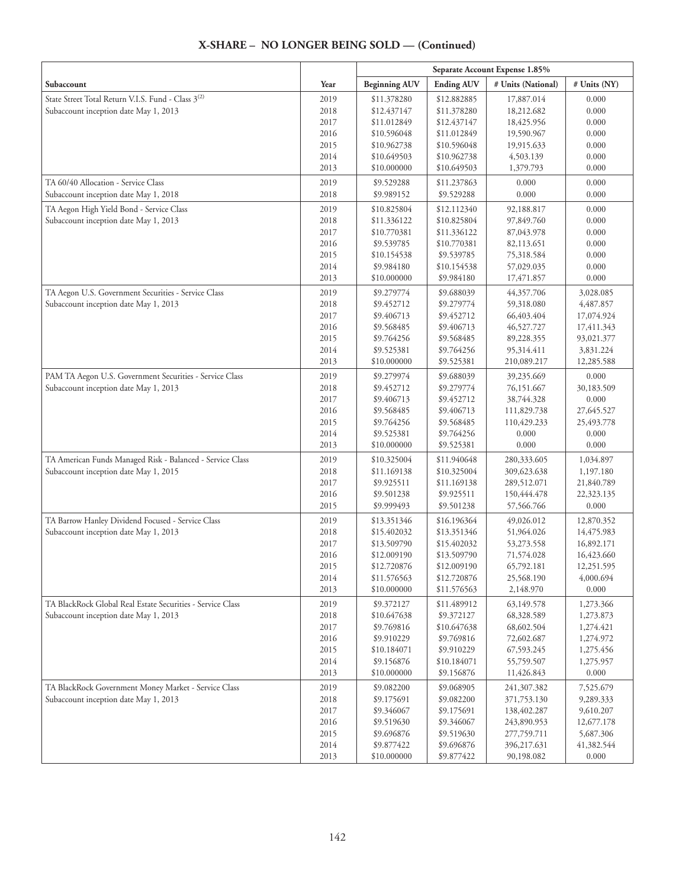## X-SHARE – NO LONGER BEING SOLD — (Continued)

| | | Separate Account Expense 1.85% | | | |
|---|---|---|---|---|---|
| Subaccount | Year | Beginning AUV | Ending AUV | # Units (National) | # Units (NY) |
| State Street Total Return V.I.S. Fund - Class 3[(2)] | 2019 | $11.378280 | $12.882885 | 17,887.014 | 0.000 |
| Subaccount inception date May 1, 2013 | 2018 | $12.437147 | $11.378280 | 18,212.682 | 0.000 |
| | 2017 | $11.012849 | $12.437147 | 18,425.956 | 0.000 |
| | 2016 | $10.596048 | $11.012849 | 19,590.967 | 0.000 |
| | 2015 | $10.962738 | $10.596048 | 19,915.633 | 0.000 |
| | 2014 | $10.649503 | $10.962738 | 4,503.139 | 0.000 |
| | 2013 | $10.000000 | $10.649503 | 1,379.793 | 0.000 |
| TA 60/40 Allocation - Service Class | 2019 | $9.529288 | $11.237863 | 0.000 | 0.000 |
| Subaccount inception date May 1, 2018 | 2018 | $9.989152 | $9.529288 | 0.000 | 0.000 |
| TA Aegon High Yield Bond - Service Class | 2019 | $10.825804 | $12.112340 | 92,188.817 | 0.000 |
| Subaccount inception date May 1, 2013 | 2018 | $11.336122 | $10.825804 | 97,849.760 | 0.000 |
| | 2017 | $10.770381 | $11.336122 | 87,043.978 | 0.000 |
| | 2016 | $9.539785 | $10.770381 | 82,113.651 | 0.000 |
| | 2015 | $10.154538 | $9.539785 | 75,318.584 | 0.000 |
| | 2014 | $9.984180 | $10.154538 | 57,029.035 | 0.000 |
| | 2013 | $10.000000 | $9.984180 | 17,471.857 | 0.000 |
| TA Aegon U.S. Government Securities - Service Class | 2019 | $9.279774 | $9.688039 | 44,357.706 | 3,028.085 |
| Subaccount inception date May 1, 2013 | 2018 | $9.452712 | $9.279774 | 59,318.080 | 4,487.857 |
| | 2017 | $9.406713 | $9.452712 | 66,403.404 | 17,074.924 |
| | 2016 | $9.568485 | $9.406713 | 46,527.727 | 17,411.343 |
| | 2015 | $9.764256 | $9.568485 | 89,228.355 | 93,021.377 |
| | 2014 | $9.525381 | $9.764256 | 95,314.411 | 3,831.224 |
| | 2013 | $10.000000 | $9.525381 | 210,089.217 | 12,285.588 |
| PAM TA Aegon U.S. Government Securities - Service Class | 2019 | $9.279974 | $9.688039 | 39,235.669 | 0.000 |
| Subaccount inception date May 1, 2013 | 2018 | $9.452712 | $9.279774 | 76,151.667 | 30,183.509 |
| | 2017 | $9.406713 | $9.452712 | 38,744.328 | 0.000 |
| | 2016 | $9.568485 | $9.406713 | 111,829.738 | 27,645.527 |
| | 2015 | $9.764256 | $9.568485 | 110,429.233 | 25,493.778 |
| | 2014 | $9.525381 | $9.764256 | 0.000 | 0.000 |
| | 2013 | $10.000000 | $9.525381 | 0.000 | 0.000 |
| TA American Funds Managed Risk - Balanced - Service Class | 2019 | $10.325004 | $11.940648 | 280,333.605 | 1,034.897 |
| Subaccount inception date May 1, 2015 | 2018 | $11.169138 | $10.325004 | 309,623.638 | 1,197.180 |
| | 2017 | $9.925511 | $11.169138 | 289,512.071 | 21,840.789 |
| | 2016 | $9.501238 | $9.925511 | 150,444.478 | 22,323.135 |
| | 2015 | $9.999493 | $9.501238 | 57,566.766 | 0.000 |
| TA Barrow Hanley Dividend Focused - Service Class | 2019 | $13.351346 | $16.196364 | 49,026.012 | 12,870.352 |
| Subaccount inception date May 1, 2013 | 2018 | $15.402032 | $13.351346 | 51,964.026 | 14,475.983 |
| | 2017 | $13.509790 | $15.402032 | 53,273.558 | 16,892.171 |
| | 2016 | $12.009190 | $13.509790 | 71,574.028 | 16,423.660 |
| | 2015 | $12.720876 | $12.009190 | 65,792.181 | 12,251.595 |
| | 2014 | $11.576563 | $12.720876 | 25,568.190 | 4,000.694 |
| | 2013 | $10.000000 | $11.576563 | 2,148.970 | 0.000 |
| TA BlackRock Global Real Estate Securities - Service Class | 2019 | $9.372127 | $11.489912 | 63,149.578 | 1,273.366 |
| Subaccount inception date May 1, 2013 | 2018 | $10.647638 | $9.372127 | 68,328.589 | 1,273.873 |
| | 2017 | $9.769816 | $10.647638 | 68,602.504 | 1,274.421 |
| | 2016 | $9.910229 | $9.769816 | 72,602.687 | 1,274.972 |
| | 2015 | $10.184071 | $9.910229 | 67,593.245 | 1,275.456 |
| | 2014 | $9.156876 | $10.184071 | 55,759.507 | 1,275.957 |
| | 2013 | $10.000000 | $9.156876 | 11,426.843 | 0.000 |
| TA BlackRock Government Money Market - Service Class | 2019 | $9.082200 | $9.068905 | 241,307.382 | 7,525.679 |
| Subaccount inception date May 1, 2013 | 2018 | $9.175691 | $9.082200 | 371,753.130 | 9,289.333 |
| | 2017 | $9.346067 | $9.175691 | 138,402.287 | 9,610.207 |
| | 2016 | $9.519630 | $9.346067 | 243,890.953 | 12,677.178 |
| | 2015 | $9.696876 | $9.519630 | 277,759.711 | 5,687.306 |
| | 2014 | $9.877422 | $9.696876 | 396,217.631 | 41,382.544 |
| | 2013 | $10.000000 | $9.877422 | 90,198.082 | 0.000 |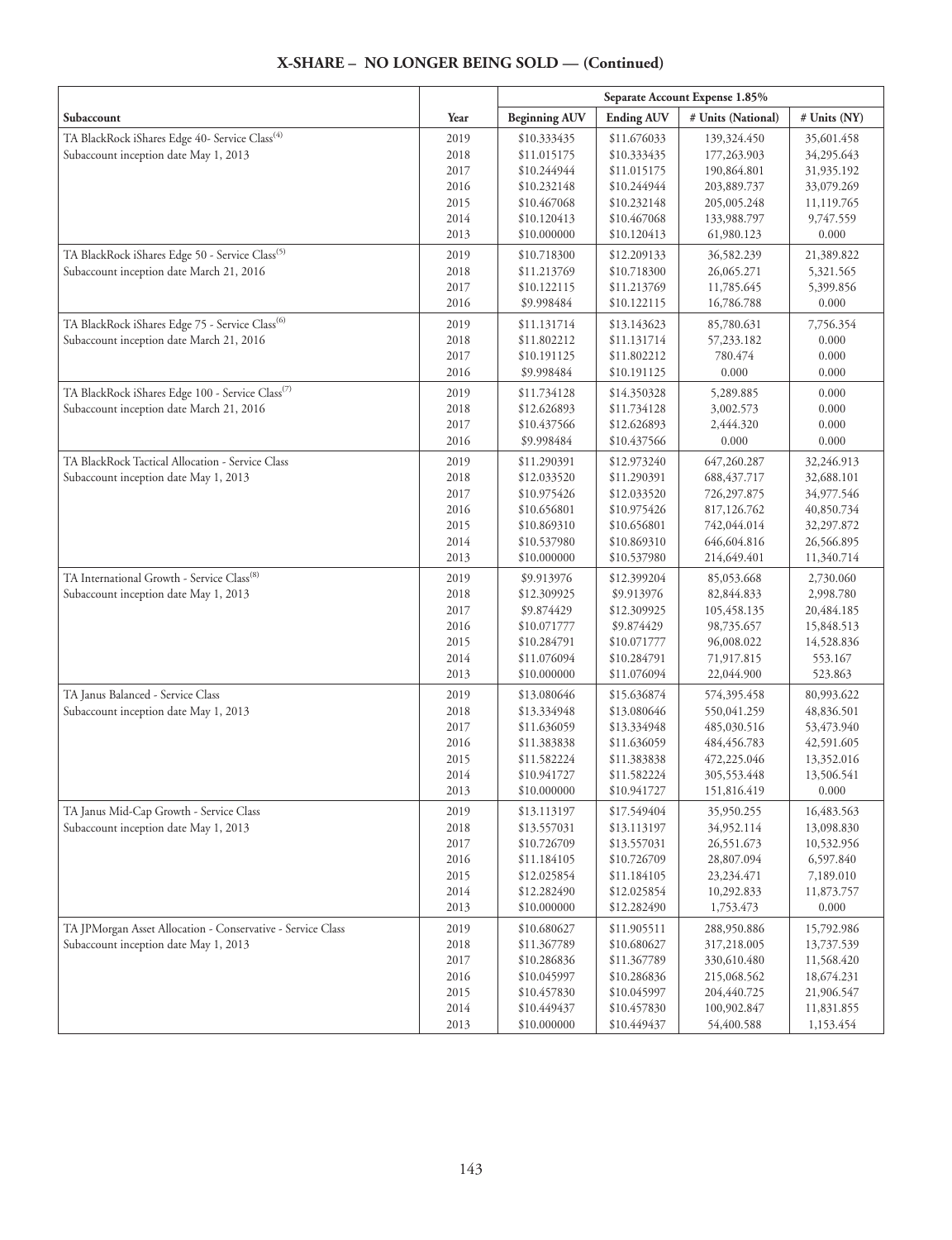## X-SHARE – NO LONGER BEING SOLD — (Continued)

| | | Separate Account Expense 1.85% | | | |
|---|---|---|---|---|---|
| Subaccount | Year | Beginning AUV | Ending AUV | # Units (National) | # Units (NY) |
| TA BlackRock iShares Edge 40- Service Class[(4)] | 2019 | $10.333435 | $11.676033 | 139,324.450 | 35,601.458 |
| Subaccount inception date May 1, 2013 | 2018 | $11.015175 | $10.333435 | 177,263.903 | 34,295.643 |
| | 2017 | $10.244944 | $11.015175 | 190,864.801 | 31,935.192 |
| | 2016 | $10.232148 | $10.244944 | 203,889.737 | 33,079.269 |
| | 2015 | $10.467068 | $10.232148 | 205,005.248 | 11,119.765 |
| | 2014 | $10.120413 | $10.467068 | 133,988.797 | 9,747.559 |
| | 2013 | $10.000000 | $10.120413 | 61,980.123 | 0.000 |
| TA BlackRock iShares Edge 50 - Service Class[(5)] | 2019 | $10.718300 | $12.209133 | 36,582.239 | 21,389.822 |
| Subaccount inception date March 21, 2016 | 2018 | $11.213769 | $10.718300 | 26,065.271 | 5,321.565 |
| | 2017 | $10.122115 | $11.213769 | 11,785.645 | 5,399.856 |
| | 2016 | $9.998484 | $10.122115 | 16,786.788 | 0.000 |
| TA BlackRock iShares Edge 75 - Service Class[(6)] | 2019 | $11.131714 | $13.143623 | 85,780.631 | 7,756.354 |
| Subaccount inception date March 21, 2016 | 2018 | $11.802212 | $11.131714 | 57,233.182 | 0.000 |
| | 2017 | $10.191125 | $11.802212 | 780.474 | 0.000 |
| | 2016 | $9.998484 | $10.191125 | 0.000 | 0.000 |
| TA BlackRock iShares Edge 100 - Service Class[(7)] | 2019 | $11.734128 | $14.350328 | 5,289.885 | 0.000 |
| Subaccount inception date March 21, 2016 | 2018 | $12.626893 | $11.734128 | 3,002.573 | 0.000 |
| | 2017 | $10.437566 | $12.626893 | 2,444.320 | 0.000 |
| | 2016 | $9.998484 | $10.437566 | 0.000 | 0.000 |
| TA BlackRock Tactical Allocation - Service Class | 2019 | $11.290391 | $12.973240 | 647,260.287 | 32,246.913 |
| Subaccount inception date May 1, 2013 | 2018 | $12.033520 | $11.290391 | 688,437.717 | 32,688.101 |
| | 2017 | $10.975426 | $12.033520 | 726,297.875 | 34,977.546 |
| | 2016 | $10.656801 | $10.975426 | 817,126.762 | 40,850.734 |
| | 2015 | $10.869310 | $10.656801 | 742,044.014 | 32,297.872 |
| | 2014 | $10.537980 | $10.869310 | 646,604.816 | 26,566.895 |
| | 2013 | $10.000000 | $10.537980 | 214,649.401 | 11,340.714 |
| TA International Growth - Service Class[(8)] | 2019 | $9.913976 | $12.399204 | 85,053.668 | 2,730.060 |
| Subaccount inception date May 1, 2013 | 2018 | $12.309925 | $9.913976 | 82,844.833 | 2,998.780 |
| | 2017 | $9.874429 | $12.309925 | 105,458.135 | 20,484.185 |
| | 2016 | $10.071777 | $9.874429 | 98,735.657 | 15,848.513 |
| | 2015 | $10.284791 | $10.071777 | 96,008.022 | 14,528.836 |
| | 2014 | $11.076094 | $10.284791 | 71,917.815 | 553.167 |
| | 2013 | $10.000000 | $11.076094 | 22,044.900 | 523.863 |
| TA Janus Balanced - Service Class | 2019 | $13.080646 | $15.636874 | 574,395.458 | 80,993.622 |
| Subaccount inception date May 1, 2013 | 2018 | $13.334948 | $13.080646 | 550,041.259 | 48,836.501 |
| | 2017 | $11.636059 | $13.334948 | 485,030.516 | 53,473.940 |
| | 2016 | $11.383838 | $11.636059 | 484,456.783 | 42,591.605 |
| | 2015 | $11.582224 | $11.383838 | 472,225.046 | 13,352.016 |
| | 2014 | $10.941727 | $11.582224 | 305,553.448 | 13,506.541 |
| | 2013 | $10.000000 | $10.941727 | 151,816.419 | 0.000 |
| TA Janus Mid-Cap Growth - Service Class | 2019 | $13.113197 | $17.549404 | 35,950.255 | 16,483.563 |
| Subaccount inception date May 1, 2013 | 2018 | $13.557031 | $13.113197 | 34,952.114 | 13,098.830 |
| | 2017 | $10.726709 | $13.557031 | 26,551.673 | 10,532.956 |
| | 2016 | $11.184105 | $10.726709 | 28,807.094 | 6,597.840 |
| | 2015 | $12.025854 | $11.184105 | 23,234.471 | 7,189.010 |
| | 2014 | $12.282490 | $12.025854 | 10,292.833 | 11,873.757 |
| | 2013 | $10.000000 | $12.282490 | 1,753.473 | 0.000 |
| TA JPMorgan Asset Allocation - Conservative - Service Class | 2019 | $10.680627 | $11.905511 | 288,950.886 | 15,792.986 |
| Subaccount inception date May 1, 2013 | 2018 | $11.367789 | $10.680627 | 317,218.005 | 13,737.539 |
| | 2017 | $10.286836 | $11.367789 | 330,610.480 | 11,568.420 |
| | 2016 | $10.045997 | $10.286836 | 215,068.562 | 18,674.231 |
| | 2015 | $10.457830 | $10.045997 | 204,440.725 | 21,906.547 |
| | 2014 | $10.449437 | $10.457830 | 100,902.847 | 11,831.855 |
| | 2013 | $10.000000 | $10.449437 | 54,400.588 | 1,153.454 |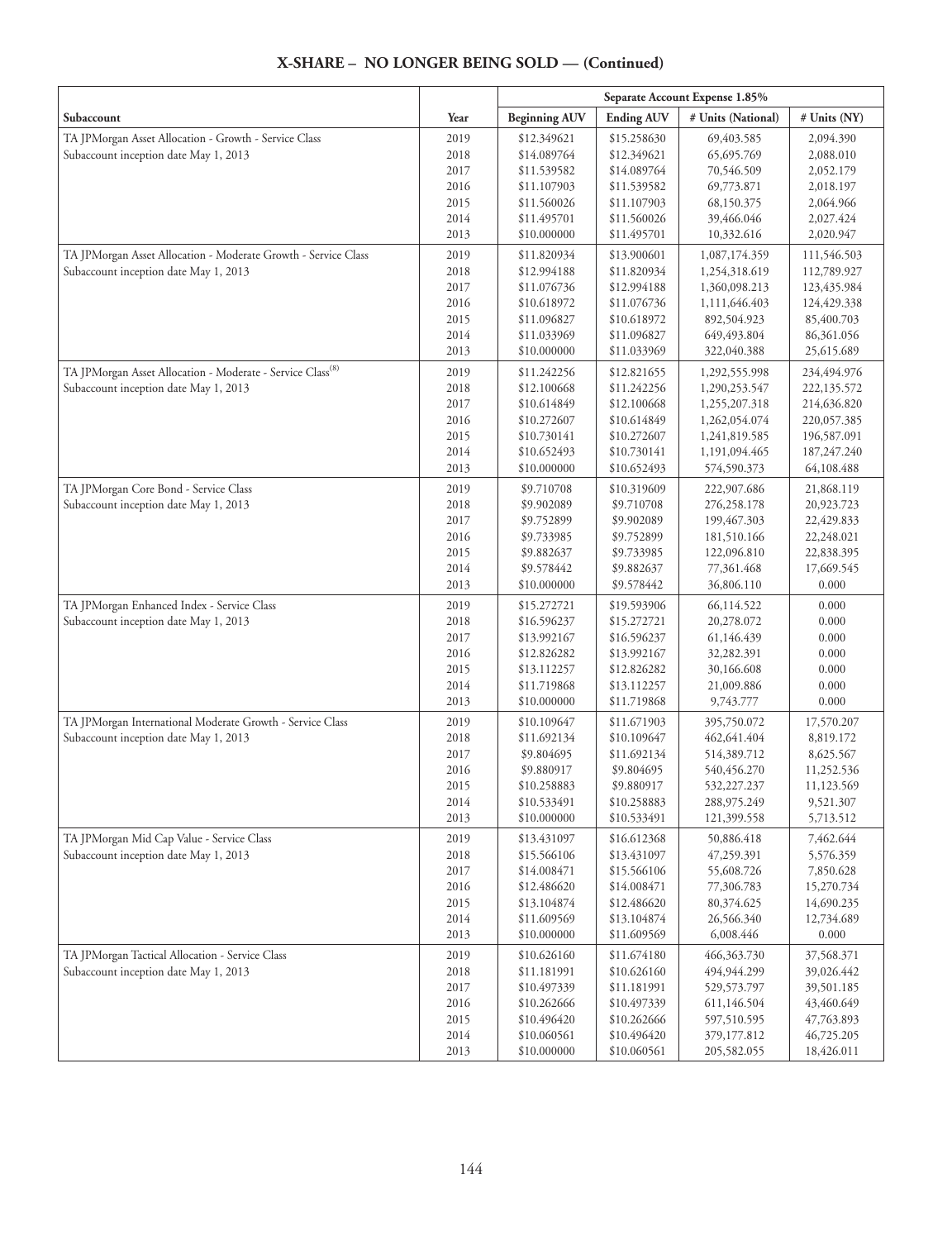## X-SHARE – NO LONGER BEING SOLD — (Continued)

| Subaccount | Year | Separate Account Expense 1.85% | | | |
|---|---|---|---|---|---|
| | | Beginning AUV | Ending AUV | # Units (National) | # Units (NY) |
| TA JPMorgan Asset Allocation - Growth - Service Class | 2019 | $12.349621 | $15.258630 | 69,403.585 | 2,094.390 |
| Subaccount inception date May 1, 2013 | 2018 | $14.089764 | $12.349621 | 65,695.769 | 2,088.010 |
| | 2017 | $11.539582 | $14.089764 | 70,546.509 | 2,052.179 |
| | 2016 | $11.107903 | $11.539582 | 69,773.871 | 2,018.197 |
| | 2015 | $11.560026 | $11.107903 | 68,150.375 | 2,064.966 |
| | 2014 | $11.495701 | $11.560026 | 39,466.046 | 2,027.424 |
| | 2013 | $10.000000 | $11.495701 | 10,332.616 | 2,020.947 |
| TA JPMorgan Asset Allocation - Moderate Growth - Service Class | 2019 | $11.820934 | $13.900601 | 1,087,174.359 | 111,546.503 |
| Subaccount inception date May 1, 2013 | 2018 | $12.994188 | $11.820934 | 1,254,318.619 | 112,789.927 |
| | 2017 | $11.076736 | $12.994188 | 1,360,098.213 | 123,435.984 |
| | 2016 | $10.618972 | $11.076736 | 1,111,646.403 | 124,429.338 |
| | 2015 | $11.096827 | $10.618972 | 892,504.923 | 85,400.703 |
| | 2014 | $11.033969 | $11.096827 | 649,493.804 | 86,361.056 |
| | 2013 | $10.000000 | $11.033969 | 322,040.388 | 25,615.689 |
| TA JPMorgan Asset Allocation - Moderate - Service Class[8] | 2019 | $11.242256 | $12.821655 | 1,292,555.998 | 234,494.976 |
| Subaccount inception date May 1, 2013 | 2018 | $12.100668 | $11.242256 | 1,290,253.547 | 222,135.572 |
| | 2017 | $10.614849 | $12.100668 | 1,255,207.318 | 214,636.820 |
| | 2016 | $10.272607 | $10.614849 | 1,262,054.074 | 220,057.385 |
| | 2015 | $10.730141 | $10.272607 | 1,241,819.585 | 196,587.091 |
| | 2014 | $10.652493 | $10.730141 | 1,191,094.465 | 187,247.240 |
| | 2013 | $10.000000 | $10.652493 | 574,590.373 | 64,108.488 |
| TA JPMorgan Core Bond - Service Class | 2019 | $9.710708 | $10.319609 | 222,907.686 | 21,868.119 |
| Subaccount inception date May 1, 2013 | 2018 | $9.902089 | $9.710708 | 276,258.178 | 20,923.723 |
| | 2017 | $9.752899 | $9.902089 | 199,467.303 | 22,429.833 |
| | 2016 | $9.733985 | $9.752899 | 181,510.166 | 22,248.021 |
| | 2015 | $9.882637 | $9.733985 | 122,096.810 | 22,838.395 |
| | 2014 | $9.578442 | $9.882637 | 77,361.468 | 17,669.545 |
| | 2013 | $10.000000 | $9.578442 | 36,806.110 | 0.000 |
| TA JPMorgan Enhanced Index - Service Class | 2019 | $15.272721 | $19.593906 | 66,114.522 | 0.000 |
| Subaccount inception date May 1, 2013 | 2018 | $16.596237 | $15.272721 | 20,278.072 | 0.000 |
| | 2017 | $13.992167 | $16.596237 | 61,146.439 | 0.000 |
| | 2016 | $12.826282 | $13.992167 | 32,282.391 | 0.000 |
| | 2015 | $13.112257 | $12.826282 | 30,166.608 | 0.000 |
| | 2014 | $11.719868 | $13.112257 | 21,009.886 | 0.000 |
| | 2013 | $10.000000 | $11.719868 | 9,743.777 | 0.000 |
| TA JPMorgan International Moderate Growth - Service Class | 2019 | $10.109647 | $11.671903 | 395,750.072 | 17,570.207 |
| Subaccount inception date May 1, 2013 | 2018 | $11.692134 | $10.109647 | 462,641.404 | 8,819.172 |
| | 2017 | $9.804695 | $11.692134 | 514,389.712 | 8,625.567 |
| | 2016 | $9.880917 | $9.804695 | 540,456.270 | 11,252.536 |
| | 2015 | $10.258883 | $9.880917 | 532,227.237 | 11,123.569 |
| | 2014 | $10.533491 | $10.258883 | 288,975.249 | 9,521.307 |
| | 2013 | $10.000000 | $10.533491 | 121,399.558 | 5,713.512 |
| TA JPMorgan Mid Cap Value - Service Class | 2019 | $13.431097 | $16.612368 | 50,886.418 | 7,462.644 |
| Subaccount inception date May 1, 2013 | 2018 | $15.566106 | $13.431097 | 47,259.391 | 5,576.359 |
| | 2017 | $14.008471 | $15.566106 | 55,608.726 | 7,850.628 |
| | 2016 | $12.486620 | $14.008471 | 77,306.783 | 15,270.734 |
| | 2015 | $13.104874 | $12.486620 | 80,374.625 | 14,690.235 |
| | 2014 | $11.609569 | $13.104874 | 26,566.340 | 12,734.689 |
| | 2013 | $10.000000 | $11.609569 | 6,008.446 | 0.000 |
| TA JPMorgan Tactical Allocation - Service Class | 2019 | $10.626160 | $11.674180 | 466,363.730 | 37,568.371 |
| Subaccount inception date May 1, 2013 | 2018 | $11.181991 | $10.626160 | 494,944.299 | 39,026.442 |
| | 2017 | $10.497339 | $11.181991 | 529,573.797 | 39,501.185 |
| | 2016 | $10.262666 | $10.497339 | 611,146.504 | 43,460.649 |
| | 2015 | $10.496420 | $10.262666 | 597,510.595 | 47,763.893 |
| | 2014 | $10.060561 | $10.496420 | 379,177.812 | 46,725.205 |
| | 2013 | $10.000000 | $10.060561 | 205,582.055 | 18,426.011 |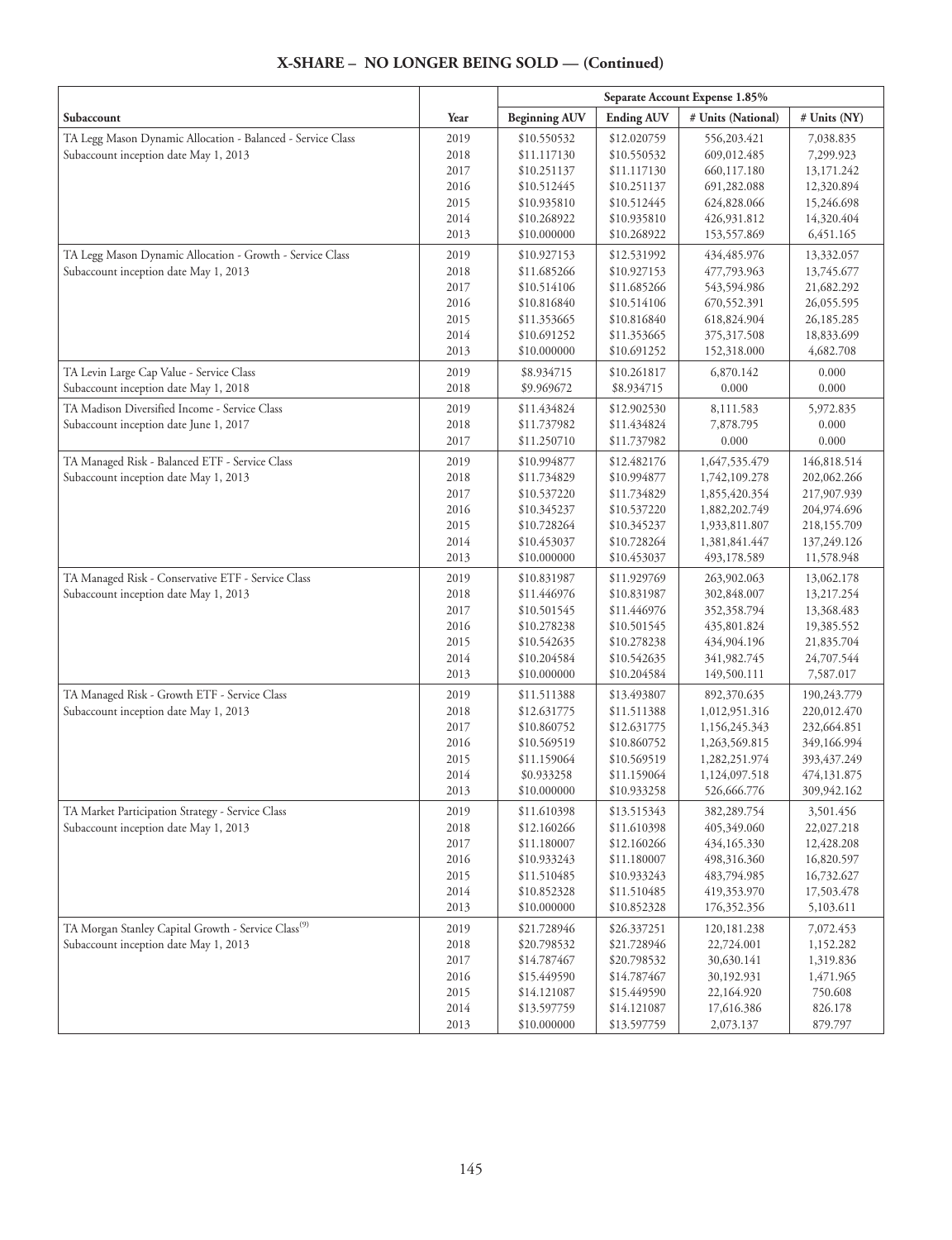## X-SHARE – NO LONGER BEING SOLD — (Continued)

| | | Separate Account Expense 1.85% | | | |
|---|---|---|---|---|---|
| Subaccount | Year | Beginning AUV | Ending AUV | # Units (National) | # Units (NY) |
| TA Legg Mason Dynamic Allocation - Balanced - Service Class | 2019 | $10.550532 | $12.020759 | 556,203.421 | 7,038.835 |
| Subaccount inception date May 1, 2013 | 2018 | $11.117130 | $10.550532 | 609,012.485 | 7,299.923 |
| | 2017 | $10.251137 | $11.117130 | 660,117.180 | 13,171.242 |
| | 2016 | $10.512445 | $10.251137 | 691,282.088 | 12,320.894 |
| | 2015 | $10.935810 | $10.512445 | 624,828.066 | 15,246.698 |
| | 2014 | $10.268922 | $10.935810 | 426,931.812 | 14,320.404 |
| | 2013 | $10.000000 | $10.268922 | 153,557.869 | 6,451.165 |
| TA Legg Mason Dynamic Allocation - Growth - Service Class | 2019 | $10.927153 | $12.531992 | 434,485.976 | 13,332.057 |
| Subaccount inception date May 1, 2013 | 2018 | $11.685266 | $10.927153 | 477,793.963 | 13,745.677 |
| | 2017 | $10.514106 | $11.685266 | 543,594.986 | 21,682.292 |
| | 2016 | $10.816840 | $10.514106 | 670,552.391 | 26,055.595 |
| | 2015 | $11.353665 | $10.816840 | 618,824.904 | 26,185.285 |
| | 2014 | $10.691252 | $11.353665 | 375,317.508 | 18,833.699 |
| | 2013 | $10.000000 | $10.691252 | 152,318.000 | 4,682.708 |
| TA Levin Large Cap Value - Service Class | 2019 | $8.934715 | $10.261817 | 6,870.142 | 0.000 |
| Subaccount inception date May 1, 2018 | 2018 | $9.969672 | $8.934715 | 0.000 | 0.000 |
| TA Madison Diversified Income - Service Class | 2019 | $11.434824 | $12.902530 | 8,111.583 | 5,972.835 |
| Subaccount inception date June 1, 2017 | 2018 | $11.737982 | $11.434824 | 7,878.795 | 0.000 |
| | 2017 | $11.250710 | $11.737982 | 0.000 | 0.000 |
| TA Managed Risk - Balanced ETF - Service Class | 2019 | $10.994877 | $12.482176 | 1,647,535.479 | 146,818.514 |
| Subaccount inception date May 1, 2013 | 2018 | $11.734829 | $10.994877 | 1,742,109.278 | 202,062.266 |
| | 2017 | $10.537220 | $11.734829 | 1,855,420.354 | 217,907.939 |
| | 2016 | $10.345237 | $10.537220 | 1,882,202.749 | 204,974.696 |
| | 2015 | $10.728264 | $10.345237 | 1,933,811.807 | 218,155.709 |
| | 2014 | $10.453037 | $10.728264 | 1,381,841.447 | 137,249.126 |
| | 2013 | $10.000000 | $10.453037 | 493,178.589 | 11,578.948 |
| TA Managed Risk - Conservative ETF - Service Class | 2019 | $10.831987 | $11.929769 | 263,902.063 | 13,062.178 |
| Subaccount inception date May 1, 2013 | 2018 | $11.446976 | $10.831987 | 302,848.007 | 13,217.254 |
| | 2017 | $10.501545 | $11.446976 | 352,358.794 | 13,368.483 |
| | 2016 | $10.278238 | $10.501545 | 435,801.824 | 19,385.552 |
| | 2015 | $10.542635 | $10.278238 | 434,904.196 | 21,835.704 |
| | 2014 | $10.204584 | $10.542635 | 341,982.745 | 24,707.544 |
| | 2013 | $10.000000 | $10.204584 | 149,500.111 | 7,587.017 |
| TA Managed Risk - Growth ETF - Service Class | 2019 | $11.511388 | $13.493807 | 892,370.635 | 190,243.779 |
| Subaccount inception date May 1, 2013 | 2018 | $12.631775 | $11.511388 | 1,012,951.316 | 220,012.470 |
| | 2017 | $10.860752 | $12.631775 | 1,156,245.343 | 232,664.851 |
| | 2016 | $10.569519 | $10.860752 | 1,263,569.815 | 349,166.994 |
| | 2015 | $11.159064 | $10.569519 | 1,282,251.974 | 393,437.249 |
| | 2014 | $0.933258 | $11.159064 | 1,124,097.518 | 474,131.875 |
| | 2013 | $10.000000 | $10.933258 | 526,666.776 | 309,942.162 |
| TA Market Participation Strategy - Service Class | 2019 | $11.610398 | $13.515343 | 382,289.754 | 3,501.456 |
| Subaccount inception date May 1, 2013 | 2018 | $12.160266 | $11.610398 | 405,349.060 | 22,027.218 |
| | 2017 | $11.180007 | $12.160266 | 434,165.330 | 12,428.208 |
| | 2016 | $10.933243 | $11.180007 | 498,316.360 | 16,820.597 |
| | 2015 | $11.510485 | $10.933243 | 483,794.985 | 16,732.627 |
| | 2014 | $10.852328 | $11.510485 | 419,353.970 | 17,503.478 |
| | 2013 | $10.000000 | $10.852328 | 176,352.356 | 5,103.611 |
| TA Morgan Stanley Capital Growth - Service Class[9] | 2019 | $21.728946 | $26.337251 | 120,181.238 | 7,072.453 |
| Subaccount inception date May 1, 2013 | 2018 | $20.798532 | $21.728946 | 22,724.001 | 1,152.282 |
| | 2017 | $14.787467 | $20.798532 | 30,630.141 | 1,319.836 |
| | 2016 | $15.449590 | $14.787467 | 30,192.931 | 1,471.965 |
| | 2015 | $14.121087 | $15.449590 | 22,164.920 | 750.608 |
| | 2014 | $13.597759 | $14.121087 | 17,616.386 | 826.178 |
| | 2013 | $10.000000 | $13.597759 | 2,073.137 | 879.797 |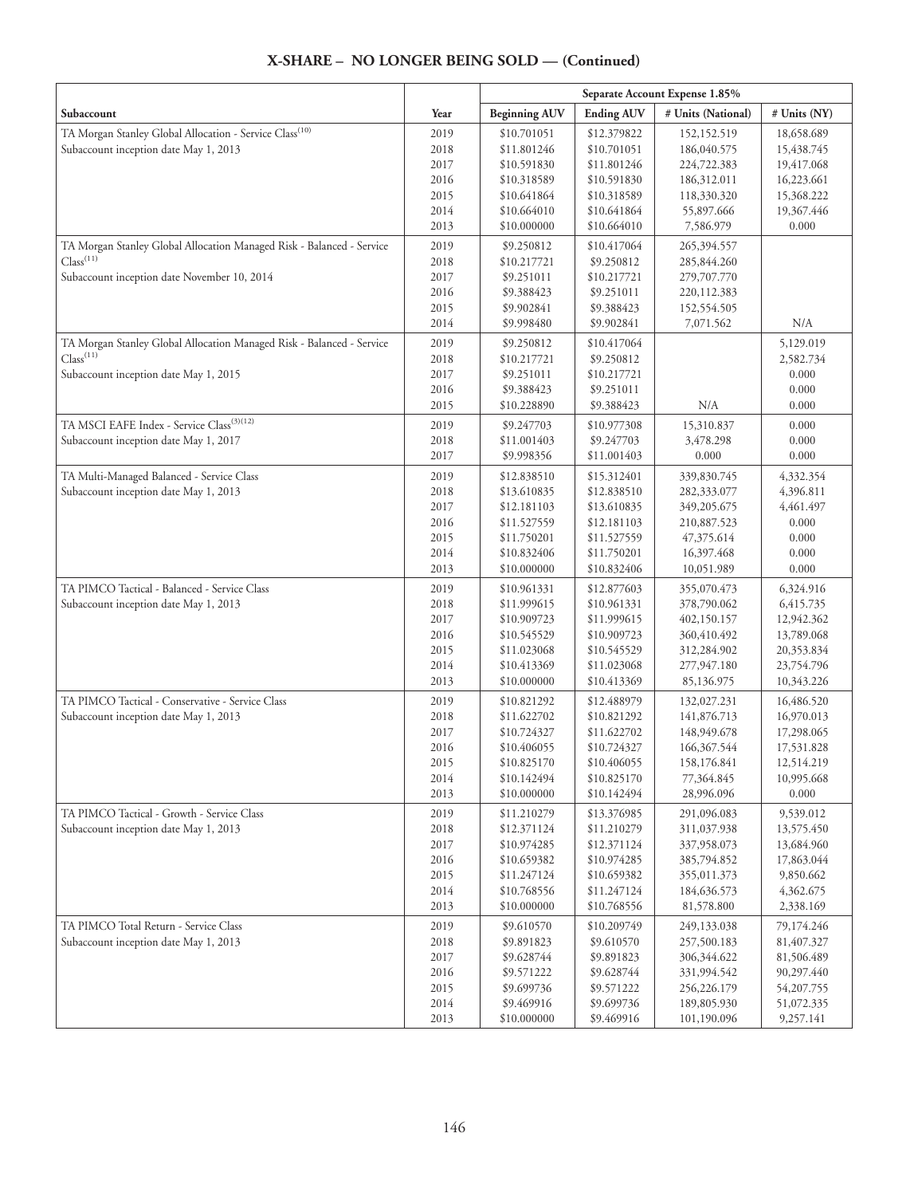## X-SHARE – NO LONGER BEING SOLD — (Continued)

| | | Separate Account Expense 1.85% | | | |
|---|---|---|---|---|---|
| Subaccount | Year | Beginning AUV | Ending AUV | # Units (National) | # Units (NY) |
| TA Morgan Stanley Global Allocation - Service Class[10] | 2019 | $10.701051 | $12.379822 | 152,152.519 | 18,658.689 |
| Subaccount inception date May 1, 2013 | 2018 | $11.801246 | $10.701051 | 186,040.575 | 15,438.745 |
| | 2017 | $10.591830 | $11.801246 | 224,722.383 | 19,417.068 |
| | 2016 | $10.318589 | $10.591830 | 186,312.011 | 16,223.661 |
| | 2015 | $10.641864 | $10.318589 | 118,330.320 | 15,368.222 |
| | 2014 | $10.664010 | $10.641864 | 55,897.666 | 19,367.446 |
| | 2013 | $10.000000 | $10.664010 | 7,586.979 | 0.000 |
| TA Morgan Stanley Global Allocation Managed Risk - Balanced - Service Class[11] | 2019 | $9.250812 | $10.417064 | 265,394.557 | |
| Subaccount inception date November 10, 2014 | 2018 | $10.217721 | $9.250812 | 285,844.260 | |
| | 2017 | $9.251011 | $10.217721 | 279,707.770 | |
| | 2016 | $9.388423 | $9.251011 | 220,112.383 | |
| | 2015 | $9.902841 | $9.388423 | 152,554.505 | |
| | 2014 | $9.998480 | $9.902841 | 7,071.562 | N/A |
| TA Morgan Stanley Global Allocation Managed Risk - Balanced - Service Class[11] | 2019 | $9.250812 | $10.417064 | | 5,129.019 |
| Subaccount inception date May 1, 2015 | 2018 | $10.217721 | $9.250812 | | 2,582.734 |
| | 2017 | $9.251011 | $10.217721 | | 0.000 |
| | 2016 | $9.388423 | $9.251011 | | 0.000 |
| | 2015 | $10.228890 | $9.388423 | N/A | 0.000 |
| TA MSCI EAFE Index - Service Class[3][12] | 2019 | $9.247703 | $10.977308 | 15,310.837 | 0.000 |
| Subaccount inception date May 1, 2017 | 2018 | $11.001403 | $9.247703 | 3,478.298 | 0.000 |
| | 2017 | $9.998356 | $11.001403 | 0.000 | 0.000 |
| TA Multi-Managed Balanced - Service Class | 2019 | $12.838510 | $15.312401 | 339,830.745 | 4,332.354 |
| Subaccount inception date May 1, 2013 | 2018 | $13.610835 | $12.838510 | 282,333.077 | 4,396.811 |
| | 2017 | $12.181103 | $13.610835 | 349,205.675 | 4,461.497 |
| | 2016 | $11.527559 | $12.181103 | 210,887.523 | 0.000 |
| | 2015 | $11.750201 | $11.527559 | 47,375.614 | 0.000 |
| | 2014 | $10.832406 | $11.750201 | 16,397.468 | 0.000 |
| | 2013 | $10.000000 | $10.832406 | 10,051.989 | 0.000 |
| TA PIMCO Tactical - Balanced - Service Class | 2019 | $10.961331 | $12.877603 | 355,070.473 | 6,324.916 |
| Subaccount inception date May 1, 2013 | 2018 | $11.999615 | $10.961331 | 378,790.062 | 6,415.735 |
| | 2017 | $10.909723 | $11.999615 | 402,150.157 | 12,942.362 |
| | 2016 | $10.545529 | $10.909723 | 360,410.492 | 13,789.068 |
| | 2015 | $11.023068 | $10.545529 | 312,284.902 | 20,353.834 |
| | 2014 | $10.413369 | $11.023068 | 277,947.180 | 23,754.796 |
| | 2013 | $10.000000 | $10.413369 | 85,136.975 | 10,343.226 |
| TA PIMCO Tactical - Conservative - Service Class | 2019 | $10.821292 | $12.488979 | 132,027.231 | 16,486.520 |
| Subaccount inception date May 1, 2013 | 2018 | $11.622702 | $10.821292 | 141,876.713 | 16,970.013 |
| | 2017 | $10.724327 | $11.622702 | 148,949.678 | 17,298.065 |
| | 2016 | $10.406055 | $10.724327 | 166,367.544 | 17,531.828 |
| | 2015 | $10.825170 | $10.406055 | 158,176.841 | 12,514.219 |
| | 2014 | $10.142494 | $10.825170 | 77,364.845 | 10,995.668 |
| | 2013 | $10.000000 | $10.142494 | 28,996.096 | 0.000 |
| TA PIMCO Tactical - Growth - Service Class | 2019 | $11.210279 | $13.376985 | 291,096.083 | 9,539.012 |
| Subaccount inception date May 1, 2013 | 2018 | $12.371124 | $11.210279 | 311,037.938 | 13,575.450 |
| | 2017 | $10.974285 | $12.371124 | 337,958.073 | 13,684.960 |
| | 2016 | $10.659382 | $10.974285 | 385,794.852 | 17,863.044 |
| | 2015 | $11.247124 | $10.659382 | 355,011.373 | 9,850.662 |
| | 2014 | $10.768556 | $11.247124 | 184,636.573 | 4,362.675 |
| | 2013 | $10.000000 | $10.768556 | 81,578.800 | 2,338.169 |
| TA PIMCO Total Return - Service Class | 2019 | $9.610570 | $10.209749 | 249,133.038 | 79,174.246 |
| Subaccount inception date May 1, 2013 | 2018 | $9.891823 | $9.610570 | 257,500.183 | 81,407.327 |
| | 2017 | $9.628744 | $9.891823 | 306,344.622 | 81,506.489 |
| | 2016 | $9.571222 | $9.628744 | 331,994.542 | 90,297.440 |
| | 2015 | $9.699736 | $9.571222 | 256,226.179 | 54,207.755 |
| | 2014 | $9.469916 | $9.699736 | 189,805.930 | 51,072.335 |
| | 2013 | $10.000000 | $9.469916 | 101,190.096 | 9,257.141 |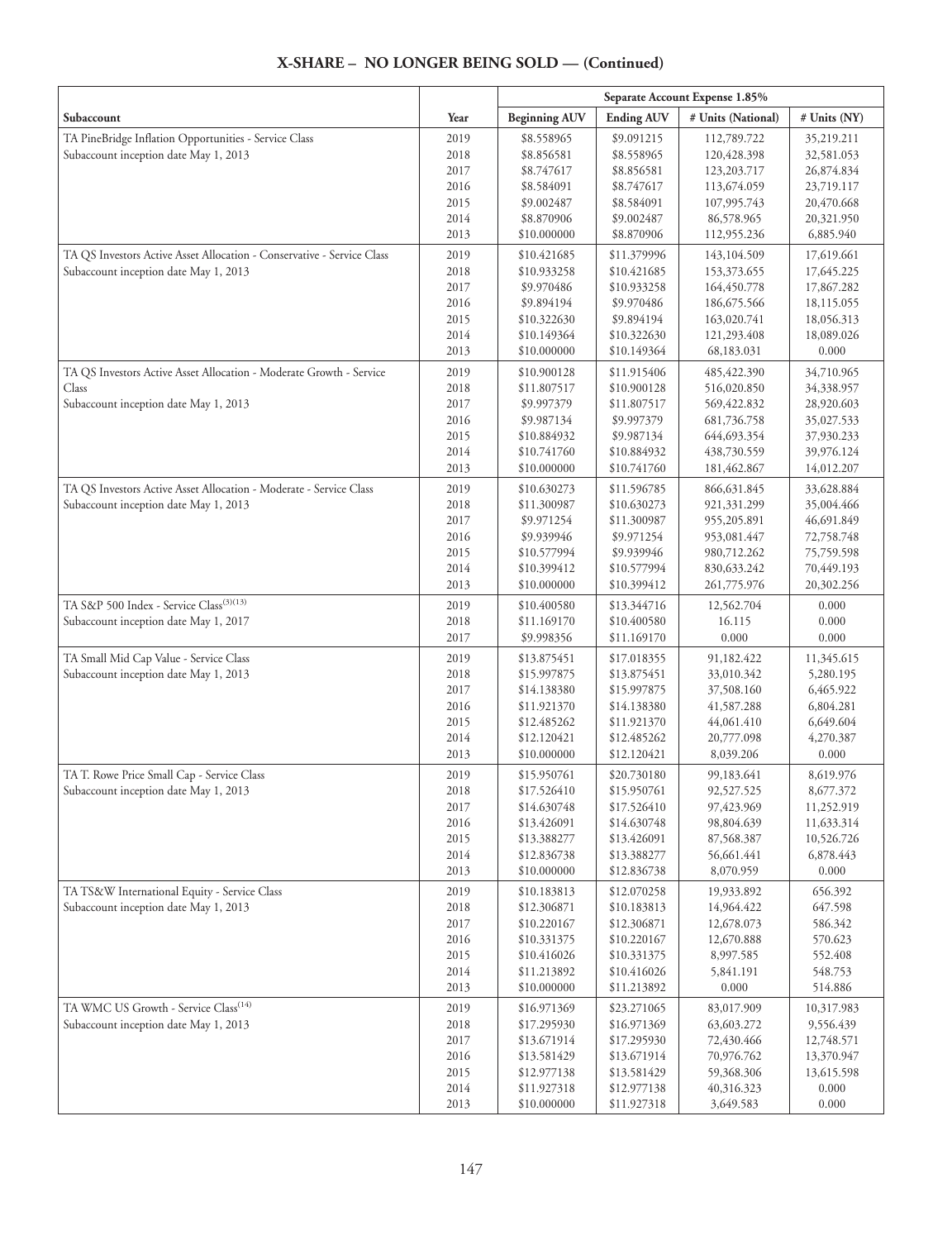## X-SHARE – NO LONGER BEING SOLD — (Continued)

| Subaccount | Year | Separate Account Expense 1.85% | | | |
|---|---|---|---|---|---|
| | | Beginning AUV | Ending AUV | # Units (National) | # Units (NY) |
| TA PineBridge Inflation Opportunities - Service Class | 2019 | $8.558965 | $9.091215 | 112,789.722 | 35,219.211 |
| Subaccount inception date May 1, 2013 | 2018 | $8.856581 | $8.558965 | 120,428.398 | 32,581.053 |
| | 2017 | $8.747617 | $8.856581 | 123,203.717 | 26,874.834 |
| | 2016 | $8.584091 | $8.747617 | 113,674.059 | 23,719.117 |
| | 2015 | $9.002487 | $8.584091 | 107,995.743 | 20,470.668 |
| | 2014 | $8.870906 | $9.002487 | 86,578.965 | 20,321.950 |
| | 2013 | $10.000000 | $8.870906 | 112,955.236 | 6,885.940 |
| TA QS Investors Active Asset Allocation - Conservative - Service Class | 2019 | $10.421685 | $11.379996 | 143,104.509 | 17,619.661 |
| Subaccount inception date May 1, 2013 | 2018 | $10.933258 | $10.421685 | 153,373.655 | 17,645.225 |
| | 2017 | $9.970486 | $10.933258 | 164,450.778 | 17,867.282 |
| | 2016 | $9.894194 | $9.970486 | 186,675.566 | 18,115.055 |
| | 2015 | $10.322630 | $9.894194 | 163,020.741 | 18,056.313 |
| | 2014 | $10.149364 | $10.322630 | 121,293.408 | 18,089.026 |
| | 2013 | $10.000000 | $10.149364 | 68,183.031 | 0.000 |
| TA QS Investors Active Asset Allocation - Moderate Growth - Service Class | 2019 | $10.900128 | $11.915406 | 485,422.390 | 34,710.965 |
| Subaccount inception date May 1, 2013 | 2018 | $11.807517 | $10.900128 | 516,020.850 | 34,338.957 |
| | 2017 | $9.997379 | $11.807517 | 569,422.832 | 28,920.603 |
| | 2016 | $9.987134 | $9.997379 | 681,736.758 | 35,027.533 |
| | 2015 | $10.884932 | $9.987134 | 644,693.354 | 37,930.233 |
| | 2014 | $10.741760 | $10.884932 | 438,730.559 | 39,976.124 |
| | 2013 | $10.000000 | $10.741760 | 181,462.867 | 14,012.207 |
| TA QS Investors Active Asset Allocation - Moderate - Service Class | 2019 | $10.630273 | $11.596785 | 866,631.845 | 33,628.884 |
| Subaccount inception date May 1, 2013 | 2018 | $11.300987 | $10.630273 | 921,331.299 | 35,004.466 |
| | 2017 | $9.971254 | $11.300987 | 955,205.891 | 46,691.849 |
| | 2016 | $9.939946 | $9.971254 | 953,081.447 | 72,758.748 |
| | 2015 | $10.577994 | $9.939946 | 980,712.262 | 75,759.598 |
| | 2014 | $10.399412 | $10.577994 | 830,633.242 | 70,449.193 |
| | 2013 | $10.000000 | $10.399412 | 261,775.976 | 20,302.256 |
| TA S&P 500 Index - Service Class[(3)(13)] | 2019 | $10.400580 | $13.344716 | 12,562.704 | 0.000 |
| Subaccount inception date May 1, 2017 | 2018 | $11.169170 | $10.400580 | 16.115 | 0.000 |
| | 2017 | $9.998356 | $11.169170 | 0.000 | 0.000 |
| TA Small Mid Cap Value - Service Class | 2019 | $13.875451 | $17.018355 | 91,182.422 | 11,345.615 |
| Subaccount inception date May 1, 2013 | 2018 | $15.997875 | $13.875451 | 33,010.342 | 5,280.195 |
| | 2017 | $14.138380 | $15.997875 | 37,508.160 | 6,465.922 |
| | 2016 | $11.921370 | $14.138380 | 41,587.288 | 6,804.281 |
| | 2015 | $12.485262 | $11.921370 | 44,061.410 | 6,649.604 |
| | 2014 | $12.120421 | $12.485262 | 20,777.098 | 4,270.387 |
| | 2013 | $10.000000 | $12.120421 | 8,039.206 | 0.000 |
| TA T. Rowe Price Small Cap - Service Class | 2019 | $15.950761 | $20.730180 | 99,183.641 | 8,619.976 |
| Subaccount inception date May 1, 2013 | 2018 | $17.526410 | $15.950761 | 92,527.525 | 8,677.372 |
| | 2017 | $14.630748 | $17.526410 | 97,423.969 | 11,252.919 |
| | 2016 | $13.426091 | $14.630748 | 98,804.639 | 11,633.314 |
| | 2015 | $13.388277 | $13.426091 | 87,568.387 | 10,526.726 |
| | 2014 | $12.836738 | $13.388277 | 56,661.441 | 6,878.443 |
| | 2013 | $10.000000 | $12.836738 | 8,070.959 | 0.000 |
| TA TS&W International Equity - Service Class | 2019 | $10.183813 | $12.070258 | 19,933.892 | 656.392 |
| Subaccount inception date May 1, 2013 | 2018 | $12.306871 | $10.183813 | 14,964.422 | 647.598 |
| | 2017 | $10.220167 | $12.306871 | 12,678.073 | 586.342 |
| | 2016 | $10.331375 | $10.220167 | 12,670.888 | 570.623 |
| | 2015 | $10.416026 | $10.331375 | 8,997.585 | 552.408 |
| | 2014 | $11.213892 | $10.416026 | 5,841.191 | 548.753 |
| | 2013 | $10.000000 | $11.213892 | 0.000 | 514.886 |
| TA WMC US Growth - Service Class[(14)] | 2019 | $16.971369 | $23.271065 | 83,017.909 | 10,317.983 |
| Subaccount inception date May 1, 2013 | 2018 | $17.295930 | $16.971369 | 63,603.272 | 9,556.439 |
| | 2017 | $13.671914 | $17.295930 | 72,430.466 | 12,748.571 |
| | 2016 | $13.581429 | $13.671914 | 70,976.762 | 13,370.947 |
| | 2015 | $12.977138 | $13.581429 | 59,368.306 | 13,615.598 |
| | 2014 | $11.927318 | $12.977138 | 40,316.323 | 0.000 |
| | 2013 | $10.000000 | $11.927318 | 3,649.583 | 0.000 |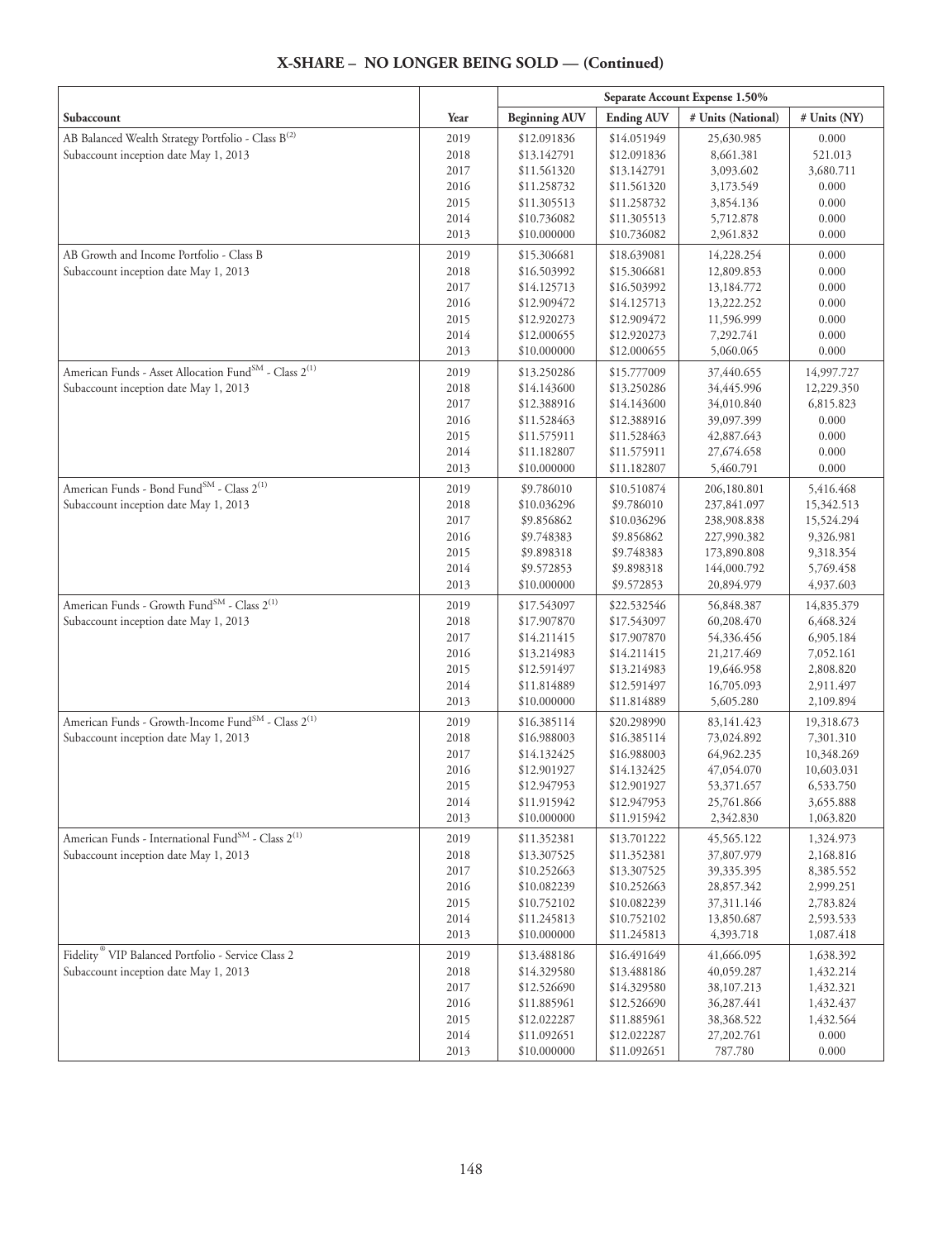## X-SHARE – NO LONGER BEING SOLD — (Continued)

| | | Separate Account Expense 1.50% | | | |
|---|---|---|---|---|---|
| Subaccount | Year | Beginning AUV | Ending AUV | # Units (National) | # Units (NY) |
| AB Balanced Wealth Strategy Portfolio - Class B[(2)] | 2019 | $12.091836 | $14.051949 | 25,630.985 | 0.000 |
| Subaccount inception date May 1, 2013 | 2018 | $13.142791 | $12.091836 | 8,661.381 | 521.013 |
| | 2017 | $11.561320 | $13.142791 | 3,093.602 | 3,680.711 |
| | 2016 | $11.258732 | $11.561320 | 3,173.549 | 0.000 |
| | 2015 | $11.305513 | $11.258732 | 3,854.136 | 0.000 |
| | 2014 | $10.736082 | $11.305513 | 5,712.878 | 0.000 |
| | 2013 | $10.000000 | $10.736082 | 2,961.832 | 0.000 |
| AB Growth and Income Portfolio - Class B | 2019 | $15.306681 | $18.639081 | 14,228.254 | 0.000 |
| Subaccount inception date May 1, 2013 | 2018 | $16.503992 | $15.306681 | 12,809.853 | 0.000 |
| | 2017 | $14.125713 | $16.503992 | 13,184.772 | 0.000 |
| | 2016 | $12.909472 | $14.125713 | 13,222.252 | 0.000 |
| | 2015 | $12.920273 | $12.909472 | 11,596.999 | 0.000 |
| | 2014 | $12.000655 | $12.920273 | 7,292.741 | 0.000 |
| | 2013 | $10.000000 | $12.000655 | 5,060.065 | 0.000 |
| American Funds - Asset Allocation Fund[SM] - Class 2[(1)] | 2019 | $13.250286 | $15.777009 | 37,440.655 | 14,997.727 |
| Subaccount inception date May 1, 2013 | 2018 | $14.143600 | $13.250286 | 34,445.996 | 12,229.350 |
| | 2017 | $12.388916 | $14.143600 | 34,010.840 | 6,815.823 |
| | 2016 | $11.528463 | $12.388916 | 39,097.399 | 0.000 |
| | 2015 | $11.575911 | $11.528463 | 42,887.643 | 0.000 |
| | 2014 | $11.182807 | $11.575911 | 27,674.658 | 0.000 |
| | 2013 | $10.000000 | $11.182807 | 5,460.791 | 0.000 |
| American Funds - Bond Fund[SM] - Class 2[(1)] | 2019 | $9.786010 | $10.510874 | 206,180.801 | 5,416.468 |
| Subaccount inception date May 1, 2013 | 2018 | $10.036296 | $9.786010 | 237,841.097 | 15,342.513 |
| | 2017 | $9.856862 | $10.036296 | 238,908.838 | 15,524.294 |
| | 2016 | $9.748383 | $9.856862 | 227,990.382 | 9,326.981 |
| | 2015 | $9.898318 | $9.748383 | 173,890.808 | 9,318.354 |
| | 2014 | $9.572853 | $9.898318 | 144,000.792 | 5,769.458 |
| | 2013 | $10.000000 | $9.572853 | 20,894.979 | 4,937.603 |
| American Funds - Growth Fund[SM] - Class 2[(1)] | 2019 | $17.543097 | $22.532546 | 56,848.387 | 14,835.379 |
| Subaccount inception date May 1, 2013 | 2018 | $17.907870 | $17.543097 | 60,208.470 | 6,468.324 |
| | 2017 | $14.211415 | $17.907870 | 54,336.456 | 6,905.184 |
| | 2016 | $13.214983 | $14.211415 | 21,217.469 | 7,052.161 |
| | 2015 | $12.591497 | $13.214983 | 19,646.958 | 2,808.820 |
| | 2014 | $11.814889 | $12.591497 | 16,705.093 | 2,911.497 |
| | 2013 | $10.000000 | $11.814889 | 5,605.280 | 2,109.894 |
| American Funds - Growth-Income Fund[SM] - Class 2[(1)] | 2019 | $16.385114 | $20.298990 | 83,141.423 | 19,318.673 |
| Subaccount inception date May 1, 2013 | 2018 | $16.988003 | $16.385114 | 73,024.892 | 7,301.310 |
| | 2017 | $14.132425 | $16.988003 | 64,962.235 | 10,348.269 |
| | 2016 | $12.901927 | $14.132425 | 47,054.070 | 10,603.031 |
| | 2015 | $12.947953 | $12.901927 | 53,371.657 | 6,533.750 |
| | 2014 | $11.915942 | $12.947953 | 25,761.866 | 3,655.888 |
| | 2013 | $10.000000 | $11.915942 | 2,342.830 | 1,063.820 |
| American Funds - International Fund[SM] - Class 2[(1)] | 2019 | $11.352381 | $13.701222 | 45,565.122 | 1,324.973 |
| Subaccount inception date May 1, 2013 | 2018 | $13.307525 | $11.352381 | 37,807.979 | 2,168.816 |
| | 2017 | $10.252663 | $13.307525 | 39,335.395 | 8,385.552 |
| | 2016 | $10.082239 | $10.252663 | 28,857.342 | 2,999.251 |
| | 2015 | $10.752102 | $10.082239 | 37,311.146 | 2,783.824 |
| | 2014 | $11.245813 | $10.752102 | 13,850.687 | 2,593.533 |
| | 2013 | $10.000000 | $11.245813 | 4,393.718 | 1,087.418 |
| Fidelity® VIP Balanced Portfolio - Service Class 2 | 2019 | $13.488186 | $16.491649 | 41,666.095 | 1,638.392 |
| Subaccount inception date May 1, 2013 | 2018 | $14.329580 | $13.488186 | 40,059.287 | 1,432.214 |
| | 2017 | $12.526690 | $14.329580 | 38,107.213 | 1,432.321 |
| | 2016 | $11.885961 | $12.526690 | 36,287.441 | 1,432.437 |
| | 2015 | $12.022287 | $11.885961 | 38,368.522 | 1,432.564 |
| | 2014 | $11.092651 | $12.022287 | 27,202.761 | 0.000 |
| | 2013 | $10.000000 | $11.092651 | 787.780 | 0.000 |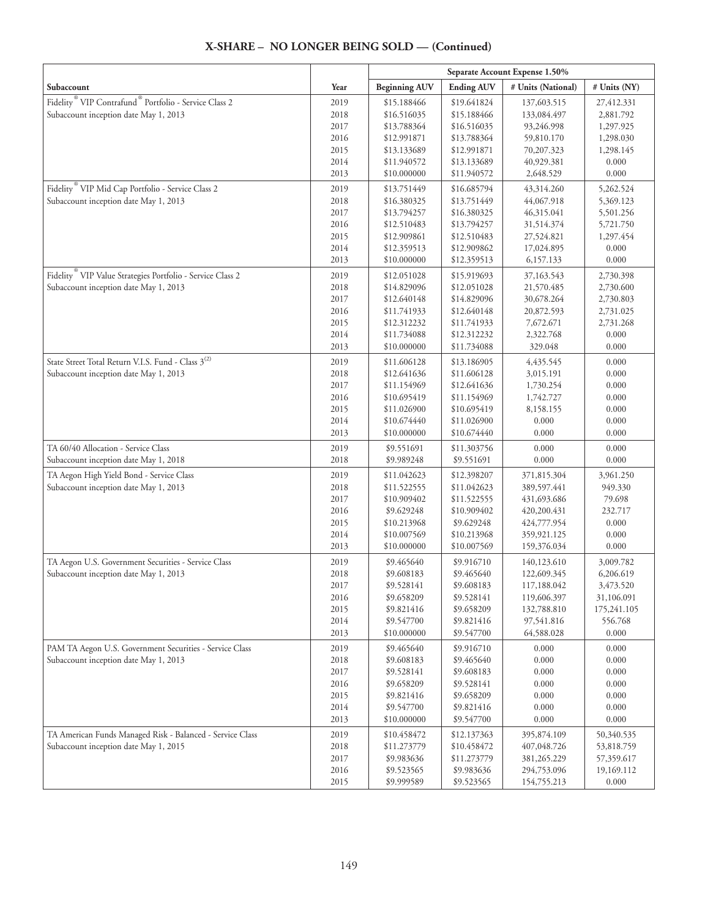## X-SHARE – NO LONGER BEING SOLD — (Continued)

| | | Separate Account Expense 1.50% | | | |
|---|---|---|---|---|---|
| **Subaccount** | **Year** | **Beginning AUV** | **Ending AUV** | **# Units (National)** | **# Units (NY)** |
| Fidelity® VIP Contrafund® Portfolio - Service Class 2 | 2019 | $15.188466 | $19.641824 | 137,603.515 | 27,412.331 |
| Subaccount inception date May 1, 2013 | 2018 | $16.516035 | $15.188466 | 133,084.497 | 2,881.792 |
| | 2017 | $13.788364 | $16.516035 | 93,246.998 | 1,297.925 |
| | 2016 | $12.991871 | $13.788364 | 59,810.170 | 1,298.030 |
| | 2015 | $13.133689 | $12.991871 | 70,207.323 | 1,298.145 |
| | 2014 | $11.940572 | $13.133689 | 40,929.381 | 0.000 |
| | 2013 | $10.000000 | $11.940572 | 2,648.529 | 0.000 |
| Fidelity® VIP Mid Cap Portfolio - Service Class 2 | 2019 | $13.751449 | $16.685794 | 43,314.260 | 5,262.524 |
| Subaccount inception date May 1, 2013 | 2018 | $16.380325 | $13.751449 | 44,067.918 | 5,369.123 |
| | 2017 | $13.794257 | $16.380325 | 46,315.041 | 5,501.256 |
| | 2016 | $12.510483 | $13.794257 | 31,514.374 | 5,721.750 |
| | 2015 | $12.909861 | $12.510483 | 27,524.821 | 1,297.454 |
| | 2014 | $12.359513 | $12.909862 | 17,024.895 | 0.000 |
| | 2013 | $10.000000 | $12.359513 | 6,157.133 | 0.000 |
| Fidelity® VIP Value Strategies Portfolio - Service Class 2 | 2019 | $12.051028 | $15.919693 | 37,163.543 | 2,730.398 |
| Subaccount inception date May 1, 2013 | 2018 | $14.829096 | $12.051028 | 21,570.485 | 2,730.600 |
| | 2017 | $12.640148 | $14.829096 | 30,678.264 | 2,730.803 |
| | 2016 | $11.741933 | $12.640148 | 20,872.593 | 2,731.025 |
| | 2015 | $12.312232 | $11.741933 | 7,672.671 | 2,731.268 |
| | 2014 | $11.734088 | $12.312232 | 2,322.768 | 0.000 |
| | 2013 | $10.000000 | $11.734088 | 329.048 | 0.000 |
| State Street Total Return V.I.S. Fund - Class 3[(2)] | 2019 | $11.606128 | $13.186905 | 4,435.545 | 0.000 |
| Subaccount inception date May 1, 2013 | 2018 | $12.641636 | $11.606128 | 3,015.191 | 0.000 |
| | 2017 | $11.154969 | $12.641636 | 1,730.254 | 0.000 |
| | 2016 | $10.695419 | $11.154969 | 1,742.727 | 0.000 |
| | 2015 | $11.026900 | $10.695419 | 8,158.155 | 0.000 |
| | 2014 | $10.674440 | $11.026900 | 0.000 | 0.000 |
| | 2013 | $10.000000 | $10.674440 | 0.000 | 0.000 |
| TA 60/40 Allocation - Service Class | 2019 | $9.551691 | $11.303756 | 0.000 | 0.000 |
| Subaccount inception date May 1, 2018 | 2018 | $9.989248 | $9.551691 | 0.000 | 0.000 |
| TA Aegon High Yield Bond - Service Class | 2019 | $11.042623 | $12.398207 | 371,815.304 | 3,961.250 |
| Subaccount inception date May 1, 2013 | 2018 | $11.522555 | $11.042623 | 389,597.441 | 949.330 |
| | 2017 | $10.909402 | $11.522555 | 431,693.686 | 79.698 |
| | 2016 | $9.629248 | $10.909402 | 420,200.431 | 232.717 |
| | 2015 | $10.213968 | $9.629248 | 424,777.954 | 0.000 |
| | 2014 | $10.007569 | $10.213968 | 359,921.125 | 0.000 |
| | 2013 | $10.000000 | $10.007569 | 159,376.034 | 0.000 |
| TA Aegon U.S. Government Securities - Service Class | 2019 | $9.465640 | $9.916710 | 140,123.610 | 3,009.782 |
| Subaccount inception date May 1, 2013 | 2018 | $9.608183 | $9.465640 | 122,609.345 | 6,206.619 |
| | 2017 | $9.528141 | $9.608183 | 117,188.042 | 3,473.520 |
| | 2016 | $9.658209 | $9.528141 | 119,606.397 | 31,106.091 |
| | 2015 | $9.821416 | $9.658209 | 132,788.810 | 175,241.105 |
| | 2014 | $9.547700 | $9.821416 | 97,541.816 | 556.768 |
| | 2013 | $10.000000 | $9.547700 | 64,588.028 | 0.000 |
| PAM TA Aegon U.S. Government Securities - Service Class | 2019 | $9.465640 | $9.916710 | 0.000 | 0.000 |
| Subaccount inception date May 1, 2013 | 2018 | $9.608183 | $9.465640 | 0.000 | 0.000 |
| | 2017 | $9.528141 | $9.608183 | 0.000 | 0.000 |
| | 2016 | $9.658209 | $9.528141 | 0.000 | 0.000 |
| | 2015 | $9.821416 | $9.658209 | 0.000 | 0.000 |
| | 2014 | $9.547700 | $9.821416 | 0.000 | 0.000 |
| | 2013 | $10.000000 | $9.547700 | 0.000 | 0.000 |
| TA American Funds Managed Risk - Balanced - Service Class | 2019 | $10.458472 | $12.137363 | 395,874.109 | 50,340.535 |
| Subaccount inception date May 1, 2015 | 2018 | $11.273779 | $10.458472 | 407,048.726 | 53,818.759 |
| | 2017 | $9.983636 | $11.273779 | 381,265.229 | 57,359.617 |
| | 2016 | $9.523565 | $9.983636 | 294,753.096 | 19,169.112 |
| | 2015 | $9.999589 | $9.523565 | 154,755.213 | 0.000 |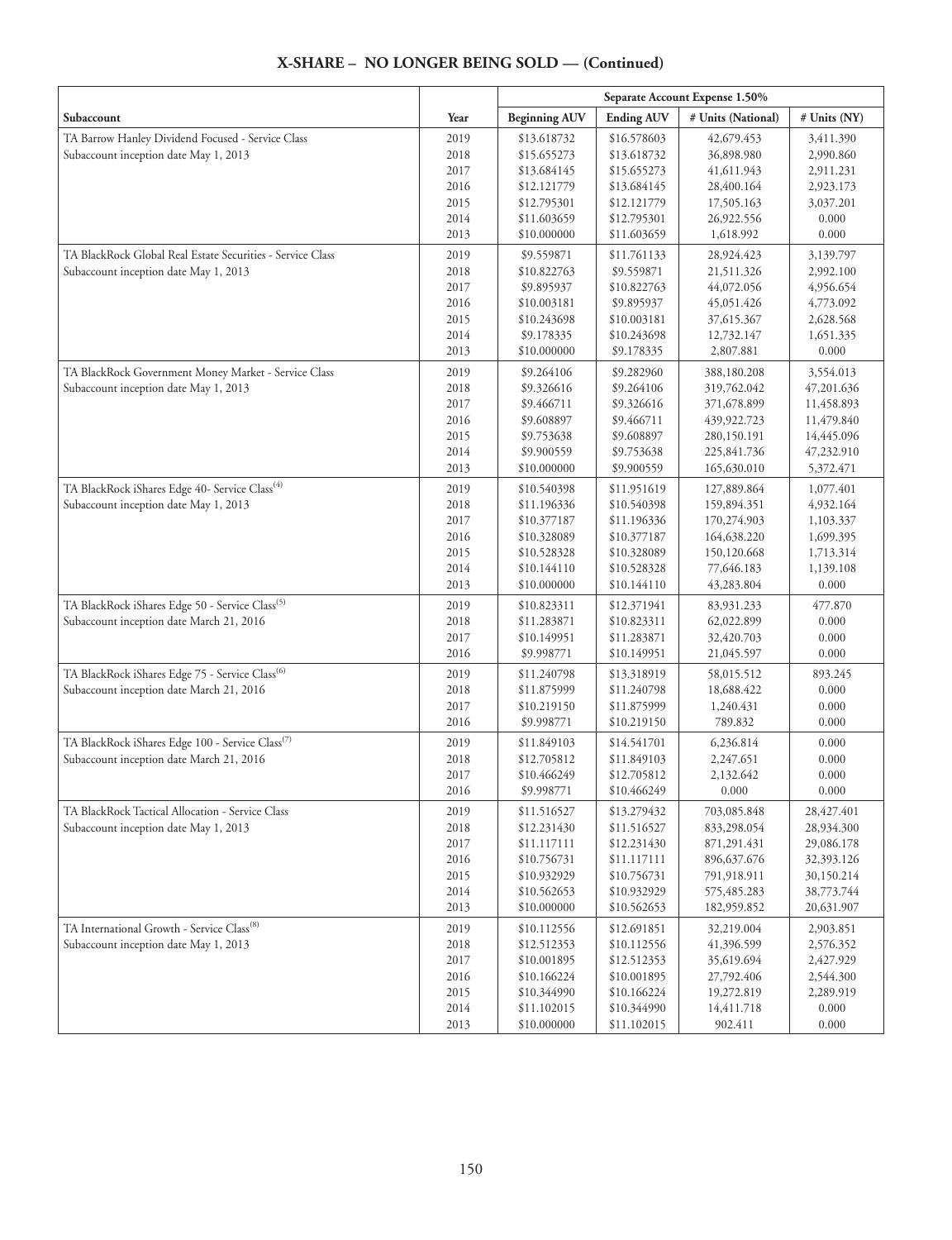## X-SHARE – NO LONGER BEING SOLD — (Continued)

| | | Separate Account Expense 1.50% | | | |
|---|---|---|---|---|---|
| Subaccount | Year | Beginning AUV | Ending AUV | # Units (National) | # Units (NY) |
| TA Barrow Hanley Dividend Focused - Service Class | 2019 | $13.618732 | $16.578603 | 42,679.453 | 3,411.390 |
| Subaccount inception date May 1, 2013 | 2018 | $15.655273 | $13.618732 | 36,898.980 | 2,990.860 |
| | 2017 | $13.684145 | $15.655273 | 41,611.943 | 2,911.231 |
| | 2016 | $12.121779 | $13.684145 | 28,400.164 | 2,923.173 |
| | 2015 | $12.795301 | $12.121779 | 17,505.163 | 3,037.201 |
| | 2014 | $11.603659 | $12.795301 | 26,922.556 | 0.000 |
| | 2013 | $10.000000 | $11.603659 | 1,618.992 | 0.000 |
| TA BlackRock Global Real Estate Securities - Service Class | 2019 | $9.559871 | $11.761133 | 28,924.423 | 3,139.797 |
| Subaccount inception date May 1, 2013 | 2018 | $10.822763 | $9.559871 | 21,511.326 | 2,992.100 |
| | 2017 | $9.895937 | $10.822763 | 44,072.056 | 4,956.654 |
| | 2016 | $10.003181 | $9.895937 | 45,051.426 | 4,773.092 |
| | 2015 | $10.243698 | $10.003181 | 37,615.367 | 2,628.568 |
| | 2014 | $9.178335 | $10.243698 | 12,732.147 | 1,651.335 |
| | 2013 | $10.000000 | $9.178335 | 2,807.881 | 0.000 |
| TA BlackRock Government Money Market - Service Class | 2019 | $9.264106 | $9.282960 | 388,180.208 | 3,554.013 |
| Subaccount inception date May 1, 2013 | 2018 | $9.326616 | $9.264106 | 319,762.042 | 47,201.636 |
| | 2017 | $9.466711 | $9.326616 | 371,678.899 | 11,458.893 |
| | 2016 | $9.608897 | $9.466711 | 439,922.723 | 11,479.840 |
| | 2015 | $9.753638 | $9.608897 | 280,150.191 | 14,445.096 |
| | 2014 | $9.900559 | $9.753638 | 225,841.736 | 47,232.910 |
| | 2013 | $10.000000 | $9.900559 | 165,630.010 | 5,372.471 |
| TA BlackRock iShares Edge 40- Service Class[4] | 2019 | $10.540398 | $11.951619 | 127,889.864 | 1,077.401 |
| Subaccount inception date May 1, 2013 | 2018 | $11.196336 | $10.540398 | 159,894.351 | 4,932.164 |
| | 2017 | $10.377187 | $11.196336 | 170,274.903 | 1,103.337 |
| | 2016 | $10.328089 | $10.377187 | 164,638.220 | 1,699.395 |
| | 2015 | $10.528328 | $10.328089 | 150,120.668 | 1,713.314 |
| | 2014 | $10.144110 | $10.528328 | 77,646.183 | 1,139.108 |
| | 2013 | $10.000000 | $10.144110 | 43,283.804 | 0.000 |
| TA BlackRock iShares Edge 50 - Service Class[5] | 2019 | $10.823311 | $12.371941 | 83,931.233 | 477.870 |
| Subaccount inception date March 21, 2016 | 2018 | $11.283871 | $10.823311 | 62,022.899 | 0.000 |
| | 2017 | $10.149951 | $11.283871 | 32,420.703 | 0.000 |
| | 2016 | $9.998771 | $10.149951 | 21,045.597 | 0.000 |
| TA BlackRock iShares Edge 75 - Service Class[6] | 2019 | $11.240798 | $13.318919 | 58,015.512 | 893.245 |
| Subaccount inception date March 21, 2016 | 2018 | $11.875999 | $11.240798 | 18,688.422 | 0.000 |
| | 2017 | $10.219150 | $11.875999 | 1,240.431 | 0.000 |
| | 2016 | $9.998771 | $10.219150 | 789.832 | 0.000 |
| TA BlackRock iShares Edge 100 - Service Class[7] | 2019 | $11.849103 | $14.541701 | 6,236.814 | 0.000 |
| Subaccount inception date March 21, 2016 | 2018 | $12.705812 | $11.849103 | 2,247.651 | 0.000 |
| | 2017 | $10.466249 | $12.705812 | 2,132.642 | 0.000 |
| | 2016 | $9.998771 | $10.466249 | 0.000 | 0.000 |
| TA BlackRock Tactical Allocation - Service Class | 2019 | $11.516527 | $13.279432 | 703,085.848 | 28,427.401 |
| Subaccount inception date May 1, 2013 | 2018 | $12.231430 | $11.516527 | 833,298.054 | 28,934.300 |
| | 2017 | $11.117111 | $12.231430 | 871,291.431 | 29,086.178 |
| | 2016 | $10.756731 | $11.117111 | 896,637.676 | 32,393.126 |
| | 2015 | $10.932929 | $10.756731 | 791,918.911 | 30,150.214 |
| | 2014 | $10.562653 | $10.932929 | 575,485.283 | 38,773.744 |
| | 2013 | $10.000000 | $10.562653 | 182,959.852 | 20,631.907 |
| TA International Growth - Service Class[8] | 2019 | $10.112556 | $12.691851 | 32,219.004 | 2,903.851 |
| Subaccount inception date May 1, 2013 | 2018 | $12.512353 | $10.112556 | 41,396.599 | 2,576.352 |
| | 2017 | $10.001895 | $12.512353 | 35,619.694 | 2,427.929 |
| | 2016 | $10.166224 | $10.001895 | 27,792.406 | 2,544.300 |
| | 2015 | $10.344990 | $10.166224 | 19,272.819 | 2,289.919 |
| | 2014 | $11.102015 | $10.344990 | 14,411.718 | 0.000 |
| | 2013 | $10.000000 | $11.102015 | 902.411 | 0.000 |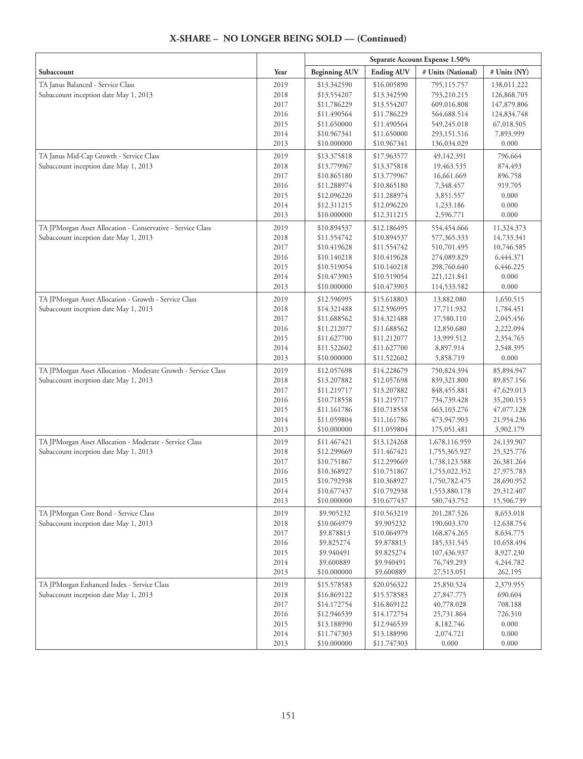# X-SHARE – NO LONGER BEING SOLD — (Continued)

| Subaccount | Year | Separate Account Expense 1.50% | | | |
|---|---|---|---|---|---|
| | | Beginning AUV | Ending AUV | # Units (National) | # Units (NY) |
| TA Janus Balanced - Service Class | 2019 | $13.342590 | $16.005890 | 795,115.757 | 138,011.222 |
| Subaccount inception date May 1, 2013 | 2018 | $13.554207 | $13.342590 | 793,210.215 | 126,868.705 |
| | 2017 | $11.786229 | $13.554207 | 609,016.808 | 147,879.806 |
| | 2016 | $11.490564 | $11.786229 | 564,688.514 | 124,834.748 |
| | 2015 | $11.650000 | $11.490564 | 549,245.018 | 67,018.505 |
| | 2014 | $10.967341 | $11.650000 | 293,151.516 | 7,893.999 |
| | 2013 | $10.000000 | $10.967341 | 136,034.029 | 0.000 |
| TA Janus Mid-Cap Growth - Service Class | 2019 | $13.375818 | $17.963577 | 49,142.391 | 796.664 |
| Subaccount inception date May 1, 2013 | 2018 | $13.779967 | $13.375818 | 19,463.535 | 874,493 |
| | 2017 | $10.865180 | $13.779967 | 16,661.669 | 896.758 |
| | 2016 | $11.288974 | $10.865180 | 7,348.457 | 919.705 |
| | 2015 | $12.096220 | $11.288974 | 3,851.557 | 0.000 |
| | 2014 | $12.311215 | $12.096220 | 1,233.186 | 0.000 |
| | 2013 | $10.000000 | $12.311215 | 2,596.771 | 0.000 |
| TA JPMorgan Asset Allocation - Conservative - Service Class | 2019 | $10.894537 | $12.186495 | 554,454.666 | 11,324.373 |
| Subaccount inception date May 1, 2013 | 2018 | $11.554742 | $10.894537 | 577,365.333 | 14,733.341 |
| | 2017 | $10.419628 | $11.554742 | 510,701.495 | 10,746.585 |
| | 2016 | $10.140218 | $10.419628 | 274,089.829 | 6,444.371 |
| | 2015 | $10.519054 | $10.140218 | 298,760.640 | 6,446.225 |
| | 2014 | $10.473903 | $10.519054 | 221,121.841 | 0.000 |
| | 2013 | $10.000000 | $10.473903 | 114,533.582 | 0.000 |
| TA JPMorgan Asset Allocation - Growth - Service Class | 2019 | $12.596995 | $15.618803 | 13,882.080 | 1,650.515 |
| Subaccount inception date May 1, 2013 | 2018 | $14.321488 | $12.596995 | 17,711.932 | 1,784.451 |
| | 2017 | $11.688562 | $14.321488 | 17,580.110 | 2,045.456 |
| | 2016 | $11.212077 | $11.688562 | 12,850.680 | 2,222.094 |
| | 2015 | $11.627700 | $11.212077 | 13,999.512 | 2,354.765 |
| | 2014 | $11.522602 | $11.627700 | 8,897.914 | 2,548.395 |
| | 2013 | $10.000000 | $11.522602 | 5,858.719 | 0.000 |
| TA JPMorgan Asset Allocation - Moderate Growth - Service Class | 2019 | $12.057698 | $14.228679 | 750,824.394 | 85,894.947 |
| Subaccount inception date May 1, 2013 | 2018 | $13.207882 | $12.057698 | 839,321.800 | 89,857.156 |
| | 2017 | $11.219717 | $13.207882 | 848,455.881 | 47,629.013 |
| | 2016 | $10.718558 | $11.219717 | 734,739.428 | 35,200.153 |
| | 2015 | $11.161786 | $10.718558 | 663,103.276 | 47,077.128 |
| | 2014 | $11.059804 | $11,161786 | 473,947.903 | 21,954.236 |
| | 2013 | $10.000000 | $11.059804 | 175,051.481 | 3,902.179 |
| TA JPMorgan Asset Allocation - Moderate - Service Class | 2019 | $11.467421 | $13.124268 | 1,678,116.959 | 24,139.907 |
| Subaccount inception date May 1, 2013 | 2018 | $12.299669 | $11.467421 | 1,755,365.927 | 25,325.776 |
| | 2017 | $10.751867 | $12.299669 | 1,738,123.588 | 26,381.264 |
| | 2016 | $10.368927 | $10.751867 | 1,753,022.352 | 27,975.783 |
| | 2015 | $10.792938 | $10.368927 | 1,750,782.475 | 28,690.952 |
| | 2014 | $10.677437 | $10.792938 | 1,553,880.178 | 29,312.407 |
| | 2013 | $10.000000 | $10.677437 | 580,743.752 | 15,506.739 |
| TA JPMorgan Core Bond - Service Class | 2019 | $9.905232 | $10.563219 | 201,287.526 | 8,653.018 |
| Subaccount inception date May 1, 2013 | 2018 | $10.064979 | $9.905232 | 190,603.370 | 12,638.754 |
| | 2017 | $9.878813 | $10.064979 | 168,874.265 | 8,634.775 |
| | 2016 | $9.825274 | $9.878813 | 185,331.545 | 10,658.494 |
| | 2015 | $9.940491 | $9.825274 | 107,436.937 | 8,927.230 |
| | 2014 | $9.600889 | $9.940491 | 76,749.293 | 4,244.782 |
| | 2013 | $10.000000 | $9.600889 | 27,513.051 | 262.195 |
| TA JPMorgan Enhanced Index - Service Class | 2019 | $15.578583 | $20.056322 | 25,850.524 | 2,379.955 |
| Subaccount inception date May 1, 2013 | 2018 | $16.869122 | $15.578583 | 27,847.775 | 690.604 |
| | 2017 | $14.172754 | $16.869122 | 40,778.028 | 708.188 |
| | 2016 | $12.946539 | $14.172754 | 25,731.864 | 726.310 |
| | 2015 | $13.188990 | $12.946539 | 8,182.746 | 0.000 |
| | 2014 | $11.747303 | $13.188990 | 2,074.721 | 0.000 |
| | 2013 | $10.000000 | $11.747303 | 0.000 | 0.000 |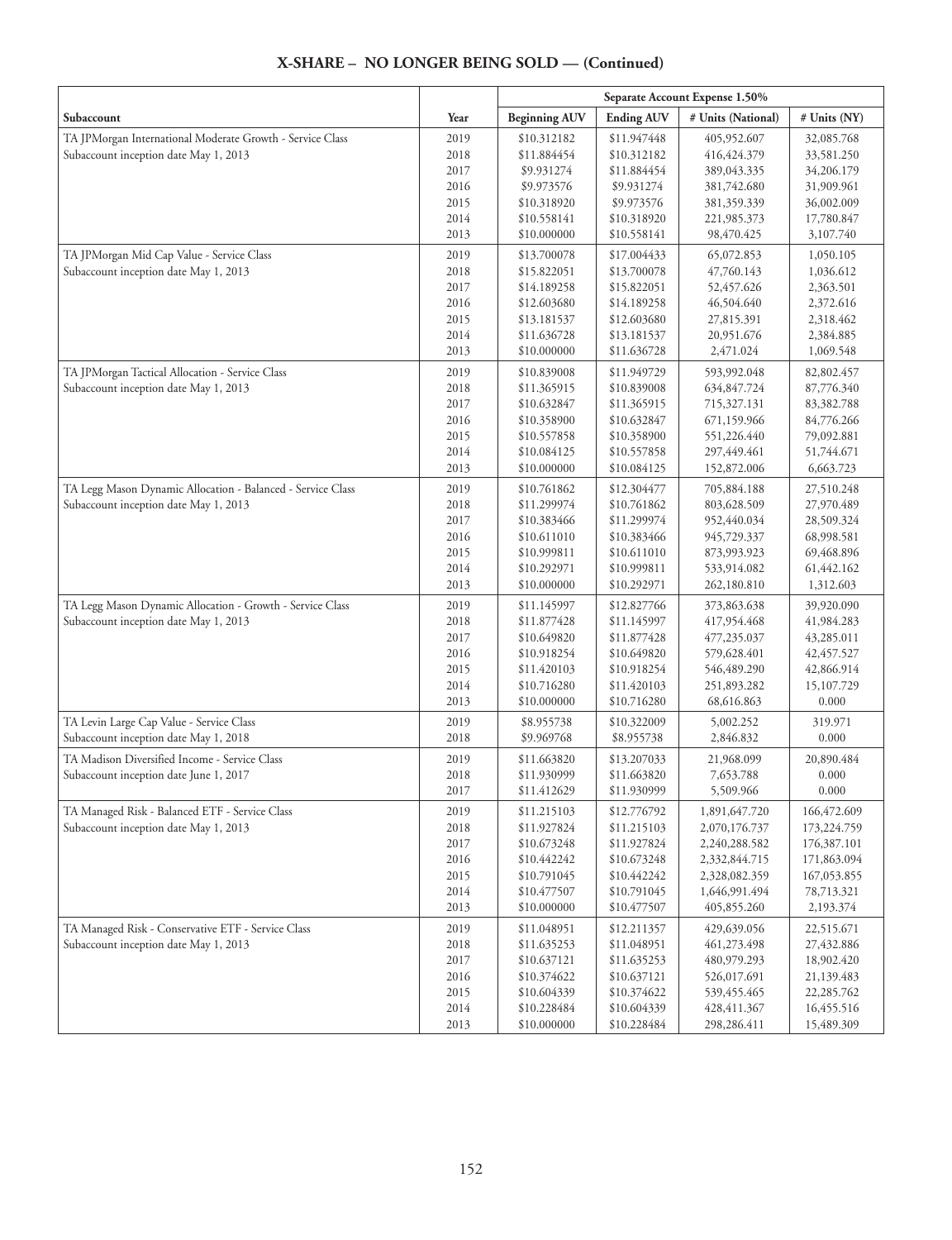## X-SHARE – NO LONGER BEING SOLD — (Continued)

| | | Separate Account Expense 1.50% | | | |
|---|---|---|---|---|---|
| Subaccount | Year | Beginning AUV | Ending AUV | # Units (National) | # Units (NY) |
| TA JPMorgan International Moderate Growth - Service Class | 2019 | $10.312182 | $11.947448 | 405,952.607 | 32,085.768 |
| Subaccount inception date May 1, 2013 | 2018 | $11.884454 | $10.312182 | 416,424.379 | 33,581.250 |
| | 2017 | $9.931274 | $11.884454 | 389,043.335 | 34,206.179 |
| | 2016 | $9.973576 | $9.931274 | 381,742.680 | 31,909.961 |
| | 2015 | $10.318920 | $9.973576 | 381,359.339 | 36,002.009 |
| | 2014 | $10.558141 | $10.318920 | 221,985.373 | 17,780.847 |
| | 2013 | $10.000000 | $10.558141 | 98,470.425 | 3,107.740 |
| TA JPMorgan Mid Cap Value - Service Class | 2019 | $13.700078 | $17.004433 | 65,072.853 | 1,050.105 |
| Subaccount inception date May 1, 2013 | 2018 | $15.822051 | $13.700078 | 47,760.143 | 1,036.612 |
| | 2017 | $14.189258 | $15.822051 | 52,457.626 | 2,363.501 |
| | 2016 | $12.603680 | $14.189258 | 46,504.640 | 2,372.616 |
| | 2015 | $13.181537 | $12.603680 | 27,815.391 | 2,318.462 |
| | 2014 | $11.636728 | $13.181537 | 20,951.676 | 2,384.885 |
| | 2013 | $10.000000 | $11.636728 | 2,471.024 | 1,069.548 |
| TA JPMorgan Tactical Allocation - Service Class | 2019 | $10.839008 | $11.949729 | 593,992.048 | 82,802.457 |
| Subaccount inception date May 1, 2013 | 2018 | $11.365915 | $10.839008 | 634,847.724 | 87,776.340 |
| | 2017 | $10.632847 | $11.365915 | 715,327.131 | 83,382.788 |
| | 2016 | $10.358900 | $10.632847 | 671,159.966 | 84,776.266 |
| | 2015 | $10.557858 | $10.358900 | 551,226.440 | 79,092.881 |
| | 2014 | $10.084125 | $10.557858 | 297,449.461 | 51,744.671 |
| | 2013 | $10.000000 | $10.084125 | 152,872.006 | 6,663.723 |
| TA Legg Mason Dynamic Allocation - Balanced - Service Class | 2019 | $10.761862 | $12.304477 | 705,884.188 | 27,510.248 |
| Subaccount inception date May 1, 2013 | 2018 | $11.299974 | $10.761862 | 803,628.509 | 27,970.489 |
| | 2017 | $10.383466 | $11.299974 | 952,440.034 | 28,509.324 |
| | 2016 | $10.611010 | $10.383466 | 945,729.337 | 68,998.581 |
| | 2015 | $10.999811 | $10.611010 | 873,993.923 | 69,468.896 |
| | 2014 | $10.292971 | $10.999811 | 533,914.082 | 61,442.162 |
| | 2013 | $10.000000 | $10.292971 | 262,180.810 | 1,312.603 |
| TA Legg Mason Dynamic Allocation - Growth - Service Class | 2019 | $11.145997 | $12.827766 | 373,863.638 | 39,920.090 |
| Subaccount inception date May 1, 2013 | 2018 | $11.877428 | $11.145997 | 417,954.468 | 41,984.283 |
| | 2017 | $10.649820 | $11.877428 | 477,235.037 | 43,285.011 |
| | 2016 | $10.918254 | $10.649820 | 579,628.401 | 42,457.527 |
| | 2015 | $11.420103 | $10.918254 | 546,489.290 | 42,866.914 |
| | 2014 | $10.716280 | $11.420103 | 251,893.282 | 15,107.729 |
| | 2013 | $10.000000 | $10.716280 | 68,616.863 | 0.000 |
| TA Levin Large Cap Value - Service Class | 2019 | $8.955738 | $10.322009 | 5,002.252 | 319.971 |
| Subaccount inception date May 1, 2018 | 2018 | $9.969768 | $8.955738 | 2,846.832 | 0.000 |
| TA Madison Diversified Income - Service Class | 2019 | $11.663820 | $13.207033 | 21,968.099 | 20,890.484 |
| Subaccount inception date June 1, 2017 | 2018 | $11.930999 | $11.663820 | 7,653.788 | 0.000 |
| | 2017 | $11.412629 | $11.930999 | 5,509.966 | 0.000 |
| TA Managed Risk - Balanced ETF - Service Class | 2019 | $11.215103 | $12.776792 | 1,891,647.720 | 166,472.609 |
| Subaccount inception date May 1, 2013 | 2018 | $11.927824 | $11.215103 | 2,070,176.737 | 173,224.759 |
| | 2017 | $10.673248 | $11.927824 | 2,240,288.582 | 176,387.101 |
| | 2016 | $10.442242 | $10.673248 | 2,332,844.715 | 171,863.094 |
| | 2015 | $10.791045 | $10.442242 | 2,328,082.359 | 167,053.855 |
| | 2014 | $10.477507 | $10.791045 | 1,646,991.494 | 78,713.321 |
| | 2013 | $10.000000 | $10.477507 | 405,855.260 | 2,193.374 |
| TA Managed Risk - Conservative ETF - Service Class | 2019 | $11.048951 | $12.211357 | 429,639.056 | 22,515.671 |
| Subaccount inception date May 1, 2013 | 2018 | $11.635253 | $11.048951 | 461,273.498 | 27,432.886 |
| | 2017 | $10.637121 | $11.635253 | 480,979.293 | 18,902.420 |
| | 2016 | $10.374622 | $10.637121 | 526,017.691 | 21,139.483 |
| | 2015 | $10.604339 | $10.374622 | 539,455.465 | 22,285.762 |
| | 2014 | $10.228484 | $10.604339 | 428,411.367 | 16,455.516 |
| | 2013 | $10.000000 | $10.228484 | 298,286.411 | 15,489.309 |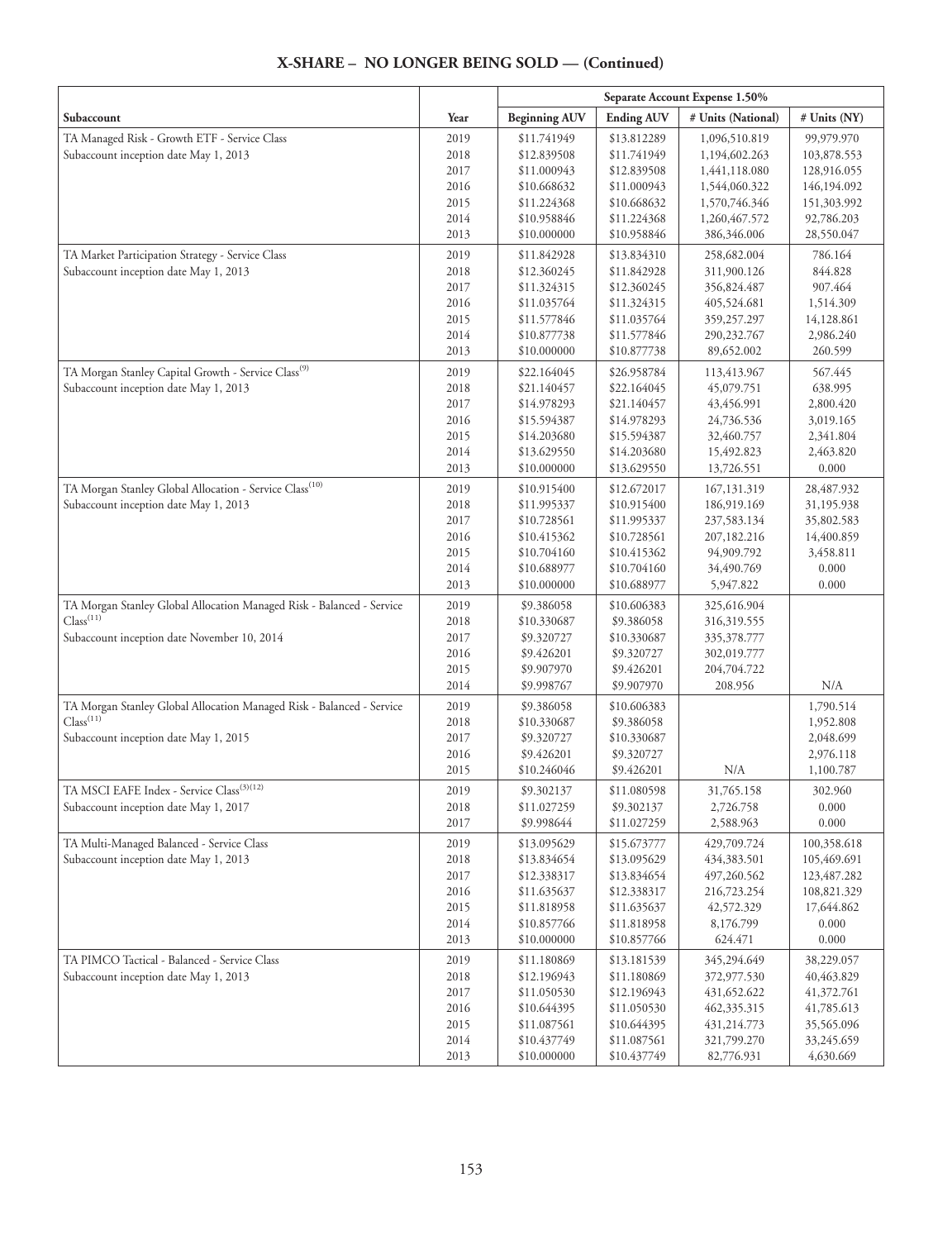## X-SHARE – NO LONGER BEING SOLD — (Continued)

| Subaccount | Year | Separate Account Expense 1.50% | | | |
|---|---|---|---|---|---|
| | | Beginning AUV | Ending AUV | # Units (National) | # Units (NY) |
| TA Managed Risk - Growth ETF - Service Class | 2019 | $11.741949 | $13.812289 | 1,096,510.819 | 99,979.970 |
| Subaccount inception date May 1, 2013 | 2018 | $12.839508 | $11.741949 | 1,194,602.263 | 103,878.553 |
| | 2017 | $11.000943 | $12.839508 | 1,441,118.080 | 128,916.055 |
| | 2016 | $10.668632 | $11.000943 | 1,544,060.322 | 146,194.092 |
| | 2015 | $11.224368 | $10.668632 | 1,570,746.346 | 151,303.992 |
| | 2014 | $10.958846 | $11.224368 | 1,260,467.572 | 92,786.203 |
| | 2013 | $10.000000 | $10.958846 | 386,346.006 | 28,550.047 |
| TA Market Participation Strategy - Service Class | 2019 | $11.842928 | $13.834310 | 258,682.004 | 786.164 |
| Subaccount inception date May 1, 2013 | 2018 | $12.360245 | $11.842928 | 311,900.126 | 844.828 |
| | 2017 | $11.324315 | $12.360245 | 356,824.487 | 907.464 |
| | 2016 | $11.035764 | $11.324315 | 405,524.681 | 1,514.309 |
| | 2015 | $11.577846 | $11.035764 | 359,257.297 | 14,128.861 |
| | 2014 | $10.877738 | $11.577846 | 290,232.767 | 2,986.240 |
| | 2013 | $10.000000 | $10.877738 | 89,652.002 | 260.599 |
| TA Morgan Stanley Capital Growth - Service Class[9] | 2019 | $22.164045 | $26.958784 | 113,413.967 | 567.445 |
| Subaccount inception date May 1, 2013 | 2018 | $21.140457 | $22.164045 | 45,079.751 | 638.995 |
| | 2017 | $14.978293 | $21.140457 | 43,456.991 | 2,800.420 |
| | 2016 | $15.594387 | $14.978293 | 24,736.536 | 3,019.165 |
| | 2015 | $14.203680 | $15.594387 | 32,460.757 | 2,341.804 |
| | 2014 | $13.629550 | $14.203680 | 15,492.823 | 2,463.820 |
| | 2013 | $10.000000 | $13.629550 | 13,726.551 | 0.000 |
| TA Morgan Stanley Global Allocation - Service Class[10] | 2019 | $10.915400 | $12.672017 | 167,131.319 | 28,487.932 |
| Subaccount inception date May 1, 2013 | 2018 | $11.995337 | $10.915400 | 186,919.169 | 31,195.938 |
| | 2017 | $10.728561 | $11.995337 | 237,583.134 | 35,802.583 |
| | 2016 | $10.415362 | $10.728561 | 207,182.216 | 14,400.859 |
| | 2015 | $10.704160 | $10.415362 | 94,909.792 | 3,458.811 |
| | 2014 | $10.688977 | $10.704160 | 34,490.769 | 0.000 |
| | 2013 | $10.000000 | $10.688977 | 5,947.822 | 0.000 |
| TA Morgan Stanley Global Allocation Managed Risk - Balanced - Service Class[11] | 2019 | $9.386058 | $10.606383 | 325,616.904 | |
| | 2018 | $10.330687 | $9.386058 | 316,319.555 | |
| Subaccount inception date November 10, 2014 | 2017 | $9.320727 | $10.330687 | 335,378.777 | |
| | 2016 | $9.426201 | $9.320727 | 302,019.777 | |
| | 2015 | $9.907970 | $9.426201 | 204,704.722 | |
| | 2014 | $9.998767 | $9.907970 | 208.956 | N/A |
| TA Morgan Stanley Global Allocation Managed Risk - Balanced - Service Class[11] | 2019 | $9.386058 | $10.606383 | | 1,790.514 |
| | 2018 | $10.330687 | $9.386058 | | 1,952.808 |
| Subaccount inception date May 1, 2015 | 2017 | $9.320727 | $10.330687 | | 2,048.699 |
| | 2016 | $9.426201 | $9.320727 | | 2,976.118 |
| | 2015 | $10.246046 | $9.426201 | N/A | 1,100.787 |
| TA MSCI EAFE Index - Service Class[3][12] | 2019 | $9.302137 | $11.080598 | 31,765.158 | 302.960 |
| Subaccount inception date May 1, 2017 | 2018 | $11.027259 | $9.302137 | 2,726.758 | 0.000 |
| | 2017 | $9.998644 | $11.027259 | 2,588.963 | 0.000 |
| TA Multi-Managed Balanced - Service Class | 2019 | $13.095629 | $15.673777 | 429,709.724 | 100,358.618 |
| Subaccount inception date May 1, 2013 | 2018 | $13.834654 | $13.095629 | 434,383.501 | 105,469.691 |
| | 2017 | $12.338317 | $13.834654 | 497,260.562 | 123,487.282 |
| | 2016 | $11.635637 | $12.338317 | 216,723.254 | 108,821.329 |
| | 2015 | $11.818958 | $11.635637 | 42,572.329 | 17,644.862 |
| | 2014 | $10.857766 | $11.818958 | 8,176.799 | 0.000 |
| | 2013 | $10.000000 | $10.857766 | 624.471 | 0.000 |
| TA PIMCO Tactical - Balanced - Service Class | 2019 | $11.180869 | $13.181539 | 345,294.649 | 38,229.057 |
| Subaccount inception date May 1, 2013 | 2018 | $12.196943 | $11.180869 | 372,977.530 | 40,463.829 |
| | 2017 | $11.050530 | $12.196943 | 431,652.622 | 41,372.761 |
| | 2016 | $10.644395 | $11.050530 | 462,335.315 | 41,785.613 |
| | 2015 | $11.087561 | $10.644395 | 431,214.773 | 35,565.096 |
| | 2014 | $10.437749 | $11.087561 | 321,799.270 | 33,245.659 |
| | 2013 | $10.000000 | $10.437749 | 82,776.931 | 4,630.669 |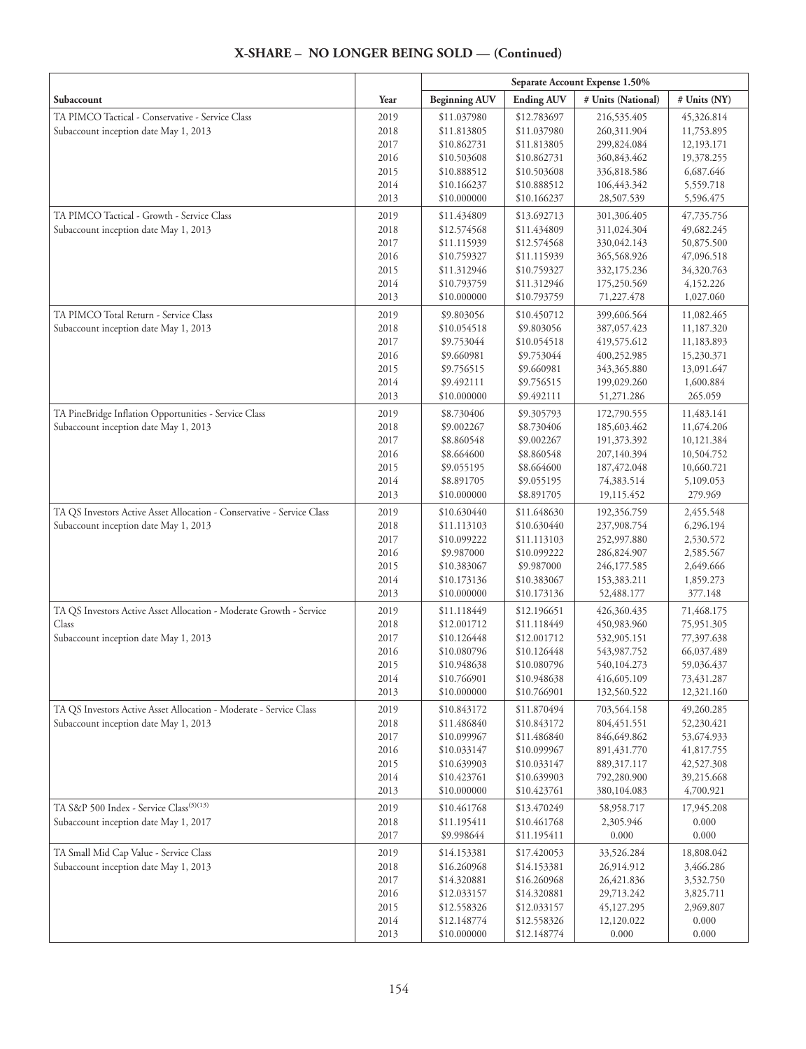## X-SHARE – NO LONGER BEING SOLD — (Continued)

| Subaccount | Year | Separate Account Expense 1.50% | | | |
|---|---|---|---|---|---|
| | | Beginning AUV | Ending AUV | # Units (National) | # Units (NY) |
| TA PIMCO Tactical - Conservative - Service Class | 2019 | $11.037980 | $12.783697 | 216,535.405 | 45,326.814 |
| Subaccount inception date May 1, 2013 | 2018 | $11.813805 | $11.037980 | 260,311.904 | 11,753.895 |
| | 2017 | $10.862731 | $11.813805 | 299,824.084 | 12,193.171 |
| | 2016 | $10.503608 | $10.862731 | 360,843.462 | 19,378.255 |
| | 2015 | $10.888512 | $10.503608 | 336,818.586 | 6,687.646 |
| | 2014 | $10.166237 | $10.888512 | 106,443.342 | 5,559.718 |
| | 2013 | $10.000000 | $10.166237 | 28,507.539 | 5,596.475 |
| TA PIMCO Tactical - Growth - Service Class | 2019 | $11.434809 | $13.692713 | 301,306.405 | 47,735.756 |
| Subaccount inception date May 1, 2013 | 2018 | $12.574568 | $11.434809 | 311,024.304 | 49,682.245 |
| | 2017 | $11.115939 | $12.574568 | 330,042.143 | 50,875.500 |
| | 2016 | $10.759327 | $11.115939 | 365,568.926 | 47,096.518 |
| | 2015 | $11.312946 | $10.759327 | 332,175.236 | 34,320.763 |
| | 2014 | $10.793759 | $11.312946 | 175,250.569 | 4,152.226 |
| | 2013 | $10.000000 | $10.793759 | 71,227.478 | 1,027.060 |
| TA PIMCO Total Return - Service Class | 2019 | $9.803056 | $10.450712 | 399,606.564 | 11,082.465 |
| Subaccount inception date May 1, 2013 | 2018 | $10.054518 | $9.803056 | 387,057.423 | 11,187.320 |
| | 2017 | $9.753044 | $10.054518 | 419,575.612 | 11,183.893 |
| | 2016 | $9.660981 | $9.753044 | 400,252.985 | 15,230.371 |
| | 2015 | $9.756515 | $9.660981 | 343,365.880 | 13,091.647 |
| | 2014 | $9.492111 | $9.756515 | 199,029.260 | 1,600.884 |
| | 2013 | $10.000000 | $9.492111 | 51,271.286 | 265.059 |
| TA PineBridge Inflation Opportunities - Service Class | 2019 | $8.730406 | $9.305793 | 172,790.555 | 11,483.141 |
| Subaccount inception date May 1, 2013 | 2018 | $9.002267 | $8.730406 | 185,603.462 | 11,674.206 |
| | 2017 | $8.860548 | $9.002267 | 191,373.392 | 10,121.384 |
| | 2016 | $8.664600 | $8.860548 | 207,140.394 | 10,504.752 |
| | 2015 | $9.055195 | $8.664600 | 187,472.048 | 10,660.721 |
| | 2014 | $8.891705 | $9.055195 | 74,383.514 | 5,109.053 |
| | 2013 | $10.000000 | $8.891705 | 19,115.452 | 279.969 |
| TA QS Investors Active Asset Allocation - Conservative - Service Class | 2019 | $10.630440 | $11.648630 | 192,356.759 | 2,455.548 |
| Subaccount inception date May 1, 2013 | 2018 | $11.113103 | $10.630440 | 237,908.754 | 6,296.194 |
| | 2017 | $10.099222 | $11.113103 | 252,997.880 | 2,530.572 |
| | 2016 | $9.987000 | $10.099222 | 286,824.907 | 2,585.567 |
| | 2015 | $10.383067 | $9.987000 | 246,177.585 | 2,649.666 |
| | 2014 | $10.173136 | $10.383067 | 153,383.211 | 1,859.273 |
| | 2013 | $10.000000 | $10.173136 | 52,488.177 | 377.148 |
| TA QS Investors Active Asset Allocation - Moderate Growth - Service Class | 2019 | $11.118449 | $12.196651 | 426,360.435 | 71,468.175 |
| Subaccount inception date May 1, 2013 | 2018 | $12.001712 | $11.118449 | 450,983.960 | 75,951.305 |
| | 2017 | $10.126448 | $12.001712 | 532,905.151 | 77,397.638 |
| | 2016 | $10.080796 | $10.126448 | 543,987.752 | 66,037.489 |
| | 2015 | $10.948638 | $10.080796 | 540,104.273 | 59,036.437 |
| | 2014 | $10.766901 | $10.948638 | 416,605.109 | 73,431.287 |
| | 2013 | $10.000000 | $10.766901 | 132,560.522 | 12,321.160 |
| TA QS Investors Active Asset Allocation - Moderate - Service Class | 2019 | $10.843172 | $11.870494 | 703,564.158 | 49,260.285 |
| Subaccount inception date May 1, 2013 | 2018 | $11.486840 | $10.843172 | 804,451.551 | 52,230.421 |
| | 2017 | $10.099967 | $11.486840 | 846,649.862 | 53,674.933 |
| | 2016 | $10.033147 | $10.099967 | 891,431.770 | 41,817.755 |
| | 2015 | $10.639903 | $10.033147 | 889,317.117 | 42,527.308 |
| | 2014 | $10.423761 | $10.639903 | 792,280.900 | 39,215.668 |
| | 2013 | $10.000000 | $10.423761 | 380,104.083 | 4,700.921 |
| TA S&P 500 Index - Service Class(3)(13) | 2019 | $10.461768 | $13.470249 | 58,958.717 | 17,945.208 |
| Subaccount inception date May 1, 2017 | 2018 | $11.195411 | $10.461768 | 2,305.946 | 0.000 |
| | 2017 | $9.998644 | $11.195411 | 0.000 | 0.000 |
| TA Small Mid Cap Value - Service Class | 2019 | $14.153381 | $17.420053 | 33,526.284 | 18,808.042 |
| Subaccount inception date May 1, 2013 | 2018 | $16.260968 | $14.153381 | 26,914.912 | 3,466.286 |
| | 2017 | $14.320881 | $16.260968 | 26,421.836 | 3,532.750 |
| | 2016 | $12.033157 | $14.320881 | 29,713.242 | 3,825.711 |
| | 2015 | $12.558326 | $12.033157 | 45,127.295 | 2,969.807 |
| | 2014 | $12.148774 | $12.558326 | 12,120.022 | 0.000 |
| | 2013 | $10.000000 | $12.148774 | 0.000 | 0.000 |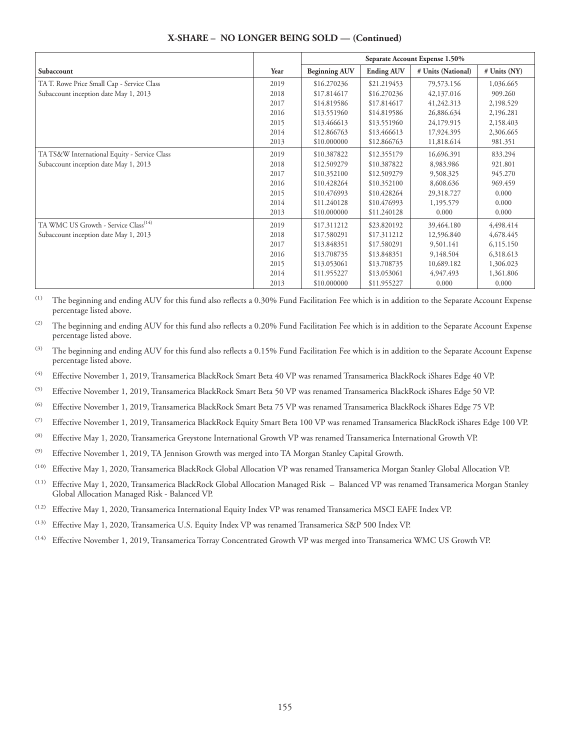## X-SHARE – NO LONGER BEING SOLD — (Continued)

| | | Separate Account Expense 1.50% | | | |
|---|---|---|---|---|---|
| Subaccount | Year | Beginning AUV | Ending AUV | # Units (National) | # Units (NY) |
| TA T. Rowe Price Small Cap - Service Class | 2019 | $16.270236 | $21.219453 | 79,573.156 | 1,036.665 |
| Subaccount inception date May 1, 2013 | 2018 | $17.814617 | $16.270236 | 42,137.016 | 909.260 |
| | 2017 | $14.819586 | $17.814617 | 41,242.313 | 2,198.529 |
| | 2016 | $13.551960 | $14.819586 | 26,886.634 | 2,196.281 |
| | 2015 | $13.466613 | $13.551960 | 24,179.915 | 2,158.403 |
| | 2014 | $12.866763 | $13.466613 | 17,924.395 | 2,306.665 |
| | 2013 | $10.000000 | $12.866763 | 11,818.614 | 981.351 |
| TA TS&W International Equity - Service Class | 2019 | $10.387822 | $12.355179 | 16,696.391 | 833.294 |
| Subaccount inception date May 1, 2013 | 2018 | $12.509279 | $10.387822 | 8,983.986 | 921.801 |
| | 2017 | $10.352100 | $12.509279 | 9,508.325 | 945.270 |
| | 2016 | $10.428264 | $10.352100 | 8,608.636 | 969.459 |
| | 2015 | $10.476993 | $10.428264 | 29,318.727 | 0.000 |
| | 2014 | $11.240128 | $10.476993 | 1,195.579 | 0.000 |
| | 2013 | $10.000000 | $11.240128 | 0.000 | 0.000 |
| TA WMC US Growth - Service Class[14] | 2019 | $17.311212 | $23.820192 | 39,464.180 | 4,498.414 |
| Subaccount inception date May 1, 2013 | 2018 | $17.580291 | $17.311212 | 12,596.840 | 4,678.445 |
| | 2017 | $13.848351 | $17.580291 | 9,501.141 | 6,115.150 |
| | 2016 | $13.708735 | $13.848351 | 9,148.504 | 6,318.613 |
| | 2015 | $13.053061 | $13.708735 | 10,689.182 | 1,306.023 |
| | 2014 | $11.955227 | $13.053061 | 4,947.493 | 1,361.806 |
| | 2013 | $10.000000 | $11.955227 | 0.000 | 0.000 |

(1) The beginning and ending AUV for this fund also reflects a 0.30% Fund Facilitation Fee which is in addition to the Separate Account Expense percentage listed above.

(2) The beginning and ending AUV for this fund also reflects a 0.20% Fund Facilitation Fee which is in addition to the Separate Account Expense percentage listed above.

(3) The beginning and ending AUV for this fund also reflects a 0.15% Fund Facilitation Fee which is in addition to the Separate Account Expense percentage listed above.

(4) Effective November 1, 2019, Transamerica BlackRock Smart Beta 40 VP was renamed Transamerica BlackRock iShares Edge 40 VP.

(5) Effective November 1, 2019, Transamerica BlackRock Smart Beta 50 VP was renamed Transamerica BlackRock iShares Edge 50 VP.

(6) Effective November 1, 2019, Transamerica BlackRock Smart Beta 75 VP was renamed Transamerica BlackRock iShares Edge 75 VP.

(7) Effective November 1, 2019, Transamerica BlackRock Equity Smart Beta 100 VP was renamed Transamerica BlackRock iShares Edge 100 VP.

(8) Effective May 1, 2020, Transamerica Greystone International Growth VP was renamed Transamerica International Growth VP.

(9) Effective November 1, 2019, TA Jennison Growth was merged into TA Morgan Stanley Capital Growth.

(10) Effective May 1, 2020, Transamerica BlackRock Global Allocation VP was renamed Transamerica Morgan Stanley Global Allocation VP.

(11) Effective May 1, 2020, Transamerica BlackRock Global Allocation Managed Risk – Balanced VP was renamed Transamerica Morgan Stanley Global Allocation Managed Risk - Balanced VP.

(12) Effective May 1, 2020, Transamerica International Equity Index VP was renamed Transamerica MSCI EAFE Index VP.

(13) Effective May 1, 2020, Transamerica U.S. Equity Index VP was renamed Transamerica S&P 500 Index VP.

(14) Effective November 1, 2019, Transamerica Torray Concentrated Growth VP was merged into Transamerica WMC US Growth VP.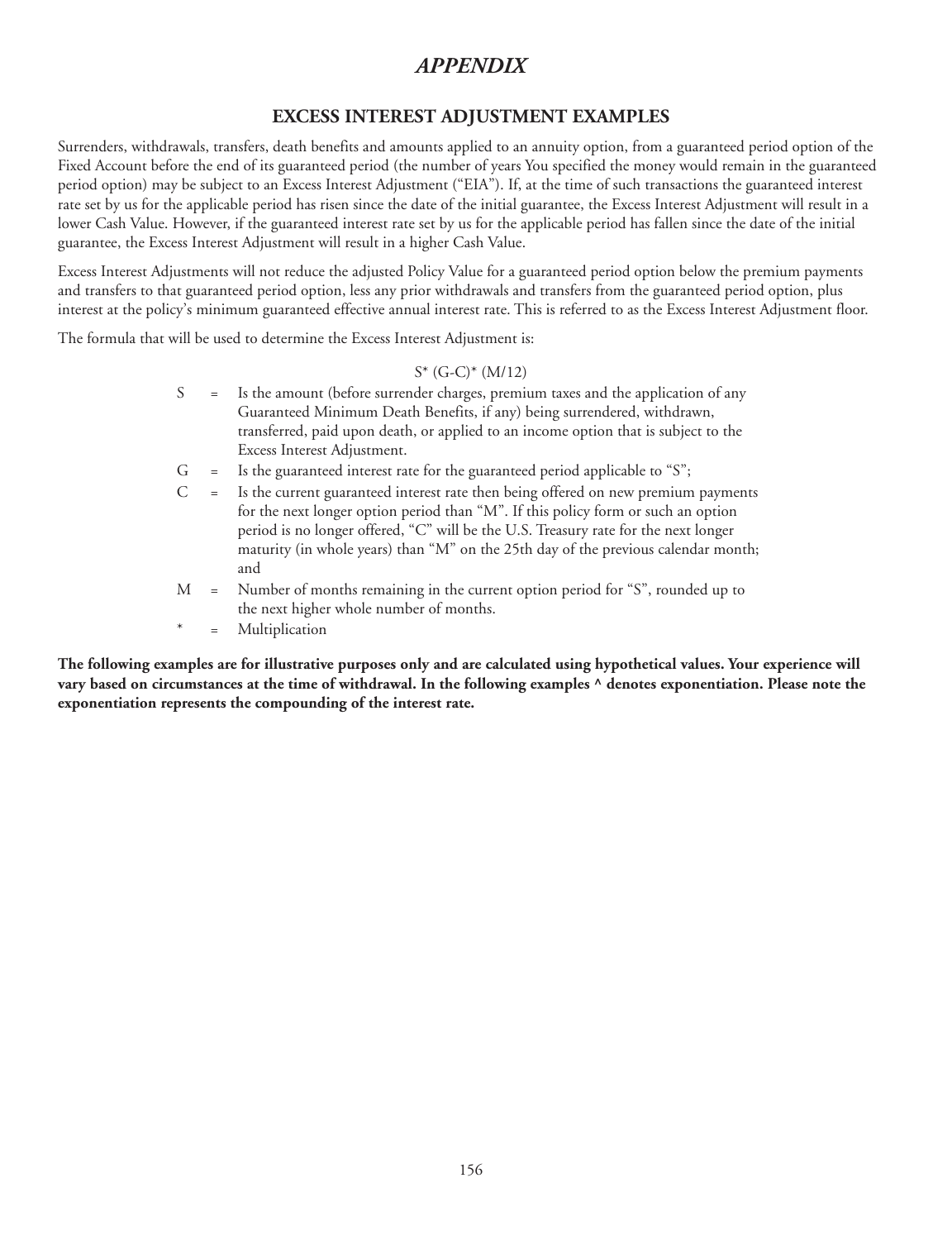# *APPENDIX*

## EXCESS INTEREST ADJUSTMENT EXAMPLES

Surrenders, withdrawals, transfers, death benefits and amounts applied to an annuity option, from a guaranteed period option of the Fixed Account before the end of its guaranteed period (the number of years You specified the money would remain in the guaranteed period option) may be subject to an Excess Interest Adjustment ("EIA"). If, at the time of such transactions the guaranteed interest rate set by us for the applicable period has risen since the date of the initial guarantee, the Excess Interest Adjustment will result in a lower Cash Value. However, if the guaranteed interest rate set by us for the applicable period has fallen since the date of the initial guarantee, the Excess Interest Adjustment will result in a higher Cash Value.

Excess Interest Adjustments will not reduce the adjusted Policy Value for a guaranteed period option below the premium payments and transfers to that guaranteed period option, less any prior withdrawals and transfers from the guaranteed period option, plus interest at the policy's minimum guaranteed effective annual interest rate. This is referred to as the Excess Interest Adjustment floor.

The formula that will be used to determine the Excess Interest Adjustment is:

$$S * (G - C) * (M/12)$$

S = Is the amount (before surrender charges, premium taxes and the application of any Guaranteed Minimum Death Benefits, if any) being surrendered, withdrawn, transferred, paid upon death, or applied to an income option that is subject to the Excess Interest Adjustment.

G = Is the guaranteed interest rate for the guaranteed period applicable to "S";

C = Is the current guaranteed interest rate then being offered on new premium payments for the next longer option period than "M". If this policy form or such an option period is no longer offered, "C" will be the U.S. Treasury rate for the next longer maturity (in whole years) than "M" on the 25th day of the previous calendar month; and

M = Number of months remaining in the current option period for "S", rounded up to the next higher whole number of months.

* = Multiplication

**The following examples are for illustrative purposes only and are calculated using hypothetical values. Your experience will vary based on circumstances at the time of withdrawal. In the following examples ^ denotes exponentiation. Please note the exponentiation represents the compounding of the interest rate.**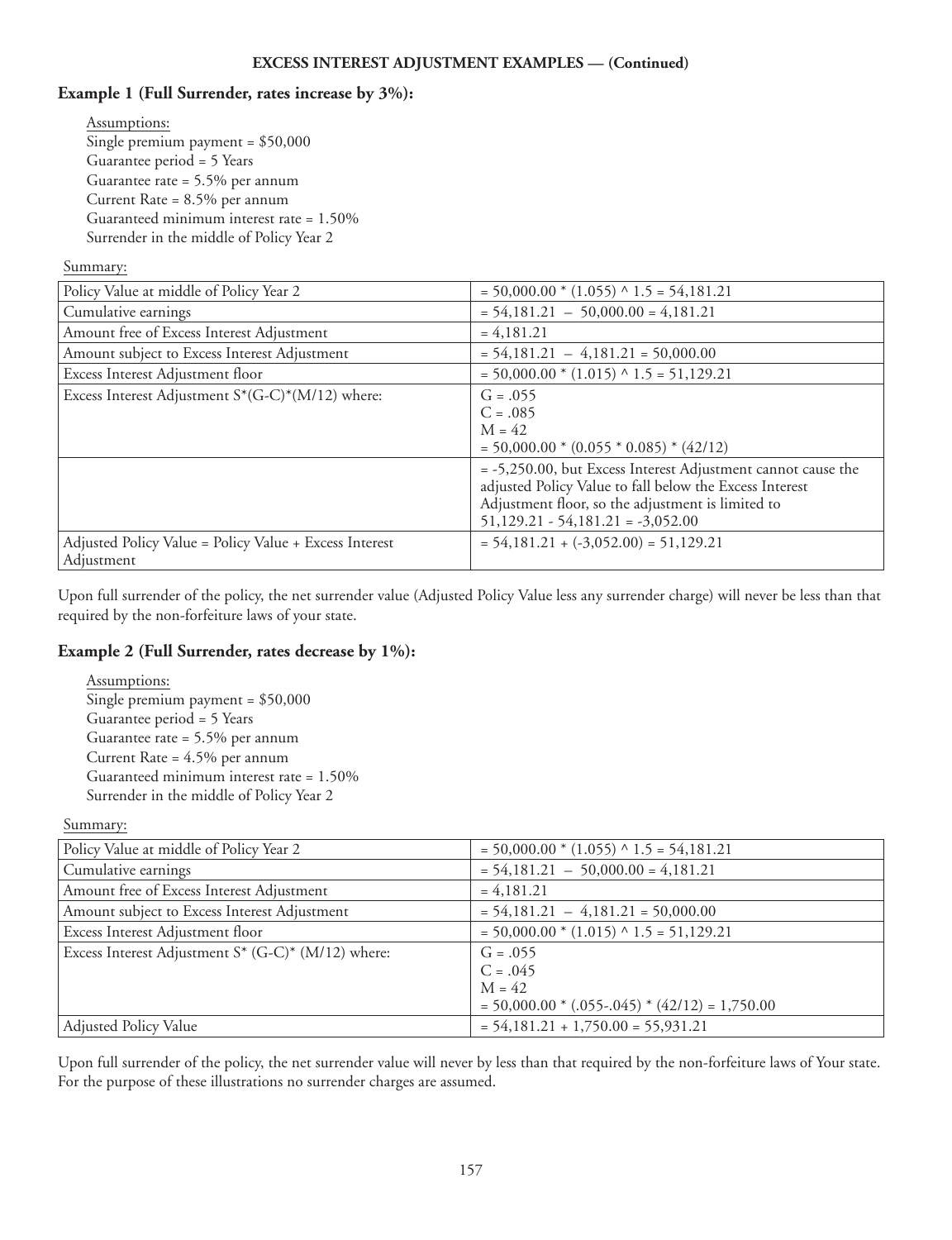**EXCESS INTEREST ADJUSTMENT EXAMPLES — (Continued)**

### Example 1 (Full Surrender, rates increase by 3%):

Assumptions:
Single premium payment = $50,000
Guarantee period = 5 Years
Guarantee rate = 5.5% per annum
Current Rate = 8.5% per annum
Guaranteed minimum interest rate = 1.50%
Surrender in the middle of Policy Year 2

Summary:

| | |
|---|---|
| Policy Value at middle of Policy Year 2 | = 50,000.00 * (1.055) ^ 1.5 = 54,181.21 |
| Cumulative earnings | = 54,181.21 – 50,000.00 = 4,181.21 |
| Amount free of Excess Interest Adjustment | = 4,181.21 |
| Amount subject to Excess Interest Adjustment | = 54,181.21 – 4,181.21 = 50,000.00 |
| Excess Interest Adjustment floor | = 50,000.00 * (1.015) ^ 1.5 = 51,129.21 |
| Excess Interest Adjustment S*(G-C)*(M/12) where: | G = .055<br>C = .085<br>M = 42<br>= 50,000.00 * (0.055 * 0.085) * (42/12) |
| | = -5,250.00, but Excess Interest Adjustment cannot cause the adjusted Policy Value to fall below the Excess Interest Adjustment floor, so the adjustment is limited to 51,129.21 - 54,181.21 = -3,052.00 |
| Adjusted Policy Value = Policy Value + Excess Interest Adjustment | = 54,181.21 + (-3,052.00) = 51,129.21 |

Upon full surrender of the policy, the net surrender value (Adjusted Policy Value less any surrender charge) will never be less than that required by the non-forfeiture laws of your state.

### Example 2 (Full Surrender, rates decrease by 1%):

Assumptions:
Single premium payment = $50,000
Guarantee period = 5 Years
Guarantee rate = 5.5% per annum
Current Rate = 4.5% per annum
Guaranteed minimum interest rate = 1.50%
Surrender in the middle of Policy Year 2

Summary:

| | |
|---|---|
| Policy Value at middle of Policy Year 2 | = 50,000.00 * (1.055) ^ 1.5 = 54,181.21 |
| Cumulative earnings | = 54,181.21 – 50,000.00 = 4,181.21 |
| Amount free of Excess Interest Adjustment | = 4,181.21 |
| Amount subject to Excess Interest Adjustment | = 54,181.21 – 4,181.21 = 50,000.00 |
| Excess Interest Adjustment floor | = 50,000.00 * (1.015) ^ 1.5 = 51,129.21 |
| Excess Interest Adjustment S* (G-C)* (M/12) where: | G = .055<br>C = .045<br>M = 42<br>= 50,000.00 * (.055-.045) * (42/12) = 1,750.00 |
| Adjusted Policy Value | = 54,181.21 + 1,750.00 = 55,931.21 |

Upon full surrender of the policy, the net surrender value will never by less than that required by the non-forfeiture laws of Your state. For the purpose of these illustrations no surrender charges are assumed.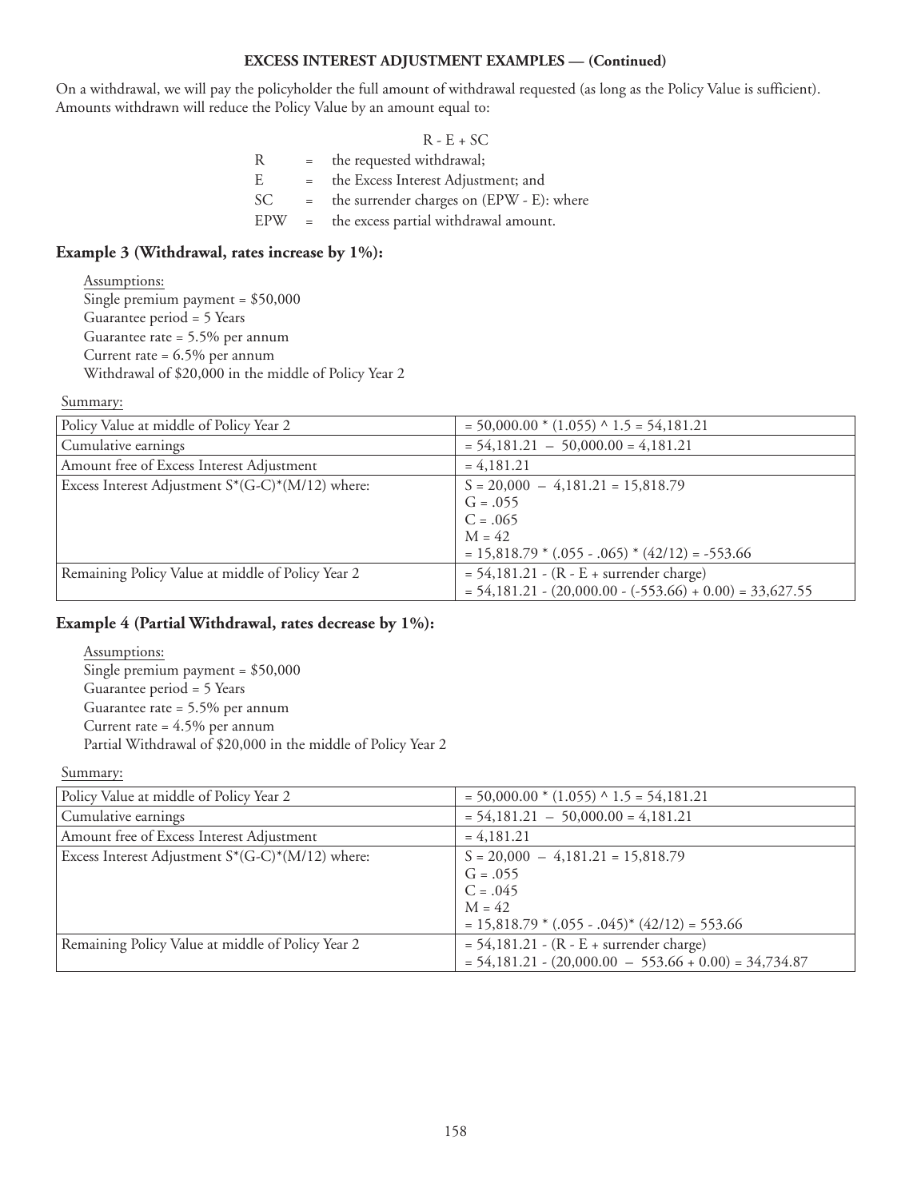**EXCESS INTEREST ADJUSTMENT EXAMPLES — (Continued)**

On a withdrawal, we will pay the policyholder the full amount of withdrawal requested (as long as the Policy Value is sufficient). Amounts withdrawn will reduce the Policy Value by an amount equal to:

$$R - E + SC$$

| | | |
|---|---|---|
| R | = | the requested withdrawal; |
| E | = | the Excess Interest Adjustment; and |
| SC | = | the surrender charges on (EPW - E): where |
| EPW | = | the excess partial withdrawal amount. |

### Example 3 (Withdrawal, rates increase by 1%):

Assumptions:
Single premium payment = $50,000
Guarantee period = 5 Years
Guarantee rate = 5.5% per annum
Current rate = 6.5% per annum
Withdrawal of $20,000 in the middle of Policy Year 2

Summary:

| | |
|---|---|
| Policy Value at middle of Policy Year 2 | = 50,000.00 * (1.055) ^ 1.5 = 54,181.21 |
| Cumulative earnings | = 54,181.21 – 50,000.00 = 4,181.21 |
| Amount free of Excess Interest Adjustment | = 4,181.21 |
| Excess Interest Adjustment S*(G-C)*(M/12) where: | S = 20,000 – 4,181.21 = 15,818.79<br>G = .055<br>C = .065<br>M = 42<br>= 15,818.79 * (.055 - .065) * (42/12) = -553.66 |
| Remaining Policy Value at middle of Policy Year 2 | = 54,181.21 - (R - E + surrender charge)<br>= 54,181.21 - (20,000.00 - (-553.66) + 0.00) = 33,627.55 |

### Example 4 (Partial Withdrawal, rates decrease by 1%):

Assumptions:
Single premium payment = $50,000
Guarantee period = 5 Years
Guarantee rate = 5.5% per annum
Current rate = 4.5% per annum
Partial Withdrawal of $20,000 in the middle of Policy Year 2

Summary:

| | |
|---|---|
| Policy Value at middle of Policy Year 2 | = 50,000.00 * (1.055) ^ 1.5 = 54,181.21 |
| Cumulative earnings | = 54,181.21 – 50,000.00 = 4,181.21 |
| Amount free of Excess Interest Adjustment | = 4,181.21 |
| Excess Interest Adjustment S*(G-C)*(M/12) where: | S = 20,000 – 4,181.21 = 15,818.79<br>G = .055<br>C = .045<br>M = 42<br>= 15,818.79 * (.055 - .045)* (42/12) = 553.66 |
| Remaining Policy Value at middle of Policy Year 2 | = 54,181.21 - (R - E + surrender charge)<br>= 54,181.21 - (20,000.00 – 553.66 + 0.00) = 34,734.87 |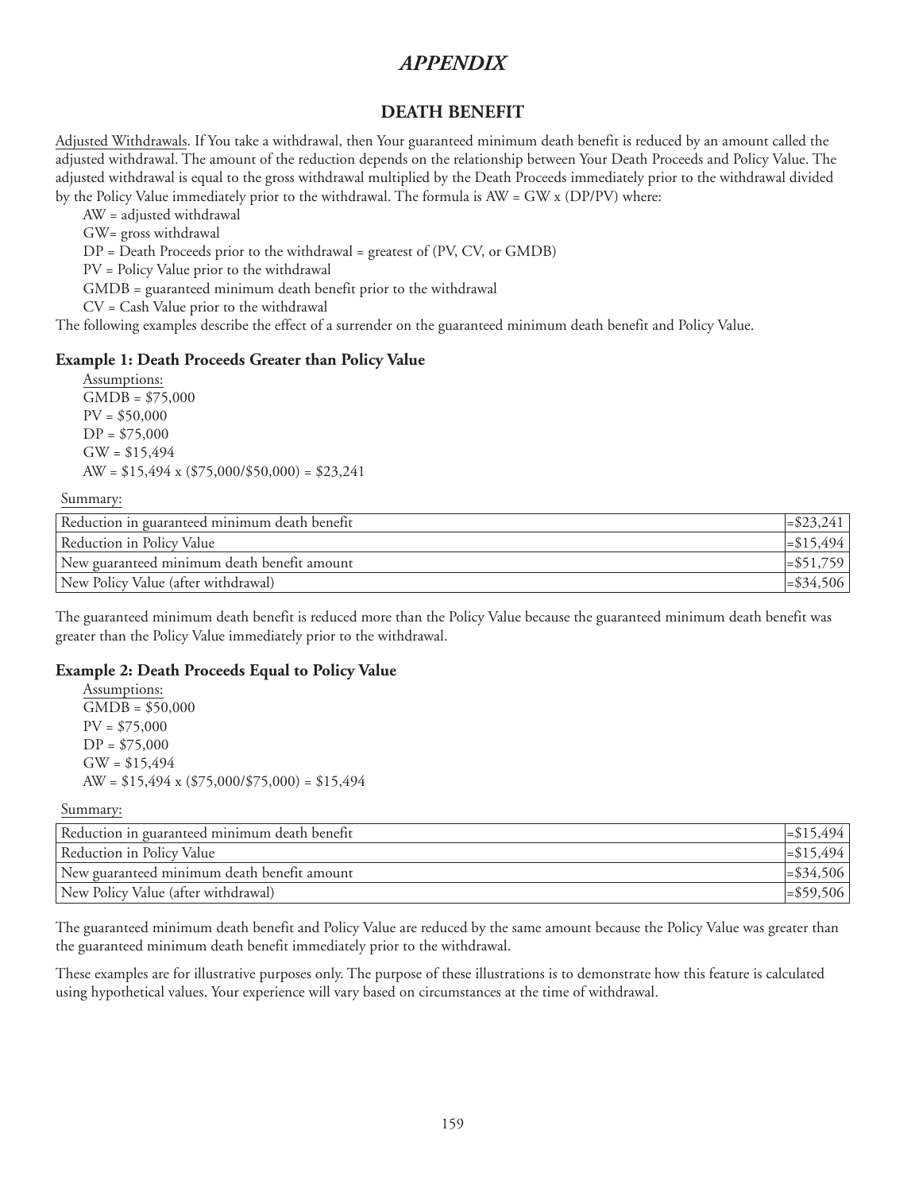# *APPENDIX*

## DEATH BENEFIT

Adjusted Withdrawals. If You take a withdrawal, then Your guaranteed minimum death benefit is reduced by an amount called the adjusted withdrawal. The amount of the reduction depends on the relationship between Your Death Proceeds and Policy Value. The adjusted withdrawal is equal to the gross withdrawal multiplied by the Death Proceeds immediately prior to the withdrawal divided by the Policy Value immediately prior to the withdrawal. The formula is AW = GW x (DP/PV) where:

AW = adjusted withdrawal
GW= gross withdrawal
DP = Death Proceeds prior to the withdrawal = greatest of (PV, CV, or GMDB)
PV = Policy Value prior to the withdrawal
GMDB = guaranteed minimum death benefit prior to the withdrawal
CV = Cash Value prior to the withdrawal

The following examples describe the effect of a surrender on the guaranteed minimum death benefit and Policy Value.

### Example 1: Death Proceeds Greater than Policy Value

Assumptions:
GMDB = $75,000
PV = $50,000
DP = $75,000
GW = $15,494
AW = $15,494 x ($75,000/$50,000) = $23,241

Summary:

| | |
|---|---|
| Reduction in guaranteed minimum death benefit | =$23,241 |
| Reduction in Policy Value | =$15,494 |
| New guaranteed minimum death benefit amount | =$51,759 |
| New Policy Value (after withdrawal) | =$34,506 |

The guaranteed minimum death benefit is reduced more than the Policy Value because the guaranteed minimum death benefit was greater than the Policy Value immediately prior to the withdrawal.

### Example 2: Death Proceeds Equal to Policy Value

Assumptions:
GMDB = $50,000
PV = $75,000
DP = $75,000
GW = $15,494
AW = $15,494 x ($75,000/$75,000) = $15,494

Summary:

| | |
|---|---|
| Reduction in guaranteed minimum death benefit | =$15,494 |
| Reduction in Policy Value | =$15,494 |
| New guaranteed minimum death benefit amount | =$34,506 |
| New Policy Value (after withdrawal) | =$59,506 |

The guaranteed minimum death benefit and Policy Value are reduced by the same amount because the Policy Value was greater than the guaranteed minimum death benefit immediately prior to the withdrawal.

These examples are for illustrative purposes only. The purpose of these illustrations is to demonstrate how this feature is calculated using hypothetical values. Your experience will vary based on circumstances at the time of withdrawal.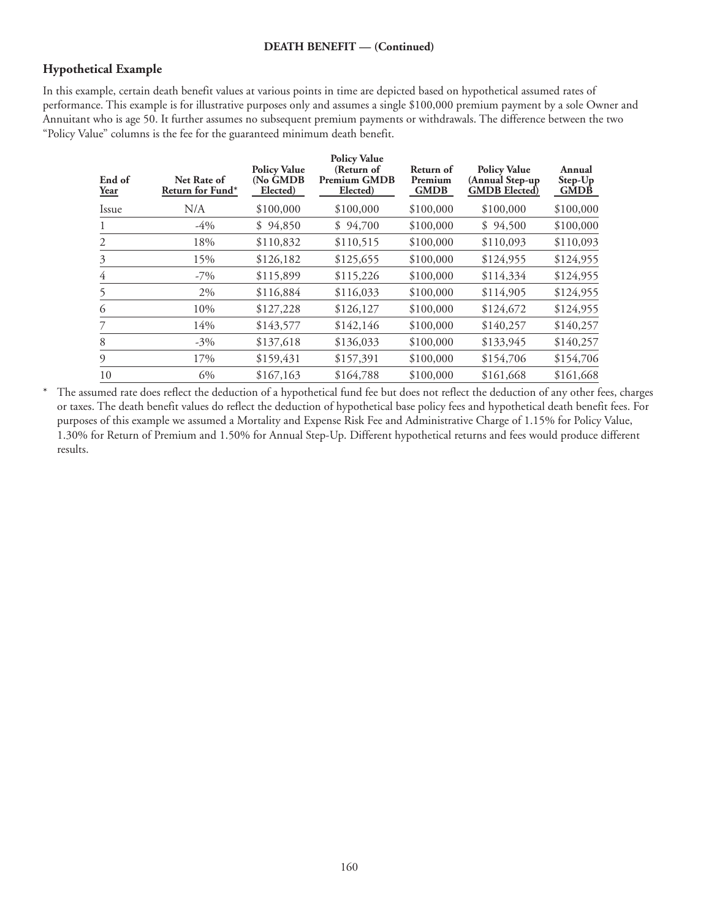**DEATH BENEFIT — (Continued)**

## Hypothetical Example

In this example, certain death benefit values at various points in time are depicted based on hypothetical assumed rates of performance. This example is for illustrative purposes only and assumes a single $100,000 premium payment by a sole Owner and Annuitant who is age 50. It further assumes no subsequent premium payments or withdrawals. The difference between the two "Policy Value" columns is the fee for the guaranteed minimum death benefit.

| End of Year | Net Rate of Return for Fund* | Policy Value (No GMDB Elected) | Policy Value (Return of Premium GMDB Elected) | Return of Premium GMDB | Policy Value (Annual Step-up GMDB Elected) | Annual Step-Up GMDB |
|---|---|---|---|---|---|---|
| Issue | N/A | $100,000 | $100,000 | $100,000 | $100,000 | $100,000 |
| 1 | -4% | $ 94,850 | $ 94,700 | $100,000 | $ 94,500 | $100,000 |
| 2 | 18% | $110,832 | $110,515 | $100,000 | $110,093 | $110,093 |
| 3 | 15% | $126,182 | $125,655 | $100,000 | $124,955 | $124,955 |
| 4 | -7% | $115,899 | $115,226 | $100,000 | $114,334 | $124,955 |
| 5 | 2% | $116,884 | $116,033 | $100,000 | $114,905 | $124,955 |
| 6 | 10% | $127,228 | $126,127 | $100,000 | $124,672 | $124,955 |
| 7 | 14% | $143,577 | $142,146 | $100,000 | $140,257 | $140,257 |
| 8 | -3% | $137,618 | $136,033 | $100,000 | $133,945 | $140,257 |
| 9 | 17% | $159,431 | $157,391 | $100,000 | $154,706 | $154,706 |
| 10 | 6% | $167,163 | $164,788 | $100,000 | $161,668 | $161,668 |

\* The assumed rate does reflect the deduction of a hypothetical fund fee but does not reflect the deduction of any other fees, charges or taxes. The death benefit values do reflect the deduction of hypothetical base policy fees and hypothetical death benefit fees. For purposes of this example we assumed a Mortality and Expense Risk Fee and Administrative Charge of 1.15% for Policy Value, 1.30% for Return of Premium and 1.50% for Annual Step-Up. Different hypothetical returns and fees would produce different results.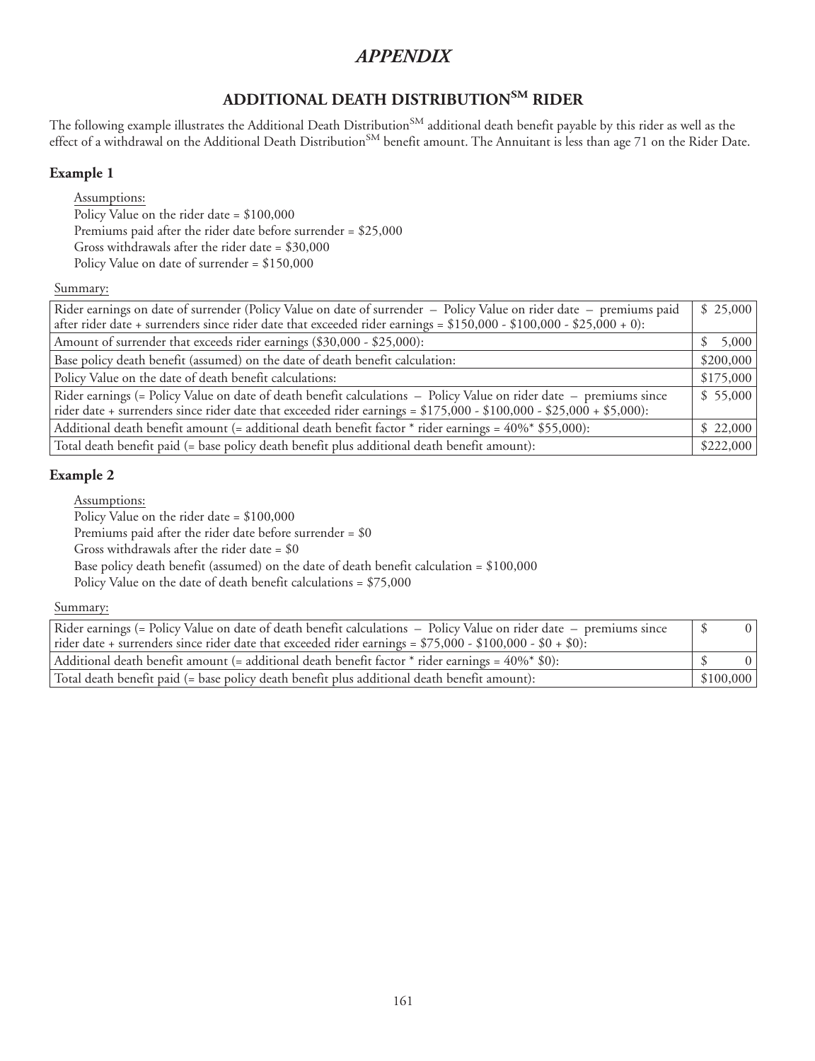# *APPENDIX*

## ADDITIONAL DEATH DISTRIBUTION[SM] RIDER

The following example illustrates the Additional Death Distribution[SM] additional death benefit payable by this rider as well as the effect of a withdrawal on the Additional Death Distribution[SM] benefit amount. The Annuitant is less than age 71 on the Rider Date.

### Example 1

Assumptions:
Policy Value on the rider date = $100,000
Premiums paid after the rider date before surrender = $25,000
Gross withdrawals after the rider date = $30,000
Policy Value on date of surrender = $150,000

Summary:

| | |
|---|---|
| Rider earnings on date of surrender (Policy Value on date of surrender – Policy Value on rider date – premiums paid after rider date + surrenders since rider date that exceeded rider earnings = $150,000 - $100,000 - $25,000 + 0): | $ 25,000 |
| Amount of surrender that exceeds rider earnings ($30,000 - $25,000): | $ 5,000 |
| Base policy death benefit (assumed) on the date of death benefit calculation: | $200,000 |
| Policy Value on the date of death benefit calculations: | $175,000 |
| Rider earnings (= Policy Value on date of death benefit calculations – Policy Value on rider date – premiums since rider date + surrenders since rider date that exceeded rider earnings = $175,000 - $100,000 - $25,000 + $5,000): | $ 55,000 |
| Additional death benefit amount (= additional death benefit factor * rider earnings = 40%* $55,000): | $ 22,000 |
| Total death benefit paid (= base policy death benefit plus additional death benefit amount): | $222,000 |

### Example 2

Assumptions:
Policy Value on the rider date = $100,000
Premiums paid after the rider date before surrender = $0
Gross withdrawals after the rider date = $0
Base policy death benefit (assumed) on the date of death benefit calculation = $100,000
Policy Value on the date of death benefit calculations = $75,000

Summary:

| | |
|---|---|
| Rider earnings (= Policy Value on date of death benefit calculations – Policy Value on rider date – premiums since rider date + surrenders since rider date that exceeded rider earnings = $75,000 - $100,000 - $0 + $0): | $ 0 |
| Additional death benefit amount (= additional death benefit factor * rider earnings = 40%* $0): | $ 0 |
| Total death benefit paid (= base policy death benefit plus additional death benefit amount): | $100,000 |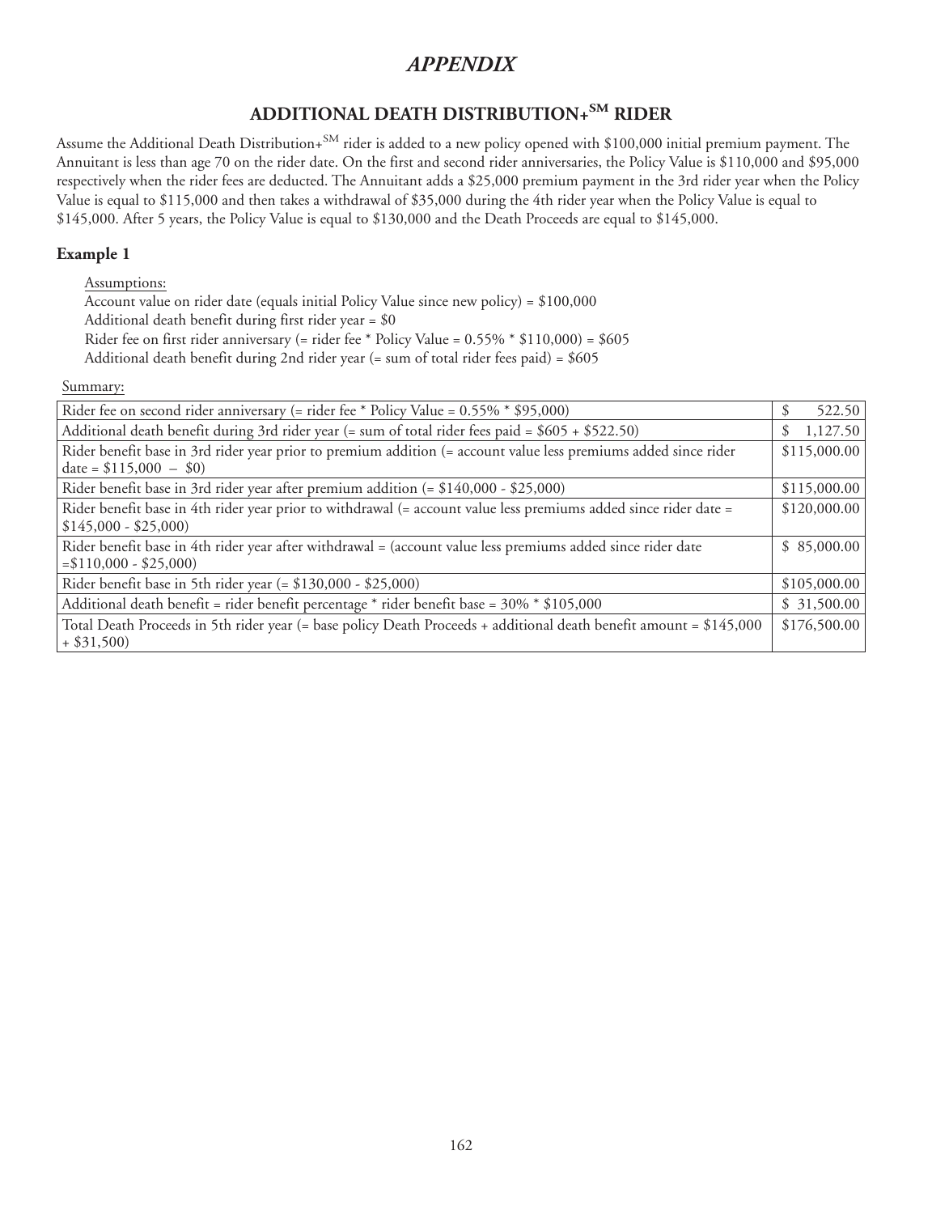# *APPENDIX*

## ADDITIONAL DEATH DISTRIBUTION+SM RIDER

Assume the Additional Death Distribution+SM rider is added to a new policy opened with $100,000 initial premium payment. The Annuitant is less than age 70 on the rider date. On the first and second rider anniversaries, the Policy Value is $110,000 and $95,000 respectively when the rider fees are deducted. The Annuitant adds a $25,000 premium payment in the 3rd rider year when the Policy Value is equal to $115,000 and then takes a withdrawal of $35,000 during the 4th rider year when the Policy Value is equal to $145,000. After 5 years, the Policy Value is equal to $130,000 and the Death Proceeds are equal to $145,000.

### Example 1

Assumptions:

Account value on rider date (equals initial Policy Value since new policy) = $100,000

Additional death benefit during first rider year = $0

Rider fee on first rider anniversary (= rider fee * Policy Value = 0.55% * $110,000) = $605

Additional death benefit during 2nd rider year (= sum of total rider fees paid) = $605

Summary:

| | |
|---|---|
| Rider fee on second rider anniversary (= rider fee * Policy Value = 0.55% * $95,000) | $ 522.50 |
| Additional death benefit during 3rd rider year (= sum of total rider fees paid = $605 + $522.50) | $ 1,127.50 |
| Rider benefit base in 3rd rider year prior to premium addition (= account value less premiums added since rider date = $115,000 – $0) | $115,000.00 |
| Rider benefit base in 3rd rider year after premium addition (= $140,000 - $25,000) | $115,000.00 |
| Rider benefit base in 4th rider year prior to withdrawal (= account value less premiums added since rider date = $145,000 - $25,000) | $120,000.00 |
| Rider benefit base in 4th rider year after withdrawal = (account value less premiums added since rider date =$110,000 - $25,000) | $ 85,000.00 |
| Rider benefit base in 5th rider year (= $130,000 - $25,000) | $105,000.00 |
| Additional death benefit = rider benefit percentage * rider benefit base = 30% * $105,000 | $ 31,500.00 |
| Total Death Proceeds in 5th rider year (= base policy Death Proceeds + additional death benefit amount = $145,000 + $31,500) | $176,500.00 |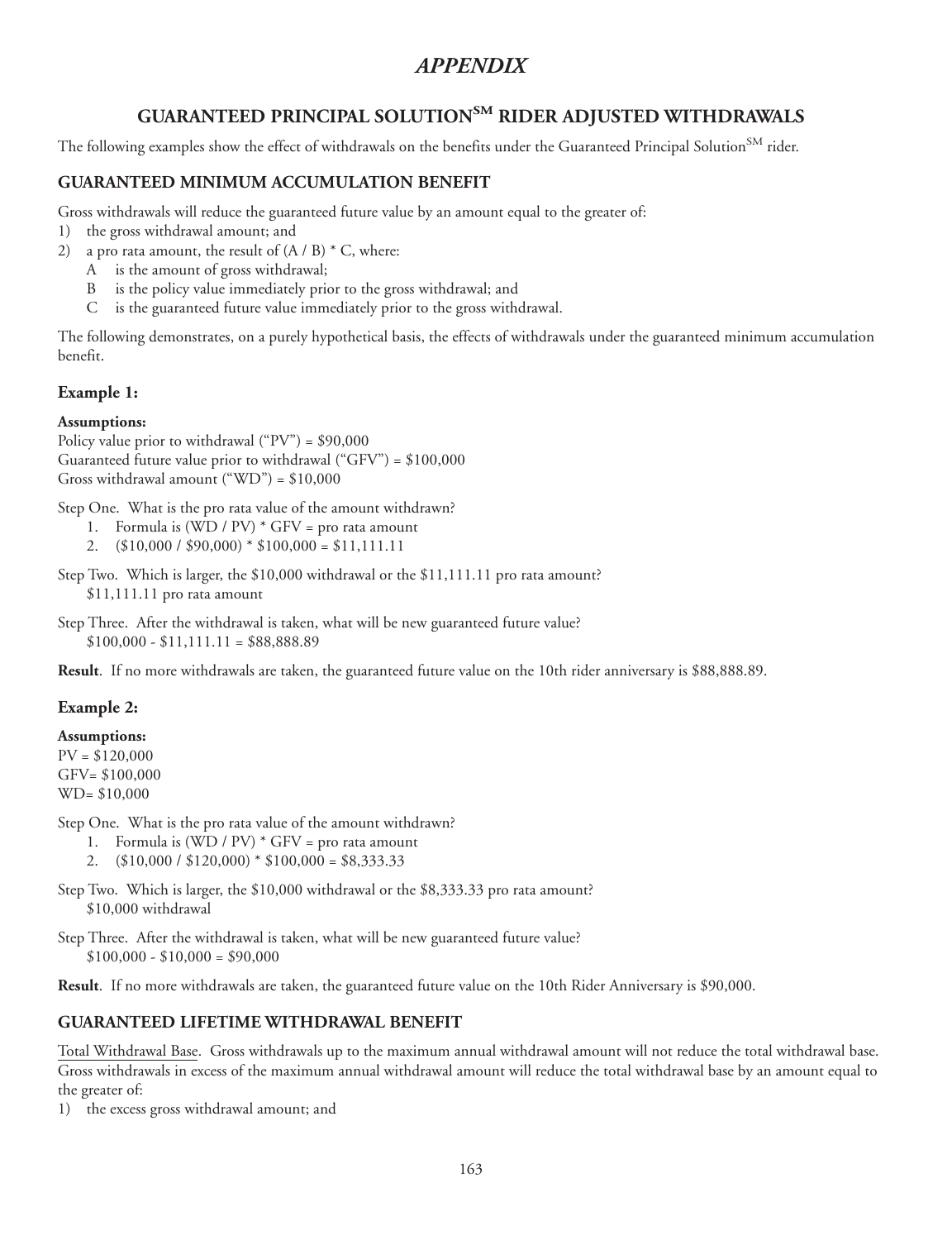# *APPENDIX*

## GUARANTEED PRINCIPAL SOLUTION[SM] RIDER ADJUSTED WITHDRAWALS

The following examples show the effect of withdrawals on the benefits under the Guaranteed Principal Solution[SM] rider.

### GUARANTEED MINIMUM ACCUMULATION BENEFIT

Gross withdrawals will reduce the guaranteed future value by an amount equal to the greater of:

1) the gross withdrawal amount; and
2) a pro rata amount, the result of (A / B) * C, where:
   - A is the amount of gross withdrawal;
   - B is the policy value immediately prior to the gross withdrawal; and
   - C is the guaranteed future value immediately prior to the gross withdrawal.

The following demonstrates, on a purely hypothetical basis, the effects of withdrawals under the guaranteed minimum accumulation benefit.

### Example 1:

**Assumptions:**
Policy value prior to withdrawal ("PV") = $90,000
Guaranteed future value prior to withdrawal ("GFV") = $100,000
Gross withdrawal amount ("WD") = $10,000

Step One. What is the pro rata value of the amount withdrawn?

1. Formula is (WD / PV) * GFV = pro rata amount
2. ($10,000 / $90,000) * $100,000 = $11,111.11

Step Two. Which is larger, the $10,000 withdrawal or the $11,111.11 pro rata amount?
$11,111.11 pro rata amount

Step Three. After the withdrawal is taken, what will be new guaranteed future value?
$100,000 - $11,111.11 = $88,888.89

**Result**. If no more withdrawals are taken, the guaranteed future value on the 10th rider anniversary is $88,888.89.

### Example 2:

**Assumptions:**
PV = $120,000
GFV= $100,000
WD= $10,000

Step One. What is the pro rata value of the amount withdrawn?

1. Formula is (WD / PV) * GFV = pro rata amount
2. ($10,000 / $120,000) * $100,000 = $8,333.33

Step Two. Which is larger, the $10,000 withdrawal or the $8,333.33 pro rata amount?
$10,000 withdrawal

Step Three. After the withdrawal is taken, what will be new guaranteed future value?
$100,000 - $10,000 = $90,000

**Result**. If no more withdrawals are taken, the guaranteed future value on the 10th Rider Anniversary is $90,000.

### GUARANTEED LIFETIME WITHDRAWAL BENEFIT

Total Withdrawal Base. Gross withdrawals up to the maximum annual withdrawal amount will not reduce the total withdrawal base. Gross withdrawals in excess of the maximum annual withdrawal amount will reduce the total withdrawal base by an amount equal to the greater of:

1) the excess gross withdrawal amount; and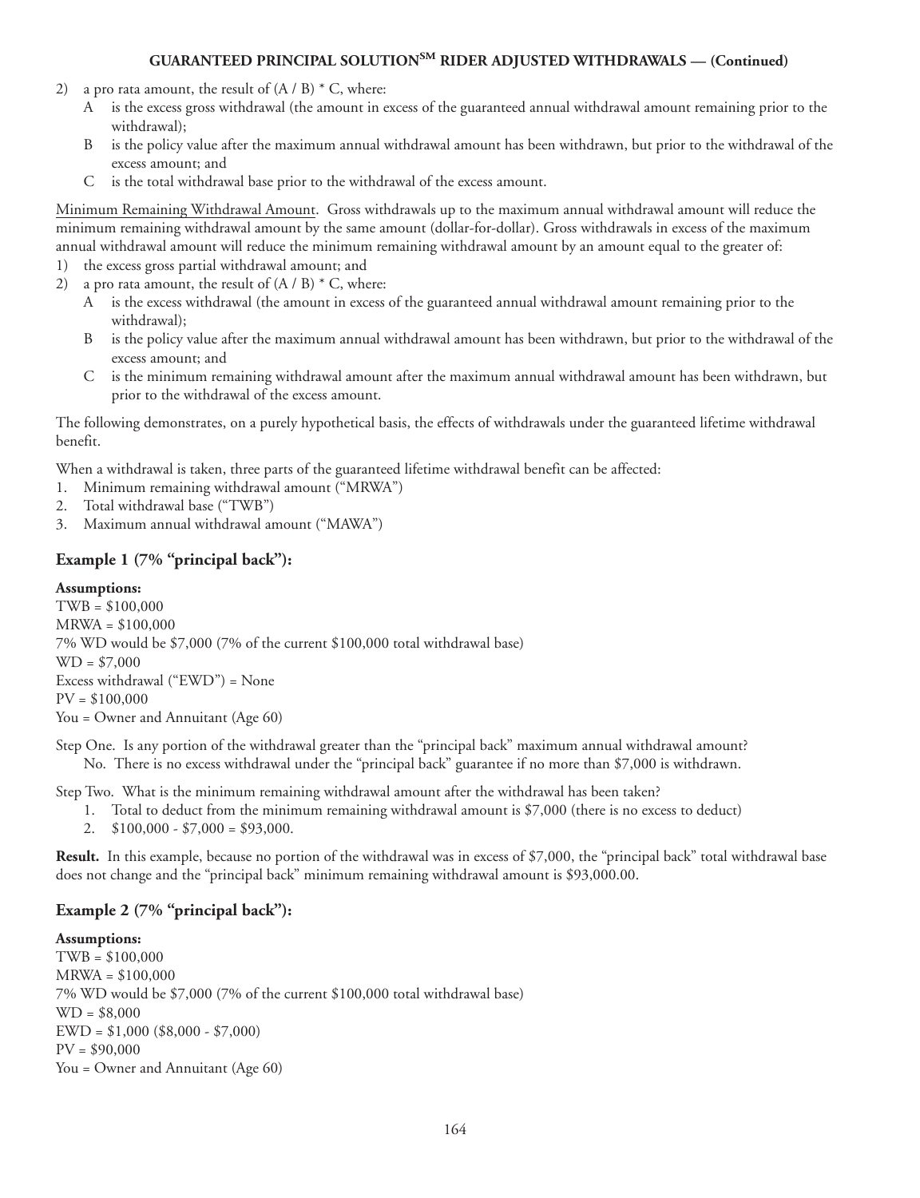2) a pro rata amount, the result of (A / B) * C, where:
   - A is the excess gross withdrawal (the amount in excess of the guaranteed annual withdrawal amount remaining prior to the withdrawal);
   - B is the policy value after the maximum annual withdrawal amount has been withdrawn, but prior to the withdrawal of the excess amount; and
   - C is the total withdrawal base prior to the withdrawal of the excess amount.

Minimum Remaining Withdrawal Amount. Gross withdrawals up to the maximum annual withdrawal amount will reduce the minimum remaining withdrawal amount by the same amount (dollar-for-dollar). Gross withdrawals in excess of the maximum annual withdrawal amount will reduce the minimum remaining withdrawal amount by an amount equal to the greater of:

1) the excess gross partial withdrawal amount; and
2) a pro rata amount, the result of (A / B) * C, where:
   - A is the excess withdrawal (the amount in excess of the guaranteed annual withdrawal amount remaining prior to the withdrawal);
   - B is the policy value after the maximum annual withdrawal amount has been withdrawn, but prior to the withdrawal of the excess amount; and
   - C is the minimum remaining withdrawal amount after the maximum annual withdrawal amount has been withdrawn, but prior to the withdrawal of the excess amount.

The following demonstrates, on a purely hypothetical basis, the effects of withdrawals under the guaranteed lifetime withdrawal benefit.

When a withdrawal is taken, three parts of the guaranteed lifetime withdrawal benefit can be affected:

1. Minimum remaining withdrawal amount ("MRWA")
2. Total withdrawal base ("TWB")
3. Maximum annual withdrawal amount ("MAWA")

## Example 1 (7% "principal back"):

**Assumptions:**
TWB = $100,000
MRWA = $100,000
7% WD would be $7,000 (7% of the current $100,000 total withdrawal base)
WD = $7,000
Excess withdrawal ("EWD") = None
PV = $100,000
You = Owner and Annuitant (Age 60)

Step One. Is any portion of the withdrawal greater than the "principal back" maximum annual withdrawal amount?
No. There is no excess withdrawal under the "principal back" guarantee if no more than $7,000 is withdrawn.

Step Two. What is the minimum remaining withdrawal amount after the withdrawal has been taken?

1. Total to deduct from the minimum remaining withdrawal amount is $7,000 (there is no excess to deduct)
2. $100,000 - $7,000 = $93,000.

**Result.** In this example, because no portion of the withdrawal was in excess of $7,000, the "principal back" total withdrawal base does not change and the "principal back" minimum remaining withdrawal amount is $93,000.00.

## Example 2 (7% "principal back"):

**Assumptions:**
TWB = $100,000
MRWA = $100,000
7% WD would be $7,000 (7% of the current $100,000 total withdrawal base)
WD = $8,000
EWD = $1,000 ($8,000 - $7,000)
PV = $90,000
You = Owner and Annuitant (Age 60)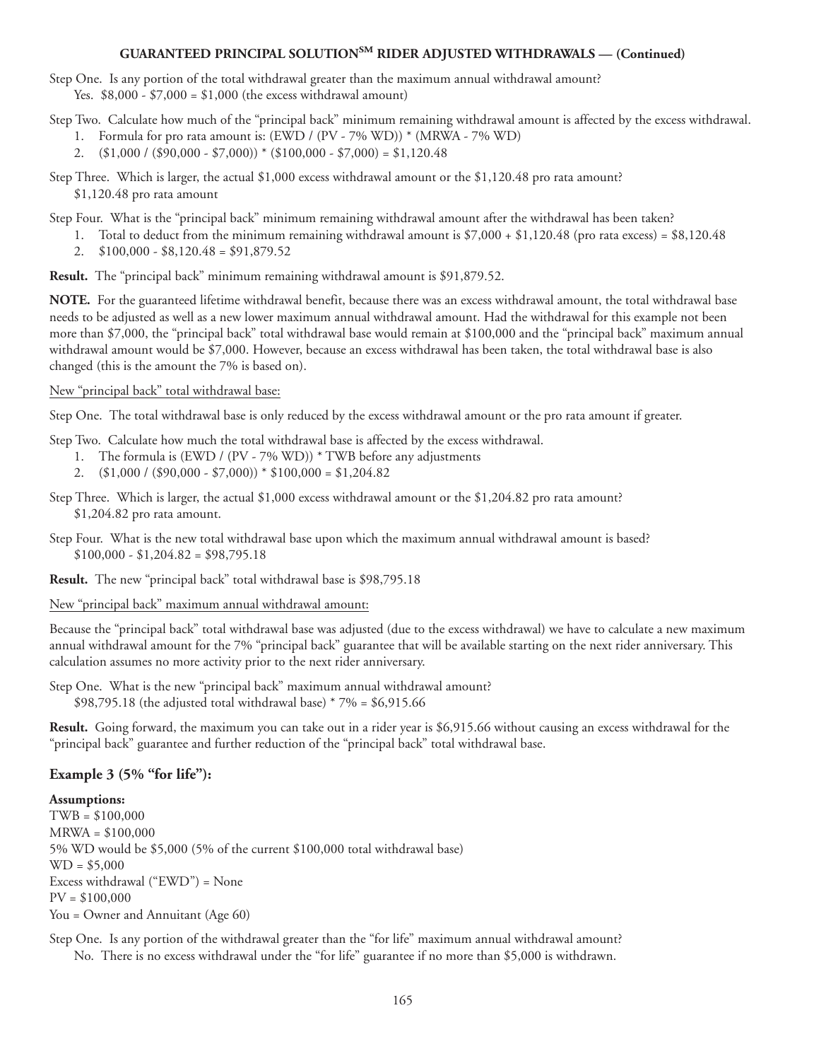## GUARANTEED PRINCIPAL SOLUTION[SM] RIDER ADJUSTED WITHDRAWALS — (Continued)

Step One. Is any portion of the total withdrawal greater than the maximum annual withdrawal amount?
Yes. $8,000 - $7,000 = $1,000 (the excess withdrawal amount)

Step Two. Calculate how much of the "principal back" minimum remaining withdrawal amount is affected by the excess withdrawal.

1. Formula for pro rata amount is: (EWD / (PV - 7% WD)) * (MRWA - 7% WD)
2. ($1,000 / ($90,000 - $7,000)) * ($100,000 - $7,000) = $1,120.48

Step Three. Which is larger, the actual $1,000 excess withdrawal amount or the $1,120.48 pro rata amount?
$1,120.48 pro rata amount

Step Four. What is the "principal back" minimum remaining withdrawal amount after the withdrawal has been taken?

1. Total to deduct from the minimum remaining withdrawal amount is $7,000 + $1,120.48 (pro rata excess) = $8,120.48
2. $100,000 - $8,120.48 = $91,879.52

**Result.** The "principal back" minimum remaining withdrawal amount is $91,879.52.

**NOTE.** For the guaranteed lifetime withdrawal benefit, because there was an excess withdrawal amount, the total withdrawal base needs to be adjusted as well as a new lower maximum annual withdrawal amount. Had the withdrawal for this example not been more than $7,000, the "principal back" total withdrawal base would remain at $100,000 and the "principal back" maximum annual withdrawal amount would be $7,000. However, because an excess withdrawal has been taken, the total withdrawal base is also changed (this is the amount the 7% is based on).

<u>New "principal back" total withdrawal base:</u>

Step One. The total withdrawal base is only reduced by the excess withdrawal amount or the pro rata amount if greater.

Step Two. Calculate how much the total withdrawal base is affected by the excess withdrawal.

1. The formula is (EWD / (PV - 7% WD)) * TWB before any adjustments
2. ($1,000 / ($90,000 - $7,000)) * $100,000 = $1,204.82

Step Three. Which is larger, the actual $1,000 excess withdrawal amount or the $1,204.82 pro rata amount?
$1,204.82 pro rata amount.

Step Four. What is the new total withdrawal base upon which the maximum annual withdrawal amount is based?
$100,000 - $1,204.82 = $98,795.18

**Result.** The new "principal back" total withdrawal base is $98,795.18

<u>New "principal back" maximum annual withdrawal amount:</u>

Because the "principal back" total withdrawal base was adjusted (due to the excess withdrawal) we have to calculate a new maximum annual withdrawal amount for the 7% "principal back" guarantee that will be available starting on the next rider anniversary. This calculation assumes no more activity prior to the next rider anniversary.

Step One. What is the new "principal back" maximum annual withdrawal amount?
$98,795.18 (the adjusted total withdrawal base) * 7% = $6,915.66

**Result.** Going forward, the maximum you can take out in a rider year is $6,915.66 without causing an excess withdrawal for the "principal back" guarantee and further reduction of the "principal back" total withdrawal base.

### Example 3 (5% "for life"):

**Assumptions:**
TWB = $100,000
MRWA = $100,000
5% WD would be $5,000 (5% of the current $100,000 total withdrawal base)
WD = $5,000
Excess withdrawal ("EWD") = None
PV = $100,000
You = Owner and Annuitant (Age 60)

Step One. Is any portion of the withdrawal greater than the "for life" maximum annual withdrawal amount?
No. There is no excess withdrawal under the "for life" guarantee if no more than $5,000 is withdrawn.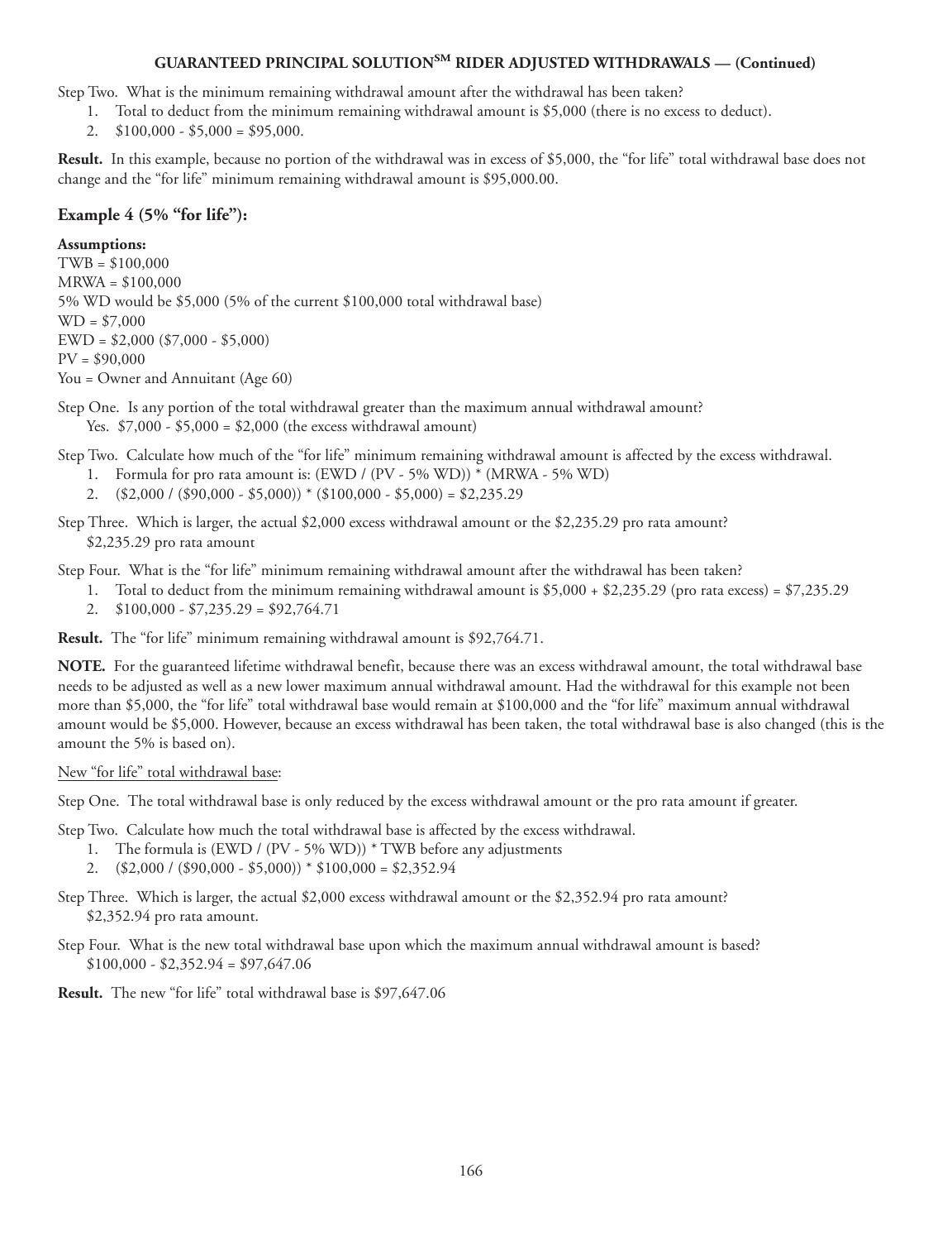## GUARANTEED PRINCIPAL SOLUTION[SM] RIDER ADJUSTED WITHDRAWALS — (Continued)

Step Two. What is the minimum remaining withdrawal amount after the withdrawal has been taken?

1. Total to deduct from the minimum remaining withdrawal amount is $5,000 (there is no excess to deduct).
2. $100,000 - $5,000 = $95,000.

**Result.** In this example, because no portion of the withdrawal was in excess of $5,000, the "for life" total withdrawal base does not change and the "for life" minimum remaining withdrawal amount is $95,000.00.

### Example 4 (5% "for life"):

**Assumptions:**

TWB = $100,000
MRWA = $100,000
5% WD would be $5,000 (5% of the current $100,000 total withdrawal base)
WD = $7,000
EWD = $2,000 ($7,000 - $5,000)
PV = $90,000
You = Owner and Annuitant (Age 60)

Step One. Is any portion of the total withdrawal greater than the maximum annual withdrawal amount?
Yes. $7,000 - $5,000 = $2,000 (the excess withdrawal amount)

Step Two. Calculate how much of the "for life" minimum remaining withdrawal amount is affected by the excess withdrawal.

1. Formula for pro rata amount is: (EWD / (PV - 5% WD)) * (MRWA - 5% WD)
2. ($2,000 / ($90,000 - $5,000)) * ($100,000 - $5,000) = $2,235.29

Step Three. Which is larger, the actual $2,000 excess withdrawal amount or the $2,235.29 pro rata amount?
$2,235.29 pro rata amount

Step Four. What is the "for life" minimum remaining withdrawal amount after the withdrawal has been taken?

1. Total to deduct from the minimum remaining withdrawal amount is $5,000 + $2,235.29 (pro rata excess) = $7,235.29
2. $100,000 - $7,235.29 = $92,764.71

**Result.** The "for life" minimum remaining withdrawal amount is $92,764.71.

**NOTE.** For the guaranteed lifetime withdrawal benefit, because there was an excess withdrawal amount, the total withdrawal base needs to be adjusted as well as a new lower maximum annual withdrawal amount. Had the withdrawal for this example not been more than $5,000, the "for life" total withdrawal base would remain at $100,000 and the "for life" maximum annual withdrawal amount would be $5,000. However, because an excess withdrawal has been taken, the total withdrawal base is also changed (this is the amount the 5% is based on).

New "for life" total withdrawal base:

Step One. The total withdrawal base is only reduced by the excess withdrawal amount or the pro rata amount if greater.

Step Two. Calculate how much the total withdrawal base is affected by the excess withdrawal.

1. The formula is (EWD / (PV - 5% WD)) * TWB before any adjustments
2. ($2,000 / ($90,000 - $5,000)) * $100,000 = $2,352.94

Step Three. Which is larger, the actual $2,000 excess withdrawal amount or the $2,352.94 pro rata amount?
$2,352.94 pro rata amount.

Step Four. What is the new total withdrawal base upon which the maximum annual withdrawal amount is based?
$100,000 - $2,352.94 = $97,647.06

**Result.** The new "for life" total withdrawal base is $97,647.06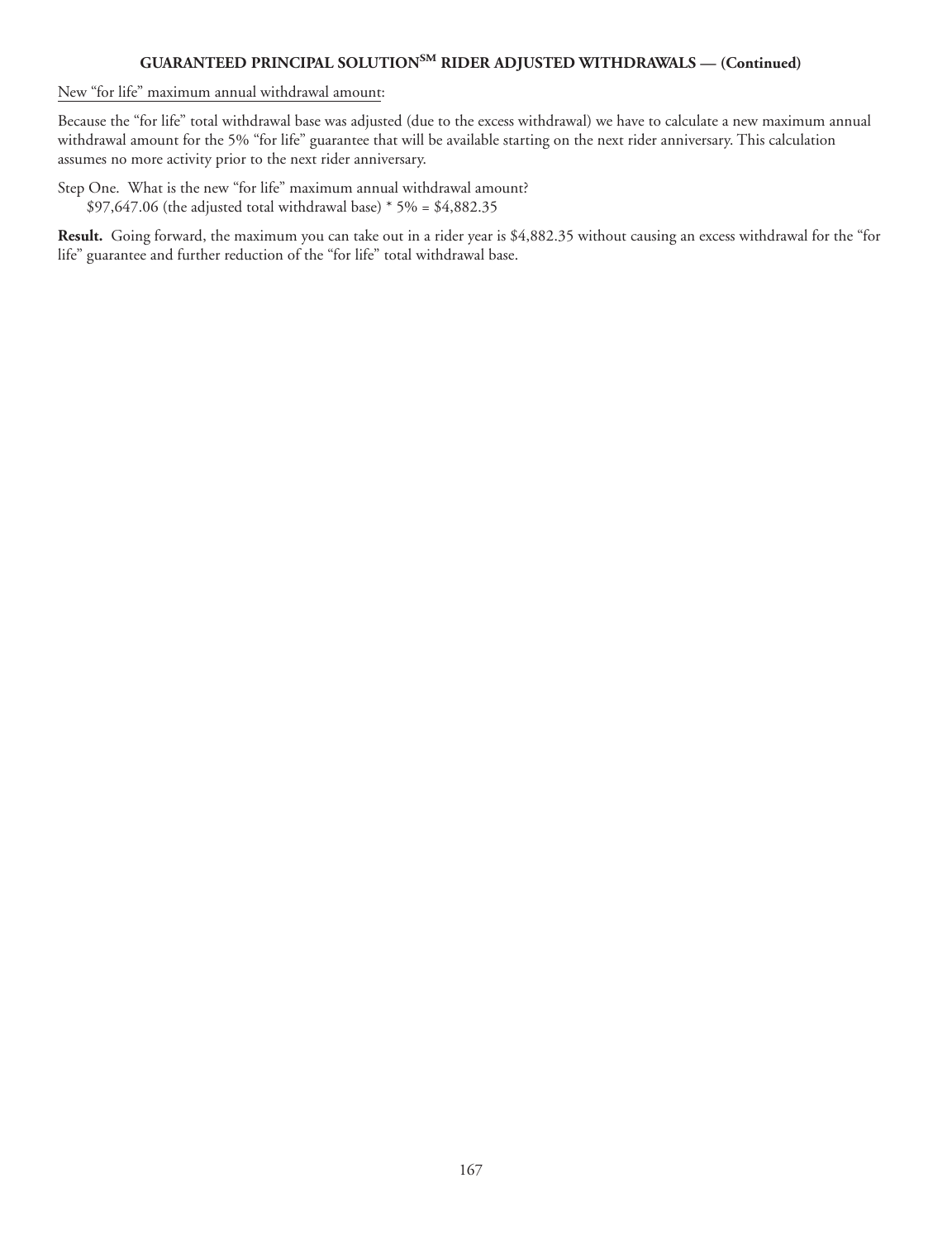## GUARANTEED PRINCIPAL SOLUTION[SM] RIDER ADJUSTED WITHDRAWALS — (Continued)

New "for life" maximum annual withdrawal amount:

Because the "for life" total withdrawal base was adjusted (due to the excess withdrawal) we have to calculate a new maximum annual withdrawal amount for the 5% "for life" guarantee that will be available starting on the next rider anniversary. This calculation assumes no more activity prior to the next rider anniversary.

Step One. What is the new "for life" maximum annual withdrawal amount?
$97,647.06 (the adjusted total withdrawal base) * 5% = $4,882.35

**Result.** Going forward, the maximum you can take out in a rider year is $4,882.35 without causing an excess withdrawal for the "for life" guarantee and further reduction of the "for life" total withdrawal base.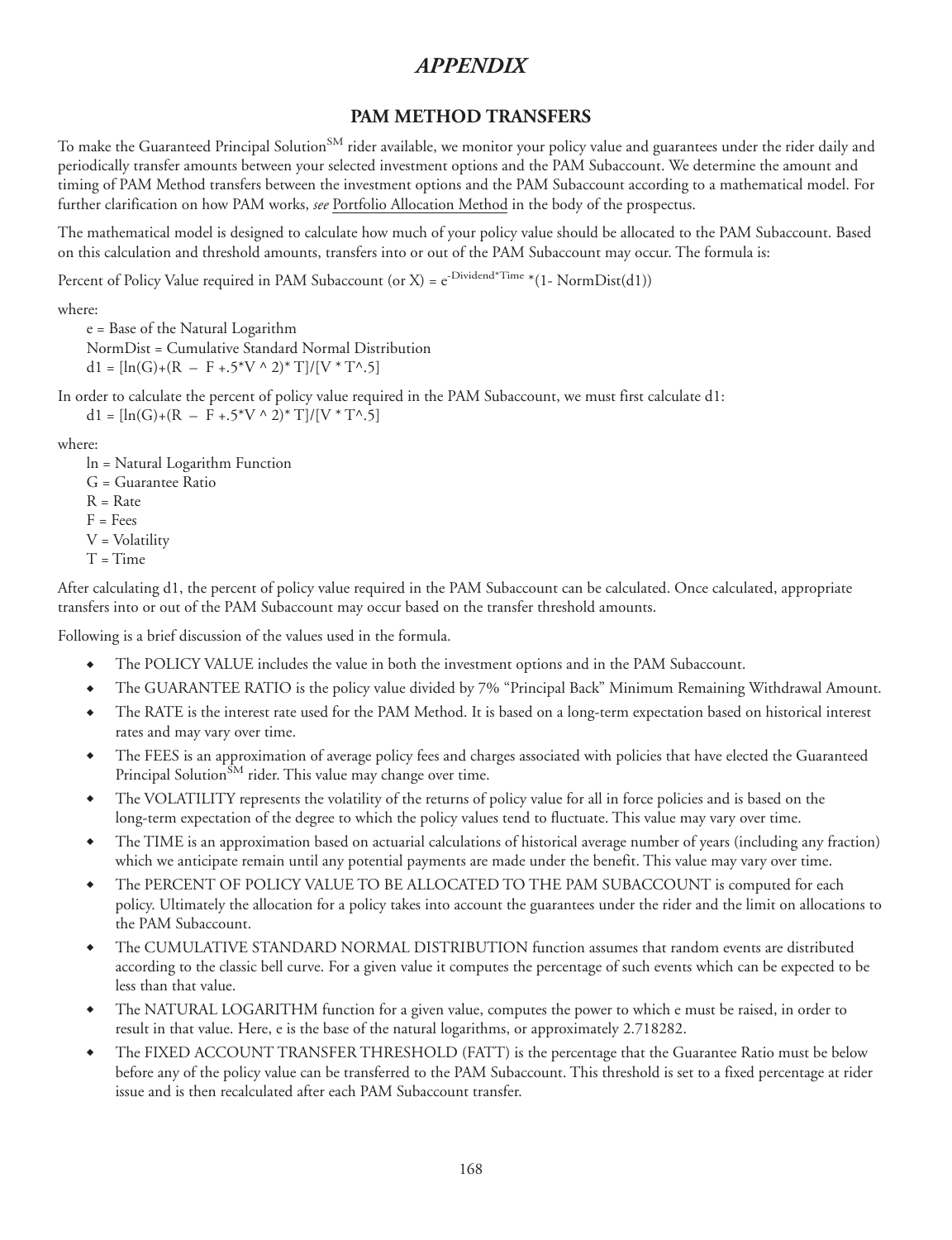# *APPENDIX*

## PAM METHOD TRANSFERS

To make the Guaranteed Principal Solution[SM] rider available, we monitor your policy value and guarantees under the rider daily and periodically transfer amounts between your selected investment options and the PAM Subaccount. We determine the amount and timing of PAM Method transfers between the investment options and the PAM Subaccount according to a mathematical model. For further clarification on how PAM works, *see* Portfolio Allocation Method in the body of the prospectus.

The mathematical model is designed to calculate how much of your policy value should be allocated to the PAM Subaccount. Based on this calculation and threshold amounts, transfers into or out of the PAM Subaccount may occur. The formula is:

Percent of Policy Value required in PAM Subaccount (or X) = $e^{-\text{Dividend}*\text{Time}}$ *(1- NormDist(d1))

where:

e = Base of the Natural Logarithm
NormDist = Cumulative Standard Normal Distribution
d1 = [ln(G)+(R – F +.5*V ^ 2)* T]/[V * T^.5]

In order to calculate the percent of policy value required in the PAM Subaccount, we must first calculate d1:
d1 = [ln(G)+(R – F +.5*V ^ 2)* T]/[V * T^.5]

where:

ln = Natural Logarithm Function
G = Guarantee Ratio
R = Rate
F = Fees
V = Volatility
T = Time

After calculating d1, the percent of policy value required in the PAM Subaccount can be calculated. Once calculated, appropriate transfers into or out of the PAM Subaccount may occur based on the transfer threshold amounts.

Following is a brief discussion of the values used in the formula.

- The POLICY VALUE includes the value in both the investment options and in the PAM Subaccount.
- The GUARANTEE RATIO is the policy value divided by 7% "Principal Back" Minimum Remaining Withdrawal Amount.
- The RATE is the interest rate used for the PAM Method. It is based on a long-term expectation based on historical interest rates and may vary over time.
- The FEES is an approximation of average policy fees and charges associated with policies that have elected the Guaranteed Principal Solution[SM] rider. This value may change over time.
- The VOLATILITY represents the volatility of the returns of policy value for all in force policies and is based on the long-term expectation of the degree to which the policy values tend to fluctuate. This value may vary over time.
- The TIME is an approximation based on actuarial calculations of historical average number of years (including any fraction) which we anticipate remain until any potential payments are made under the benefit. This value may vary over time.
- The PERCENT OF POLICY VALUE TO BE ALLOCATED TO THE PAM SUBACCOUNT is computed for each policy. Ultimately the allocation for a policy takes into account the guarantees under the rider and the limit on allocations to the PAM Subaccount.
- The CUMULATIVE STANDARD NORMAL DISTRIBUTION function assumes that random events are distributed according to the classic bell curve. For a given value it computes the percentage of such events which can be expected to be less than that value.
- The NATURAL LOGARITHM function for a given value, computes the power to which e must be raised, in order to result in that value. Here, e is the base of the natural logarithms, or approximately 2.718282.
- The FIXED ACCOUNT TRANSFER THRESHOLD (FATT) is the percentage that the Guarantee Ratio must be below before any of the policy value can be transferred to the PAM Subaccount. This threshold is set to a fixed percentage at rider issue and is then recalculated after each PAM Subaccount transfer.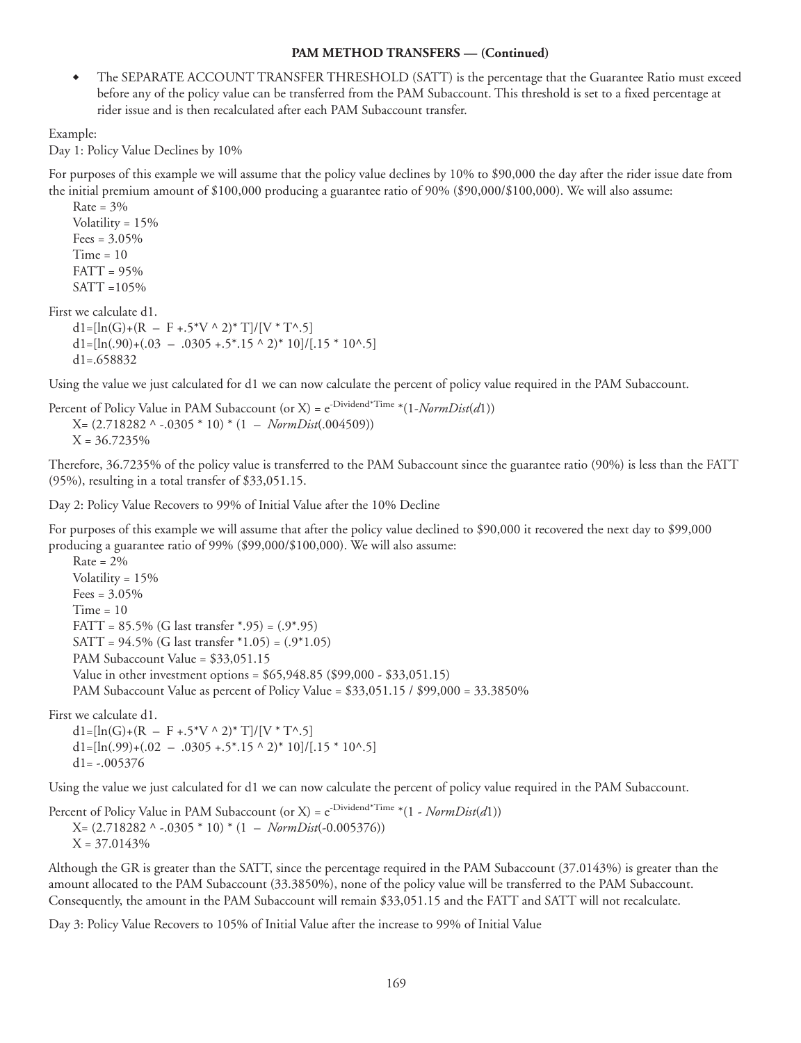**PAM METHOD TRANSFERS — (Continued)**

- The SEPARATE ACCOUNT TRANSFER THRESHOLD (SATT) is the percentage that the Guarantee Ratio must exceed before any of the policy value can be transferred from the PAM Subaccount. This threshold is set to a fixed percentage at rider issue and is then recalculated after each PAM Subaccount transfer.

Example:

Day 1: Policy Value Declines by 10%

For purposes of this example we will assume that the policy value declines by 10% to \$90,000 the day after the rider issue date from the initial premium amount of \$100,000 producing a guarantee ratio of 90% (\$90,000/\$100,000). We will also assume:

Rate = 3%
Volatility = 15%
Fees = 3.05%
Time = 10
FATT = 95%
SATT =105%

First we calculate d1.

d1=[ln(G)+(R – F +.5*V ^ 2)* T]/[V * T^.5]
d1=[ln(.90)+(.03 – .0305 +.5*.15 ^ 2)* 10]/[.15 * 10^.5]
d1=.658832

Using the value we just calculated for d1 we can now calculate the percent of policy value required in the PAM Subaccount.

Percent of Policy Value in PAM Subaccount (or X) = $e^{-\text{Dividend*Time}}$ *(1-*NormDist*(*d*1))
X= (2.718282 ^ -.0305 * 10) * (1 – *NormDist*(.004509))
X = 36.7235%

Therefore, 36.7235% of the policy value is transferred to the PAM Subaccount since the guarantee ratio (90%) is less than the FATT (95%), resulting in a total transfer of \$33,051.15.

Day 2: Policy Value Recovers to 99% of Initial Value after the 10% Decline

For purposes of this example we will assume that after the policy value declined to \$90,000 it recovered the next day to \$99,000 producing a guarantee ratio of 99% (\$99,000/\$100,000). We will also assume:

Rate = 2%
Volatility = 15%
Fees = 3.05%
Time = 10
FATT = 85.5% (G last transfer *.95) = (.9*.95)
SATT = 94.5% (G last transfer *1.05) = (.9*1.05)
PAM Subaccount Value = \$33,051.15
Value in other investment options = \$65,948.85 (\$99,000 - \$33,051.15)
PAM Subaccount Value as percent of Policy Value = \$33,051.15 / \$99,000 = 33.3850%

First we calculate d1.

d1=[ln(G)+(R – F +.5*V ^ 2)* T]/[V * T^.5]
d1=[ln(.99)+(.02 – .0305 +.5*.15 ^ 2)* 10]/[.15 * 10^.5]
d1= -.005376

Using the value we just calculated for d1 we can now calculate the percent of policy value required in the PAM Subaccount.

Percent of Policy Value in PAM Subaccount (or X) = $e^{-\text{Dividend*Time}}$ *(1 - *NormDist*(*d*1))
X= (2.718282 ^ -.0305 * 10) * (1 – *NormDist*(-0.005376))
X = 37.0143%

Although the GR is greater than the SATT, since the percentage required in the PAM Subaccount (37.0143%) is greater than the amount allocated to the PAM Subaccount (33.3850%), none of the policy value will be transferred to the PAM Subaccount. Consequently, the amount in the PAM Subaccount will remain \$33,051.15 and the FATT and SATT will not recalculate.

Day 3: Policy Value Recovers to 105% of Initial Value after the increase to 99% of Initial Value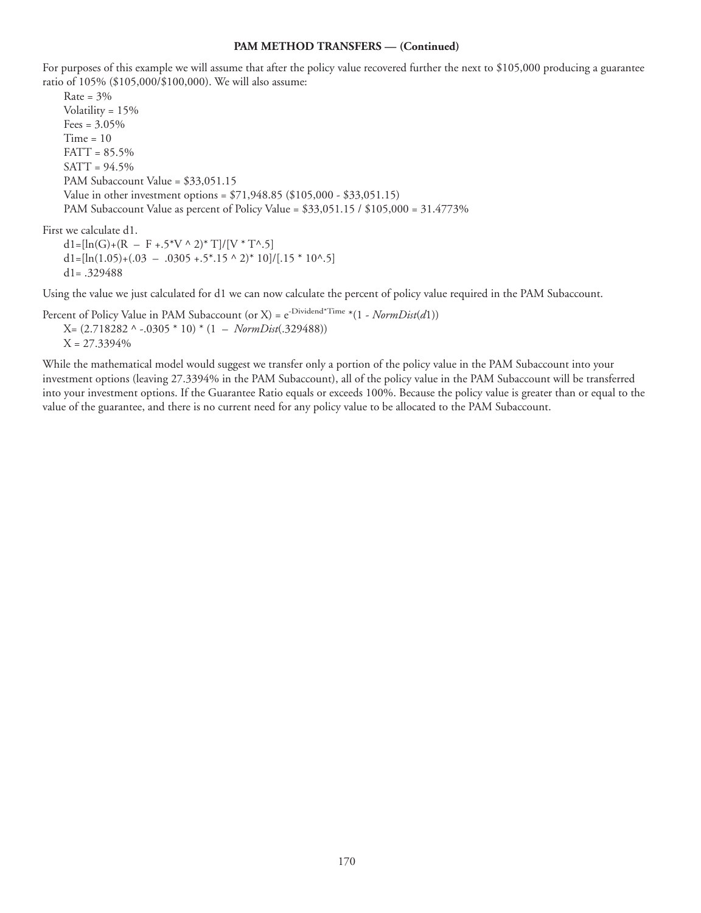**PAM METHOD TRANSFERS — (Continued)**

For purposes of this example we will assume that after the policy value recovered further the next to $105,000 producing a guarantee ratio of 105% ($105,000/$100,000). We will also assume:

Rate = 3%
Volatility = 15%
Fees = 3.05%
Time = 10
FATT = 85.5%
SATT = 94.5%
PAM Subaccount Value = $33,051.15
Value in other investment options = $71,948.85 ($105,000 - $33,051.15)
PAM Subaccount Value as percent of Policy Value = $33,051.15 / $105,000 = 31.4773%

First we calculate d1.

d1=[ln(G)+(R – F +.5*V ^ 2)* T]/[V * T^.5]
d1=[ln(1.05)+(.03 – .0305 +.5*.15 ^ 2)* 10]/[.15 * 10^.5]
d1= .329488

Using the value we just calculated for d1 we can now calculate the percent of policy value required in the PAM Subaccount.

Percent of Policy Value in PAM Subaccount (or X) = $e^{-\text{Dividend}*\text{Time}}$ *(1 - *NormDist*(*d*1))
X= (2.718282 ^ -.0305 * 10) * (1 – *NormDist*(.329488))
X = 27.3394%

While the mathematical model would suggest we transfer only a portion of the policy value in the PAM Subaccount into your investment options (leaving 27.3394% in the PAM Subaccount), all of the policy value in the PAM Subaccount will be transferred into your investment options. If the Guarantee Ratio equals or exceeds 100%. Because the policy value is greater than or equal to the value of the guarantee, and there is no current need for any policy value to be allocated to the PAM Subaccount.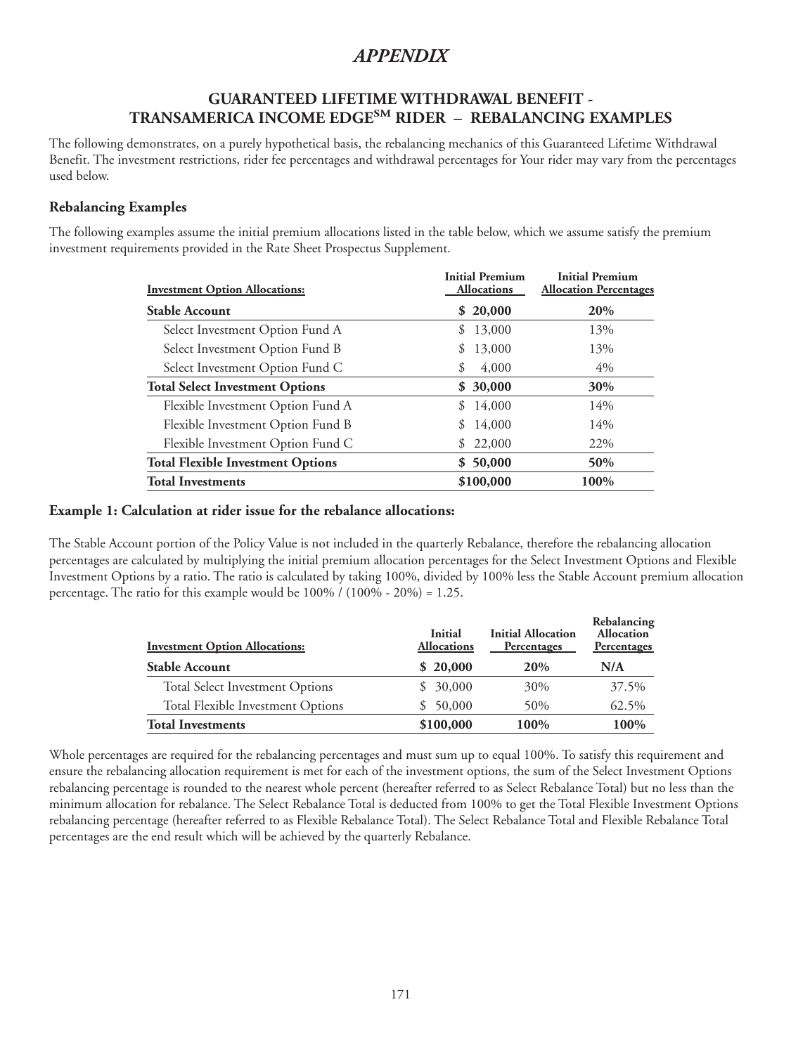# *APPENDIX*

## GUARANTEED LIFETIME WITHDRAWAL BENEFIT - TRANSAMERICA INCOME EDGE[SM] RIDER – REBALANCING EXAMPLES

The following demonstrates, on a purely hypothetical basis, the rebalancing mechanics of this Guaranteed Lifetime Withdrawal Benefit. The investment restrictions, rider fee percentages and withdrawal percentages for Your rider may vary from the percentages used below.

### Rebalancing Examples

The following examples assume the initial premium allocations listed in the table below, which we assume satisfy the premium investment requirements provided in the Rate Sheet Prospectus Supplement.

| Investment Option Allocations: | Initial Premium Allocations | Initial Premium Allocation Percentages |
|---|---|---|
| **Stable Account** | **$ 20,000** | **20%** |
| Select Investment Option Fund A | $ 13,000 | 13% |
| Select Investment Option Fund B | $ 13,000 | 13% |
| Select Investment Option Fund C | $ 4,000 | 4% |
| **Total Select Investment Options** | **$ 30,000** | **30%** |
| Flexible Investment Option Fund A | $ 14,000 | 14% |
| Flexible Investment Option Fund B | $ 14,000 | 14% |
| Flexible Investment Option Fund C | $ 22,000 | 22% |
| **Total Flexible Investment Options** | **$ 50,000** | **50%** |
| **Total Investments** | **$100,000** | **100%** |

### Example 1: Calculation at rider issue for the rebalance allocations:

The Stable Account portion of the Policy Value is not included in the quarterly Rebalance, therefore the rebalancing allocation percentages are calculated by multiplying the initial premium allocation percentages for the Select Investment Options and Flexible Investment Options by a ratio. The ratio is calculated by taking 100%, divided by 100% less the Stable Account premium allocation percentage. The ratio for this example would be 100% / (100% - 20%) = 1.25.

| Investment Option Allocations: | Initial Allocations | Initial Allocation Percentages | Rebalancing Allocation Percentages |
|---|---|---|---|
| **Stable Account** | **$ 20,000** | **20%** | **N/A** |
| Total Select Investment Options | $ 30,000 | 30% | 37.5% |
| Total Flexible Investment Options | $ 50,000 | 50% | 62.5% |
| **Total Investments** | **$100,000** | **100%** | **100%** |

Whole percentages are required for the rebalancing percentages and must sum up to equal 100%. To satisfy this requirement and ensure the rebalancing allocation requirement is met for each of the investment options, the sum of the Select Investment Options rebalancing percentage is rounded to the nearest whole percent (hereafter referred to as Select Rebalance Total) but no less than the minimum allocation for rebalance. The Select Rebalance Total is deducted from 100% to get the Total Flexible Investment Options rebalancing percentage (hereafter referred to as Flexible Rebalance Total). The Select Rebalance Total and Flexible Rebalance Total percentages are the end result which will be achieved by the quarterly Rebalance.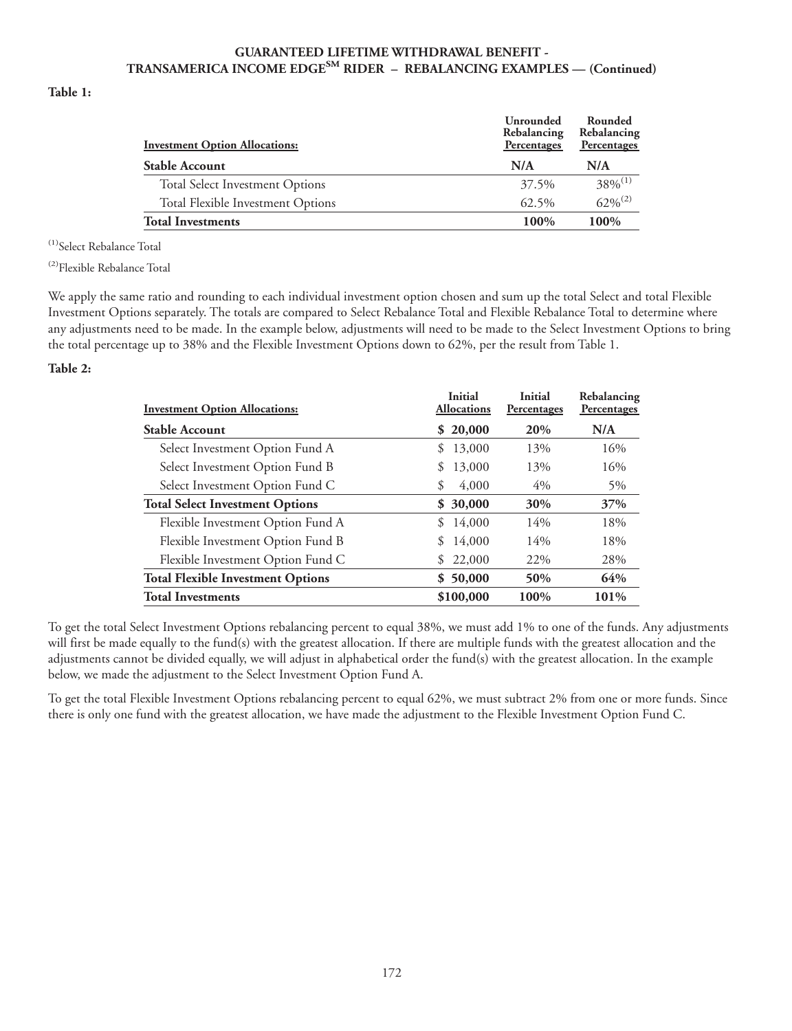## GUARANTEED LIFETIME WITHDRAWAL BENEFIT - TRANSAMERICA INCOME EDGE℠ RIDER – REBALANCING EXAMPLES — (Continued)

**Table 1:**

| Investment Option Allocations: | Unrounded Rebalancing Percentages | Rounded Rebalancing Percentages |
|---|---|---|
| **Stable Account** | **N/A** | **N/A** |
| Total Select Investment Options | 37.5% | 38%[1] |
| Total Flexible Investment Options | 62.5% | 62%[2] |
| **Total Investments** | **100%** | **100%** |

[1] Select Rebalance Total

[2] Flexible Rebalance Total

We apply the same ratio and rounding to each individual investment option chosen and sum up the total Select and total Flexible Investment Options separately. The totals are compared to Select Rebalance Total and Flexible Rebalance Total to determine where any adjustments need to be made. In the example below, adjustments will need to be made to the Select Investment Options to bring the total percentage up to 38% and the Flexible Investment Options down to 62%, per the result from Table 1.

**Table 2:**

| Investment Option Allocations: | Initial Allocations | Initial Percentages | Rebalancing Percentages |
|---|---|---|---|
| **Stable Account** | **$ 20,000** | **20%** | **N/A** |
| Select Investment Option Fund A | $ 13,000 | 13% | 16% |
| Select Investment Option Fund B | $ 13,000 | 13% | 16% |
| Select Investment Option Fund C | $ 4,000 | 4% | 5% |
| **Total Select Investment Options** | **$ 30,000** | **30%** | **37%** |
| Flexible Investment Option Fund A | $ 14,000 | 14% | 18% |
| Flexible Investment Option Fund B | $ 14,000 | 14% | 18% |
| Flexible Investment Option Fund C | $ 22,000 | 22% | 28% |
| **Total Flexible Investment Options** | **$ 50,000** | **50%** | **64%** |
| **Total Investments** | **$100,000** | **100%** | **101%** |

To get the total Select Investment Options rebalancing percent to equal 38%, we must add 1% to one of the funds. Any adjustments will first be made equally to the fund(s) with the greatest allocation. If there are multiple funds with the greatest allocation and the adjustments cannot be divided equally, we will adjust in alphabetical order the fund(s) with the greatest allocation. In the example below, we made the adjustment to the Select Investment Option Fund A.

To get the total Flexible Investment Options rebalancing percent to equal 62%, we must subtract 2% from one or more funds. Since there is only one fund with the greatest allocation, we have made the adjustment to the Flexible Investment Option Fund C.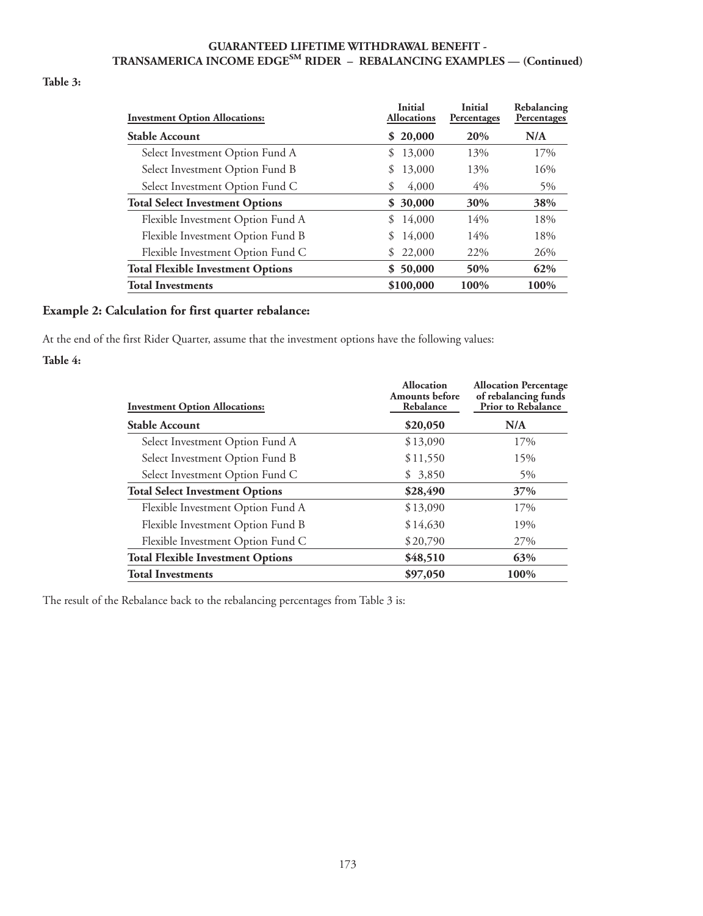## GUARANTEED LIFETIME WITHDRAWAL BENEFIT - TRANSAMERICA INCOME EDGE[SM] RIDER – REBALANCING EXAMPLES — (Continued)

**Table 3:**

| Investment Option Allocations: | Initial Allocations | Initial Percentages | Rebalancing Percentages |
|---|---|---|---|
| **Stable Account** | **$ 20,000** | **20%** | **N/A** |
| Select Investment Option Fund A | $ 13,000 | 13% | 17% |
| Select Investment Option Fund B | $ 13,000 | 13% | 16% |
| Select Investment Option Fund C | $ 4,000 | 4% | 5% |
| **Total Select Investment Options** | **$ 30,000** | **30%** | **38%** |
| Flexible Investment Option Fund A | $ 14,000 | 14% | 18% |
| Flexible Investment Option Fund B | $ 14,000 | 14% | 18% |
| Flexible Investment Option Fund C | $ 22,000 | 22% | 26% |
| **Total Flexible Investment Options** | **$ 50,000** | **50%** | **62%** |
| **Total Investments** | **$100,000** | **100%** | **100%** |

### Example 2: Calculation for first quarter rebalance:

At the end of the first Rider Quarter, assume that the investment options have the following values:

**Table 4:**

| Investment Option Allocations: | Allocation Amounts before Rebalance | Allocation Percentage of rebalancing funds Prior to Rebalance |
|---|---|---|
| **Stable Account** | **$20,050** | **N/A** |
| Select Investment Option Fund A | $13,090 | 17% |
| Select Investment Option Fund B | $11,550 | 15% |
| Select Investment Option Fund C | $ 3,850 | 5% |
| **Total Select Investment Options** | **$28,490** | **37%** |
| Flexible Investment Option Fund A | $13,090 | 17% |
| Flexible Investment Option Fund B | $14,630 | 19% |
| Flexible Investment Option Fund C | $20,790 | 27% |
| **Total Flexible Investment Options** | **$48,510** | **63%** |
| **Total Investments** | **$97,050** | **100%** |

The result of the Rebalance back to the rebalancing percentages from Table 3 is: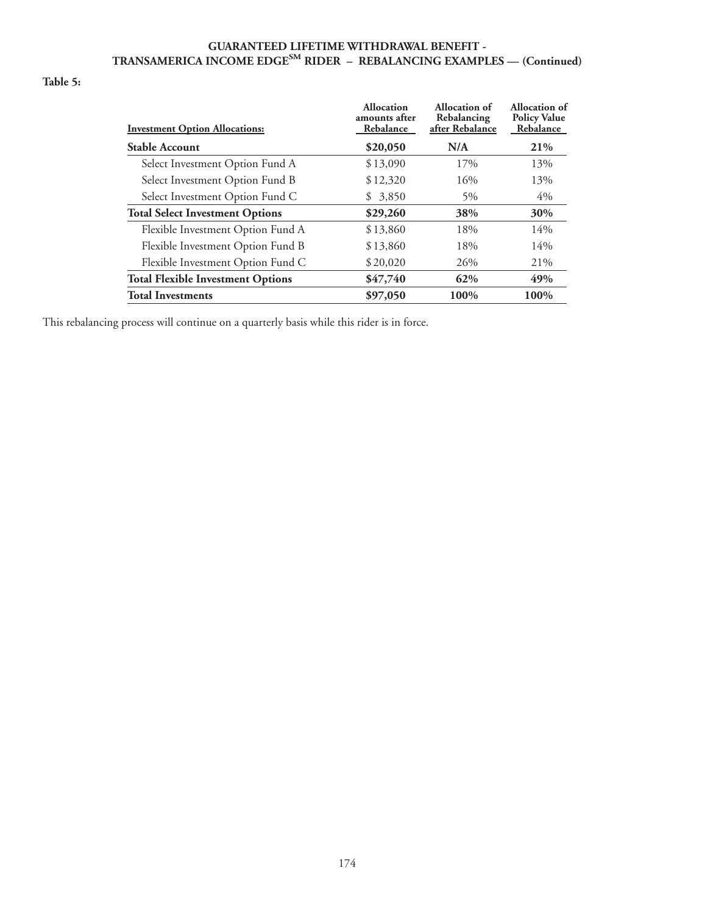## GUARANTEED LIFETIME WITHDRAWAL BENEFIT - TRANSAMERICA INCOME EDGE$^{SM}$ RIDER – REBALANCING EXAMPLES — (Continued)

**Table 5:**

| Investment Option Allocations: | Allocation amounts after Rebalance | Allocation of Rebalancing after Rebalance | Allocation of Policy Value Rebalance |
|---|---|---|---|
| **Stable Account** | **$20,050** | **N/A** | **21%** |
| Select Investment Option Fund A | $13,090 | 17% | 13% |
| Select Investment Option Fund B | $12,320 | 16% | 13% |
| Select Investment Option Fund C | $ 3,850 | 5% | 4% |
| **Total Select Investment Options** | **$29,260** | **38%** | **30%** |
| Flexible Investment Option Fund A | $13,860 | 18% | 14% |
| Flexible Investment Option Fund B | $13,860 | 18% | 14% |
| Flexible Investment Option Fund C | $20,020 | 26% | 21% |
| **Total Flexible Investment Options** | **$47,740** | **62%** | **49%** |
| **Total Investments** | **$97,050** | **100%** | **100%** |

This rebalancing process will continue on a quarterly basis while this rider is in force.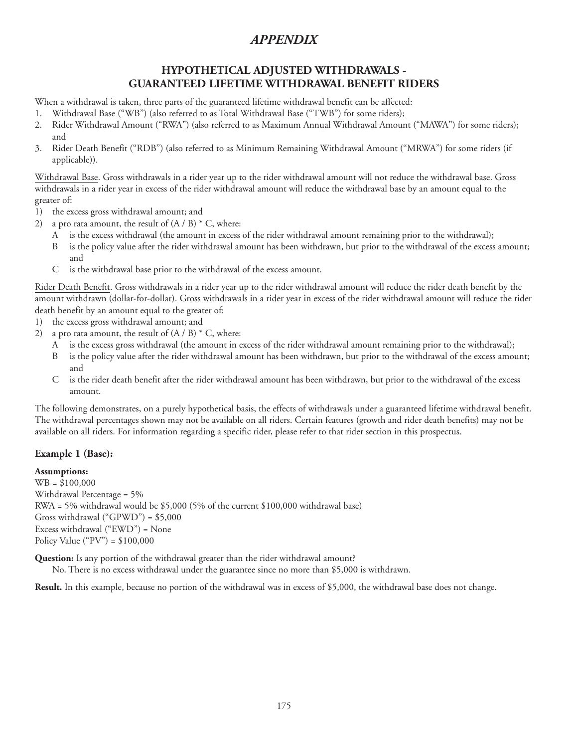# *APPENDIX*

## HYPOTHETICAL ADJUSTED WITHDRAWALS - GUARANTEED LIFETIME WITHDRAWAL BENEFIT RIDERS

When a withdrawal is taken, three parts of the guaranteed lifetime withdrawal benefit can be affected:

1. Withdrawal Base ("WB") (also referred to as Total Withdrawal Base ("TWB") for some riders);
2. Rider Withdrawal Amount ("RWA") (also referred to as Maximum Annual Withdrawal Amount ("MAWA") for some riders); and
3. Rider Death Benefit ("RDB") (also referred to as Minimum Remaining Withdrawal Amount ("MRWA") for some riders (if applicable)).

Withdrawal Base. Gross withdrawals in a rider year up to the rider withdrawal amount will not reduce the withdrawal base. Gross withdrawals in a rider year in excess of the rider withdrawal amount will reduce the withdrawal base by an amount equal to the greater of:

1) the excess gross withdrawal amount; and
2) a pro rata amount, the result of (A / B) * C, where:
   - A is the excess withdrawal (the amount in excess of the rider withdrawal amount remaining prior to the withdrawal);
   - B is the policy value after the rider withdrawal amount has been withdrawn, but prior to the withdrawal of the excess amount; and
   - C is the withdrawal base prior to the withdrawal of the excess amount.

Rider Death Benefit. Gross withdrawals in a rider year up to the rider withdrawal amount will reduce the rider death benefit by the amount withdrawn (dollar-for-dollar). Gross withdrawals in a rider year in excess of the rider withdrawal amount will reduce the rider death benefit by an amount equal to the greater of:

1) the excess gross withdrawal amount; and
2) a pro rata amount, the result of (A / B) * C, where:
   - A is the excess gross withdrawal (the amount in excess of the rider withdrawal amount remaining prior to the withdrawal);
   - B is the policy value after the rider withdrawal amount has been withdrawn, but prior to the withdrawal of the excess amount; and
   - C is the rider death benefit after the rider withdrawal amount has been withdrawn, but prior to the withdrawal of the excess amount.

The following demonstrates, on a purely hypothetical basis, the effects of withdrawals under a guaranteed lifetime withdrawal benefit. The withdrawal percentages shown may not be available on all riders. Certain features (growth and rider death benefits) may not be available on all riders. For information regarding a specific rider, please refer to that rider section in this prospectus.

### Example 1 (Base):

**Assumptions:**
WB = $100,000
Withdrawal Percentage = 5%
RWA = 5% withdrawal would be $5,000 (5% of the current $100,000 withdrawal base)
Gross withdrawal ("GPWD") = $5,000
Excess withdrawal ("EWD") = None
Policy Value ("PV") = $100,000

**Question:** Is any portion of the withdrawal greater than the rider withdrawal amount?
No. There is no excess withdrawal under the guarantee since no more than $5,000 is withdrawn.

**Result.** In this example, because no portion of the withdrawal was in excess of $5,000, the withdrawal base does not change.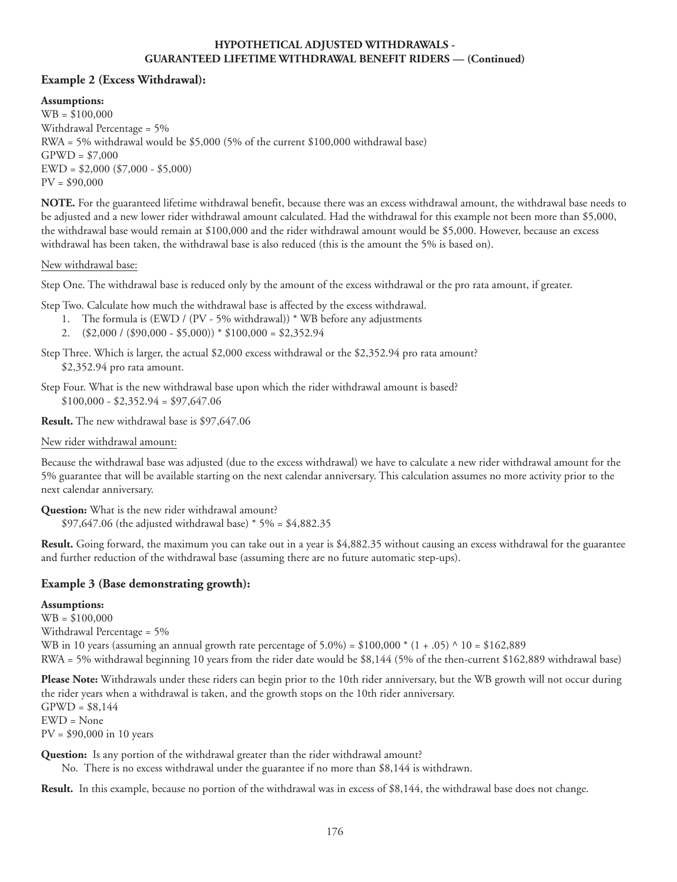**HYPOTHETICAL ADJUSTED WITHDRAWALS - GUARANTEED LIFETIME WITHDRAWAL BENEFIT RIDERS — (Continued)**

### Example 2 (Excess Withdrawal):

**Assumptions:**
WB = $100,000
Withdrawal Percentage = 5%
RWA = 5% withdrawal would be $5,000 (5% of the current $100,000 withdrawal base)
GPWD = $7,000
EWD = $2,000 ($7,000 - $5,000)
PV = $90,000

**NOTE.** For the guaranteed lifetime withdrawal benefit, because there was an excess withdrawal amount, the withdrawal base needs to be adjusted and a new lower rider withdrawal amount calculated. Had the withdrawal for this example not been more than $5,000, the withdrawal base would remain at $100,000 and the rider withdrawal amount would be $5,000. However, because an excess withdrawal has been taken, the withdrawal base is also reduced (this is the amount the 5% is based on).

New withdrawal base:

Step One. The withdrawal base is reduced only by the amount of the excess withdrawal or the pro rata amount, if greater.

Step Two. Calculate how much the withdrawal base is affected by the excess withdrawal.

1. The formula is (EWD / (PV - 5% withdrawal)) * WB before any adjustments
2. ($2,000 / ($90,000 - $5,000)) * $100,000 = $2,352.94

Step Three. Which is larger, the actual $2,000 excess withdrawal or the $2,352.94 pro rata amount?
$2,352.94 pro rata amount.

Step Four. What is the new withdrawal base upon which the rider withdrawal amount is based?
$100,000 - $2,352.94 = $97,647.06

**Result.** The new withdrawal base is $97,647.06

New rider withdrawal amount:

Because the withdrawal base was adjusted (due to the excess withdrawal) we have to calculate a new rider withdrawal amount for the 5% guarantee that will be available starting on the next calendar anniversary. This calculation assumes no more activity prior to the next calendar anniversary.

**Question:** What is the new rider withdrawal amount?
$97,647.06 (the adjusted withdrawal base) * 5% = $4,882.35

**Result.** Going forward, the maximum you can take out in a year is $4,882.35 without causing an excess withdrawal for the guarantee and further reduction of the withdrawal base (assuming there are no future automatic step-ups).

### Example 3 (Base demonstrating growth):

**Assumptions:**
WB = $100,000
Withdrawal Percentage = 5%
WB in 10 years (assuming an annual growth rate percentage of 5.0%) = $100,000 * (1 + .05) ^ 10 = $162,889
RWA = 5% withdrawal beginning 10 years from the rider date would be $8,144 (5% of the then-current $162,889 withdrawal base)

**Please Note:** Withdrawals under these riders can begin prior to the 10th rider anniversary, but the WB growth will not occur during the rider years when a withdrawal is taken, and the growth stops on the 10th rider anniversary.
GPWD = $8,144
EWD = None
PV = $90,000 in 10 years

**Question:** Is any portion of the withdrawal greater than the rider withdrawal amount?
No. There is no excess withdrawal under the guarantee if no more than $8,144 is withdrawn.

**Result.** In this example, because no portion of the withdrawal was in excess of $8,144, the withdrawal base does not change.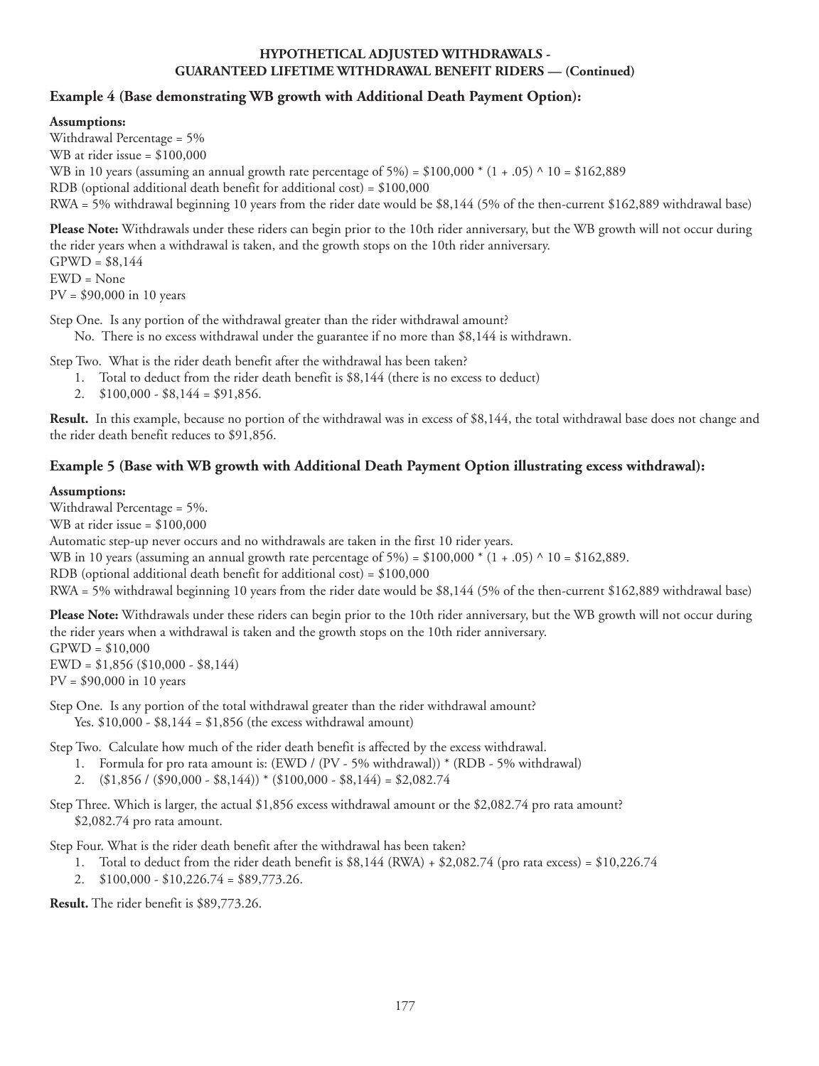**HYPOTHETICAL ADJUSTED WITHDRAWALS -**
**GUARANTEED LIFETIME WITHDRAWAL BENEFIT RIDERS — (Continued)**

### Example 4 (Base demonstrating WB growth with Additional Death Payment Option):

**Assumptions:**

Withdrawal Percentage = 5%

WB at rider issue = $100,000

WB in 10 years (assuming an annual growth rate percentage of 5%) = $100,000 * (1 + .05) ^ 10 = $162,889

RDB (optional additional death benefit for additional cost) = $100,000

RWA = 5% withdrawal beginning 10 years from the rider date would be $8,144 (5% of the then-current $162,889 withdrawal base)

**Please Note:** Withdrawals under these riders can begin prior to the 10th rider anniversary, but the WB growth will not occur during the rider years when a withdrawal is taken, and the growth stops on the 10th rider anniversary.

GPWD = $8,144

EWD = None

PV = $90,000 in 10 years

Step One. Is any portion of the withdrawal greater than the rider withdrawal amount?

No. There is no excess withdrawal under the guarantee if no more than $8,144 is withdrawn.

Step Two. What is the rider death benefit after the withdrawal has been taken?

1. Total to deduct from the rider death benefit is $8,144 (there is no excess to deduct)
2. $100,000 - $8,144 = $91,856.

**Result.** In this example, because no portion of the withdrawal was in excess of $8,144, the total withdrawal base does not change and the rider death benefit reduces to $91,856.

### Example 5 (Base with WB growth with Additional Death Payment Option illustrating excess withdrawal):

**Assumptions:**

Withdrawal Percentage = 5%.

WB at rider issue = $100,000

Automatic step-up never occurs and no withdrawals are taken in the first 10 rider years.

WB in 10 years (assuming an annual growth rate percentage of 5%) = $100,000 * (1 + .05) ^ 10 = $162,889.

RDB (optional additional death benefit for additional cost) = $100,000

RWA = 5% withdrawal beginning 10 years from the rider date would be $8,144 (5% of the then-current $162,889 withdrawal base)

**Please Note:** Withdrawals under these riders can begin prior to the 10th rider anniversary, but the WB growth will not occur during the rider years when a withdrawal is taken and the growth stops on the 10th rider anniversary.

GPWD = $10,000

EWD = $1,856 ($10,000 - $8,144)

PV = $90,000 in 10 years

Step One. Is any portion of the total withdrawal greater than the rider withdrawal amount?

Yes. $10,000 - $8,144 = $1,856 (the excess withdrawal amount)

Step Two. Calculate how much of the rider death benefit is affected by the excess withdrawal.

1. Formula for pro rata amount is: (EWD / (PV - 5% withdrawal)) * (RDB - 5% withdrawal)
2. ($1,856 / ($90,000 - $8,144)) * ($100,000 - $8,144) = $2,082.74

Step Three. Which is larger, the actual $1,856 excess withdrawal amount or the $2,082.74 pro rata amount?

$2,082.74 pro rata amount.

Step Four. What is the rider death benefit after the withdrawal has been taken?

1. Total to deduct from the rider death benefit is $8,144 (RWA) + $2,082.74 (pro rata excess) = $10,226.74
2. $100,000 - $10,226.74 = $89,773.26.

**Result.** The rider benefit is $89,773.26.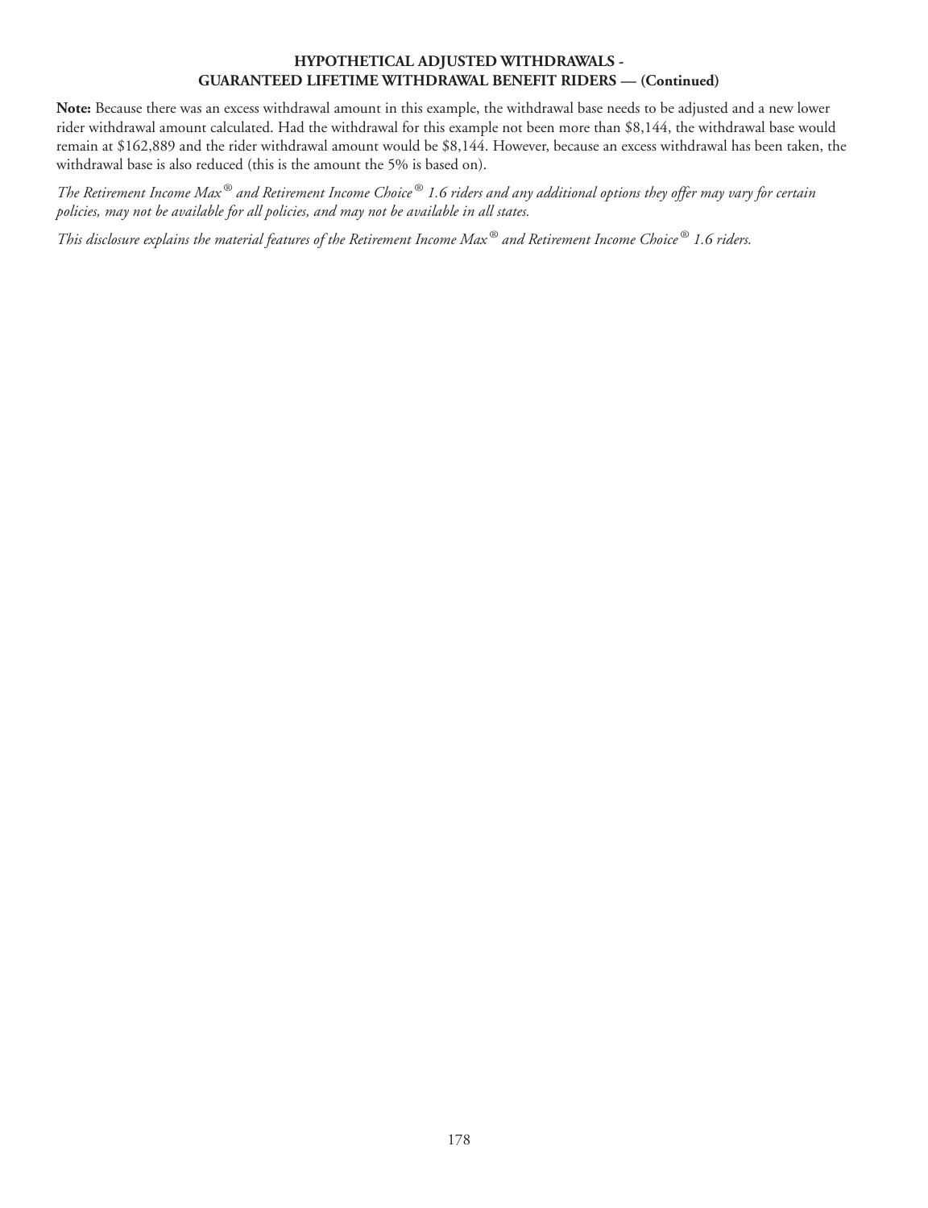## HYPOTHETICAL ADJUSTED WITHDRAWALS - GUARANTEED LIFETIME WITHDRAWAL BENEFIT RIDERS — (Continued)

**Note:** Because there was an excess withdrawal amount in this example, the withdrawal base needs to be adjusted and a new lower rider withdrawal amount calculated. Had the withdrawal for this example not been more than $8,144, the withdrawal base would remain at $162,889 and the rider withdrawal amount would be $8,144. However, because an excess withdrawal has been taken, the withdrawal base is also reduced (this is the amount the 5% is based on).

*The Retirement Income Max® and Retirement Income Choice® 1.6 riders and any additional options they offer may vary for certain policies, may not be available for all policies, and may not be available in all states.*

*This disclosure explains the material features of the Retirement Income Max® and Retirement Income Choice® 1.6 riders.*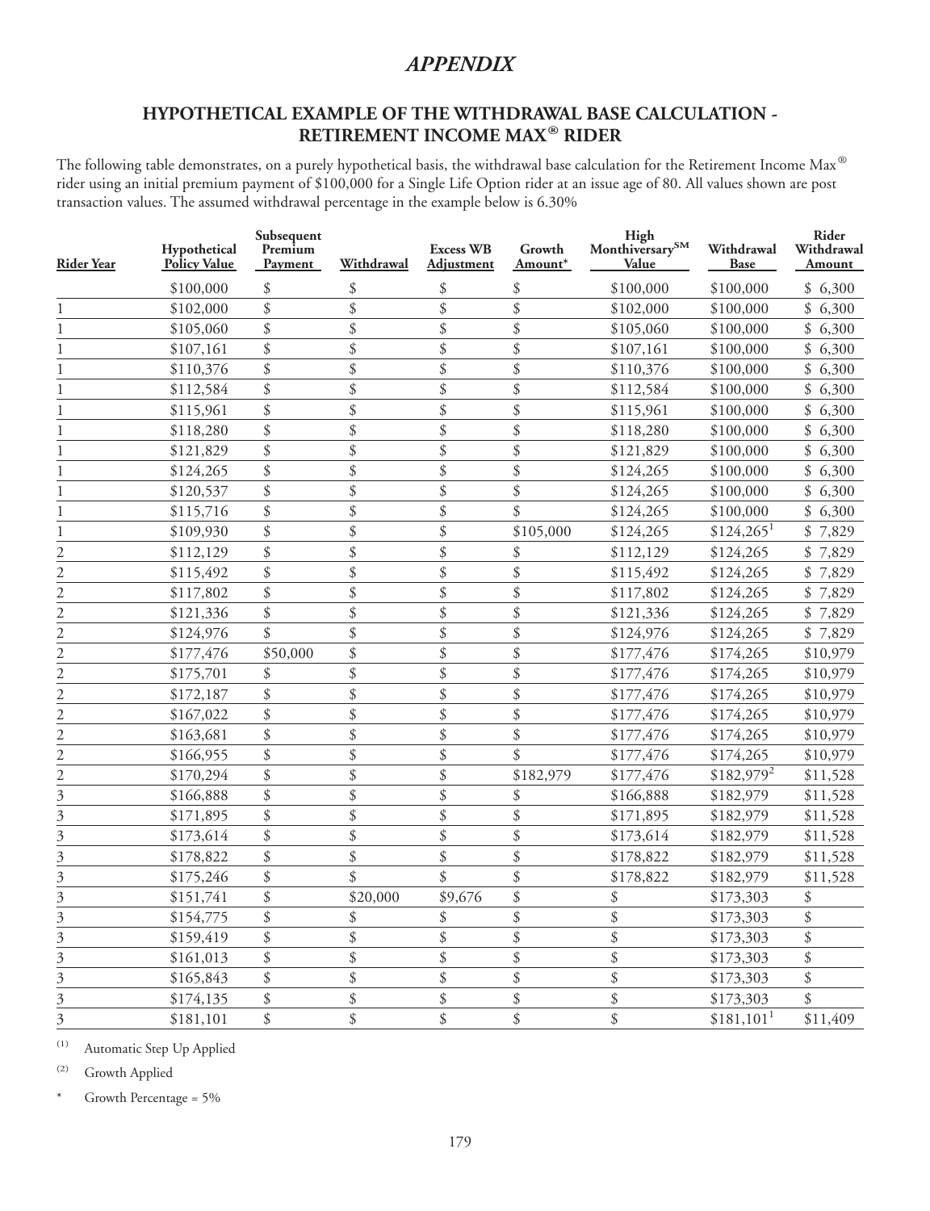# *APPENDIX*

## HYPOTHETICAL EXAMPLE OF THE WITHDRAWAL BASE CALCULATION - RETIREMENT INCOME MAX® RIDER

The following table demonstrates, on a purely hypothetical basis, the withdrawal base calculation for the Retirement Income Max® rider using an initial premium payment of \$100,000 for a Single Life Option rider at an issue age of 80. All values shown are post transaction values. The assumed withdrawal percentage in the example below is 6.30%

| Rider Year | Hypothetical Policy Value | Subsequent Premium Payment | Withdrawal | Excess WB Adjustment | Growth Amount* | High Monthiversary℠ Value | Withdrawal Base | Rider Withdrawal Amount |
|---|---|---|---|---|---|---|---|---|
| | \$100,000 | \$ | \$ | \$ | \$ | \$100,000 | \$100,000 | \$ 6,300 |
| 1 | \$102,000 | \$ | \$ | \$ | \$ | \$102,000 | \$100,000 | \$ 6,300 |
| 1 | \$105,060 | \$ | \$ | \$ | \$ | \$105,060 | \$100,000 | \$ 6,300 |
| 1 | \$107,161 | \$ | \$ | \$ | \$ | \$107,161 | \$100,000 | \$ 6,300 |
| 1 | \$110,376 | \$ | \$ | \$ | \$ | \$110,376 | \$100,000 | \$ 6,300 |
| 1 | \$112,584 | \$ | \$ | \$ | \$ | \$112,584 | \$100,000 | \$ 6,300 |
| 1 | \$115,961 | \$ | \$ | \$ | \$ | \$115,961 | \$100,000 | \$ 6,300 |
| 1 | \$118,280 | \$ | \$ | \$ | \$ | \$118,280 | \$100,000 | \$ 6,300 |
| 1 | \$121,829 | \$ | \$ | \$ | \$ | \$121,829 | \$100,000 | \$ 6,300 |
| 1 | \$124,265 | \$ | \$ | \$ | \$ | \$124,265 | \$100,000 | \$ 6,300 |
| 1 | \$120,537 | \$ | \$ | \$ | \$ | \$124,265 | \$100,000 | \$ 6,300 |
| 1 | \$115,716 | \$ | \$ | \$ | \$ | \$124,265 | \$100,000 | \$ 6,300 |
| 1 | \$109,930 | \$ | \$ | \$ | \$105,000 | \$124,265 | \$124,265[1] | \$ 7,829 |
| 2 | \$112,129 | \$ | \$ | \$ | \$ | \$112,129 | \$124,265 | \$ 7,829 |
| 2 | \$115,492 | \$ | \$ | \$ | \$ | \$115,492 | \$124,265 | \$ 7,829 |
| 2 | \$117,802 | \$ | \$ | \$ | \$ | \$117,802 | \$124,265 | \$ 7,829 |
| 2 | \$121,336 | \$ | \$ | \$ | \$ | \$121,336 | \$124,265 | \$ 7,829 |
| 2 | \$124,976 | \$ | \$ | \$ | \$ | \$124,976 | \$124,265 | \$ 7,829 |
| 2 | \$177,476 | \$50,000 | \$ | \$ | \$ | \$177,476 | \$174,265 | \$10,979 |
| 2 | \$175,701 | \$ | \$ | \$ | \$ | \$177,476 | \$174,265 | \$10,979 |
| 2 | \$172,187 | \$ | \$ | \$ | \$ | \$177,476 | \$174,265 | \$10,979 |
| 2 | \$167,022 | \$ | \$ | \$ | \$ | \$177,476 | \$174,265 | \$10,979 |
| 2 | \$163,681 | \$ | \$ | \$ | \$ | \$177,476 | \$174,265 | \$10,979 |
| 2 | \$166,955 | \$ | \$ | \$ | \$ | \$177,476 | \$174,265 | \$10,979 |
| 2 | \$170,294 | \$ | \$ | \$ | \$182,979 | \$177,476 | \$182,979[2] | \$11,528 |
| 3 | \$166,888 | \$ | \$ | \$ | \$ | \$166,888 | \$182,979 | \$11,528 |
| 3 | \$171,895 | \$ | \$ | \$ | \$ | \$171,895 | \$182,979 | \$11,528 |
| 3 | \$173,614 | \$ | \$ | \$ | \$ | \$173,614 | \$182,979 | \$11,528 |
| 3 | \$178,822 | \$ | \$ | \$ | \$ | \$178,822 | \$182,979 | \$11,528 |
| 3 | \$175,246 | \$ | \$ | \$ | \$ | \$178,822 | \$182,979 | \$11,528 |
| 3 | \$151,741 | \$ | \$20,000 | \$9,676 | \$ | \$ | \$173,303 | \$ |
| 3 | \$154,775 | \$ | \$ | \$ | \$ | \$ | \$173,303 | \$ |
| 3 | \$159,419 | \$ | \$ | \$ | \$ | \$ | \$173,303 | \$ |
| 3 | \$161,013 | \$ | \$ | \$ | \$ | \$ | \$173,303 | \$ |
| 3 | \$165,843 | \$ | \$ | \$ | \$ | \$ | \$173,303 | \$ |
| 3 | \$174,135 | \$ | \$ | \$ | \$ | \$ | \$173,303 | \$ |
| 3 | \$181,101 | \$ | \$ | \$ | \$ | \$ | \$181,101[1] | \$11,409 |

(1) Automatic Step Up Applied

(2) Growth Applied

\* Growth Percentage = 5%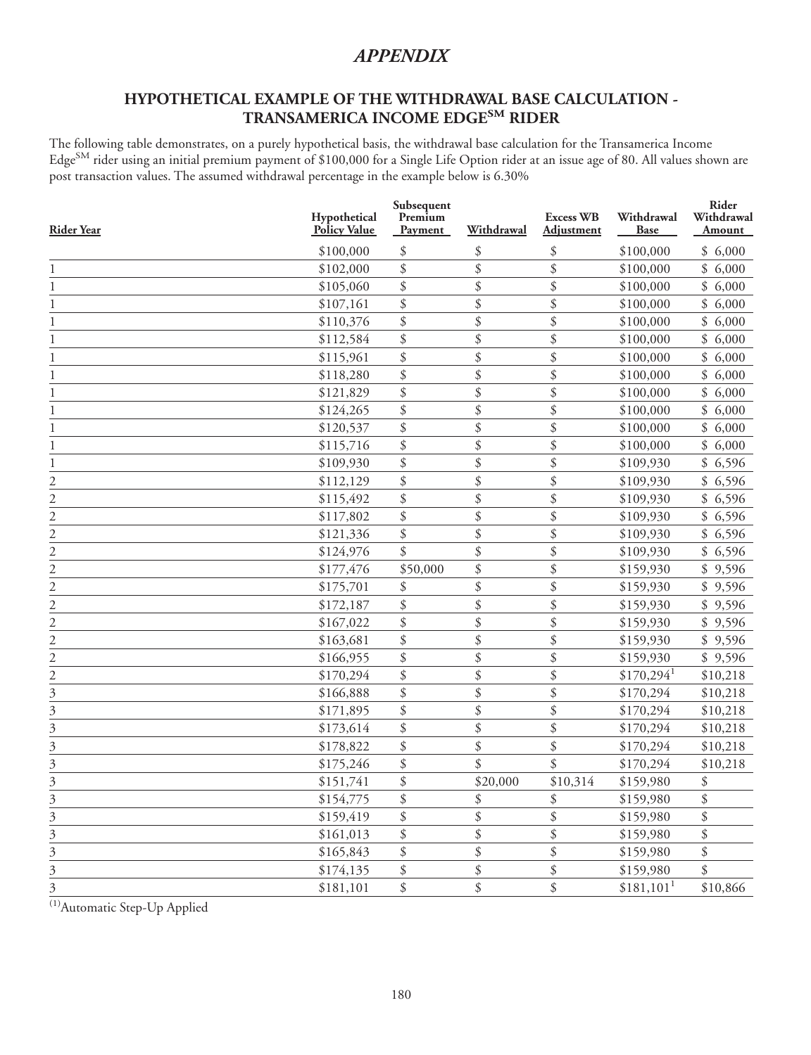# *APPENDIX*

## HYPOTHETICAL EXAMPLE OF THE WITHDRAWAL BASE CALCULATION - TRANSAMERICA INCOME EDGE℠ RIDER

The following table demonstrates, on a purely hypothetical basis, the withdrawal base calculation for the Transamerica Income Edge℠ rider using an initial premium payment of $100,000 for a Single Life Option rider at an issue age of 80. All values shown are post transaction values. The assumed withdrawal percentage in the example below is 6.30%

| Rider Year | Hypothetical Policy Value | Subsequent Premium Payment | Withdrawal | Excess WB Adjustment | Withdrawal Base | Rider Withdrawal Amount |
|---|---|---|---|---|---|---|
| | $100,000 | $ | $ | $ | $100,000 | $ 6,000 |
| 1 | $102,000 | $ | $ | $ | $100,000 | $ 6,000 |
| 1 | $105,060 | $ | $ | $ | $100,000 | $ 6,000 |
| 1 | $107,161 | $ | $ | $ | $100,000 | $ 6,000 |
| 1 | $110,376 | $ | $ | $ | $100,000 | $ 6,000 |
| 1 | $112,584 | $ | $ | $ | $100,000 | $ 6,000 |
| 1 | $115,961 | $ | $ | $ | $100,000 | $ 6,000 |
| 1 | $118,280 | $ | $ | $ | $100,000 | $ 6,000 |
| 1 | $121,829 | $ | $ | $ | $100,000 | $ 6,000 |
| 1 | $124,265 | $ | $ | $ | $100,000 | $ 6,000 |
| 1 | $120,537 | $ | $ | $ | $100,000 | $ 6,000 |
| 1 | $115,716 | $ | $ | $ | $100,000 | $ 6,000 |
| 1 | $109,930 | $ | $ | $ | $109,930 | $ 6,596 |
| 2 | $112,129 | $ | $ | $ | $109,930 | $ 6,596 |
| 2 | $115,492 | $ | $ | $ | $109,930 | $ 6,596 |
| 2 | $117,802 | $ | $ | $ | $109,930 | $ 6,596 |
| 2 | $121,336 | $ | $ | $ | $109,930 | $ 6,596 |
| 2 | $124,976 | $ | $ | $ | $109,930 | $ 6,596 |
| 2 | $177,476 | $50,000 | $ | $ | $159,930 | $ 9,596 |
| 2 | $175,701 | $ | $ | $ | $159,930 | $ 9,596 |
| 2 | $172,187 | $ | $ | $ | $159,930 | $ 9,596 |
| 2 | $167,022 | $ | $ | $ | $159,930 | $ 9,596 |
| 2 | $163,681 | $ | $ | $ | $159,930 | $ 9,596 |
| 2 | $166,955 | $ | $ | $ | $159,930 | $ 9,596 |
| 2 | $170,294 | $ | $ | $ | $170,294[1] | $10,218 |
| 3 | $166,888 | $ | $ | $ | $170,294 | $10,218 |
| 3 | $171,895 | $ | $ | $ | $170,294 | $10,218 |
| 3 | $173,614 | $ | $ | $ | $170,294 | $10,218 |
| 3 | $178,822 | $ | $ | $ | $170,294 | $10,218 |
| 3 | $175,246 | $ | $ | $ | $170,294 | $10,218 |
| 3 | $151,741 | $ | $20,000 | $10,314 | $159,980 | $ |
| 3 | $154,775 | $ | $ | $ | $159,980 | $ |
| 3 | $159,419 | $ | $ | $ | $159,980 | $ |
| 3 | $161,013 | $ | $ | $ | $159,980 | $ |
| 3 | $165,843 | $ | $ | $ | $159,980 | $ |
| 3 | $174,135 | $ | $ | $ | $159,980 | $ |
| 3 | $181,101 | $ | $ | $ | $181,101[1] | $10,866 |

[(1)]Automatic Step-Up Applied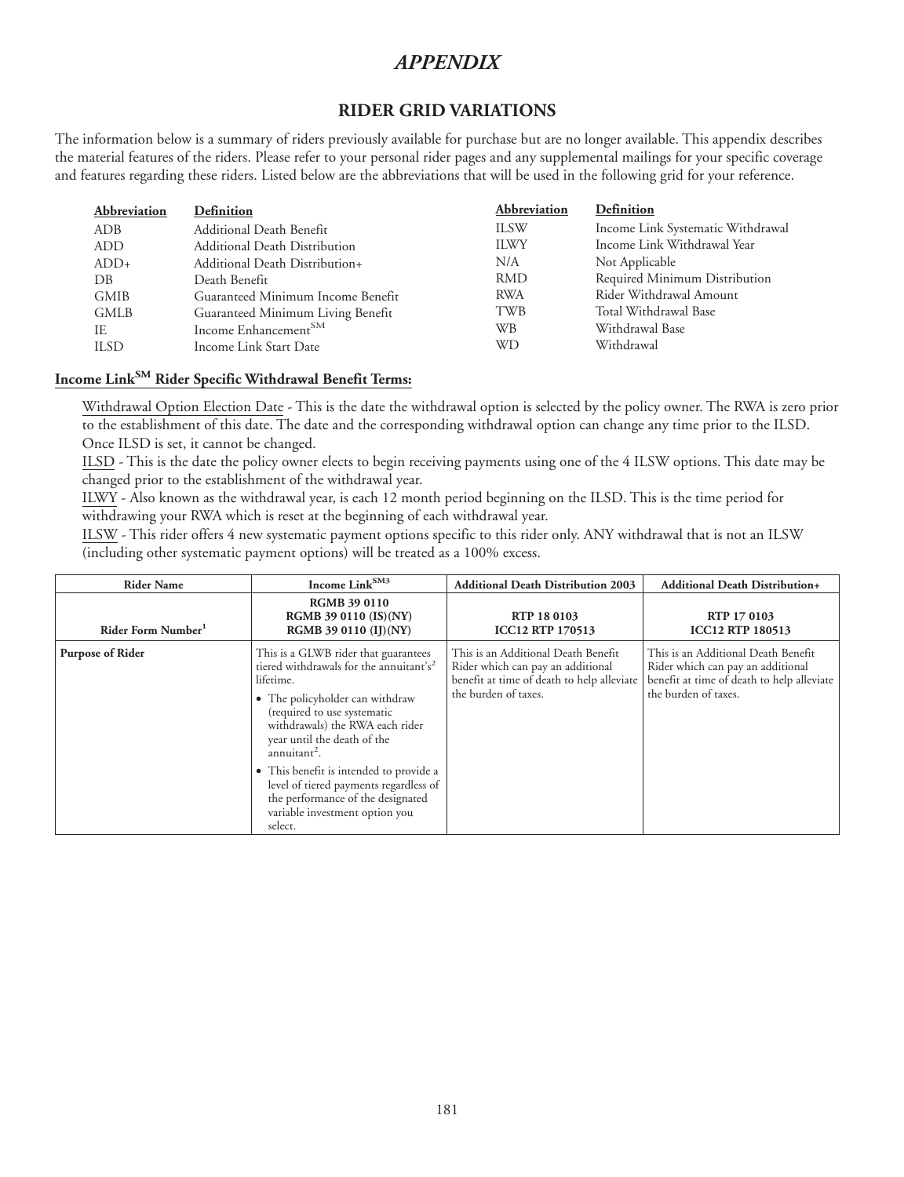# *APPENDIX*

## RIDER GRID VARIATIONS

The information below is a summary of riders previously available for purchase but are no longer available. This appendix describes the material features of the riders. Please refer to your personal rider pages and any supplemental mailings for your specific coverage and features regarding these riders. Listed below are the abbreviations that will be used in the following grid for your reference.

| Abbreviation | Definition |
|---|---|
| ADB | Additional Death Benefit |
| ADD | Additional Death Distribution |
| ADD+ | Additional Death Distribution+ |
| DB | Death Benefit |
| GMIB | Guaranteed Minimum Income Benefit |
| GMLB | Guaranteed Minimum Living Benefit |
| IE | Income Enhancement[SM] |
| ILSD | Income Link Start Date |
| ILSW | Income Link Systematic Withdrawal |
| ILWY | Income Link Withdrawal Year |
| N/A | Not Applicable |
| RMD | Required Minimum Distribution |
| RWA | Rider Withdrawal Amount |
| TWB | Total Withdrawal Base |
| WB | Withdrawal Base |
| WD | Withdrawal |

**Income Link[SM] Rider Specific Withdrawal Benefit Terms:**

Withdrawal Option Election Date - This is the date the withdrawal option is selected by the policy owner. The RWA is zero prior to the establishment of this date. The date and the corresponding withdrawal option can change any time prior to the ILSD. Once ILSD is set, it cannot be changed.

ILSD - This is the date the policy owner elects to begin receiving payments using one of the 4 ILSW options. This date may be changed prior to the establishment of the withdrawal year.

ILWY - Also known as the withdrawal year, is each 12 month period beginning on the ILSD. This is the time period for withdrawing your RWA which is reset at the beginning of each withdrawal year.

ILSW - This rider offers 4 new systematic payment options specific to this rider only. ANY withdrawal that is not an ILSW (including other systematic payment options) will be treated as a 100% excess.

| **Rider Name** | **Income Link[SM3]** | **Additional Death Distribution 2003** | **Additional Death Distribution+** |
|---|---|---|---|
| **Rider Form Number[1]** | **RGMB 39 0110**<br>**RGMB 39 0110 (IS)(NY)**<br>**RGMB 39 0110 (IJ)(NY)** | **RTP 18 0103**<br>**ICC12 RTP 170513** | **RTP 17 0103**<br>**ICC12 RTP 180513** |
| **Purpose of Rider** | This is a GLWB rider that guarantees tiered withdrawals for the annuitant's[2] lifetime.<br>• The policyholder can withdraw (required to use systematic withdrawals) the RWA each rider year until the death of the annuitant[2].<br>• This benefit is intended to provide a level of tiered payments regardless of the performance of the designated variable investment option you select. | This is an Additional Death Benefit Rider which can pay an additional benefit at time of death to help alleviate the burden of taxes. | This is an Additional Death Benefit Rider which can pay an additional benefit at time of death to help alleviate the burden of taxes. |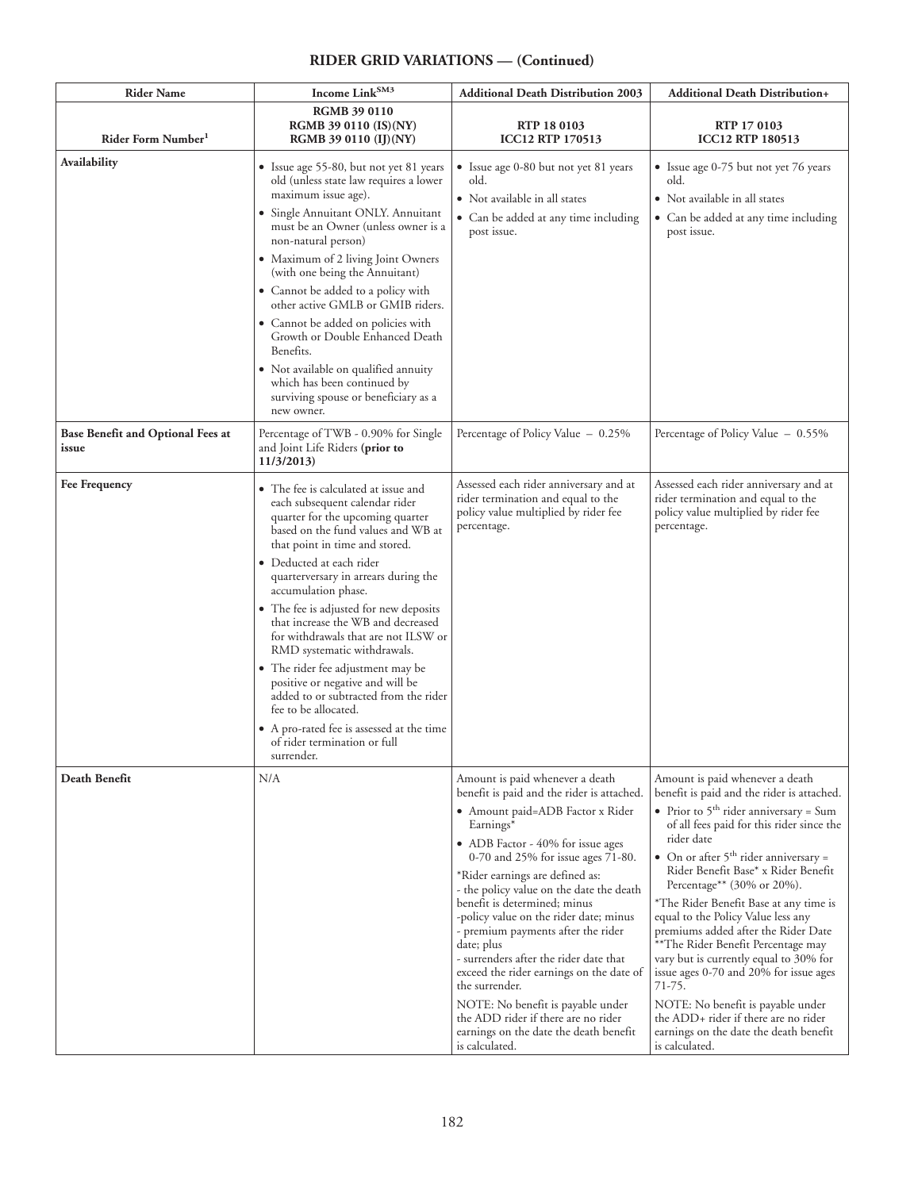## RIDER GRID VARIATIONS — (Continued)

| Rider Name | Income Link[SM3] | Additional Death Distribution 2003 | Additional Death Distribution+ |
|---|---|---|---|
| Rider Form Number[1] | **RGMB 39 0110**<br>**RGMB 39 0110 (IS)(NY)**<br>**RGMB 39 0110 (IJ)(NY)** | **RTP 18 0103**<br>**ICC12 RTP 170513** | **RTP 17 0103**<br>**ICC12 RTP 180513** |
| **Availability** | • Issue age 55-80, but not yet 81 years old (unless state law requires a lower maximum issue age).<br>• Single Annuitant ONLY. Annuitant must be an Owner (unless owner is a non-natural person)<br>• Maximum of 2 living Joint Owners (with one being the Annuitant)<br>• Cannot be added to a policy with other active GMLB or GMIB riders.<br>• Cannot be added on policies with Growth or Double Enhanced Death Benefits.<br>• Not available on qualified annuity which has been continued by surviving spouse or beneficiary as a new owner. | • Issue age 0-80 but not yet 81 years old.<br>• Not available in all states<br>• Can be added at any time including post issue. | • Issue age 0-75 but not yet 76 years old.<br>• Not available in all states<br>• Can be added at any time including post issue. |
| **Base Benefit and Optional Fees at issue** | Percentage of TWB - 0.90% for Single and Joint Life Riders **(prior to 11/3/2013)** | Percentage of Policy Value – 0.25% | Percentage of Policy Value – 0.55% |
| **Fee Frequency** | • The fee is calculated at issue and each subsequent calendar rider quarter for the upcoming quarter based on the fund values and WB at that point in time and stored.<br>• Deducted at each rider quarterversary in arrears during the accumulation phase.<br>• The fee is adjusted for new deposits that increase the WB and decreased for withdrawals that are not ILSW or RMD systematic withdrawals.<br>• The rider fee adjustment may be positive or negative and will be added to or subtracted from the rider fee to be allocated.<br>• A pro-rated fee is assessed at the time of rider termination or full surrender. | Assessed each rider anniversary and at rider termination and equal to the policy value multiplied by rider fee percentage. | Assessed each rider anniversary and at rider termination and equal to the policy value multiplied by rider fee percentage. |
| **Death Benefit** | N/A | Amount is paid whenever a death benefit is paid and the rider is attached.<br>• Amount paid=ADB Factor x Rider Earnings*<br>• ADB Factor - 40% for issue ages 0-70 and 25% for issue ages 71-80.<br>*Rider earnings are defined as:<br>- the policy value on the date the death benefit is determined; minus<br>-policy value on the rider date; minus<br>- premium payments after the rider date; plus<br>- surrenders after the rider date that exceed the rider earnings on the date of the surrender.<br>NOTE: No benefit is payable under the ADD rider if there are no rider earnings on the date the death benefit is calculated. | Amount is paid whenever a death benefit is paid and the rider is attached.<br>• Prior to 5th rider anniversary = Sum of all fees paid for this rider since the rider date<br>• On or after 5th rider anniversary = Rider Benefit Base* x Rider Benefit Percentage** (30% or 20%).<br>*The Rider Benefit Base at any time is equal to the Policy Value less any premiums added after the Rider Date<br>**The Rider Benefit Percentage may vary but is currently equal to 30% for issue ages 0-70 and 20% for issue ages 71-75.<br>NOTE: No benefit is payable under the ADD+ rider if there are no rider earnings on the date the death benefit is calculated. |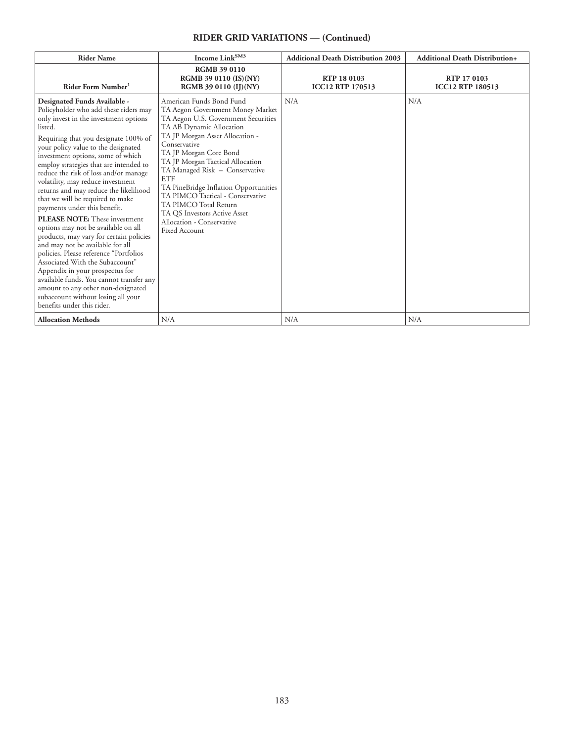## RIDER GRID VARIATIONS — (Continued)

| Rider Name | Income Link[SM3] | Additional Death Distribution 2003 | Additional Death Distribution+ |
|---|---|---|---|
| **Rider Form Number[1]** | **RGMB 39 0110**<br>**RGMB 39 0110 (IS)(NY)**<br>**RGMB 39 0110 (IJ)(NY)** | **RTP 18 0103**<br>**ICC12 RTP 170513** | **RTP 17 0103**<br>**ICC12 RTP 180513** |
| **Designated Funds Available -** Policyholder who add these riders may only invest in the investment options listed.<br><br>Requiring that you designate 100% of your policy value to the designated investment options, some of which employ strategies that are intended to reduce the risk of loss and/or manage volatility, may reduce investment returns and may reduce the likelihood that we will be required to make payments under this benefit.<br><br>**PLEASE NOTE:** These investment options may not be available on all products, may vary for certain policies and may not be available for all policies. Please reference "Portfolios Associated With the Subaccount" Appendix in your prospectus for available funds. You cannot transfer any amount to any other non-designated subaccount without losing all your benefits under this rider. | American Funds Bond Fund<br>TA Aegon Government Money Market<br>TA Aegon U.S. Government Securities<br>TA AB Dynamic Allocation<br>TA JP Morgan Asset Allocation - Conservative<br>TA JP Morgan Core Bond<br>TA JP Morgan Tactical Allocation<br>TA Managed Risk – Conservative ETF<br>TA PineBridge Inflation Opportunities<br>TA PIMCO Tactical - Conservative<br>TA PIMCO Total Return<br>TA QS Investors Active Asset Allocation - Conservative<br>Fixed Account | N/A | N/A |
| **Allocation Methods** | N/A | N/A | N/A |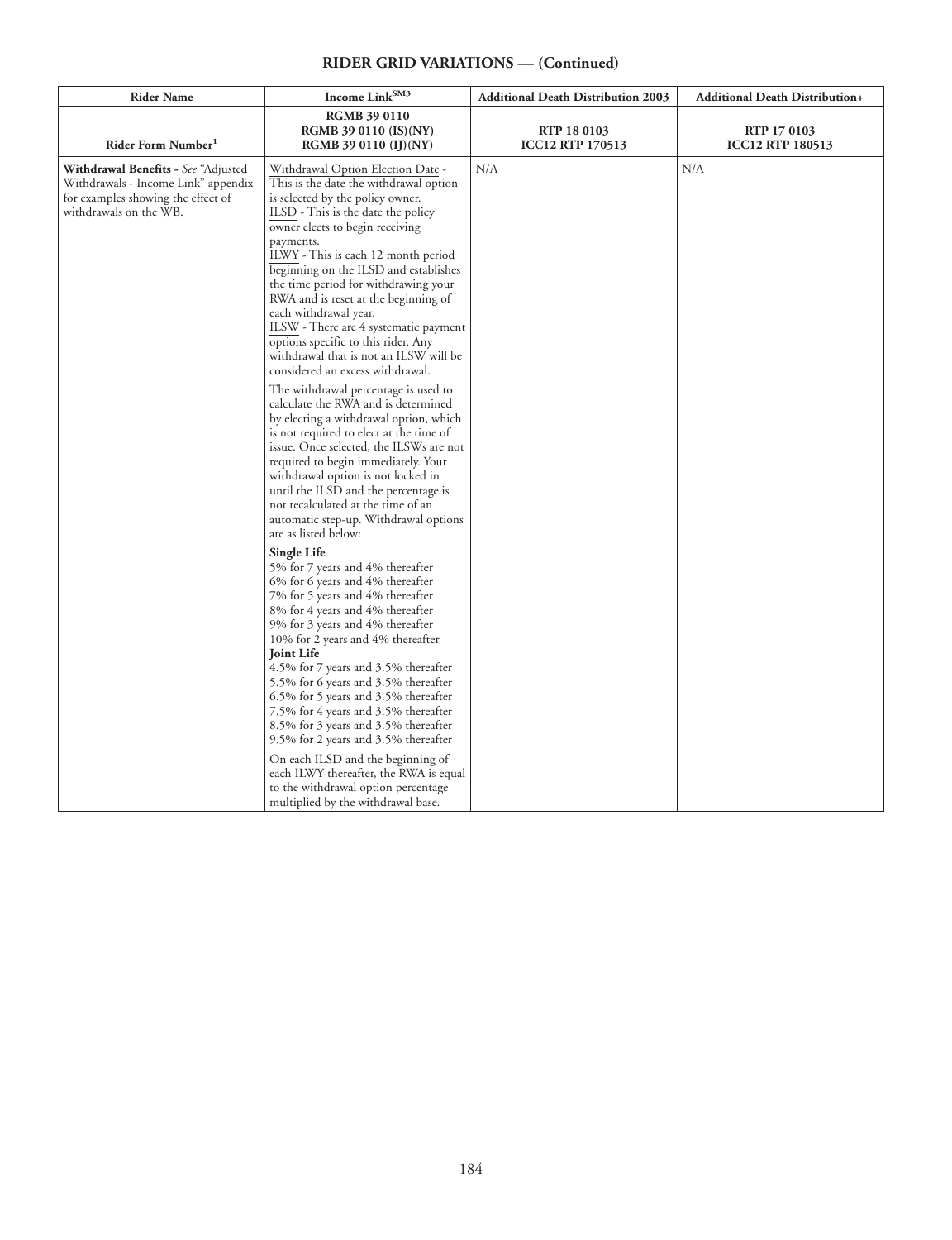## RIDER GRID VARIATIONS — (Continued)

| Rider Name | Income Link[SM3] | Additional Death Distribution 2003 | Additional Death Distribution+ |
|---|---|---|---|
| Rider Form Number[1] | RGMB 39 0110<br>RGMB 39 0110 (IS)(NY)<br>RGMB 39 0110 (IJ)(NY) | RTP 18 0103<br>ICC12 RTP 170513 | RTP 17 0103<br>ICC12 RTP 180513 |
| **Withdrawal Benefits** - *See* "Adjusted Withdrawals - Income Link" appendix for examples showing the effect of withdrawals on the WB. | Withdrawal Option Election Date - This is the date the withdrawal option is selected by the policy owner.<br>ILSD - This is the date the policy owner elects to begin receiving payments.<br>ILWY - This is each 12 month period beginning on the ILSD and establishes the time period for withdrawing your RWA and is reset at the beginning of each withdrawal year.<br>ILSW - There are 4 systematic payment options specific to this rider. Any withdrawal that is not an ILSW will be considered an excess withdrawal.<br><br>The withdrawal percentage is used to calculate the RWA and is determined by electing a withdrawal option, which is not required to elect at the time of issue. Once selected, the ILSWs are not required to begin immediately. Your withdrawal option is not locked in until the ILSD and the percentage is not recalculated at the time of an automatic step-up. Withdrawal options are as listed below:<br><br>**Single Life**<br>5% for 7 years and 4% thereafter<br>6% for 6 years and 4% thereafter<br>7% for 5 years and 4% thereafter<br>8% for 4 years and 4% thereafter<br>9% for 3 years and 4% thereafter<br>10% for 2 years and 4% thereafter<br>**Joint Life**<br>4.5% for 7 years and 3.5% thereafter<br>5.5% for 6 years and 3.5% thereafter<br>6.5% for 5 years and 3.5% thereafter<br>7.5% for 4 years and 3.5% thereafter<br>8.5% for 3 years and 3.5% thereafter<br>9.5% for 2 years and 3.5% thereafter<br><br>On each ILSD and the beginning of each ILWY thereafter, the RWA is equal to the withdrawal option percentage multiplied by the withdrawal base. | N/A | N/A |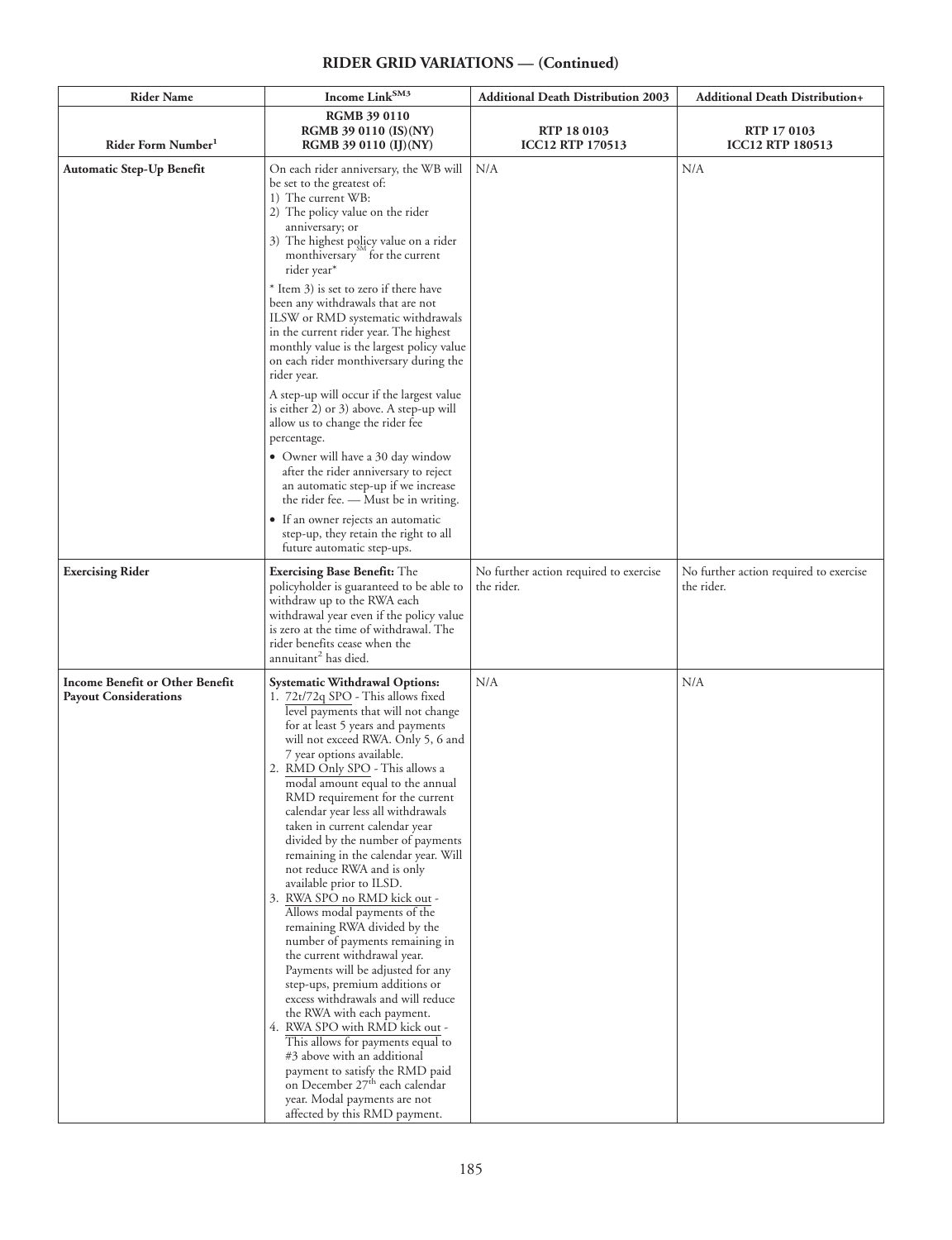## RIDER GRID VARIATIONS — (Continued)

| Rider Name | Income Link[SM3] | Additional Death Distribution 2003 | Additional Death Distribution+ |
|---|---|---|---|
| **Rider Form Number[1]** | **RGMB 39 0110**<br>**RGMB 39 0110 (IS)(NY)**<br>**RGMB 39 0110 (IJ)(NY)** | **RTP 18 0103**<br>**ICC12 RTP 170513** | **RTP 17 0103**<br>**ICC12 RTP 180513** |
| **Automatic Step-Up Benefit** | On each rider anniversary, the WB will be set to the greatest of:<br>1) The current WB:<br>2) The policy value on the rider anniversary; or<br>3) The highest policy value on a rider monthiversary[SM] for the current rider year*<br><br>* Item 3) is set to zero if there have been any withdrawals that are not ILSW or RMD systematic withdrawals in the current rider year. The highest monthly value is the largest policy value on each rider monthiversary during the rider year.<br><br>A step-up will occur if the largest value is either 2) or 3) above. A step-up will allow us to change the rider fee percentage.<br><br>• Owner will have a 30 day window after the rider anniversary to reject an automatic step-up if we increase the rider fee. — Must be in writing.<br>• If an owner rejects an automatic step-up, they retain the right to all future automatic step-ups. | N/A | N/A |
| **Exercising Rider** | **Exercising Base Benefit:** The policyholder is guaranteed to be able to withdraw up to the RWA each withdrawal year even if the policy value is zero at the time of withdrawal. The rider benefits cease when the annuitant[2] has died. | No further action required to exercise the rider. | No further action required to exercise the rider. |
| **Income Benefit or Other Benefit Payout Considerations** | **Systematic Withdrawal Options:**<br>1. 72t/72q SPO - This allows fixed level payments that will not change for at least 5 years and payments will not exceed RWA. Only 5, 6 and 7 year options available.<br>2. RMD Only SPO - This allows a modal amount equal to the annual RMD requirement for the current calendar year less all withdrawals taken in current calendar year divided by the number of payments remaining in the calendar year. Will not reduce RWA and is only available prior to ILSD.<br>3. RWA SPO no RMD kick out - Allows modal payments of the remaining RWA divided by the number of payments remaining in the current withdrawal year. Payments will be adjusted for any step-ups, premium additions or excess withdrawals and will reduce the RWA with each payment.<br>4. RWA SPO with RMD kick out - This allows for payments equal to #3 above with an additional payment to satisfy the RMD paid on December 27th each calendar year. Modal payments are not affected by this RMD payment. | N/A | N/A |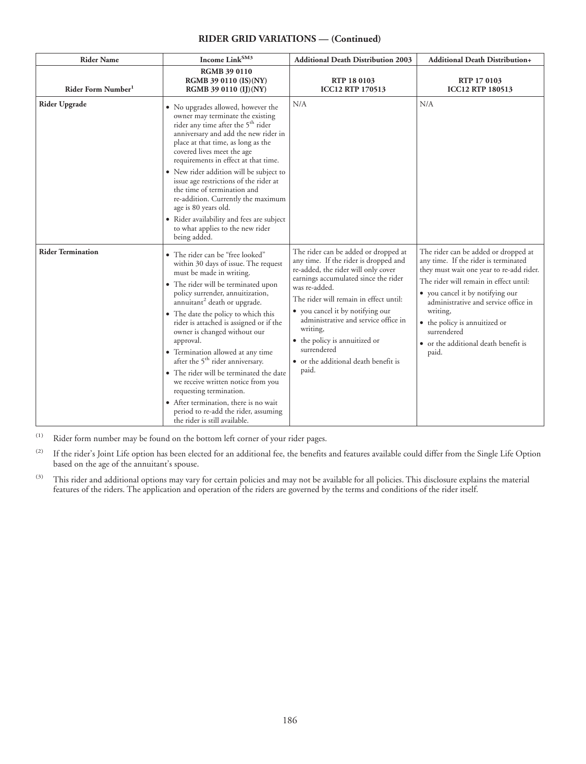## RIDER GRID VARIATIONS — (Continued)

| Rider Name | Income Link[SM3] | Additional Death Distribution 2003 | Additional Death Distribution+ |
|---|---|---|---|
| Rider Form Number[1] | RGMB 39 0110<br>RGMB 39 0110 (IS)(NY)<br>RGMB 39 0110 (IJ)(NY) | RTP 18 0103<br>ICC12 RTP 170513 | RTP 17 0103<br>ICC12 RTP 180513 |
| **Rider Upgrade** | • No upgrades allowed, however the owner may terminate the existing rider any time after the 5th rider anniversary and add the new rider in place at that time, as long as the covered lives meet the age requirements in effect at that time.<br>• New rider addition will be subject to issue age restrictions of the rider at the time of termination and re-addition. Currently the maximum age is 80 years old.<br>• Rider availability and fees are subject to what applies to the new rider being added. | N/A | N/A |
| **Rider Termination** | • The rider can be "free looked" within 30 days of issue. The request must be made in writing.<br>• The rider will be terminated upon policy surrender, annuitization, annuitant[2] death or upgrade.<br>• The date the policy to which this rider is attached is assigned or if the owner is changed without our approval.<br>• Termination allowed at any time after the 5th rider anniversary.<br>• The rider will be terminated the date we receive written notice from you requesting termination.<br>• After termination, there is no wait period to re-add the rider, assuming the rider is still available. | The rider can be added or dropped at any time. If the rider is dropped and re-added, the rider will only cover earnings accumulated since the rider was re-added.<br>The rider will remain in effect until:<br>• you cancel it by notifying our administrative and service office in writing,<br>• the policy is annuitized or surrendered<br>• or the additional death benefit is paid. | The rider can be added or dropped at any time. If the rider is terminated they must wait one year to re-add rider.<br>The rider will remain in effect until:<br>• you cancel it by notifying our administrative and service office in writing,<br>• the policy is annuitized or surrendered<br>• or the additional death benefit is paid. |

(1) Rider form number may be found on the bottom left corner of your rider pages.

(2) If the rider's Joint Life option has been elected for an additional fee, the benefits and features available could differ from the Single Life Option based on the age of the annuitant's spouse.

(3) This rider and additional options may vary for certain policies and may not be available for all policies. This disclosure explains the material features of the riders. The application and operation of the riders are governed by the terms and conditions of the rider itself.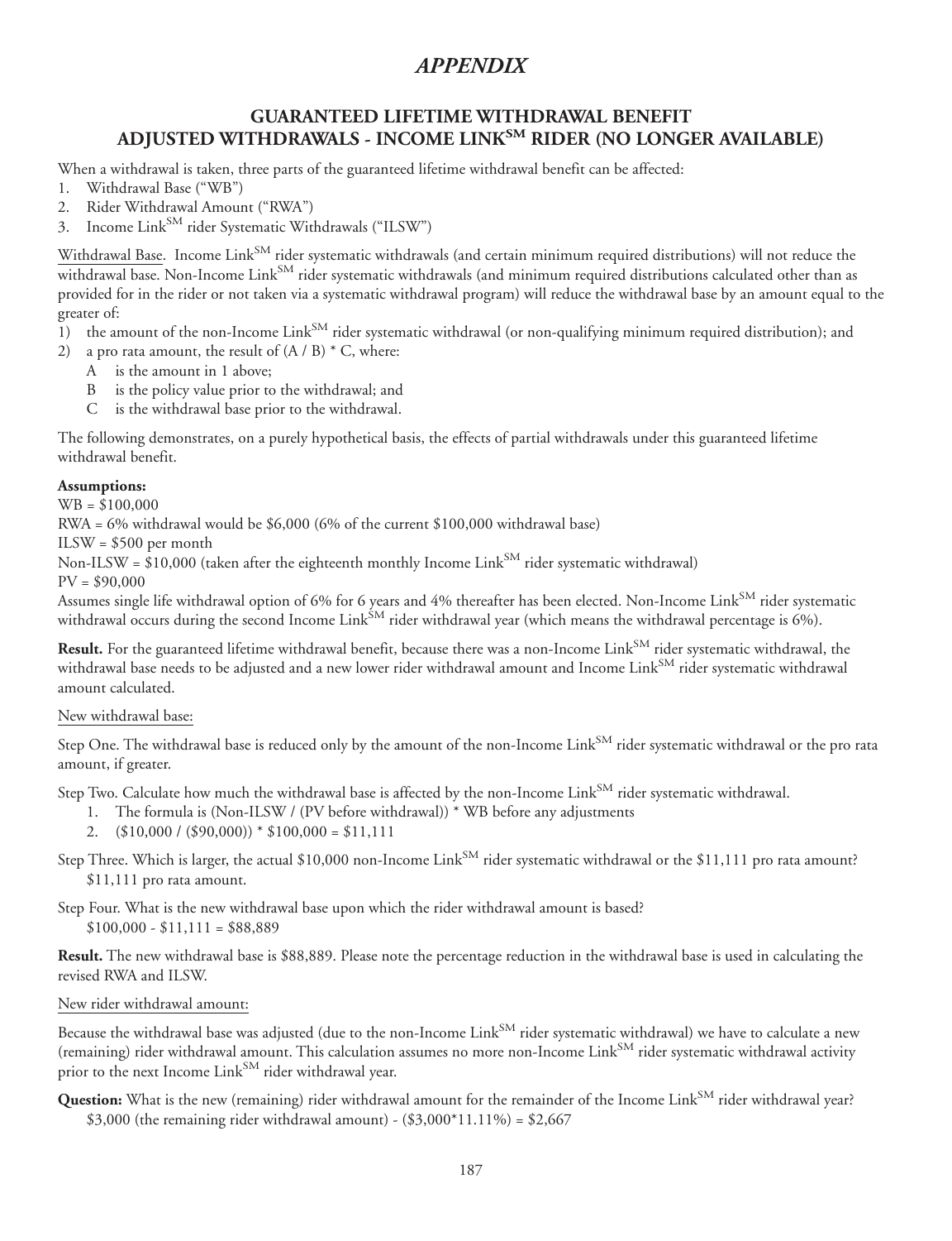# *APPENDIX*

## GUARANTEED LIFETIME WITHDRAWAL BENEFIT ADJUSTED WITHDRAWALS - INCOME LINK$^{SM}$ RIDER (NO LONGER AVAILABLE)

When a withdrawal is taken, three parts of the guaranteed lifetime withdrawal benefit can be affected:

1. Withdrawal Base ("WB")
2. Rider Withdrawal Amount ("RWA")
3. Income Link$^{SM}$ rider Systematic Withdrawals ("ILSW")

Withdrawal Base. Income Link$^{SM}$ rider systematic withdrawals (and certain minimum required distributions) will not reduce the withdrawal base. Non-Income Link$^{SM}$ rider systematic withdrawals (and minimum required distributions calculated other than as provided for in the rider or not taken via a systematic withdrawal program) will reduce the withdrawal base by an amount equal to the greater of:

1) the amount of the non-Income Link$^{SM}$ rider systematic withdrawal (or non-qualifying minimum required distribution); and
2) a pro rata amount, the result of (A / B) * C, where:
   - A is the amount in 1 above;
   - B is the policy value prior to the withdrawal; and
   - C is the withdrawal base prior to the withdrawal.

The following demonstrates, on a purely hypothetical basis, the effects of partial withdrawals under this guaranteed lifetime withdrawal benefit.

**Assumptions:**

WB = $100,000

RWA = 6% withdrawal would be $6,000 (6% of the current $100,000 withdrawal base)

ILSW = $500 per month

Non-ILSW = $10,000 (taken after the eighteenth monthly Income Link$^{SM}$ rider systematic withdrawal)

PV = $90,000

Assumes single life withdrawal option of 6% for 6 years and 4% thereafter has been elected. Non-Income Link$^{SM}$ rider systematic withdrawal occurs during the second Income Link$^{SM}$ rider withdrawal year (which means the withdrawal percentage is 6%).

**Result.** For the guaranteed lifetime withdrawal benefit, because there was a non-Income Link$^{SM}$ rider systematic withdrawal, the withdrawal base needs to be adjusted and a new lower rider withdrawal amount and Income Link$^{SM}$ rider systematic withdrawal amount calculated.

New withdrawal base:

Step One. The withdrawal base is reduced only by the amount of the non-Income Link$^{SM}$ rider systematic withdrawal or the pro rata amount, if greater.

Step Two. Calculate how much the withdrawal base is affected by the non-Income Link$^{SM}$ rider systematic withdrawal.

1. The formula is (Non-ILSW / (PV before withdrawal)) * WB before any adjustments
2. ($10,000 / ($90,000)) * $100,000 = $11,111

Step Three. Which is larger, the actual $10,000 non-Income Link$^{SM}$ rider systematic withdrawal or the $11,111 pro rata amount?
$11,111 pro rata amount.

Step Four. What is the new withdrawal base upon which the rider withdrawal amount is based?
$100,000 - $11,111 = $88,889

**Result.** The new withdrawal base is $88,889. Please note the percentage reduction in the withdrawal base is used in calculating the revised RWA and ILSW.

New rider withdrawal amount:

Because the withdrawal base was adjusted (due to the non-Income Link$^{SM}$ rider systematic withdrawal) we have to calculate a new (remaining) rider withdrawal amount. This calculation assumes no more non-Income Link$^{SM}$ rider systematic withdrawal activity prior to the next Income Link$^{SM}$ rider withdrawal year.

**Question:** What is the new (remaining) rider withdrawal amount for the remainder of the Income Link$^{SM}$ rider withdrawal year?
$3,000 (the remaining rider withdrawal amount) - ($3,000*11.11%) = $2,667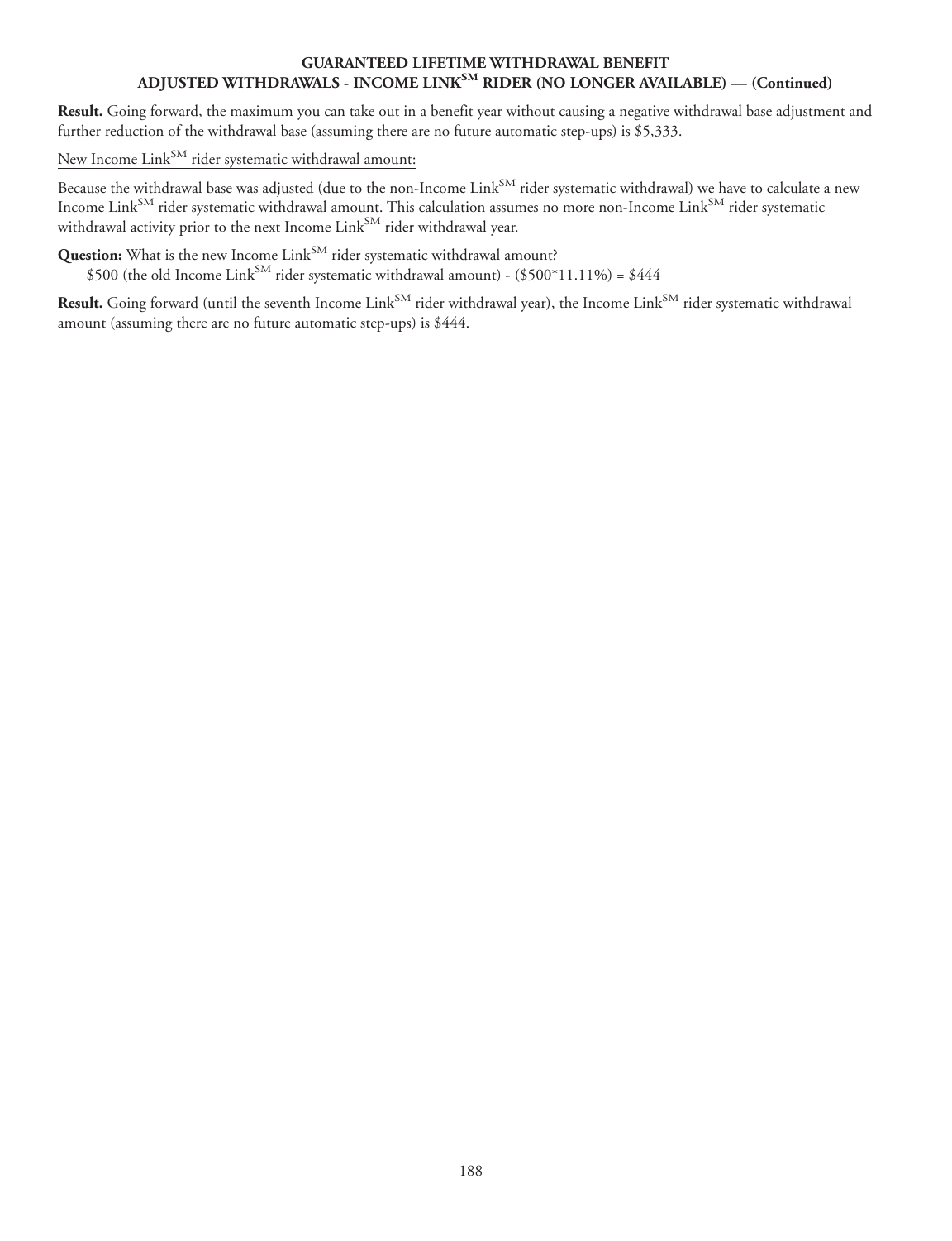### GUARANTEED LIFETIME WITHDRAWAL BENEFIT ADJUSTED WITHDRAWALS - INCOME LINK[SM] RIDER (NO LONGER AVAILABLE) — (Continued)

**Result.** Going forward, the maximum you can take out in a benefit year without causing a negative withdrawal base adjustment and further reduction of the withdrawal base (assuming there are no future automatic step-ups) is $5,333.

New Income Link[SM] rider systematic withdrawal amount:

Because the withdrawal base was adjusted (due to the non-Income Link[SM] rider systematic withdrawal) we have to calculate a new Income Link[SM] rider systematic withdrawal amount. This calculation assumes no more non-Income Link[SM] rider systematic withdrawal activity prior to the next Income Link[SM] rider withdrawal year.

**Question:** What is the new Income Link[SM] rider systematic withdrawal amount?

$500 (the old Income Link[SM] rider systematic withdrawal amount) - ($500*11.11%) = $444

**Result.** Going forward (until the seventh Income Link[SM] rider withdrawal year), the Income Link[SM] rider systematic withdrawal amount (assuming there are no future automatic step-ups) is $444.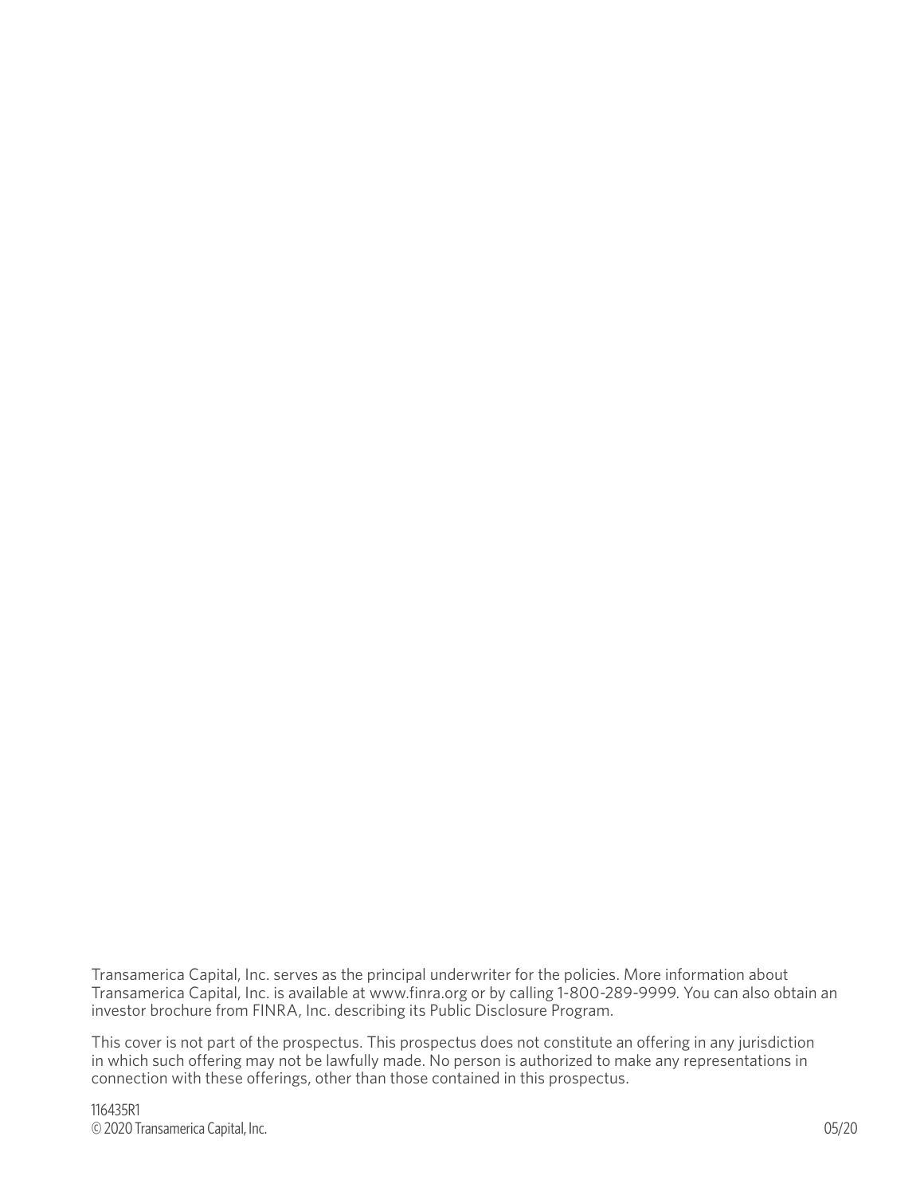Transamerica Capital, Inc. serves as the principal underwriter for the policies. More information about Transamerica Capital, Inc. is available at www.finra.org or by calling 1-800-289-9999. You can also obtain an investor brochure from FINRA, Inc. describing its Public Disclosure Program.

This cover is not part of the prospectus. This prospectus does not constitute an offering in any jurisdiction in which such offering may not be lawfully made. No person is authorized to make any representations in connection with these offerings, other than those contained in this prospectus.

116435R1
© 2020 Transamerica Capital, Inc.

05/20